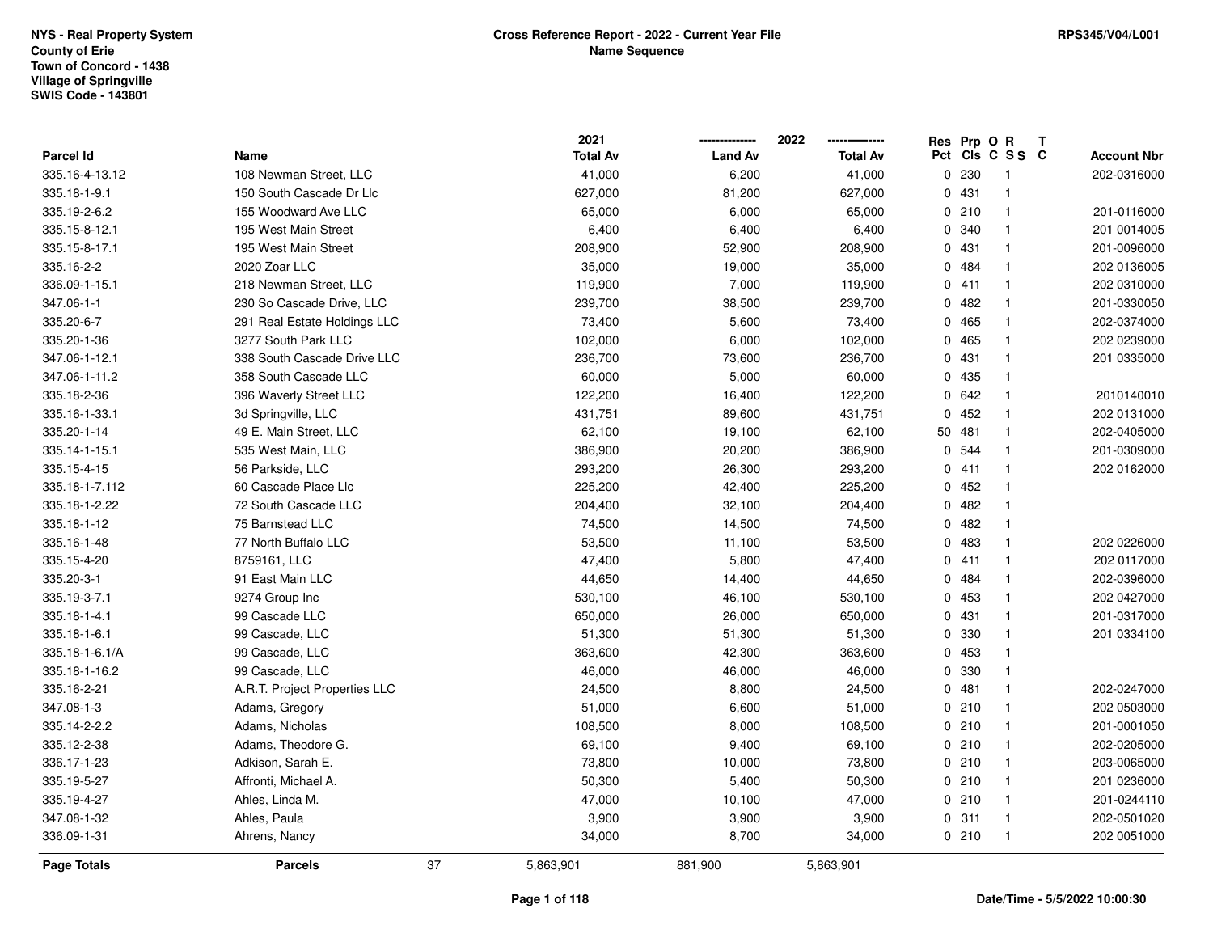**NYS - Real Property System**
**County of Erie**
**Town of Concord - 1438**
**Village of Springville**
**SWIS Code - 143801**

**Cross Reference Report - 2022 - Current Year File**
**Name Sequence**

**RPS345/V04/L001**

| Parcel Id | Name | 2021 Total Av | 2022 Land Av | 2022 Total Av | Res Pct | Prp Cls | O C | R S S | T C | Account Nbr |
|---|---|---|---|---|---|---|---|---|---|---|
| 335.16-4-13.12 | 108 Newman Street, LLC | 41,000 | 6,200 | 41,000 | 0 | 230 | | 1 | | 202-0316000 |
| 335.18-1-9.1 | 150 South Cascade Dr Llc | 627,000 | 81,200 | 627,000 | 0 | 431 | | 1 | | |
| 335.19-2-6.2 | 155 Woodward Ave LLC | 65,000 | 6,000 | 65,000 | 0 | 210 | | 1 | | 201-0116000 |
| 335.15-8-12.1 | 195 West Main Street | 6,400 | 6,400 | 6,400 | 0 | 340 | | 1 | | 201 0014005 |
| 335.15-8-17.1 | 195 West Main Street | 208,900 | 52,900 | 208,900 | 0 | 431 | | 1 | | 201-0096000 |
| 335.16-2-2 | 2020 Zoar LLC | 35,000 | 19,000 | 35,000 | 0 | 484 | | 1 | | 202 0136005 |
| 336.09-1-15.1 | 218 Newman Street, LLC | 119,900 | 7,000 | 119,900 | 0 | 411 | | 1 | | 202 0310000 |
| 347.06-1-1 | 230 So Cascade Drive, LLC | 239,700 | 38,500 | 239,700 | 0 | 482 | | 1 | | 201-0330050 |
| 335.20-6-7 | 291 Real Estate Holdings LLC | 73,400 | 5,600 | 73,400 | 0 | 465 | | 1 | | 202-0374000 |
| 335.20-1-36 | 3277 South Park LLC | 102,000 | 6,000 | 102,000 | 0 | 465 | | 1 | | 202 0239000 |
| 347.06-1-12.1 | 338 South Cascade Drive LLC | 236,700 | 73,600 | 236,700 | 0 | 431 | | 1 | | 201 0335000 |
| 347.06-1-11.2 | 358 South Cascade LLC | 60,000 | 5,000 | 60,000 | 0 | 435 | | 1 | | |
| 335.18-2-36 | 396 Waverly Street LLC | 122,200 | 16,400 | 122,200 | 0 | 642 | | 1 | | 2010140010 |
| 335.16-1-33.1 | 3d Springville, LLC | 431,751 | 89,600 | 431,751 | 0 | 452 | | 1 | | 202 0131000 |
| 335.20-1-14 | 49 E. Main Street, LLC | 62,100 | 19,100 | 62,100 | 50 | 481 | | 1 | | 202-0405000 |
| 335.14-1-15.1 | 535 West Main, LLC | 386,900 | 20,200 | 386,900 | 0 | 544 | | 1 | | 201-0309000 |
| 335.15-4-15 | 56 Parkside, LLC | 293,200 | 26,300 | 293,200 | 0 | 411 | | 1 | | 202 0162000 |
| 335.18-1-7.112 | 60 Cascade Place Llc | 225,200 | 42,400 | 225,200 | 0 | 452 | | 1 | | |
| 335.18-1-2.22 | 72 South Cascade LLC | 204,400 | 32,100 | 204,400 | 0 | 482 | | 1 | | |
| 335.18-1-12 | 75 Barnstead LLC | 74,500 | 14,500 | 74,500 | 0 | 482 | | 1 | | |
| 335.16-1-48 | 77 North Buffalo LLC | 53,500 | 11,100 | 53,500 | 0 | 483 | | 1 | | 202 0226000 |
| 335.15-4-20 | 8759161, LLC | 47,400 | 5,800 | 47,400 | 0 | 411 | | 1 | | 202 0117000 |
| 335.20-3-1 | 91 East Main LLC | 44,650 | 14,400 | 44,650 | 0 | 484 | | 1 | | 202-0396000 |
| 335.19-3-7.1 | 9274 Group Inc | 530,100 | 46,100 | 530,100 | 0 | 453 | | 1 | | 202 0427000 |
| 335.18-1-4.1 | 99 Cascade LLC | 650,000 | 26,000 | 650,000 | 0 | 431 | | 1 | | 201-0317000 |
| 335.18-1-6.1 | 99 Cascade, LLC | 51,300 | 51,300 | 51,300 | 0 | 330 | | 1 | | 201 0334100 |
| 335.18-1-6.1/A | 99 Cascade, LLC | 363,600 | 42,300 | 363,600 | 0 | 453 | | 1 | | |
| 335.18-1-16.2 | 99 Cascade, LLC | 46,000 | 46,000 | 46,000 | 0 | 330 | | 1 | | |
| 335.16-2-21 | A.R.T. Project Properties LLC | 24,500 | 8,800 | 24,500 | 0 | 481 | | 1 | | 202-0247000 |
| 347.08-1-3 | Adams, Gregory | 51,000 | 6,600 | 51,000 | 0 | 210 | | 1 | | 202 0503000 |
| 335.14-2-2.2 | Adams, Nicholas | 108,500 | 8,000 | 108,500 | 0 | 210 | | 1 | | 201-0001050 |
| 335.12-2-38 | Adams, Theodore G. | 69,100 | 9,400 | 69,100 | 0 | 210 | | 1 | | 202-0205000 |
| 336.17-1-23 | Adkison, Sarah E. | 73,800 | 10,000 | 73,800 | 0 | 210 | | 1 | | 203-0065000 |
| 335.19-5-27 | Affronti, Michael A. | 50,300 | 5,400 | 50,300 | 0 | 210 | | 1 | | 201 0236000 |
| 335.19-4-27 | Ahles, Linda M. | 47,000 | 10,100 | 47,000 | 0 | 210 | | 1 | | 201-0244110 |
| 347.08-1-32 | Ahles, Paula | 3,900 | 3,900 | 3,900 | 0 | 311 | | 1 | | 202-0501020 |
| 336.09-1-31 | Ahrens, Nancy | 34,000 | 8,700 | 34,000 | 0 | 210 | | 1 | | 202 0051000 |
| **Page Totals** | **Parcels** 37 | 5,863,901 | 881,900 | 5,863,901 | | | | | | |

**Date/Time - 5/5/2022 10:00:30**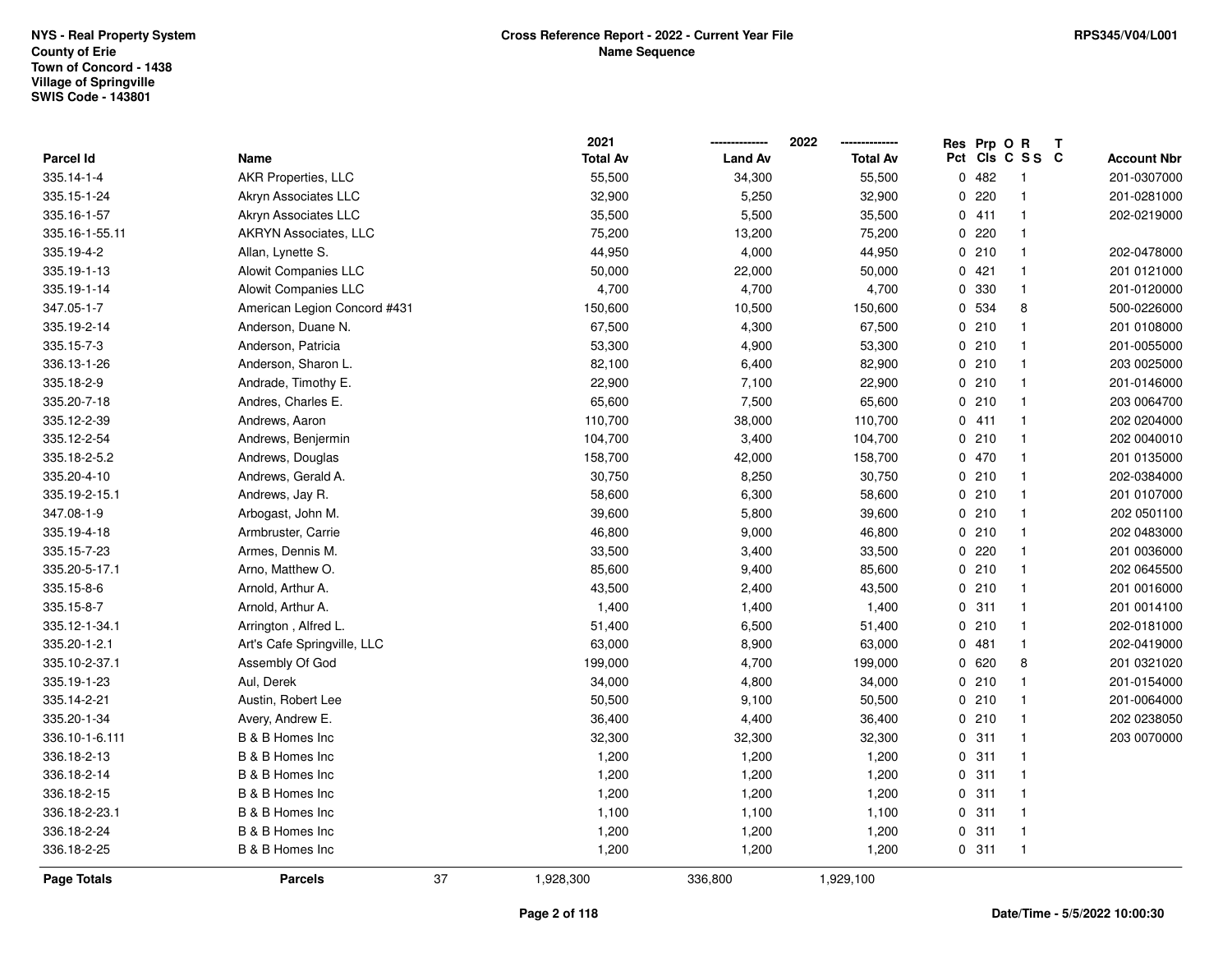NYS - Real Property System
County of Erie
Town of Concord - 1438
Village of Springville
SWIS Code - 143801

**Cross Reference Report - 2022 - Current Year File**
**Name Sequence**

RPS345/V04/L001

| Parcel Id | Name | 2021 Total Av | 2022 Land Av | 2022 Total Av | Res Pct | Prp Cls | O C | R S S | T C | Account Nbr |
|---|---|---|---|---|---|---|---|---|---|---|
| 335.14-1-4 | AKR Properties, LLC | 55,500 | 34,300 | 55,500 | 0 | 482 | | 1 | | 201-0307000 |
| 335.15-1-24 | Akryn Associates LLC | 32,900 | 5,250 | 32,900 | 0 | 220 | | 1 | | 201-0281000 |
| 335.16-1-57 | Akryn Associates LLC | 35,500 | 5,500 | 35,500 | 0 | 411 | | 1 | | 202-0219000 |
| 335.16-1-55.11 | AKRYN Associates, LLC | 75,200 | 13,200 | 75,200 | 0 | 220 | | 1 | | |
| 335.19-4-2 | Allan, Lynette S. | 44,950 | 4,000 | 44,950 | 0 | 210 | | 1 | | 202-0478000 |
| 335.19-1-13 | Alowit Companies LLC | 50,000 | 22,000 | 50,000 | 0 | 421 | | 1 | | 201 0121000 |
| 335.19-1-14 | Alowit Companies LLC | 4,700 | 4,700 | 4,700 | 0 | 330 | | 1 | | 201-0120000 |
| 347.05-1-7 | American Legion Concord #431 | 150,600 | 10,500 | 150,600 | 0 | 534 | | 8 | | 500-0226000 |
| 335.19-2-14 | Anderson, Duane N. | 67,500 | 4,300 | 67,500 | 0 | 210 | | 1 | | 201 0108000 |
| 335.15-7-3 | Anderson, Patricia | 53,300 | 4,900 | 53,300 | 0 | 210 | | 1 | | 201-0055000 |
| 336.13-1-26 | Anderson, Sharon L. | 82,100 | 6,400 | 82,900 | 0 | 210 | | 1 | | 203 0025000 |
| 335.18-2-9 | Andrade, Timothy E. | 22,900 | 7,100 | 22,900 | 0 | 210 | | 1 | | 201-0146000 |
| 335.20-7-18 | Andres, Charles E. | 65,600 | 7,500 | 65,600 | 0 | 210 | | 1 | | 203 0064700 |
| 335.12-2-39 | Andrews, Aaron | 110,700 | 38,000 | 110,700 | 0 | 411 | | 1 | | 202 0204000 |
| 335.12-2-54 | Andrews, Benjermin | 104,700 | 3,400 | 104,700 | 0 | 210 | | 1 | | 202 0040010 |
| 335.18-2-5.2 | Andrews, Douglas | 158,700 | 42,000 | 158,700 | 0 | 470 | | 1 | | 201 0135000 |
| 335.20-4-10 | Andrews, Gerald A. | 30,750 | 8,250 | 30,750 | 0 | 210 | | 1 | | 202-0384000 |
| 335.19-2-15.1 | Andrews, Jay R. | 58,600 | 6,300 | 58,600 | 0 | 210 | | 1 | | 201 0107000 |
| 347.08-1-9 | Arbogast, John M. | 39,600 | 5,800 | 39,600 | 0 | 210 | | 1 | | 202 0501100 |
| 335.19-4-18 | Armbruster, Carrie | 46,800 | 9,000 | 46,800 | 0 | 210 | | 1 | | 202 0483000 |
| 335.15-7-23 | Armes, Dennis M. | 33,500 | 3,400 | 33,500 | 0 | 220 | | 1 | | 201 0036000 |
| 335.20-5-17.1 | Arno, Matthew O. | 85,600 | 9,400 | 85,600 | 0 | 210 | | 1 | | 202 0645500 |
| 335.15-8-6 | Arnold, Arthur A. | 43,500 | 2,400 | 43,500 | 0 | 210 | | 1 | | 201 0016000 |
| 335.15-8-7 | Arnold, Arthur A. | 1,400 | 1,400 | 1,400 | 0 | 311 | | 1 | | 201 0014100 |
| 335.12-1-34.1 | Arrington , Alfred L. | 51,400 | 6,500 | 51,400 | 0 | 210 | | 1 | | 202-0181000 |
| 335.20-1-2.1 | Art's Cafe Springville, LLC | 63,000 | 8,900 | 63,000 | 0 | 481 | | 1 | | 202-0419000 |
| 335.10-2-37.1 | Assembly Of God | 199,000 | 4,700 | 199,000 | 0 | 620 | | 8 | | 201 0321020 |
| 335.19-1-23 | Aul, Derek | 34,000 | 4,800 | 34,000 | 0 | 210 | | 1 | | 201-0154000 |
| 335.14-2-21 | Austin, Robert Lee | 50,500 | 9,100 | 50,500 | 0 | 210 | | 1 | | 201-0064000 |
| 335.20-1-34 | Avery, Andrew E. | 36,400 | 4,400 | 36,400 | 0 | 210 | | 1 | | 202 0238050 |
| 336.10-1-6.111 | B & B Homes Inc | 32,300 | 32,300 | 32,300 | 0 | 311 | | 1 | | 203 0070000 |
| 336.18-2-13 | B & B Homes Inc | 1,200 | 1,200 | 1,200 | 0 | 311 | | 1 | | |
| 336.18-2-14 | B & B Homes Inc | 1,200 | 1,200 | 1,200 | 0 | 311 | | 1 | | |
| 336.18-2-15 | B & B Homes Inc | 1,200 | 1,200 | 1,200 | 0 | 311 | | 1 | | |
| 336.18-2-23.1 | B & B Homes Inc | 1,100 | 1,100 | 1,100 | 0 | 311 | | 1 | | |
| 336.18-2-24 | B & B Homes Inc | 1,200 | 1,200 | 1,200 | 0 | 311 | | 1 | | |
| 336.18-2-25 | B & B Homes Inc | 1,200 | 1,200 | 1,200 | 0 | 311 | | 1 | | |
| **Page Totals** | **Parcels** 37 | 1,928,300 | 336,800 | 1,929,100 | | | | | | |

**Date/Time - 5/5/2022 10:00:30**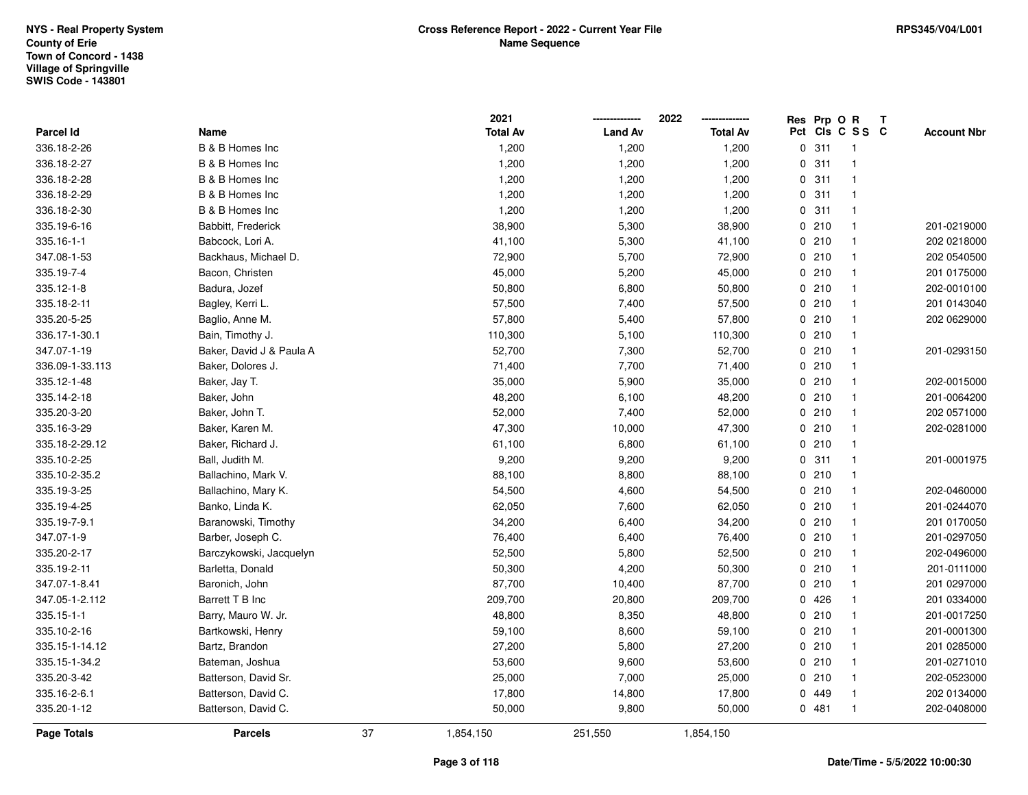NYS - Real Property System
County of Erie
Town of Concord - 1438
Village of Springville
SWIS Code - 143801

**Cross Reference Report - 2022 - Current Year File**
**Name Sequence**

RPS345/V04/L001

| Parcel Id | Name | 2021 Total Av | 2022 Land Av | 2022 Total Av | Res Pct | Prp Cls | O C | R S S | T C | Account Nbr |
|---|---|---|---|---|---|---|---|---|---|---|
| 336.18-2-26 | B & B Homes Inc | 1,200 | 1,200 | 1,200 | 0 | 311 | | 1 | | |
| 336.18-2-27 | B & B Homes Inc | 1,200 | 1,200 | 1,200 | 0 | 311 | | 1 | | |
| 336.18-2-28 | B & B Homes Inc | 1,200 | 1,200 | 1,200 | 0 | 311 | | 1 | | |
| 336.18-2-29 | B & B Homes Inc | 1,200 | 1,200 | 1,200 | 0 | 311 | | 1 | | |
| 336.18-2-30 | B & B Homes Inc | 1,200 | 1,200 | 1,200 | 0 | 311 | | 1 | | |
| 335.19-6-16 | Babbitt, Frederick | 38,900 | 5,300 | 38,900 | 0 | 210 | | 1 | | 201-0219000 |
| 335.16-1-1 | Babcock, Lori A. | 41,100 | 5,300 | 41,100 | 0 | 210 | | 1 | | 202 0218000 |
| 347.08-1-53 | Backhaus, Michael D. | 72,900 | 5,700 | 72,900 | 0 | 210 | | 1 | | 202 0540500 |
| 335.19-7-4 | Bacon, Christen | 45,000 | 5,200 | 45,000 | 0 | 210 | | 1 | | 201 0175000 |
| 335.12-1-8 | Badura, Jozef | 50,800 | 6,800 | 50,800 | 0 | 210 | | 1 | | 202-0010100 |
| 335.18-2-11 | Bagley, Kerri L. | 57,500 | 7,400 | 57,500 | 0 | 210 | | 1 | | 201 0143040 |
| 335.20-5-25 | Baglio, Anne M. | 57,800 | 5,400 | 57,800 | 0 | 210 | | 1 | | 202 0629000 |
| 336.17-1-30.1 | Bain, Timothy J. | 110,300 | 5,100 | 110,300 | 0 | 210 | | 1 | | |
| 347.07-1-19 | Baker, David J & Paula A | 52,700 | 7,300 | 52,700 | 0 | 210 | | 1 | | 201-0293150 |
| 336.09-1-33.113 | Baker, Dolores J. | 71,400 | 7,700 | 71,400 | 0 | 210 | | 1 | | |
| 335.12-1-48 | Baker, Jay T. | 35,000 | 5,900 | 35,000 | 0 | 210 | | 1 | | 202-0015000 |
| 335.14-2-18 | Baker, John | 48,200 | 6,100 | 48,200 | 0 | 210 | | 1 | | 201-0064200 |
| 335.20-3-20 | Baker, John T. | 52,000 | 7,400 | 52,000 | 0 | 210 | | 1 | | 202 0571000 |
| 335.16-3-29 | Baker, Karen M. | 47,300 | 10,000 | 47,300 | 0 | 210 | | 1 | | 202-0281000 |
| 335.18-2-29.12 | Baker, Richard J. | 61,100 | 6,800 | 61,100 | 0 | 210 | | 1 | | |
| 335.10-2-25 | Ball, Judith M. | 9,200 | 9,200 | 9,200 | 0 | 311 | | 1 | | 201-0001975 |
| 335.10-2-35.2 | Ballachino, Mark V. | 88,100 | 8,800 | 88,100 | 0 | 210 | | 1 | | |
| 335.19-3-25 | Ballachino, Mary K. | 54,500 | 4,600 | 54,500 | 0 | 210 | | 1 | | 202-0460000 |
| 335.19-4-25 | Banko, Linda K. | 62,050 | 7,600 | 62,050 | 0 | 210 | | 1 | | 201-0244070 |
| 335.19-7-9.1 | Baranowski, Timothy | 34,200 | 6,400 | 34,200 | 0 | 210 | | 1 | | 201 0170050 |
| 347.07-1-9 | Barber, Joseph C. | 76,400 | 6,400 | 76,400 | 0 | 210 | | 1 | | 201-0297050 |
| 335.20-2-17 | Barczykowski, Jacquelyn | 52,500 | 5,800 | 52,500 | 0 | 210 | | 1 | | 202-0496000 |
| 335.19-2-11 | Barletta, Donald | 50,300 | 4,200 | 50,300 | 0 | 210 | | 1 | | 201-0111000 |
| 347.07-1-8.41 | Baronich, John | 87,700 | 10,400 | 87,700 | 0 | 210 | | 1 | | 201 0297000 |
| 347.05-1-2.112 | Barrett T B Inc | 209,700 | 20,800 | 209,700 | 0 | 426 | | 1 | | 201 0334000 |
| 335.15-1-1 | Barry, Mauro W. Jr. | 48,800 | 8,350 | 48,800 | 0 | 210 | | 1 | | 201-0017250 |
| 335.10-2-16 | Bartkowski, Henry | 59,100 | 8,600 | 59,100 | 0 | 210 | | 1 | | 201-0001300 |
| 335.15-1-14.12 | Bartz, Brandon | 27,200 | 5,800 | 27,200 | 0 | 210 | | 1 | | 201 0285000 |
| 335.15-1-34.2 | Bateman, Joshua | 53,600 | 9,600 | 53,600 | 0 | 210 | | 1 | | 201-0271010 |
| 335.20-3-42 | Batterson, David Sr. | 25,000 | 7,000 | 25,000 | 0 | 210 | | 1 | | 202-0523000 |
| 335.16-2-6.1 | Batterson, David C. | 17,800 | 14,800 | 17,800 | 0 | 449 | | 1 | | 202 0134000 |
| 335.20-1-12 | Batterson, David C. | 50,000 | 9,800 | 50,000 | 0 | 481 | | 1 | | 202-0408000 |
| **Page Totals** | **Parcels** 37 | 1,854,150 | 251,550 | 1,854,150 | | | | | | |

Date/Time - 5/5/2022 10:00:30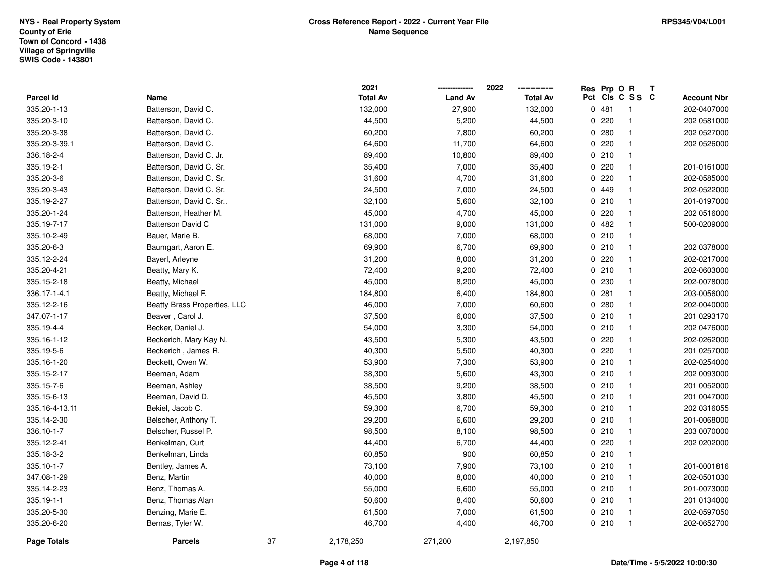NYS - Real Property System
County of Erie
Town of Concord - 1438
Village of Springville
SWIS Code - 143801

**Cross Reference Report - 2022 - Current Year File**
**Name Sequence**

RPS345/V04/L001

| Parcel Id | Name | 2021 Total Av | 2022 Land Av | 2022 Total Av | Res Pct | Prp Cls | O C | R S S | T C | Account Nbr |
|---|---|---|---|---|---|---|---|---|---|---|
| 335.20-1-13 | Batterson, David C. | 132,000 | 27,900 | 132,000 | 0 | 481 | | 1 | | 202-0407000 |
| 335.20-3-10 | Batterson, David C. | 44,500 | 5,200 | 44,500 | 0 | 220 | | 1 | | 202 0581000 |
| 335.20-3-38 | Batterson, David C. | 60,200 | 7,800 | 60,200 | 0 | 280 | | 1 | | 202 0527000 |
| 335.20-3-39.1 | Batterson, David C. | 64,600 | 11,700 | 64,600 | 0 | 220 | | 1 | | 202 0526000 |
| 336.18-2-4 | Batterson, David C. Jr. | 89,400 | 10,800 | 89,400 | 0 | 210 | | 1 | | |
| 335.19-2-1 | Batterson, David C. Sr. | 35,400 | 7,000 | 35,400 | 0 | 220 | | 1 | | 201-0161000 |
| 335.20-3-6 | Batterson, David C. Sr. | 31,600 | 4,700 | 31,600 | 0 | 220 | | 1 | | 202-0585000 |
| 335.20-3-43 | Batterson, David C. Sr. | 24,500 | 7,000 | 24,500 | 0 | 449 | | 1 | | 202-0522000 |
| 335.19-2-27 | Batterson, David C. Sr.. | 32,100 | 5,600 | 32,100 | 0 | 210 | | 1 | | 201-0197000 |
| 335.20-1-24 | Batterson, Heather M. | 45,000 | 4,700 | 45,000 | 0 | 220 | | 1 | | 202 0516000 |
| 335.19-7-17 | Batterson David C | 131,000 | 9,000 | 131,000 | 0 | 482 | | 1 | | 500-0209000 |
| 335.10-2-49 | Bauer, Marie B. | 68,000 | 7,000 | 68,000 | 0 | 210 | | 1 | | |
| 335.20-6-3 | Baumgart, Aaron E. | 69,900 | 6,700 | 69,900 | 0 | 210 | | 1 | | 202 0378000 |
| 335.12-2-24 | Bayerl, Arleyne | 31,200 | 8,000 | 31,200 | 0 | 220 | | 1 | | 202-0217000 |
| 335.20-4-21 | Beatty, Mary K. | 72,400 | 9,200 | 72,400 | 0 | 210 | | 1 | | 202-0603000 |
| 335.15-2-18 | Beatty, Michael | 45,000 | 8,200 | 45,000 | 0 | 230 | | 1 | | 202-0078000 |
| 336.17-1-4.1 | Beatty, Michael F. | 184,800 | 6,400 | 184,800 | 0 | 281 | | 1 | | 203-0056000 |
| 335.12-2-16 | Beatty Brass Properties, LLC | 46,000 | 7,000 | 60,600 | 0 | 280 | | 1 | | 202-0040000 |
| 347.07-1-17 | Beaver , Carol J. | 37,500 | 6,000 | 37,500 | 0 | 210 | | 1 | | 201 0293170 |
| 335.19-4-4 | Becker, Daniel J. | 54,000 | 3,300 | 54,000 | 0 | 210 | | 1 | | 202 0476000 |
| 335.16-1-12 | Beckerich, Mary Kay N. | 43,500 | 5,300 | 43,500 | 0 | 220 | | 1 | | 202-0262000 |
| 335.19-5-6 | Beckerich , James R. | 40,300 | 5,500 | 40,300 | 0 | 220 | | 1 | | 201 0257000 |
| 335.16-1-20 | Beckett, Owen W. | 53,900 | 7,300 | 53,900 | 0 | 210 | | 1 | | 202-0254000 |
| 335.15-2-17 | Beeman, Adam | 38,300 | 5,600 | 43,300 | 0 | 210 | | 1 | | 202 0093000 |
| 335.15-7-6 | Beeman, Ashley | 38,500 | 9,200 | 38,500 | 0 | 210 | | 1 | | 201 0052000 |
| 335.15-6-13 | Beeman, David D. | 45,500 | 3,800 | 45,500 | 0 | 210 | | 1 | | 201 0047000 |
| 335.16-4-13.11 | Bekiel, Jacob C. | 59,300 | 6,700 | 59,300 | 0 | 210 | | 1 | | 202 0316055 |
| 335.14-2-30 | Belscher, Anthony T. | 29,200 | 6,600 | 29,200 | 0 | 210 | | 1 | | 201-0068000 |
| 336.10-1-7 | Belscher, Russel P. | 98,500 | 8,100 | 98,500 | 0 | 210 | | 1 | | 203 0070000 |
| 335.12-2-41 | Benkelman, Curt | 44,400 | 6,700 | 44,400 | 0 | 220 | | 1 | | 202 0202000 |
| 335.18-3-2 | Benkelman, Linda | 60,850 | 900 | 60,850 | 0 | 210 | | 1 | | |
| 335.10-1-7 | Bentley, James A. | 73,100 | 7,900 | 73,100 | 0 | 210 | | 1 | | 201-0001816 |
| 347.08-1-29 | Benz, Martin | 40,000 | 8,000 | 40,000 | 0 | 210 | | 1 | | 202-0501030 |
| 335.14-2-23 | Benz, Thomas A. | 55,000 | 6,600 | 55,000 | 0 | 210 | | 1 | | 201-0073000 |
| 335.19-1-1 | Benz, Thomas Alan | 50,600 | 8,400 | 50,600 | 0 | 210 | | 1 | | 201 0134000 |
| 335.20-5-30 | Benzing, Marie E. | 61,500 | 7,000 | 61,500 | 0 | 210 | | 1 | | 202-0597050 |
| 335.20-6-20 | Bernas, Tyler W. | 46,700 | 4,400 | 46,700 | 0 | 210 | | 1 | | 202-0652700 |
| **Page Totals** | **Parcels** 37 | 2,178,250 | 271,200 | 2,197,850 | | | | | | |

Date/Time - 5/5/2022 10:00:30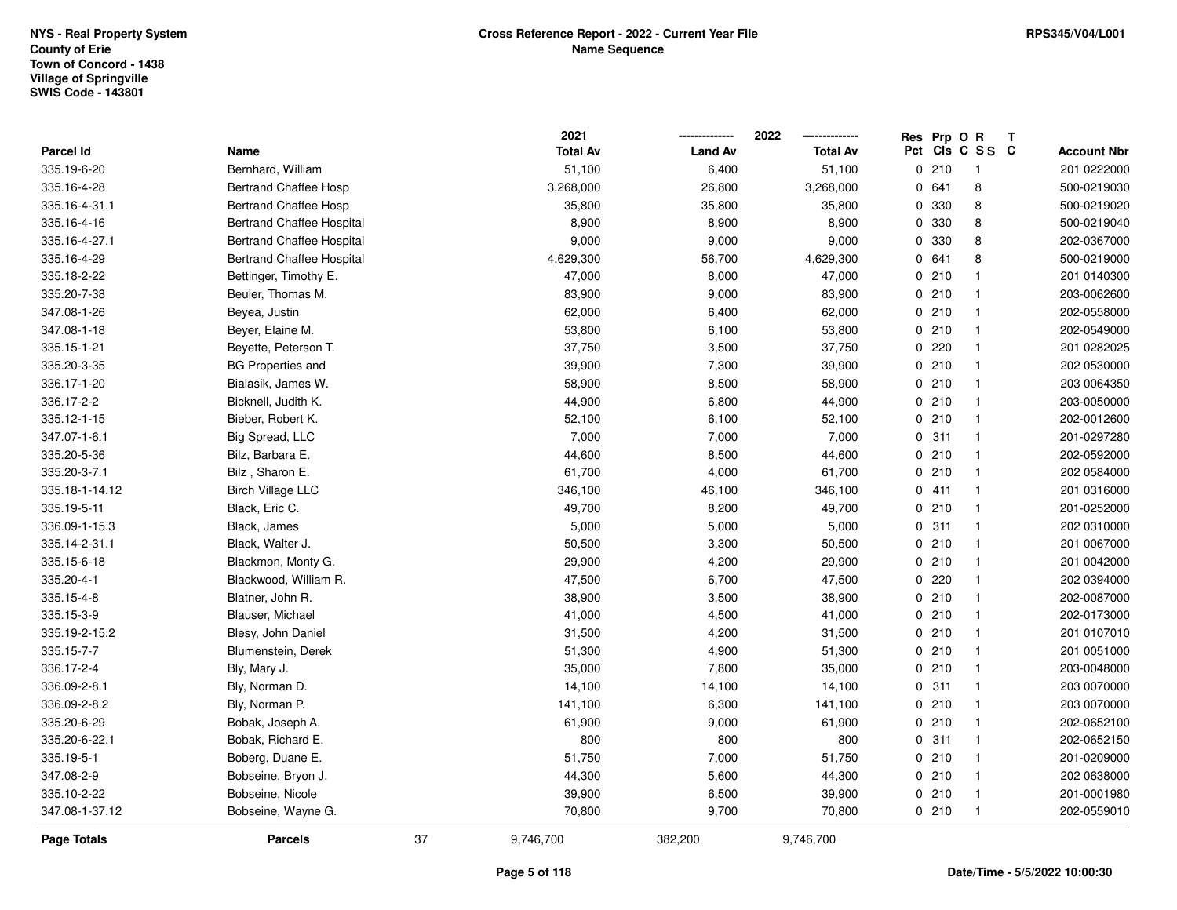| Parcel Id | Name | 2021 Total Av | 2022 Land Av | 2022 Total Av | Res Pct | Prp Cls | O C | R S S | T C | Account Nbr |
|---|---|---|---|---|---|---|---|---|---|---|
| 335.19-6-20 | Bernhard, William | 51,100 | 6,400 | 51,100 | 0 | 210 | | 1 | | 201 0222000 |
| 335.16-4-28 | Bertrand Chaffee Hosp | 3,268,000 | 26,800 | 3,268,000 | 0 | 641 | | 8 | | 500-0219030 |
| 335.16-4-31.1 | Bertrand Chaffee Hosp | 35,800 | 35,800 | 35,800 | 0 | 330 | | 8 | | 500-0219020 |
| 335.16-4-16 | Bertrand Chaffee Hospital | 8,900 | 8,900 | 8,900 | 0 | 330 | | 8 | | 500-0219040 |
| 335.16-4-27.1 | Bertrand Chaffee Hospital | 9,000 | 9,000 | 9,000 | 0 | 330 | | 8 | | 202-0367000 |
| 335.16-4-29 | Bertrand Chaffee Hospital | 4,629,300 | 56,700 | 4,629,300 | 0 | 641 | | 8 | | 500-0219000 |
| 335.18-2-22 | Bettinger, Timothy E. | 47,000 | 8,000 | 47,000 | 0 | 210 | | 1 | | 201 0140300 |
| 335.20-7-38 | Beuler, Thomas M. | 83,900 | 9,000 | 83,900 | 0 | 210 | | 1 | | 203-0062600 |
| 347.08-1-26 | Beyea, Justin | 62,000 | 6,400 | 62,000 | 0 | 210 | | 1 | | 202-0558000 |
| 347.08-1-18 | Beyer, Elaine M. | 53,800 | 6,100 | 53,800 | 0 | 210 | | 1 | | 202-0549000 |
| 335.15-1-21 | Beyette, Peterson T. | 37,750 | 3,500 | 37,750 | 0 | 220 | | 1 | | 201 0282025 |
| 335.20-3-35 | BG Properties and | 39,900 | 7,300 | 39,900 | 0 | 210 | | 1 | | 202 0530000 |
| 336.17-1-20 | Bialasik, James W. | 58,900 | 8,500 | 58,900 | 0 | 210 | | 1 | | 203 0064350 |
| 336.17-2-2 | Bicknell, Judith K. | 44,900 | 6,800 | 44,900 | 0 | 210 | | 1 | | 203-0050000 |
| 335.12-1-15 | Bieber, Robert K. | 52,100 | 6,100 | 52,100 | 0 | 210 | | 1 | | 202-0012600 |
| 347.07-1-6.1 | Big Spread, LLC | 7,000 | 7,000 | 7,000 | 0 | 311 | | 1 | | 201-0297280 |
| 335.20-5-36 | Bilz, Barbara E. | 44,600 | 8,500 | 44,600 | 0 | 210 | | 1 | | 202-0592000 |
| 335.20-3-7.1 | Bilz , Sharon E. | 61,700 | 4,000 | 61,700 | 0 | 210 | | 1 | | 202 0584000 |
| 335.18-1-14.12 | Birch Village LLC | 346,100 | 46,100 | 346,100 | 0 | 411 | | 1 | | 201 0316000 |
| 335.19-5-11 | Black, Eric C. | 49,700 | 8,200 | 49,700 | 0 | 210 | | 1 | | 201-0252000 |
| 336.09-1-15.3 | Black, James | 5,000 | 5,000 | 5,000 | 0 | 311 | | 1 | | 202 0310000 |
| 335.14-2-31.1 | Black, Walter J. | 50,500 | 3,300 | 50,500 | 0 | 210 | | 1 | | 201 0067000 |
| 335.15-6-18 | Blackmon, Monty G. | 29,900 | 4,200 | 29,900 | 0 | 210 | | 1 | | 201 0042000 |
| 335.20-4-1 | Blackwood, William R. | 47,500 | 6,700 | 47,500 | 0 | 220 | | 1 | | 202 0394000 |
| 335.15-4-8 | Blatner, John R. | 38,900 | 3,500 | 38,900 | 0 | 210 | | 1 | | 202-0087000 |
| 335.15-3-9 | Blauser, Michael | 41,000 | 4,500 | 41,000 | 0 | 210 | | 1 | | 202-0173000 |
| 335.19-2-15.2 | Blesy, John Daniel | 31,500 | 4,200 | 31,500 | 0 | 210 | | 1 | | 201 0107010 |
| 335.15-7-7 | Blumenstein, Derek | 51,300 | 4,900 | 51,300 | 0 | 210 | | 1 | | 201 0051000 |
| 336.17-2-4 | Bly, Mary J. | 35,000 | 7,800 | 35,000 | 0 | 210 | | 1 | | 203-0048000 |
| 336.09-2-8.1 | Bly, Norman D. | 14,100 | 14,100 | 14,100 | 0 | 311 | | 1 | | 203 0070000 |
| 336.09-2-8.2 | Bly, Norman P. | 141,100 | 6,300 | 141,100 | 0 | 210 | | 1 | | 203 0070000 |
| 335.20-6-29 | Bobak, Joseph A. | 61,900 | 9,000 | 61,900 | 0 | 210 | | 1 | | 202-0652100 |
| 335.20-6-22.1 | Bobak, Richard E. | 800 | 800 | 800 | 0 | 311 | | 1 | | 202-0652150 |
| 335.19-5-1 | Boberg, Duane E. | 51,750 | 7,000 | 51,750 | 0 | 210 | | 1 | | 201-0209000 |
| 347.08-2-9 | Bobseine, Bryon J. | 44,300 | 5,600 | 44,300 | 0 | 210 | | 1 | | 202 0638000 |
| 335.10-2-22 | Bobseine, Nicole | 39,900 | 6,500 | 39,900 | 0 | 210 | | 1 | | 201-0001980 |
| 347.08-1-37.12 | Bobseine, Wayne G. | 70,800 | 9,700 | 70,800 | 0 | 210 | | 1 | | 202-0559010 |
| **Page Totals** | **Parcels** 37 | 9,746,700 | 382,200 | 9,746,700 | | | | | | |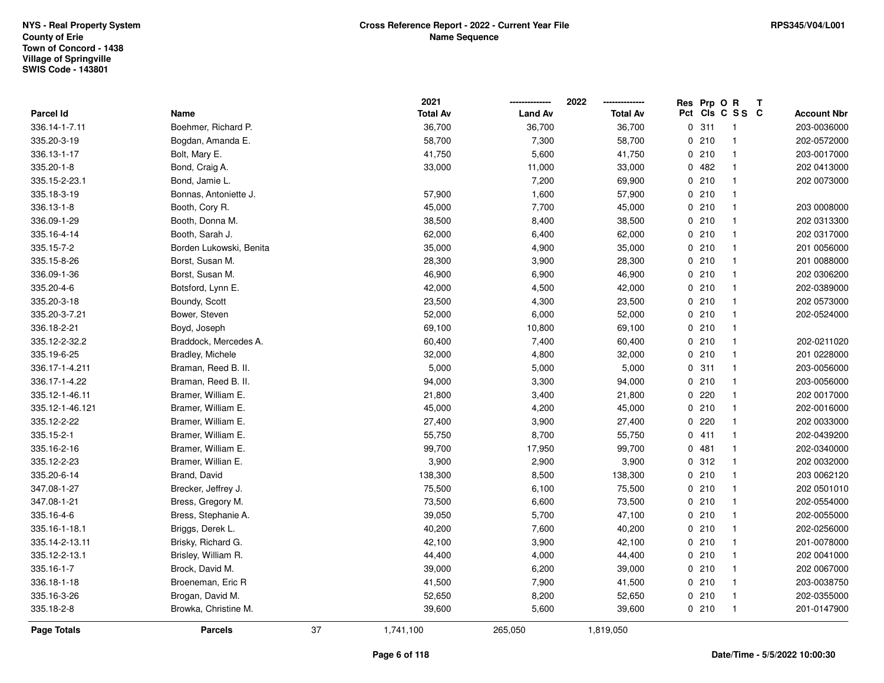NYS - Real Property System
County of Erie
Town of Concord - 1438
Village of Springville
SWIS Code - 143801

**Cross Reference Report - 2022 - Current Year File**
**Name Sequence**

RPS345/V04/L001

| Parcel Id | Name | 2021 Total Av | 2022 Land Av | 2022 Total Av | Res Pct | Prp Cls | O C | R S S | T C | Account Nbr |
|---|---|---|---|---|---|---|---|---|---|---|
| 336.14-1-7.11 | Boehmer, Richard P. | 36,700 | 36,700 | 36,700 | 0 | 311 | | 1 | | 203-0036000 |
| 335.20-3-19 | Bogdan, Amanda E. | 58,700 | 7,300 | 58,700 | 0 | 210 | | 1 | | 202-0572000 |
| 336.13-1-17 | Bolt, Mary E. | 41,750 | 5,600 | 41,750 | 0 | 210 | | 1 | | 203-0017000 |
| 335.20-1-8 | Bond, Craig A. | 33,000 | 11,000 | 33,000 | 0 | 482 | | 1 | | 202 0413000 |
| 335.15-2-23.1 | Bond, Jamie L. | | 7,200 | 69,900 | 0 | 210 | | 1 | | 202 0073000 |
| 335.18-3-19 | Bonnas, Antoniette J. | 57,900 | 1,600 | 57,900 | 0 | 210 | | 1 | | |
| 336.13-1-8 | Booth, Cory R. | 45,000 | 7,700 | 45,000 | 0 | 210 | | 1 | | 203 0008000 |
| 336.09-1-29 | Booth, Donna M. | 38,500 | 8,400 | 38,500 | 0 | 210 | | 1 | | 202 0313300 |
| 335.16-4-14 | Booth, Sarah J. | 62,000 | 6,400 | 62,000 | 0 | 210 | | 1 | | 202 0317000 |
| 335.15-7-2 | Borden Lukowski, Benita | 35,000 | 4,900 | 35,000 | 0 | 210 | | 1 | | 201 0056000 |
| 335.15-8-26 | Borst, Susan M. | 28,300 | 3,900 | 28,300 | 0 | 210 | | 1 | | 201 0088000 |
| 336.09-1-36 | Borst, Susan M. | 46,900 | 6,900 | 46,900 | 0 | 210 | | 1 | | 202 0306200 |
| 335.20-4-6 | Botsford, Lynn E. | 42,000 | 4,500 | 42,000 | 0 | 210 | | 1 | | 202-0389000 |
| 335.20-3-18 | Boundy, Scott | 23,500 | 4,300 | 23,500 | 0 | 210 | | 1 | | 202 0573000 |
| 335.20-3-7.21 | Bower, Steven | 52,000 | 6,000 | 52,000 | 0 | 210 | | 1 | | 202-0524000 |
| 336.18-2-21 | Boyd, Joseph | 69,100 | 10,800 | 69,100 | 0 | 210 | | 1 | | |
| 335.12-2-32.2 | Braddock, Mercedes A. | 60,400 | 7,400 | 60,400 | 0 | 210 | | 1 | | 202-0211020 |
| 335.19-6-25 | Bradley, Michele | 32,000 | 4,800 | 32,000 | 0 | 210 | | 1 | | 201 0228000 |
| 336.17-1-4.211 | Braman, Reed B. II. | 5,000 | 5,000 | 5,000 | 0 | 311 | | 1 | | 203-0056000 |
| 336.17-1-4.22 | Braman, Reed B. II. | 94,000 | 3,300 | 94,000 | 0 | 210 | | 1 | | 203-0056000 |
| 335.12-1-46.11 | Bramer, William E. | 21,800 | 3,400 | 21,800 | 0 | 220 | | 1 | | 202 0017000 |
| 335.12-1-46.121 | Bramer, William E. | 45,000 | 4,200 | 45,000 | 0 | 210 | | 1 | | 202-0016000 |
| 335.12-2-22 | Bramer, William E. | 27,400 | 3,900 | 27,400 | 0 | 220 | | 1 | | 202 0033000 |
| 335.15-2-1 | Bramer, William E. | 55,750 | 8,700 | 55,750 | 0 | 411 | | 1 | | 202-0439200 |
| 335.16-2-16 | Bramer, William E. | 99,700 | 17,950 | 99,700 | 0 | 481 | | 1 | | 202-0340000 |
| 335.12-2-23 | Bramer, Willian E. | 3,900 | 2,900 | 3,900 | 0 | 312 | | 1 | | 202 0032000 |
| 335.20-6-14 | Brand, David | 138,300 | 8,500 | 138,300 | 0 | 210 | | 1 | | 203 0062120 |
| 347.08-1-27 | Brecker, Jeffrey J. | 75,500 | 6,100 | 75,500 | 0 | 210 | | 1 | | 202 0501010 |
| 347.08-1-21 | Bress, Gregory M. | 73,500 | 6,600 | 73,500 | 0 | 210 | | 1 | | 202-0554000 |
| 335.16-4-6 | Bress, Stephanie A. | 39,050 | 5,700 | 47,100 | 0 | 210 | | 1 | | 202-0055000 |
| 335.16-1-18.1 | Briggs, Derek L. | 40,200 | 7,600 | 40,200 | 0 | 210 | | 1 | | 202-0256000 |
| 335.14-2-13.11 | Brisky, Richard G. | 42,100 | 3,900 | 42,100 | 0 | 210 | | 1 | | 201-0078000 |
| 335.12-2-13.1 | Brisley, William R. | 44,400 | 4,000 | 44,400 | 0 | 210 | | 1 | | 202 0041000 |
| 335.16-1-7 | Brock, David M. | 39,000 | 6,200 | 39,000 | 0 | 210 | | 1 | | 202 0067000 |
| 336.18-1-18 | Broeneman, Eric R | 41,500 | 7,900 | 41,500 | 0 | 210 | | 1 | | 203-0038750 |
| 335.16-3-26 | Brogan, David M. | 52,650 | 8,200 | 52,650 | 0 | 210 | | 1 | | 202-0355000 |
| 335.18-2-8 | Browka, Christine M. | 39,600 | 5,600 | 39,600 | 0 | 210 | | 1 | | 201-0147900 |
| **Page Totals** | **Parcels** 37 | 1,741,100 | 265,050 | 1,819,050 | | | | | | |

Date/Time - 5/5/2022 10:00:30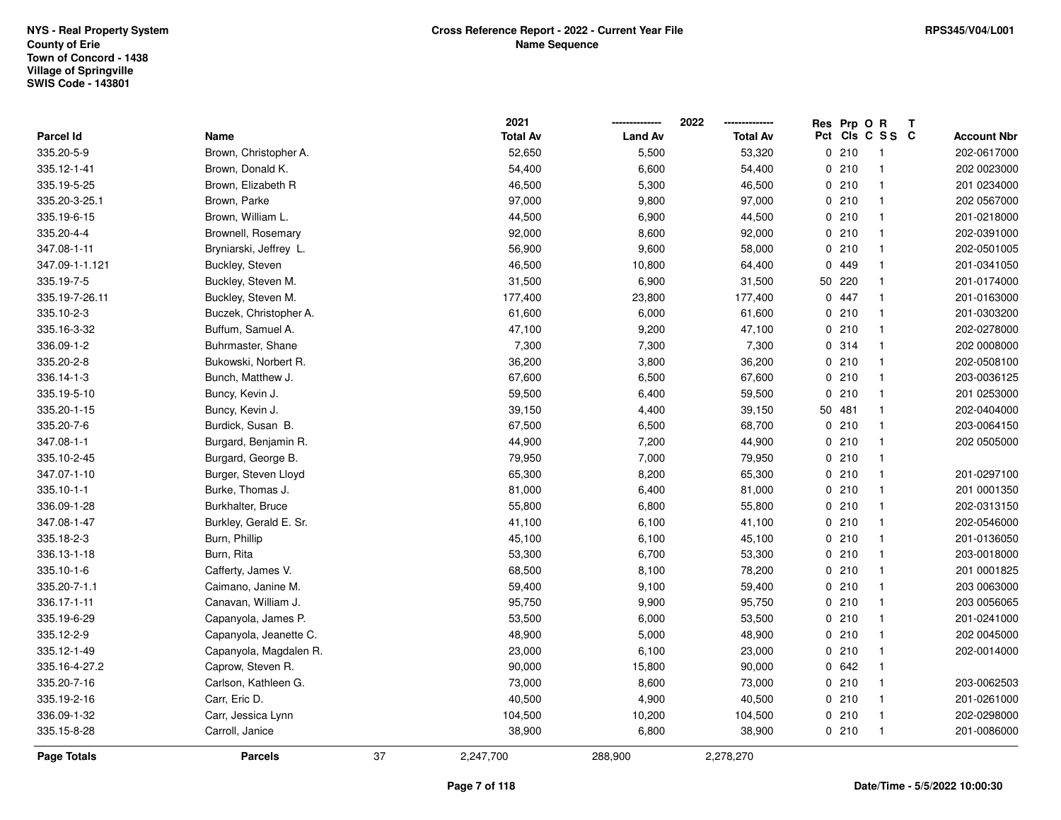NYS - Real Property System
County of Erie
Town of Concord - 1438
Village of Springville
SWIS Code - 143801

**Cross Reference Report - 2022 - Current Year File**
**Name Sequence**

RPS345/V04/L001

| Parcel Id | Name | 2021 Total Av | 2022 Land Av | 2022 Total Av | Res Pct | Prp Cls | O C | R S S | T C | Account Nbr |
|---|---|---|---|---|---|---|---|---|---|---|
| 335.20-5-9 | Brown, Christopher A. | 52,650 | 5,500 | 53,320 | 0 | 210 | | 1 | | 202-0617000 |
| 335.12-1-41 | Brown, Donald K. | 54,400 | 6,600 | 54,400 | 0 | 210 | | 1 | | 202 0023000 |
| 335.19-5-25 | Brown, Elizabeth R | 46,500 | 5,300 | 46,500 | 0 | 210 | | 1 | | 201 0234000 |
| 335.20-3-25.1 | Brown, Parke | 97,000 | 9,800 | 97,000 | 0 | 210 | | 1 | | 202 0567000 |
| 335.19-6-15 | Brown, William L. | 44,500 | 6,900 | 44,500 | 0 | 210 | | 1 | | 201-0218000 |
| 335.20-4-4 | Brownell, Rosemary | 92,000 | 8,600 | 92,000 | 0 | 210 | | 1 | | 202-0391000 |
| 347.08-1-11 | Bryniarski, Jeffrey L. | 56,900 | 9,600 | 58,000 | 0 | 210 | | 1 | | 202-0501005 |
| 347.09-1-1.121 | Buckley, Steven | 46,500 | 10,800 | 64,400 | 0 | 449 | | 1 | | 201-0341050 |
| 335.19-7-5 | Buckley, Steven M. | 31,500 | 6,900 | 31,500 | 50 | 220 | | 1 | | 201-0174000 |
| 335.19-7-26.11 | Buckley, Steven M. | 177,400 | 23,800 | 177,400 | 0 | 447 | | 1 | | 201-0163000 |
| 335.10-2-3 | Buczek, Christopher A. | 61,600 | 6,000 | 61,600 | 0 | 210 | | 1 | | 201-0303200 |
| 335.16-3-32 | Buffum, Samuel A. | 47,100 | 9,200 | 47,100 | 0 | 210 | | 1 | | 202-0278000 |
| 336.09-1-2 | Buhrmaster, Shane | 7,300 | 7,300 | 7,300 | 0 | 314 | | 1 | | 202 0008000 |
| 335.20-2-8 | Bukowski, Norbert R. | 36,200 | 3,800 | 36,200 | 0 | 210 | | 1 | | 202-0508100 |
| 336.14-1-3 | Bunch, Matthew J. | 67,600 | 6,500 | 67,600 | 0 | 210 | | 1 | | 203-0036125 |
| 335.19-5-10 | Buncy, Kevin J. | 59,500 | 6,400 | 59,500 | 0 | 210 | | 1 | | 201 0253000 |
| 335.20-1-15 | Buncy, Kevin J. | 39,150 | 4,400 | 39,150 | 50 | 481 | | 1 | | 202-0404000 |
| 335.20-7-6 | Burdick, Susan B. | 67,500 | 6,500 | 68,700 | 0 | 210 | | 1 | | 203-0064150 |
| 347.08-1-1 | Burgard, Benjamin R. | 44,900 | 7,200 | 44,900 | 0 | 210 | | 1 | | 202 0505000 |
| 335.10-2-45 | Burgard, George B. | 79,950 | 7,000 | 79,950 | 0 | 210 | | 1 | | |
| 347.07-1-10 | Burger, Steven Lloyd | 65,300 | 8,200 | 65,300 | 0 | 210 | | 1 | | 201-0297100 |
| 335.10-1-1 | Burke, Thomas J. | 81,000 | 6,400 | 81,000 | 0 | 210 | | 1 | | 201 0001350 |
| 336.09-1-28 | Burkhalter, Bruce | 55,800 | 6,800 | 55,800 | 0 | 210 | | 1 | | 202-0313150 |
| 347.08-1-47 | Burkley, Gerald E. Sr. | 41,100 | 6,100 | 41,100 | 0 | 210 | | 1 | | 202-0546000 |
| 335.18-2-3 | Burn, Phillip | 45,100 | 6,100 | 45,100 | 0 | 210 | | 1 | | 201-0136050 |
| 336.13-1-18 | Burn, Rita | 53,300 | 6,700 | 53,300 | 0 | 210 | | 1 | | 203-0018000 |
| 335.10-1-6 | Cafferty, James V. | 68,500 | 8,100 | 78,200 | 0 | 210 | | 1 | | 201 0001825 |
| 335.20-7-1.1 | Caimano, Janine M. | 59,400 | 9,100 | 59,400 | 0 | 210 | | 1 | | 203 0063000 |
| 336.17-1-11 | Canavan, William J. | 95,750 | 9,900 | 95,750 | 0 | 210 | | 1 | | 203 0056065 |
| 335.19-6-29 | Capanyola, James P. | 53,500 | 6,000 | 53,500 | 0 | 210 | | 1 | | 201-0241000 |
| 335.12-2-9 | Capanyola, Jeanette C. | 48,900 | 5,000 | 48,900 | 0 | 210 | | 1 | | 202 0045000 |
| 335.12-1-49 | Capanyola, Magdalen R. | 23,000 | 6,100 | 23,000 | 0 | 210 | | 1 | | 202-0014000 |
| 335.16-4-27.2 | Caprow, Steven R. | 90,000 | 15,800 | 90,000 | 0 | 642 | | 1 | | |
| 335.20-7-16 | Carlson, Kathleen G. | 73,000 | 8,600 | 73,000 | 0 | 210 | | 1 | | 203-0062503 |
| 335.19-2-16 | Carr, Eric D. | 40,500 | 4,900 | 40,500 | 0 | 210 | | 1 | | 201-0261000 |
| 336.09-1-32 | Carr, Jessica Lynn | 104,500 | 10,200 | 104,500 | 0 | 210 | | 1 | | 202-0298000 |
| 335.15-8-28 | Carroll, Janice | 38,900 | 6,800 | 38,900 | 0 | 210 | | 1 | | 201-0086000 |
| **Page Totals** | **Parcels** 37 | 2,247,700 | 288,900 | 2,278,270 | | | | | | |

Date/Time - 5/5/2022 10:00:30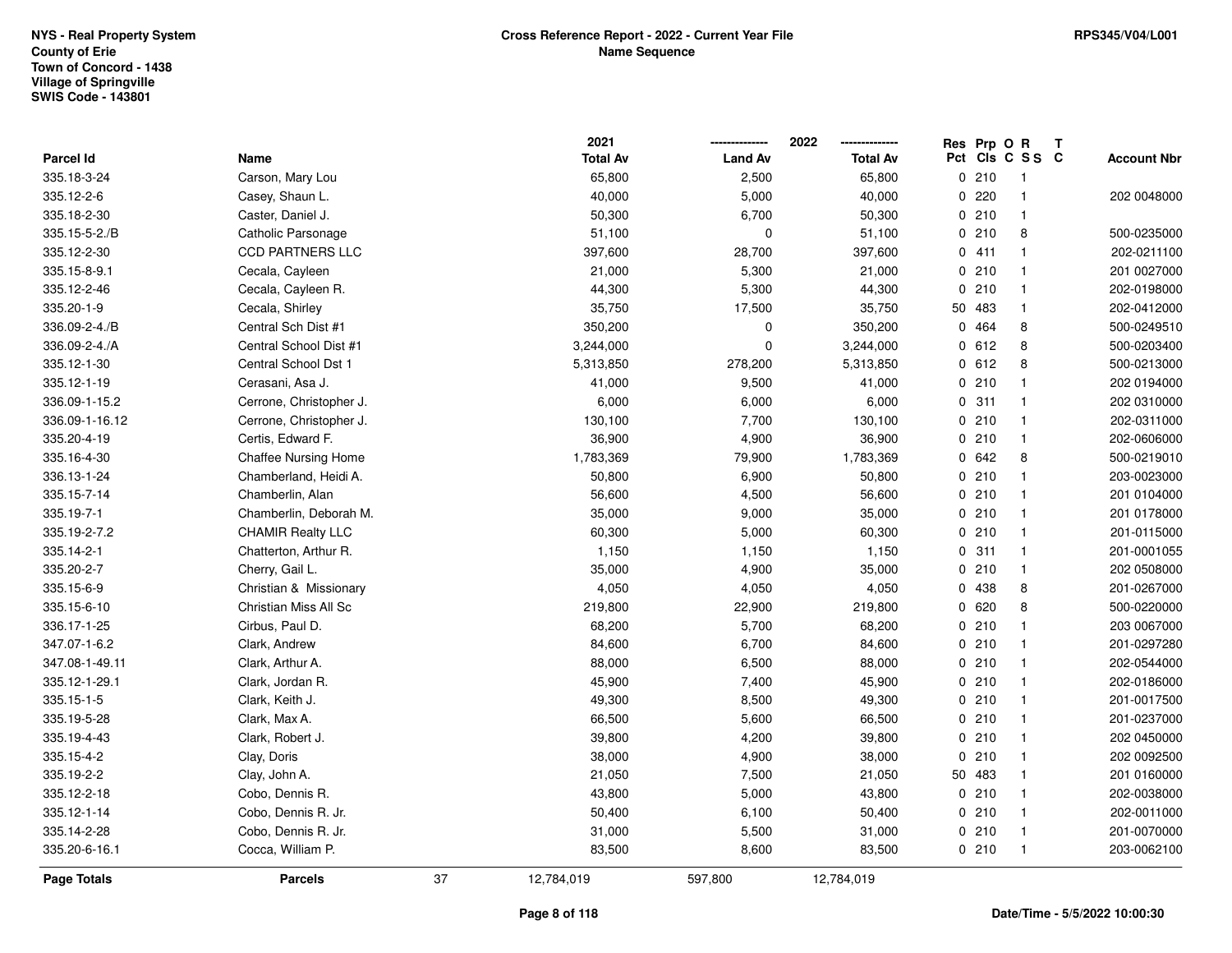NYS - Real Property System
County of Erie
Town of Concord - 1438
Village of Springville
SWIS Code - 143801

**Cross Reference Report - 2022 - Current Year File**
**Name Sequence**

RPS345/V04/L001

| Parcel Id | Name | 2021 Total Av | 2022 Land Av | 2022 Total Av | Res Pct | Prp Cls | O C | R SS | T C | Account Nbr |
|---|---|---|---|---|---|---|---|---|---|---|
| 335.18-3-24 | Carson, Mary Lou | 65,800 | 2,500 | 65,800 | 0 | 210 | | 1 | | |
| 335.12-2-6 | Casey, Shaun L. | 40,000 | 5,000 | 40,000 | 0 | 220 | | 1 | | 202 0048000 |
| 335.18-2-30 | Caster, Daniel J. | 50,300 | 6,700 | 50,300 | 0 | 210 | | 1 | | |
| 335.15-5-2./B | Catholic Parsonage | 51,100 | 0 | 51,100 | 0 | 210 | | 8 | | 500-0235000 |
| 335.12-2-30 | CCD PARTNERS LLC | 397,600 | 28,700 | 397,600 | 0 | 411 | | 1 | | 202-0211100 |
| 335.15-8-9.1 | Cecala, Cayleen | 21,000 | 5,300 | 21,000 | 0 | 210 | | 1 | | 201 0027000 |
| 335.12-2-46 | Cecala, Cayleen R. | 44,300 | 5,300 | 44,300 | 0 | 210 | | 1 | | 202-0198000 |
| 335.20-1-9 | Cecala, Shirley | 35,750 | 17,500 | 35,750 | 50 | 483 | | 1 | | 202-0412000 |
| 336.09-2-4./B | Central Sch Dist #1 | 350,200 | 0 | 350,200 | 0 | 464 | | 8 | | 500-0249510 |
| 336.09-2-4./A | Central School Dist #1 | 3,244,000 | 0 | 3,244,000 | 0 | 612 | | 8 | | 500-0203400 |
| 335.12-1-30 | Central School Dst 1 | 5,313,850 | 278,200 | 5,313,850 | 0 | 612 | | 8 | | 500-0213000 |
| 335.12-1-19 | Cerasani, Asa J. | 41,000 | 9,500 | 41,000 | 0 | 210 | | 1 | | 202 0194000 |
| 336.09-1-15.2 | Cerrone, Christopher J. | 6,000 | 6,000 | 6,000 | 0 | 311 | | 1 | | 202 0310000 |
| 336.09-1-16.12 | Cerrone, Christopher J. | 130,100 | 7,700 | 130,100 | 0 | 210 | | 1 | | 202-0311000 |
| 335.20-4-19 | Certis, Edward F. | 36,900 | 4,900 | 36,900 | 0 | 210 | | 1 | | 202-0606000 |
| 335.16-4-30 | Chaffee Nursing Home | 1,783,369 | 79,900 | 1,783,369 | 0 | 642 | | 8 | | 500-0219010 |
| 336.13-1-24 | Chamberland, Heidi A. | 50,800 | 6,900 | 50,800 | 0 | 210 | | 1 | | 203-0023000 |
| 335.15-7-14 | Chamberlin, Alan | 56,600 | 4,500 | 56,600 | 0 | 210 | | 1 | | 201 0104000 |
| 335.19-7-1 | Chamberlin, Deborah M. | 35,000 | 9,000 | 35,000 | 0 | 210 | | 1 | | 201 0178000 |
| 335.19-2-7.2 | CHAMIR Realty LLC | 60,300 | 5,000 | 60,300 | 0 | 210 | | 1 | | 201-0115000 |
| 335.14-2-1 | Chatterton, Arthur R. | 1,150 | 1,150 | 1,150 | 0 | 311 | | 1 | | 201-0001055 |
| 335.20-2-7 | Cherry, Gail L. | 35,000 | 4,900 | 35,000 | 0 | 210 | | 1 | | 202 0508000 |
| 335.15-6-9 | Christian & Missionary | 4,050 | 4,050 | 4,050 | 0 | 438 | | 8 | | 201-0267000 |
| 335.15-6-10 | Christian Miss All Sc | 219,800 | 22,900 | 219,800 | 0 | 620 | | 8 | | 500-0220000 |
| 336.17-1-25 | Cirbus, Paul D. | 68,200 | 5,700 | 68,200 | 0 | 210 | | 1 | | 203 0067000 |
| 347.07-1-6.2 | Clark, Andrew | 84,600 | 6,700 | 84,600 | 0 | 210 | | 1 | | 201-0297280 |
| 347.08-1-49.11 | Clark, Arthur A. | 88,000 | 6,500 | 88,000 | 0 | 210 | | 1 | | 202-0544000 |
| 335.12-1-29.1 | Clark, Jordan R. | 45,900 | 7,400 | 45,900 | 0 | 210 | | 1 | | 202-0186000 |
| 335.15-1-5 | Clark, Keith J. | 49,300 | 8,500 | 49,300 | 0 | 210 | | 1 | | 201-0017500 |
| 335.19-5-28 | Clark, Max A. | 66,500 | 5,600 | 66,500 | 0 | 210 | | 1 | | 201-0237000 |
| 335.19-4-43 | Clark, Robert J. | 39,800 | 4,200 | 39,800 | 0 | 210 | | 1 | | 202 0450000 |
| 335.15-4-2 | Clay, Doris | 38,000 | 4,900 | 38,000 | 0 | 210 | | 1 | | 202 0092500 |
| 335.19-2-2 | Clay, John A. | 21,050 | 7,500 | 21,050 | 50 | 483 | | 1 | | 201 0160000 |
| 335.12-2-18 | Cobo, Dennis R. | 43,800 | 5,000 | 43,800 | 0 | 210 | | 1 | | 202-0038000 |
| 335.12-1-14 | Cobo, Dennis R. Jr. | 50,400 | 6,100 | 50,400 | 0 | 210 | | 1 | | 202-0011000 |
| 335.14-2-28 | Cobo, Dennis R. Jr. | 31,000 | 5,500 | 31,000 | 0 | 210 | | 1 | | 201-0070000 |
| 335.20-6-16.1 | Cocca, William P. | 83,500 | 8,600 | 83,500 | 0 | 210 | | 1 | | 203-0062100 |
| **Page Totals** | **Parcels** 37 | 12,784,019 | 597,800 | 12,784,019 | | | | | | |

Date/Time - 5/5/2022 10:00:30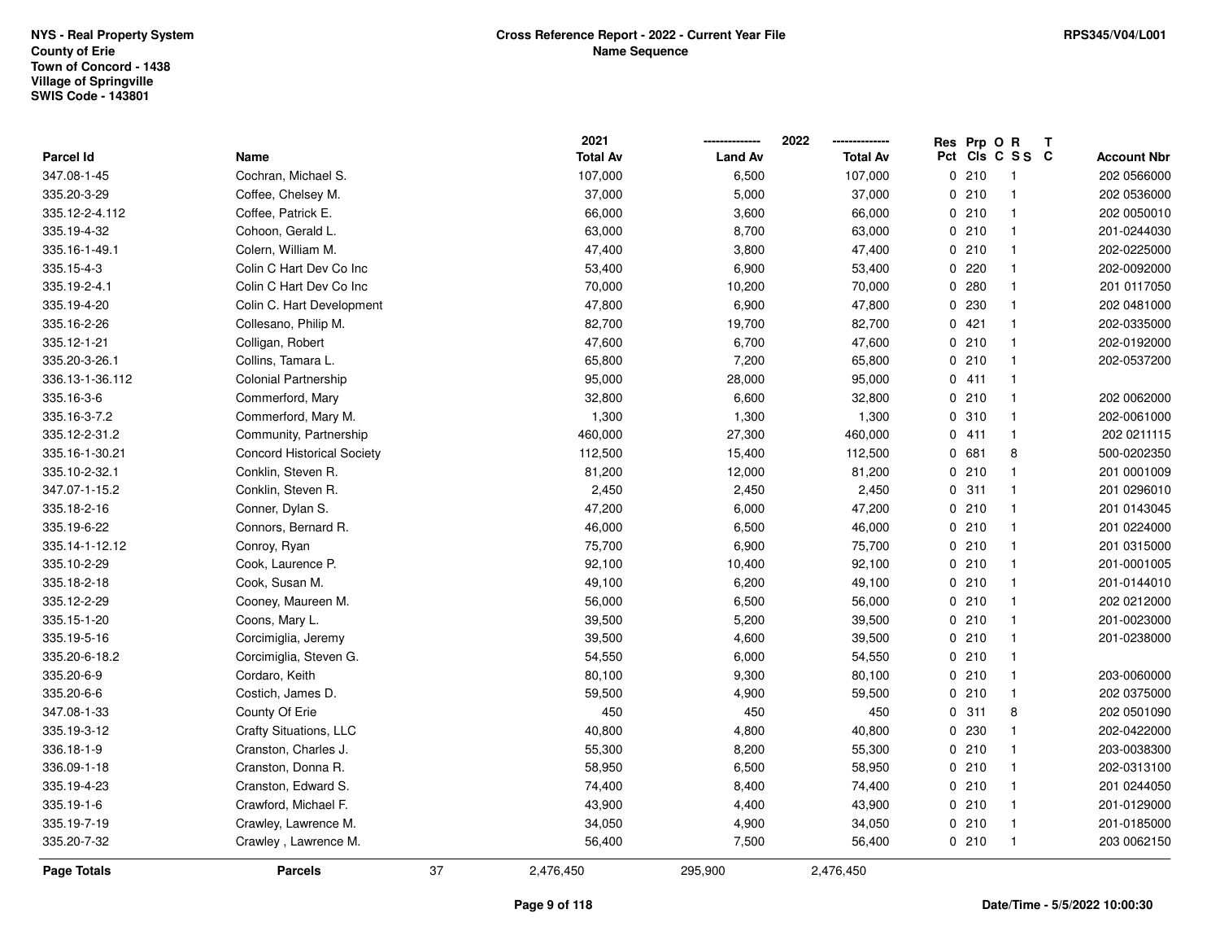NYS - Real Property System
County of Erie
Town of Concord - 1438
Village of Springville
SWIS Code - 143801

# Cross Reference Report - 2022 - Current Year File
## Name Sequence

RPS345/V04/L001

| Parcel Id | Name | 2021 Total Av | 2022 Land Av | 2022 Total Av | Res Pct | Prp Cls | O C | R SS | T C | Account Nbr |
|---|---|---|---|---|---|---|---|---|---|---|
| 347.08-1-45 | Cochran, Michael S. | 107,000 | 6,500 | 107,000 | 0 | 210 | | 1 | | 202 0566000 |
| 335.20-3-29 | Coffee, Chelsey M. | 37,000 | 5,000 | 37,000 | 0 | 210 | | 1 | | 202 0536000 |
| 335.12-2-4.112 | Coffee, Patrick E. | 66,000 | 3,600 | 66,000 | 0 | 210 | | 1 | | 202 0050010 |
| 335.19-4-32 | Cohoon, Gerald L. | 63,000 | 8,700 | 63,000 | 0 | 210 | | 1 | | 201-0244030 |
| 335.16-1-49.1 | Colern, William M. | 47,400 | 3,800 | 47,400 | 0 | 210 | | 1 | | 202-0225000 |
| 335.15-4-3 | Colin C Hart Dev Co Inc | 53,400 | 6,900 | 53,400 | 0 | 220 | | 1 | | 202-0092000 |
| 335.19-2-4.1 | Colin C Hart Dev Co Inc | 70,000 | 10,200 | 70,000 | 0 | 280 | | 1 | | 201 0117050 |
| 335.19-4-20 | Colin C. Hart Development | 47,800 | 6,900 | 47,800 | 0 | 230 | | 1 | | 202 0481000 |
| 335.16-2-26 | Collesano, Philip M. | 82,700 | 19,700 | 82,700 | 0 | 421 | | 1 | | 202-0335000 |
| 335.12-1-21 | Colligan, Robert | 47,600 | 6,700 | 47,600 | 0 | 210 | | 1 | | 202-0192000 |
| 335.20-3-26.1 | Collins, Tamara L. | 65,800 | 7,200 | 65,800 | 0 | 210 | | 1 | | 202-0537200 |
| 336.13-1-36.112 | Colonial Partnership | 95,000 | 28,000 | 95,000 | 0 | 411 | | 1 | | |
| 335.16-3-6 | Commerford, Mary | 32,800 | 6,600 | 32,800 | 0 | 210 | | 1 | | 202 0062000 |
| 335.16-3-7.2 | Commerford, Mary M. | 1,300 | 1,300 | 1,300 | 0 | 310 | | 1 | | 202-0061000 |
| 335.12-2-31.2 | Community, Partnership | 460,000 | 27,300 | 460,000 | 0 | 411 | | 1 | | 202 0211115 |
| 335.16-1-30.21 | Concord Historical Society | 112,500 | 15,400 | 112,500 | 0 | 681 | | 8 | | 500-0202350 |
| 335.10-2-32.1 | Conklin, Steven R. | 81,200 | 12,000 | 81,200 | 0 | 210 | | 1 | | 201 0001009 |
| 347.07-1-15.2 | Conklin, Steven R. | 2,450 | 2,450 | 2,450 | 0 | 311 | | 1 | | 201 0296010 |
| 335.18-2-16 | Conner, Dylan S. | 47,200 | 6,000 | 47,200 | 0 | 210 | | 1 | | 201 0143045 |
| 335.19-6-22 | Connors, Bernard R. | 46,000 | 6,500 | 46,000 | 0 | 210 | | 1 | | 201 0224000 |
| 335.14-1-12.12 | Conroy, Ryan | 75,700 | 6,900 | 75,700 | 0 | 210 | | 1 | | 201 0315000 |
| 335.10-2-29 | Cook, Laurence P. | 92,100 | 10,400 | 92,100 | 0 | 210 | | 1 | | 201-0001005 |
| 335.18-2-18 | Cook, Susan M. | 49,100 | 6,200 | 49,100 | 0 | 210 | | 1 | | 201-0144010 |
| 335.12-2-29 | Cooney, Maureen M. | 56,000 | 6,500 | 56,000 | 0 | 210 | | 1 | | 202 0212000 |
| 335.15-1-20 | Coons, Mary L. | 39,500 | 5,200 | 39,500 | 0 | 210 | | 1 | | 201-0023000 |
| 335.19-5-16 | Corcimiglia, Jeremy | 39,500 | 4,600 | 39,500 | 0 | 210 | | 1 | | 201-0238000 |
| 335.20-6-18.2 | Corcimiglia, Steven G. | 54,550 | 6,000 | 54,550 | 0 | 210 | | 1 | | |
| 335.20-6-9 | Cordaro, Keith | 80,100 | 9,300 | 80,100 | 0 | 210 | | 1 | | 203-0060000 |
| 335.20-6-6 | Costich, James D. | 59,500 | 4,900 | 59,500 | 0 | 210 | | 1 | | 202 0375000 |
| 347.08-1-33 | County Of Erie | 450 | 450 | 450 | 0 | 311 | | 8 | | 202 0501090 |
| 335.19-3-12 | Crafty Situations, LLC | 40,800 | 4,800 | 40,800 | 0 | 230 | | 1 | | 202-0422000 |
| 336.18-1-9 | Cranston, Charles J. | 55,300 | 8,200 | 55,300 | 0 | 210 | | 1 | | 203-0038300 |
| 336.09-1-18 | Cranston, Donna R. | 58,950 | 6,500 | 58,950 | 0 | 210 | | 1 | | 202-0313100 |
| 335.19-4-23 | Cranston, Edward S. | 74,400 | 8,400 | 74,400 | 0 | 210 | | 1 | | 201 0244050 |
| 335.19-1-6 | Crawford, Michael F. | 43,900 | 4,400 | 43,900 | 0 | 210 | | 1 | | 201-0129000 |
| 335.19-7-19 | Crawley, Lawrence M. | 34,050 | 4,900 | 34,050 | 0 | 210 | | 1 | | 201-0185000 |
| 335.20-7-32 | Crawley , Lawrence M. | 56,400 | 7,500 | 56,400 | 0 | 210 | | 1 | | 203 0062150 |
| **Page Totals** | **Parcels** 37 | 2,476,450 | 295,900 | 2,476,450 | | | | | | |

Date/Time - 5/5/2022 10:00:30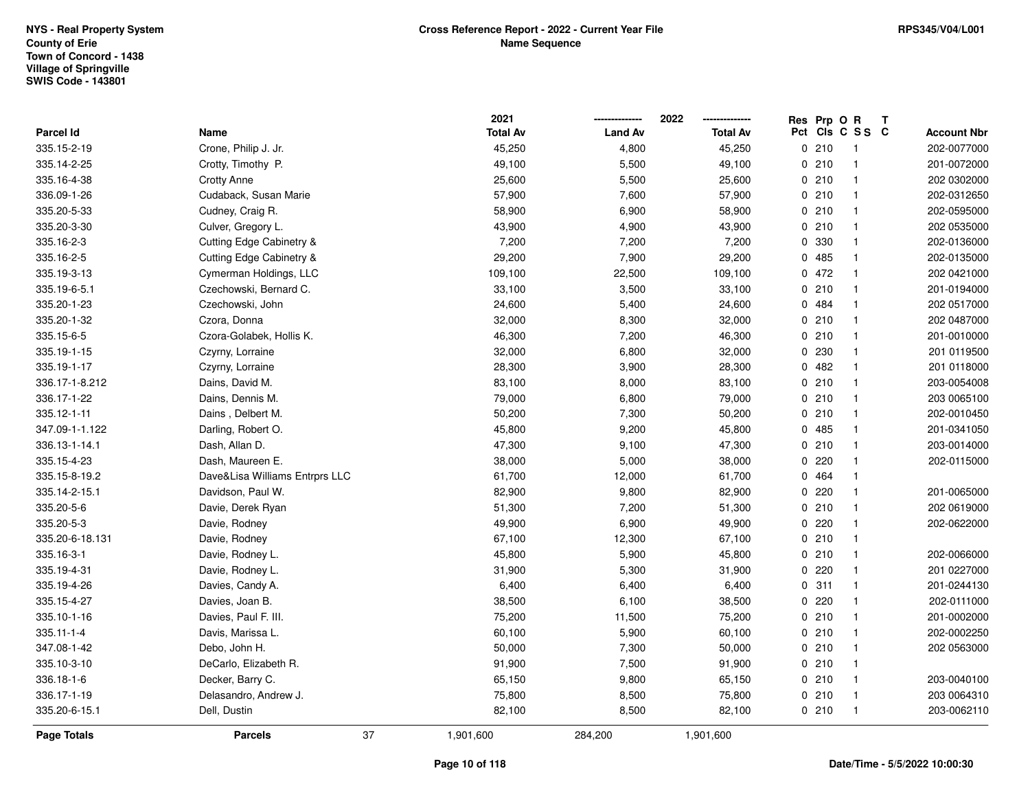NYS - Real Property System
County of Erie
Town of Concord - 1438
Village of Springville
SWIS Code - 143801

# Cross Reference Report - 2022 - Current Year File
## Name Sequence

RPS345/V04/L001

| Parcel Id | Name | 2021 Total Av | 2022 Land Av | 2022 Total Av | Res Pct | Prp Cls | O C | R S S | T C | Account Nbr |
|---|---|---|---|---|---|---|---|---|---|---|
| 335.15-2-19 | Crone, Philip J. Jr. | 45,250 | 4,800 | 45,250 | 0 | 210 | | 1 | | 202-0077000 |
| 335.14-2-25 | Crotty, Timothy P. | 49,100 | 5,500 | 49,100 | 0 | 210 | | 1 | | 201-0072000 |
| 335.16-4-38 | Crotty Anne | 25,600 | 5,500 | 25,600 | 0 | 210 | | 1 | | 202 0302000 |
| 336.09-1-26 | Cudaback, Susan Marie | 57,900 | 7,600 | 57,900 | 0 | 210 | | 1 | | 202-0312650 |
| 335.20-5-33 | Cudney, Craig R. | 58,900 | 6,900 | 58,900 | 0 | 210 | | 1 | | 202-0595000 |
| 335.20-3-30 | Culver, Gregory L. | 43,900 | 4,900 | 43,900 | 0 | 210 | | 1 | | 202 0535000 |
| 335.16-2-3 | Cutting Edge Cabinetry & | 7,200 | 7,200 | 7,200 | 0 | 330 | | 1 | | 202-0136000 |
| 335.16-2-5 | Cutting Edge Cabinetry & | 29,200 | 7,900 | 29,200 | 0 | 485 | | 1 | | 202-0135000 |
| 335.19-3-13 | Cymerman Holdings, LLC | 109,100 | 22,500 | 109,100 | 0 | 472 | | 1 | | 202 0421000 |
| 335.19-6-5.1 | Czechowski, Bernard C. | 33,100 | 3,500 | 33,100 | 0 | 210 | | 1 | | 201-0194000 |
| 335.20-1-23 | Czechowski, John | 24,600 | 5,400 | 24,600 | 0 | 484 | | 1 | | 202 0517000 |
| 335.20-1-32 | Czora, Donna | 32,000 | 8,300 | 32,000 | 0 | 210 | | 1 | | 202 0487000 |
| 335.15-6-5 | Czora-Golabek, Hollis K. | 46,300 | 7,200 | 46,300 | 0 | 210 | | 1 | | 201-0010000 |
| 335.19-1-15 | Czyrny, Lorraine | 32,000 | 6,800 | 32,000 | 0 | 230 | | 1 | | 201 0119500 |
| 335.19-1-17 | Czyrny, Lorraine | 28,300 | 3,900 | 28,300 | 0 | 482 | | 1 | | 201 0118000 |
| 336.17-1-8.212 | Dains, David M. | 83,100 | 8,000 | 83,100 | 0 | 210 | | 1 | | 203-0054008 |
| 336.17-1-22 | Dains, Dennis M. | 79,000 | 6,800 | 79,000 | 0 | 210 | | 1 | | 203 0065100 |
| 335.12-1-11 | Dains , Delbert M. | 50,200 | 7,300 | 50,200 | 0 | 210 | | 1 | | 202-0010450 |
| 347.09-1-1.122 | Darling, Robert O. | 45,800 | 9,200 | 45,800 | 0 | 485 | | 1 | | 201-0341050 |
| 336.13-1-14.1 | Dash, Allan D. | 47,300 | 9,100 | 47,300 | 0 | 210 | | 1 | | 203-0014000 |
| 335.15-4-23 | Dash, Maureen E. | 38,000 | 5,000 | 38,000 | 0 | 220 | | 1 | | 202-0115000 |
| 335.15-8-19.2 | Dave&Lisa Williams Entrprs LLC | 61,700 | 12,000 | 61,700 | 0 | 464 | | 1 | | |
| 335.14-2-15.1 | Davidson, Paul W. | 82,900 | 9,800 | 82,900 | 0 | 220 | | 1 | | 201-0065000 |
| 335.20-5-6 | Davie, Derek Ryan | 51,300 | 7,200 | 51,300 | 0 | 210 | | 1 | | 202 0619000 |
| 335.20-5-3 | Davie, Rodney | 49,900 | 6,900 | 49,900 | 0 | 220 | | 1 | | 202-0622000 |
| 335.20-6-18.131 | Davie, Rodney | 67,100 | 12,300 | 67,100 | 0 | 210 | | 1 | | |
| 335.16-3-1 | Davie, Rodney L. | 45,800 | 5,900 | 45,800 | 0 | 210 | | 1 | | 202-0066000 |
| 335.19-4-31 | Davie, Rodney L. | 31,900 | 5,300 | 31,900 | 0 | 220 | | 1 | | 201 0227000 |
| 335.19-4-26 | Davies, Candy A. | 6,400 | 6,400 | 6,400 | 0 | 311 | | 1 | | 201-0244130 |
| 335.15-4-27 | Davies, Joan B. | 38,500 | 6,100 | 38,500 | 0 | 220 | | 1 | | 202-0111000 |
| 335.10-1-16 | Davies, Paul F. III. | 75,200 | 11,500 | 75,200 | 0 | 210 | | 1 | | 201-0002000 |
| 335.11-1-4 | Davis, Marissa L. | 60,100 | 5,900 | 60,100 | 0 | 210 | | 1 | | 202-0002250 |
| 347.08-1-42 | Debo, John H. | 50,000 | 7,300 | 50,000 | 0 | 210 | | 1 | | 202 0563000 |
| 335.10-3-10 | DeCarlo, Elizabeth R. | 91,900 | 7,500 | 91,900 | 0 | 210 | | 1 | | |
| 336.18-1-6 | Decker, Barry C. | 65,150 | 9,800 | 65,150 | 0 | 210 | | 1 | | 203-0040100 |
| 336.17-1-19 | Delasandro, Andrew J. | 75,800 | 8,500 | 75,800 | 0 | 210 | | 1 | | 203 0064310 |
| 335.20-6-15.1 | Dell, Dustin | 82,100 | 8,500 | 82,100 | 0 | 210 | | 1 | | 203-0062110 |
| **Page Totals** | **Parcels** 37 | 1,901,600 | 284,200 | 1,901,600 | | | | | | |

Date/Time - 5/5/2022 10:00:30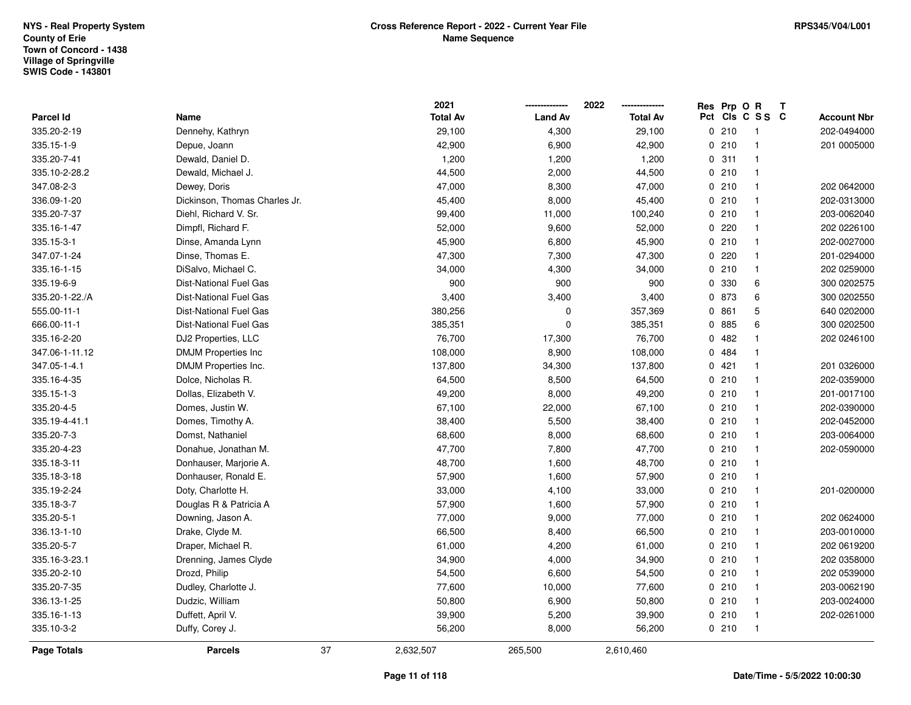**NYS - Real Property System**
**County of Erie**
**Town of Concord - 1438**
**Village of Springville**
**SWIS Code - 143801**

**Cross Reference Report - 2022 - Current Year File**
**Name Sequence**

**RPS345/V04/L001**

| Parcel Id | Name | 2021 Total Av | 2022 Land Av | 2022 Total Av | Res Pct | Prp Cls | O C | R S S | T C | Account Nbr |
|---|---|---|---|---|---|---|---|---|---|---|
| 335.20-2-19 | Dennehy, Kathryn | 29,100 | 4,300 | 29,100 | 0 | 210 | | 1 | | 202-0494000 |
| 335.15-1-9 | Depue, Joann | 42,900 | 6,900 | 42,900 | 0 | 210 | | 1 | | 201 0005000 |
| 335.20-7-41 | Dewald, Daniel D. | 1,200 | 1,200 | 1,200 | 0 | 311 | | 1 | | |
| 335.10-2-28.2 | Dewald, Michael J. | 44,500 | 2,000 | 44,500 | 0 | 210 | | 1 | | |
| 347.08-2-3 | Dewey, Doris | 47,000 | 8,300 | 47,000 | 0 | 210 | | 1 | | 202 0642000 |
| 336.09-1-20 | Dickinson, Thomas Charles Jr. | 45,400 | 8,000 | 45,400 | 0 | 210 | | 1 | | 202-0313000 |
| 335.20-7-37 | Diehl, Richard V. Sr. | 99,400 | 11,000 | 100,240 | 0 | 210 | | 1 | | 203-0062040 |
| 335.16-1-47 | Dimpfl, Richard F. | 52,000 | 9,600 | 52,000 | 0 | 220 | | 1 | | 202 0226100 |
| 335.15-3-1 | Dinse, Amanda Lynn | 45,900 | 6,800 | 45,900 | 0 | 210 | | 1 | | 202-0027000 |
| 347.07-1-24 | Dinse, Thomas E. | 47,300 | 7,300 | 47,300 | 0 | 220 | | 1 | | 201-0294000 |
| 335.16-1-15 | DiSalvo, Michael C. | 34,000 | 4,300 | 34,000 | 0 | 210 | | 1 | | 202 0259000 |
| 335.19-6-9 | Dist-National Fuel Gas | 900 | 900 | 900 | 0 | 330 | | 6 | | 300 0202575 |
| 335.20-1-22./A | Dist-National Fuel Gas | 3,400 | 3,400 | 3,400 | 0 | 873 | | 6 | | 300 0202550 |
| 555.00-11-1 | Dist-National Fuel Gas | 380,256 | 0 | 357,369 | 0 | 861 | | 5 | | 640 0202000 |
| 666.00-11-1 | Dist-National Fuel Gas | 385,351 | 0 | 385,351 | 0 | 885 | | 6 | | 300 0202500 |
| 335.16-2-20 | DJ2 Properties, LLC | 76,700 | 17,300 | 76,700 | 0 | 482 | | 1 | | 202 0246100 |
| 347.06-1-11.12 | DMJM Properties Inc | 108,000 | 8,900 | 108,000 | 0 | 484 | | 1 | | |
| 347.05-1-4.1 | DMJM Properties Inc. | 137,800 | 34,300 | 137,800 | 0 | 421 | | 1 | | 201 0326000 |
| 335.16-4-35 | Dolce, Nicholas R. | 64,500 | 8,500 | 64,500 | 0 | 210 | | 1 | | 202-0359000 |
| 335.15-1-3 | Dollas, Elizabeth V. | 49,200 | 8,000 | 49,200 | 0 | 210 | | 1 | | 201-0017100 |
| 335.20-4-5 | Domes, Justin W. | 67,100 | 22,000 | 67,100 | 0 | 210 | | 1 | | 202-0390000 |
| 335.19-4-41.1 | Domes, Timothy A. | 38,400 | 5,500 | 38,400 | 0 | 210 | | 1 | | 202-0452000 |
| 335.20-7-3 | Domst, Nathaniel | 68,600 | 8,000 | 68,600 | 0 | 210 | | 1 | | 203-0064000 |
| 335.20-4-23 | Donahue, Jonathan M. | 47,700 | 7,800 | 47,700 | 0 | 210 | | 1 | | 202-0590000 |
| 335.18-3-11 | Donhauser, Marjorie A. | 48,700 | 1,600 | 48,700 | 0 | 210 | | 1 | | |
| 335.18-3-18 | Donhauser, Ronald E. | 57,900 | 1,600 | 57,900 | 0 | 210 | | 1 | | |
| 335.19-2-24 | Doty, Charlotte H. | 33,000 | 4,100 | 33,000 | 0 | 210 | | 1 | | 201-0200000 |
| 335.18-3-7 | Douglas R & Patricia A | 57,900 | 1,600 | 57,900 | 0 | 210 | | 1 | | |
| 335.20-5-1 | Downing, Jason A. | 77,000 | 9,000 | 77,000 | 0 | 210 | | 1 | | 202 0624000 |
| 336.13-1-10 | Drake, Clyde M. | 66,500 | 8,400 | 66,500 | 0 | 210 | | 1 | | 203-0010000 |
| 335.20-5-7 | Draper, Michael R. | 61,000 | 4,200 | 61,000 | 0 | 210 | | 1 | | 202 0619200 |
| 335.16-3-23.1 | Drenning, James Clyde | 34,900 | 4,000 | 34,900 | 0 | 210 | | 1 | | 202 0358000 |
| 335.20-2-10 | Drozd, Philip | 54,500 | 6,600 | 54,500 | 0 | 210 | | 1 | | 202 0539000 |
| 335.20-7-35 | Dudley, Charlotte J. | 77,600 | 10,000 | 77,600 | 0 | 210 | | 1 | | 203-0062190 |
| 336.13-1-25 | Dudzic, William | 50,800 | 6,900 | 50,800 | 0 | 210 | | 1 | | 203-0024000 |
| 335.16-1-13 | Duffett, April V. | 39,900 | 5,200 | 39,900 | 0 | 210 | | 1 | | 202-0261000 |
| 335.10-3-2 | Duffy, Corey J. | 56,200 | 8,000 | 56,200 | 0 | 210 | | 1 | | |
| **Page Totals** | **Parcels** 37 | 2,632,507 | 265,500 | 2,610,460 | | | | | | |

**Date/Time - 5/5/2022 10:00:30**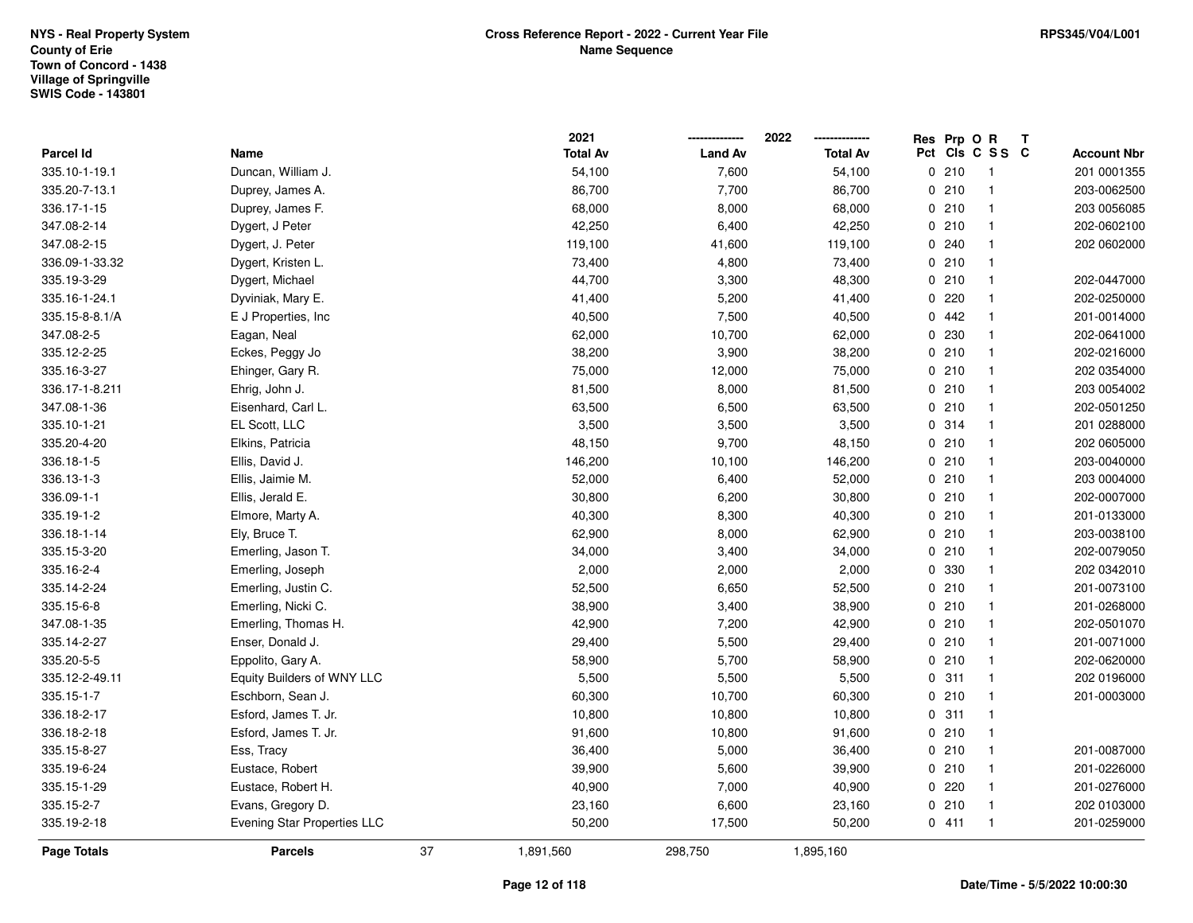NYS - Real Property System
County of Erie
Town of Concord - 1438
Village of Springville
SWIS Code - 143801

**Cross Reference Report - 2022 - Current Year File**
**Name Sequence**

RPS345/V04/L001

| Parcel Id | Name | 2021 Total Av | 2022 Land Av | 2022 Total Av | Res Pct | Prp Cls | O C | R S S | T C | Account Nbr |
|---|---|---|---|---|---|---|---|---|---|---|
| 335.10-1-19.1 | Duncan, William J. | 54,100 | 7,600 | 54,100 | 0 | 210 | | 1 | | 201 0001355 |
| 335.20-7-13.1 | Duprey, James A. | 86,700 | 7,700 | 86,700 | 0 | 210 | | 1 | | 203-0062500 |
| 336.17-1-15 | Duprey, James F. | 68,000 | 8,000 | 68,000 | 0 | 210 | | 1 | | 203 0056085 |
| 347.08-2-14 | Dygert, J Peter | 42,250 | 6,400 | 42,250 | 0 | 210 | | 1 | | 202-0602100 |
| 347.08-2-15 | Dygert, J. Peter | 119,100 | 41,600 | 119,100 | 0 | 240 | | 1 | | 202 0602000 |
| 336.09-1-33.32 | Dygert, Kristen L. | 73,400 | 4,800 | 73,400 | 0 | 210 | | 1 | | |
| 335.19-3-29 | Dygert, Michael | 44,700 | 3,300 | 48,300 | 0 | 210 | | 1 | | 202-0447000 |
| 335.16-1-24.1 | Dyviniak, Mary E. | 41,400 | 5,200 | 41,400 | 0 | 220 | | 1 | | 202-0250000 |
| 335.15-8-8.1/A | E J Properties, Inc | 40,500 | 7,500 | 40,500 | 0 | 442 | | 1 | | 201-0014000 |
| 347.08-2-5 | Eagan, Neal | 62,000 | 10,700 | 62,000 | 0 | 230 | | 1 | | 202-0641000 |
| 335.12-2-25 | Eckes, Peggy Jo | 38,200 | 3,900 | 38,200 | 0 | 210 | | 1 | | 202-0216000 |
| 335.16-3-27 | Ehinger, Gary R. | 75,000 | 12,000 | 75,000 | 0 | 210 | | 1 | | 202 0354000 |
| 336.17-1-8.211 | Ehrig, John J. | 81,500 | 8,000 | 81,500 | 0 | 210 | | 1 | | 203 0054002 |
| 347.08-1-36 | Eisenhard, Carl L. | 63,500 | 6,500 | 63,500 | 0 | 210 | | 1 | | 202-0501250 |
| 335.10-1-21 | EL Scott, LLC | 3,500 | 3,500 | 3,500 | 0 | 314 | | 1 | | 201 0288000 |
| 335.20-4-20 | Elkins, Patricia | 48,150 | 9,700 | 48,150 | 0 | 210 | | 1 | | 202 0605000 |
| 336.18-1-5 | Ellis, David J. | 146,200 | 10,100 | 146,200 | 0 | 210 | | 1 | | 203-0040000 |
| 336.13-1-3 | Ellis, Jaimie M. | 52,000 | 6,400 | 52,000 | 0 | 210 | | 1 | | 203 0004000 |
| 336.09-1-1 | Ellis, Jerald E. | 30,800 | 6,200 | 30,800 | 0 | 210 | | 1 | | 202-0007000 |
| 335.19-1-2 | Elmore, Marty A. | 40,300 | 8,300 | 40,300 | 0 | 210 | | 1 | | 201-0133000 |
| 336.18-1-14 | Ely, Bruce T. | 62,900 | 8,000 | 62,900 | 0 | 210 | | 1 | | 203-0038100 |
| 335.15-3-20 | Emerling, Jason T. | 34,000 | 3,400 | 34,000 | 0 | 210 | | 1 | | 202-0079050 |
| 335.16-2-4 | Emerling, Joseph | 2,000 | 2,000 | 2,000 | 0 | 330 | | 1 | | 202 0342010 |
| 335.14-2-24 | Emerling, Justin C. | 52,500 | 6,650 | 52,500 | 0 | 210 | | 1 | | 201-0073100 |
| 335.15-6-8 | Emerling, Nicki C. | 38,900 | 3,400 | 38,900 | 0 | 210 | | 1 | | 201-0268000 |
| 347.08-1-35 | Emerling, Thomas H. | 42,900 | 7,200 | 42,900 | 0 | 210 | | 1 | | 202-0501070 |
| 335.14-2-27 | Enser, Donald J. | 29,400 | 5,500 | 29,400 | 0 | 210 | | 1 | | 201-0071000 |
| 335.20-5-5 | Eppolito, Gary A. | 58,900 | 5,700 | 58,900 | 0 | 210 | | 1 | | 202-0620000 |
| 335.12-2-49.11 | Equity Builders of WNY LLC | 5,500 | 5,500 | 5,500 | 0 | 311 | | 1 | | 202 0196000 |
| 335.15-1-7 | Eschborn, Sean J. | 60,300 | 10,700 | 60,300 | 0 | 210 | | 1 | | 201-0003000 |
| 336.18-2-17 | Esford, James T. Jr. | 10,800 | 10,800 | 10,800 | 0 | 311 | | 1 | | |
| 336.18-2-18 | Esford, James T. Jr. | 91,600 | 10,800 | 91,600 | 0 | 210 | | 1 | | |
| 335.15-8-27 | Ess, Tracy | 36,400 | 5,000 | 36,400 | 0 | 210 | | 1 | | 201-0087000 |
| 335.19-6-24 | Eustace, Robert | 39,900 | 5,600 | 39,900 | 0 | 210 | | 1 | | 201-0226000 |
| 335.15-1-29 | Eustace, Robert H. | 40,900 | 7,000 | 40,900 | 0 | 220 | | 1 | | 201-0276000 |
| 335.15-2-7 | Evans, Gregory D. | 23,160 | 6,600 | 23,160 | 0 | 210 | | 1 | | 202 0103000 |
| 335.19-2-18 | Evening Star Properties LLC | 50,200 | 17,500 | 50,200 | 0 | 411 | | 1 | | 201-0259000 |
| **Page Totals** | **Parcels** 37 | 1,891,560 | 298,750 | 1,895,160 | | | | | | |

Date/Time - 5/5/2022 10:00:30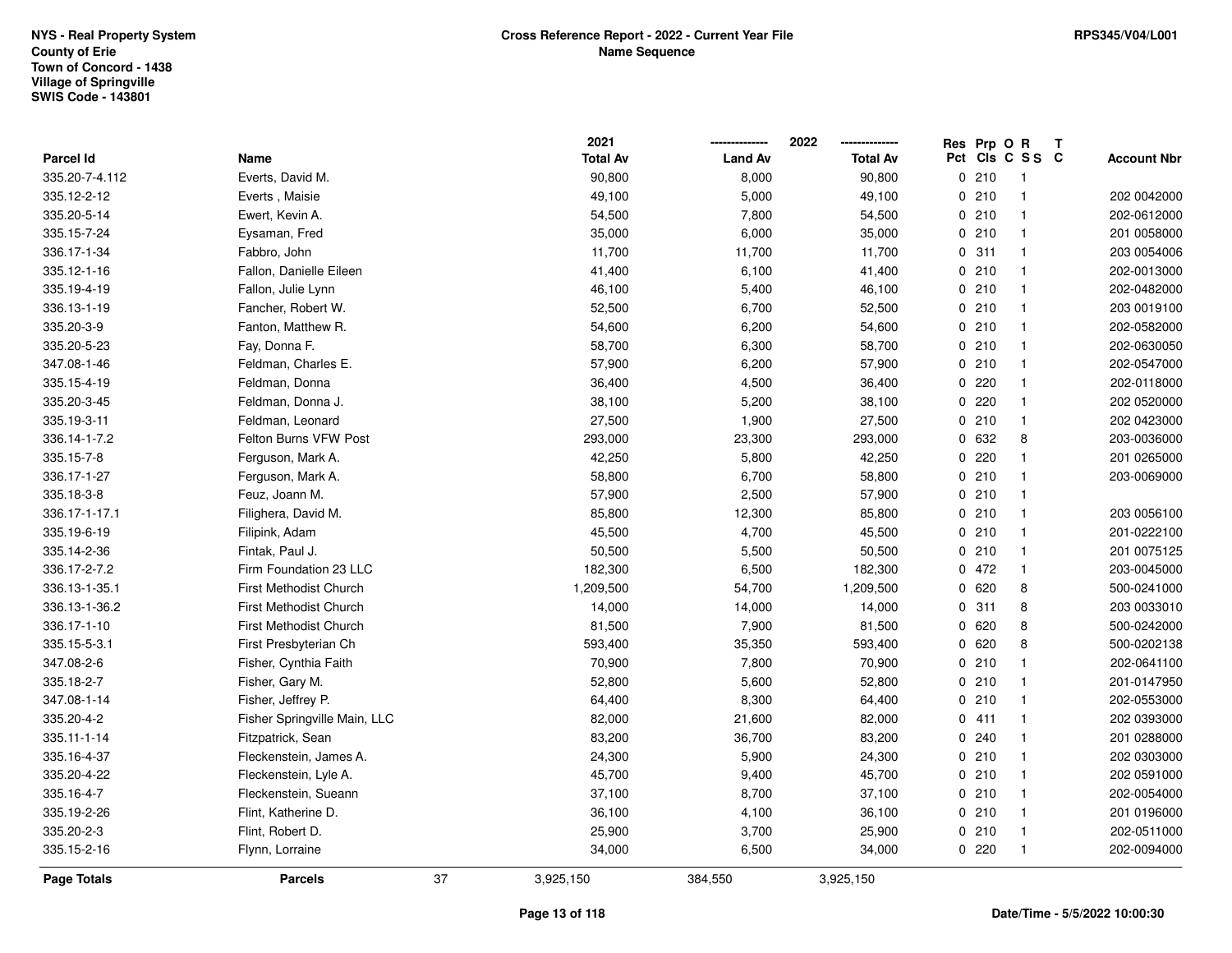NYS - Real Property System
County of Erie
Town of Concord - 1438
Village of Springville
SWIS Code - 143801

# Cross Reference Report - 2022 - Current Year File
## Name Sequence

RPS345/V04/L001

| Parcel Id | Name | 2021 Total Av | 2022 Land Av | 2022 Total Av | Res Pct | Prp Cls | O C | R S S | T C | Account Nbr |
|---|---|---|---|---|---|---|---|---|---|---|
| 335.20-7-4.112 | Everts, David M. | 90,800 | 8,000 | 90,800 | 0 | 210 | | 1 | | |
| 335.12-2-12 | Everts , Maisie | 49,100 | 5,000 | 49,100 | 0 | 210 | | 1 | | 202 0042000 |
| 335.20-5-14 | Ewert, Kevin A. | 54,500 | 7,800 | 54,500 | 0 | 210 | | 1 | | 202-0612000 |
| 335.15-7-24 | Eysaman, Fred | 35,000 | 6,000 | 35,000 | 0 | 210 | | 1 | | 201 0058000 |
| 336.17-1-34 | Fabbro, John | 11,700 | 11,700 | 11,700 | 0 | 311 | | 1 | | 203 0054006 |
| 335.12-1-16 | Fallon, Danielle Eileen | 41,400 | 6,100 | 41,400 | 0 | 210 | | 1 | | 202-0013000 |
| 335.19-4-19 | Fallon, Julie Lynn | 46,100 | 5,400 | 46,100 | 0 | 210 | | 1 | | 202-0482000 |
| 336.13-1-19 | Fancher, Robert W. | 52,500 | 6,700 | 52,500 | 0 | 210 | | 1 | | 203 0019100 |
| 335.20-3-9 | Fanton, Matthew R. | 54,600 | 6,200 | 54,600 | 0 | 210 | | 1 | | 202-0582000 |
| 335.20-5-23 | Fay, Donna F. | 58,700 | 6,300 | 58,700 | 0 | 210 | | 1 | | 202-0630050 |
| 347.08-1-46 | Feldman, Charles E. | 57,900 | 6,200 | 57,900 | 0 | 210 | | 1 | | 202-0547000 |
| 335.15-4-19 | Feldman, Donna | 36,400 | 4,500 | 36,400 | 0 | 220 | | 1 | | 202-0118000 |
| 335.20-3-45 | Feldman, Donna J. | 38,100 | 5,200 | 38,100 | 0 | 220 | | 1 | | 202 0520000 |
| 335.19-3-11 | Feldman, Leonard | 27,500 | 1,900 | 27,500 | 0 | 210 | | 1 | | 202 0423000 |
| 336.14-1-7.2 | Felton Burns VFW Post | 293,000 | 23,300 | 293,000 | 0 | 632 | | 8 | | 203-0036000 |
| 335.15-7-8 | Ferguson, Mark A. | 42,250 | 5,800 | 42,250 | 0 | 220 | | 1 | | 201 0265000 |
| 336.17-1-27 | Ferguson, Mark A. | 58,800 | 6,700 | 58,800 | 0 | 210 | | 1 | | 203-0069000 |
| 335.18-3-8 | Feuz, Joann M. | 57,900 | 2,500 | 57,900 | 0 | 210 | | 1 | | |
| 336.17-1-17.1 | Filighera, David M. | 85,800 | 12,300 | 85,800 | 0 | 210 | | 1 | | 203 0056100 |
| 335.19-6-19 | Filipink, Adam | 45,500 | 4,700 | 45,500 | 0 | 210 | | 1 | | 201-0222100 |
| 335.14-2-36 | Fintak, Paul J. | 50,500 | 5,500 | 50,500 | 0 | 210 | | 1 | | 201 0075125 |
| 336.17-2-7.2 | Firm Foundation 23 LLC | 182,300 | 6,500 | 182,300 | 0 | 472 | | 1 | | 203-0045000 |
| 336.13-1-35.1 | First Methodist Church | 1,209,500 | 54,700 | 1,209,500 | 0 | 620 | | 8 | | 500-0241000 |
| 336.13-1-36.2 | First Methodist Church | 14,000 | 14,000 | 14,000 | 0 | 311 | | 8 | | 203 0033010 |
| 336.17-1-10 | First Methodist Church | 81,500 | 7,900 | 81,500 | 0 | 620 | | 8 | | 500-0242000 |
| 335.15-5-3.1 | First Presbyterian Ch | 593,400 | 35,350 | 593,400 | 0 | 620 | | 8 | | 500-0202138 |
| 347.08-2-6 | Fisher, Cynthia Faith | 70,900 | 7,800 | 70,900 | 0 | 210 | | 1 | | 202-0641100 |
| 335.18-2-7 | Fisher, Gary M. | 52,800 | 5,600 | 52,800 | 0 | 210 | | 1 | | 201-0147950 |
| 347.08-1-14 | Fisher, Jeffrey P. | 64,400 | 8,300 | 64,400 | 0 | 210 | | 1 | | 202-0553000 |
| 335.20-4-2 | Fisher Springville Main, LLC | 82,000 | 21,600 | 82,000 | 0 | 411 | | 1 | | 202 0393000 |
| 335.11-1-14 | Fitzpatrick, Sean | 83,200 | 36,700 | 83,200 | 0 | 240 | | 1 | | 201 0288000 |
| 335.16-4-37 | Fleckenstein, James A. | 24,300 | 5,900 | 24,300 | 0 | 210 | | 1 | | 202 0303000 |
| 335.20-4-22 | Fleckenstein, Lyle A. | 45,700 | 9,400 | 45,700 | 0 | 210 | | 1 | | 202 0591000 |
| 335.16-4-7 | Fleckenstein, Sueann | 37,100 | 8,700 | 37,100 | 0 | 210 | | 1 | | 202-0054000 |
| 335.19-2-26 | Flint, Katherine D. | 36,100 | 4,100 | 36,100 | 0 | 210 | | 1 | | 201 0196000 |
| 335.20-2-3 | Flint, Robert D. | 25,900 | 3,700 | 25,900 | 0 | 210 | | 1 | | 202-0511000 |
| 335.15-2-16 | Flynn, Lorraine | 34,000 | 6,500 | 34,000 | 0 | 220 | | 1 | | 202-0094000 |
| **Page Totals** | **Parcels** 37 | 3,925,150 | 384,550 | 3,925,150 | | | | | | |

Date/Time - 5/5/2022 10:00:30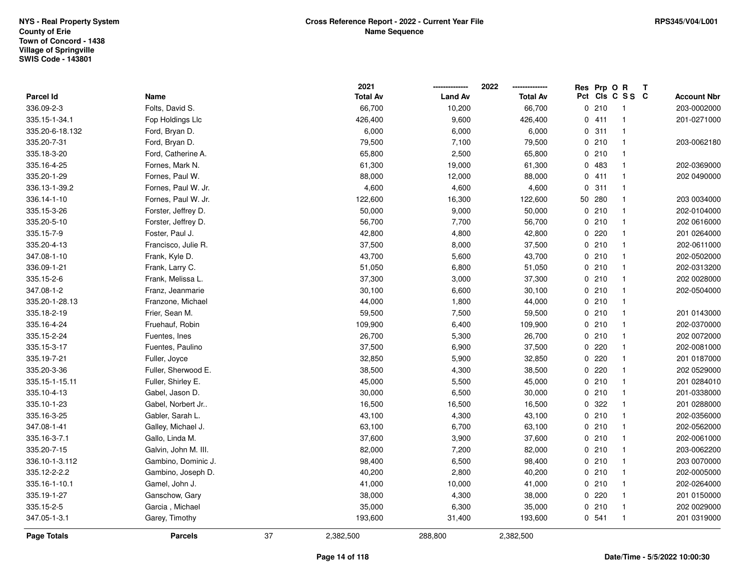NYS - Real Property System
County of Erie
Town of Concord - 1438
Village of Springville
SWIS Code - 143801

**Cross Reference Report - 2022 - Current Year File**
**Name Sequence**

RPS345/V04/L001

| Parcel Id | Name | 2021 Total Av | 2022 Land Av | 2022 Total Av | Res Pct | Prp Cls | O C | R S S | T C | Account Nbr |
|---|---|---|---|---|---|---|---|---|---|---|
| 336.09-2-3 | Folts, David S. | 66,700 | 10,200 | 66,700 | 0 | 210 | | 1 | | 203-0002000 |
| 335.15-1-34.1 | Fop Holdings Llc | 426,400 | 9,600 | 426,400 | 0 | 411 | | 1 | | 201-0271000 |
| 335.20-6-18.132 | Ford, Bryan D. | 6,000 | 6,000 | 6,000 | 0 | 311 | | 1 | | |
| 335.20-7-31 | Ford, Bryan D. | 79,500 | 7,100 | 79,500 | 0 | 210 | | 1 | | 203-0062180 |
| 335.18-3-20 | Ford, Catherine A. | 65,800 | 2,500 | 65,800 | 0 | 210 | | 1 | | |
| 335.16-4-25 | Fornes, Mark N. | 61,300 | 19,000 | 61,300 | 0 | 483 | | 1 | | 202-0369000 |
| 335.20-1-29 | Fornes, Paul W. | 88,000 | 12,000 | 88,000 | 0 | 411 | | 1 | | 202 0490000 |
| 336.13-1-39.2 | Fornes, Paul W. Jr. | 4,600 | 4,600 | 4,600 | 0 | 311 | | 1 | | |
| 336.14-1-10 | Fornes, Paul W. Jr. | 122,600 | 16,300 | 122,600 | 50 | 280 | | 1 | | 203 0034000 |
| 335.15-3-26 | Forster, Jeffrey D. | 50,000 | 9,000 | 50,000 | 0 | 210 | | 1 | | 202-0104000 |
| 335.20-5-10 | Forster, Jeffrey D. | 56,700 | 7,700 | 56,700 | 0 | 210 | | 1 | | 202 0616000 |
| 335.15-7-9 | Foster, Paul J. | 42,800 | 4,800 | 42,800 | 0 | 220 | | 1 | | 201 0264000 |
| 335.20-4-13 | Francisco, Julie R. | 37,500 | 8,000 | 37,500 | 0 | 210 | | 1 | | 202-0611000 |
| 347.08-1-10 | Frank, Kyle D. | 43,700 | 5,600 | 43,700 | 0 | 210 | | 1 | | 202-0502000 |
| 336.09-1-21 | Frank, Larry C. | 51,050 | 6,800 | 51,050 | 0 | 210 | | 1 | | 202-0313200 |
| 335.15-2-6 | Frank, Melissa L. | 37,300 | 3,000 | 37,300 | 0 | 210 | | 1 | | 202 0028000 |
| 347.08-1-2 | Franz, Jeanmarie | 30,100 | 6,600 | 30,100 | 0 | 210 | | 1 | | 202-0504000 |
| 335.20-1-28.13 | Franzone, Michael | 44,000 | 1,800 | 44,000 | 0 | 210 | | 1 | | |
| 335.18-2-19 | Frier, Sean M. | 59,500 | 7,500 | 59,500 | 0 | 210 | | 1 | | 201 0143000 |
| 335.16-4-24 | Fruehauf, Robin | 109,900 | 6,400 | 109,900 | 0 | 210 | | 1 | | 202-0370000 |
| 335.15-2-24 | Fuentes, Ines | 26,700 | 5,300 | 26,700 | 0 | 210 | | 1 | | 202 0072000 |
| 335.15-3-17 | Fuentes, Paulino | 37,500 | 6,900 | 37,500 | 0 | 220 | | 1 | | 202-0081000 |
| 335.19-7-21 | Fuller, Joyce | 32,850 | 5,900 | 32,850 | 0 | 220 | | 1 | | 201 0187000 |
| 335.20-3-36 | Fuller, Sherwood E. | 38,500 | 4,300 | 38,500 | 0 | 220 | | 1 | | 202 0529000 |
| 335.15-1-15.11 | Fuller, Shirley E. | 45,000 | 5,500 | 45,000 | 0 | 210 | | 1 | | 201 0284010 |
| 335.10-4-13 | Gabel, Jason D. | 30,000 | 6,500 | 30,000 | 0 | 210 | | 1 | | 201-0338000 |
| 335.10-1-23 | Gabel, Norbert Jr.. | 16,500 | 16,500 | 16,500 | 0 | 322 | | 1 | | 201 0288000 |
| 335.16-3-25 | Gabler, Sarah L. | 43,100 | 4,300 | 43,100 | 0 | 210 | | 1 | | 202-0356000 |
| 347.08-1-41 | Galley, Michael J. | 63,100 | 6,700 | 63,100 | 0 | 210 | | 1 | | 202-0562000 |
| 335.16-3-7.1 | Gallo, Linda M. | 37,600 | 3,900 | 37,600 | 0 | 210 | | 1 | | 202-0061000 |
| 335.20-7-15 | Galvin, John M. III. | 82,000 | 7,200 | 82,000 | 0 | 210 | | 1 | | 203-0062200 |
| 336.10-1-3.112 | Gambino, Dominic J. | 98,400 | 6,500 | 98,400 | 0 | 210 | | 1 | | 203 0070000 |
| 335.12-2-2.2 | Gambino, Joseph D. | 40,200 | 2,800 | 40,200 | 0 | 210 | | 1 | | 202-0005000 |
| 335.16-1-10.1 | Gamel, John J. | 41,000 | 10,000 | 41,000 | 0 | 210 | | 1 | | 202-0264000 |
| 335.19-1-27 | Ganschow, Gary | 38,000 | 4,300 | 38,000 | 0 | 220 | | 1 | | 201 0150000 |
| 335.15-2-5 | Garcia , Michael | 35,000 | 6,300 | 35,000 | 0 | 210 | | 1 | | 202 0029000 |
| 347.05-1-3.1 | Garey, Timothy | 193,600 | 31,400 | 193,600 | 0 | 541 | | 1 | | 201 0319000 |
| **Page Totals** | **Parcels** 37 | 2,382,500 | 288,800 | 2,382,500 | | | | | | |

Date/Time - 5/5/2022 10:00:30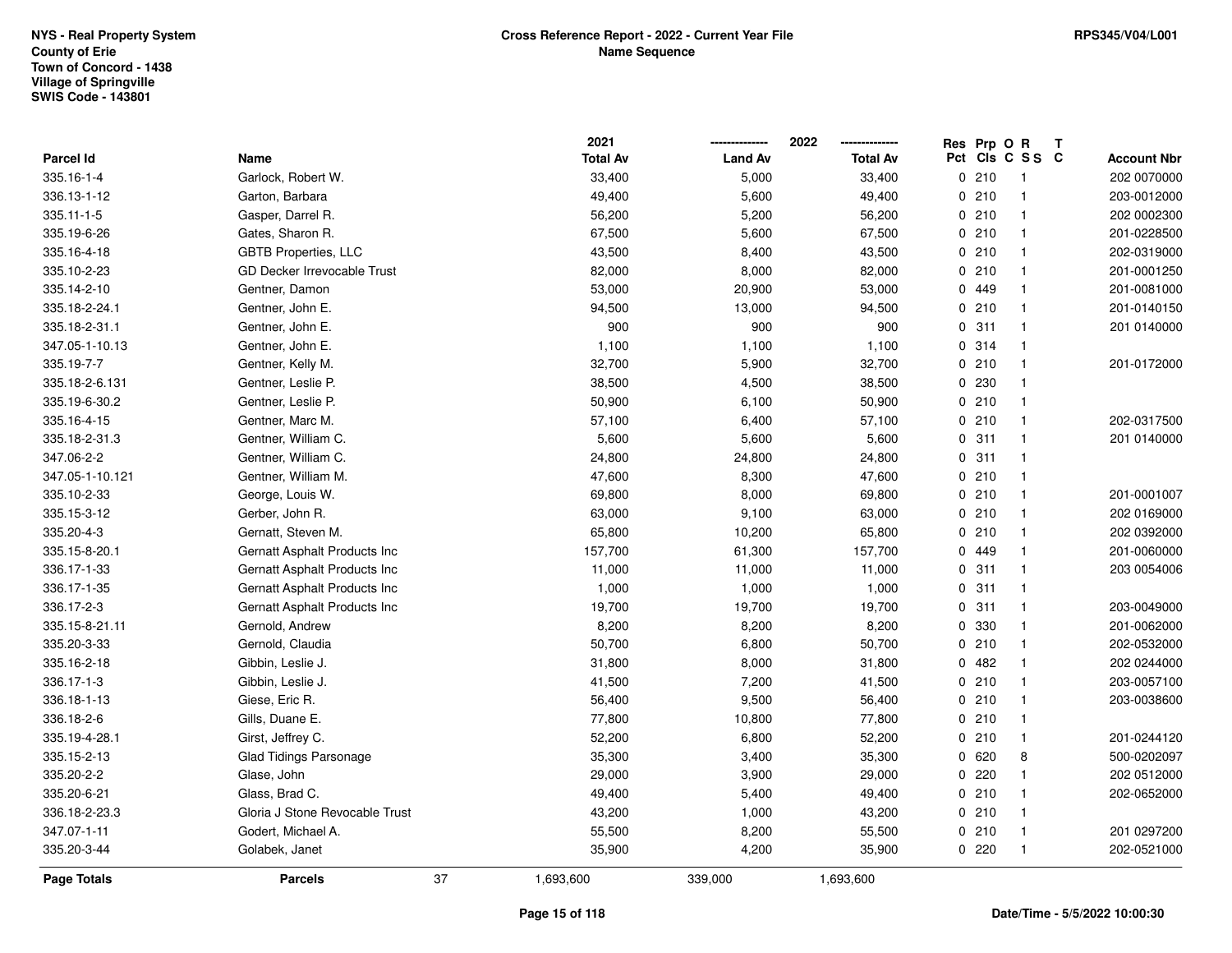**NYS - Real Property System**
**County of Erie**
**Town of Concord - 1438**
**Village of Springville**
**SWIS Code - 143801**

# Cross Reference Report - 2022 - Current Year File
## Name Sequence

RPS345/V04/L001

| Parcel Id | Name | 2021 Total Av | 2022 Land Av | 2022 Total Av | Res Pct | Prp Cls | O C | R S S | T C | Account Nbr |
|---|---|---|---|---|---|---|---|---|---|---|
| 335.16-1-4 | Garlock, Robert W. | 33,400 | 5,000 | 33,400 | 0 | 210 | | 1 | | 202 0070000 |
| 336.13-1-12 | Garton, Barbara | 49,400 | 5,600 | 49,400 | 0 | 210 | | 1 | | 203-0012000 |
| 335.11-1-5 | Gasper, Darrel R. | 56,200 | 5,200 | 56,200 | 0 | 210 | | 1 | | 202 0002300 |
| 335.19-6-26 | Gates, Sharon R. | 67,500 | 5,600 | 67,500 | 0 | 210 | | 1 | | 201-0228500 |
| 335.16-4-18 | GBTB Properties, LLC | 43,500 | 8,400 | 43,500 | 0 | 210 | | 1 | | 202-0319000 |
| 335.10-2-23 | GD Decker Irrevocable Trust | 82,000 | 8,000 | 82,000 | 0 | 210 | | 1 | | 201-0001250 |
| 335.14-2-10 | Gentner, Damon | 53,000 | 20,900 | 53,000 | 0 | 449 | | 1 | | 201-0081000 |
| 335.18-2-24.1 | Gentner, John E. | 94,500 | 13,000 | 94,500 | 0 | 210 | | 1 | | 201-0140150 |
| 335.18-2-31.1 | Gentner, John E. | 900 | 900 | 900 | 0 | 311 | | 1 | | 201 0140000 |
| 347.05-1-10.13 | Gentner, John E. | 1,100 | 1,100 | 1,100 | 0 | 314 | | 1 | | |
| 335.19-7-7 | Gentner, Kelly M. | 32,700 | 5,900 | 32,700 | 0 | 210 | | 1 | | 201-0172000 |
| 335.18-2-6.131 | Gentner, Leslie P. | 38,500 | 4,500 | 38,500 | 0 | 230 | | 1 | | |
| 335.19-6-30.2 | Gentner, Leslie P. | 50,900 | 6,100 | 50,900 | 0 | 210 | | 1 | | |
| 335.16-4-15 | Gentner, Marc M. | 57,100 | 6,400 | 57,100 | 0 | 210 | | 1 | | 202-0317500 |
| 335.18-2-31.3 | Gentner, William C. | 5,600 | 5,600 | 5,600 | 0 | 311 | | 1 | | 201 0140000 |
| 347.06-2-2 | Gentner, William C. | 24,800 | 24,800 | 24,800 | 0 | 311 | | 1 | | |
| 347.05-1-10.121 | Gentner, William M. | 47,600 | 8,300 | 47,600 | 0 | 210 | | 1 | | |
| 335.10-2-33 | George, Louis W. | 69,800 | 8,000 | 69,800 | 0 | 210 | | 1 | | 201-0001007 |
| 335.15-3-12 | Gerber, John R. | 63,000 | 9,100 | 63,000 | 0 | 210 | | 1 | | 202 0169000 |
| 335.20-4-3 | Gernatt, Steven M. | 65,800 | 10,200 | 65,800 | 0 | 210 | | 1 | | 202 0392000 |
| 335.15-8-20.1 | Gernatt Asphalt Products Inc | 157,700 | 61,300 | 157,700 | 0 | 449 | | 1 | | 201-0060000 |
| 336.17-1-33 | Gernatt Asphalt Products Inc | 11,000 | 11,000 | 11,000 | 0 | 311 | | 1 | | 203 0054006 |
| 336.17-1-35 | Gernatt Asphalt Products Inc | 1,000 | 1,000 | 1,000 | 0 | 311 | | 1 | | |
| 336.17-2-3 | Gernatt Asphalt Products Inc | 19,700 | 19,700 | 19,700 | 0 | 311 | | 1 | | 203-0049000 |
| 335.15-8-21.11 | Gernold, Andrew | 8,200 | 8,200 | 8,200 | 0 | 330 | | 1 | | 201-0062000 |
| 335.20-3-33 | Gernold, Claudia | 50,700 | 6,800 | 50,700 | 0 | 210 | | 1 | | 202-0532000 |
| 335.16-2-18 | Gibbin, Leslie J. | 31,800 | 8,000 | 31,800 | 0 | 482 | | 1 | | 202 0244000 |
| 336.17-1-3 | Gibbin, Leslie J. | 41,500 | 7,200 | 41,500 | 0 | 210 | | 1 | | 203-0057100 |
| 336.18-1-13 | Giese, Eric R. | 56,400 | 9,500 | 56,400 | 0 | 210 | | 1 | | 203-0038600 |
| 336.18-2-6 | Gills, Duane E. | 77,800 | 10,800 | 77,800 | 0 | 210 | | 1 | | |
| 335.19-4-28.1 | Girst, Jeffrey C. | 52,200 | 6,800 | 52,200 | 0 | 210 | | 1 | | 201-0244120 |
| 335.15-2-13 | Glad Tidings Parsonage | 35,300 | 3,400 | 35,300 | 0 | 620 | | 8 | | 500-0202097 |
| 335.20-2-2 | Glase, John | 29,000 | 3,900 | 29,000 | 0 | 220 | | 1 | | 202 0512000 |
| 335.20-6-21 | Glass, Brad C. | 49,400 | 5,400 | 49,400 | 0 | 210 | | 1 | | 202-0652000 |
| 336.18-2-23.3 | Gloria J Stone Revocable Trust | 43,200 | 1,000 | 43,200 | 0 | 210 | | 1 | | |
| 347.07-1-11 | Godert, Michael A. | 55,500 | 8,200 | 55,500 | 0 | 210 | | 1 | | 201 0297200 |
| 335.20-3-44 | Golabek, Janet | 35,900 | 4,200 | 35,900 | 0 | 220 | | 1 | | 202-0521000 |
| **Page Totals** | **Parcels** 37 | 1,693,600 | 339,000 | 1,693,600 | | | | | | |

Date/Time - 5/5/2022 10:00:30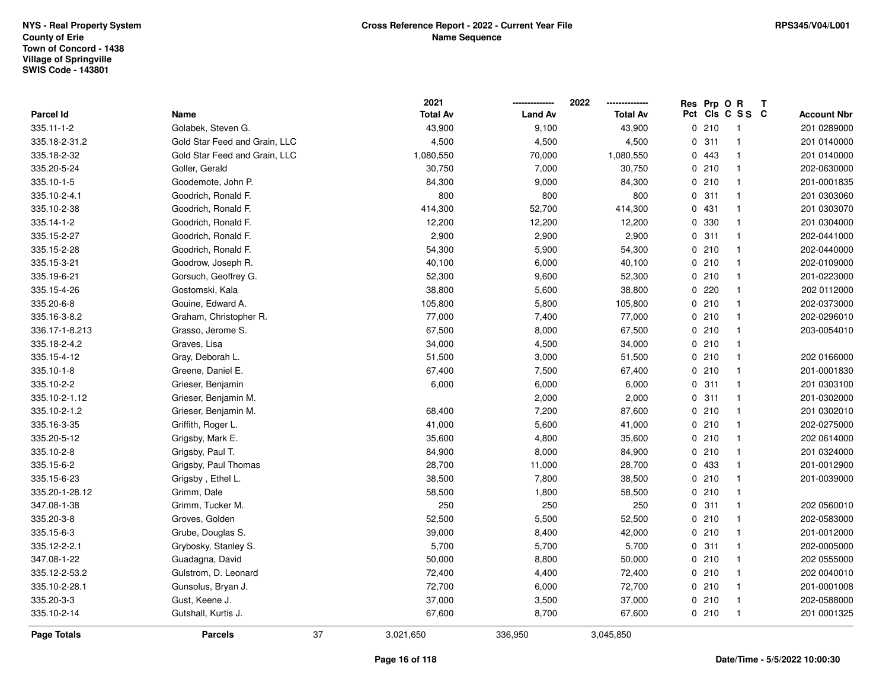NYS - Real Property System
County of Erie
Town of Concord - 1438
Village of Springville
SWIS Code - 143801

**Cross Reference Report - 2022 - Current Year File**
**Name Sequence**

RPS345/V04/L001

| Parcel Id | Name | 2021 Total Av | 2022 Land Av | 2022 Total Av | Res Pct | Prp Cls | O C | R SS | T C | Account Nbr |
|---|---|---|---|---|---|---|---|---|---|---|
| 335.11-1-2 | Golabek, Steven G. | 43,900 | 9,100 | 43,900 | 0 | 210 | | 1 | | 201 0289000 |
| 335.18-2-31.2 | Gold Star Feed and Grain, LLC | 4,500 | 4,500 | 4,500 | 0 | 311 | | 1 | | 201 0140000 |
| 335.18-2-32 | Gold Star Feed and Grain, LLC | 1,080,550 | 70,000 | 1,080,550 | 0 | 443 | | 1 | | 201 0140000 |
| 335.20-5-24 | Goller, Gerald | 30,750 | 7,000 | 30,750 | 0 | 210 | | 1 | | 202-0630000 |
| 335.10-1-5 | Goodemote, John P. | 84,300 | 9,000 | 84,300 | 0 | 210 | | 1 | | 201-0001835 |
| 335.10-2-4.1 | Goodrich, Ronald F. | 800 | 800 | 800 | 0 | 311 | | 1 | | 201 0303060 |
| 335.10-2-38 | Goodrich, Ronald F. | 414,300 | 52,700 | 414,300 | 0 | 431 | | 1 | | 201 0303070 |
| 335.14-1-2 | Goodrich, Ronald F. | 12,200 | 12,200 | 12,200 | 0 | 330 | | 1 | | 201 0304000 |
| 335.15-2-27 | Goodrich, Ronald F. | 2,900 | 2,900 | 2,900 | 0 | 311 | | 1 | | 202-0441000 |
| 335.15-2-28 | Goodrich, Ronald F. | 54,300 | 5,900 | 54,300 | 0 | 210 | | 1 | | 202-0440000 |
| 335.15-3-21 | Goodrow, Joseph R. | 40,100 | 6,000 | 40,100 | 0 | 210 | | 1 | | 202-0109000 |
| 335.19-6-21 | Gorsuch, Geoffrey G. | 52,300 | 9,600 | 52,300 | 0 | 210 | | 1 | | 201-0223000 |
| 335.15-4-26 | Gostomski, Kala | 38,800 | 5,600 | 38,800 | 0 | 220 | | 1 | | 202 0112000 |
| 335.20-6-8 | Gouine, Edward A. | 105,800 | 5,800 | 105,800 | 0 | 210 | | 1 | | 202-0373000 |
| 335.16-3-8.2 | Graham, Christopher R. | 77,000 | 7,400 | 77,000 | 0 | 210 | | 1 | | 202-0296010 |
| 336.17-1-8.213 | Grasso, Jerome S. | 67,500 | 8,000 | 67,500 | 0 | 210 | | 1 | | 203-0054010 |
| 335.18-2-4.2 | Graves, Lisa | 34,000 | 4,500 | 34,000 | 0 | 210 | | 1 | | |
| 335.15-4-12 | Gray, Deborah L. | 51,500 | 3,000 | 51,500 | 0 | 210 | | 1 | | 202 0166000 |
| 335.10-1-8 | Greene, Daniel E. | 67,400 | 7,500 | 67,400 | 0 | 210 | | 1 | | 201-0001830 |
| 335.10-2-2 | Grieser, Benjamin | 6,000 | 6,000 | 6,000 | 0 | 311 | | 1 | | 201 0303100 |
| 335.10-2-1.12 | Grieser, Benjamin M. | | 2,000 | 2,000 | 0 | 311 | | 1 | | 201-0302000 |
| 335.10-2-1.2 | Grieser, Benjamin M. | 68,400 | 7,200 | 87,600 | 0 | 210 | | 1 | | 201 0302010 |
| 335.16-3-35 | Griffith, Roger L. | 41,000 | 5,600 | 41,000 | 0 | 210 | | 1 | | 202-0275000 |
| 335.20-5-12 | Grigsby, Mark E. | 35,600 | 4,800 | 35,600 | 0 | 210 | | 1 | | 202 0614000 |
| 335.10-2-8 | Grigsby, Paul T. | 84,900 | 8,000 | 84,900 | 0 | 210 | | 1 | | 201 0324000 |
| 335.15-6-2 | Grigsby, Paul Thomas | 28,700 | 11,000 | 28,700 | 0 | 433 | | 1 | | 201-0012900 |
| 335.15-6-23 | Grigsby , Ethel L. | 38,500 | 7,800 | 38,500 | 0 | 210 | | 1 | | 201-0039000 |
| 335.20-1-28.12 | Grimm, Dale | 58,500 | 1,800 | 58,500 | 0 | 210 | | 1 | | |
| 347.08-1-38 | Grimm, Tucker M. | 250 | 250 | 250 | 0 | 311 | | 1 | | 202 0560010 |
| 335.20-3-8 | Groves, Golden | 52,500 | 5,500 | 52,500 | 0 | 210 | | 1 | | 202-0583000 |
| 335.15-6-3 | Grube, Douglas S. | 39,000 | 8,400 | 42,000 | 0 | 210 | | 1 | | 201-0012000 |
| 335.12-2-2.1 | Grybosky, Stanley S. | 5,700 | 5,700 | 5,700 | 0 | 311 | | 1 | | 202-0005000 |
| 347.08-1-22 | Guadagna, David | 50,000 | 8,800 | 50,000 | 0 | 210 | | 1 | | 202 0555000 |
| 335.12-2-53.2 | Gulstrom, D. Leonard | 72,400 | 4,400 | 72,400 | 0 | 210 | | 1 | | 202 0040010 |
| 335.10-2-28.1 | Gunsolus, Bryan J. | 72,700 | 6,000 | 72,700 | 0 | 210 | | 1 | | 201-0001008 |
| 335.20-3-3 | Gust, Keene J. | 37,000 | 3,500 | 37,000 | 0 | 210 | | 1 | | 202-0588000 |
| 335.10-2-14 | Gutshall, Kurtis J. | 67,600 | 8,700 | 67,600 | 0 | 210 | | 1 | | 201 0001325 |
| **Page Totals** | **Parcels** 37 | 3,021,650 | 336,950 | 3,045,850 | | | | | | |

Date/Time - 5/5/2022 10:00:30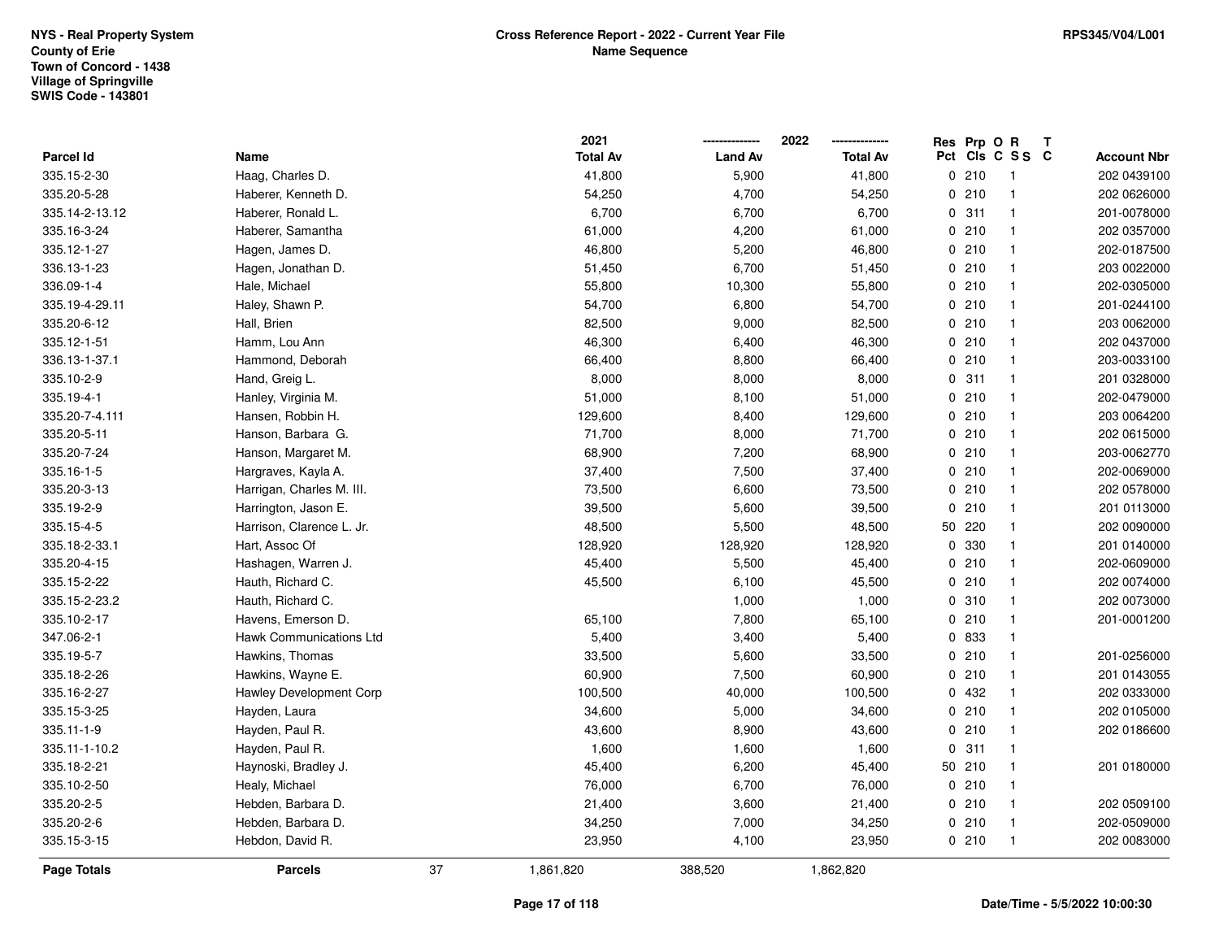NYS - Real Property System
County of Erie
Town of Concord - 1438
Village of Springville
SWIS Code - 143801

**Cross Reference Report - 2022 - Current Year File**
**Name Sequence**

RPS345/V04/L001

| Parcel Id | Name | 2021 Total Av | 2022 Land Av | 2022 Total Av | Res Pct | Prp Cls | O C | R S S | T C | Account Nbr |
|---|---|---|---|---|---|---|---|---|---|---|
| 335.15-2-30 | Haag, Charles D. | 41,800 | 5,900 | 41,800 | 0 | 210 | | 1 | | 202 0439100 |
| 335.20-5-28 | Haberer, Kenneth D. | 54,250 | 4,700 | 54,250 | 0 | 210 | | 1 | | 202 0626000 |
| 335.14-2-13.12 | Haberer, Ronald L. | 6,700 | 6,700 | 6,700 | 0 | 311 | | 1 | | 201-0078000 |
| 335.16-3-24 | Haberer, Samantha | 61,000 | 4,200 | 61,000 | 0 | 210 | | 1 | | 202 0357000 |
| 335.12-1-27 | Hagen, James D. | 46,800 | 5,200 | 46,800 | 0 | 210 | | 1 | | 202-0187500 |
| 336.13-1-23 | Hagen, Jonathan D. | 51,450 | 6,700 | 51,450 | 0 | 210 | | 1 | | 203 0022000 |
| 336.09-1-4 | Hale, Michael | 55,800 | 10,300 | 55,800 | 0 | 210 | | 1 | | 202-0305000 |
| 335.19-4-29.11 | Haley, Shawn P. | 54,700 | 6,800 | 54,700 | 0 | 210 | | 1 | | 201-0244100 |
| 335.20-6-12 | Hall, Brien | 82,500 | 9,000 | 82,500 | 0 | 210 | | 1 | | 203 0062000 |
| 335.12-1-51 | Hamm, Lou Ann | 46,300 | 6,400 | 46,300 | 0 | 210 | | 1 | | 202 0437000 |
| 336.13-1-37.1 | Hammond, Deborah | 66,400 | 8,800 | 66,400 | 0 | 210 | | 1 | | 203-0033100 |
| 335.10-2-9 | Hand, Greig L. | 8,000 | 8,000 | 8,000 | 0 | 311 | | 1 | | 201 0328000 |
| 335.19-4-1 | Hanley, Virginia M. | 51,000 | 8,100 | 51,000 | 0 | 210 | | 1 | | 202-0479000 |
| 335.20-7-4.111 | Hansen, Robbin H. | 129,600 | 8,400 | 129,600 | 0 | 210 | | 1 | | 203 0064200 |
| 335.20-5-11 | Hanson, Barbara G. | 71,700 | 8,000 | 71,700 | 0 | 210 | | 1 | | 202 0615000 |
| 335.20-7-24 | Hanson, Margaret M. | 68,900 | 7,200 | 68,900 | 0 | 210 | | 1 | | 203-0062770 |
| 335.16-1-5 | Hargraves, Kayla A. | 37,400 | 7,500 | 37,400 | 0 | 210 | | 1 | | 202-0069000 |
| 335.20-3-13 | Harrigan, Charles M. III. | 73,500 | 6,600 | 73,500 | 0 | 210 | | 1 | | 202 0578000 |
| 335.19-2-9 | Harrington, Jason E. | 39,500 | 5,600 | 39,500 | 0 | 210 | | 1 | | 201 0113000 |
| 335.15-4-5 | Harrison, Clarence L. Jr. | 48,500 | 5,500 | 48,500 | 50 | 220 | | 1 | | 202 0090000 |
| 335.18-2-33.1 | Hart, Assoc Of | 128,920 | 128,920 | 128,920 | 0 | 330 | | 1 | | 201 0140000 |
| 335.20-4-15 | Hashagen, Warren J. | 45,400 | 5,500 | 45,400 | 0 | 210 | | 1 | | 202-0609000 |
| 335.15-2-22 | Hauth, Richard C. | 45,500 | 6,100 | 45,500 | 0 | 210 | | 1 | | 202 0074000 |
| 335.15-2-23.2 | Hauth, Richard C. | | 1,000 | 1,000 | 0 | 310 | | 1 | | 202 0073000 |
| 335.10-2-17 | Havens, Emerson D. | 65,100 | 7,800 | 65,100 | 0 | 210 | | 1 | | 201-0001200 |
| 347.06-2-1 | Hawk Communications Ltd | 5,400 | 3,400 | 5,400 | 0 | 833 | | 1 | | |
| 335.19-5-7 | Hawkins, Thomas | 33,500 | 5,600 | 33,500 | 0 | 210 | | 1 | | 201-0256000 |
| 335.18-2-26 | Hawkins, Wayne E. | 60,900 | 7,500 | 60,900 | 0 | 210 | | 1 | | 201 0143055 |
| 335.16-2-27 | Hawley Development Corp | 100,500 | 40,000 | 100,500 | 0 | 432 | | 1 | | 202 0333000 |
| 335.15-3-25 | Hayden, Laura | 34,600 | 5,000 | 34,600 | 0 | 210 | | 1 | | 202 0105000 |
| 335.11-1-9 | Hayden, Paul R. | 43,600 | 8,900 | 43,600 | 0 | 210 | | 1 | | 202 0186600 |
| 335.11-1-10.2 | Hayden, Paul R. | 1,600 | 1,600 | 1,600 | 0 | 311 | | 1 | | |
| 335.18-2-21 | Haynoski, Bradley J. | 45,400 | 6,200 | 45,400 | 50 | 210 | | 1 | | 201 0180000 |
| 335.10-2-50 | Healy, Michael | 76,000 | 6,700 | 76,000 | 0 | 210 | | 1 | | |
| 335.20-2-5 | Hebden, Barbara D. | 21,400 | 3,600 | 21,400 | 0 | 210 | | 1 | | 202 0509100 |
| 335.20-2-6 | Hebden, Barbara D. | 34,250 | 7,000 | 34,250 | 0 | 210 | | 1 | | 202-0509000 |
| 335.15-3-15 | Hebdon, David R. | 23,950 | 4,100 | 23,950 | 0 | 210 | | 1 | | 202 0083000 |
| **Page Totals** | **Parcels** 37 | 1,861,820 | 388,520 | 1,862,820 | | | | | | |

Date/Time - 5/5/2022 10:00:30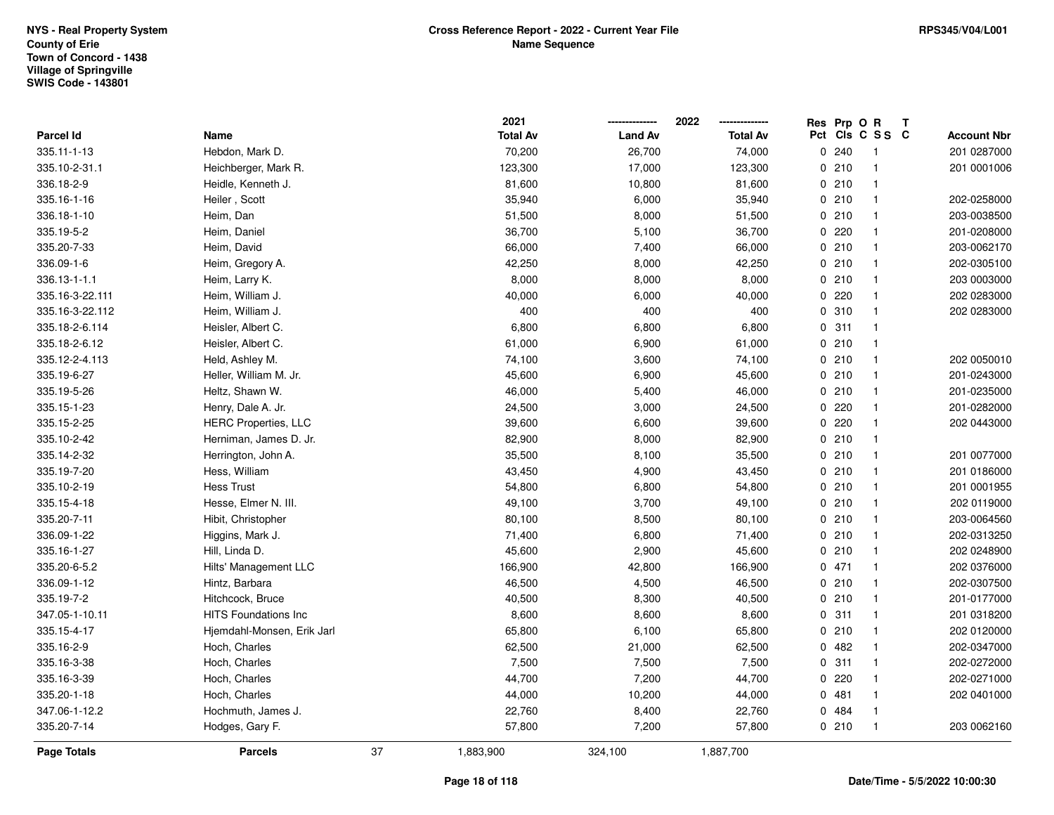NYS - Real Property System
County of Erie
Town of Concord - 1438
Village of Springville
SWIS Code - 143801

**Cross Reference Report - 2022 - Current Year File**
**Name Sequence**

RPS345/V04/L001

| Parcel Id | Name | 2021 Total Av | 2022 Land Av | 2022 Total Av | Res Pct | Prp Cls | O C | R S S | T C | Account Nbr |
|---|---|---|---|---|---|---|---|---|---|---|
| 335.11-1-13 | Hebdon, Mark D. | 70,200 | 26,700 | 74,000 | 0 | 240 | | 1 | | 201 0287000 |
| 335.10-2-31.1 | Heichberger, Mark R. | 123,300 | 17,000 | 123,300 | 0 | 210 | | 1 | | 201 0001006 |
| 336.18-2-9 | Heidle, Kenneth J. | 81,600 | 10,800 | 81,600 | 0 | 210 | | 1 | | |
| 335.16-1-16 | Heiler , Scott | 35,940 | 6,000 | 35,940 | 0 | 210 | | 1 | | 202-0258000 |
| 336.18-1-10 | Heim, Dan | 51,500 | 8,000 | 51,500 | 0 | 210 | | 1 | | 203-0038500 |
| 335.19-5-2 | Heim, Daniel | 36,700 | 5,100 | 36,700 | 0 | 220 | | 1 | | 201-0208000 |
| 335.20-7-33 | Heim, David | 66,000 | 7,400 | 66,000 | 0 | 210 | | 1 | | 203-0062170 |
| 336.09-1-6 | Heim, Gregory A. | 42,250 | 8,000 | 42,250 | 0 | 210 | | 1 | | 202-0305100 |
| 336.13-1-1.1 | Heim, Larry K. | 8,000 | 8,000 | 8,000 | 0 | 210 | | 1 | | 203 0003000 |
| 335.16-3-22.111 | Heim, William J. | 40,000 | 6,000 | 40,000 | 0 | 220 | | 1 | | 202 0283000 |
| 335.16-3-22.112 | Heim, William J. | 400 | 400 | 400 | 0 | 310 | | 1 | | 202 0283000 |
| 335.18-2-6.114 | Heisler, Albert C. | 6,800 | 6,800 | 6,800 | 0 | 311 | | 1 | | |
| 335.18-2-6.12 | Heisler, Albert C. | 61,000 | 6,900 | 61,000 | 0 | 210 | | 1 | | |
| 335.12-2-4.113 | Held, Ashley M. | 74,100 | 3,600 | 74,100 | 0 | 210 | | 1 | | 202 0050010 |
| 335.19-6-27 | Heller, William M. Jr. | 45,600 | 6,900 | 45,600 | 0 | 210 | | 1 | | 201-0243000 |
| 335.19-5-26 | Heltz, Shawn W. | 46,000 | 5,400 | 46,000 | 0 | 210 | | 1 | | 201-0235000 |
| 335.15-1-23 | Henry, Dale A. Jr. | 24,500 | 3,000 | 24,500 | 0 | 220 | | 1 | | 201-0282000 |
| 335.15-2-25 | HERC Properties, LLC | 39,600 | 6,600 | 39,600 | 0 | 220 | | 1 | | 202 0443000 |
| 335.10-2-42 | Herniman, James D. Jr. | 82,900 | 8,000 | 82,900 | 0 | 210 | | 1 | | |
| 335.14-2-32 | Herrington, John A. | 35,500 | 8,100 | 35,500 | 0 | 210 | | 1 | | 201 0077000 |
| 335.19-7-20 | Hess, William | 43,450 | 4,900 | 43,450 | 0 | 210 | | 1 | | 201 0186000 |
| 335.10-2-19 | Hess Trust | 54,800 | 6,800 | 54,800 | 0 | 210 | | 1 | | 201 0001955 |
| 335.15-4-18 | Hesse, Elmer N. III. | 49,100 | 3,700 | 49,100 | 0 | 210 | | 1 | | 202 0119000 |
| 335.20-7-11 | Hibit, Christopher | 80,100 | 8,500 | 80,100 | 0 | 210 | | 1 | | 203-0064560 |
| 336.09-1-22 | Higgins, Mark J. | 71,400 | 6,800 | 71,400 | 0 | 210 | | 1 | | 202-0313250 |
| 335.16-1-27 | Hill, Linda D. | 45,600 | 2,900 | 45,600 | 0 | 210 | | 1 | | 202 0248900 |
| 335.20-6-5.2 | Hilts' Management LLC | 166,900 | 42,800 | 166,900 | 0 | 471 | | 1 | | 202 0376000 |
| 336.09-1-12 | Hintz, Barbara | 46,500 | 4,500 | 46,500 | 0 | 210 | | 1 | | 202-0307500 |
| 335.19-7-2 | Hitchcock, Bruce | 40,500 | 8,300 | 40,500 | 0 | 210 | | 1 | | 201-0177000 |
| 347.05-1-10.11 | HITS Foundations Inc | 8,600 | 8,600 | 8,600 | 0 | 311 | | 1 | | 201 0318200 |
| 335.15-4-17 | Hjemdahl-Monsen, Erik Jarl | 65,800 | 6,100 | 65,800 | 0 | 210 | | 1 | | 202 0120000 |
| 335.16-2-9 | Hoch, Charles | 62,500 | 21,000 | 62,500 | 0 | 482 | | 1 | | 202-0347000 |
| 335.16-3-38 | Hoch, Charles | 7,500 | 7,500 | 7,500 | 0 | 311 | | 1 | | 202-0272000 |
| 335.16-3-39 | Hoch, Charles | 44,700 | 7,200 | 44,700 | 0 | 220 | | 1 | | 202-0271000 |
| 335.20-1-18 | Hoch, Charles | 44,000 | 10,200 | 44,000 | 0 | 481 | | 1 | | 202 0401000 |
| 347.06-1-12.2 | Hochmuth, James J. | 22,760 | 8,400 | 22,760 | 0 | 484 | | 1 | | |
| 335.20-7-14 | Hodges, Gary F. | 57,800 | 7,200 | 57,800 | 0 | 210 | | 1 | | 203 0062160 |
| **Page Totals** | **Parcels** 37 | 1,883,900 | 324,100 | 1,887,700 | | | | | | |

Date/Time - 5/5/2022 10:00:30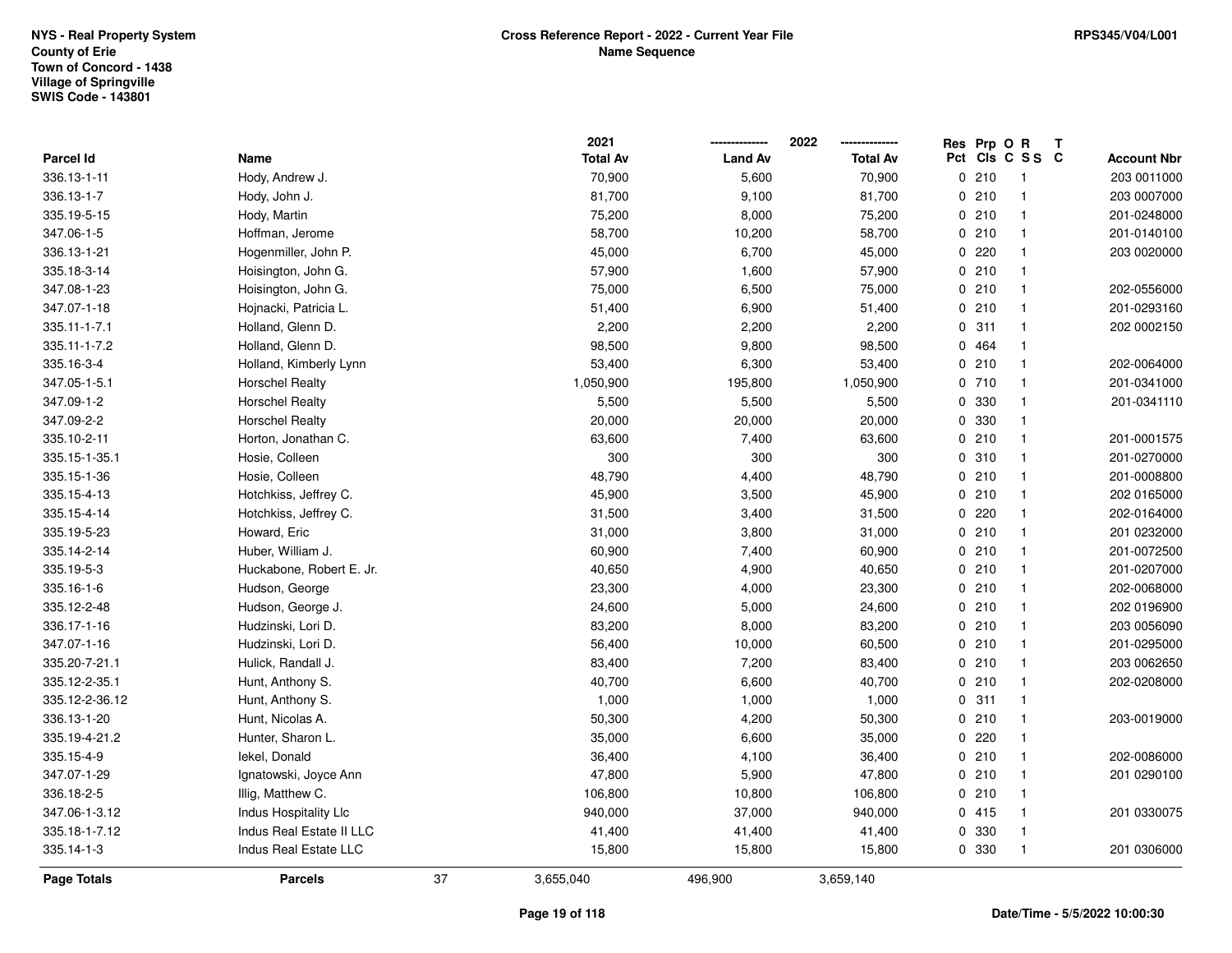NYS - Real Property System
County of Erie
Town of Concord - 1438
Village of Springville
SWIS Code - 143801

**Cross Reference Report - 2022 - Current Year File**
**Name Sequence**

RPS345/V04/L001

| Parcel Id | Name | 2021 Total Av | 2022 Land Av | 2022 Total Av | Res Pct | Prp Cls | O C | R S S | T C | Account Nbr |
|---|---|---|---|---|---|---|---|---|---|---|
| 336.13-1-11 | Hody, Andrew J. | 70,900 | 5,600 | 70,900 | 0 | 210 | | 1 | | 203 0011000 |
| 336.13-1-7 | Hody, John J. | 81,700 | 9,100 | 81,700 | 0 | 210 | | 1 | | 203 0007000 |
| 335.19-5-15 | Hody, Martin | 75,200 | 8,000 | 75,200 | 0 | 210 | | 1 | | 201-0248000 |
| 347.06-1-5 | Hoffman, Jerome | 58,700 | 10,200 | 58,700 | 0 | 210 | | 1 | | 201-0140100 |
| 336.13-1-21 | Hogenmiller, John P. | 45,000 | 6,700 | 45,000 | 0 | 220 | | 1 | | 203 0020000 |
| 335.18-3-14 | Hoisington, John G. | 57,900 | 1,600 | 57,900 | 0 | 210 | | 1 | | |
| 347.08-1-23 | Hoisington, John G. | 75,000 | 6,500 | 75,000 | 0 | 210 | | 1 | | 202-0556000 |
| 347.07-1-18 | Hojnacki, Patricia L. | 51,400 | 6,900 | 51,400 | 0 | 210 | | 1 | | 201-0293160 |
| 335.11-1-7.1 | Holland, Glenn D. | 2,200 | 2,200 | 2,200 | 0 | 311 | | 1 | | 202 0002150 |
| 335.11-1-7.2 | Holland, Glenn D. | 98,500 | 9,800 | 98,500 | 0 | 464 | | 1 | | |
| 335.16-3-4 | Holland, Kimberly Lynn | 53,400 | 6,300 | 53,400 | 0 | 210 | | 1 | | 202-0064000 |
| 347.05-1-5.1 | Horschel Realty | 1,050,900 | 195,800 | 1,050,900 | 0 | 710 | | 1 | | 201-0341000 |
| 347.09-1-2 | Horschel Realty | 5,500 | 5,500 | 5,500 | 0 | 330 | | 1 | | 201-0341110 |
| 347.09-2-2 | Horschel Realty | 20,000 | 20,000 | 20,000 | 0 | 330 | | 1 | | |
| 335.10-2-11 | Horton, Jonathan C. | 63,600 | 7,400 | 63,600 | 0 | 210 | | 1 | | 201-0001575 |
| 335.15-1-35.1 | Hosie, Colleen | 300 | 300 | 300 | 0 | 310 | | 1 | | 201-0270000 |
| 335.15-1-36 | Hosie, Colleen | 48,790 | 4,400 | 48,790 | 0 | 210 | | 1 | | 201-0008800 |
| 335.15-4-13 | Hotchkiss, Jeffrey C. | 45,900 | 3,500 | 45,900 | 0 | 210 | | 1 | | 202 0165000 |
| 335.15-4-14 | Hotchkiss, Jeffrey C. | 31,500 | 3,400 | 31,500 | 0 | 220 | | 1 | | 202-0164000 |
| 335.19-5-23 | Howard, Eric | 31,000 | 3,800 | 31,000 | 0 | 210 | | 1 | | 201 0232000 |
| 335.14-2-14 | Huber, William J. | 60,900 | 7,400 | 60,900 | 0 | 210 | | 1 | | 201-0072500 |
| 335.19-5-3 | Huckabone, Robert E. Jr. | 40,650 | 4,900 | 40,650 | 0 | 210 | | 1 | | 201-0207000 |
| 335.16-1-6 | Hudson, George | 23,300 | 4,000 | 23,300 | 0 | 210 | | 1 | | 202-0068000 |
| 335.12-2-48 | Hudson, George J. | 24,600 | 5,000 | 24,600 | 0 | 210 | | 1 | | 202 0196900 |
| 336.17-1-16 | Hudzinski, Lori D. | 83,200 | 8,000 | 83,200 | 0 | 210 | | 1 | | 203 0056090 |
| 347.07-1-16 | Hudzinski, Lori D. | 56,400 | 10,000 | 60,500 | 0 | 210 | | 1 | | 201-0295000 |
| 335.20-7-21.1 | Hulick, Randall J. | 83,400 | 7,200 | 83,400 | 0 | 210 | | 1 | | 203 0062650 |
| 335.12-2-35.1 | Hunt, Anthony S. | 40,700 | 6,600 | 40,700 | 0 | 210 | | 1 | | 202-0208000 |
| 335.12-2-36.12 | Hunt, Anthony S. | 1,000 | 1,000 | 1,000 | 0 | 311 | | 1 | | |
| 336.13-1-20 | Hunt, Nicolas A. | 50,300 | 4,200 | 50,300 | 0 | 210 | | 1 | | 203-0019000 |
| 335.19-4-21.2 | Hunter, Sharon L. | 35,000 | 6,600 | 35,000 | 0 | 220 | | 1 | | |
| 335.15-4-9 | Iekel, Donald | 36,400 | 4,100 | 36,400 | 0 | 210 | | 1 | | 202-0086000 |
| 347.07-1-29 | Ignatowski, Joyce Ann | 47,800 | 5,900 | 47,800 | 0 | 210 | | 1 | | 201 0290100 |
| 336.18-2-5 | Illig, Matthew C. | 106,800 | 10,800 | 106,800 | 0 | 210 | | 1 | | |
| 347.06-1-3.12 | Indus Hospitality Llc | 940,000 | 37,000 | 940,000 | 0 | 415 | | 1 | | 201 0330075 |
| 335.18-1-7.12 | Indus Real Estate II LLC | 41,400 | 41,400 | 41,400 | 0 | 330 | | 1 | | |
| 335.14-1-3 | Indus Real Estate LLC | 15,800 | 15,800 | 15,800 | 0 | 330 | | 1 | | 201 0306000 |
| **Page Totals** | **Parcels** 37 | 3,655,040 | 496,900 | 3,659,140 | | | | | | |

Date/Time - 5/5/2022 10:00:30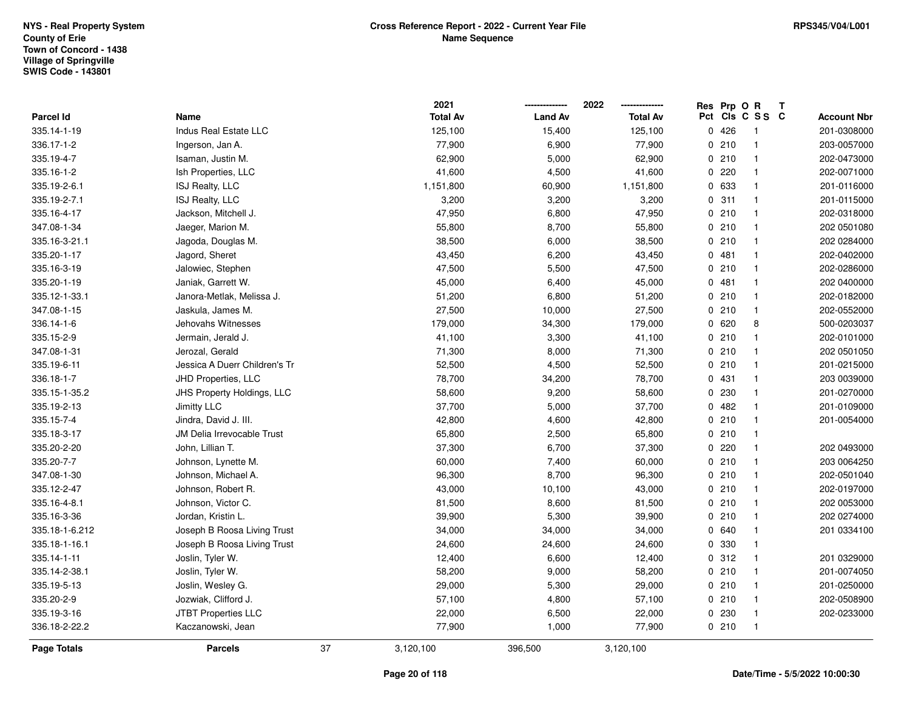NYS - Real Property System
County of Erie
Town of Concord - 1438
Village of Springville
SWIS Code - 143801

**Cross Reference Report - 2022 - Current Year File**
**Name Sequence**

RPS345/V04/L001

| Parcel Id | Name | 2021 Total Av | 2022 Land Av | 2022 Total Av | Res Pct | Prp Cls | O C | R SS | T C | Account Nbr |
|---|---|---|---|---|---|---|---|---|---|---|
| 335.14-1-19 | Indus Real Estate LLC | 125,100 | 15,400 | 125,100 | 0 | 426 | | 1 | | 201-0308000 |
| 336.17-1-2 | Ingerson, Jan A. | 77,900 | 6,900 | 77,900 | 0 | 210 | | 1 | | 203-0057000 |
| 335.19-4-7 | Isaman, Justin M. | 62,900 | 5,000 | 62,900 | 0 | 210 | | 1 | | 202-0473000 |
| 335.16-1-2 | Ish Properties, LLC | 41,600 | 4,500 | 41,600 | 0 | 220 | | 1 | | 202-0071000 |
| 335.19-2-6.1 | ISJ Realty, LLC | 1,151,800 | 60,900 | 1,151,800 | 0 | 633 | | 1 | | 201-0116000 |
| 335.19-2-7.1 | ISJ Realty, LLC | 3,200 | 3,200 | 3,200 | 0 | 311 | | 1 | | 201-0115000 |
| 335.16-4-17 | Jackson, Mitchell J. | 47,950 | 6,800 | 47,950 | 0 | 210 | | 1 | | 202-0318000 |
| 347.08-1-34 | Jaeger, Marion M. | 55,800 | 8,700 | 55,800 | 0 | 210 | | 1 | | 202 0501080 |
| 335.16-3-21.1 | Jagoda, Douglas M. | 38,500 | 6,000 | 38,500 | 0 | 210 | | 1 | | 202 0284000 |
| 335.20-1-17 | Jagord, Sheret | 43,450 | 6,200 | 43,450 | 0 | 481 | | 1 | | 202-0402000 |
| 335.16-3-19 | Jalowiec, Stephen | 47,500 | 5,500 | 47,500 | 0 | 210 | | 1 | | 202-0286000 |
| 335.20-1-19 | Janiak, Garrett W. | 45,000 | 6,400 | 45,000 | 0 | 481 | | 1 | | 202 0400000 |
| 335.12-1-33.1 | Janora-Metlak, Melissa J. | 51,200 | 6,800 | 51,200 | 0 | 210 | | 1 | | 202-0182000 |
| 347.08-1-15 | Jaskula, James M. | 27,500 | 10,000 | 27,500 | 0 | 210 | | 1 | | 202-0552000 |
| 336.14-1-6 | Jehovahs Witnesses | 179,000 | 34,300 | 179,000 | 0 | 620 | | 8 | | 500-0203037 |
| 335.15-2-9 | Jermain, Jerald J. | 41,100 | 3,300 | 41,100 | 0 | 210 | | 1 | | 202-0101000 |
| 347.08-1-31 | Jerozal, Gerald | 71,300 | 8,000 | 71,300 | 0 | 210 | | 1 | | 202 0501050 |
| 335.19-6-11 | Jessica A Duerr Children's Tr | 52,500 | 4,500 | 52,500 | 0 | 210 | | 1 | | 201-0215000 |
| 336.18-1-7 | JHD Properties, LLC | 78,700 | 34,200 | 78,700 | 0 | 431 | | 1 | | 203 0039000 |
| 335.15-1-35.2 | JHS Property Holdings, LLC | 58,600 | 9,200 | 58,600 | 0 | 230 | | 1 | | 201-0270000 |
| 335.19-2-13 | Jimitty LLC | 37,700 | 5,000 | 37,700 | 0 | 482 | | 1 | | 201-0109000 |
| 335.15-7-4 | Jindra, David J. III. | 42,800 | 4,600 | 42,800 | 0 | 210 | | 1 | | 201-0054000 |
| 335.18-3-17 | JM Delia Irrevocable Trust | 65,800 | 2,500 | 65,800 | 0 | 210 | | 1 | | |
| 335.20-2-20 | John, Lillian T. | 37,300 | 6,700 | 37,300 | 0 | 220 | | 1 | | 202 0493000 |
| 335.20-7-7 | Johnson, Lynette M. | 60,000 | 7,400 | 60,000 | 0 | 210 | | 1 | | 203 0064250 |
| 347.08-1-30 | Johnson, Michael A. | 96,300 | 8,700 | 96,300 | 0 | 210 | | 1 | | 202-0501040 |
| 335.12-2-47 | Johnson, Robert R. | 43,000 | 10,100 | 43,000 | 0 | 210 | | 1 | | 202-0197000 |
| 335.16-4-8.1 | Johnson, Victor C. | 81,500 | 8,600 | 81,500 | 0 | 210 | | 1 | | 202 0053000 |
| 335.16-3-36 | Jordan, Kristin L. | 39,900 | 5,300 | 39,900 | 0 | 210 | | 1 | | 202 0274000 |
| 335.18-1-6.212 | Joseph B Roosa Living Trust | 34,000 | 34,000 | 34,000 | 0 | 640 | | 1 | | 201 0334100 |
| 335.18-1-16.1 | Joseph B Roosa Living Trust | 24,600 | 24,600 | 24,600 | 0 | 330 | | 1 | | |
| 335.14-1-11 | Joslin, Tyler W. | 12,400 | 6,600 | 12,400 | 0 | 312 | | 1 | | 201 0329000 |
| 335.14-2-38.1 | Joslin, Tyler W. | 58,200 | 9,000 | 58,200 | 0 | 210 | | 1 | | 201-0074050 |
| 335.19-5-13 | Joslin, Wesley G. | 29,000 | 5,300 | 29,000 | 0 | 210 | | 1 | | 201-0250000 |
| 335.20-2-9 | Jozwiak, Clifford J. | 57,100 | 4,800 | 57,100 | 0 | 210 | | 1 | | 202-0508900 |
| 335.19-3-16 | JTBT Properties LLC | 22,000 | 6,500 | 22,000 | 0 | 230 | | 1 | | 202-0233000 |
| 336.18-2-22.2 | Kaczanowski, Jean | 77,900 | 1,000 | 77,900 | 0 | 210 | | 1 | | |
| **Page Totals** | **Parcels** 37 | 3,120,100 | 396,500 | 3,120,100 | | | | | | |

Date/Time - 5/5/2022 10:00:30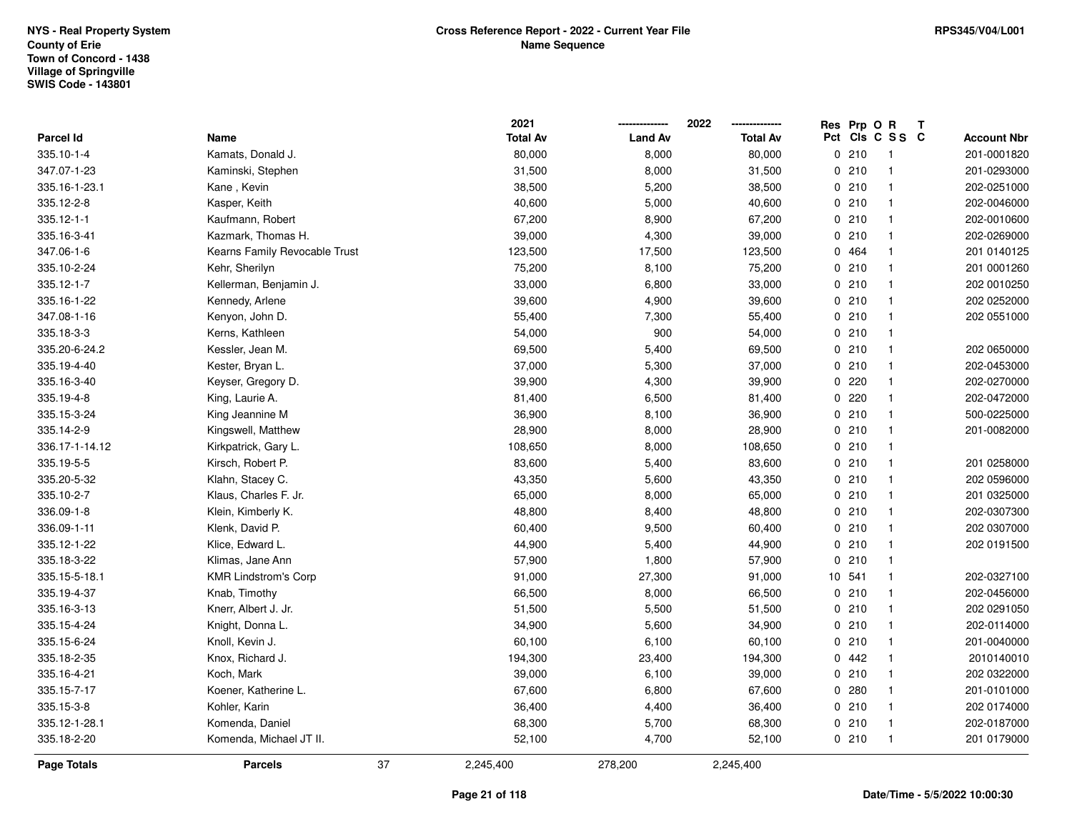NYS - Real Property System
County of Erie
Town of Concord - 1438
Village of Springville
SWIS Code - 143801

**Cross Reference Report - 2022 - Current Year File**
**Name Sequence**

RPS345/V04/L001

| Parcel Id | Name | 2021 Total Av | 2022 Land Av | 2022 Total Av | Res Pct | Prp Cls | O C | R SS | T C | Account Nbr |
|---|---|---|---|---|---|---|---|---|---|---|
| 335.10-1-4 | Kamats, Donald J. | 80,000 | 8,000 | 80,000 | 0 | 210 | | 1 | | 201-0001820 |
| 347.07-1-23 | Kaminski, Stephen | 31,500 | 8,000 | 31,500 | 0 | 210 | | 1 | | 201-0293000 |
| 335.16-1-23.1 | Kane , Kevin | 38,500 | 5,200 | 38,500 | 0 | 210 | | 1 | | 202-0251000 |
| 335.12-2-8 | Kasper, Keith | 40,600 | 5,000 | 40,600 | 0 | 210 | | 1 | | 202-0046000 |
| 335.12-1-1 | Kaufmann, Robert | 67,200 | 8,900 | 67,200 | 0 | 210 | | 1 | | 202-0010600 |
| 335.16-3-41 | Kazmark, Thomas H. | 39,000 | 4,300 | 39,000 | 0 | 210 | | 1 | | 202-0269000 |
| 347.06-1-6 | Kearns Family Revocable Trust | 123,500 | 17,500 | 123,500 | 0 | 464 | | 1 | | 201 0140125 |
| 335.10-2-24 | Kehr, Sherilyn | 75,200 | 8,100 | 75,200 | 0 | 210 | | 1 | | 201 0001260 |
| 335.12-1-7 | Kellerman, Benjamin J. | 33,000 | 6,800 | 33,000 | 0 | 210 | | 1 | | 202 0010250 |
| 335.16-1-22 | Kennedy, Arlene | 39,600 | 4,900 | 39,600 | 0 | 210 | | 1 | | 202 0252000 |
| 347.08-1-16 | Kenyon, John D. | 55,400 | 7,300 | 55,400 | 0 | 210 | | 1 | | 202 0551000 |
| 335.18-3-3 | Kerns, Kathleen | 54,000 | 900 | 54,000 | 0 | 210 | | 1 | | |
| 335.20-6-24.2 | Kessler, Jean M. | 69,500 | 5,400 | 69,500 | 0 | 210 | | 1 | | 202 0650000 |
| 335.19-4-40 | Kester, Bryan L. | 37,000 | 5,300 | 37,000 | 0 | 210 | | 1 | | 202-0453000 |
| 335.16-3-40 | Keyser, Gregory D. | 39,900 | 4,300 | 39,900 | 0 | 220 | | 1 | | 202-0270000 |
| 335.19-4-8 | King, Laurie A. | 81,400 | 6,500 | 81,400 | 0 | 220 | | 1 | | 202-0472000 |
| 335.15-3-24 | King Jeannine M | 36,900 | 8,100 | 36,900 | 0 | 210 | | 1 | | 500-0225000 |
| 335.14-2-9 | Kingswell, Matthew | 28,900 | 8,000 | 28,900 | 0 | 210 | | 1 | | 201-0082000 |
| 336.17-1-14.12 | Kirkpatrick, Gary L. | 108,650 | 8,000 | 108,650 | 0 | 210 | | 1 | | |
| 335.19-5-5 | Kirsch, Robert P. | 83,600 | 5,400 | 83,600 | 0 | 210 | | 1 | | 201 0258000 |
| 335.20-5-32 | Klahn, Stacey C. | 43,350 | 5,600 | 43,350 | 0 | 210 | | 1 | | 202 0596000 |
| 335.10-2-7 | Klaus, Charles F. Jr. | 65,000 | 8,000 | 65,000 | 0 | 210 | | 1 | | 201 0325000 |
| 336.09-1-8 | Klein, Kimberly K. | 48,800 | 8,400 | 48,800 | 0 | 210 | | 1 | | 202-0307300 |
| 336.09-1-11 | Klenk, David P. | 60,400 | 9,500 | 60,400 | 0 | 210 | | 1 | | 202 0307000 |
| 335.12-1-22 | Klice, Edward L. | 44,900 | 5,400 | 44,900 | 0 | 210 | | 1 | | 202 0191500 |
| 335.18-3-22 | Klimas, Jane Ann | 57,900 | 1,800 | 57,900 | 0 | 210 | | 1 | | |
| 335.15-5-18.1 | KMR Lindstrom's Corp | 91,000 | 27,300 | 91,000 | 10 | 541 | | 1 | | 202-0327100 |
| 335.19-4-37 | Knab, Timothy | 66,500 | 8,000 | 66,500 | 0 | 210 | | 1 | | 202-0456000 |
| 335.16-3-13 | Knerr, Albert J. Jr. | 51,500 | 5,500 | 51,500 | 0 | 210 | | 1 | | 202 0291050 |
| 335.15-4-24 | Knight, Donna L. | 34,900 | 5,600 | 34,900 | 0 | 210 | | 1 | | 202-0114000 |
| 335.15-6-24 | Knoll, Kevin J. | 60,100 | 6,100 | 60,100 | 0 | 210 | | 1 | | 201-0040000 |
| 335.18-2-35 | Knox, Richard J. | 194,300 | 23,400 | 194,300 | 0 | 442 | | 1 | | 2010140010 |
| 335.16-4-21 | Koch, Mark | 39,000 | 6,100 | 39,000 | 0 | 210 | | 1 | | 202 0322000 |
| 335.15-7-17 | Koener, Katherine L. | 67,600 | 6,800 | 67,600 | 0 | 280 | | 1 | | 201-0101000 |
| 335.15-3-8 | Kohler, Karin | 36,400 | 4,400 | 36,400 | 0 | 210 | | 1 | | 202 0174000 |
| 335.12-1-28.1 | Komenda, Daniel | 68,300 | 5,700 | 68,300 | 0 | 210 | | 1 | | 202-0187000 |
| 335.18-2-20 | Komenda, Michael JT II. | 52,100 | 4,700 | 52,100 | 0 | 210 | | 1 | | 201 0179000 |
| **Page Totals** | **Parcels** 37 | 2,245,400 | 278,200 | 2,245,400 | | | | | | |

Date/Time - 5/5/2022 10:00:30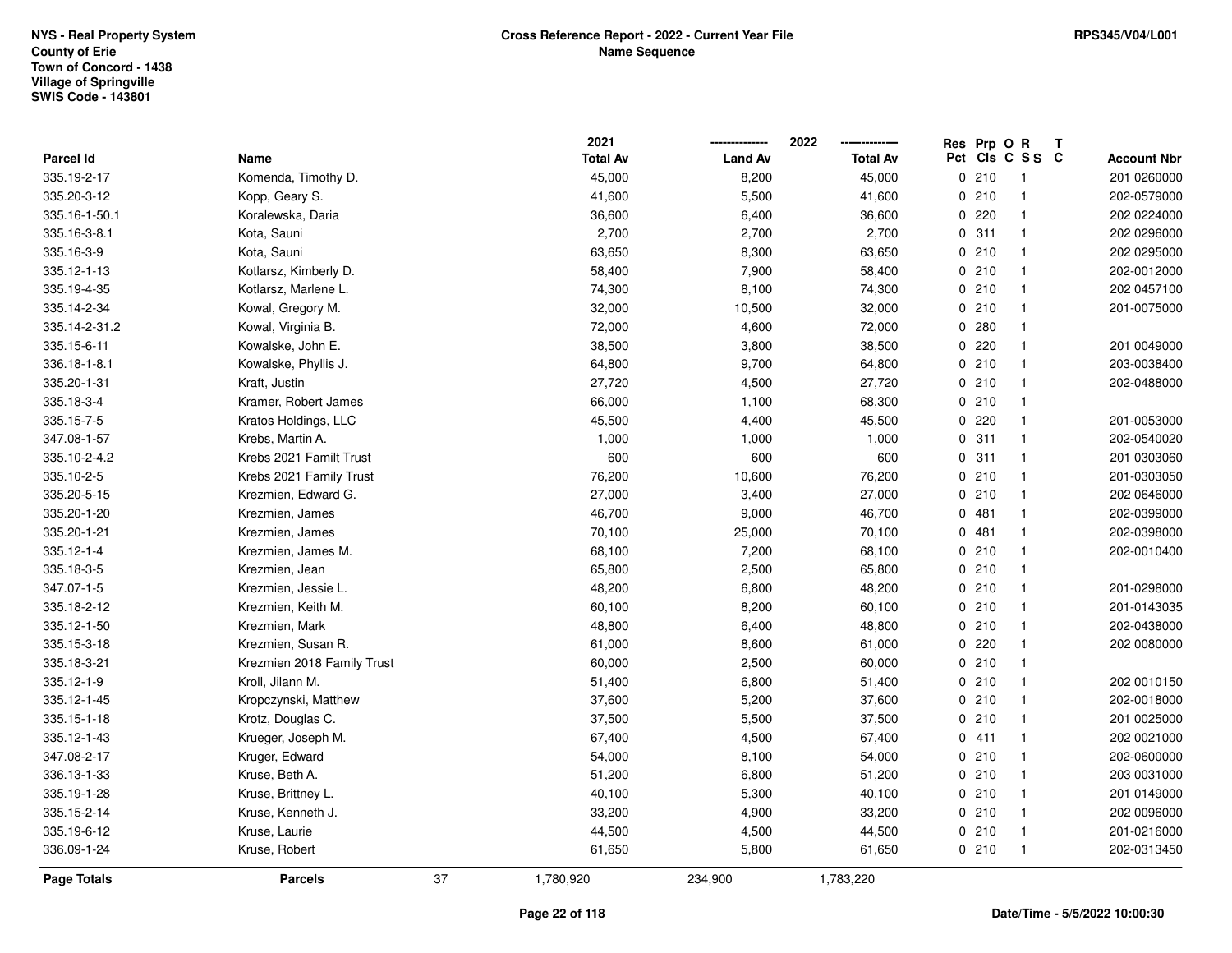NYS - Real Property System
County of Erie
Town of Concord - 1438
Village of Springville
SWIS Code - 143801

**Cross Reference Report - 2022 - Current Year File**
**Name Sequence**

RPS345/V04/L001

| Parcel Id | Name | 2021 Total Av | 2022 Land Av | 2022 Total Av | Res Pct | Prp Cls | O C | R S S | T C | Account Nbr |
|---|---|---|---|---|---|---|---|---|---|---|
| 335.19-2-17 | Komenda, Timothy D. | 45,000 | 8,200 | 45,000 | 0 | 210 | | 1 | | 201 0260000 |
| 335.20-3-12 | Kopp, Geary S. | 41,600 | 5,500 | 41,600 | 0 | 210 | | 1 | | 202-0579000 |
| 335.16-1-50.1 | Koralewska, Daria | 36,600 | 6,400 | 36,600 | 0 | 220 | | 1 | | 202 0224000 |
| 335.16-3-8.1 | Kota, Sauni | 2,700 | 2,700 | 2,700 | 0 | 311 | | 1 | | 202 0296000 |
| 335.16-3-9 | Kota, Sauni | 63,650 | 8,300 | 63,650 | 0 | 210 | | 1 | | 202 0295000 |
| 335.12-1-13 | Kotlarsz, Kimberly D. | 58,400 | 7,900 | 58,400 | 0 | 210 | | 1 | | 202-0012000 |
| 335.19-4-35 | Kotlarsz, Marlene L. | 74,300 | 8,100 | 74,300 | 0 | 210 | | 1 | | 202 0457100 |
| 335.14-2-34 | Kowal, Gregory M. | 32,000 | 10,500 | 32,000 | 0 | 210 | | 1 | | 201-0075000 |
| 335.14-2-31.2 | Kowal, Virginia B. | 72,000 | 4,600 | 72,000 | 0 | 280 | | 1 | | |
| 335.15-6-11 | Kowalske, John E. | 38,500 | 3,800 | 38,500 | 0 | 220 | | 1 | | 201 0049000 |
| 336.18-1-8.1 | Kowalske, Phyllis J. | 64,800 | 9,700 | 64,800 | 0 | 210 | | 1 | | 203-0038400 |
| 335.20-1-31 | Kraft, Justin | 27,720 | 4,500 | 27,720 | 0 | 210 | | 1 | | 202-0488000 |
| 335.18-3-4 | Kramer, Robert James | 66,000 | 1,100 | 68,300 | 0 | 210 | | 1 | | |
| 335.15-7-5 | Kratos Holdings, LLC | 45,500 | 4,400 | 45,500 | 0 | 220 | | 1 | | 201-0053000 |
| 347.08-1-57 | Krebs, Martin A. | 1,000 | 1,000 | 1,000 | 0 | 311 | | 1 | | 202-0540020 |
| 335.10-2-4.2 | Krebs 2021 Familt Trust | 600 | 600 | 600 | 0 | 311 | | 1 | | 201 0303060 |
| 335.10-2-5 | Krebs 2021 Family Trust | 76,200 | 10,600 | 76,200 | 0 | 210 | | 1 | | 201-0303050 |
| 335.20-5-15 | Krezmien, Edward G. | 27,000 | 3,400 | 27,000 | 0 | 210 | | 1 | | 202 0646000 |
| 335.20-1-20 | Krezmien, James | 46,700 | 9,000 | 46,700 | 0 | 481 | | 1 | | 202-0399000 |
| 335.20-1-21 | Krezmien, James | 70,100 | 25,000 | 70,100 | 0 | 481 | | 1 | | 202-0398000 |
| 335.12-1-4 | Krezmien, James M. | 68,100 | 7,200 | 68,100 | 0 | 210 | | 1 | | 202-0010400 |
| 335.18-3-5 | Krezmien, Jean | 65,800 | 2,500 | 65,800 | 0 | 210 | | 1 | | |
| 347.07-1-5 | Krezmien, Jessie L. | 48,200 | 6,800 | 48,200 | 0 | 210 | | 1 | | 201-0298000 |
| 335.18-2-12 | Krezmien, Keith M. | 60,100 | 8,200 | 60,100 | 0 | 210 | | 1 | | 201-0143035 |
| 335.12-1-50 | Krezmien, Mark | 48,800 | 6,400 | 48,800 | 0 | 210 | | 1 | | 202-0438000 |
| 335.15-3-18 | Krezmien, Susan R. | 61,000 | 8,600 | 61,000 | 0 | 220 | | 1 | | 202 0080000 |
| 335.18-3-21 | Krezmien 2018 Family Trust | 60,000 | 2,500 | 60,000 | 0 | 210 | | 1 | | |
| 335.12-1-9 | Kroll, Jilann M. | 51,400 | 6,800 | 51,400 | 0 | 210 | | 1 | | 202 0010150 |
| 335.12-1-45 | Kropczynski, Matthew | 37,600 | 5,200 | 37,600 | 0 | 210 | | 1 | | 202-0018000 |
| 335.15-1-18 | Krotz, Douglas C. | 37,500 | 5,500 | 37,500 | 0 | 210 | | 1 | | 201 0025000 |
| 335.12-1-43 | Krueger, Joseph M. | 67,400 | 4,500 | 67,400 | 0 | 411 | | 1 | | 202 0021000 |
| 347.08-2-17 | Kruger, Edward | 54,000 | 8,100 | 54,000 | 0 | 210 | | 1 | | 202-0600000 |
| 336.13-1-33 | Kruse, Beth A. | 51,200 | 6,800 | 51,200 | 0 | 210 | | 1 | | 203 0031000 |
| 335.19-1-28 | Kruse, Brittney L. | 40,100 | 5,300 | 40,100 | 0 | 210 | | 1 | | 201 0149000 |
| 335.15-2-14 | Kruse, Kenneth J. | 33,200 | 4,900 | 33,200 | 0 | 210 | | 1 | | 202 0096000 |
| 335.19-6-12 | Kruse, Laurie | 44,500 | 4,500 | 44,500 | 0 | 210 | | 1 | | 201-0216000 |
| 336.09-1-24 | Kruse, Robert | 61,650 | 5,800 | 61,650 | 0 | 210 | | 1 | | 202-0313450 |
| **Page Totals** | **Parcels** 37 | 1,780,920 | 234,900 | 1,783,220 | | | | | | |

**Date/Time - 5/5/2022 10:00:30**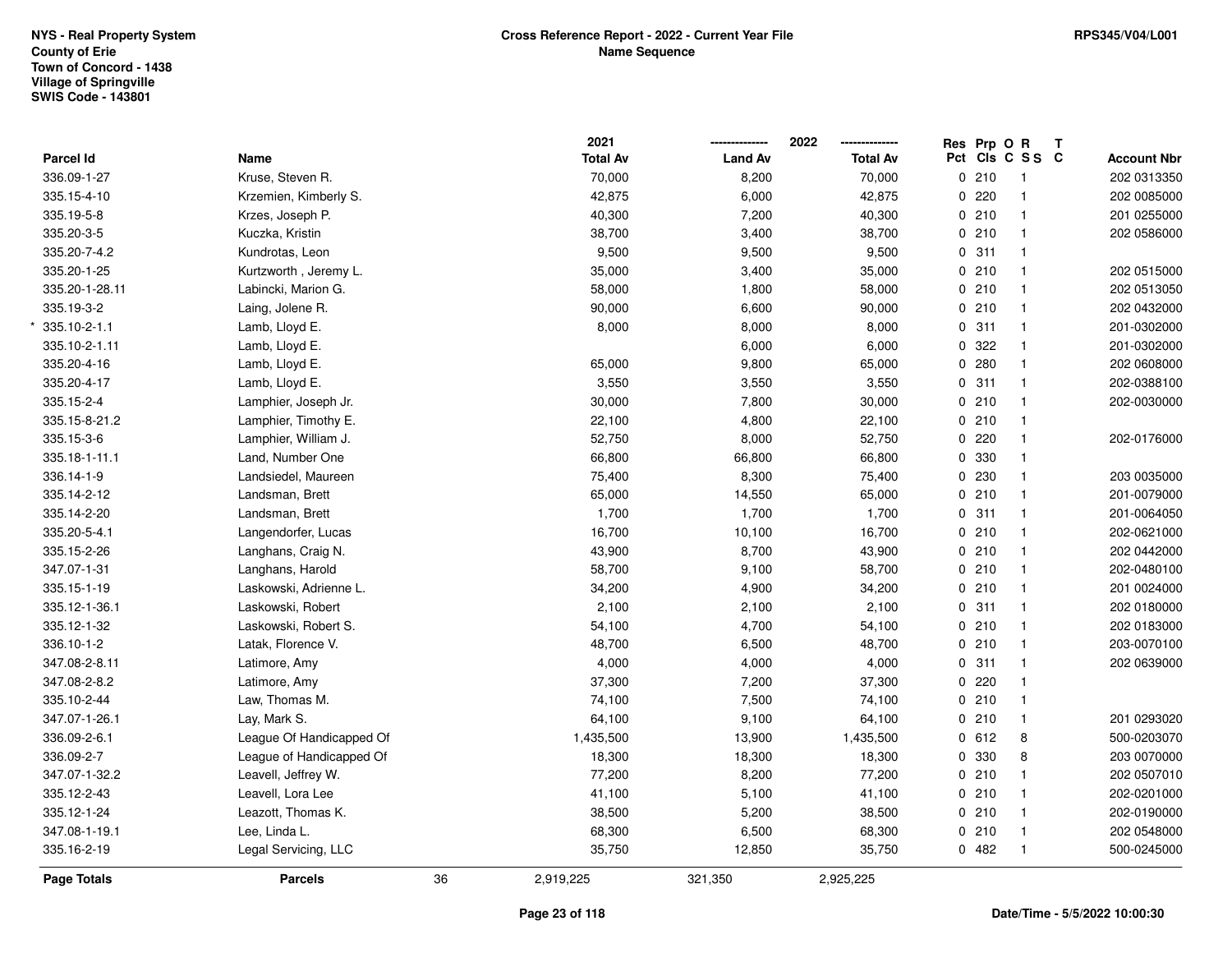NYS - Real Property System
County of Erie
Town of Concord - 1438
Village of Springville
SWIS Code - 143801

**Cross Reference Report - 2022 - Current Year File**
**Name Sequence**

RPS345/V04/L001

| Parcel Id | Name | 2021 Total Av | 2022 Land Av | 2022 Total Av | Res Pct | Prp Cls | O C | R S S | T C | Account Nbr |
|---|---|---|---|---|---|---|---|---|---|---|
| 336.09-1-27 | Kruse, Steven R. | 70,000 | 8,200 | 70,000 | 0 | 210 | | 1 | | 202 0313350 |
| 335.15-4-10 | Krzemien, Kimberly S. | 42,875 | 6,000 | 42,875 | 0 | 220 | | 1 | | 202 0085000 |
| 335.19-5-8 | Krzes, Joseph P. | 40,300 | 7,200 | 40,300 | 0 | 210 | | 1 | | 201 0255000 |
| 335.20-3-5 | Kuczka, Kristin | 38,700 | 3,400 | 38,700 | 0 | 210 | | 1 | | 202 0586000 |
| 335.20-7-4.2 | Kundrotas, Leon | 9,500 | 9,500 | 9,500 | 0 | 311 | | 1 | | |
| 335.20-1-25 | Kurtzworth , Jeremy L. | 35,000 | 3,400 | 35,000 | 0 | 210 | | 1 | | 202 0515000 |
| 335.20-1-28.11 | Labincki, Marion G. | 58,000 | 1,800 | 58,000 | 0 | 210 | | 1 | | 202 0513050 |
| 335.19-3-2 | Laing, Jolene R. | 90,000 | 6,600 | 90,000 | 0 | 210 | | 1 | | 202 0432000 |
| * 335.10-2-1.1 | Lamb, Lloyd E. | 8,000 | 8,000 | 8,000 | 0 | 311 | | 1 | | 201-0302000 |
| 335.10-2-1.11 | Lamb, Lloyd E. | | 6,000 | 6,000 | 0 | 322 | | 1 | | 201-0302000 |
| 335.20-4-16 | Lamb, Lloyd E. | 65,000 | 9,800 | 65,000 | 0 | 280 | | 1 | | 202 0608000 |
| 335.20-4-17 | Lamb, Lloyd E. | 3,550 | 3,550 | 3,550 | 0 | 311 | | 1 | | 202-0388100 |
| 335.15-2-4 | Lamphier, Joseph Jr. | 30,000 | 7,800 | 30,000 | 0 | 210 | | 1 | | 202-0030000 |
| 335.15-8-21.2 | Lamphier, Timothy E. | 22,100 | 4,800 | 22,100 | 0 | 210 | | 1 | | |
| 335.15-3-6 | Lamphier, William J. | 52,750 | 8,000 | 52,750 | 0 | 220 | | 1 | | 202-0176000 |
| 335.18-1-11.1 | Land, Number One | 66,800 | 66,800 | 66,800 | 0 | 330 | | 1 | | |
| 336.14-1-9 | Landsiedel, Maureen | 75,400 | 8,300 | 75,400 | 0 | 230 | | 1 | | 203 0035000 |
| 335.14-2-12 | Landsman, Brett | 65,000 | 14,550 | 65,000 | 0 | 210 | | 1 | | 201-0079000 |
| 335.14-2-20 | Landsman, Brett | 1,700 | 1,700 | 1,700 | 0 | 311 | | 1 | | 201-0064050 |
| 335.20-5-4.1 | Langendorfer, Lucas | 16,700 | 10,100 | 16,700 | 0 | 210 | | 1 | | 202-0621000 |
| 335.15-2-26 | Langhans, Craig N. | 43,900 | 8,700 | 43,900 | 0 | 210 | | 1 | | 202 0442000 |
| 347.07-1-31 | Langhans, Harold | 58,700 | 9,100 | 58,700 | 0 | 210 | | 1 | | 202-0480100 |
| 335.15-1-19 | Laskowski, Adrienne L. | 34,200 | 4,900 | 34,200 | 0 | 210 | | 1 | | 201 0024000 |
| 335.12-1-36.1 | Laskowski, Robert | 2,100 | 2,100 | 2,100 | 0 | 311 | | 1 | | 202 0180000 |
| 335.12-1-32 | Laskowski, Robert S. | 54,100 | 4,700 | 54,100 | 0 | 210 | | 1 | | 202 0183000 |
| 336.10-1-2 | Latak, Florence V. | 48,700 | 6,500 | 48,700 | 0 | 210 | | 1 | | 203-0070100 |
| 347.08-2-8.11 | Latimore, Amy | 4,000 | 4,000 | 4,000 | 0 | 311 | | 1 | | 202 0639000 |
| 347.08-2-8.2 | Latimore, Amy | 37,300 | 7,200 | 37,300 | 0 | 220 | | 1 | | |
| 335.10-2-44 | Law, Thomas M. | 74,100 | 7,500 | 74,100 | 0 | 210 | | 1 | | |
| 347.07-1-26.1 | Lay, Mark S. | 64,100 | 9,100 | 64,100 | 0 | 210 | | 1 | | 201 0293020 |
| 336.09-2-6.1 | League Of Handicapped Of | 1,435,500 | 13,900 | 1,435,500 | 0 | 612 | | 8 | | 500-0203070 |
| 336.09-2-7 | League of Handicapped Of | 18,300 | 18,300 | 18,300 | 0 | 330 | | 8 | | 203 0070000 |
| 347.07-1-32.2 | Leavell, Jeffrey W. | 77,200 | 8,200 | 77,200 | 0 | 210 | | 1 | | 202 0507010 |
| 335.12-2-43 | Leavell, Lora Lee | 41,100 | 5,100 | 41,100 | 0 | 210 | | 1 | | 202-0201000 |
| 335.12-1-24 | Leazott, Thomas K. | 38,500 | 5,200 | 38,500 | 0 | 210 | | 1 | | 202-0190000 |
| 347.08-1-19.1 | Lee, Linda L. | 68,300 | 6,500 | 68,300 | 0 | 210 | | 1 | | 202 0548000 |
| 335.16-2-19 | Legal Servicing, LLC | 35,750 | 12,850 | 35,750 | 0 | 482 | | 1 | | 500-0245000 |
| **Page Totals** | **Parcels** 36 | 2,919,225 | 321,350 | 2,925,225 | | | | | | |

Date/Time - 5/5/2022 10:00:30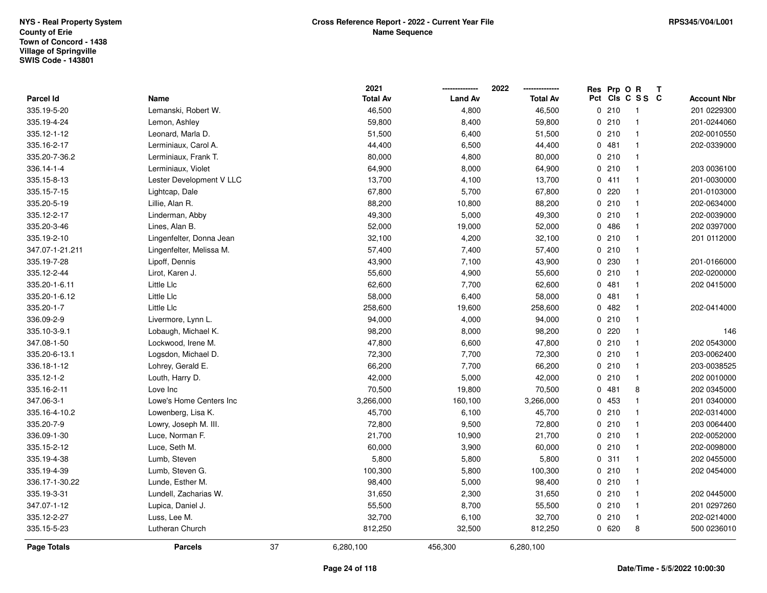NYS - Real Property System
County of Erie
Town of Concord - 1438
Village of Springville
SWIS Code - 143801

**Cross Reference Report - 2022 - Current Year File**
**Name Sequence**

RPS345/V04/L001

| Parcel Id | Name | 2021 Total Av | 2022 Land Av | 2022 Total Av | Res Pct | Prp Cls | O C | R SS | T C | Account Nbr |
|---|---|---|---|---|---|---|---|---|---|---|
| 335.19-5-20 | Lemanski, Robert W. | 46,500 | 4,800 | 46,500 | 0 | 210 | | 1 | | 201 0229300 |
| 335.19-4-24 | Lemon, Ashley | 59,800 | 8,400 | 59,800 | 0 | 210 | | 1 | | 201-0244060 |
| 335.12-1-12 | Leonard, Marla D. | 51,500 | 6,400 | 51,500 | 0 | 210 | | 1 | | 202-0010550 |
| 335.16-2-17 | Lerminiaux, Carol A. | 44,400 | 6,500 | 44,400 | 0 | 481 | | 1 | | 202-0339000 |
| 335.20-7-36.2 | Lerminiaux, Frank T. | 80,000 | 4,800 | 80,000 | 0 | 210 | | 1 | | |
| 336.14-1-4 | Lerminiaux, Violet | 64,900 | 8,000 | 64,900 | 0 | 210 | | 1 | | 203 0036100 |
| 335.15-8-13 | Lester Development V LLC | 13,700 | 4,100 | 13,700 | 0 | 411 | | 1 | | 201-0030000 |
| 335.15-7-15 | Lightcap, Dale | 67,800 | 5,700 | 67,800 | 0 | 220 | | 1 | | 201-0103000 |
| 335.20-5-19 | Lillie, Alan R. | 88,200 | 10,800 | 88,200 | 0 | 210 | | 1 | | 202-0634000 |
| 335.12-2-17 | Linderman, Abby | 49,300 | 5,000 | 49,300 | 0 | 210 | | 1 | | 202-0039000 |
| 335.20-3-46 | Lines, Alan B. | 52,000 | 19,000 | 52,000 | 0 | 486 | | 1 | | 202 0397000 |
| 335.19-2-10 | Lingenfelter, Donna Jean | 32,100 | 4,200 | 32,100 | 0 | 210 | | 1 | | 201 0112000 |
| 347.07-1-21.211 | Lingenfelter, Melissa M. | 57,400 | 7,400 | 57,400 | 0 | 210 | | 1 | | |
| 335.19-7-28 | Lipoff, Dennis | 43,900 | 7,100 | 43,900 | 0 | 230 | | 1 | | 201-0166000 |
| 335.12-2-44 | Lirot, Karen J. | 55,600 | 4,900 | 55,600 | 0 | 210 | | 1 | | 202-0200000 |
| 335.20-1-6.11 | Little Llc | 62,600 | 7,700 | 62,600 | 0 | 481 | | 1 | | 202 0415000 |
| 335.20-1-6.12 | Little Llc | 58,000 | 6,400 | 58,000 | 0 | 481 | | 1 | | |
| 335.20-1-7 | Little Llc | 258,600 | 19,600 | 258,600 | 0 | 482 | | 1 | | 202-0414000 |
| 336.09-2-9 | Livermore, Lynn L. | 94,000 | 4,000 | 94,000 | 0 | 210 | | 1 | | |
| 335.10-3-9.1 | Lobaugh, Michael K. | 98,200 | 8,000 | 98,200 | 0 | 220 | | 1 | | 146 |
| 347.08-1-50 | Lockwood, Irene M. | 47,800 | 6,600 | 47,800 | 0 | 210 | | 1 | | 202 0543000 |
| 335.20-6-13.1 | Logsdon, Michael D. | 72,300 | 7,700 | 72,300 | 0 | 210 | | 1 | | 203-0062400 |
| 336.18-1-12 | Lohrey, Gerald E. | 66,200 | 7,700 | 66,200 | 0 | 210 | | 1 | | 203-0038525 |
| 335.12-1-2 | Louth, Harry D. | 42,000 | 5,000 | 42,000 | 0 | 210 | | 1 | | 202 0010000 |
| 335.16-2-11 | Love Inc | 70,500 | 19,800 | 70,500 | 0 | 481 | | 8 | | 202 0345000 |
| 347.06-3-1 | Lowe's Home Centers Inc | 3,266,000 | 160,100 | 3,266,000 | 0 | 453 | | 1 | | 201 0340000 |
| 335.16-4-10.2 | Lowenberg, Lisa K. | 45,700 | 6,100 | 45,700 | 0 | 210 | | 1 | | 202-0314000 |
| 335.20-7-9 | Lowry, Joseph M. III. | 72,800 | 9,500 | 72,800 | 0 | 210 | | 1 | | 203 0064400 |
| 336.09-1-30 | Luce, Norman F. | 21,700 | 10,900 | 21,700 | 0 | 210 | | 1 | | 202-0052000 |
| 335.15-2-12 | Luce, Seth M. | 60,000 | 3,900 | 60,000 | 0 | 210 | | 1 | | 202-0098000 |
| 335.19-4-38 | Lumb, Steven | 5,800 | 5,800 | 5,800 | 0 | 311 | | 1 | | 202 0455000 |
| 335.19-4-39 | Lumb, Steven G. | 100,300 | 5,800 | 100,300 | 0 | 210 | | 1 | | 202 0454000 |
| 336.17-1-30.22 | Lunde, Esther M. | 98,400 | 5,000 | 98,400 | 0 | 210 | | 1 | | |
| 335.19-3-31 | Lundell, Zacharias W. | 31,650 | 2,300 | 31,650 | 0 | 210 | | 1 | | 202 0445000 |
| 347.07-1-12 | Lupica, Daniel J. | 55,500 | 8,700 | 55,500 | 0 | 210 | | 1 | | 201 0297260 |
| 335.12-2-27 | Luss, Lee M. | 32,700 | 6,100 | 32,700 | 0 | 210 | | 1 | | 202-0214000 |
| 335.15-5-23 | Lutheran Church | 812,250 | 32,500 | 812,250 | 0 | 620 | | 8 | | 500 0236010 |
| **Page Totals** | **Parcels** 37 | 6,280,100 | 456,300 | 6,280,100 | | | | | | |

Date/Time - 5/5/2022 10:00:30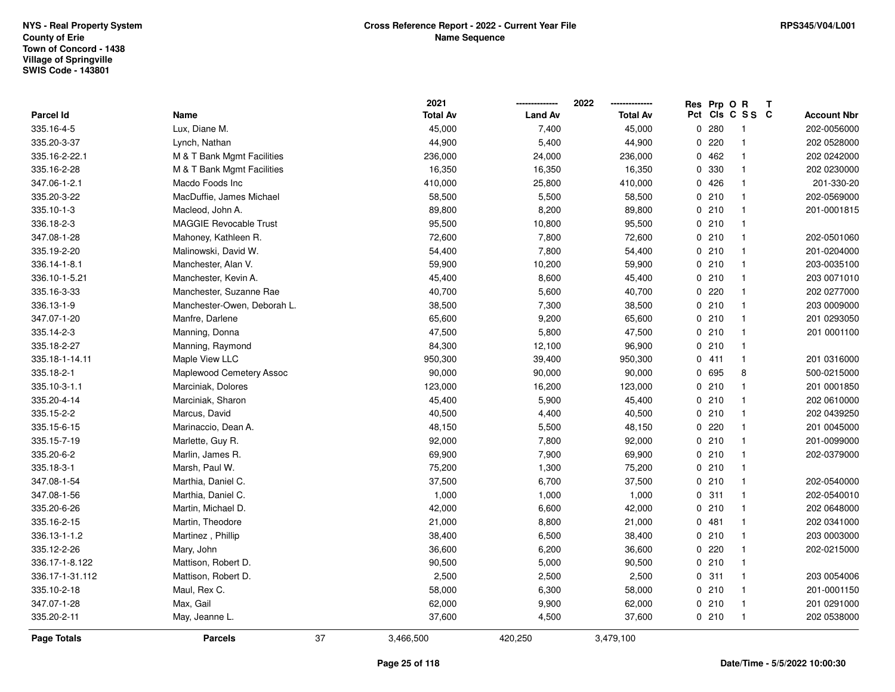NYS - Real Property System
County of Erie
Town of Concord - 1438
Village of Springville
SWIS Code - 143801

**Cross Reference Report - 2022 - Current Year File**
**Name Sequence**

RPS345/V04/L001

| Parcel Id | Name | 2021 Total Av | 2022 Land Av | 2022 Total Av | Res Pct | Prp Cls | O C | R SS | T C | Account Nbr |
|---|---|---|---|---|---|---|---|---|---|---|
| 335.16-4-5 | Lux, Diane M. | 45,000 | 7,400 | 45,000 | 0 | 280 | | 1 | | 202-0056000 |
| 335.20-3-37 | Lynch, Nathan | 44,900 | 5,400 | 44,900 | 0 | 220 | | 1 | | 202 0528000 |
| 335.16-2-22.1 | M & T Bank Mgmt Facilities | 236,000 | 24,000 | 236,000 | 0 | 462 | | 1 | | 202 0242000 |
| 335.16-2-28 | M & T Bank Mgmt Facilities | 16,350 | 16,350 | 16,350 | 0 | 330 | | 1 | | 202 0230000 |
| 347.06-1-2.1 | Macdo Foods Inc | 410,000 | 25,800 | 410,000 | 0 | 426 | | 1 | | 201-330-20 |
| 335.20-3-22 | MacDuffie, James Michael | 58,500 | 5,500 | 58,500 | 0 | 210 | | 1 | | 202-0569000 |
| 335.10-1-3 | Macleod, John A. | 89,800 | 8,200 | 89,800 | 0 | 210 | | 1 | | 201-0001815 |
| 336.18-2-3 | MAGGIE Revocable Trust | 95,500 | 10,800 | 95,500 | 0 | 210 | | 1 | | |
| 347.08-1-28 | Mahoney, Kathleen R. | 72,600 | 7,800 | 72,600 | 0 | 210 | | 1 | | 202-0501060 |
| 335.19-2-20 | Malinowski, David W. | 54,400 | 7,800 | 54,400 | 0 | 210 | | 1 | | 201-0204000 |
| 336.14-1-8.1 | Manchester, Alan V. | 59,900 | 10,200 | 59,900 | 0 | 210 | | 1 | | 203-0035100 |
| 336.10-1-5.21 | Manchester, Kevin A. | 45,400 | 8,600 | 45,400 | 0 | 210 | | 1 | | 203 0071010 |
| 335.16-3-33 | Manchester, Suzanne Rae | 40,700 | 5,600 | 40,700 | 0 | 220 | | 1 | | 202 0277000 |
| 336.13-1-9 | Manchester-Owen, Deborah L. | 38,500 | 7,300 | 38,500 | 0 | 210 | | 1 | | 203 0009000 |
| 347.07-1-20 | Manfre, Darlene | 65,600 | 9,200 | 65,600 | 0 | 210 | | 1 | | 201 0293050 |
| 335.14-2-3 | Manning, Donna | 47,500 | 5,800 | 47,500 | 0 | 210 | | 1 | | 201 0001100 |
| 335.18-2-27 | Manning, Raymond | 84,300 | 12,100 | 96,900 | 0 | 210 | | 1 | | |
| 335.18-1-14.11 | Maple View LLC | 950,300 | 39,400 | 950,300 | 0 | 411 | | 1 | | 201 0316000 |
| 335.18-2-1 | Maplewood Cemetery Assoc | 90,000 | 90,000 | 90,000 | 0 | 695 | | 8 | | 500-0215000 |
| 335.10-3-1.1 | Marciniak, Dolores | 123,000 | 16,200 | 123,000 | 0 | 210 | | 1 | | 201 0001850 |
| 335.20-4-14 | Marciniak, Sharon | 45,400 | 5,900 | 45,400 | 0 | 210 | | 1 | | 202 0610000 |
| 335.15-2-2 | Marcus, David | 40,500 | 4,400 | 40,500 | 0 | 210 | | 1 | | 202 0439250 |
| 335.15-6-15 | Marinaccio, Dean A. | 48,150 | 5,500 | 48,150 | 0 | 220 | | 1 | | 201 0045000 |
| 335.15-7-19 | Marlette, Guy R. | 92,000 | 7,800 | 92,000 | 0 | 210 | | 1 | | 201-0099000 |
| 335.20-6-2 | Marlin, James R. | 69,900 | 7,900 | 69,900 | 0 | 210 | | 1 | | 202-0379000 |
| 335.18-3-1 | Marsh, Paul W. | 75,200 | 1,300 | 75,200 | 0 | 210 | | 1 | | |
| 347.08-1-54 | Marthia, Daniel C. | 37,500 | 6,700 | 37,500 | 0 | 210 | | 1 | | 202-0540000 |
| 347.08-1-56 | Marthia, Daniel C. | 1,000 | 1,000 | 1,000 | 0 | 311 | | 1 | | 202-0540010 |
| 335.20-6-26 | Martin, Michael D. | 42,000 | 6,600 | 42,000 | 0 | 210 | | 1 | | 202 0648000 |
| 335.16-2-15 | Martin, Theodore | 21,000 | 8,800 | 21,000 | 0 | 481 | | 1 | | 202 0341000 |
| 336.13-1-1.2 | Martinez , Phillip | 38,400 | 6,500 | 38,400 | 0 | 210 | | 1 | | 203 0003000 |
| 335.12-2-26 | Mary, John | 36,600 | 6,200 | 36,600 | 0 | 220 | | 1 | | 202-0215000 |
| 336.17-1-8.122 | Mattison, Robert D. | 90,500 | 5,000 | 90,500 | 0 | 210 | | 1 | | |
| 336.17-1-31.112 | Mattison, Robert D. | 2,500 | 2,500 | 2,500 | 0 | 311 | | 1 | | 203 0054006 |
| 335.10-2-18 | Maul, Rex C. | 58,000 | 6,300 | 58,000 | 0 | 210 | | 1 | | 201-0001150 |
| 347.07-1-28 | Max, Gail | 62,000 | 9,900 | 62,000 | 0 | 210 | | 1 | | 201 0291000 |
| 335.20-2-11 | May, Jeanne L. | 37,600 | 4,500 | 37,600 | 0 | 210 | | 1 | | 202 0538000 |
| **Page Totals** | **Parcels** 37 | 3,466,500 | 420,250 | 3,479,100 | | | | | | |

Date/Time - 5/5/2022 10:00:30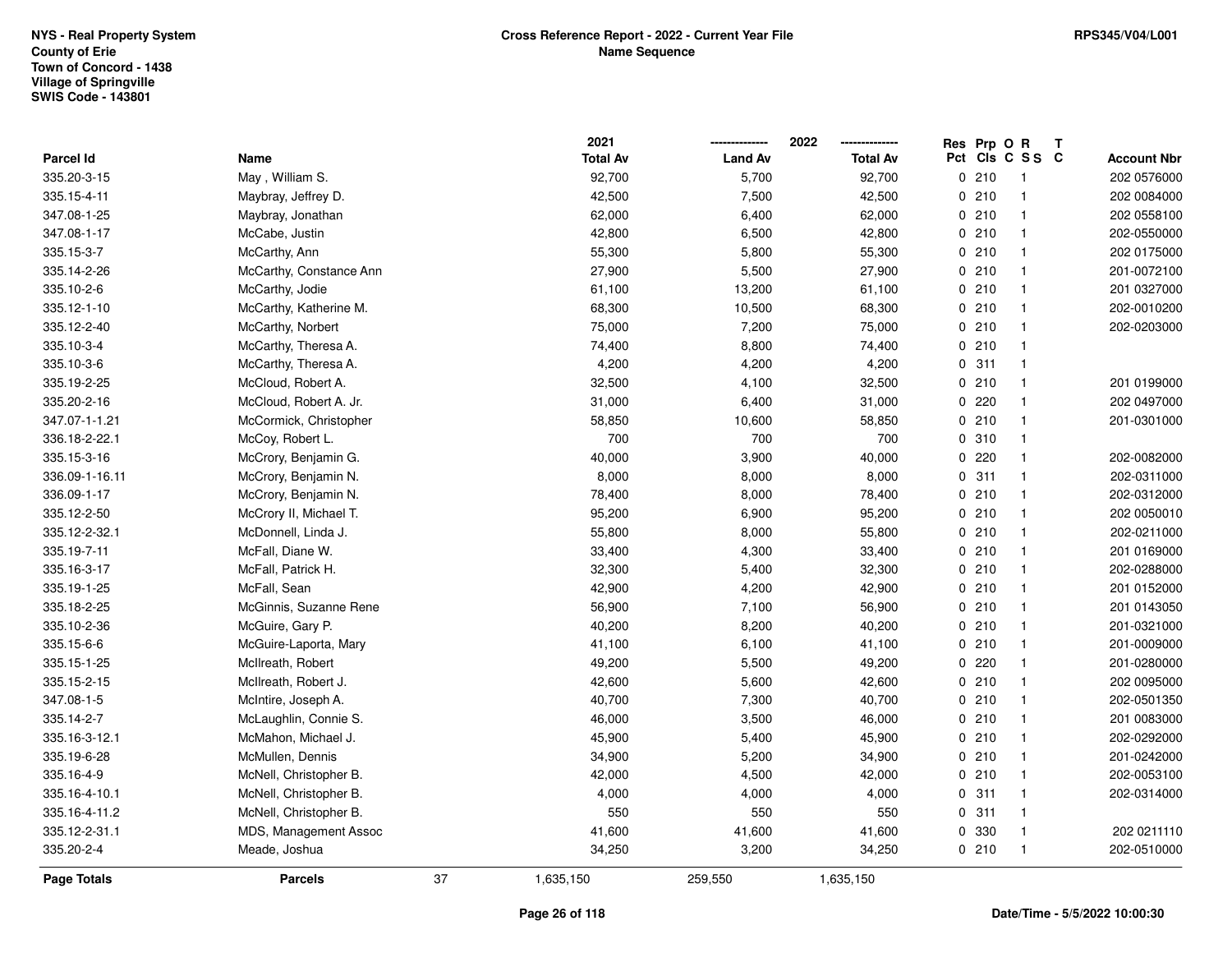NYS - Real Property System
County of Erie
Town of Concord - 1438
Village of Springville
SWIS Code - 143801

**Cross Reference Report - 2022 - Current Year File**
**Name Sequence**

RPS345/V04/L001

| Parcel Id | Name | 2021 Total Av | 2022 Land Av | 2022 Total Av | Res Pct | Prp Cls | O C | R S S | T C | Account Nbr |
|---|---|---|---|---|---|---|---|---|---|---|
| 335.20-3-15 | May , William S. | 92,700 | 5,700 | 92,700 | 0 | 210 | | 1 | | 202 0576000 |
| 335.15-4-11 | Maybray, Jeffrey D. | 42,500 | 7,500 | 42,500 | 0 | 210 | | 1 | | 202 0084000 |
| 347.08-1-25 | Maybray, Jonathan | 62,000 | 6,400 | 62,000 | 0 | 210 | | 1 | | 202 0558100 |
| 347.08-1-17 | McCabe, Justin | 42,800 | 6,500 | 42,800 | 0 | 210 | | 1 | | 202-0550000 |
| 335.15-3-7 | McCarthy, Ann | 55,300 | 5,800 | 55,300 | 0 | 210 | | 1 | | 202 0175000 |
| 335.14-2-26 | McCarthy, Constance Ann | 27,900 | 5,500 | 27,900 | 0 | 210 | | 1 | | 201-0072100 |
| 335.10-2-6 | McCarthy, Jodie | 61,100 | 13,200 | 61,100 | 0 | 210 | | 1 | | 201 0327000 |
| 335.12-1-10 | McCarthy, Katherine M. | 68,300 | 10,500 | 68,300 | 0 | 210 | | 1 | | 202-0010200 |
| 335.12-2-40 | McCarthy, Norbert | 75,000 | 7,200 | 75,000 | 0 | 210 | | 1 | | 202-0203000 |
| 335.10-3-4 | McCarthy, Theresa A. | 74,400 | 8,800 | 74,400 | 0 | 210 | | 1 | | |
| 335.10-3-6 | McCarthy, Theresa A. | 4,200 | 4,200 | 4,200 | 0 | 311 | | 1 | | |
| 335.19-2-25 | McCloud, Robert A. | 32,500 | 4,100 | 32,500 | 0 | 210 | | 1 | | 201 0199000 |
| 335.20-2-16 | McCloud, Robert A. Jr. | 31,000 | 6,400 | 31,000 | 0 | 220 | | 1 | | 202 0497000 |
| 347.07-1-1.21 | McCormick, Christopher | 58,850 | 10,600 | 58,850 | 0 | 210 | | 1 | | 201-0301000 |
| 336.18-2-22.1 | McCoy, Robert L. | 700 | 700 | 700 | 0 | 310 | | 1 | | |
| 335.15-3-16 | McCrory, Benjamin G. | 40,000 | 3,900 | 40,000 | 0 | 220 | | 1 | | 202-0082000 |
| 336.09-1-16.11 | McCrory, Benjamin N. | 8,000 | 8,000 | 8,000 | 0 | 311 | | 1 | | 202-0311000 |
| 336.09-1-17 | McCrory, Benjamin N. | 78,400 | 8,000 | 78,400 | 0 | 210 | | 1 | | 202-0312000 |
| 335.12-2-50 | McCrory II, Michael T. | 95,200 | 6,900 | 95,200 | 0 | 210 | | 1 | | 202 0050010 |
| 335.12-2-32.1 | McDonnell, Linda J. | 55,800 | 8,000 | 55,800 | 0 | 210 | | 1 | | 202-0211000 |
| 335.19-7-11 | McFall, Diane W. | 33,400 | 4,300 | 33,400 | 0 | 210 | | 1 | | 201 0169000 |
| 335.16-3-17 | McFall, Patrick H. | 32,300 | 5,400 | 32,300 | 0 | 210 | | 1 | | 202-0288000 |
| 335.19-1-25 | McFall, Sean | 42,900 | 4,200 | 42,900 | 0 | 210 | | 1 | | 201 0152000 |
| 335.18-2-25 | McGinnis, Suzanne Rene | 56,900 | 7,100 | 56,900 | 0 | 210 | | 1 | | 201 0143050 |
| 335.10-2-36 | McGuire, Gary P. | 40,200 | 8,200 | 40,200 | 0 | 210 | | 1 | | 201-0321000 |
| 335.15-6-6 | McGuire-Laporta, Mary | 41,100 | 6,100 | 41,100 | 0 | 210 | | 1 | | 201-0009000 |
| 335.15-1-25 | McIlreath, Robert | 49,200 | 5,500 | 49,200 | 0 | 220 | | 1 | | 201-0280000 |
| 335.15-2-15 | McIlreath, Robert J. | 42,600 | 5,600 | 42,600 | 0 | 210 | | 1 | | 202 0095000 |
| 347.08-1-5 | McIntire, Joseph A. | 40,700 | 7,300 | 40,700 | 0 | 210 | | 1 | | 202-0501350 |
| 335.14-2-7 | McLaughlin, Connie S. | 46,000 | 3,500 | 46,000 | 0 | 210 | | 1 | | 201 0083000 |
| 335.16-3-12.1 | McMahon, Michael J. | 45,900 | 5,400 | 45,900 | 0 | 210 | | 1 | | 202-0292000 |
| 335.19-6-28 | McMullen, Dennis | 34,900 | 5,200 | 34,900 | 0 | 210 | | 1 | | 201-0242000 |
| 335.16-4-9 | McNell, Christopher B. | 42,000 | 4,500 | 42,000 | 0 | 210 | | 1 | | 202-0053100 |
| 335.16-4-10.1 | McNell, Christopher B. | 4,000 | 4,000 | 4,000 | 0 | 311 | | 1 | | 202-0314000 |
| 335.16-4-11.2 | McNell, Christopher B. | 550 | 550 | 550 | 0 | 311 | | 1 | | |
| 335.12-2-31.1 | MDS, Management Assoc | 41,600 | 41,600 | 41,600 | 0 | 330 | | 1 | | 202 0211110 |
| 335.20-2-4 | Meade, Joshua | 34,250 | 3,200 | 34,250 | 0 | 210 | | 1 | | 202-0510000 |
| **Page Totals** | **Parcels** 37 | 1,635,150 | 259,550 | 1,635,150 | | | | | | |

Date/Time - 5/5/2022 10:00:30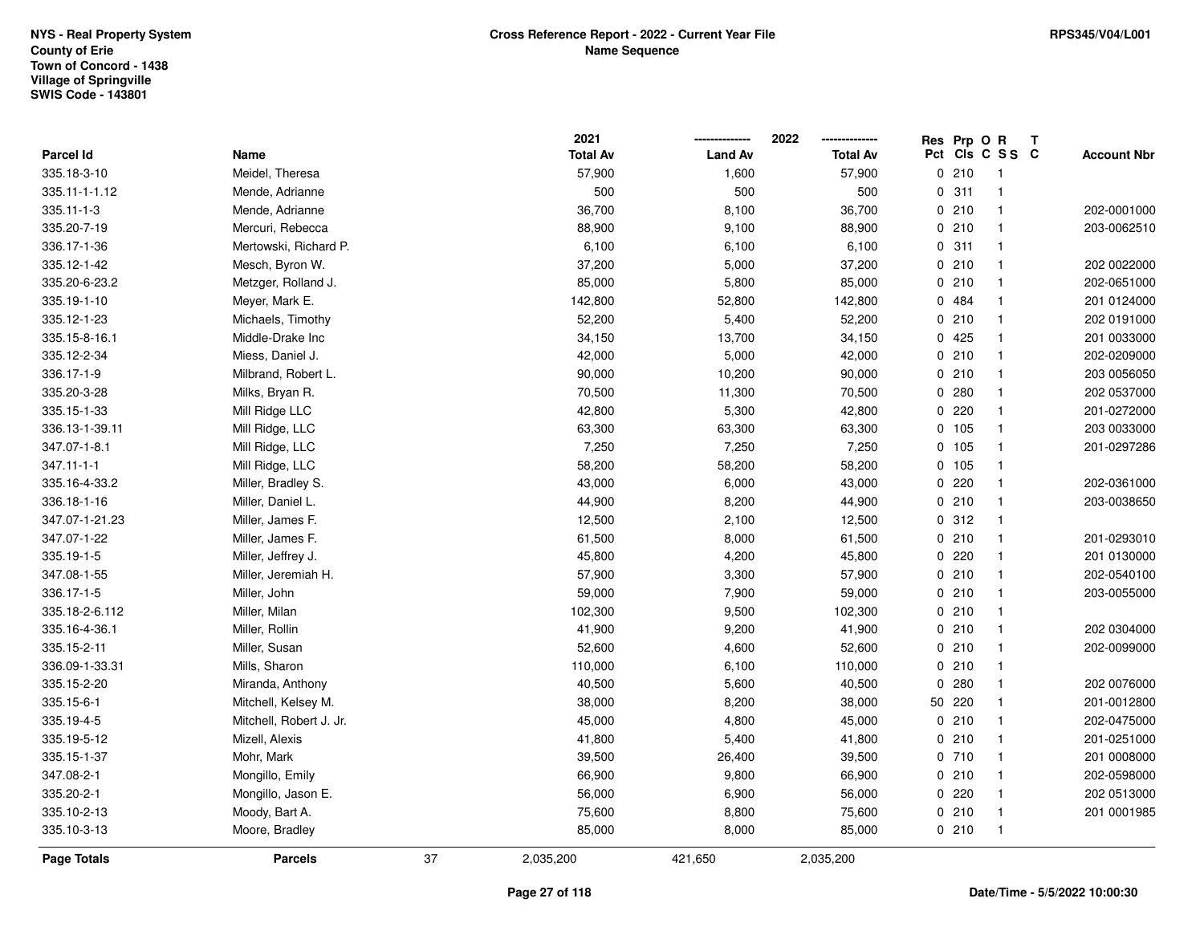NYS - Real Property System
County of Erie
Town of Concord - 1438
Village of Springville
SWIS Code - 143801

**Cross Reference Report - 2022 - Current Year File**
**Name Sequence**

RPS345/V04/L001

| Parcel Id | Name | 2021 Total Av | 2022 Land Av | 2022 Total Av | Res Pct | Prp Cls | O C | R S S | T C | Account Nbr |
|---|---|---|---|---|---|---|---|---|---|---|
| 335.18-3-10 | Meidel, Theresa | 57,900 | 1,600 | 57,900 | 0 | 210 | | 1 | | |
| 335.11-1-1.12 | Mende, Adrianne | 500 | 500 | 500 | 0 | 311 | | 1 | | |
| 335.11-1-3 | Mende, Adrianne | 36,700 | 8,100 | 36,700 | 0 | 210 | | 1 | | 202-0001000 |
| 335.20-7-19 | Mercuri, Rebecca | 88,900 | 9,100 | 88,900 | 0 | 210 | | 1 | | 203-0062510 |
| 336.17-1-36 | Mertowski, Richard P. | 6,100 | 6,100 | 6,100 | 0 | 311 | | 1 | | |
| 335.12-1-42 | Mesch, Byron W. | 37,200 | 5,000 | 37,200 | 0 | 210 | | 1 | | 202 0022000 |
| 335.20-6-23.2 | Metzger, Rolland J. | 85,000 | 5,800 | 85,000 | 0 | 210 | | 1 | | 202-0651000 |
| 335.19-1-10 | Meyer, Mark E. | 142,800 | 52,800 | 142,800 | 0 | 484 | | 1 | | 201 0124000 |
| 335.12-1-23 | Michaels, Timothy | 52,200 | 5,400 | 52,200 | 0 | 210 | | 1 | | 202 0191000 |
| 335.15-8-16.1 | Middle-Drake Inc | 34,150 | 13,700 | 34,150 | 0 | 425 | | 1 | | 201 0033000 |
| 335.12-2-34 | Miess, Daniel J. | 42,000 | 5,000 | 42,000 | 0 | 210 | | 1 | | 202-0209000 |
| 336.17-1-9 | Milbrand, Robert L. | 90,000 | 10,200 | 90,000 | 0 | 210 | | 1 | | 203 0056050 |
| 335.20-3-28 | Milks, Bryan R. | 70,500 | 11,300 | 70,500 | 0 | 280 | | 1 | | 202 0537000 |
| 335.15-1-33 | Mill Ridge LLC | 42,800 | 5,300 | 42,800 | 0 | 220 | | 1 | | 201-0272000 |
| 336.13-1-39.11 | Mill Ridge, LLC | 63,300 | 63,300 | 63,300 | 0 | 105 | | 1 | | 203 0033000 |
| 347.07-1-8.1 | Mill Ridge, LLC | 7,250 | 7,250 | 7,250 | 0 | 105 | | 1 | | 201-0297286 |
| 347.11-1-1 | Mill Ridge, LLC | 58,200 | 58,200 | 58,200 | 0 | 105 | | 1 | | |
| 335.16-4-33.2 | Miller, Bradley S. | 43,000 | 6,000 | 43,000 | 0 | 220 | | 1 | | 202-0361000 |
| 336.18-1-16 | Miller, Daniel L. | 44,900 | 8,200 | 44,900 | 0 | 210 | | 1 | | 203-0038650 |
| 347.07-1-21.23 | Miller, James F. | 12,500 | 2,100 | 12,500 | 0 | 312 | | 1 | | |
| 347.07-1-22 | Miller, James F. | 61,500 | 8,000 | 61,500 | 0 | 210 | | 1 | | 201-0293010 |
| 335.19-1-5 | Miller, Jeffrey J. | 45,800 | 4,200 | 45,800 | 0 | 220 | | 1 | | 201 0130000 |
| 347.08-1-55 | Miller, Jeremiah H. | 57,900 | 3,300 | 57,900 | 0 | 210 | | 1 | | 202-0540100 |
| 336.17-1-5 | Miller, John | 59,000 | 7,900 | 59,000 | 0 | 210 | | 1 | | 203-0055000 |
| 335.18-2-6.112 | Miller, Milan | 102,300 | 9,500 | 102,300 | 0 | 210 | | 1 | | |
| 335.16-4-36.1 | Miller, Rollin | 41,900 | 9,200 | 41,900 | 0 | 210 | | 1 | | 202 0304000 |
| 335.15-2-11 | Miller, Susan | 52,600 | 4,600 | 52,600 | 0 | 210 | | 1 | | 202-0099000 |
| 336.09-1-33.31 | Mills, Sharon | 110,000 | 6,100 | 110,000 | 0 | 210 | | 1 | | |
| 335.15-2-20 | Miranda, Anthony | 40,500 | 5,600 | 40,500 | 0 | 280 | | 1 | | 202 0076000 |
| 335.15-6-1 | Mitchell, Kelsey M. | 38,000 | 8,200 | 38,000 | 50 | 220 | | 1 | | 201-0012800 |
| 335.19-4-5 | Mitchell, Robert J. Jr. | 45,000 | 4,800 | 45,000 | 0 | 210 | | 1 | | 202-0475000 |
| 335.19-5-12 | Mizell, Alexis | 41,800 | 5,400 | 41,800 | 0 | 210 | | 1 | | 201-0251000 |
| 335.15-1-37 | Mohr, Mark | 39,500 | 26,400 | 39,500 | 0 | 710 | | 1 | | 201 0008000 |
| 347.08-2-1 | Mongillo, Emily | 66,900 | 9,800 | 66,900 | 0 | 210 | | 1 | | 202-0598000 |
| 335.20-2-1 | Mongillo, Jason E. | 56,000 | 6,900 | 56,000 | 0 | 220 | | 1 | | 202 0513000 |
| 335.10-2-13 | Moody, Bart A. | 75,600 | 8,800 | 75,600 | 0 | 210 | | 1 | | 201 0001985 |
| 335.10-3-13 | Moore, Bradley | 85,000 | 8,000 | 85,000 | 0 | 210 | | 1 | | |
| **Page Totals** | **Parcels** 37 | 2,035,200 | 421,650 | 2,035,200 | | | | | | |

Date/Time - 5/5/2022 10:00:30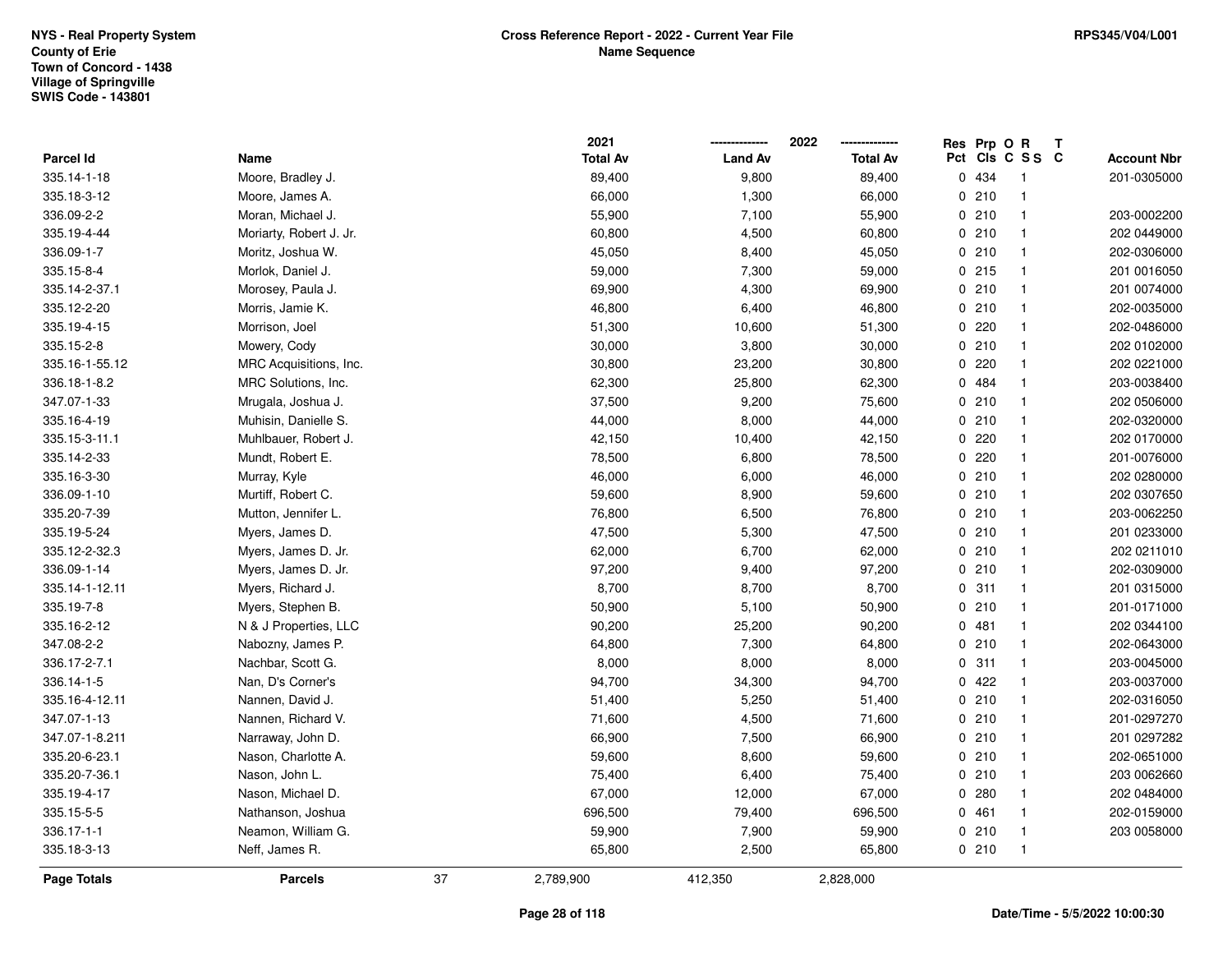NYS - Real Property System
County of Erie
Town of Concord - 1438
Village of Springville
SWIS Code - 143801

**Cross Reference Report - 2022 - Current Year File**
**Name Sequence**

RPS345/V04/L001

| Parcel Id | Name | 2021 Total Av | 2022 Land Av | 2022 Total Av | Res Pct | Prp Cls | O C | R S S | T C | Account Nbr |
|---|---|---|---|---|---|---|---|---|---|---|
| 335.14-1-18 | Moore, Bradley J. | 89,400 | 9,800 | 89,400 | 0 | 434 | | 1 | | 201-0305000 |
| 335.18-3-12 | Moore, James A. | 66,000 | 1,300 | 66,000 | 0 | 210 | | 1 | | |
| 336.09-2-2 | Moran, Michael J. | 55,900 | 7,100 | 55,900 | 0 | 210 | | 1 | | 203-0002200 |
| 335.19-4-44 | Moriarty, Robert J. Jr. | 60,800 | 4,500 | 60,800 | 0 | 210 | | 1 | | 202 0449000 |
| 336.09-1-7 | Moritz, Joshua W. | 45,050 | 8,400 | 45,050 | 0 | 210 | | 1 | | 202-0306000 |
| 335.15-8-4 | Morlok, Daniel J. | 59,000 | 7,300 | 59,000 | 0 | 215 | | 1 | | 201 0016050 |
| 335.14-2-37.1 | Morosey, Paula J. | 69,900 | 4,300 | 69,900 | 0 | 210 | | 1 | | 201 0074000 |
| 335.12-2-20 | Morris, Jamie K. | 46,800 | 6,400 | 46,800 | 0 | 210 | | 1 | | 202-0035000 |
| 335.19-4-15 | Morrison, Joel | 51,300 | 10,600 | 51,300 | 0 | 220 | | 1 | | 202-0486000 |
| 335.15-2-8 | Mowery, Cody | 30,000 | 3,800 | 30,000 | 0 | 210 | | 1 | | 202 0102000 |
| 335.16-1-55.12 | MRC Acquisitions, Inc. | 30,800 | 23,200 | 30,800 | 0 | 220 | | 1 | | 202 0221000 |
| 336.18-1-8.2 | MRC Solutions, Inc. | 62,300 | 25,800 | 62,300 | 0 | 484 | | 1 | | 203-0038400 |
| 347.07-1-33 | Mrugala, Joshua J. | 37,500 | 9,200 | 75,600 | 0 | 210 | | 1 | | 202 0506000 |
| 335.16-4-19 | Muhisin, Danielle S. | 44,000 | 8,000 | 44,000 | 0 | 210 | | 1 | | 202-0320000 |
| 335.15-3-11.1 | Muhlbauer, Robert J. | 42,150 | 10,400 | 42,150 | 0 | 220 | | 1 | | 202 0170000 |
| 335.14-2-33 | Mundt, Robert E. | 78,500 | 6,800 | 78,500 | 0 | 220 | | 1 | | 201-0076000 |
| 335.16-3-30 | Murray, Kyle | 46,000 | 6,000 | 46,000 | 0 | 210 | | 1 | | 202 0280000 |
| 336.09-1-10 | Murtiff, Robert C. | 59,600 | 8,900 | 59,600 | 0 | 210 | | 1 | | 202 0307650 |
| 335.20-7-39 | Mutton, Jennifer L. | 76,800 | 6,500 | 76,800 | 0 | 210 | | 1 | | 203-0062250 |
| 335.19-5-24 | Myers, James D. | 47,500 | 5,300 | 47,500 | 0 | 210 | | 1 | | 201 0233000 |
| 335.12-2-32.3 | Myers, James D. Jr. | 62,000 | 6,700 | 62,000 | 0 | 210 | | 1 | | 202 0211010 |
| 336.09-1-14 | Myers, James D. Jr. | 97,200 | 9,400 | 97,200 | 0 | 210 | | 1 | | 202-0309000 |
| 335.14-1-12.11 | Myers, Richard J. | 8,700 | 8,700 | 8,700 | 0 | 311 | | 1 | | 201 0315000 |
| 335.19-7-8 | Myers, Stephen B. | 50,900 | 5,100 | 50,900 | 0 | 210 | | 1 | | 201-0171000 |
| 335.16-2-12 | N & J Properties, LLC | 90,200 | 25,200 | 90,200 | 0 | 481 | | 1 | | 202 0344100 |
| 347.08-2-2 | Nabozny, James P. | 64,800 | 7,300 | 64,800 | 0 | 210 | | 1 | | 202-0643000 |
| 336.17-2-7.1 | Nachbar, Scott G. | 8,000 | 8,000 | 8,000 | 0 | 311 | | 1 | | 203-0045000 |
| 336.14-1-5 | Nan, D's Corner's | 94,700 | 34,300 | 94,700 | 0 | 422 | | 1 | | 203-0037000 |
| 335.16-4-12.11 | Nannen, David J. | 51,400 | 5,250 | 51,400 | 0 | 210 | | 1 | | 202-0316050 |
| 347.07-1-13 | Nannen, Richard V. | 71,600 | 4,500 | 71,600 | 0 | 210 | | 1 | | 201-0297270 |
| 347.07-1-8.211 | Narraway, John D. | 66,900 | 7,500 | 66,900 | 0 | 210 | | 1 | | 201 0297282 |
| 335.20-6-23.1 | Nason, Charlotte A. | 59,600 | 8,600 | 59,600 | 0 | 210 | | 1 | | 202-0651000 |
| 335.20-7-36.1 | Nason, John L. | 75,400 | 6,400 | 75,400 | 0 | 210 | | 1 | | 203 0062660 |
| 335.19-4-17 | Nason, Michael D. | 67,000 | 12,000 | 67,000 | 0 | 280 | | 1 | | 202 0484000 |
| 335.15-5-5 | Nathanson, Joshua | 696,500 | 79,400 | 696,500 | 0 | 461 | | 1 | | 202-0159000 |
| 336.17-1-1 | Neamon, William G. | 59,900 | 7,900 | 59,900 | 0 | 210 | | 1 | | 203 0058000 |
| 335.18-3-13 | Neff, James R. | 65,800 | 2,500 | 65,800 | 0 | 210 | | 1 | | |
| **Page Totals** | **Parcels** 37 | 2,789,900 | 412,350 | 2,828,000 | | | | | | |

Date/Time - 5/5/2022 10:00:30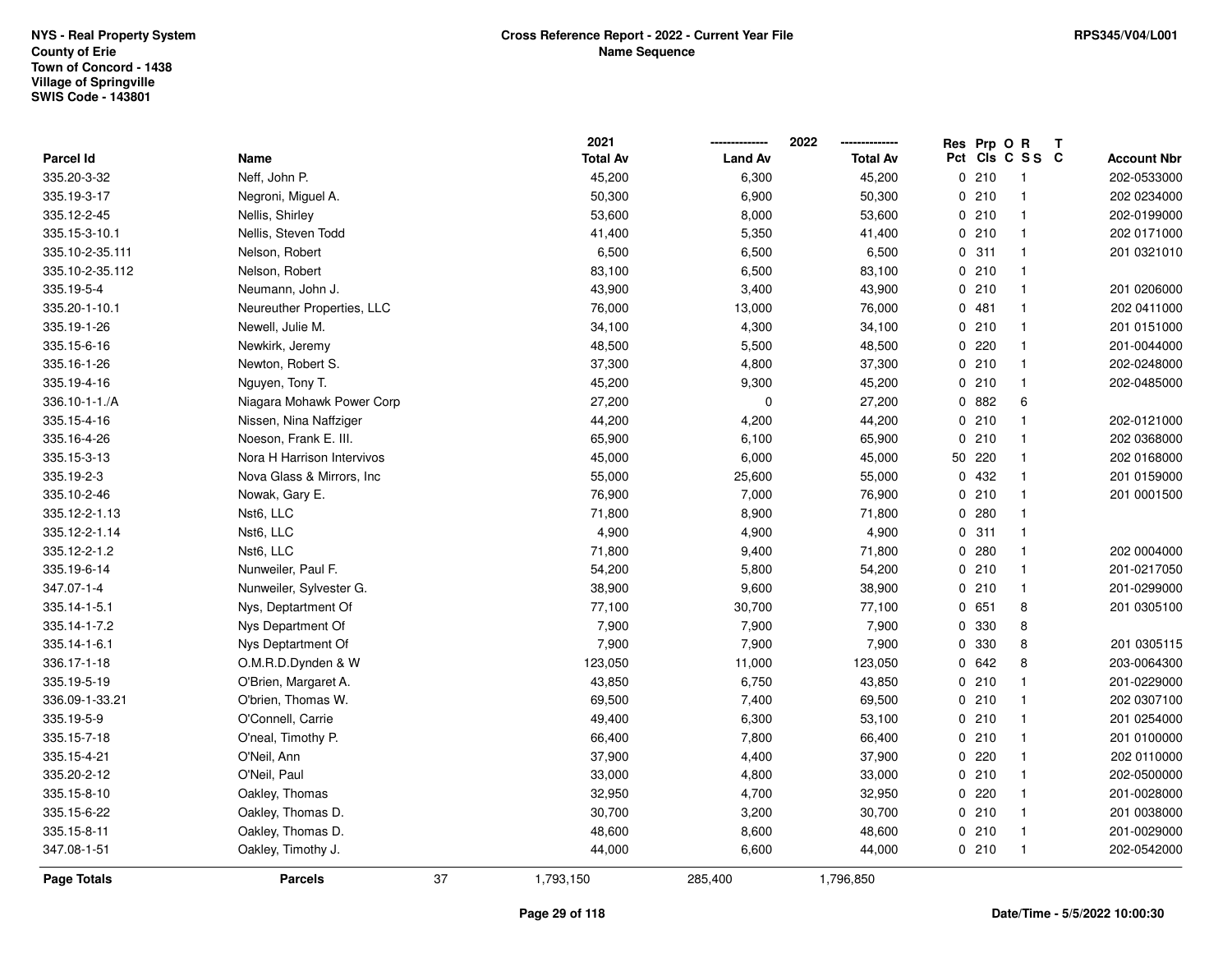NYS - Real Property System
County of Erie
Town of Concord - 1438
Village of Springville
SWIS Code - 143801

**Cross Reference Report - 2022 - Current Year File**
**Name Sequence**

RPS345/V04/L001

| Parcel Id | Name | 2021 Total Av | 2022 Land Av | 2022 Total Av | Res Pct | Prp Cls | O C | R S S | T C | Account Nbr |
|---|---|---|---|---|---|---|---|---|---|---|
| 335.20-3-32 | Neff, John P. | 45,200 | 6,300 | 45,200 | 0 | 210 | | 1 | | 202-0533000 |
| 335.19-3-17 | Negroni, Miguel A. | 50,300 | 6,900 | 50,300 | 0 | 210 | | 1 | | 202 0234000 |
| 335.12-2-45 | Nellis, Shirley | 53,600 | 8,000 | 53,600 | 0 | 210 | | 1 | | 202-0199000 |
| 335.15-3-10.1 | Nellis, Steven Todd | 41,400 | 5,350 | 41,400 | 0 | 210 | | 1 | | 202 0171000 |
| 335.10-2-35.111 | Nelson, Robert | 6,500 | 6,500 | 6,500 | 0 | 311 | | 1 | | 201 0321010 |
| 335.10-2-35.112 | Nelson, Robert | 83,100 | 6,500 | 83,100 | 0 | 210 | | 1 | | |
| 335.19-5-4 | Neumann, John J. | 43,900 | 3,400 | 43,900 | 0 | 210 | | 1 | | 201 0206000 |
| 335.20-1-10.1 | Neureuther Properties, LLC | 76,000 | 13,000 | 76,000 | 0 | 481 | | 1 | | 202 0411000 |
| 335.19-1-26 | Newell, Julie M. | 34,100 | 4,300 | 34,100 | 0 | 210 | | 1 | | 201 0151000 |
| 335.15-6-16 | Newkirk, Jeremy | 48,500 | 5,500 | 48,500 | 0 | 220 | | 1 | | 201-0044000 |
| 335.16-1-26 | Newton, Robert S. | 37,300 | 4,800 | 37,300 | 0 | 210 | | 1 | | 202-0248000 |
| 335.19-4-16 | Nguyen, Tony T. | 45,200 | 9,300 | 45,200 | 0 | 210 | | 1 | | 202-0485000 |
| 336.10-1-1./A | Niagara Mohawk Power Corp | 27,200 | 0 | 27,200 | 0 | 882 | | 6 | | |
| 335.15-4-16 | Nissen, Nina Naffziger | 44,200 | 4,200 | 44,200 | 0 | 210 | | 1 | | 202-0121000 |
| 335.16-4-26 | Noeson, Frank E. III. | 65,900 | 6,100 | 65,900 | 0 | 210 | | 1 | | 202 0368000 |
| 335.15-3-13 | Nora H Harrison Intervivos | 45,000 | 6,000 | 45,000 | 50 | 220 | | 1 | | 202 0168000 |
| 335.19-2-3 | Nova Glass & Mirrors, Inc | 55,000 | 25,600 | 55,000 | 0 | 432 | | 1 | | 201 0159000 |
| 335.10-2-46 | Nowak, Gary E. | 76,900 | 7,000 | 76,900 | 0 | 210 | | 1 | | 201 0001500 |
| 335.12-2-1.13 | Nst6, LLC | 71,800 | 8,900 | 71,800 | 0 | 280 | | 1 | | |
| 335.12-2-1.14 | Nst6, LLC | 4,900 | 4,900 | 4,900 | 0 | 311 | | 1 | | |
| 335.12-2-1.2 | Nst6, LLC | 71,800 | 9,400 | 71,800 | 0 | 280 | | 1 | | 202 0004000 |
| 335.19-6-14 | Nunweiler, Paul F. | 54,200 | 5,800 | 54,200 | 0 | 210 | | 1 | | 201-0217050 |
| 347.07-1-4 | Nunweiler, Sylvester G. | 38,900 | 9,600 | 38,900 | 0 | 210 | | 1 | | 201-0299000 |
| 335.14-1-5.1 | Nys, Deptartment Of | 77,100 | 30,700 | 77,100 | 0 | 651 | | 8 | | 201 0305100 |
| 335.14-1-7.2 | Nys Department Of | 7,900 | 7,900 | 7,900 | 0 | 330 | | 8 | | |
| 335.14-1-6.1 | Nys Deptartment Of | 7,900 | 7,900 | 7,900 | 0 | 330 | | 8 | | 201 0305115 |
| 336.17-1-18 | O.M.R.D.Dynden & W | 123,050 | 11,000 | 123,050 | 0 | 642 | | 8 | | 203-0064300 |
| 335.19-5-19 | O'Brien, Margaret A. | 43,850 | 6,750 | 43,850 | 0 | 210 | | 1 | | 201-0229000 |
| 336.09-1-33.21 | O'brien, Thomas W. | 69,500 | 7,400 | 69,500 | 0 | 210 | | 1 | | 202 0307100 |
| 335.19-5-9 | O'Connell, Carrie | 49,400 | 6,300 | 53,100 | 0 | 210 | | 1 | | 201 0254000 |
| 335.15-7-18 | O'neal, Timothy P. | 66,400 | 7,800 | 66,400 | 0 | 210 | | 1 | | 201 0100000 |
| 335.15-4-21 | O'Neil, Ann | 37,900 | 4,400 | 37,900 | 0 | 220 | | 1 | | 202 0110000 |
| 335.20-2-12 | O'Neil, Paul | 33,000 | 4,800 | 33,000 | 0 | 210 | | 1 | | 202-0500000 |
| 335.15-8-10 | Oakley, Thomas | 32,950 | 4,700 | 32,950 | 0 | 220 | | 1 | | 201-0028000 |
| 335.15-6-22 | Oakley, Thomas D. | 30,700 | 3,200 | 30,700 | 0 | 210 | | 1 | | 201 0038000 |
| 335.15-8-11 | Oakley, Thomas D. | 48,600 | 8,600 | 48,600 | 0 | 210 | | 1 | | 201-0029000 |
| 347.08-1-51 | Oakley, Timothy J. | 44,000 | 6,600 | 44,000 | 0 | 210 | | 1 | | 202-0542000 |
| **Page Totals** | **Parcels** 37 | 1,793,150 | 285,400 | 1,796,850 | | | | | | |

Date/Time - 5/5/2022 10:00:30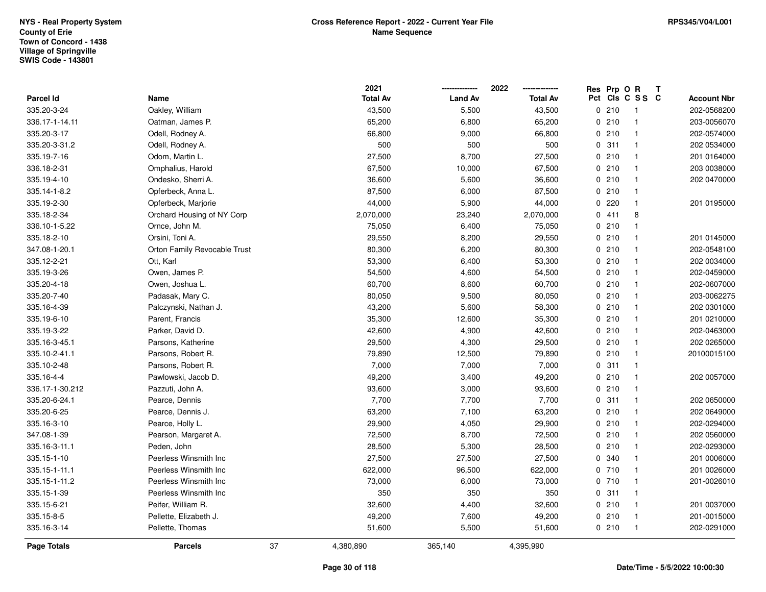NYS - Real Property System
County of Erie
Town of Concord - 1438
Village of Springville
SWIS Code - 143801

**Cross Reference Report - 2022 - Current Year File**
**Name Sequence**

RPS345/V04/L001

| Parcel Id | Name | 2021 Total Av | 2022 Land Av | 2022 Total Av | Res Pct | Prp Cls | O C | R S S | T C | Account Nbr |
|---|---|---|---|---|---|---|---|---|---|---|
| 335.20-3-24 | Oakley, William | 43,500 | 5,500 | 43,500 | 0 | 210 | | 1 | | 202-0568200 |
| 336.17-1-14.11 | Oatman, James P. | 65,200 | 6,800 | 65,200 | 0 | 210 | | 1 | | 203-0056070 |
| 335.20-3-17 | Odell, Rodney A. | 66,800 | 9,000 | 66,800 | 0 | 210 | | 1 | | 202-0574000 |
| 335.20-3-31.2 | Odell, Rodney A. | 500 | 500 | 500 | 0 | 311 | | 1 | | 202 0534000 |
| 335.19-7-16 | Odom, Martin L. | 27,500 | 8,700 | 27,500 | 0 | 210 | | 1 | | 201 0164000 |
| 336.18-2-31 | Omphalius, Harold | 67,500 | 10,000 | 67,500 | 0 | 210 | | 1 | | 203 0038000 |
| 335.19-4-10 | Ondesko, Sherri A. | 36,600 | 5,600 | 36,600 | 0 | 210 | | 1 | | 202 0470000 |
| 335.14-1-8.2 | Opferbeck, Anna L. | 87,500 | 6,000 | 87,500 | 0 | 210 | | 1 | | |
| 335.19-2-30 | Opferbeck, Marjorie | 44,000 | 5,900 | 44,000 | 0 | 220 | | 1 | | 201 0195000 |
| 335.18-2-34 | Orchard Housing of NY Corp | 2,070,000 | 23,240 | 2,070,000 | 0 | 411 | | 8 | | |
| 336.10-1-5.22 | Ornce, John M. | 75,050 | 6,400 | 75,050 | 0 | 210 | | 1 | | |
| 335.18-2-10 | Orsini, Toni A. | 29,550 | 8,200 | 29,550 | 0 | 210 | | 1 | | 201 0145000 |
| 347.08-1-20.1 | Orton Family Revocable Trust | 80,300 | 6,200 | 80,300 | 0 | 210 | | 1 | | 202-0548100 |
| 335.12-2-21 | Ott, Karl | 53,300 | 6,400 | 53,300 | 0 | 210 | | 1 | | 202 0034000 |
| 335.19-3-26 | Owen, James P. | 54,500 | 4,600 | 54,500 | 0 | 210 | | 1 | | 202-0459000 |
| 335.20-4-18 | Owen, Joshua L. | 60,700 | 8,600 | 60,700 | 0 | 210 | | 1 | | 202-0607000 |
| 335.20-7-40 | Padasak, Mary C. | 80,050 | 9,500 | 80,050 | 0 | 210 | | 1 | | 203-0062275 |
| 335.16-4-39 | Palczynski, Nathan J. | 43,200 | 5,600 | 58,300 | 0 | 210 | | 1 | | 202 0301000 |
| 335.19-6-10 | Parent, Francis | 35,300 | 12,600 | 35,300 | 0 | 210 | | 1 | | 201 0210000 |
| 335.19-3-22 | Parker, David D. | 42,600 | 4,900 | 42,600 | 0 | 210 | | 1 | | 202-0463000 |
| 335.16-3-45.1 | Parsons, Katherine | 29,500 | 4,300 | 29,500 | 0 | 210 | | 1 | | 202 0265000 |
| 335.10-2-41.1 | Parsons, Robert R. | 79,890 | 12,500 | 79,890 | 0 | 210 | | 1 | | 20100015100 |
| 335.10-2-48 | Parsons, Robert R. | 7,000 | 7,000 | 7,000 | 0 | 311 | | 1 | | |
| 335.16-4-4 | Pawlowski, Jacob D. | 49,200 | 3,400 | 49,200 | 0 | 210 | | 1 | | 202 0057000 |
| 336.17-1-30.212 | Pazzuti, John A. | 93,600 | 3,000 | 93,600 | 0 | 210 | | 1 | | |
| 335.20-6-24.1 | Pearce, Dennis | 7,700 | 7,700 | 7,700 | 0 | 311 | | 1 | | 202 0650000 |
| 335.20-6-25 | Pearce, Dennis J. | 63,200 | 7,100 | 63,200 | 0 | 210 | | 1 | | 202 0649000 |
| 335.16-3-10 | Pearce, Holly L. | 29,900 | 4,050 | 29,900 | 0 | 210 | | 1 | | 202-0294000 |
| 347.08-1-39 | Pearson, Margaret A. | 72,500 | 8,700 | 72,500 | 0 | 210 | | 1 | | 202 0560000 |
| 335.16-3-11.1 | Peden, John | 28,500 | 5,300 | 28,500 | 0 | 210 | | 1 | | 202-0293000 |
| 335.15-1-10 | Peerless Winsmith Inc | 27,500 | 27,500 | 27,500 | 0 | 340 | | 1 | | 201 0006000 |
| 335.15-1-11.1 | Peerless Winsmith Inc | 622,000 | 96,500 | 622,000 | 0 | 710 | | 1 | | 201 0026000 |
| 335.15-1-11.2 | Peerless Winsmith Inc | 73,000 | 6,000 | 73,000 | 0 | 710 | | 1 | | 201-0026010 |
| 335.15-1-39 | Peerless Winsmith Inc | 350 | 350 | 350 | 0 | 311 | | 1 | | |
| 335.15-6-21 | Peifer, William R. | 32,600 | 4,400 | 32,600 | 0 | 210 | | 1 | | 201 0037000 |
| 335.15-8-5 | Pellette, Elizabeth J. | 49,200 | 7,600 | 49,200 | 0 | 210 | | 1 | | 201-0015000 |
| 335.16-3-14 | Pellette, Thomas | 51,600 | 5,500 | 51,600 | 0 | 210 | | 1 | | 202-0291000 |
| **Page Totals** | **Parcels** 37 | 4,380,890 | 365,140 | 4,395,990 | | | | | | |

Date/Time - 5/5/2022 10:00:30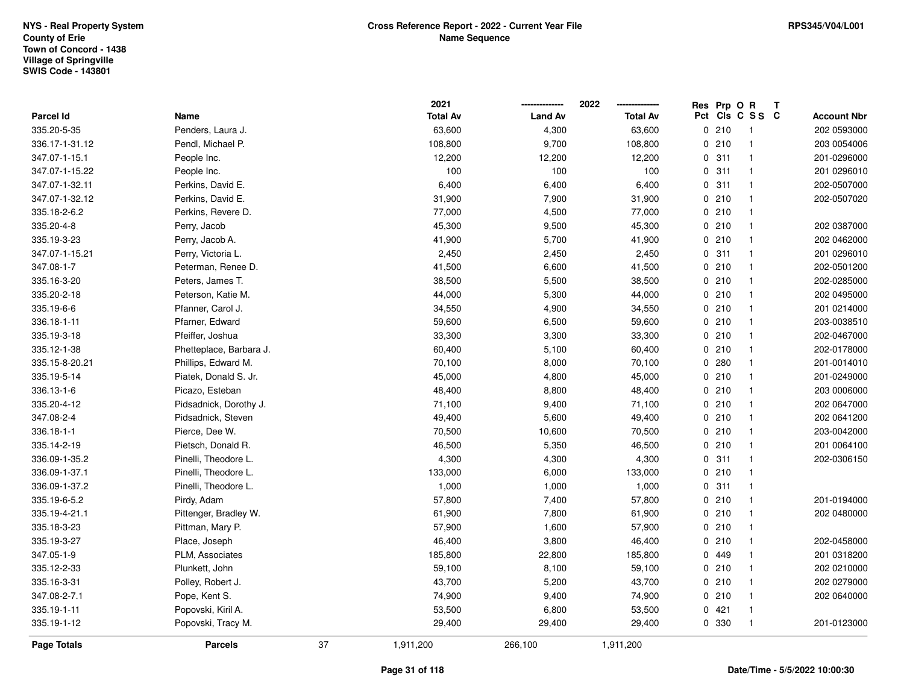NYS - Real Property System
County of Erie
Town of Concord - 1438
Village of Springville
SWIS Code - 143801

**Cross Reference Report - 2022 - Current Year File**
**Name Sequence**

RPS345/V04/L001

| Parcel Id | Name | 2021 Total Av | 2022 Land Av | 2022 Total Av | Res Pct | Prp Cls | O C | R SS | T C | Account Nbr |
|---|---|---|---|---|---|---|---|---|---|---|
| 335.20-5-35 | Penders, Laura J. | 63,600 | 4,300 | 63,600 | 0 | 210 | | 1 | | 202 0593000 |
| 336.17-1-31.12 | Pendl, Michael P. | 108,800 | 9,700 | 108,800 | 0 | 210 | | 1 | | 203 0054006 |
| 347.07-1-15.1 | People Inc. | 12,200 | 12,200 | 12,200 | 0 | 311 | | 1 | | 201-0296000 |
| 347.07-1-15.22 | People Inc. | 100 | 100 | 100 | 0 | 311 | | 1 | | 201 0296010 |
| 347.07-1-32.11 | Perkins, David E. | 6,400 | 6,400 | 6,400 | 0 | 311 | | 1 | | 202-0507000 |
| 347.07-1-32.12 | Perkins, David E. | 31,900 | 7,900 | 31,900 | 0 | 210 | | 1 | | 202-0507020 |
| 335.18-2-6.2 | Perkins, Revere D. | 77,000 | 4,500 | 77,000 | 0 | 210 | | 1 | | |
| 335.20-4-8 | Perry, Jacob | 45,300 | 9,500 | 45,300 | 0 | 210 | | 1 | | 202 0387000 |
| 335.19-3-23 | Perry, Jacob A. | 41,900 | 5,700 | 41,900 | 0 | 210 | | 1 | | 202 0462000 |
| 347.07-1-15.21 | Perry, Victoria L. | 2,450 | 2,450 | 2,450 | 0 | 311 | | 1 | | 201 0296010 |
| 347.08-1-7 | Peterman, Renee D. | 41,500 | 6,600 | 41,500 | 0 | 210 | | 1 | | 202-0501200 |
| 335.16-3-20 | Peters, James T. | 38,500 | 5,500 | 38,500 | 0 | 210 | | 1 | | 202-0285000 |
| 335.20-2-18 | Peterson, Katie M. | 44,000 | 5,300 | 44,000 | 0 | 210 | | 1 | | 202 0495000 |
| 335.19-6-6 | Pfanner, Carol J. | 34,550 | 4,900 | 34,550 | 0 | 210 | | 1 | | 201 0214000 |
| 336.18-1-11 | Pfarner, Edward | 59,600 | 6,500 | 59,600 | 0 | 210 | | 1 | | 203-0038510 |
| 335.19-3-18 | Pfeiffer, Joshua | 33,300 | 3,300 | 33,300 | 0 | 210 | | 1 | | 202-0467000 |
| 335.12-1-38 | Phetteplace, Barbara J. | 60,400 | 5,100 | 60,400 | 0 | 210 | | 1 | | 202-0178000 |
| 335.15-8-20.21 | Phillips, Edward M. | 70,100 | 8,000 | 70,100 | 0 | 280 | | 1 | | 201-0014010 |
| 335.19-5-14 | Piatek, Donald S. Jr. | 45,000 | 4,800 | 45,000 | 0 | 210 | | 1 | | 201-0249000 |
| 336.13-1-6 | Picazo, Esteban | 48,400 | 8,800 | 48,400 | 0 | 210 | | 1 | | 203 0006000 |
| 335.20-4-12 | Pidsadnick, Dorothy J. | 71,100 | 9,400 | 71,100 | 0 | 210 | | 1 | | 202 0647000 |
| 347.08-2-4 | Pidsadnick, Steven | 49,400 | 5,600 | 49,400 | 0 | 210 | | 1 | | 202 0641200 |
| 336.18-1-1 | Pierce, Dee W. | 70,500 | 10,600 | 70,500 | 0 | 210 | | 1 | | 203-0042000 |
| 335.14-2-19 | Pietsch, Donald R. | 46,500 | 5,350 | 46,500 | 0 | 210 | | 1 | | 201 0064100 |
| 336.09-1-35.2 | Pinelli, Theodore L. | 4,300 | 4,300 | 4,300 | 0 | 311 | | 1 | | 202-0306150 |
| 336.09-1-37.1 | Pinelli, Theodore L. | 133,000 | 6,000 | 133,000 | 0 | 210 | | 1 | | |
| 336.09-1-37.2 | Pinelli, Theodore L. | 1,000 | 1,000 | 1,000 | 0 | 311 | | 1 | | |
| 335.19-6-5.2 | Pirdy, Adam | 57,800 | 7,400 | 57,800 | 0 | 210 | | 1 | | 201-0194000 |
| 335.19-4-21.1 | Pittenger, Bradley W. | 61,900 | 7,800 | 61,900 | 0 | 210 | | 1 | | 202 0480000 |
| 335.18-3-23 | Pittman, Mary P. | 57,900 | 1,600 | 57,900 | 0 | 210 | | 1 | | |
| 335.19-3-27 | Place, Joseph | 46,400 | 3,800 | 46,400 | 0 | 210 | | 1 | | 202-0458000 |
| 347.05-1-9 | PLM, Associates | 185,800 | 22,800 | 185,800 | 0 | 449 | | 1 | | 201 0318200 |
| 335.12-2-33 | Plunkett, John | 59,100 | 8,100 | 59,100 | 0 | 210 | | 1 | | 202 0210000 |
| 335.16-3-31 | Polley, Robert J. | 43,700 | 5,200 | 43,700 | 0 | 210 | | 1 | | 202 0279000 |
| 347.08-2-7.1 | Pope, Kent S. | 74,900 | 9,400 | 74,900 | 0 | 210 | | 1 | | 202 0640000 |
| 335.19-1-11 | Popovski, Kiril A. | 53,500 | 6,800 | 53,500 | 0 | 421 | | 1 | | |
| 335.19-1-12 | Popovski, Tracy M. | 29,400 | 29,400 | 29,400 | 0 | 330 | | 1 | | 201-0123000 |
| **Page Totals** | **Parcels** 37 | 1,911,200 | 266,100 | 1,911,200 | | | | | | |

Date/Time - 5/5/2022 10:00:30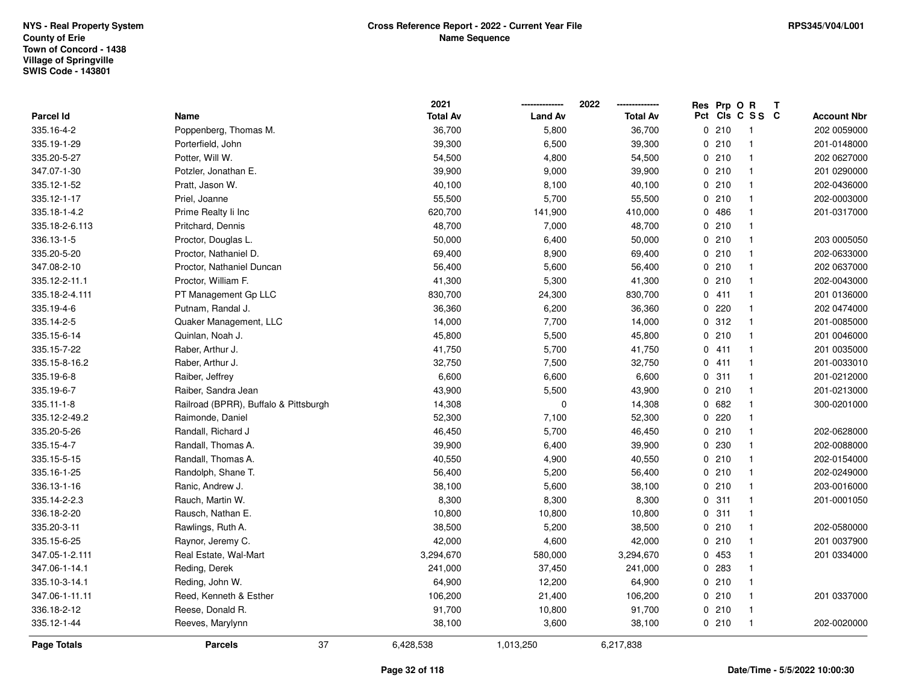NYS - Real Property System
County of Erie
Town of Concord - 1438
Village of Springville
SWIS Code - 143801

**Cross Reference Report - 2022 - Current Year File**
**Name Sequence**

RPS345/V04/L001

| Parcel Id | Name | 2021 Total Av | 2022 Land Av | 2022 Total Av | Res Pct | Prp Cls | O C | R SS | T C | Account Nbr |
|---|---|---|---|---|---|---|---|---|---|---|
| 335.16-4-2 | Poppenberg, Thomas M. | 36,700 | 5,800 | 36,700 | 0 | 210 | | 1 | | 202 0059000 |
| 335.19-1-29 | Porterfield, John | 39,300 | 6,500 | 39,300 | 0 | 210 | | 1 | | 201-0148000 |
| 335.20-5-27 | Potter, Will W. | 54,500 | 4,800 | 54,500 | 0 | 210 | | 1 | | 202 0627000 |
| 347.07-1-30 | Potzler, Jonathan E. | 39,900 | 9,000 | 39,900 | 0 | 210 | | 1 | | 201 0290000 |
| 335.12-1-52 | Pratt, Jason W. | 40,100 | 8,100 | 40,100 | 0 | 210 | | 1 | | 202-0436000 |
| 335.12-1-17 | Priel, Joanne | 55,500 | 5,700 | 55,500 | 0 | 210 | | 1 | | 202-0003000 |
| 335.18-1-4.2 | Prime Realty Ii Inc | 620,700 | 141,900 | 410,000 | 0 | 486 | | 1 | | 201-0317000 |
| 335.18-2-6.113 | Pritchard, Dennis | 48,700 | 7,000 | 48,700 | 0 | 210 | | 1 | | |
| 336.13-1-5 | Proctor, Douglas L. | 50,000 | 6,400 | 50,000 | 0 | 210 | | 1 | | 203 0005050 |
| 335.20-5-20 | Proctor, Nathaniel D. | 69,400 | 8,900 | 69,400 | 0 | 210 | | 1 | | 202-0633000 |
| 347.08-2-10 | Proctor, Nathaniel Duncan | 56,400 | 5,600 | 56,400 | 0 | 210 | | 1 | | 202 0637000 |
| 335.12-2-11.1 | Proctor, William F. | 41,300 | 5,300 | 41,300 | 0 | 210 | | 1 | | 202-0043000 |
| 335.18-2-4.111 | PT Management Gp LLC | 830,700 | 24,300 | 830,700 | 0 | 411 | | 1 | | 201 0136000 |
| 335.19-4-6 | Putnam, Randal J. | 36,360 | 6,200 | 36,360 | 0 | 220 | | 1 | | 202 0474000 |
| 335.14-2-5 | Quaker Management, LLC | 14,000 | 7,700 | 14,000 | 0 | 312 | | 1 | | 201-0085000 |
| 335.15-6-14 | Quinlan, Noah J. | 45,800 | 5,500 | 45,800 | 0 | 210 | | 1 | | 201 0046000 |
| 335.15-7-22 | Raber, Arthur J. | 41,750 | 5,700 | 41,750 | 0 | 411 | | 1 | | 201 0035000 |
| 335.15-8-16.2 | Raber, Arthur J. | 32,750 | 7,500 | 32,750 | 0 | 411 | | 1 | | 201-0033010 |
| 335.19-6-8 | Raiber, Jeffrey | 6,600 | 6,600 | 6,600 | 0 | 311 | | 1 | | 201-0212000 |
| 335.19-6-7 | Raiber, Sandra Jean | 43,900 | 5,500 | 43,900 | 0 | 210 | | 1 | | 201-0213000 |
| 335.11-1-8 | Railroad (BPRR), Buffalo & Pittsburgh | 14,308 | 0 | 14,308 | 0 | 682 | | 1 | | 300-0201000 |
| 335.12-2-49.2 | Raimonde, Daniel | 52,300 | 7,100 | 52,300 | 0 | 220 | | 1 | | |
| 335.20-5-26 | Randall, Richard J | 46,450 | 5,700 | 46,450 | 0 | 210 | | 1 | | 202-0628000 |
| 335.15-4-7 | Randall, Thomas A. | 39,900 | 6,400 | 39,900 | 0 | 230 | | 1 | | 202-0088000 |
| 335.15-5-15 | Randall, Thomas A. | 40,550 | 4,900 | 40,550 | 0 | 210 | | 1 | | 202-0154000 |
| 335.16-1-25 | Randolph, Shane T. | 56,400 | 5,200 | 56,400 | 0 | 210 | | 1 | | 202-0249000 |
| 336.13-1-16 | Ranic, Andrew J. | 38,100 | 5,600 | 38,100 | 0 | 210 | | 1 | | 203-0016000 |
| 335.14-2-2.3 | Rauch, Martin W. | 8,300 | 8,300 | 8,300 | 0 | 311 | | 1 | | 201-0001050 |
| 336.18-2-20 | Rausch, Nathan E. | 10,800 | 10,800 | 10,800 | 0 | 311 | | 1 | | |
| 335.20-3-11 | Rawlings, Ruth A. | 38,500 | 5,200 | 38,500 | 0 | 210 | | 1 | | 202-0580000 |
| 335.15-6-25 | Raynor, Jeremy C. | 42,000 | 4,600 | 42,000 | 0 | 210 | | 1 | | 201 0037900 |
| 347.05-1-2.111 | Real Estate, Wal-Mart | 3,294,670 | 580,000 | 3,294,670 | 0 | 453 | | 1 | | 201 0334000 |
| 347.06-1-14.1 | Reding, Derek | 241,000 | 37,450 | 241,000 | 0 | 283 | | 1 | | |
| 335.10-3-14.1 | Reding, John W. | 64,900 | 12,200 | 64,900 | 0 | 210 | | 1 | | |
| 347.06-1-11.11 | Reed, Kenneth & Esther | 106,200 | 21,400 | 106,200 | 0 | 210 | | 1 | | 201 0337000 |
| 336.18-2-12 | Reese, Donald R. | 91,700 | 10,800 | 91,700 | 0 | 210 | | 1 | | |
| 335.12-1-44 | Reeves, Marylynn | 38,100 | 3,600 | 38,100 | 0 | 210 | | 1 | | 202-0020000 |
| **Page Totals** | **Parcels** 37 | 6,428,538 | 1,013,250 | 6,217,838 | | | | | | |

Date/Time - 5/5/2022 10:00:30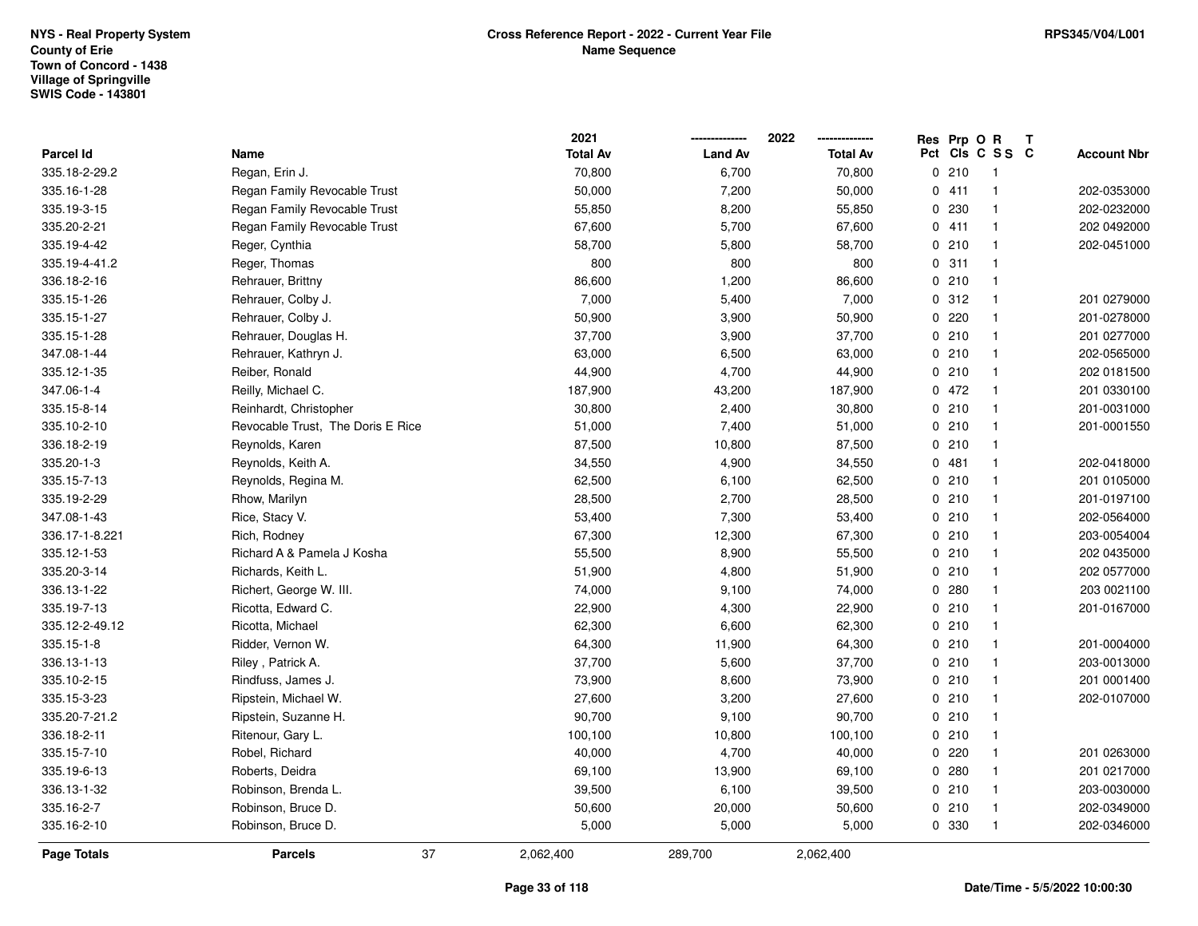NYS - Real Property System
County of Erie
Town of Concord - 1438
Village of Springville
SWIS Code - 143801

**Cross Reference Report - 2022 - Current Year File**
**Name Sequence**

RPS345/V04/L001

| Parcel Id | Name | 2021 Total Av | 2022 Land Av | 2022 Total Av | Res Pct | Prp Cls | O C | R S S | T C | Account Nbr |
|---|---|---|---|---|---|---|---|---|---|---|
| 335.18-2-29.2 | Regan, Erin J. | 70,800 | 6,700 | 70,800 | 0 | 210 | | 1 | | |
| 335.16-1-28 | Regan Family Revocable Trust | 50,000 | 7,200 | 50,000 | 0 | 411 | | 1 | | 202-0353000 |
| 335.19-3-15 | Regan Family Revocable Trust | 55,850 | 8,200 | 55,850 | 0 | 230 | | 1 | | 202-0232000 |
| 335.20-2-21 | Regan Family Revocable Trust | 67,600 | 5,700 | 67,600 | 0 | 411 | | 1 | | 202 0492000 |
| 335.19-4-42 | Reger, Cynthia | 58,700 | 5,800 | 58,700 | 0 | 210 | | 1 | | 202-0451000 |
| 335.19-4-41.2 | Reger, Thomas | 800 | 800 | 800 | 0 | 311 | | 1 | | |
| 336.18-2-16 | Rehrauer, Brittny | 86,600 | 1,200 | 86,600 | 0 | 210 | | 1 | | |
| 335.15-1-26 | Rehrauer, Colby J. | 7,000 | 5,400 | 7,000 | 0 | 312 | | 1 | | 201 0279000 |
| 335.15-1-27 | Rehrauer, Colby J. | 50,900 | 3,900 | 50,900 | 0 | 220 | | 1 | | 201-0278000 |
| 335.15-1-28 | Rehrauer, Douglas H. | 37,700 | 3,900 | 37,700 | 0 | 210 | | 1 | | 201 0277000 |
| 347.08-1-44 | Rehrauer, Kathryn J. | 63,000 | 6,500 | 63,000 | 0 | 210 | | 1 | | 202-0565000 |
| 335.12-1-35 | Reiber, Ronald | 44,900 | 4,700 | 44,900 | 0 | 210 | | 1 | | 202 0181500 |
| 347.06-1-4 | Reilly, Michael C. | 187,900 | 43,200 | 187,900 | 0 | 472 | | 1 | | 201 0330100 |
| 335.15-8-14 | Reinhardt, Christopher | 30,800 | 2,400 | 30,800 | 0 | 210 | | 1 | | 201-0031000 |
| 335.10-2-10 | Revocable Trust, The Doris E Rice | 51,000 | 7,400 | 51,000 | 0 | 210 | | 1 | | 201-0001550 |
| 336.18-2-19 | Reynolds, Karen | 87,500 | 10,800 | 87,500 | 0 | 210 | | 1 | | |
| 335.20-1-3 | Reynolds, Keith A. | 34,550 | 4,900 | 34,550 | 0 | 481 | | 1 | | 202-0418000 |
| 335.15-7-13 | Reynolds, Regina M. | 62,500 | 6,100 | 62,500 | 0 | 210 | | 1 | | 201 0105000 |
| 335.19-2-29 | Rhow, Marilyn | 28,500 | 2,700 | 28,500 | 0 | 210 | | 1 | | 201-0197100 |
| 347.08-1-43 | Rice, Stacy V. | 53,400 | 7,300 | 53,400 | 0 | 210 | | 1 | | 202-0564000 |
| 336.17-1-8.221 | Rich, Rodney | 67,300 | 12,300 | 67,300 | 0 | 210 | | 1 | | 203-0054004 |
| 335.12-1-53 | Richard A & Pamela J Kosha | 55,500 | 8,900 | 55,500 | 0 | 210 | | 1 | | 202 0435000 |
| 335.20-3-14 | Richards, Keith L. | 51,900 | 4,800 | 51,900 | 0 | 210 | | 1 | | 202 0577000 |
| 336.13-1-22 | Richert, George W. III. | 74,000 | 9,100 | 74,000 | 0 | 280 | | 1 | | 203 0021100 |
| 335.19-7-13 | Ricotta, Edward C. | 22,900 | 4,300 | 22,900 | 0 | 210 | | 1 | | 201-0167000 |
| 335.12-2-49.12 | Ricotta, Michael | 62,300 | 6,600 | 62,300 | 0 | 210 | | 1 | | |
| 335.15-1-8 | Ridder, Vernon W. | 64,300 | 11,900 | 64,300 | 0 | 210 | | 1 | | 201-0004000 |
| 336.13-1-13 | Riley , Patrick A. | 37,700 | 5,600 | 37,700 | 0 | 210 | | 1 | | 203-0013000 |
| 335.10-2-15 | Rindfuss, James J. | 73,900 | 8,600 | 73,900 | 0 | 210 | | 1 | | 201 0001400 |
| 335.15-3-23 | Ripstein, Michael W. | 27,600 | 3,200 | 27,600 | 0 | 210 | | 1 | | 202-0107000 |
| 335.20-7-21.2 | Ripstein, Suzanne H. | 90,700 | 9,100 | 90,700 | 0 | 210 | | 1 | | |
| 336.18-2-11 | Ritenour, Gary L. | 100,100 | 10,800 | 100,100 | 0 | 210 | | 1 | | |
| 335.15-7-10 | Robel, Richard | 40,000 | 4,700 | 40,000 | 0 | 220 | | 1 | | 201 0263000 |
| 335.19-6-13 | Roberts, Deidra | 69,100 | 13,900 | 69,100 | 0 | 280 | | 1 | | 201 0217000 |
| 336.13-1-32 | Robinson, Brenda L. | 39,500 | 6,100 | 39,500 | 0 | 210 | | 1 | | 203-0030000 |
| 335.16-2-7 | Robinson, Bruce D. | 50,600 | 20,000 | 50,600 | 0 | 210 | | 1 | | 202-0349000 |
| 335.16-2-10 | Robinson, Bruce D. | 5,000 | 5,000 | 5,000 | 0 | 330 | | 1 | | 202-0346000 |
| **Page Totals** | **Parcels** 37 | 2,062,400 | 289,700 | 2,062,400 | | | | | | |

Date/Time - 5/5/2022 10:00:30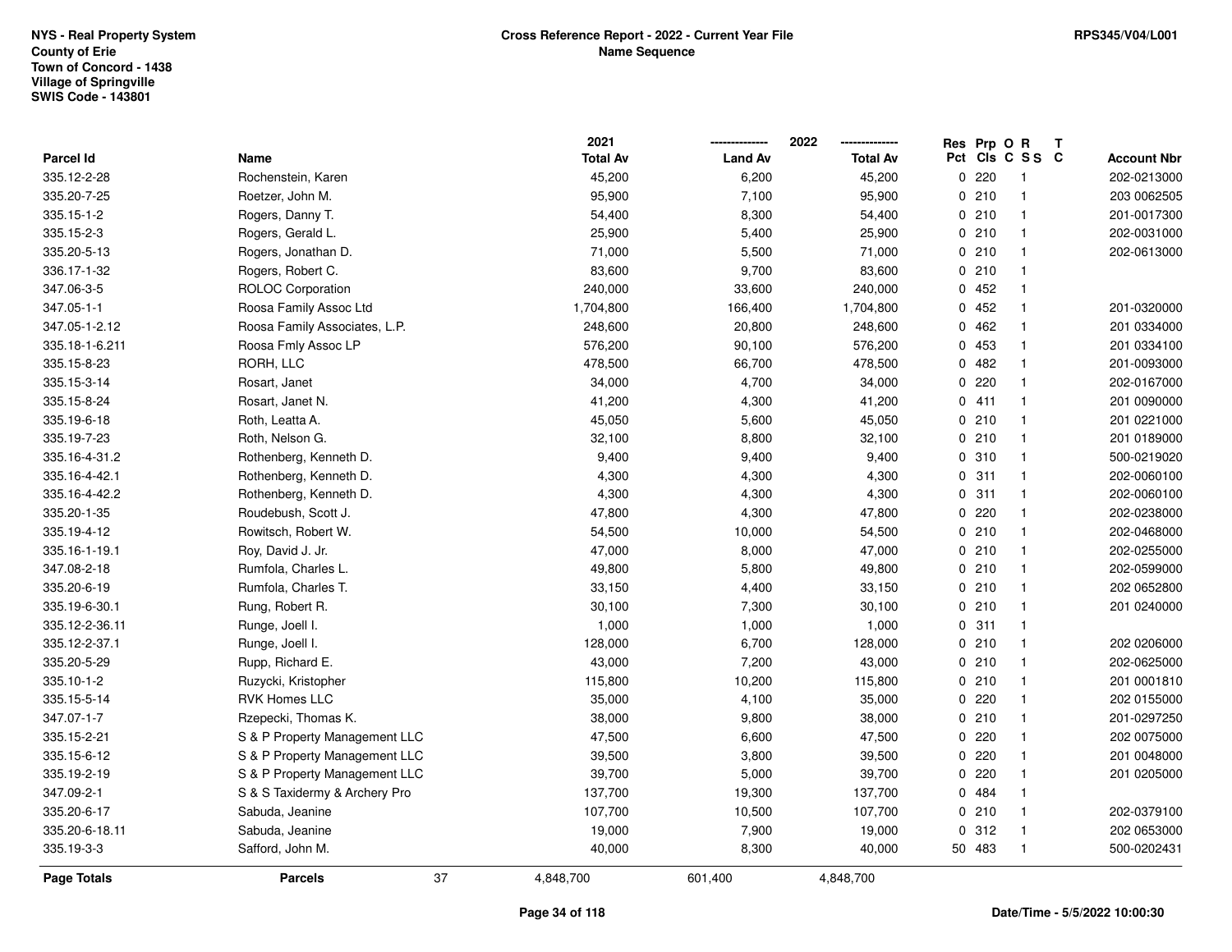NYS - Real Property System
County of Erie
Town of Concord - 1438
Village of Springville
SWIS Code - 143801

## Cross Reference Report - 2022 - Current Year File
## Name Sequence

RPS345/V04/L001

| Parcel Id | Name | 2021 Total Av | 2022 Land Av | 2022 Total Av | Res Pct | Prp Cls | O C | R S S | T C | Account Nbr |
|---|---|---|---|---|---|---|---|---|---|---|
| 335.12-2-28 | Rochenstein, Karen | 45,200 | 6,200 | 45,200 | 0 | 220 | | 1 | | 202-0213000 |
| 335.20-7-25 | Roetzer, John M. | 95,900 | 7,100 | 95,900 | 0 | 210 | | 1 | | 203 0062505 |
| 335.15-1-2 | Rogers, Danny T. | 54,400 | 8,300 | 54,400 | 0 | 210 | | 1 | | 201-0017300 |
| 335.15-2-3 | Rogers, Gerald L. | 25,900 | 5,400 | 25,900 | 0 | 210 | | 1 | | 202-0031000 |
| 335.20-5-13 | Rogers, Jonathan D. | 71,000 | 5,500 | 71,000 | 0 | 210 | | 1 | | 202-0613000 |
| 336.17-1-32 | Rogers, Robert C. | 83,600 | 9,700 | 83,600 | 0 | 210 | | 1 | | |
| 347.06-3-5 | ROLOC Corporation | 240,000 | 33,600 | 240,000 | 0 | 452 | | 1 | | |
| 347.05-1-1 | Roosa Family Assoc Ltd | 1,704,800 | 166,400 | 1,704,800 | 0 | 452 | | 1 | | 201-0320000 |
| 347.05-1-2.12 | Roosa Family Associates, L.P. | 248,600 | 20,800 | 248,600 | 0 | 462 | | 1 | | 201 0334000 |
| 335.18-1-6.211 | Roosa Fmly Assoc LP | 576,200 | 90,100 | 576,200 | 0 | 453 | | 1 | | 201 0334100 |
| 335.15-8-23 | RORH, LLC | 478,500 | 66,700 | 478,500 | 0 | 482 | | 1 | | 201-0093000 |
| 335.15-3-14 | Rosart, Janet | 34,000 | 4,700 | 34,000 | 0 | 220 | | 1 | | 202-0167000 |
| 335.15-8-24 | Rosart, Janet N. | 41,200 | 4,300 | 41,200 | 0 | 411 | | 1 | | 201 0090000 |
| 335.19-6-18 | Roth, Leatta A. | 45,050 | 5,600 | 45,050 | 0 | 210 | | 1 | | 201 0221000 |
| 335.19-7-23 | Roth, Nelson G. | 32,100 | 8,800 | 32,100 | 0 | 210 | | 1 | | 201 0189000 |
| 335.16-4-31.2 | Rothenberg, Kenneth D. | 9,400 | 9,400 | 9,400 | 0 | 310 | | 1 | | 500-0219020 |
| 335.16-4-42.1 | Rothenberg, Kenneth D. | 4,300 | 4,300 | 4,300 | 0 | 311 | | 1 | | 202-0060100 |
| 335.16-4-42.2 | Rothenberg, Kenneth D. | 4,300 | 4,300 | 4,300 | 0 | 311 | | 1 | | 202-0060100 |
| 335.20-1-35 | Roudebush, Scott J. | 47,800 | 4,300 | 47,800 | 0 | 220 | | 1 | | 202-0238000 |
| 335.19-4-12 | Rowitsch, Robert W. | 54,500 | 10,000 | 54,500 | 0 | 210 | | 1 | | 202-0468000 |
| 335.16-1-19.1 | Roy, David J. Jr. | 47,000 | 8,000 | 47,000 | 0 | 210 | | 1 | | 202-0255000 |
| 347.08-2-18 | Rumfola, Charles L. | 49,800 | 5,800 | 49,800 | 0 | 210 | | 1 | | 202-0599000 |
| 335.20-6-19 | Rumfola, Charles T. | 33,150 | 4,400 | 33,150 | 0 | 210 | | 1 | | 202 0652800 |
| 335.19-6-30.1 | Rung, Robert R. | 30,100 | 7,300 | 30,100 | 0 | 210 | | 1 | | 201 0240000 |
| 335.12-2-36.11 | Runge, Joell I. | 1,000 | 1,000 | 1,000 | 0 | 311 | | 1 | | |
| 335.12-2-37.1 | Runge, Joell I. | 128,000 | 6,700 | 128,000 | 0 | 210 | | 1 | | 202 0206000 |
| 335.20-5-29 | Rupp, Richard E. | 43,000 | 7,200 | 43,000 | 0 | 210 | | 1 | | 202-0625000 |
| 335.10-1-2 | Ruzycki, Kristopher | 115,800 | 10,200 | 115,800 | 0 | 210 | | 1 | | 201 0001810 |
| 335.15-5-14 | RVK Homes LLC | 35,000 | 4,100 | 35,000 | 0 | 220 | | 1 | | 202 0155000 |
| 347.07-1-7 | Rzepecki, Thomas K. | 38,000 | 9,800 | 38,000 | 0 | 210 | | 1 | | 201-0297250 |
| 335.15-2-21 | S & P Property Management LLC | 47,500 | 6,600 | 47,500 | 0 | 220 | | 1 | | 202 0075000 |
| 335.15-6-12 | S & P Property Management LLC | 39,500 | 3,800 | 39,500 | 0 | 220 | | 1 | | 201 0048000 |
| 335.19-2-19 | S & P Property Management LLC | 39,700 | 5,000 | 39,700 | 0 | 220 | | 1 | | 201 0205000 |
| 347.09-2-1 | S & S Taxidermy & Archery Pro | 137,700 | 19,300 | 137,700 | 0 | 484 | | 1 | | |
| 335.20-6-17 | Sabuda, Jeanine | 107,700 | 10,500 | 107,700 | 0 | 210 | | 1 | | 202-0379100 |
| 335.20-6-18.11 | Sabuda, Jeanine | 19,000 | 7,900 | 19,000 | 0 | 312 | | 1 | | 202 0653000 |
| 335.19-3-3 | Safford, John M. | 40,000 | 8,300 | 40,000 | 50 | 483 | | 1 | | 500-0202431 |
| **Page Totals** | **Parcels** 37 | 4,848,700 | 601,400 | 4,848,700 | | | | | | |

Date/Time - 5/5/2022 10:00:30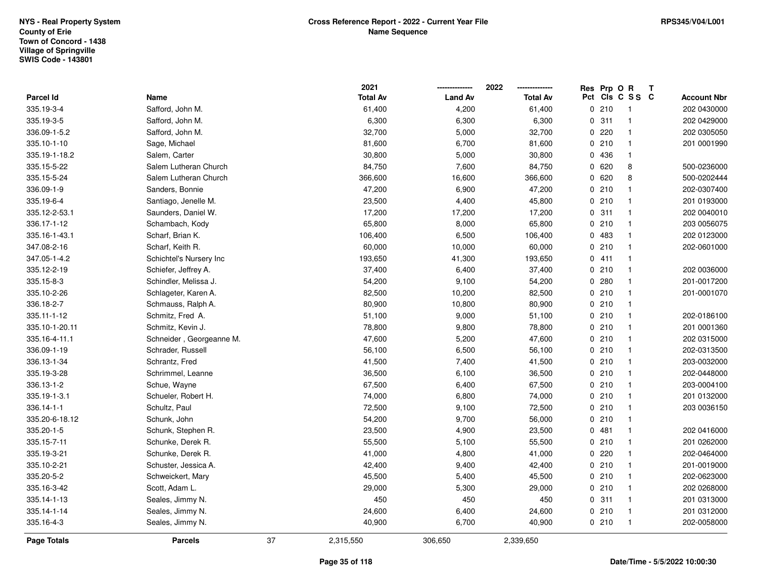NYS - Real Property System
County of Erie
Town of Concord - 1438
Village of Springville
SWIS Code - 143801

# Cross Reference Report - 2022 - Current Year File
## Name Sequence

RPS345/V04/L001

| Parcel Id | Name | 2021 Total Av | 2022 Land Av | 2022 Total Av | Res Pct | Prp Cls | O C | R S S | T C | Account Nbr |
|---|---|---|---|---|---|---|---|---|---|---|
| 335.19-3-4 | Safford, John M. | 61,400 | 4,200 | 61,400 | 0 | 210 | | 1 | | 202 0430000 |
| 335.19-3-5 | Safford, John M. | 6,300 | 6,300 | 6,300 | 0 | 311 | | 1 | | 202 0429000 |
| 336.09-1-5.2 | Safford, John M. | 32,700 | 5,000 | 32,700 | 0 | 220 | | 1 | | 202 0305050 |
| 335.10-1-10 | Sage, Michael | 81,600 | 6,700 | 81,600 | 0 | 210 | | 1 | | 201 0001990 |
| 335.19-1-18.2 | Salem, Carter | 30,800 | 5,000 | 30,800 | 0 | 436 | | 1 | | |
| 335.15-5-22 | Salem Lutheran Church | 84,750 | 7,600 | 84,750 | 0 | 620 | | 8 | | 500-0236000 |
| 335.15-5-24 | Salem Lutheran Church | 366,600 | 16,600 | 366,600 | 0 | 620 | | 8 | | 500-0202444 |
| 336.09-1-9 | Sanders, Bonnie | 47,200 | 6,900 | 47,200 | 0 | 210 | | 1 | | 202-0307400 |
| 335.19-6-4 | Santiago, Jenelle M. | 23,500 | 4,400 | 45,800 | 0 | 210 | | 1 | | 201 0193000 |
| 335.12-2-53.1 | Saunders, Daniel W. | 17,200 | 17,200 | 17,200 | 0 | 311 | | 1 | | 202 0040010 |
| 336.17-1-12 | Schambach, Kody | 65,800 | 8,000 | 65,800 | 0 | 210 | | 1 | | 203 0056075 |
| 335.16-1-43.1 | Scharf, Brian K. | 106,400 | 6,500 | 106,400 | 0 | 483 | | 1 | | 202 0123000 |
| 347.08-2-16 | Scharf, Keith R. | 60,000 | 10,000 | 60,000 | 0 | 210 | | 1 | | 202-0601000 |
| 347.05-1-4.2 | Schichtel's Nursery Inc | 193,650 | 41,300 | 193,650 | 0 | 411 | | 1 | | |
| 335.12-2-19 | Schiefer, Jeffrey A. | 37,400 | 6,400 | 37,400 | 0 | 210 | | 1 | | 202 0036000 |
| 335.15-8-3 | Schindler, Melissa J. | 54,200 | 9,100 | 54,200 | 0 | 280 | | 1 | | 201-0017200 |
| 335.10-2-26 | Schlageter, Karen A. | 82,500 | 10,200 | 82,500 | 0 | 210 | | 1 | | 201-0001070 |
| 336.18-2-7 | Schmauss, Ralph A. | 80,900 | 10,800 | 80,900 | 0 | 210 | | 1 | | |
| 335.11-1-12 | Schmitz, Fred A. | 51,100 | 9,000 | 51,100 | 0 | 210 | | 1 | | 202-0186100 |
| 335.10-1-20.11 | Schmitz, Kevin J. | 78,800 | 9,800 | 78,800 | 0 | 210 | | 1 | | 201 0001360 |
| 335.16-4-11.1 | Schneider , Georgeanne M. | 47,600 | 5,200 | 47,600 | 0 | 210 | | 1 | | 202 0315000 |
| 336.09-1-19 | Schrader, Russell | 56,100 | 6,500 | 56,100 | 0 | 210 | | 1 | | 202-0313500 |
| 336.13-1-34 | Schrantz, Fred | 41,500 | 7,400 | 41,500 | 0 | 210 | | 1 | | 203-0032000 |
| 335.19-3-28 | Schrimmel, Leanne | 36,500 | 6,100 | 36,500 | 0 | 210 | | 1 | | 202-0448000 |
| 336.13-1-2 | Schue, Wayne | 67,500 | 6,400 | 67,500 | 0 | 210 | | 1 | | 203-0004100 |
| 335.19-1-3.1 | Schueler, Robert H. | 74,000 | 6,800 | 74,000 | 0 | 210 | | 1 | | 201 0132000 |
| 336.14-1-1 | Schultz, Paul | 72,500 | 9,100 | 72,500 | 0 | 210 | | 1 | | 203 0036150 |
| 335.20-6-18.12 | Schunk, John | 54,200 | 9,700 | 56,000 | 0 | 210 | | 1 | | |
| 335.20-1-5 | Schunk, Stephen R. | 23,500 | 4,900 | 23,500 | 0 | 481 | | 1 | | 202 0416000 |
| 335.15-7-11 | Schunke, Derek R. | 55,500 | 5,100 | 55,500 | 0 | 210 | | 1 | | 201 0262000 |
| 335.19-3-21 | Schunke, Derek R. | 41,000 | 4,800 | 41,000 | 0 | 220 | | 1 | | 202-0464000 |
| 335.10-2-21 | Schuster, Jessica A. | 42,400 | 9,400 | 42,400 | 0 | 210 | | 1 | | 201-0019000 |
| 335.20-5-2 | Schweickert, Mary | 45,500 | 5,400 | 45,500 | 0 | 210 | | 1 | | 202-0623000 |
| 335.16-3-42 | Scott, Adam L. | 29,000 | 5,300 | 29,000 | 0 | 210 | | 1 | | 202 0268000 |
| 335.14-1-13 | Seales, Jimmy N. | 450 | 450 | 450 | 0 | 311 | | 1 | | 201 0313000 |
| 335.14-1-14 | Seales, Jimmy N. | 24,600 | 6,400 | 24,600 | 0 | 210 | | 1 | | 201 0312000 |
| 335.16-4-3 | Seales, Jimmy N. | 40,900 | 6,700 | 40,900 | 0 | 210 | | 1 | | 202-0058000 |
| **Page Totals** | **Parcels** 37 | 2,315,550 | 306,650 | 2,339,650 | | | | | | |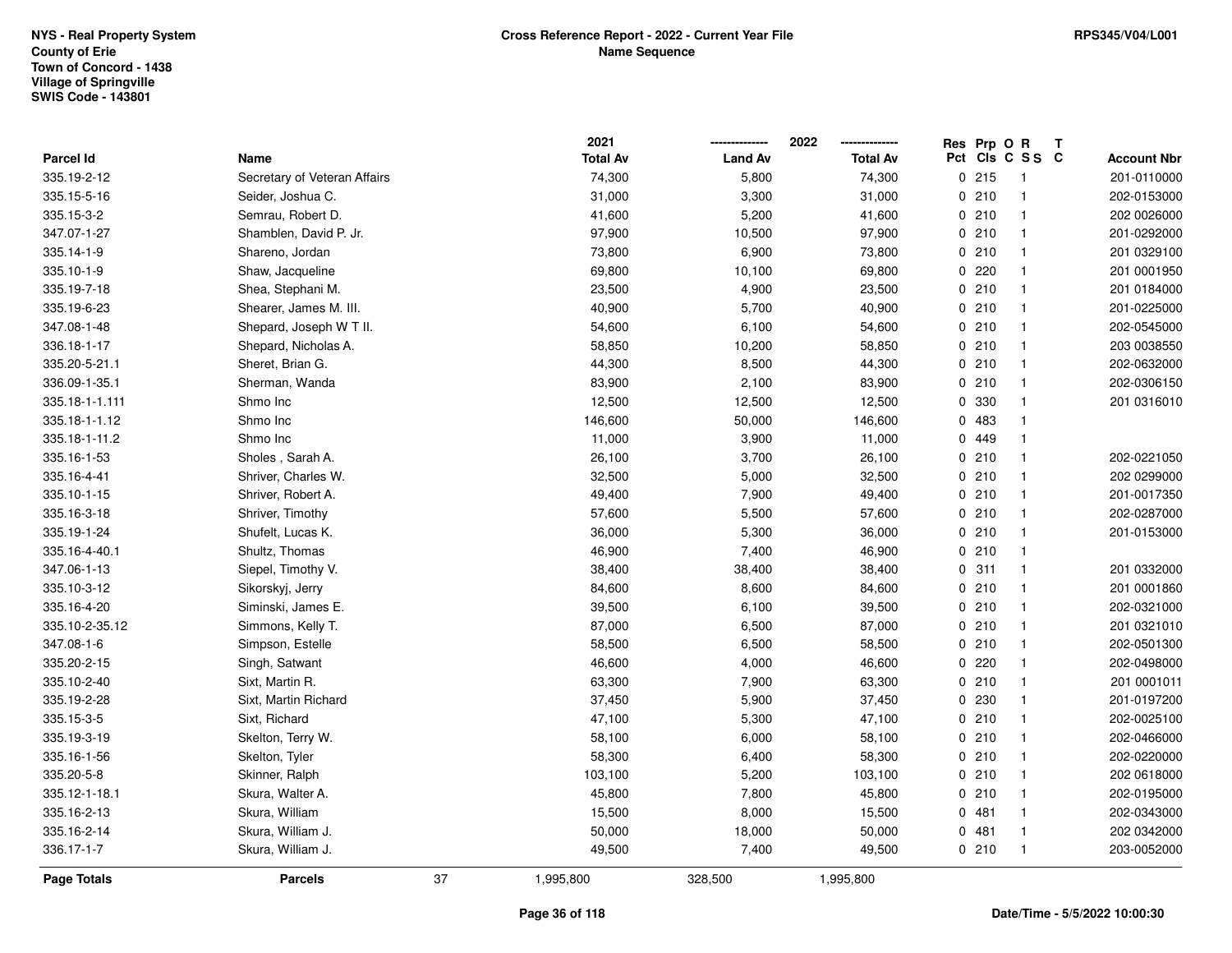NYS - Real Property System
County of Erie
Town of Concord - 1438
Village of Springville
SWIS Code - 143801

**Cross Reference Report - 2022 - Current Year File**
**Name Sequence**

RPS345/V04/L001

| Parcel Id | Name | 2021 Total Av | 2022 Land Av | 2022 Total Av | Res Pct | Prp Cls | O C | R S S | T C | Account Nbr |
|---|---|---|---|---|---|---|---|---|---|---|
| 335.19-2-12 | Secretary of Veteran Affairs | 74,300 | 5,800 | 74,300 | 0 | 215 | | 1 | | 201-0110000 |
| 335.15-5-16 | Seider, Joshua C. | 31,000 | 3,300 | 31,000 | 0 | 210 | | 1 | | 202-0153000 |
| 335.15-3-2 | Semrau, Robert D. | 41,600 | 5,200 | 41,600 | 0 | 210 | | 1 | | 202 0026000 |
| 347.07-1-27 | Shamblen, David P. Jr. | 97,900 | 10,500 | 97,900 | 0 | 210 | | 1 | | 201-0292000 |
| 335.14-1-9 | Shareno, Jordan | 73,800 | 6,900 | 73,800 | 0 | 210 | | 1 | | 201 0329100 |
| 335.10-1-9 | Shaw, Jacqueline | 69,800 | 10,100 | 69,800 | 0 | 220 | | 1 | | 201 0001950 |
| 335.19-7-18 | Shea, Stephani M. | 23,500 | 4,900 | 23,500 | 0 | 210 | | 1 | | 201 0184000 |
| 335.19-6-23 | Shearer, James M. III. | 40,900 | 5,700 | 40,900 | 0 | 210 | | 1 | | 201-0225000 |
| 347.08-1-48 | Shepard, Joseph W T II. | 54,600 | 6,100 | 54,600 | 0 | 210 | | 1 | | 202-0545000 |
| 336.18-1-17 | Shepard, Nicholas A. | 58,850 | 10,200 | 58,850 | 0 | 210 | | 1 | | 203 0038550 |
| 335.20-5-21.1 | Sheret, Brian G. | 44,300 | 8,500 | 44,300 | 0 | 210 | | 1 | | 202-0632000 |
| 336.09-1-35.1 | Sherman, Wanda | 83,900 | 2,100 | 83,900 | 0 | 210 | | 1 | | 202-0306150 |
| 335.18-1-1.111 | Shmo Inc | 12,500 | 12,500 | 12,500 | 0 | 330 | | 1 | | 201 0316010 |
| 335.18-1-1.12 | Shmo Inc | 146,600 | 50,000 | 146,600 | 0 | 483 | | 1 | | |
| 335.18-1-11.2 | Shmo Inc | 11,000 | 3,900 | 11,000 | 0 | 449 | | 1 | | |
| 335.16-1-53 | Sholes , Sarah A. | 26,100 | 3,700 | 26,100 | 0 | 210 | | 1 | | 202-0221050 |
| 335.16-4-41 | Shriver, Charles W. | 32,500 | 5,000 | 32,500 | 0 | 210 | | 1 | | 202 0299000 |
| 335.10-1-15 | Shriver, Robert A. | 49,400 | 7,900 | 49,400 | 0 | 210 | | 1 | | 201-0017350 |
| 335.16-3-18 | Shriver, Timothy | 57,600 | 5,500 | 57,600 | 0 | 210 | | 1 | | 202-0287000 |
| 335.19-1-24 | Shufelt, Lucas K. | 36,000 | 5,300 | 36,000 | 0 | 210 | | 1 | | 201-0153000 |
| 335.16-4-40.1 | Shultz, Thomas | 46,900 | 7,400 | 46,900 | 0 | 210 | | 1 | | |
| 347.06-1-13 | Siepel, Timothy V. | 38,400 | 38,400 | 38,400 | 0 | 311 | | 1 | | 201 0332000 |
| 335.10-3-12 | Sikorskyj, Jerry | 84,600 | 8,600 | 84,600 | 0 | 210 | | 1 | | 201 0001860 |
| 335.16-4-20 | Siminski, James E. | 39,500 | 6,100 | 39,500 | 0 | 210 | | 1 | | 202-0321000 |
| 335.10-2-35.12 | Simmons, Kelly T. | 87,000 | 6,500 | 87,000 | 0 | 210 | | 1 | | 201 0321010 |
| 347.08-1-6 | Simpson, Estelle | 58,500 | 6,500 | 58,500 | 0 | 210 | | 1 | | 202-0501300 |
| 335.20-2-15 | Singh, Satwant | 46,600 | 4,000 | 46,600 | 0 | 220 | | 1 | | 202-0498000 |
| 335.10-2-40 | Sixt, Martin R. | 63,300 | 7,900 | 63,300 | 0 | 210 | | 1 | | 201 0001011 |
| 335.19-2-28 | Sixt, Martin Richard | 37,450 | 5,900 | 37,450 | 0 | 230 | | 1 | | 201-0197200 |
| 335.15-3-5 | Sixt, Richard | 47,100 | 5,300 | 47,100 | 0 | 210 | | 1 | | 202-0025100 |
| 335.19-3-19 | Skelton, Terry W. | 58,100 | 6,000 | 58,100 | 0 | 210 | | 1 | | 202-0466000 |
| 335.16-1-56 | Skelton, Tyler | 58,300 | 6,400 | 58,300 | 0 | 210 | | 1 | | 202-0220000 |
| 335.20-5-8 | Skinner, Ralph | 103,100 | 5,200 | 103,100 | 0 | 210 | | 1 | | 202 0618000 |
| 335.12-1-18.1 | Skura, Walter A. | 45,800 | 7,800 | 45,800 | 0 | 210 | | 1 | | 202-0195000 |
| 335.16-2-13 | Skura, William | 15,500 | 8,000 | 15,500 | 0 | 481 | | 1 | | 202-0343000 |
| 335.16-2-14 | Skura, William J. | 50,000 | 18,000 | 50,000 | 0 | 481 | | 1 | | 202 0342000 |
| 336.17-1-7 | Skura, William J. | 49,500 | 7,400 | 49,500 | 0 | 210 | | 1 | | 203-0052000 |
| **Page Totals** | **Parcels** 37 | 1,995,800 | 328,500 | 1,995,800 | | | | | | |

Date/Time - 5/5/2022 10:00:30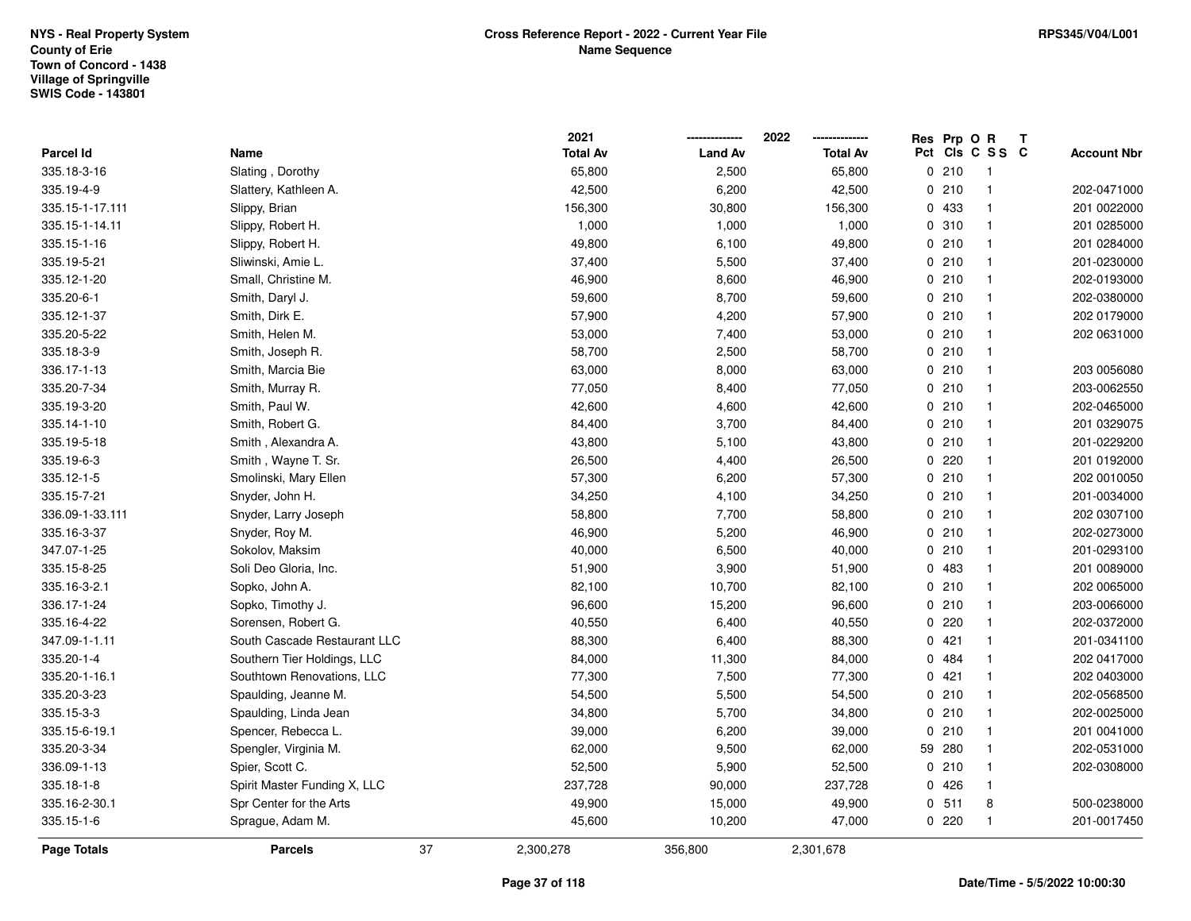NYS - Real Property System
County of Erie
Town of Concord - 1438
Village of Springville
SWIS Code - 143801

**Cross Reference Report - 2022 - Current Year File**
**Name Sequence**

RPS345/V04/L001

| Parcel Id | Name | 2021 Total Av | 2022 Land Av | 2022 Total Av | Res Pct | Prp Cls | O C | R S S | T C | Account Nbr |
|---|---|---|---|---|---|---|---|---|---|---|
| 335.18-3-16 | Slating , Dorothy | 65,800 | 2,500 | 65,800 | 0 | 210 | | 1 | | |
| 335.19-4-9 | Slattery, Kathleen A. | 42,500 | 6,200 | 42,500 | 0 | 210 | | 1 | | 202-0471000 |
| 335.15-1-17.111 | Slippy, Brian | 156,300 | 30,800 | 156,300 | 0 | 433 | | 1 | | 201 0022000 |
| 335.15-1-14.11 | Slippy, Robert H. | 1,000 | 1,000 | 1,000 | 0 | 310 | | 1 | | 201 0285000 |
| 335.15-1-16 | Slippy, Robert H. | 49,800 | 6,100 | 49,800 | 0 | 210 | | 1 | | 201 0284000 |
| 335.19-5-21 | Sliwinski, Amie L. | 37,400 | 5,500 | 37,400 | 0 | 210 | | 1 | | 201-0230000 |
| 335.12-1-20 | Small, Christine M. | 46,900 | 8,600 | 46,900 | 0 | 210 | | 1 | | 202-0193000 |
| 335.20-6-1 | Smith, Daryl J. | 59,600 | 8,700 | 59,600 | 0 | 210 | | 1 | | 202-0380000 |
| 335.12-1-37 | Smith, Dirk E. | 57,900 | 4,200 | 57,900 | 0 | 210 | | 1 | | 202 0179000 |
| 335.20-5-22 | Smith, Helen M. | 53,000 | 7,400 | 53,000 | 0 | 210 | | 1 | | 202 0631000 |
| 335.18-3-9 | Smith, Joseph R. | 58,700 | 2,500 | 58,700 | 0 | 210 | | 1 | | |
| 336.17-1-13 | Smith, Marcia Bie | 63,000 | 8,000 | 63,000 | 0 | 210 | | 1 | | 203 0056080 |
| 335.20-7-34 | Smith, Murray R. | 77,050 | 8,400 | 77,050 | 0 | 210 | | 1 | | 203-0062550 |
| 335.19-3-20 | Smith, Paul W. | 42,600 | 4,600 | 42,600 | 0 | 210 | | 1 | | 202-0465000 |
| 335.14-1-10 | Smith, Robert G. | 84,400 | 3,700 | 84,400 | 0 | 210 | | 1 | | 201 0329075 |
| 335.19-5-18 | Smith , Alexandra A. | 43,800 | 5,100 | 43,800 | 0 | 210 | | 1 | | 201-0229200 |
| 335.19-6-3 | Smith , Wayne T. Sr. | 26,500 | 4,400 | 26,500 | 0 | 220 | | 1 | | 201 0192000 |
| 335.12-1-5 | Smolinski, Mary Ellen | 57,300 | 6,200 | 57,300 | 0 | 210 | | 1 | | 202 0010050 |
| 335.15-7-21 | Snyder, John H. | 34,250 | 4,100 | 34,250 | 0 | 210 | | 1 | | 201-0034000 |
| 336.09-1-33.111 | Snyder, Larry Joseph | 58,800 | 7,700 | 58,800 | 0 | 210 | | 1 | | 202 0307100 |
| 335.16-3-37 | Snyder, Roy M. | 46,900 | 5,200 | 46,900 | 0 | 210 | | 1 | | 202-0273000 |
| 347.07-1-25 | Sokolov, Maksim | 40,000 | 6,500 | 40,000 | 0 | 210 | | 1 | | 201-0293100 |
| 335.15-8-25 | Soli Deo Gloria, Inc. | 51,900 | 3,900 | 51,900 | 0 | 483 | | 1 | | 201 0089000 |
| 335.16-3-2.1 | Sopko, John A. | 82,100 | 10,700 | 82,100 | 0 | 210 | | 1 | | 202 0065000 |
| 336.17-1-24 | Sopko, Timothy J. | 96,600 | 15,200 | 96,600 | 0 | 210 | | 1 | | 203-0066000 |
| 335.16-4-22 | Sorensen, Robert G. | 40,550 | 6,400 | 40,550 | 0 | 220 | | 1 | | 202-0372000 |
| 347.09-1-1.11 | South Cascade Restaurant LLC | 88,300 | 6,400 | 88,300 | 0 | 421 | | 1 | | 201-0341100 |
| 335.20-1-4 | Southern Tier Holdings, LLC | 84,000 | 11,300 | 84,000 | 0 | 484 | | 1 | | 202 0417000 |
| 335.20-1-16.1 | Southtown Renovations, LLC | 77,300 | 7,500 | 77,300 | 0 | 421 | | 1 | | 202 0403000 |
| 335.20-3-23 | Spaulding, Jeanne M. | 54,500 | 5,500 | 54,500 | 0 | 210 | | 1 | | 202-0568500 |
| 335.15-3-3 | Spaulding, Linda Jean | 34,800 | 5,700 | 34,800 | 0 | 210 | | 1 | | 202-0025000 |
| 335.15-6-19.1 | Spencer, Rebecca L. | 39,000 | 6,200 | 39,000 | 0 | 210 | | 1 | | 201 0041000 |
| 335.20-3-34 | Spengler, Virginia M. | 62,000 | 9,500 | 62,000 | 59 | 280 | | 1 | | 202-0531000 |
| 336.09-1-13 | Spier, Scott C. | 52,500 | 5,900 | 52,500 | 0 | 210 | | 1 | | 202-0308000 |
| 335.18-1-8 | Spirit Master Funding X, LLC | 237,728 | 90,000 | 237,728 | 0 | 426 | | 1 | | |
| 335.16-2-30.1 | Spr Center for the Arts | 49,900 | 15,000 | 49,900 | 0 | 511 | | 8 | | 500-0238000 |
| 335.15-1-6 | Sprague, Adam M. | 45,600 | 10,200 | 47,000 | 0 | 220 | | 1 | | 201-0017450 |
| **Page Totals** | **Parcels** 37 | 2,300,278 | 356,800 | 2,301,678 | | | | | | |

Date/Time - 5/5/2022 10:00:30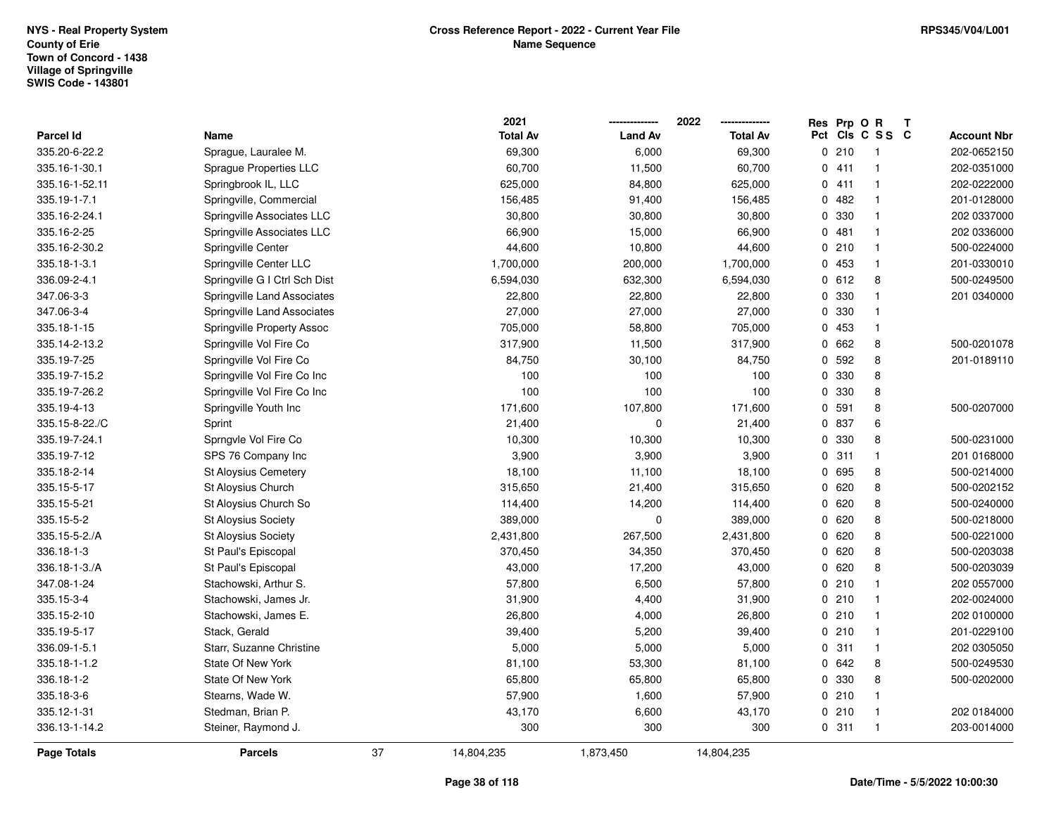NYS - Real Property System
County of Erie
Town of Concord - 1438
Village of Springville
SWIS Code - 143801

**Cross Reference Report - 2022 - Current Year File**
**Name Sequence**

RPS345/V04/L001

| Parcel Id | Name | 2021 Total Av | 2022 Land Av | 2022 Total Av | Res Pct | Prp Cls | O C | R S S | T C | Account Nbr |
|---|---|---|---|---|---|---|---|---|---|---|
| 335.20-6-22.2 | Sprague, Lauralee M. | 69,300 | 6,000 | 69,300 | 0 | 210 | | 1 | | 202-0652150 |
| 335.16-1-30.1 | Sprague Properties LLC | 60,700 | 11,500 | 60,700 | 0 | 411 | | 1 | | 202-0351000 |
| 335.16-1-52.11 | Springbrook IL, LLC | 625,000 | 84,800 | 625,000 | 0 | 411 | | 1 | | 202-0222000 |
| 335.19-1-7.1 | Springville, Commercial | 156,485 | 91,400 | 156,485 | 0 | 482 | | 1 | | 201-0128000 |
| 335.16-2-24.1 | Springville Associates LLC | 30,800 | 30,800 | 30,800 | 0 | 330 | | 1 | | 202 0337000 |
| 335.16-2-25 | Springville Associates LLC | 66,900 | 15,000 | 66,900 | 0 | 481 | | 1 | | 202 0336000 |
| 335.16-2-30.2 | Springville Center | 44,600 | 10,800 | 44,600 | 0 | 210 | | 1 | | 500-0224000 |
| 335.18-1-3.1 | Springville Center LLC | 1,700,000 | 200,000 | 1,700,000 | 0 | 453 | | 1 | | 201-0330010 |
| 336.09-2-4.1 | Springville G I Ctrl Sch Dist | 6,594,030 | 632,300 | 6,594,030 | 0 | 612 | | 8 | | 500-0249500 |
| 347.06-3-3 | Springville Land Associates | 22,800 | 22,800 | 22,800 | 0 | 330 | | 1 | | 201 0340000 |
| 347.06-3-4 | Springville Land Associates | 27,000 | 27,000 | 27,000 | 0 | 330 | | 1 | | |
| 335.18-1-15 | Springville Property Assoc | 705,000 | 58,800 | 705,000 | 0 | 453 | | 1 | | |
| 335.14-2-13.2 | Springville Vol Fire Co | 317,900 | 11,500 | 317,900 | 0 | 662 | | 8 | | 500-0201078 |
| 335.19-7-25 | Springville Vol Fire Co | 84,750 | 30,100 | 84,750 | 0 | 592 | | 8 | | 201-0189110 |
| 335.19-7-15.2 | Springville Vol Fire Co Inc | 100 | 100 | 100 | 0 | 330 | | 8 | | |
| 335.19-7-26.2 | Springville Vol Fire Co Inc | 100 | 100 | 100 | 0 | 330 | | 8 | | |
| 335.19-4-13 | Springville Youth Inc | 171,600 | 107,800 | 171,600 | 0 | 591 | | 8 | | 500-0207000 |
| 335.15-8-22./C | Sprint | 21,400 | 0 | 21,400 | 0 | 837 | | 6 | | |
| 335.19-7-24.1 | Sprngvle Vol Fire Co | 10,300 | 10,300 | 10,300 | 0 | 330 | | 8 | | 500-0231000 |
| 335.19-7-12 | SPS 76 Company Inc | 3,900 | 3,900 | 3,900 | 0 | 311 | | 1 | | 201 0168000 |
| 335.18-2-14 | St Aloysius Cemetery | 18,100 | 11,100 | 18,100 | 0 | 695 | | 8 | | 500-0214000 |
| 335.15-5-17 | St Aloysius Church | 315,650 | 21,400 | 315,650 | 0 | 620 | | 8 | | 500-0202152 |
| 335.15-5-21 | St Aloysius Church So | 114,400 | 14,200 | 114,400 | 0 | 620 | | 8 | | 500-0240000 |
| 335.15-5-2 | St Aloysius Society | 389,000 | 0 | 389,000 | 0 | 620 | | 8 | | 500-0218000 |
| 335.15-5-2./A | St Aloysius Society | 2,431,800 | 267,500 | 2,431,800 | 0 | 620 | | 8 | | 500-0221000 |
| 336.18-1-3 | St Paul's Episcopal | 370,450 | 34,350 | 370,450 | 0 | 620 | | 8 | | 500-0203038 |
| 336.18-1-3./A | St Paul's Episcopal | 43,000 | 17,200 | 43,000 | 0 | 620 | | 8 | | 500-0203039 |
| 347.08-1-24 | Stachowski, Arthur S. | 57,800 | 6,500 | 57,800 | 0 | 210 | | 1 | | 202 0557000 |
| 335.15-3-4 | Stachowski, James Jr. | 31,900 | 4,400 | 31,900 | 0 | 210 | | 1 | | 202-0024000 |
| 335.15-2-10 | Stachowski, James E. | 26,800 | 4,000 | 26,800 | 0 | 210 | | 1 | | 202 0100000 |
| 335.19-5-17 | Stack, Gerald | 39,400 | 5,200 | 39,400 | 0 | 210 | | 1 | | 201-0229100 |
| 336.09-1-5.1 | Starr, Suzanne Christine | 5,000 | 5,000 | 5,000 | 0 | 311 | | 1 | | 202 0305050 |
| 335.18-1-1.2 | State Of New York | 81,100 | 53,300 | 81,100 | 0 | 642 | | 8 | | 500-0249530 |
| 336.18-1-2 | State Of New York | 65,800 | 65,800 | 65,800 | 0 | 330 | | 8 | | 500-0202000 |
| 335.18-3-6 | Stearns, Wade W. | 57,900 | 1,600 | 57,900 | 0 | 210 | | 1 | | |
| 335.12-1-31 | Stedman, Brian P. | 43,170 | 6,600 | 43,170 | 0 | 210 | | 1 | | 202 0184000 |
| 336.13-1-14.2 | Steiner, Raymond J. | 300 | 300 | 300 | 0 | 311 | | 1 | | 203-0014000 |
| **Page Totals** | **Parcels** 37 | 14,804,235 | 1,873,450 | 14,804,235 | | | | | | |

Date/Time - 5/5/2022 10:00:30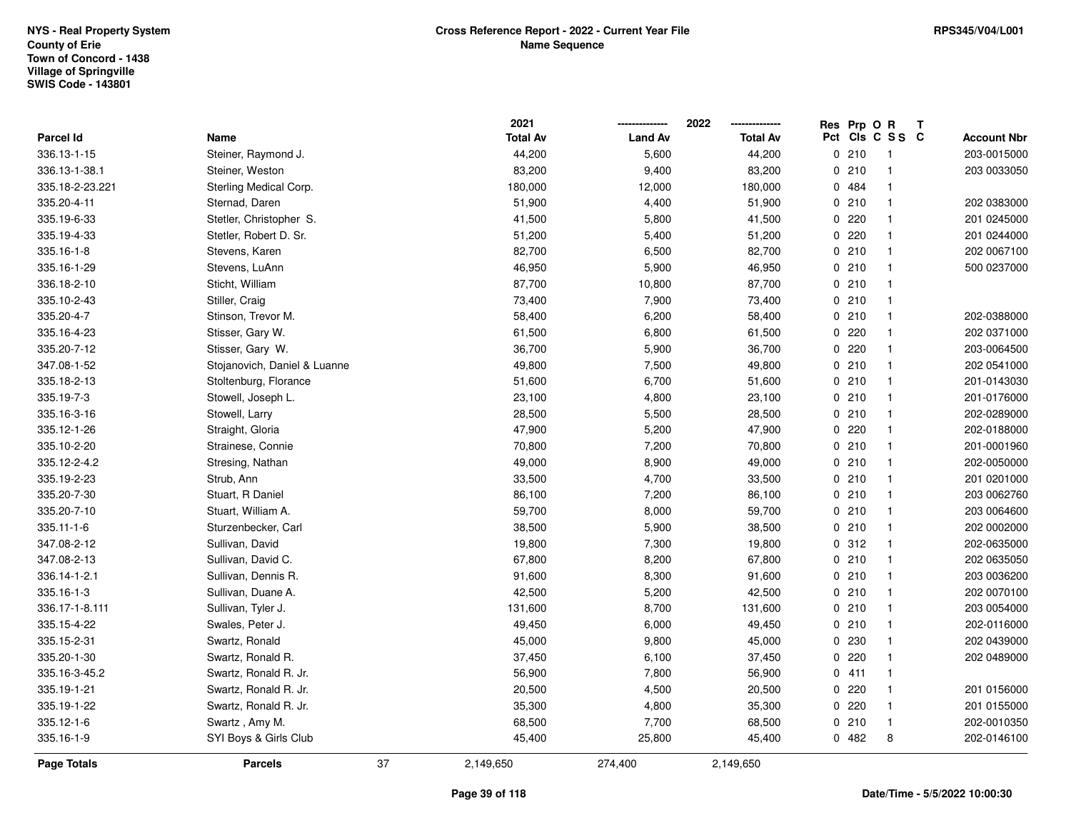NYS - Real Property System
County of Erie
Town of Concord - 1438
Village of Springville
SWIS Code - 143801

**Cross Reference Report - 2022 - Current Year File**
**Name Sequence**

RPS345/V04/L001

| Parcel Id | Name | 2021 Total Av | 2022 Land Av | 2022 Total Av | Res Pct | Prp Cls | O C | R S S | T C | Account Nbr |
|---|---|---|---|---|---|---|---|---|---|---|
| 336.13-1-15 | Steiner, Raymond J. | 44,200 | 5,600 | 44,200 | 0 | 210 | | 1 | | 203-0015000 |
| 336.13-1-38.1 | Steiner, Weston | 83,200 | 9,400 | 83,200 | 0 | 210 | | 1 | | 203 0033050 |
| 335.18-2-23.221 | Sterling Medical Corp. | 180,000 | 12,000 | 180,000 | 0 | 484 | | 1 | | |
| 335.20-4-11 | Sternad, Daren | 51,900 | 4,400 | 51,900 | 0 | 210 | | 1 | | 202 0383000 |
| 335.19-6-33 | Stetler, Christopher S. | 41,500 | 5,800 | 41,500 | 0 | 220 | | 1 | | 201 0245000 |
| 335.19-4-33 | Stetler, Robert D. Sr. | 51,200 | 5,400 | 51,200 | 0 | 220 | | 1 | | 201 0244000 |
| 335.16-1-8 | Stevens, Karen | 82,700 | 6,500 | 82,700 | 0 | 210 | | 1 | | 202 0067100 |
| 335.16-1-29 | Stevens, LuAnn | 46,950 | 5,900 | 46,950 | 0 | 210 | | 1 | | 500 0237000 |
| 336.18-2-10 | Sticht, William | 87,700 | 10,800 | 87,700 | 0 | 210 | | 1 | | |
| 335.10-2-43 | Stiller, Craig | 73,400 | 7,900 | 73,400 | 0 | 210 | | 1 | | |
| 335.20-4-7 | Stinson, Trevor M. | 58,400 | 6,200 | 58,400 | 0 | 210 | | 1 | | 202-0388000 |
| 335.16-4-23 | Stisser, Gary W. | 61,500 | 6,800 | 61,500 | 0 | 220 | | 1 | | 202 0371000 |
| 335.20-7-12 | Stisser, Gary W. | 36,700 | 5,900 | 36,700 | 0 | 220 | | 1 | | 203-0064500 |
| 347.08-1-52 | Stojanovich, Daniel & Luanne | 49,800 | 7,500 | 49,800 | 0 | 210 | | 1 | | 202 0541000 |
| 335.18-2-13 | Stoltenburg, Florance | 51,600 | 6,700 | 51,600 | 0 | 210 | | 1 | | 201-0143030 |
| 335.19-7-3 | Stowell, Joseph L. | 23,100 | 4,800 | 23,100 | 0 | 210 | | 1 | | 201-0176000 |
| 335.16-3-16 | Stowell, Larry | 28,500 | 5,500 | 28,500 | 0 | 210 | | 1 | | 202-0289000 |
| 335.12-1-26 | Straight, Gloria | 47,900 | 5,200 | 47,900 | 0 | 220 | | 1 | | 202-0188000 |
| 335.10-2-20 | Strainese, Connie | 70,800 | 7,200 | 70,800 | 0 | 210 | | 1 | | 201-0001960 |
| 335.12-2-4.2 | Stresing, Nathan | 49,000 | 8,900 | 49,000 | 0 | 210 | | 1 | | 202-0050000 |
| 335.19-2-23 | Strub, Ann | 33,500 | 4,700 | 33,500 | 0 | 210 | | 1 | | 201 0201000 |
| 335.20-7-30 | Stuart, R Daniel | 86,100 | 7,200 | 86,100 | 0 | 210 | | 1 | | 203 0062760 |
| 335.20-7-10 | Stuart, William A. | 59,700 | 8,000 | 59,700 | 0 | 210 | | 1 | | 203 0064600 |
| 335.11-1-6 | Sturzenbecker, Carl | 38,500 | 5,900 | 38,500 | 0 | 210 | | 1 | | 202 0002000 |
| 347.08-2-12 | Sullivan, David | 19,800 | 7,300 | 19,800 | 0 | 312 | | 1 | | 202-0635000 |
| 347.08-2-13 | Sullivan, David C. | 67,800 | 8,200 | 67,800 | 0 | 210 | | 1 | | 202 0635050 |
| 336.14-1-2.1 | Sullivan, Dennis R. | 91,600 | 8,300 | 91,600 | 0 | 210 | | 1 | | 203 0036200 |
| 335.16-1-3 | Sullivan, Duane A. | 42,500 | 5,200 | 42,500 | 0 | 210 | | 1 | | 202 0070100 |
| 336.17-1-8.111 | Sullivan, Tyler J. | 131,600 | 8,700 | 131,600 | 0 | 210 | | 1 | | 203 0054000 |
| 335.15-4-22 | Swales, Peter J. | 49,450 | 6,000 | 49,450 | 0 | 210 | | 1 | | 202-0116000 |
| 335.15-2-31 | Swartz, Ronald | 45,000 | 9,800 | 45,000 | 0 | 230 | | 1 | | 202 0439000 |
| 335.20-1-30 | Swartz, Ronald R. | 37,450 | 6,100 | 37,450 | 0 | 220 | | 1 | | 202 0489000 |
| 335.16-3-45.2 | Swartz, Ronald R. Jr. | 56,900 | 7,800 | 56,900 | 0 | 411 | | 1 | | |
| 335.19-1-21 | Swartz, Ronald R. Jr. | 20,500 | 4,500 | 20,500 | 0 | 220 | | 1 | | 201 0156000 |
| 335.19-1-22 | Swartz, Ronald R. Jr. | 35,300 | 4,800 | 35,300 | 0 | 220 | | 1 | | 201 0155000 |
| 335.12-1-6 | Swartz , Amy M. | 68,500 | 7,700 | 68,500 | 0 | 210 | | 1 | | 202-0010350 |
| 335.16-1-9 | SYI Boys & Girls Club | 45,400 | 25,800 | 45,400 | 0 | 482 | | 8 | | 202-0146100 |
| **Page Totals** | **Parcels** 37 | 2,149,650 | 274,400 | 2,149,650 | | | | | | |

Date/Time - 5/5/2022 10:00:30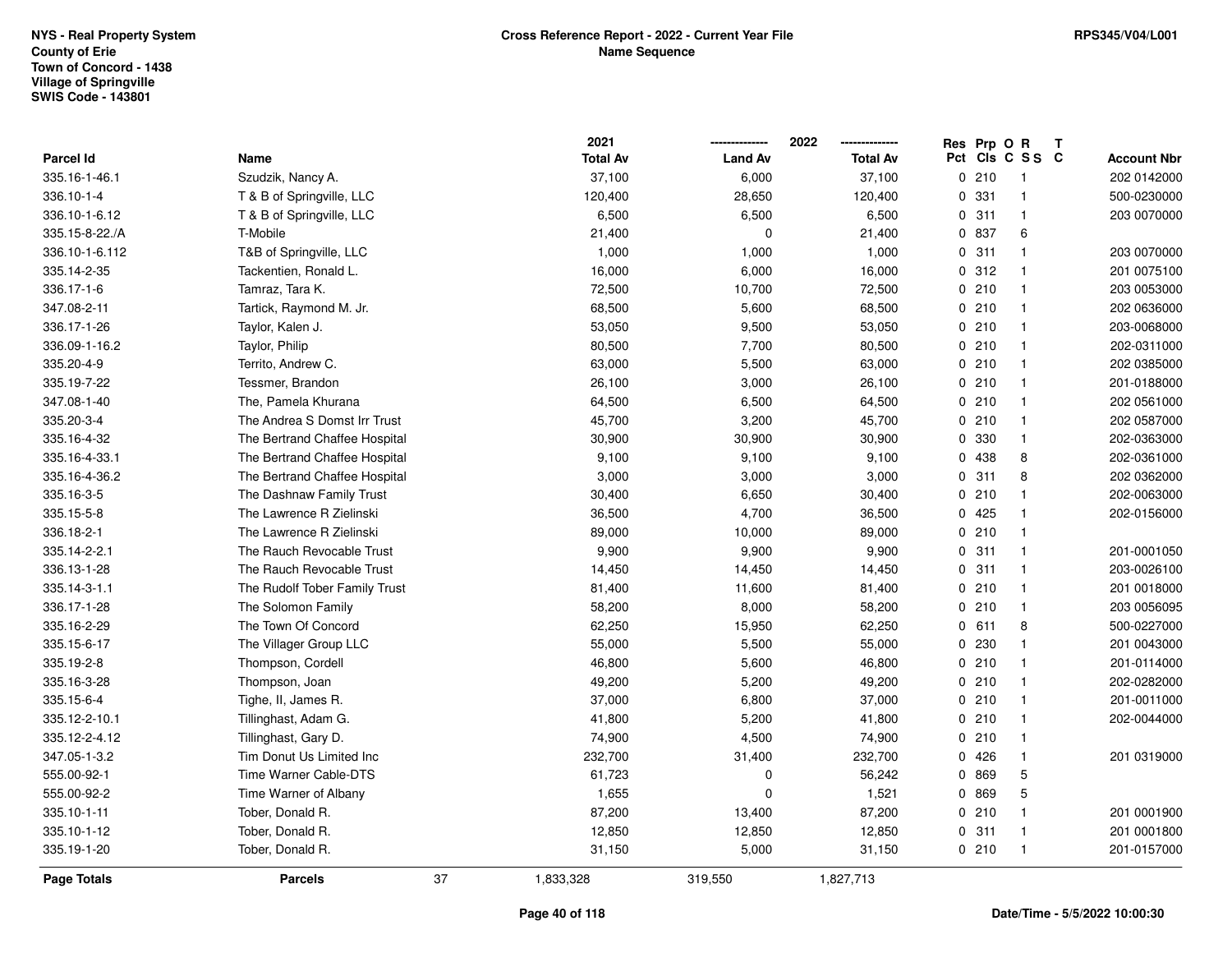NYS - Real Property System
County of Erie
Town of Concord - 1438
Village of Springville
SWIS Code - 143801

**Cross Reference Report - 2022 - Current Year File**
**Name Sequence**

RPS345/V04/L001

| Parcel Id | Name | 2021 Total Av | 2022 Land Av | 2022 Total Av | Res Pct | Prp Cls | O C | R SS | T C | Account Nbr |
|---|---|---|---|---|---|---|---|---|---|---|
| 335.16-1-46.1 | Szudzik, Nancy A. | 37,100 | 6,000 | 37,100 | 0 | 210 | | 1 | | 202 0142000 |
| 336.10-1-4 | T & B of Springville, LLC | 120,400 | 28,650 | 120,400 | 0 | 331 | | 1 | | 500-0230000 |
| 336.10-1-6.12 | T & B of Springville, LLC | 6,500 | 6,500 | 6,500 | 0 | 311 | | 1 | | 203 0070000 |
| 335.15-8-22./A | T-Mobile | 21,400 | 0 | 21,400 | 0 | 837 | | 6 | | |
| 336.10-1-6.112 | T&B of Springville, LLC | 1,000 | 1,000 | 1,000 | 0 | 311 | | 1 | | 203 0070000 |
| 335.14-2-35 | Tackentien, Ronald L. | 16,000 | 6,000 | 16,000 | 0 | 312 | | 1 | | 201 0075100 |
| 336.17-1-6 | Tamraz, Tara K. | 72,500 | 10,700 | 72,500 | 0 | 210 | | 1 | | 203 0053000 |
| 347.08-2-11 | Tartick, Raymond M. Jr. | 68,500 | 5,600 | 68,500 | 0 | 210 | | 1 | | 202 0636000 |
| 336.17-1-26 | Taylor, Kalen J. | 53,050 | 9,500 | 53,050 | 0 | 210 | | 1 | | 203-0068000 |
| 336.09-1-16.2 | Taylor, Philip | 80,500 | 7,700 | 80,500 | 0 | 210 | | 1 | | 202-0311000 |
| 335.20-4-9 | Territo, Andrew C. | 63,000 | 5,500 | 63,000 | 0 | 210 | | 1 | | 202 0385000 |
| 335.19-7-22 | Tessmer, Brandon | 26,100 | 3,000 | 26,100 | 0 | 210 | | 1 | | 201-0188000 |
| 347.08-1-40 | The, Pamela Khurana | 64,500 | 6,500 | 64,500 | 0 | 210 | | 1 | | 202 0561000 |
| 335.20-3-4 | The Andrea S Domst Irr Trust | 45,700 | 3,200 | 45,700 | 0 | 210 | | 1 | | 202 0587000 |
| 335.16-4-32 | The Bertrand Chaffee Hospital | 30,900 | 30,900 | 30,900 | 0 | 330 | | 1 | | 202-0363000 |
| 335.16-4-33.1 | The Bertrand Chaffee Hospital | 9,100 | 9,100 | 9,100 | 0 | 438 | | 8 | | 202-0361000 |
| 335.16-4-36.2 | The Bertrand Chaffee Hospital | 3,000 | 3,000 | 3,000 | 0 | 311 | | 8 | | 202 0362000 |
| 335.16-3-5 | The Dashnaw Family Trust | 30,400 | 6,650 | 30,400 | 0 | 210 | | 1 | | 202-0063000 |
| 335.15-5-8 | The Lawrence R Zielinski | 36,500 | 4,700 | 36,500 | 0 | 425 | | 1 | | 202-0156000 |
| 336.18-2-1 | The Lawrence R Zielinski | 89,000 | 10,000 | 89,000 | 0 | 210 | | 1 | | |
| 335.14-2-2.1 | The Rauch Revocable Trust | 9,900 | 9,900 | 9,900 | 0 | 311 | | 1 | | 201-0001050 |
| 336.13-1-28 | The Rauch Revocable Trust | 14,450 | 14,450 | 14,450 | 0 | 311 | | 1 | | 203-0026100 |
| 335.14-3-1.1 | The Rudolf Tober Family Trust | 81,400 | 11,600 | 81,400 | 0 | 210 | | 1 | | 201 0018000 |
| 336.17-1-28 | The Solomon Family | 58,200 | 8,000 | 58,200 | 0 | 210 | | 1 | | 203 0056095 |
| 335.16-2-29 | The Town Of Concord | 62,250 | 15,950 | 62,250 | 0 | 611 | | 8 | | 500-0227000 |
| 335.15-6-17 | The Villager Group LLC | 55,000 | 5,500 | 55,000 | 0 | 230 | | 1 | | 201 0043000 |
| 335.19-2-8 | Thompson, Cordell | 46,800 | 5,600 | 46,800 | 0 | 210 | | 1 | | 201-0114000 |
| 335.16-3-28 | Thompson, Joan | 49,200 | 5,200 | 49,200 | 0 | 210 | | 1 | | 202-0282000 |
| 335.15-6-4 | Tighe, II, James R. | 37,000 | 6,800 | 37,000 | 0 | 210 | | 1 | | 201-0011000 |
| 335.12-2-10.1 | Tillinghast, Adam G. | 41,800 | 5,200 | 41,800 | 0 | 210 | | 1 | | 202-0044000 |
| 335.12-2-4.12 | Tillinghast, Gary D. | 74,900 | 4,500 | 74,900 | 0 | 210 | | 1 | | |
| 347.05-1-3.2 | Tim Donut Us Limited Inc | 232,700 | 31,400 | 232,700 | 0 | 426 | | 1 | | 201 0319000 |
| 555.00-92-1 | Time Warner Cable-DTS | 61,723 | 0 | 56,242 | 0 | 869 | | 5 | | |
| 555.00-92-2 | Time Warner of Albany | 1,655 | 0 | 1,521 | 0 | 869 | | 5 | | |
| 335.10-1-11 | Tober, Donald R. | 87,200 | 13,400 | 87,200 | 0 | 210 | | 1 | | 201 0001900 |
| 335.10-1-12 | Tober, Donald R. | 12,850 | 12,850 | 12,850 | 0 | 311 | | 1 | | 201 0001800 |
| 335.19-1-20 | Tober, Donald R. | 31,150 | 5,000 | 31,150 | 0 | 210 | | 1 | | 201-0157000 |
| **Page Totals** | **Parcels** 37 | 1,833,328 | 319,550 | 1,827,713 | | | | | | |

Date/Time - 5/5/2022 10:00:30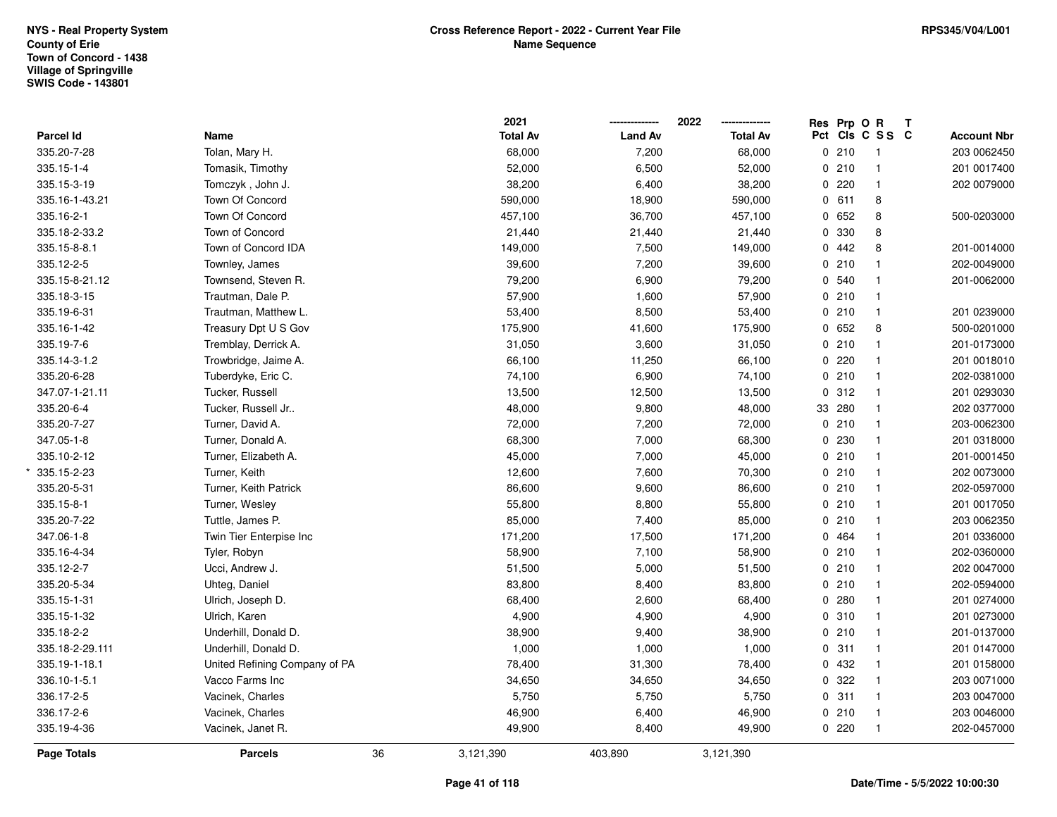NYS - Real Property System
County of Erie
Town of Concord - 1438
Village of Springville
SWIS Code - 143801

**Cross Reference Report - 2022 - Current Year File**
**Name Sequence**

RPS345/V04/L001

| Parcel Id | Name | 2021 Total Av | 2022 Land Av | 2022 Total Av | Res Pct | Prp Cls | O C | R S S | T C | Account Nbr |
|---|---|---|---|---|---|---|---|---|---|---|
| 335.20-7-28 | Tolan, Mary H. | 68,000 | 7,200 | 68,000 | 0 | 210 | | 1 | | 203 0062450 |
| 335.15-1-4 | Tomasik, Timothy | 52,000 | 6,500 | 52,000 | 0 | 210 | | 1 | | 201 0017400 |
| 335.15-3-19 | Tomczyk , John J. | 38,200 | 6,400 | 38,200 | 0 | 220 | | 1 | | 202 0079000 |
| 335.16-1-43.21 | Town Of Concord | 590,000 | 18,900 | 590,000 | 0 | 611 | | 8 | | |
| 335.16-2-1 | Town Of Concord | 457,100 | 36,700 | 457,100 | 0 | 652 | | 8 | | 500-0203000 |
| 335.18-2-33.2 | Town of Concord | 21,440 | 21,440 | 21,440 | 0 | 330 | | 8 | | |
| 335.15-8-8.1 | Town of Concord IDA | 149,000 | 7,500 | 149,000 | 0 | 442 | | 8 | | 201-0014000 |
| 335.12-2-5 | Townley, James | 39,600 | 7,200 | 39,600 | 0 | 210 | | 1 | | 202-0049000 |
| 335.15-8-21.12 | Townsend, Steven R. | 79,200 | 6,900 | 79,200 | 0 | 540 | | 1 | | 201-0062000 |
| 335.18-3-15 | Trautman, Dale P. | 57,900 | 1,600 | 57,900 | 0 | 210 | | 1 | | |
| 335.19-6-31 | Trautman, Matthew L. | 53,400 | 8,500 | 53,400 | 0 | 210 | | 1 | | 201 0239000 |
| 335.16-1-42 | Treasury Dpt U S Gov | 175,900 | 41,600 | 175,900 | 0 | 652 | | 8 | | 500-0201000 |
| 335.19-7-6 | Tremblay, Derrick A. | 31,050 | 3,600 | 31,050 | 0 | 210 | | 1 | | 201-0173000 |
| 335.14-3-1.2 | Trowbridge, Jaime A. | 66,100 | 11,250 | 66,100 | 0 | 220 | | 1 | | 201 0018010 |
| 335.20-6-28 | Tuberdyke, Eric C. | 74,100 | 6,900 | 74,100 | 0 | 210 | | 1 | | 202-0381000 |
| 347.07-1-21.11 | Tucker, Russell | 13,500 | 12,500 | 13,500 | 0 | 312 | | 1 | | 201 0293030 |
| 335.20-6-4 | Tucker, Russell Jr.. | 48,000 | 9,800 | 48,000 | 33 | 280 | | 1 | | 202 0377000 |
| 335.20-7-27 | Turner, David A. | 72,000 | 7,200 | 72,000 | 0 | 210 | | 1 | | 203-0062300 |
| 347.05-1-8 | Turner, Donald A. | 68,300 | 7,000 | 68,300 | 0 | 230 | | 1 | | 201 0318000 |
| 335.10-2-12 | Turner, Elizabeth A. | 45,000 | 7,000 | 45,000 | 0 | 210 | | 1 | | 201-0001450 |
| * 335.15-2-23 | Turner, Keith | 12,600 | 7,600 | 70,300 | 0 | 210 | | 1 | | 202 0073000 |
| 335.20-5-31 | Turner, Keith Patrick | 86,600 | 9,600 | 86,600 | 0 | 210 | | 1 | | 202-0597000 |
| 335.15-8-1 | Turner, Wesley | 55,800 | 8,800 | 55,800 | 0 | 210 | | 1 | | 201 0017050 |
| 335.20-7-22 | Tuttle, James P. | 85,000 | 7,400 | 85,000 | 0 | 210 | | 1 | | 203 0062350 |
| 347.06-1-8 | Twin Tier Enterpise Inc | 171,200 | 17,500 | 171,200 | 0 | 464 | | 1 | | 201 0336000 |
| 335.16-4-34 | Tyler, Robyn | 58,900 | 7,100 | 58,900 | 0 | 210 | | 1 | | 202-0360000 |
| 335.12-2-7 | Ucci, Andrew J. | 51,500 | 5,000 | 51,500 | 0 | 210 | | 1 | | 202 0047000 |
| 335.20-5-34 | Uhteg, Daniel | 83,800 | 8,400 | 83,800 | 0 | 210 | | 1 | | 202-0594000 |
| 335.15-1-31 | Ulrich, Joseph D. | 68,400 | 2,600 | 68,400 | 0 | 280 | | 1 | | 201 0274000 |
| 335.15-1-32 | Ulrich, Karen | 4,900 | 4,900 | 4,900 | 0 | 310 | | 1 | | 201 0273000 |
| 335.18-2-2 | Underhill, Donald D. | 38,900 | 9,400 | 38,900 | 0 | 210 | | 1 | | 201-0137000 |
| 335.18-2-29.111 | Underhill, Donald D. | 1,000 | 1,000 | 1,000 | 0 | 311 | | 1 | | 201 0147000 |
| 335.19-1-18.1 | United Refining Company of PA | 78,400 | 31,300 | 78,400 | 0 | 432 | | 1 | | 201 0158000 |
| 336.10-1-5.1 | Vacco Farms Inc | 34,650 | 34,650 | 34,650 | 0 | 322 | | 1 | | 203 0071000 |
| 336.17-2-5 | Vacinek, Charles | 5,750 | 5,750 | 5,750 | 0 | 311 | | 1 | | 203 0047000 |
| 336.17-2-6 | Vacinek, Charles | 46,900 | 6,400 | 46,900 | 0 | 210 | | 1 | | 203 0046000 |
| 335.19-4-36 | Vacinek, Janet R. | 49,900 | 8,400 | 49,900 | 0 | 220 | | 1 | | 202-0457000 |
| **Page Totals** | **Parcels** 36 | 3,121,390 | 403,890 | 3,121,390 | | | | | | |

Date/Time - 5/5/2022 10:00:30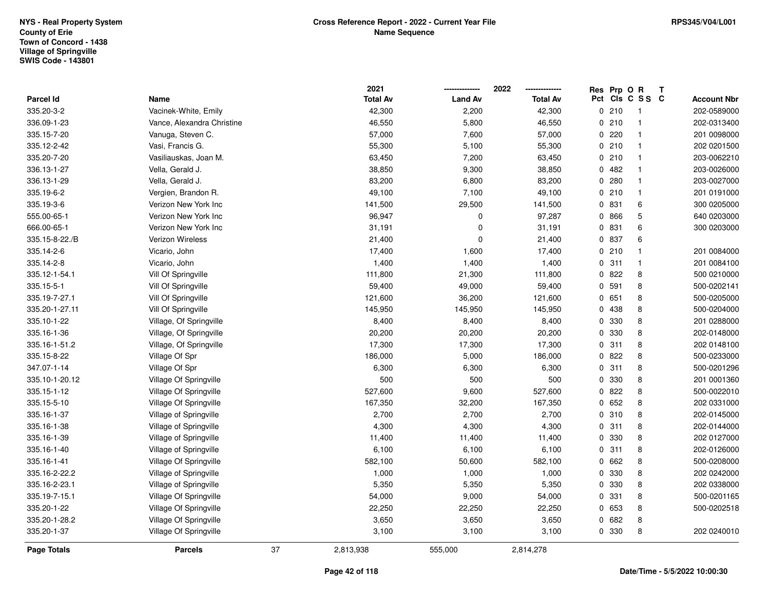NYS - Real Property System
County of Erie
Town of Concord - 1438
Village of Springville
SWIS Code - 143801

## Cross Reference Report - 2022 - Current Year File
## Name Sequence

RPS345/V04/L001

| Parcel Id | Name | 2021 Total Av | 2022 Land Av | 2022 Total Av | Res Pct | Prp Cls | O C | R SS | T C | Account Nbr |
|---|---|---|---|---|---|---|---|---|---|---|
| 335.20-3-2 | Vacinek-White, Emily | 42,300 | 2,200 | 42,300 | 0 | 210 | | 1 | | 202-0589000 |
| 336.09-1-23 | Vance, Alexandra Christine | 46,550 | 5,800 | 46,550 | 0 | 210 | | 1 | | 202-0313400 |
| 335.15-7-20 | Vanuga, Steven C. | 57,000 | 7,600 | 57,000 | 0 | 220 | | 1 | | 201 0098000 |
| 335.12-2-42 | Vasi, Francis G. | 55,300 | 5,100 | 55,300 | 0 | 210 | | 1 | | 202 0201500 |
| 335.20-7-20 | Vasiliauskas, Joan M. | 63,450 | 7,200 | 63,450 | 0 | 210 | | 1 | | 203-0062210 |
| 336.13-1-27 | Vella, Gerald J. | 38,850 | 9,300 | 38,850 | 0 | 482 | | 1 | | 203-0026000 |
| 336.13-1-29 | Vella, Gerald J. | 83,200 | 6,800 | 83,200 | 0 | 280 | | 1 | | 203-0027000 |
| 335.19-6-2 | Vergien, Brandon R. | 49,100 | 7,100 | 49,100 | 0 | 210 | | 1 | | 201 0191000 |
| 335.19-3-6 | Verizon New York Inc | 141,500 | 29,500 | 141,500 | 0 | 831 | | 6 | | 300 0205000 |
| 555.00-65-1 | Verizon New York Inc | 96,947 | 0 | 97,287 | 0 | 866 | | 5 | | 640 0203000 |
| 666.00-65-1 | Verizon New York Inc | 31,191 | 0 | 31,191 | 0 | 831 | | 6 | | 300 0203000 |
| 335.15-8-22./B | Verizon Wireless | 21,400 | 0 | 21,400 | 0 | 837 | | 6 | | |
| 335.14-2-6 | Vicario, John | 17,400 | 1,600 | 17,400 | 0 | 210 | | 1 | | 201 0084000 |
| 335.14-2-8 | Vicario, John | 1,400 | 1,400 | 1,400 | 0 | 311 | | 1 | | 201 0084100 |
| 335.12-1-54.1 | Vill Of Springville | 111,800 | 21,300 | 111,800 | 0 | 822 | | 8 | | 500 0210000 |
| 335.15-5-1 | Vill Of Springville | 59,400 | 49,000 | 59,400 | 0 | 591 | | 8 | | 500-0202141 |
| 335.19-7-27.1 | Vill Of Springville | 121,600 | 36,200 | 121,600 | 0 | 651 | | 8 | | 500-0205000 |
| 335.20-1-27.11 | Vill Of Springville | 145,950 | 145,950 | 145,950 | 0 | 438 | | 8 | | 500-0204000 |
| 335.10-1-22 | Village, Of Springville | 8,400 | 8,400 | 8,400 | 0 | 330 | | 8 | | 201 0288000 |
| 335.16-1-36 | Village, Of Springville | 20,200 | 20,200 | 20,200 | 0 | 330 | | 8 | | 202-0148000 |
| 335.16-1-51.2 | Village, Of Springville | 17,300 | 17,300 | 17,300 | 0 | 311 | | 8 | | 202 0148100 |
| 335.15-8-22 | Village Of Spr | 186,000 | 5,000 | 186,000 | 0 | 822 | | 8 | | 500-0233000 |
| 347.07-1-14 | Village Of Spr | 6,300 | 6,300 | 6,300 | 0 | 311 | | 8 | | 500-0201296 |
| 335.10-1-20.12 | Village Of Springville | 500 | 500 | 500 | 0 | 330 | | 8 | | 201 0001360 |
| 335.15-1-12 | Village Of Springville | 527,600 | 9,600 | 527,600 | 0 | 822 | | 8 | | 500-0022010 |
| 335.15-5-10 | Village Of Springville | 167,350 | 32,200 | 167,350 | 0 | 652 | | 8 | | 202 0331000 |
| 335.16-1-37 | Village of Springville | 2,700 | 2,700 | 2,700 | 0 | 310 | | 8 | | 202-0145000 |
| 335.16-1-38 | Village of Springville | 4,300 | 4,300 | 4,300 | 0 | 311 | | 8 | | 202-0144000 |
| 335.16-1-39 | Village of Springville | 11,400 | 11,400 | 11,400 | 0 | 330 | | 8 | | 202 0127000 |
| 335.16-1-40 | Village of Springville | 6,100 | 6,100 | 6,100 | 0 | 311 | | 8 | | 202-0126000 |
| 335.16-1-41 | Village Of Springville | 582,100 | 50,600 | 582,100 | 0 | 662 | | 8 | | 500-0208000 |
| 335.16-2-22.2 | Village of Springville | 1,000 | 1,000 | 1,000 | 0 | 330 | | 8 | | 202 0242000 |
| 335.16-2-23.1 | Village of Springville | 5,350 | 5,350 | 5,350 | 0 | 330 | | 8 | | 202 0338000 |
| 335.19-7-15.1 | Village Of Springville | 54,000 | 9,000 | 54,000 | 0 | 331 | | 8 | | 500-0201165 |
| 335.20-1-22 | Village Of Springville | 22,250 | 22,250 | 22,250 | 0 | 653 | | 8 | | 500-0202518 |
| 335.20-1-28.2 | Village Of Springville | 3,650 | 3,650 | 3,650 | 0 | 682 | | 8 | | |
| 335.20-1-37 | Village Of Springville | 3,100 | 3,100 | 3,100 | 0 | 330 | | 8 | | 202 0240010 |
| **Page Totals** | **Parcels** 37 | 2,813,938 | 555,000 | 2,814,278 | | | | | | |

Date/Time - 5/5/2022 10:00:30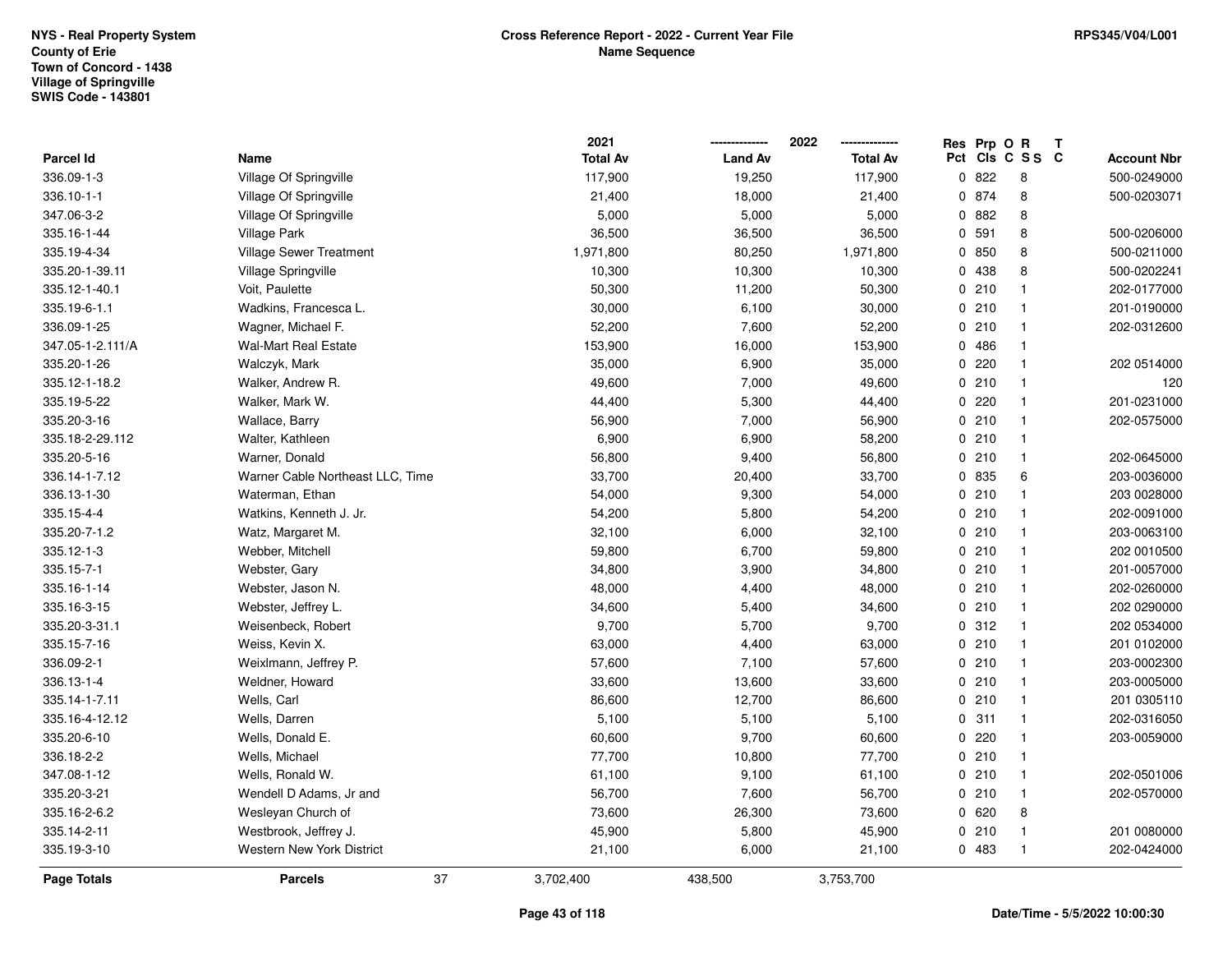NYS - Real Property System
County of Erie
Town of Concord - 1438
Village of Springville
SWIS Code - 143801

**Cross Reference Report - 2022 - Current Year File**
**Name Sequence**

RPS345/V04/L001

| Parcel Id | Name | 2021 Total Av | 2022 Land Av | 2022 Total Av | Res Pct | Prp Cls | O C | R S S | T C | Account Nbr |
|---|---|---|---|---|---|---|---|---|---|---|
| 336.09-1-3 | Village Of Springville | 117,900 | 19,250 | 117,900 | 0 | 822 | | 8 | | 500-0249000 |
| 336.10-1-1 | Village Of Springville | 21,400 | 18,000 | 21,400 | 0 | 874 | | 8 | | 500-0203071 |
| 347.06-3-2 | Village Of Springville | 5,000 | 5,000 | 5,000 | 0 | 882 | | 8 | | |
| 335.16-1-44 | Village Park | 36,500 | 36,500 | 36,500 | 0 | 591 | | 8 | | 500-0206000 |
| 335.19-4-34 | Village Sewer Treatment | 1,971,800 | 80,250 | 1,971,800 | 0 | 850 | | 8 | | 500-0211000 |
| 335.20-1-39.11 | Village Springville | 10,300 | 10,300 | 10,300 | 0 | 438 | | 8 | | 500-0202241 |
| 335.12-1-40.1 | Voit, Paulette | 50,300 | 11,200 | 50,300 | 0 | 210 | | 1 | | 202-0177000 |
| 335.19-6-1.1 | Wadkins, Francesca L. | 30,000 | 6,100 | 30,000 | 0 | 210 | | 1 | | 201-0190000 |
| 336.09-1-25 | Wagner, Michael F. | 52,200 | 7,600 | 52,200 | 0 | 210 | | 1 | | 202-0312600 |
| 347.05-1-2.111/A | Wal-Mart Real Estate | 153,900 | 16,000 | 153,900 | 0 | 486 | | 1 | | |
| 335.20-1-26 | Walczyk, Mark | 35,000 | 6,900 | 35,000 | 0 | 220 | | 1 | | 202 0514000 |
| 335.12-1-18.2 | Walker, Andrew R. | 49,600 | 7,000 | 49,600 | 0 | 210 | | 1 | | 120 |
| 335.19-5-22 | Walker, Mark W. | 44,400 | 5,300 | 44,400 | 0 | 220 | | 1 | | 201-0231000 |
| 335.20-3-16 | Wallace, Barry | 56,900 | 7,000 | 56,900 | 0 | 210 | | 1 | | 202-0575000 |
| 335.18-2-29.112 | Walter, Kathleen | 6,900 | 6,900 | 58,200 | 0 | 210 | | 1 | | |
| 335.20-5-16 | Warner, Donald | 56,800 | 9,400 | 56,800 | 0 | 210 | | 1 | | 202-0645000 |
| 336.14-1-7.12 | Warner Cable Northeast LLC, Time | 33,700 | 20,400 | 33,700 | 0 | 835 | | 6 | | 203-0036000 |
| 336.13-1-30 | Waterman, Ethan | 54,000 | 9,300 | 54,000 | 0 | 210 | | 1 | | 203 0028000 |
| 335.15-4-4 | Watkins, Kenneth J. Jr. | 54,200 | 5,800 | 54,200 | 0 | 210 | | 1 | | 202-0091000 |
| 335.20-7-1.2 | Watz, Margaret M. | 32,100 | 6,000 | 32,100 | 0 | 210 | | 1 | | 203-0063100 |
| 335.12-1-3 | Webber, Mitchell | 59,800 | 6,700 | 59,800 | 0 | 210 | | 1 | | 202 0010500 |
| 335.15-7-1 | Webster, Gary | 34,800 | 3,900 | 34,800 | 0 | 210 | | 1 | | 201-0057000 |
| 335.16-1-14 | Webster, Jason N. | 48,000 | 4,400 | 48,000 | 0 | 210 | | 1 | | 202-0260000 |
| 335.16-3-15 | Webster, Jeffrey L. | 34,600 | 5,400 | 34,600 | 0 | 210 | | 1 | | 202 0290000 |
| 335.20-3-31.1 | Weisenbeck, Robert | 9,700 | 5,700 | 9,700 | 0 | 312 | | 1 | | 202 0534000 |
| 335.15-7-16 | Weiss, Kevin X. | 63,000 | 4,400 | 63,000 | 0 | 210 | | 1 | | 201 0102000 |
| 336.09-2-1 | Weixlmann, Jeffrey P. | 57,600 | 7,100 | 57,600 | 0 | 210 | | 1 | | 203-0002300 |
| 336.13-1-4 | Weldner, Howard | 33,600 | 13,600 | 33,600 | 0 | 210 | | 1 | | 203-0005000 |
| 335.14-1-7.11 | Wells, Carl | 86,600 | 12,700 | 86,600 | 0 | 210 | | 1 | | 201 0305110 |
| 335.16-4-12.12 | Wells, Darren | 5,100 | 5,100 | 5,100 | 0 | 311 | | 1 | | 202-0316050 |
| 335.20-6-10 | Wells, Donald E. | 60,600 | 9,700 | 60,600 | 0 | 220 | | 1 | | 203-0059000 |
| 336.18-2-2 | Wells, Michael | 77,700 | 10,800 | 77,700 | 0 | 210 | | 1 | | |
| 347.08-1-12 | Wells, Ronald W. | 61,100 | 9,100 | 61,100 | 0 | 210 | | 1 | | 202-0501006 |
| 335.20-3-21 | Wendell D Adams, Jr and | 56,700 | 7,600 | 56,700 | 0 | 210 | | 1 | | 202-0570000 |
| 335.16-2-6.2 | Wesleyan Church of | 73,600 | 26,300 | 73,600 | 0 | 620 | | 8 | | |
| 335.14-2-11 | Westbrook, Jeffrey J. | 45,900 | 5,800 | 45,900 | 0 | 210 | | 1 | | 201 0080000 |
| 335.19-3-10 | Western New York District | 21,100 | 6,000 | 21,100 | 0 | 483 | | 1 | | 202-0424000 |
| **Page Totals** | **Parcels** 37 | 3,702,400 | 438,500 | 3,753,700 | | | | | | |

Date/Time - 5/5/2022 10:00:30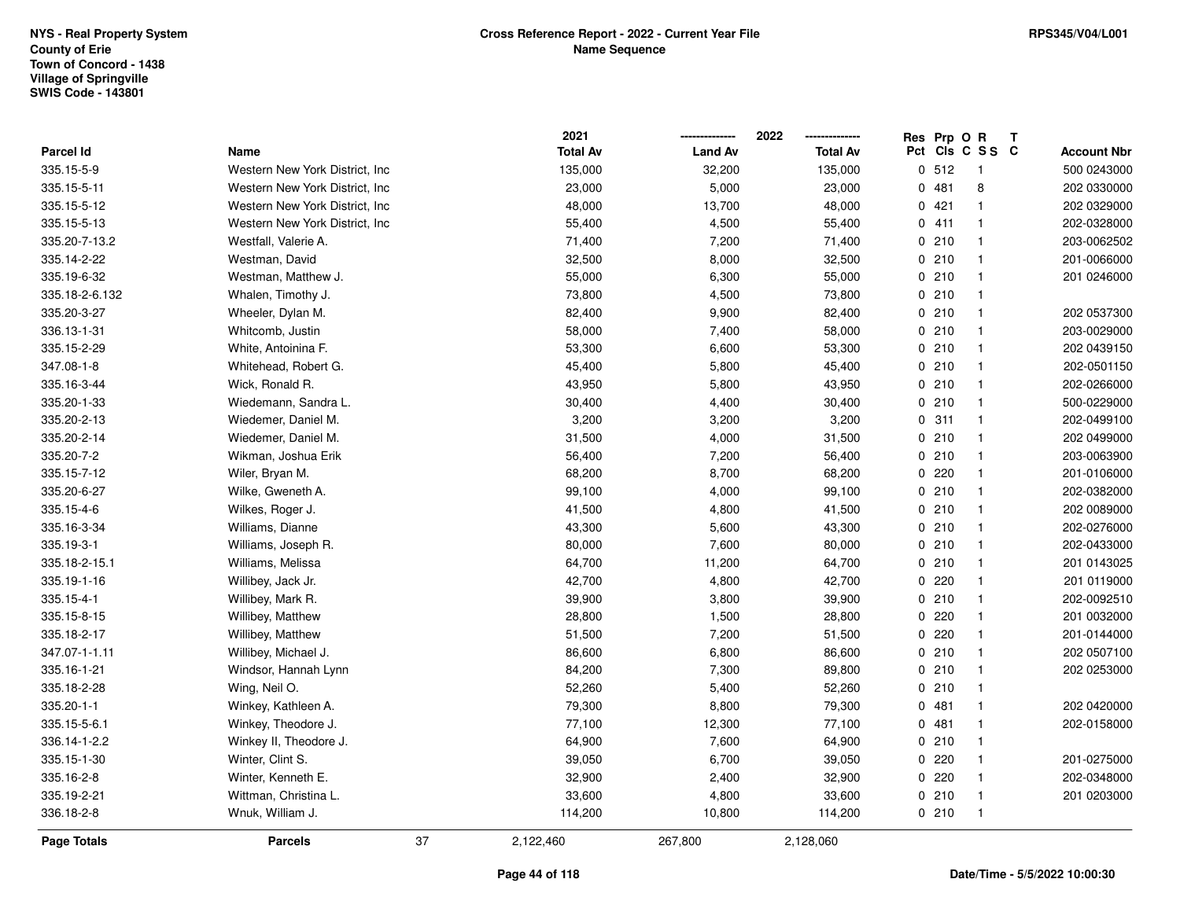NYS - Real Property System
County of Erie
Town of Concord - 1438
Village of Springville
SWIS Code - 143801

**Cross Reference Report - 2022 - Current Year File**
**Name Sequence**

RPS345/V04/L001

| Parcel Id | Name | 2021 Total Av | 2022 Land Av | 2022 Total Av | Res Pct | Prp Cls | O C | R SS | T C | Account Nbr |
|---|---|---|---|---|---|---|---|---|---|---|
| 335.15-5-9 | Western New York District, Inc | 135,000 | 32,200 | 135,000 | 0 | 512 | | 1 | | 500 0243000 |
| 335.15-5-11 | Western New York District, Inc | 23,000 | 5,000 | 23,000 | 0 | 481 | | 8 | | 202 0330000 |
| 335.15-5-12 | Western New York District, Inc | 48,000 | 13,700 | 48,000 | 0 | 421 | | 1 | | 202 0329000 |
| 335.15-5-13 | Western New York District, Inc | 55,400 | 4,500 | 55,400 | 0 | 411 | | 1 | | 202-0328000 |
| 335.20-7-13.2 | Westfall, Valerie A. | 71,400 | 7,200 | 71,400 | 0 | 210 | | 1 | | 203-0062502 |
| 335.14-2-22 | Westman, David | 32,500 | 8,000 | 32,500 | 0 | 210 | | 1 | | 201-0066000 |
| 335.19-6-32 | Westman, Matthew J. | 55,000 | 6,300 | 55,000 | 0 | 210 | | 1 | | 201 0246000 |
| 335.18-2-6.132 | Whalen, Timothy J. | 73,800 | 4,500 | 73,800 | 0 | 210 | | 1 | | |
| 335.20-3-27 | Wheeler, Dylan M. | 82,400 | 9,900 | 82,400 | 0 | 210 | | 1 | | 202 0537300 |
| 336.13-1-31 | Whitcomb, Justin | 58,000 | 7,400 | 58,000 | 0 | 210 | | 1 | | 203-0029000 |
| 335.15-2-29 | White, Antoinina F. | 53,300 | 6,600 | 53,300 | 0 | 210 | | 1 | | 202 0439150 |
| 347.08-1-8 | Whitehead, Robert G. | 45,400 | 5,800 | 45,400 | 0 | 210 | | 1 | | 202-0501150 |
| 335.16-3-44 | Wick, Ronald R. | 43,950 | 5,800 | 43,950 | 0 | 210 | | 1 | | 202-0266000 |
| 335.20-1-33 | Wiedemann, Sandra L. | 30,400 | 4,400 | 30,400 | 0 | 210 | | 1 | | 500-0229000 |
| 335.20-2-13 | Wiedemer, Daniel M. | 3,200 | 3,200 | 3,200 | 0 | 311 | | 1 | | 202-0499100 |
| 335.20-2-14 | Wiedemer, Daniel M. | 31,500 | 4,000 | 31,500 | 0 | 210 | | 1 | | 202 0499000 |
| 335.20-7-2 | Wikman, Joshua Erik | 56,400 | 7,200 | 56,400 | 0 | 210 | | 1 | | 203-0063900 |
| 335.15-7-12 | Wiler, Bryan M. | 68,200 | 8,700 | 68,200 | 0 | 220 | | 1 | | 201-0106000 |
| 335.20-6-27 | Wilke, Gweneth A. | 99,100 | 4,000 | 99,100 | 0 | 210 | | 1 | | 202-0382000 |
| 335.15-4-6 | Wilkes, Roger J. | 41,500 | 4,800 | 41,500 | 0 | 210 | | 1 | | 202 0089000 |
| 335.16-3-34 | Williams, Dianne | 43,300 | 5,600 | 43,300 | 0 | 210 | | 1 | | 202-0276000 |
| 335.19-3-1 | Williams, Joseph R. | 80,000 | 7,600 | 80,000 | 0 | 210 | | 1 | | 202-0433000 |
| 335.18-2-15.1 | Williams, Melissa | 64,700 | 11,200 | 64,700 | 0 | 210 | | 1 | | 201 0143025 |
| 335.19-1-16 | Willibey, Jack Jr. | 42,700 | 4,800 | 42,700 | 0 | 220 | | 1 | | 201 0119000 |
| 335.15-4-1 | Willibey, Mark R. | 39,900 | 3,800 | 39,900 | 0 | 210 | | 1 | | 202-0092510 |
| 335.15-8-15 | Willibey, Matthew | 28,800 | 1,500 | 28,800 | 0 | 220 | | 1 | | 201 0032000 |
| 335.18-2-17 | Willibey, Matthew | 51,500 | 7,200 | 51,500 | 0 | 220 | | 1 | | 201-0144000 |
| 347.07-1-1.11 | Willibey, Michael J. | 86,600 | 6,800 | 86,600 | 0 | 210 | | 1 | | 202 0507100 |
| 335.16-1-21 | Windsor, Hannah Lynn | 84,200 | 7,300 | 89,800 | 0 | 210 | | 1 | | 202 0253000 |
| 335.18-2-28 | Wing, Neil O. | 52,260 | 5,400 | 52,260 | 0 | 210 | | 1 | | |
| 335.20-1-1 | Winkey, Kathleen A. | 79,300 | 8,800 | 79,300 | 0 | 481 | | 1 | | 202 0420000 |
| 335.15-5-6.1 | Winkey, Theodore J. | 77,100 | 12,300 | 77,100 | 0 | 481 | | 1 | | 202-0158000 |
| 336.14-1-2.2 | Winkey II, Theodore J. | 64,900 | 7,600 | 64,900 | 0 | 210 | | 1 | | |
| 335.15-1-30 | Winter, Clint S. | 39,050 | 6,700 | 39,050 | 0 | 220 | | 1 | | 201-0275000 |
| 335.16-2-8 | Winter, Kenneth E. | 32,900 | 2,400 | 32,900 | 0 | 220 | | 1 | | 202-0348000 |
| 335.19-2-21 | Wittman, Christina L. | 33,600 | 4,800 | 33,600 | 0 | 210 | | 1 | | 201 0203000 |
| 336.18-2-8 | Wnuk, William J. | 114,200 | 10,800 | 114,200 | 0 | 210 | | 1 | | |
| **Page Totals** | **Parcels** 37 | 2,122,460 | 267,800 | 2,128,060 | | | | | | |

**Date/Time - 5/5/2022 10:00:30**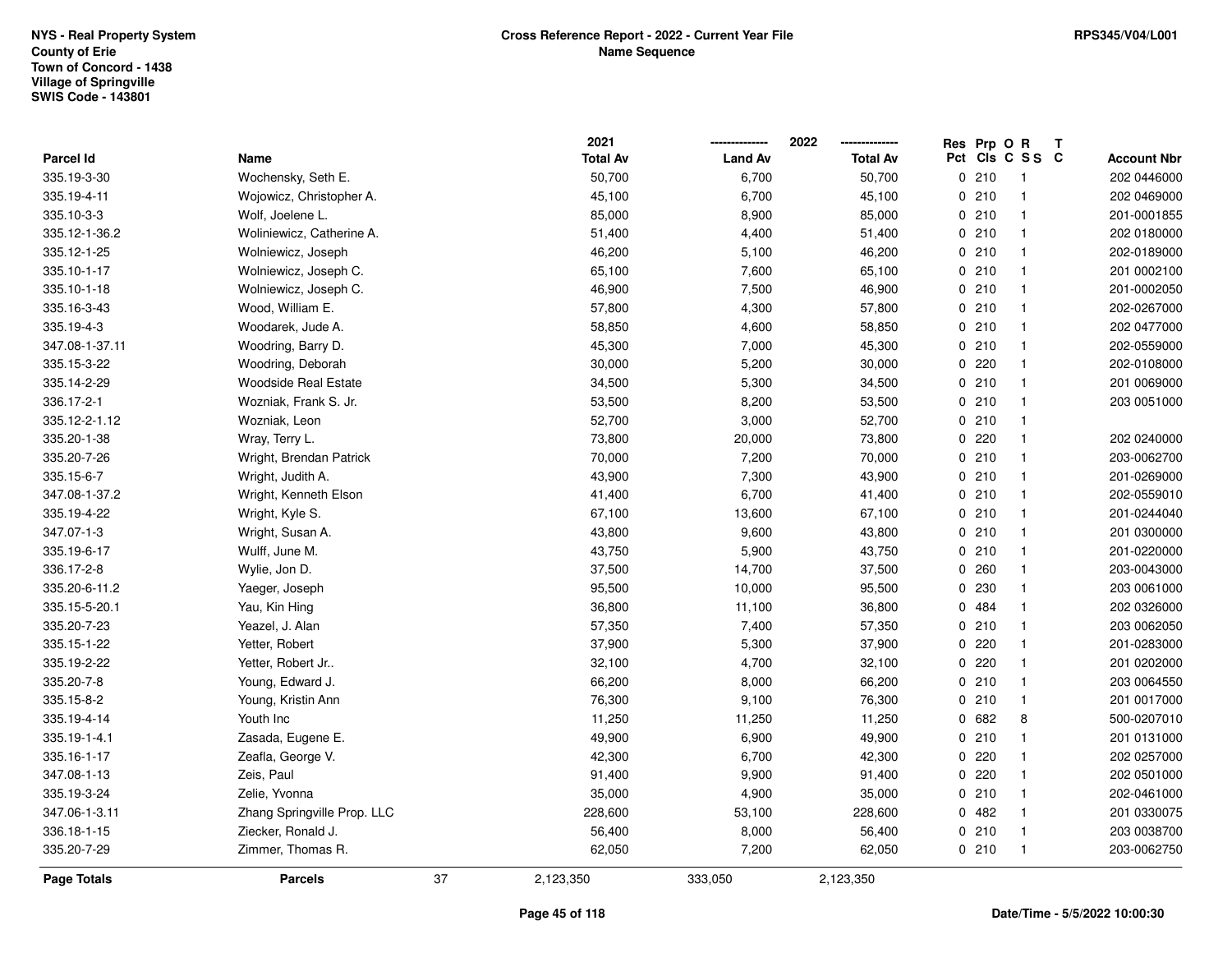NYS - Real Property System
County of Erie
Town of Concord - 1438
Village of Springville
SWIS Code - 143801

**Cross Reference Report - 2022 - Current Year File**
**Name Sequence**

RPS345/V04/L001

| Parcel Id | Name | 2021 Total Av | 2022 Land Av | 2022 Total Av | Res Pct | Prp Cls | O C | R SS | T C | Account Nbr |
|---|---|---|---|---|---|---|---|---|---|---|
| 335.19-3-30 | Wochensky, Seth E. | 50,700 | 6,700 | 50,700 | 0 | 210 | | 1 | | 202 0446000 |
| 335.19-4-11 | Wojowicz, Christopher A. | 45,100 | 6,700 | 45,100 | 0 | 210 | | 1 | | 202 0469000 |
| 335.10-3-3 | Wolf, Joelene L. | 85,000 | 8,900 | 85,000 | 0 | 210 | | 1 | | 201-0001855 |
| 335.12-1-36.2 | Woliniewicz, Catherine A. | 51,400 | 4,400 | 51,400 | 0 | 210 | | 1 | | 202 0180000 |
| 335.12-1-25 | Wolniewicz, Joseph | 46,200 | 5,100 | 46,200 | 0 | 210 | | 1 | | 202-0189000 |
| 335.10-1-17 | Wolniewicz, Joseph C. | 65,100 | 7,600 | 65,100 | 0 | 210 | | 1 | | 201 0002100 |
| 335.10-1-18 | Wolniewicz, Joseph C. | 46,900 | 7,500 | 46,900 | 0 | 210 | | 1 | | 201-0002050 |
| 335.16-3-43 | Wood, William E. | 57,800 | 4,300 | 57,800 | 0 | 210 | | 1 | | 202-0267000 |
| 335.19-4-3 | Woodarek, Jude A. | 58,850 | 4,600 | 58,850 | 0 | 210 | | 1 | | 202 0477000 |
| 347.08-1-37.11 | Woodring, Barry D. | 45,300 | 7,000 | 45,300 | 0 | 210 | | 1 | | 202-0559000 |
| 335.15-3-22 | Woodring, Deborah | 30,000 | 5,200 | 30,000 | 0 | 220 | | 1 | | 202-0108000 |
| 335.14-2-29 | Woodside Real Estate | 34,500 | 5,300 | 34,500 | 0 | 210 | | 1 | | 201 0069000 |
| 336.17-2-1 | Wozniak, Frank S. Jr. | 53,500 | 8,200 | 53,500 | 0 | 210 | | 1 | | 203 0051000 |
| 335.12-2-1.12 | Wozniak, Leon | 52,700 | 3,000 | 52,700 | 0 | 210 | | 1 | | |
| 335.20-1-38 | Wray, Terry L. | 73,800 | 20,000 | 73,800 | 0 | 220 | | 1 | | 202 0240000 |
| 335.20-7-26 | Wright, Brendan Patrick | 70,000 | 7,200 | 70,000 | 0 | 210 | | 1 | | 203-0062700 |
| 335.15-6-7 | Wright, Judith A. | 43,900 | 7,300 | 43,900 | 0 | 210 | | 1 | | 201-0269000 |
| 347.08-1-37.2 | Wright, Kenneth Elson | 41,400 | 6,700 | 41,400 | 0 | 210 | | 1 | | 202-0559010 |
| 335.19-4-22 | Wright, Kyle S. | 67,100 | 13,600 | 67,100 | 0 | 210 | | 1 | | 201-0244040 |
| 347.07-1-3 | Wright, Susan A. | 43,800 | 9,600 | 43,800 | 0 | 210 | | 1 | | 201 0300000 |
| 335.19-6-17 | Wulff, June M. | 43,750 | 5,900 | 43,750 | 0 | 210 | | 1 | | 201-0220000 |
| 336.17-2-8 | Wylie, Jon D. | 37,500 | 14,700 | 37,500 | 0 | 260 | | 1 | | 203-0043000 |
| 335.20-6-11.2 | Yaeger, Joseph | 95,500 | 10,000 | 95,500 | 0 | 230 | | 1 | | 203 0061000 |
| 335.15-5-20.1 | Yau, Kin Hing | 36,800 | 11,100 | 36,800 | 0 | 484 | | 1 | | 202 0326000 |
| 335.20-7-23 | Yeazel, J. Alan | 57,350 | 7,400 | 57,350 | 0 | 210 | | 1 | | 203 0062050 |
| 335.15-1-22 | Yetter, Robert | 37,900 | 5,300 | 37,900 | 0 | 220 | | 1 | | 201-0283000 |
| 335.19-2-22 | Yetter, Robert Jr.. | 32,100 | 4,700 | 32,100 | 0 | 220 | | 1 | | 201 0202000 |
| 335.20-7-8 | Young, Edward J. | 66,200 | 8,000 | 66,200 | 0 | 210 | | 1 | | 203 0064550 |
| 335.15-8-2 | Young, Kristin Ann | 76,300 | 9,100 | 76,300 | 0 | 210 | | 1 | | 201 0017000 |
| 335.19-4-14 | Youth Inc | 11,250 | 11,250 | 11,250 | 0 | 682 | | 8 | | 500-0207010 |
| 335.19-1-4.1 | Zasada, Eugene E. | 49,900 | 6,900 | 49,900 | 0 | 210 | | 1 | | 201 0131000 |
| 335.16-1-17 | Zeafla, George V. | 42,300 | 6,700 | 42,300 | 0 | 220 | | 1 | | 202 0257000 |
| 347.08-1-13 | Zeis, Paul | 91,400 | 9,900 | 91,400 | 0 | 220 | | 1 | | 202 0501000 |
| 335.19-3-24 | Zelie, Yvonna | 35,000 | 4,900 | 35,000 | 0 | 210 | | 1 | | 202-0461000 |
| 347.06-1-3.11 | Zhang Springville Prop. LLC | 228,600 | 53,100 | 228,600 | 0 | 482 | | 1 | | 201 0330075 |
| 336.18-1-15 | Ziecker, Ronald J. | 56,400 | 8,000 | 56,400 | 0 | 210 | | 1 | | 203 0038700 |
| 335.20-7-29 | Zimmer, Thomas R. | 62,050 | 7,200 | 62,050 | 0 | 210 | | 1 | | 203-0062750 |
| **Page Totals** | **Parcels** 37 | 2,123,350 | 333,050 | 2,123,350 | | | | | | |

Date/Time - 5/5/2022 10:00:30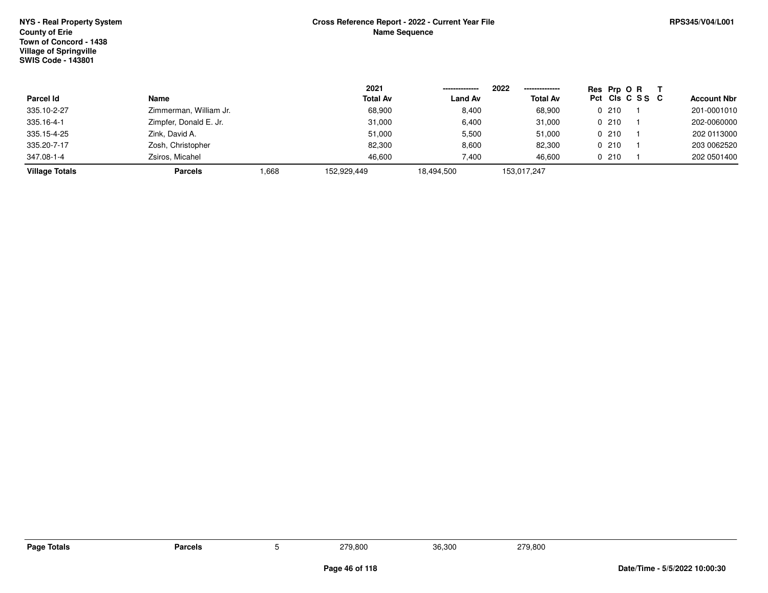**NYS - Real Property System**
**County of Erie**
**Town of Concord - 1438**
**Village of Springville**
**SWIS Code - 143801**

**Cross Reference Report - 2022 - Current Year File**
**Name Sequence**

**RPS345/V04/L001**

| Parcel Id | Name | | 2021 Total Av | 2022 Land Av | 2022 Total Av | Res Pct | Prp Cls | O C | R S S | T C | Account Nbr |
|---|---|---|---|---|---|---|---|---|---|---|---|
| 335.10-2-27 | Zimmerman, William Jr. | | 68,900 | 8,400 | 68,900 | 0 | 210 | 1 | | | 201-0001010 |
| 335.16-4-1 | Zimpfer, Donald E. Jr. | | 31,000 | 6,400 | 31,000 | 0 | 210 | 1 | | | 202-0060000 |
| 335.15-4-25 | Zink, David A. | | 51,000 | 5,500 | 51,000 | 0 | 210 | 1 | | | 202 0113000 |
| 335.20-7-17 | Zosh, Christopher | | 82,300 | 8,600 | 82,300 | 0 | 210 | 1 | | | 203 0062520 |
| 347.08-1-4 | Zsiros, Micahel | | 46,600 | 7,400 | 46,600 | 0 | 210 | 1 | | | 202 0501400 |
| **Village Totals** | **Parcels** | 1,668 | 152,929,449 | 18,494,500 | 153,017,247 | | | | | | |

| | | | | | |
|---|---|---|---|---|---|
| **Page Totals** | **Parcels** | 5 | 279,800 | 36,300 | 279,800 |

**Date/Time - 5/5/2022 10:00:30**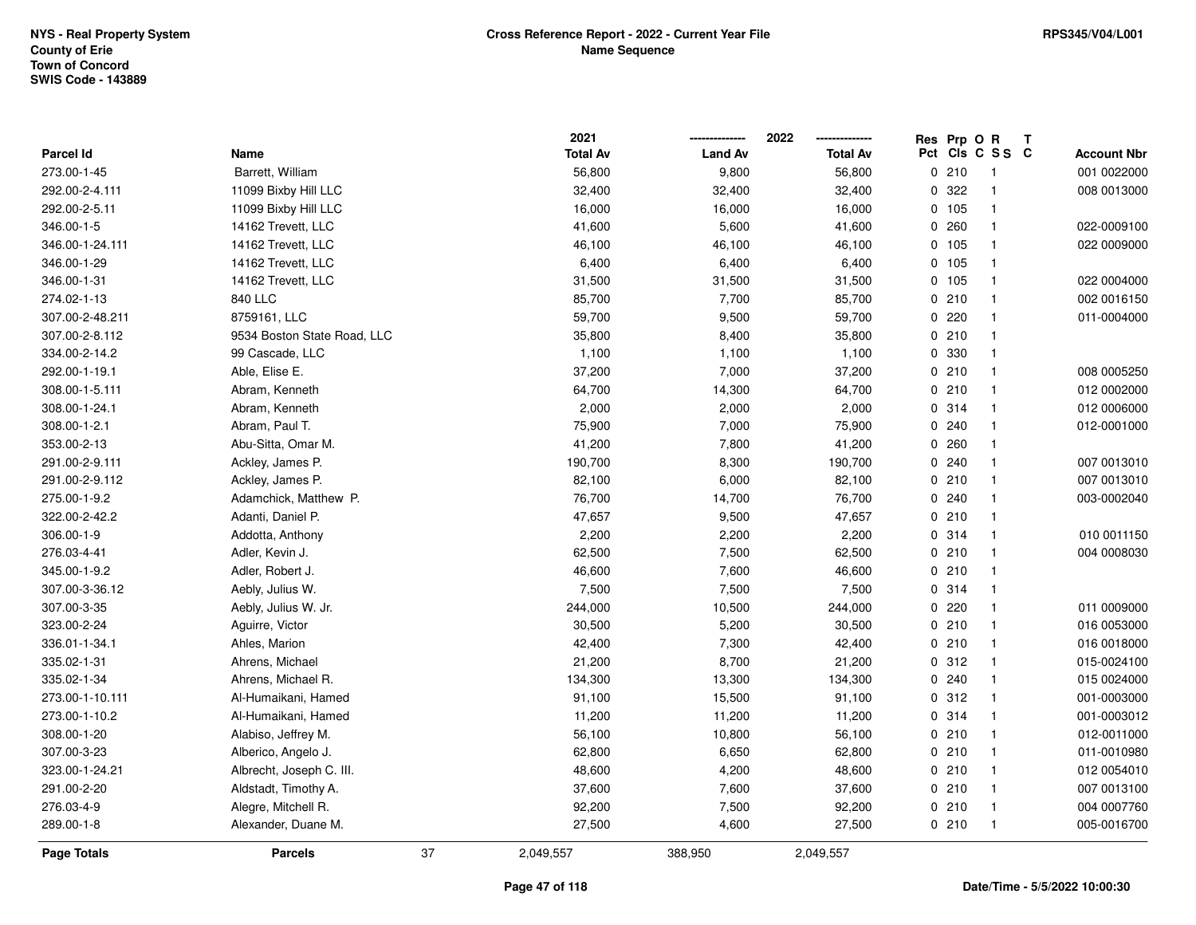NYS - Real Property System
County of Erie
Town of Concord
SWIS Code - 143889

**Cross Reference Report - 2022 - Current Year File**
**Name Sequence**

RPS345/V04/L001

| Parcel Id | Name | 2021 Total Av | 2022 Land Av | 2022 Total Av | Res Pct | Prp Cls | O C | R S S | T C | Account Nbr |
|---|---|---|---|---|---|---|---|---|---|---|
| 273.00-1-45 | Barrett, William | 56,800 | 9,800 | 56,800 | 0 | 210 | | 1 | | 001 0022000 |
| 292.00-2-4.111 | 11099 Bixby Hill LLC | 32,400 | 32,400 | 32,400 | 0 | 322 | | 1 | | 008 0013000 |
| 292.00-2-5.11 | 11099 Bixby Hill LLC | 16,000 | 16,000 | 16,000 | 0 | 105 | | 1 | | |
| 346.00-1-5 | 14162 Trevett, LLC | 41,600 | 5,600 | 41,600 | 0 | 260 | | 1 | | 022-0009100 |
| 346.00-1-24.111 | 14162 Trevett, LLC | 46,100 | 46,100 | 46,100 | 0 | 105 | | 1 | | 022 0009000 |
| 346.00-1-29 | 14162 Trevett, LLC | 6,400 | 6,400 | 6,400 | 0 | 105 | | 1 | | |
| 346.00-1-31 | 14162 Trevett, LLC | 31,500 | 31,500 | 31,500 | 0 | 105 | | 1 | | 022 0004000 |
| 274.02-1-13 | 840 LLC | 85,700 | 7,700 | 85,700 | 0 | 210 | | 1 | | 002 0016150 |
| 307.00-2-48.211 | 8759161, LLC | 59,700 | 9,500 | 59,700 | 0 | 220 | | 1 | | 011-0004000 |
| 307.00-2-8.112 | 9534 Boston State Road, LLC | 35,800 | 8,400 | 35,800 | 0 | 210 | | 1 | | |
| 334.00-2-14.2 | 99 Cascade, LLC | 1,100 | 1,100 | 1,100 | 0 | 330 | | 1 | | |
| 292.00-1-19.1 | Able, Elise E. | 37,200 | 7,000 | 37,200 | 0 | 210 | | 1 | | 008 0005250 |
| 308.00-1-5.111 | Abram, Kenneth | 64,700 | 14,300 | 64,700 | 0 | 210 | | 1 | | 012 0002000 |
| 308.00-1-24.1 | Abram, Kenneth | 2,000 | 2,000 | 2,000 | 0 | 314 | | 1 | | 012 0006000 |
| 308.00-1-2.1 | Abram, Paul T. | 75,900 | 7,000 | 75,900 | 0 | 240 | | 1 | | 012-0001000 |
| 353.00-2-13 | Abu-Sitta, Omar M. | 41,200 | 7,800 | 41,200 | 0 | 260 | | 1 | | |
| 291.00-2-9.111 | Ackley, James P. | 190,700 | 8,300 | 190,700 | 0 | 240 | | 1 | | 007 0013010 |
| 291.00-2-9.112 | Ackley, James P. | 82,100 | 6,000 | 82,100 | 0 | 210 | | 1 | | 007 0013010 |
| 275.00-1-9.2 | Adamchick, Matthew P. | 76,700 | 14,700 | 76,700 | 0 | 240 | | 1 | | 003-0002040 |
| 322.00-2-42.2 | Adanti, Daniel P. | 47,657 | 9,500 | 47,657 | 0 | 210 | | 1 | | |
| 306.00-1-9 | Addotta, Anthony | 2,200 | 2,200 | 2,200 | 0 | 314 | | 1 | | 010 0011150 |
| 276.03-4-41 | Adler, Kevin J. | 62,500 | 7,500 | 62,500 | 0 | 210 | | 1 | | 004 0008030 |
| 345.00-1-9.2 | Adler, Robert J. | 46,600 | 7,600 | 46,600 | 0 | 210 | | 1 | | |
| 307.00-3-36.12 | Aebly, Julius W. | 7,500 | 7,500 | 7,500 | 0 | 314 | | 1 | | |
| 307.00-3-35 | Aebly, Julius W. Jr. | 244,000 | 10,500 | 244,000 | 0 | 220 | | 1 | | 011 0009000 |
| 323.00-2-24 | Aguirre, Victor | 30,500 | 5,200 | 30,500 | 0 | 210 | | 1 | | 016 0053000 |
| 336.01-1-34.1 | Ahles, Marion | 42,400 | 7,300 | 42,400 | 0 | 210 | | 1 | | 016 0018000 |
| 335.02-1-31 | Ahrens, Michael | 21,200 | 8,700 | 21,200 | 0 | 312 | | 1 | | 015-0024100 |
| 335.02-1-34 | Ahrens, Michael R. | 134,300 | 13,300 | 134,300 | 0 | 240 | | 1 | | 015 0024000 |
| 273.00-1-10.111 | Al-Humaikani, Hamed | 91,100 | 15,500 | 91,100 | 0 | 312 | | 1 | | 001-0003000 |
| 273.00-1-10.2 | Al-Humaikani, Hamed | 11,200 | 11,200 | 11,200 | 0 | 314 | | 1 | | 001-0003012 |
| 308.00-1-20 | Alabiso, Jeffrey M. | 56,100 | 10,800 | 56,100 | 0 | 210 | | 1 | | 012-0011000 |
| 307.00-3-23 | Alberico, Angelo J. | 62,800 | 6,650 | 62,800 | 0 | 210 | | 1 | | 011-0010980 |
| 323.00-1-24.21 | Albrecht, Joseph C. III. | 48,600 | 4,200 | 48,600 | 0 | 210 | | 1 | | 012 0054010 |
| 291.00-2-20 | Aldstadt, Timothy A. | 37,600 | 7,600 | 37,600 | 0 | 210 | | 1 | | 007 0013100 |
| 276.03-4-9 | Alegre, Mitchell R. | 92,200 | 7,500 | 92,200 | 0 | 210 | | 1 | | 004 0007760 |
| 289.00-1-8 | Alexander, Duane M. | 27,500 | 4,600 | 27,500 | 0 | 210 | | 1 | | 005-0016700 |
| **Page Totals** | **Parcels** 37 | 2,049,557 | 388,950 | 2,049,557 | | | | | | |

Date/Time - 5/5/2022 10:00:30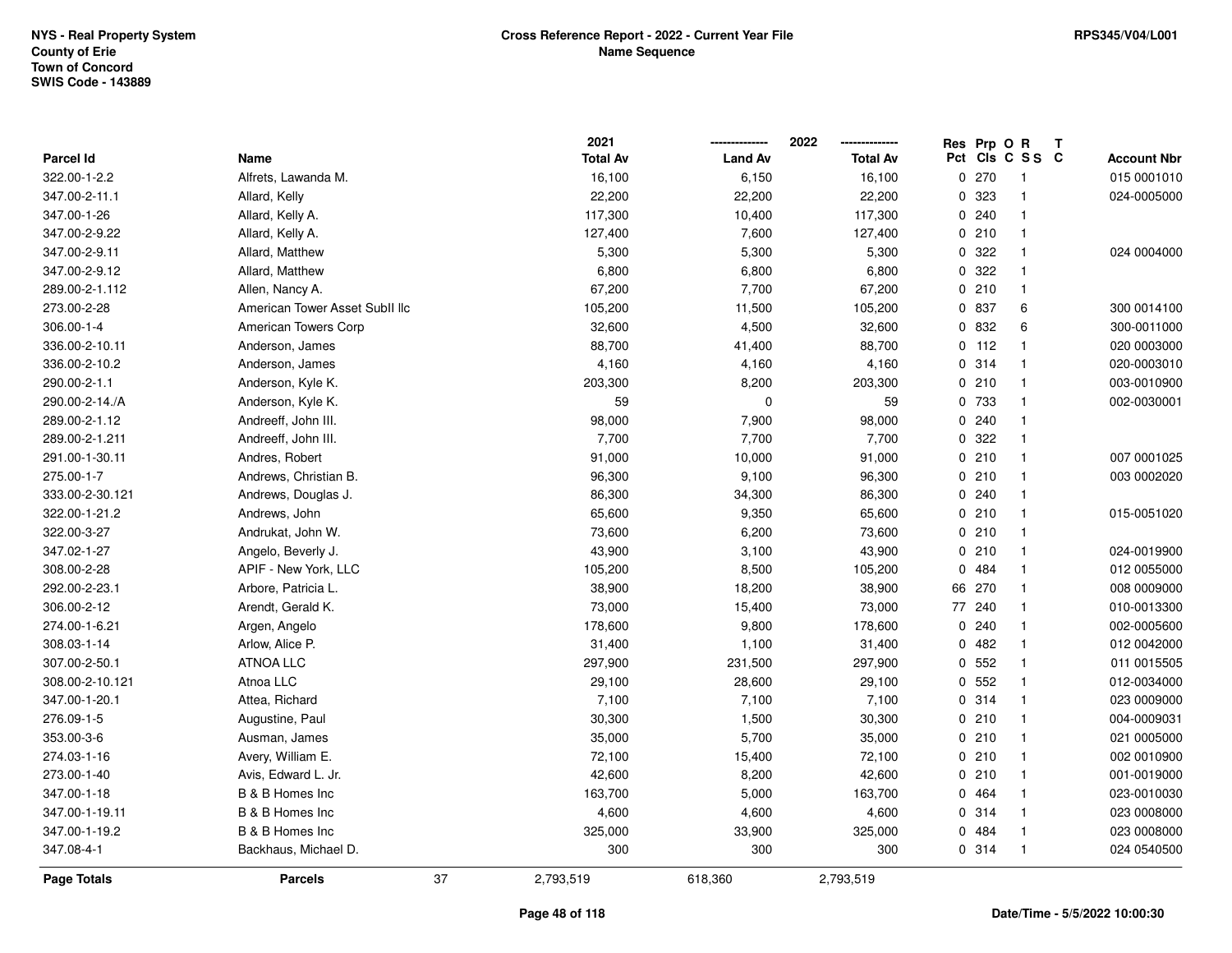NYS - Real Property System
County of Erie
Town of Concord
SWIS Code - 143889

**Cross Reference Report - 2022 - Current Year File**
**Name Sequence**

RPS345/V04/L001

| Parcel Id | Name | 2021 Total Av | 2022 Land Av | 2022 Total Av | Res Pct | Prp Cls | O C | R S S | T C | Account Nbr |
|---|---|---|---|---|---|---|---|---|---|---|
| 322.00-1-2.2 | Alfrets, Lawanda M. | 16,100 | 6,150 | 16,100 | 0 | 270 | | 1 | | 015 0001010 |
| 347.00-2-11.1 | Allard, Kelly | 22,200 | 22,200 | 22,200 | 0 | 323 | | 1 | | 024-0005000 |
| 347.00-1-26 | Allard, Kelly A. | 117,300 | 10,400 | 117,300 | 0 | 240 | | 1 | | |
| 347.00-2-9.22 | Allard, Kelly A. | 127,400 | 7,600 | 127,400 | 0 | 210 | | 1 | | |
| 347.00-2-9.11 | Allard, Matthew | 5,300 | 5,300 | 5,300 | 0 | 322 | | 1 | | 024 0004000 |
| 347.00-2-9.12 | Allard, Matthew | 6,800 | 6,800 | 6,800 | 0 | 322 | | 1 | | |
| 289.00-2-1.112 | Allen, Nancy A. | 67,200 | 7,700 | 67,200 | 0 | 210 | | 1 | | |
| 273.00-2-28 | American Tower Asset SubII llc | 105,200 | 11,500 | 105,200 | 0 | 837 | | 6 | | 300 0014100 |
| 306.00-1-4 | American Towers Corp | 32,600 | 4,500 | 32,600 | 0 | 832 | | 6 | | 300-0011000 |
| 336.00-2-10.11 | Anderson, James | 88,700 | 41,400 | 88,700 | 0 | 112 | | 1 | | 020 0003000 |
| 336.00-2-10.2 | Anderson, James | 4,160 | 4,160 | 4,160 | 0 | 314 | | 1 | | 020-0003010 |
| 290.00-2-1.1 | Anderson, Kyle K. | 203,300 | 8,200 | 203,300 | 0 | 210 | | 1 | | 003-0010900 |
| 290.00-2-14./A | Anderson, Kyle K. | 59 | 0 | 59 | 0 | 733 | | 1 | | 002-0030001 |
| 289.00-2-1.12 | Andreeff, John III. | 98,000 | 7,900 | 98,000 | 0 | 240 | | 1 | | |
| 289.00-2-1.211 | Andreeff, John III. | 7,700 | 7,700 | 7,700 | 0 | 322 | | 1 | | |
| 291.00-1-30.11 | Andres, Robert | 91,000 | 10,000 | 91,000 | 0 | 210 | | 1 | | 007 0001025 |
| 275.00-1-7 | Andrews, Christian B. | 96,300 | 9,100 | 96,300 | 0 | 210 | | 1 | | 003 0002020 |
| 333.00-2-30.121 | Andrews, Douglas J. | 86,300 | 34,300 | 86,300 | 0 | 240 | | 1 | | |
| 322.00-1-21.2 | Andrews, John | 65,600 | 9,350 | 65,600 | 0 | 210 | | 1 | | 015-0051020 |
| 322.00-3-27 | Andrukat, John W. | 73,600 | 6,200 | 73,600 | 0 | 210 | | 1 | | |
| 347.02-1-27 | Angelo, Beverly J. | 43,900 | 3,100 | 43,900 | 0 | 210 | | 1 | | 024-0019900 |
| 308.00-2-28 | APIF - New York, LLC | 105,200 | 8,500 | 105,200 | 0 | 484 | | 1 | | 012 0055000 |
| 292.00-2-23.1 | Arbore, Patricia L. | 38,900 | 18,200 | 38,900 | 66 | 270 | | 1 | | 008 0009000 |
| 306.00-2-12 | Arendt, Gerald K. | 73,000 | 15,400 | 73,000 | 77 | 240 | | 1 | | 010-0013300 |
| 274.00-1-6.21 | Argen, Angelo | 178,600 | 9,800 | 178,600 | 0 | 240 | | 1 | | 002-0005600 |
| 308.03-1-14 | Arlow, Alice P. | 31,400 | 1,100 | 31,400 | 0 | 482 | | 1 | | 012 0042000 |
| 307.00-2-50.1 | ATNOA LLC | 297,900 | 231,500 | 297,900 | 0 | 552 | | 1 | | 011 0015505 |
| 308.00-2-10.121 | Atnoa LLC | 29,100 | 28,600 | 29,100 | 0 | 552 | | 1 | | 012-0034000 |
| 347.00-1-20.1 | Attea, Richard | 7,100 | 7,100 | 7,100 | 0 | 314 | | 1 | | 023 0009000 |
| 276.09-1-5 | Augustine, Paul | 30,300 | 1,500 | 30,300 | 0 | 210 | | 1 | | 004-0009031 |
| 353.00-3-6 | Ausman, James | 35,000 | 5,700 | 35,000 | 0 | 210 | | 1 | | 021 0005000 |
| 274.03-1-16 | Avery, William E. | 72,100 | 15,400 | 72,100 | 0 | 210 | | 1 | | 002 0010900 |
| 273.00-1-40 | Avis, Edward L. Jr. | 42,600 | 8,200 | 42,600 | 0 | 210 | | 1 | | 001-0019000 |
| 347.00-1-18 | B & B Homes Inc | 163,700 | 5,000 | 163,700 | 0 | 464 | | 1 | | 023-0010030 |
| 347.00-1-19.11 | B & B Homes Inc | 4,600 | 4,600 | 4,600 | 0 | 314 | | 1 | | 023 0008000 |
| 347.00-1-19.2 | B & B Homes Inc | 325,000 | 33,900 | 325,000 | 0 | 484 | | 1 | | 023 0008000 |
| 347.08-4-1 | Backhaus, Michael D. | 300 | 300 | 300 | 0 | 314 | | 1 | | 024 0540500 |
| **Page Totals** | **Parcels** 37 | 2,793,519 | 618,360 | 2,793,519 | | | | | | |

**Date/Time - 5/5/2022 10:00:30**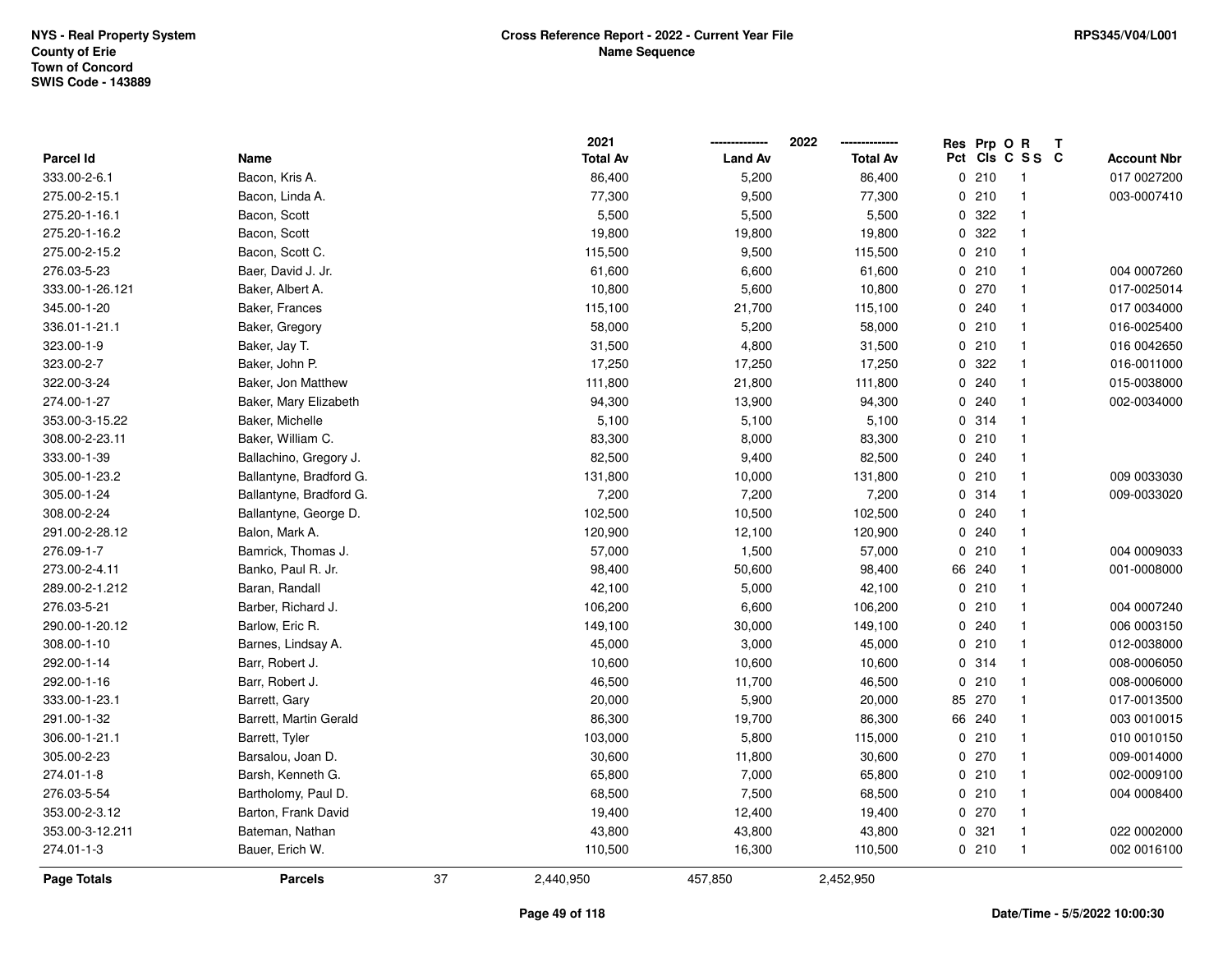NYS - Real Property System
County of Erie
Town of Concord
SWIS Code - 143889

**Cross Reference Report - 2022 - Current Year File**
**Name Sequence**

RPS345/V04/L001

| Parcel Id | Name | 2021 Total Av | 2022 Land Av | 2022 Total Av | Res Pct | Prp Cls | O C | R S S | T C | Account Nbr |
|---|---|---|---|---|---|---|---|---|---|---|
| 333.00-2-6.1 | Bacon, Kris A. | 86,400 | 5,200 | 86,400 | 0 | 210 | | 1 | | 017 0027200 |
| 275.00-2-15.1 | Bacon, Linda A. | 77,300 | 9,500 | 77,300 | 0 | 210 | | 1 | | 003-0007410 |
| 275.20-1-16.1 | Bacon, Scott | 5,500 | 5,500 | 5,500 | 0 | 322 | | 1 | | |
| 275.20-1-16.2 | Bacon, Scott | 19,800 | 19,800 | 19,800 | 0 | 322 | | 1 | | |
| 275.00-2-15.2 | Bacon, Scott C. | 115,500 | 9,500 | 115,500 | 0 | 210 | | 1 | | |
| 276.03-5-23 | Baer, David J. Jr. | 61,600 | 6,600 | 61,600 | 0 | 210 | | 1 | | 004 0007260 |
| 333.00-1-26.121 | Baker, Albert A. | 10,800 | 5,600 | 10,800 | 0 | 270 | | 1 | | 017-0025014 |
| 345.00-1-20 | Baker, Frances | 115,100 | 21,700 | 115,100 | 0 | 240 | | 1 | | 017 0034000 |
| 336.01-1-21.1 | Baker, Gregory | 58,000 | 5,200 | 58,000 | 0 | 210 | | 1 | | 016-0025400 |
| 323.00-1-9 | Baker, Jay T. | 31,500 | 4,800 | 31,500 | 0 | 210 | | 1 | | 016 0042650 |
| 323.00-2-7 | Baker, John P. | 17,250 | 17,250 | 17,250 | 0 | 322 | | 1 | | 016-0011000 |
| 322.00-3-24 | Baker, Jon Matthew | 111,800 | 21,800 | 111,800 | 0 | 240 | | 1 | | 015-0038000 |
| 274.00-1-27 | Baker, Mary Elizabeth | 94,300 | 13,900 | 94,300 | 0 | 240 | | 1 | | 002-0034000 |
| 353.00-3-15.22 | Baker, Michelle | 5,100 | 5,100 | 5,100 | 0 | 314 | | 1 | | |
| 308.00-2-23.11 | Baker, William C. | 83,300 | 8,000 | 83,300 | 0 | 210 | | 1 | | |
| 333.00-1-39 | Ballachino, Gregory J. | 82,500 | 9,400 | 82,500 | 0 | 240 | | 1 | | |
| 305.00-1-23.2 | Ballantyne, Bradford G. | 131,800 | 10,000 | 131,800 | 0 | 210 | | 1 | | 009 0033030 |
| 305.00-1-24 | Ballantyne, Bradford G. | 7,200 | 7,200 | 7,200 | 0 | 314 | | 1 | | 009-0033020 |
| 308.00-2-24 | Ballantyne, George D. | 102,500 | 10,500 | 102,500 | 0 | 240 | | 1 | | |
| 291.00-2-28.12 | Balon, Mark A. | 120,900 | 12,100 | 120,900 | 0 | 240 | | 1 | | |
| 276.09-1-7 | Bamrick, Thomas J. | 57,000 | 1,500 | 57,000 | 0 | 210 | | 1 | | 004 0009033 |
| 273.00-2-4.11 | Banko, Paul R. Jr. | 98,400 | 50,600 | 98,400 | 66 | 240 | | 1 | | 001-0008000 |
| 289.00-2-1.212 | Baran, Randall | 42,100 | 5,000 | 42,100 | 0 | 210 | | 1 | | |
| 276.03-5-21 | Barber, Richard J. | 106,200 | 6,600 | 106,200 | 0 | 210 | | 1 | | 004 0007240 |
| 290.00-1-20.12 | Barlow, Eric R. | 149,100 | 30,000 | 149,100 | 0 | 240 | | 1 | | 006 0003150 |
| 308.00-1-10 | Barnes, Lindsay A. | 45,000 | 3,000 | 45,000 | 0 | 210 | | 1 | | 012-0038000 |
| 292.00-1-14 | Barr, Robert J. | 10,600 | 10,600 | 10,600 | 0 | 314 | | 1 | | 008-0006050 |
| 292.00-1-16 | Barr, Robert J. | 46,500 | 11,700 | 46,500 | 0 | 210 | | 1 | | 008-0006000 |
| 333.00-1-23.1 | Barrett, Gary | 20,000 | 5,900 | 20,000 | 85 | 270 | | 1 | | 017-0013500 |
| 291.00-1-32 | Barrett, Martin Gerald | 86,300 | 19,700 | 86,300 | 66 | 240 | | 1 | | 003 0010015 |
| 306.00-1-21.1 | Barrett, Tyler | 103,000 | 5,800 | 115,000 | 0 | 210 | | 1 | | 010 0010150 |
| 305.00-2-23 | Barsalou, Joan D. | 30,600 | 11,800 | 30,600 | 0 | 270 | | 1 | | 009-0014000 |
| 274.01-1-8 | Barsh, Kenneth G. | 65,800 | 7,000 | 65,800 | 0 | 210 | | 1 | | 002-0009100 |
| 276.03-5-54 | Bartholomy, Paul D. | 68,500 | 7,500 | 68,500 | 0 | 210 | | 1 | | 004 0008400 |
| 353.00-2-3.12 | Barton, Frank David | 19,400 | 12,400 | 19,400 | 0 | 270 | | 1 | | |
| 353.00-3-12.211 | Bateman, Nathan | 43,800 | 43,800 | 43,800 | 0 | 321 | | 1 | | 022 0002000 |
| 274.01-1-3 | Bauer, Erich W. | 110,500 | 16,300 | 110,500 | 0 | 210 | | 1 | | 002 0016100 |
| **Page Totals** | **Parcels** 37 | 2,440,950 | 457,850 | 2,452,950 | | | | | | |

Date/Time - 5/5/2022 10:00:30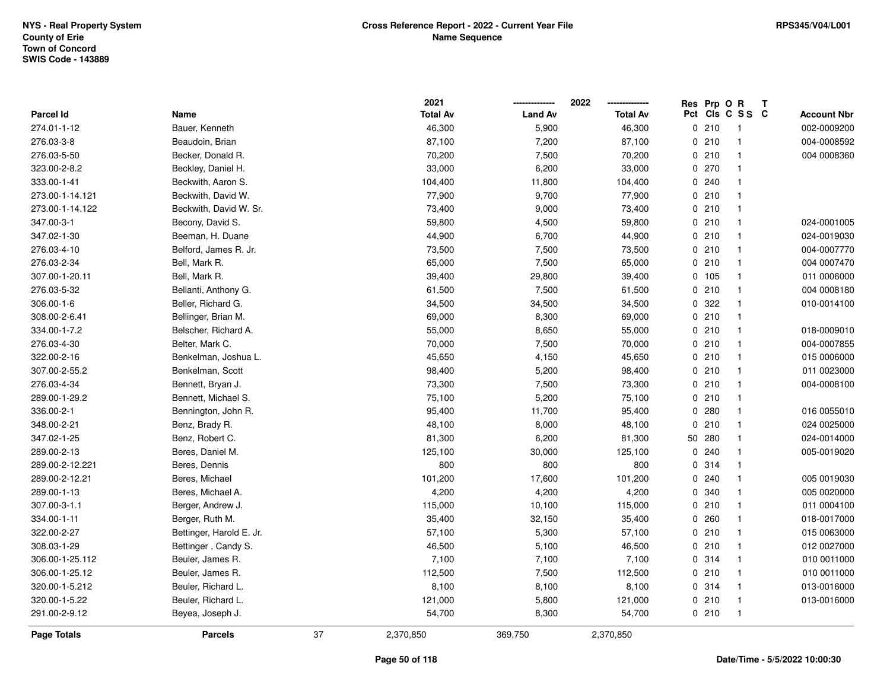NYS - Real Property System
County of Erie
Town of Concord
SWIS Code - 143889

**Cross Reference Report - 2022 - Current Year File**
**Name Sequence**

RPS345/V04/L001

| Parcel Id | Name | 2021 Total Av | 2022 Land Av | 2022 Total Av | Res Pct | Prp Cls | O C | R S S | T C | Account Nbr |
|---|---|---|---|---|---|---|---|---|---|---|
| 274.01-1-12 | Bauer, Kenneth | 46,300 | 5,900 | 46,300 | 0 | 210 | | 1 | | 002-0009200 |
| 276.03-3-8 | Beaudoin, Brian | 87,100 | 7,200 | 87,100 | 0 | 210 | | 1 | | 004-0008592 |
| 276.03-5-50 | Becker, Donald R. | 70,200 | 7,500 | 70,200 | 0 | 210 | | 1 | | 004 0008360 |
| 323.00-2-8.2 | Beckley, Daniel H. | 33,000 | 6,200 | 33,000 | 0 | 270 | | 1 | | |
| 333.00-1-41 | Beckwith, Aaron S. | 104,400 | 11,800 | 104,400 | 0 | 240 | | 1 | | |
| 273.00-1-14.121 | Beckwith, David W. | 77,900 | 9,700 | 77,900 | 0 | 210 | | 1 | | |
| 273.00-1-14.122 | Beckwith, David W. Sr. | 73,400 | 9,000 | 73,400 | 0 | 210 | | 1 | | |
| 347.00-3-1 | Becony, David S. | 59,800 | 4,500 | 59,800 | 0 | 210 | | 1 | | 024-0001005 |
| 347.02-1-30 | Beeman, H. Duane | 44,900 | 6,700 | 44,900 | 0 | 210 | | 1 | | 024-0019030 |
| 276.03-4-10 | Belford, James R. Jr. | 73,500 | 7,500 | 73,500 | 0 | 210 | | 1 | | 004-0007770 |
| 276.03-2-34 | Bell, Mark R. | 65,000 | 7,500 | 65,000 | 0 | 210 | | 1 | | 004 0007470 |
| 307.00-1-20.11 | Bell, Mark R. | 39,400 | 29,800 | 39,400 | 0 | 105 | | 1 | | 011 0006000 |
| 276.03-5-32 | Bellanti, Anthony G. | 61,500 | 7,500 | 61,500 | 0 | 210 | | 1 | | 004 0008180 |
| 306.00-1-6 | Beller, Richard G. | 34,500 | 34,500 | 34,500 | 0 | 322 | | 1 | | 010-0014100 |
| 308.00-2-6.41 | Bellinger, Brian M. | 69,000 | 8,300 | 69,000 | 0 | 210 | | 1 | | |
| 334.00-1-7.2 | Belscher, Richard A. | 55,000 | 8,650 | 55,000 | 0 | 210 | | 1 | | 018-0009010 |
| 276.03-4-30 | Belter, Mark C. | 70,000 | 7,500 | 70,000 | 0 | 210 | | 1 | | 004-0007855 |
| 322.00-2-16 | Benkelman, Joshua L. | 45,650 | 4,150 | 45,650 | 0 | 210 | | 1 | | 015 0006000 |
| 307.00-2-55.2 | Benkelman, Scott | 98,400 | 5,200 | 98,400 | 0 | 210 | | 1 | | 011 0023000 |
| 276.03-4-34 | Bennett, Bryan J. | 73,300 | 7,500 | 73,300 | 0 | 210 | | 1 | | 004-0008100 |
| 289.00-1-29.2 | Bennett, Michael S. | 75,100 | 5,200 | 75,100 | 0 | 210 | | 1 | | |
| 336.00-2-1 | Bennington, John R. | 95,400 | 11,700 | 95,400 | 0 | 280 | | 1 | | 016 0055010 |
| 348.00-2-21 | Benz, Brady R. | 48,100 | 8,000 | 48,100 | 0 | 210 | | 1 | | 024 0025000 |
| 347.02-1-25 | Benz, Robert C. | 81,300 | 6,200 | 81,300 | 50 | 280 | | 1 | | 024-0014000 |
| 289.00-2-13 | Beres, Daniel M. | 125,100 | 30,000 | 125,100 | 0 | 240 | | 1 | | 005-0019020 |
| 289.00-2-12.221 | Beres, Dennis | 800 | 800 | 800 | 0 | 314 | | 1 | | |
| 289.00-2-12.21 | Beres, Michael | 101,200 | 17,600 | 101,200 | 0 | 240 | | 1 | | 005 0019030 |
| 289.00-1-13 | Beres, Michael A. | 4,200 | 4,200 | 4,200 | 0 | 340 | | 1 | | 005 0020000 |
| 307.00-3-1.1 | Berger, Andrew J. | 115,000 | 10,100 | 115,000 | 0 | 210 | | 1 | | 011 0004100 |
| 334.00-1-11 | Berger, Ruth M. | 35,400 | 32,150 | 35,400 | 0 | 260 | | 1 | | 018-0017000 |
| 322.00-2-27 | Bettinger, Harold E. Jr. | 57,100 | 5,300 | 57,100 | 0 | 210 | | 1 | | 015 0063000 |
| 308.03-1-29 | Bettinger , Candy S. | 46,500 | 5,100 | 46,500 | 0 | 210 | | 1 | | 012 0027000 |
| 306.00-1-25.112 | Beuler, James R. | 7,100 | 7,100 | 7,100 | 0 | 314 | | 1 | | 010 0011000 |
| 306.00-1-25.12 | Beuler, James R. | 112,500 | 7,500 | 112,500 | 0 | 210 | | 1 | | 010 0011000 |
| 320.00-1-5.212 | Beuler, Richard L. | 8,100 | 8,100 | 8,100 | 0 | 314 | | 1 | | 013-0016000 |
| 320.00-1-5.22 | Beuler, Richard L. | 121,000 | 5,800 | 121,000 | 0 | 210 | | 1 | | 013-0016000 |
| 291.00-2-9.12 | Beyea, Joseph J. | 54,700 | 8,300 | 54,700 | 0 | 210 | | 1 | | |
| **Page Totals** | **Parcels** 37 | 2,370,850 | 369,750 | 2,370,850 | | | | | | |

Date/Time - 5/5/2022 10:00:30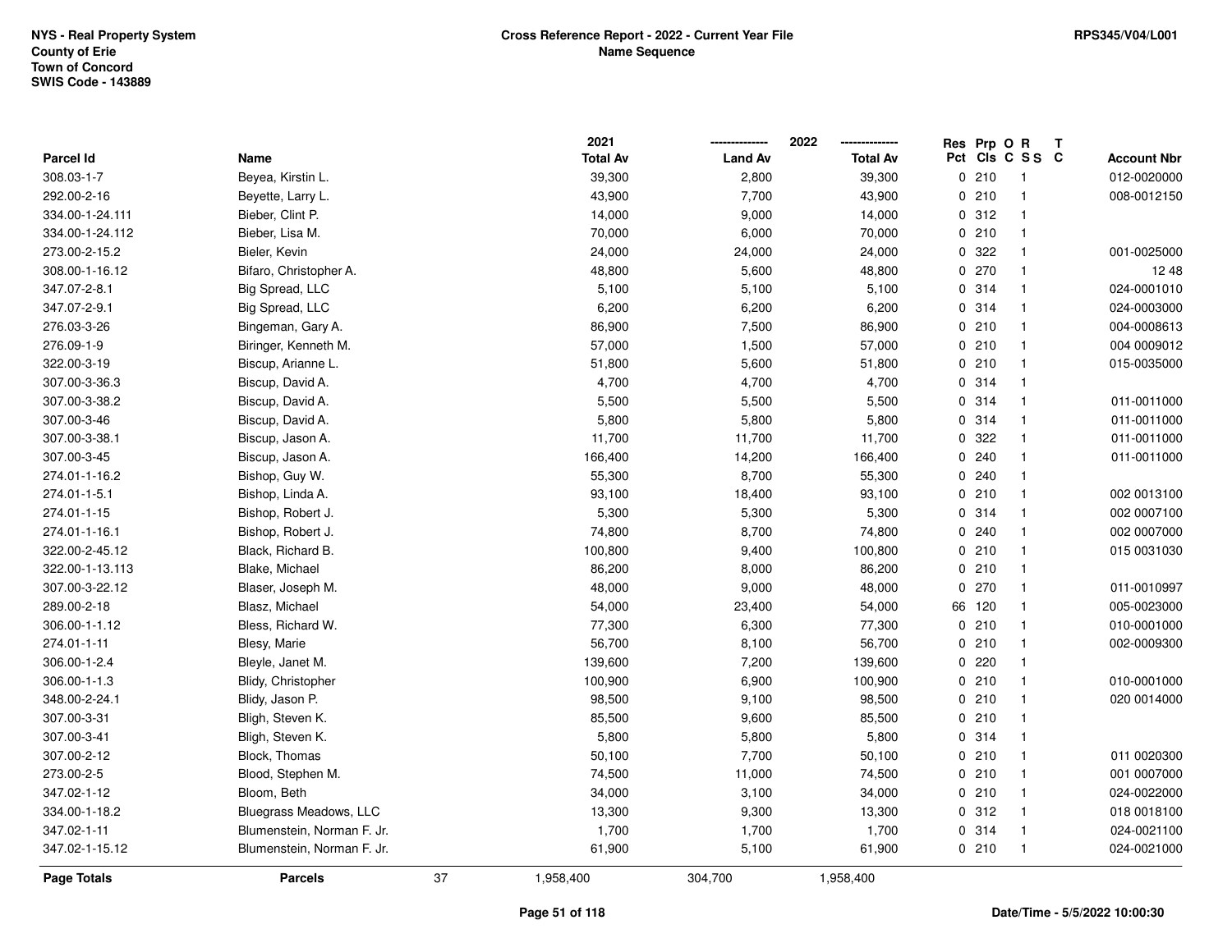NYS - Real Property System
County of Erie
Town of Concord
SWIS Code - 143889

**Cross Reference Report - 2022 - Current Year File**
**Name Sequence**

RPS345/V04/L001

| Parcel Id | Name | 2021 Total Av | 2022 Land Av | 2022 Total Av | Res Pct | Prp Cls | O C | R S S | T C | Account Nbr |
|---|---|---|---|---|---|---|---|---|---|---|
| 308.03-1-7 | Beyea, Kirstin L. | 39,300 | 2,800 | 39,300 | 0 | 210 | | 1 | | 012-0020000 |
| 292.00-2-16 | Beyette, Larry L. | 43,900 | 7,700 | 43,900 | 0 | 210 | | 1 | | 008-0012150 |
| 334.00-1-24.111 | Bieber, Clint P. | 14,000 | 9,000 | 14,000 | 0 | 312 | | 1 | | |
| 334.00-1-24.112 | Bieber, Lisa M. | 70,000 | 6,000 | 70,000 | 0 | 210 | | 1 | | |
| 273.00-2-15.2 | Bieler, Kevin | 24,000 | 24,000 | 24,000 | 0 | 322 | | 1 | | 001-0025000 |
| 308.00-1-16.12 | Bifaro, Christopher A. | 48,800 | 5,600 | 48,800 | 0 | 270 | | 1 | | 12 48 |
| 347.07-2-8.1 | Big Spread, LLC | 5,100 | 5,100 | 5,100 | 0 | 314 | | 1 | | 024-0001010 |
| 347.07-2-9.1 | Big Spread, LLC | 6,200 | 6,200 | 6,200 | 0 | 314 | | 1 | | 024-0003000 |
| 276.03-3-26 | Bingeman, Gary A. | 86,900 | 7,500 | 86,900 | 0 | 210 | | 1 | | 004-0008613 |
| 276.09-1-9 | Biringer, Kenneth M. | 57,000 | 1,500 | 57,000 | 0 | 210 | | 1 | | 004 0009012 |
| 322.00-3-19 | Biscup, Arianne L. | 51,800 | 5,600 | 51,800 | 0 | 210 | | 1 | | 015-0035000 |
| 307.00-3-36.3 | Biscup, David A. | 4,700 | 4,700 | 4,700 | 0 | 314 | | 1 | | |
| 307.00-3-38.2 | Biscup, David A. | 5,500 | 5,500 | 5,500 | 0 | 314 | | 1 | | 011-0011000 |
| 307.00-3-46 | Biscup, David A. | 5,800 | 5,800 | 5,800 | 0 | 314 | | 1 | | 011-0011000 |
| 307.00-3-38.1 | Biscup, Jason A. | 11,700 | 11,700 | 11,700 | 0 | 322 | | 1 | | 011-0011000 |
| 307.00-3-45 | Biscup, Jason A. | 166,400 | 14,200 | 166,400 | 0 | 240 | | 1 | | 011-0011000 |
| 274.01-1-16.2 | Bishop, Guy W. | 55,300 | 8,700 | 55,300 | 0 | 240 | | 1 | | |
| 274.01-1-5.1 | Bishop, Linda A. | 93,100 | 18,400 | 93,100 | 0 | 210 | | 1 | | 002 0013100 |
| 274.01-1-15 | Bishop, Robert J. | 5,300 | 5,300 | 5,300 | 0 | 314 | | 1 | | 002 0007100 |
| 274.01-1-16.1 | Bishop, Robert J. | 74,800 | 8,700 | 74,800 | 0 | 240 | | 1 | | 002 0007000 |
| 322.00-2-45.12 | Black, Richard B. | 100,800 | 9,400 | 100,800 | 0 | 210 | | 1 | | 015 0031030 |
| 322.00-1-13.113 | Blake, Michael | 86,200 | 8,000 | 86,200 | 0 | 210 | | 1 | | |
| 307.00-3-22.12 | Blaser, Joseph M. | 48,000 | 9,000 | 48,000 | 0 | 270 | | 1 | | 011-0010997 |
| 289.00-2-18 | Blasz, Michael | 54,000 | 23,400 | 54,000 | 66 | 120 | | 1 | | 005-0023000 |
| 306.00-1-1.12 | Bless, Richard W. | 77,300 | 6,300 | 77,300 | 0 | 210 | | 1 | | 010-0001000 |
| 274.01-1-11 | Blesy, Marie | 56,700 | 8,100 | 56,700 | 0 | 210 | | 1 | | 002-0009300 |
| 306.00-1-2.4 | Bleyle, Janet M. | 139,600 | 7,200 | 139,600 | 0 | 220 | | 1 | | |
| 306.00-1-1.3 | Blidy, Christopher | 100,900 | 6,900 | 100,900 | 0 | 210 | | 1 | | 010-0001000 |
| 348.00-2-24.1 | Blidy, Jason P. | 98,500 | 9,100 | 98,500 | 0 | 210 | | 1 | | 020 0014000 |
| 307.00-3-31 | Bligh, Steven K. | 85,500 | 9,600 | 85,500 | 0 | 210 | | 1 | | |
| 307.00-3-41 | Bligh, Steven K. | 5,800 | 5,800 | 5,800 | 0 | 314 | | 1 | | |
| 307.00-2-12 | Block, Thomas | 50,100 | 7,700 | 50,100 | 0 | 210 | | 1 | | 011 0020300 |
| 273.00-2-5 | Blood, Stephen M. | 74,500 | 11,000 | 74,500 | 0 | 210 | | 1 | | 001 0007000 |
| 347.02-1-12 | Bloom, Beth | 34,000 | 3,100 | 34,000 | 0 | 210 | | 1 | | 024-0022000 |
| 334.00-1-18.2 | Bluegrass Meadows, LLC | 13,300 | 9,300 | 13,300 | 0 | 312 | | 1 | | 018 0018100 |
| 347.02-1-11 | Blumenstein, Norman F. Jr. | 1,700 | 1,700 | 1,700 | 0 | 314 | | 1 | | 024-0021100 |
| 347.02-1-15.12 | Blumenstein, Norman F. Jr. | 61,900 | 5,100 | 61,900 | 0 | 210 | | 1 | | 024-0021000 |
| **Page Totals** | **Parcels** 37 | 1,958,400 | 304,700 | 1,958,400 | | | | | | |

Date/Time - 5/5/2022 10:00:30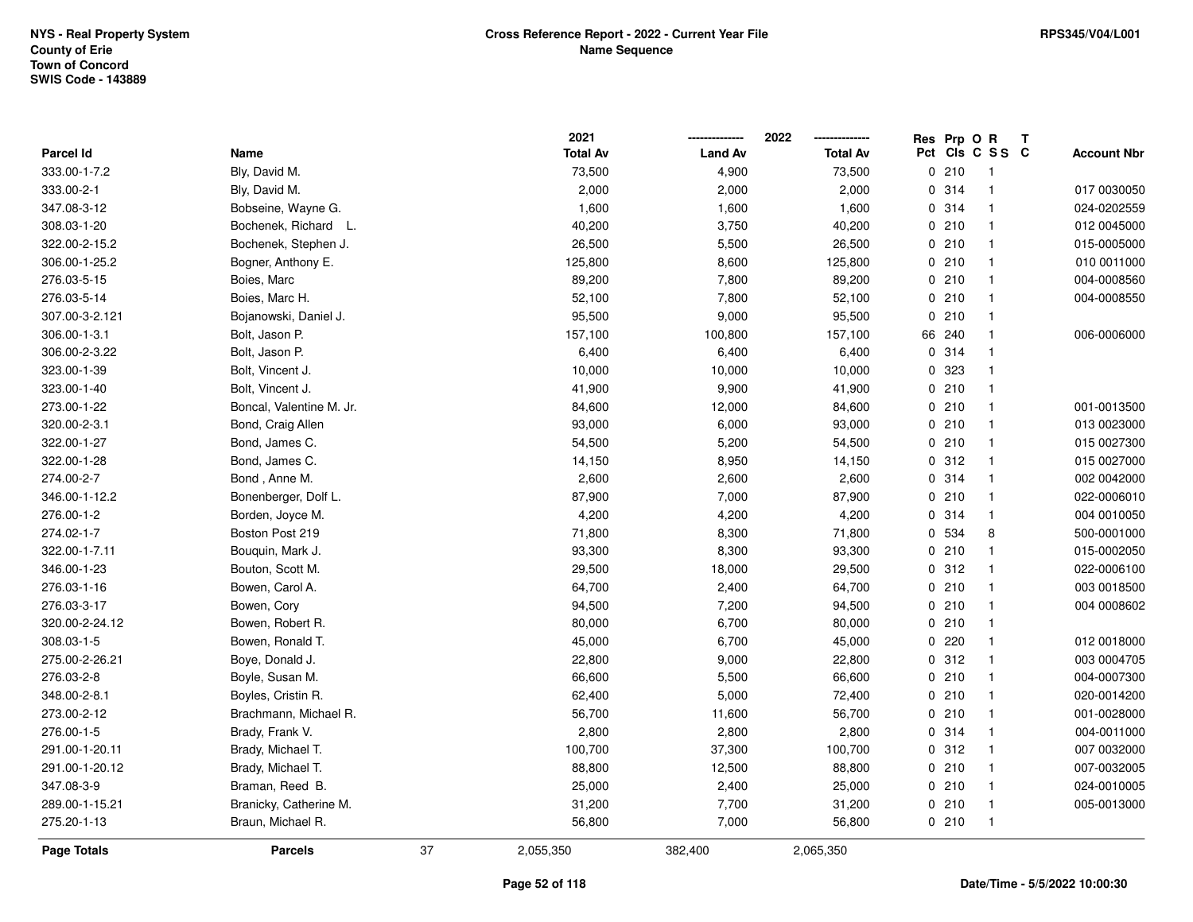NYS - Real Property System
County of Erie
Town of Concord
SWIS Code - 143889

**Cross Reference Report - 2022 - Current Year File**
**Name Sequence**

RPS345/V04/L001

| Parcel Id | Name | 2021 Total Av | 2022 Land Av | 2022 Total Av | Res Pct | Prp Cls | O C | R S S | T C | Account Nbr |
|---|---|---|---|---|---|---|---|---|---|---|
| 333.00-1-7.2 | Bly, David M. | 73,500 | 4,900 | 73,500 | 0 | 210 | | 1 | | |
| 333.00-2-1 | Bly, David M. | 2,000 | 2,000 | 2,000 | 0 | 314 | | 1 | | 017 0030050 |
| 347.08-3-12 | Bobseine, Wayne G. | 1,600 | 1,600 | 1,600 | 0 | 314 | | 1 | | 024-0202559 |
| 308.03-1-20 | Bochenek, Richard L. | 40,200 | 3,750 | 40,200 | 0 | 210 | | 1 | | 012 0045000 |
| 322.00-2-15.2 | Bochenek, Stephen J. | 26,500 | 5,500 | 26,500 | 0 | 210 | | 1 | | 015-0005000 |
| 306.00-1-25.2 | Bogner, Anthony E. | 125,800 | 8,600 | 125,800 | 0 | 210 | | 1 | | 010 0011000 |
| 276.03-5-15 | Boies, Marc | 89,200 | 7,800 | 89,200 | 0 | 210 | | 1 | | 004-0008560 |
| 276.03-5-14 | Boies, Marc H. | 52,100 | 7,800 | 52,100 | 0 | 210 | | 1 | | 004-0008550 |
| 307.00-3-2.121 | Bojanowski, Daniel J. | 95,500 | 9,000 | 95,500 | 0 | 210 | | 1 | | |
| 306.00-1-3.1 | Bolt, Jason P. | 157,100 | 100,800 | 157,100 | 66 | 240 | | 1 | | 006-0006000 |
| 306.00-2-3.22 | Bolt, Jason P. | 6,400 | 6,400 | 6,400 | 0 | 314 | | 1 | | |
| 323.00-1-39 | Bolt, Vincent J. | 10,000 | 10,000 | 10,000 | 0 | 323 | | 1 | | |
| 323.00-1-40 | Bolt, Vincent J. | 41,900 | 9,900 | 41,900 | 0 | 210 | | 1 | | |
| 273.00-1-22 | Boncal, Valentine M. Jr. | 84,600 | 12,000 | 84,600 | 0 | 210 | | 1 | | 001-0013500 |
| 320.00-2-3.1 | Bond, Craig Allen | 93,000 | 6,000 | 93,000 | 0 | 210 | | 1 | | 013 0023000 |
| 322.00-1-27 | Bond, James C. | 54,500 | 5,200 | 54,500 | 0 | 210 | | 1 | | 015 0027300 |
| 322.00-1-28 | Bond, James C. | 14,150 | 8,950 | 14,150 | 0 | 312 | | 1 | | 015 0027000 |
| 274.00-2-7 | Bond , Anne M. | 2,600 | 2,600 | 2,600 | 0 | 314 | | 1 | | 002 0042000 |
| 346.00-1-12.2 | Bonenberger, Dolf L. | 87,900 | 7,000 | 87,900 | 0 | 210 | | 1 | | 022-0006010 |
| 276.00-1-2 | Borden, Joyce M. | 4,200 | 4,200 | 4,200 | 0 | 314 | | 1 | | 004 0010050 |
| 274.02-1-7 | Boston Post 219 | 71,800 | 8,300 | 71,800 | 0 | 534 | | 8 | | 500-0001000 |
| 322.00-1-7.11 | Bouquin, Mark J. | 93,300 | 8,300 | 93,300 | 0 | 210 | | 1 | | 015-0002050 |
| 346.00-1-23 | Bouton, Scott M. | 29,500 | 18,000 | 29,500 | 0 | 312 | | 1 | | 022-0006100 |
| 276.03-1-16 | Bowen, Carol A. | 64,700 | 2,400 | 64,700 | 0 | 210 | | 1 | | 003 0018500 |
| 276.03-3-17 | Bowen, Cory | 94,500 | 7,200 | 94,500 | 0 | 210 | | 1 | | 004 0008602 |
| 320.00-2-24.12 | Bowen, Robert R. | 80,000 | 6,700 | 80,000 | 0 | 210 | | 1 | | |
| 308.03-1-5 | Bowen, Ronald T. | 45,000 | 6,700 | 45,000 | 0 | 220 | | 1 | | 012 0018000 |
| 275.00-2-26.21 | Boye, Donald J. | 22,800 | 9,000 | 22,800 | 0 | 312 | | 1 | | 003 0004705 |
| 276.03-2-8 | Boyle, Susan M. | 66,600 | 5,500 | 66,600 | 0 | 210 | | 1 | | 004-0007300 |
| 348.00-2-8.1 | Boyles, Cristin R. | 62,400 | 5,000 | 72,400 | 0 | 210 | | 1 | | 020-0014200 |
| 273.00-2-12 | Brachmann, Michael R. | 56,700 | 11,600 | 56,700 | 0 | 210 | | 1 | | 001-0028000 |
| 276.00-1-5 | Brady, Frank V. | 2,800 | 2,800 | 2,800 | 0 | 314 | | 1 | | 004-0011000 |
| 291.00-1-20.11 | Brady, Michael T. | 100,700 | 37,300 | 100,700 | 0 | 312 | | 1 | | 007 0032000 |
| 291.00-1-20.12 | Brady, Michael T. | 88,800 | 12,500 | 88,800 | 0 | 210 | | 1 | | 007-0032005 |
| 347.08-3-9 | Braman, Reed B. | 25,000 | 2,400 | 25,000 | 0 | 210 | | 1 | | 024-0010005 |
| 289.00-1-15.21 | Branicky, Catherine M. | 31,200 | 7,700 | 31,200 | 0 | 210 | | 1 | | 005-0013000 |
| 275.20-1-13 | Braun, Michael R. | 56,800 | 7,000 | 56,800 | 0 | 210 | | 1 | | |
| **Page Totals** | **Parcels** 37 | 2,055,350 | 382,400 | 2,065,350 | | | | | | |

Date/Time - 5/5/2022 10:00:30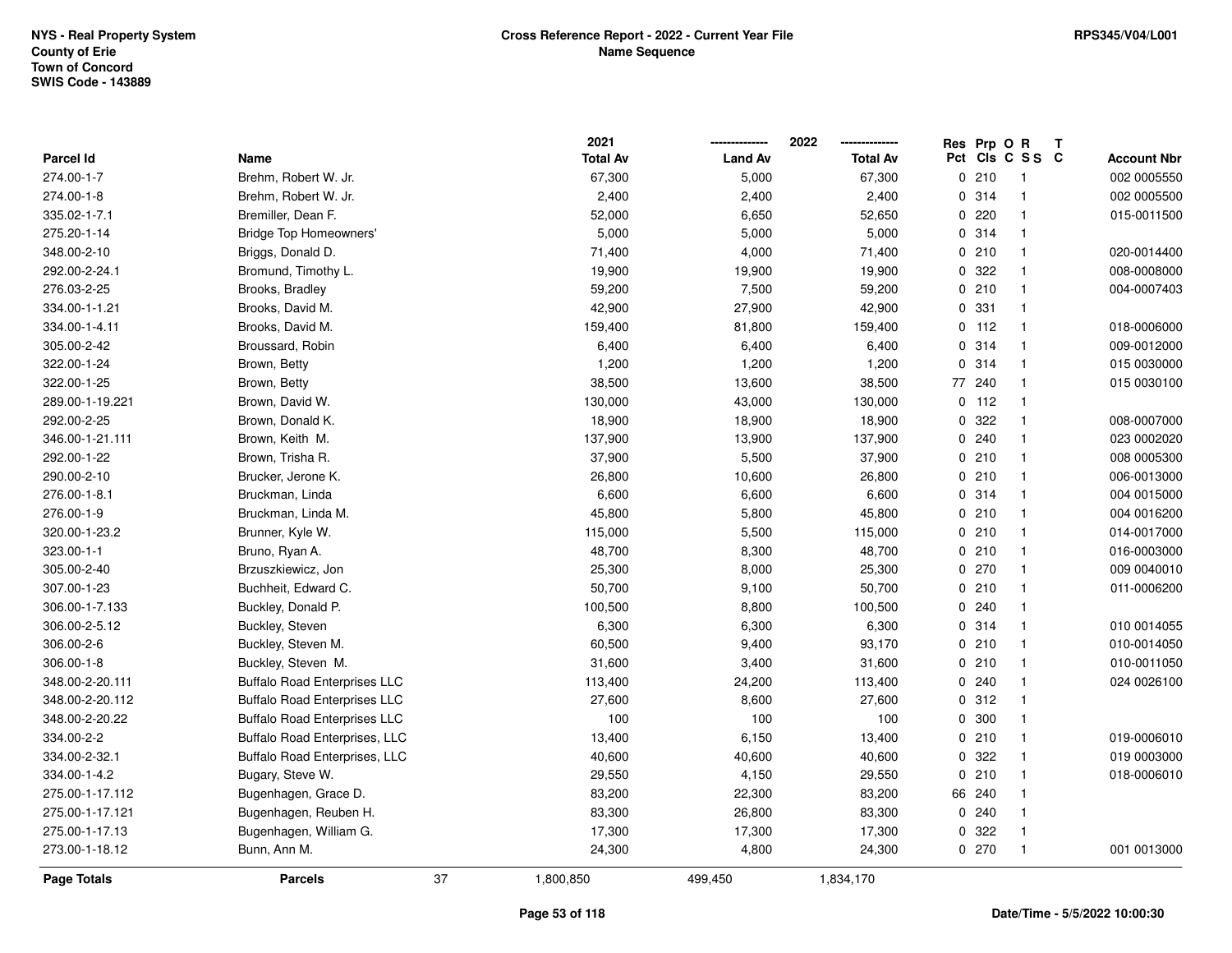NYS - Real Property System
County of Erie
Town of Concord
SWIS Code - 143889

# Cross Reference Report - 2022 - Current Year File
## Name Sequence

RPS345/V04/L001

| Parcel Id | Name | 2021 Total Av | 2022 Land Av | 2022 Total Av | Res Pct | Prp Cls | O C | R S S | T C | Account Nbr |
|---|---|---|---|---|---|---|---|---|---|---|
| 274.00-1-7 | Brehm, Robert W. Jr. | 67,300 | 5,000 | 67,300 | 0 | 210 | | 1 | | 002 0005550 |
| 274.00-1-8 | Brehm, Robert W. Jr. | 2,400 | 2,400 | 2,400 | 0 | 314 | | 1 | | 002 0005500 |
| 335.02-1-7.1 | Bremiller, Dean F. | 52,000 | 6,650 | 52,650 | 0 | 220 | | 1 | | 015-0011500 |
| 275.20-1-14 | Bridge Top Homeowners' | 5,000 | 5,000 | 5,000 | 0 | 314 | | 1 | | |
| 348.00-2-10 | Briggs, Donald D. | 71,400 | 4,000 | 71,400 | 0 | 210 | | 1 | | 020-0014400 |
| 292.00-2-24.1 | Bromund, Timothy L. | 19,900 | 19,900 | 19,900 | 0 | 322 | | 1 | | 008-0008000 |
| 276.03-2-25 | Brooks, Bradley | 59,200 | 7,500 | 59,200 | 0 | 210 | | 1 | | 004-0007403 |
| 334.00-1-1.21 | Brooks, David M. | 42,900 | 27,900 | 42,900 | 0 | 331 | | 1 | | |
| 334.00-1-4.11 | Brooks, David M. | 159,400 | 81,800 | 159,400 | 0 | 112 | | 1 | | 018-0006000 |
| 305.00-2-42 | Broussard, Robin | 6,400 | 6,400 | 6,400 | 0 | 314 | | 1 | | 009-0012000 |
| 322.00-1-24 | Brown, Betty | 1,200 | 1,200 | 1,200 | 0 | 314 | | 1 | | 015 0030000 |
| 322.00-1-25 | Brown, Betty | 38,500 | 13,600 | 38,500 | 77 | 240 | | 1 | | 015 0030100 |
| 289.00-1-19.221 | Brown, David W. | 130,000 | 43,000 | 130,000 | 0 | 112 | | 1 | | |
| 292.00-2-25 | Brown, Donald K. | 18,900 | 18,900 | 18,900 | 0 | 322 | | 1 | | 008-0007000 |
| 346.00-1-21.111 | Brown, Keith M. | 137,900 | 13,900 | 137,900 | 0 | 240 | | 1 | | 023 0002020 |
| 292.00-1-22 | Brown, Trisha R. | 37,900 | 5,500 | 37,900 | 0 | 210 | | 1 | | 008 0005300 |
| 290.00-2-10 | Brucker, Jerone K. | 26,800 | 10,600 | 26,800 | 0 | 210 | | 1 | | 006-0013000 |
| 276.00-1-8.1 | Bruckman, Linda | 6,600 | 6,600 | 6,600 | 0 | 314 | | 1 | | 004 0015000 |
| 276.00-1-9 | Bruckman, Linda M. | 45,800 | 5,800 | 45,800 | 0 | 210 | | 1 | | 004 0016200 |
| 320.00-1-23.2 | Brunner, Kyle W. | 115,000 | 5,500 | 115,000 | 0 | 210 | | 1 | | 014-0017000 |
| 323.00-1-1 | Bruno, Ryan A. | 48,700 | 8,300 | 48,700 | 0 | 210 | | 1 | | 016-0003000 |
| 305.00-2-40 | Brzuszkiewicz, Jon | 25,300 | 8,000 | 25,300 | 0 | 270 | | 1 | | 009 0040010 |
| 307.00-1-23 | Buchheit, Edward C. | 50,700 | 9,100 | 50,700 | 0 | 210 | | 1 | | 011-0006200 |
| 306.00-1-7.133 | Buckley, Donald P. | 100,500 | 8,800 | 100,500 | 0 | 240 | | 1 | | |
| 306.00-2-5.12 | Buckley, Steven | 6,300 | 6,300 | 6,300 | 0 | 314 | | 1 | | 010 0014055 |
| 306.00-2-6 | Buckley, Steven M. | 60,500 | 9,400 | 93,170 | 0 | 210 | | 1 | | 010-0014050 |
| 306.00-1-8 | Buckley, Steven M. | 31,600 | 3,400 | 31,600 | 0 | 210 | | 1 | | 010-0011050 |
| 348.00-2-20.111 | Buffalo Road Enterprises LLC | 113,400 | 24,200 | 113,400 | 0 | 240 | | 1 | | 024 0026100 |
| 348.00-2-20.112 | Buffalo Road Enterprises LLC | 27,600 | 8,600 | 27,600 | 0 | 312 | | 1 | | |
| 348.00-2-20.22 | Buffalo Road Enterprises LLC | 100 | 100 | 100 | 0 | 300 | | 1 | | |
| 334.00-2-2 | Buffalo Road Enterprises, LLC | 13,400 | 6,150 | 13,400 | 0 | 210 | | 1 | | 019-0006010 |
| 334.00-2-32.1 | Buffalo Road Enterprises, LLC | 40,600 | 40,600 | 40,600 | 0 | 322 | | 1 | | 019 0003000 |
| 334.00-1-4.2 | Bugary, Steve W. | 29,550 | 4,150 | 29,550 | 0 | 210 | | 1 | | 018-0006010 |
| 275.00-1-17.112 | Bugenhagen, Grace D. | 83,200 | 22,300 | 83,200 | 66 | 240 | | 1 | | |
| 275.00-1-17.121 | Bugenhagen, Reuben H. | 83,300 | 26,800 | 83,300 | 0 | 240 | | 1 | | |
| 275.00-1-17.13 | Bugenhagen, William G. | 17,300 | 17,300 | 17,300 | 0 | 322 | | 1 | | |
| 273.00-1-18.12 | Bunn, Ann M. | 24,300 | 4,800 | 24,300 | 0 | 270 | | 1 | | 001 0013000 |
| **Page Totals** | **Parcels** 37 | 1,800,850 | 499,450 | 1,834,170 | | | | | | |

Date/Time - 5/5/2022 10:00:30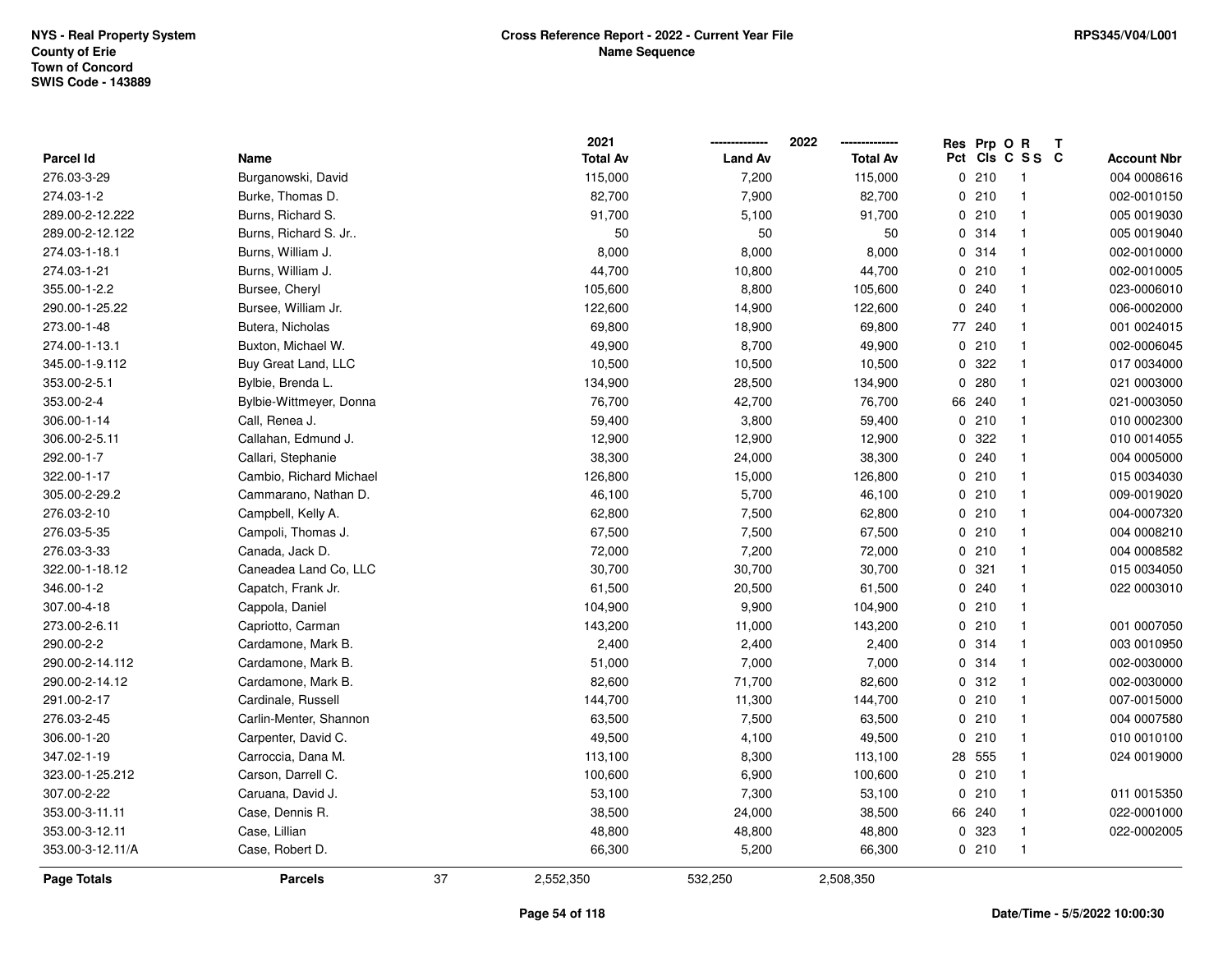NYS - Real Property System
County of Erie
Town of Concord
SWIS Code - 143889

**Cross Reference Report - 2022 - Current Year File**
**Name Sequence**

RPS345/V04/L001

| Parcel Id | Name | 2021 Total Av | 2022 Land Av | 2022 Total Av | Res Pct | Prp Cls | O C | R S S | T C | Account Nbr |
|---|---|---|---|---|---|---|---|---|---|---|
| 276.03-3-29 | Burganowski, David | 115,000 | 7,200 | 115,000 | 0 | 210 | | 1 | | 004 0008616 |
| 274.03-1-2 | Burke, Thomas D. | 82,700 | 7,900 | 82,700 | 0 | 210 | | 1 | | 002-0010150 |
| 289.00-2-12.222 | Burns, Richard S. | 91,700 | 5,100 | 91,700 | 0 | 210 | | 1 | | 005 0019030 |
| 289.00-2-12.122 | Burns, Richard S. Jr.. | 50 | 50 | 50 | 0 | 314 | | 1 | | 005 0019040 |
| 274.03-1-18.1 | Burns, William J. | 8,000 | 8,000 | 8,000 | 0 | 314 | | 1 | | 002-0010000 |
| 274.03-1-21 | Burns, William J. | 44,700 | 10,800 | 44,700 | 0 | 210 | | 1 | | 002-0010005 |
| 355.00-1-2.2 | Bursee, Cheryl | 105,600 | 8,800 | 105,600 | 0 | 240 | | 1 | | 023-0006010 |
| 290.00-1-25.22 | Bursee, William Jr. | 122,600 | 14,900 | 122,600 | 0 | 240 | | 1 | | 006-0002000 |
| 273.00-1-48 | Butera, Nicholas | 69,800 | 18,900 | 69,800 | 77 | 240 | | 1 | | 001 0024015 |
| 274.00-1-13.1 | Buxton, Michael W. | 49,900 | 8,700 | 49,900 | 0 | 210 | | 1 | | 002-0006045 |
| 345.00-1-9.112 | Buy Great Land, LLC | 10,500 | 10,500 | 10,500 | 0 | 322 | | 1 | | 017 0034000 |
| 353.00-2-5.1 | Bylbie, Brenda L. | 134,900 | 28,500 | 134,900 | 0 | 280 | | 1 | | 021 0003000 |
| 353.00-2-4 | Bylbie-Wittmeyer, Donna | 76,700 | 42,700 | 76,700 | 66 | 240 | | 1 | | 021-0003050 |
| 306.00-1-14 | Call, Renea J. | 59,400 | 3,800 | 59,400 | 0 | 210 | | 1 | | 010 0002300 |
| 306.00-2-5.11 | Callahan, Edmund J. | 12,900 | 12,900 | 12,900 | 0 | 322 | | 1 | | 010 0014055 |
| 292.00-1-7 | Callari, Stephanie | 38,300 | 24,000 | 38,300 | 0 | 240 | | 1 | | 004 0005000 |
| 322.00-1-17 | Cambio, Richard Michael | 126,800 | 15,000 | 126,800 | 0 | 210 | | 1 | | 015 0034030 |
| 305.00-2-29.2 | Cammarano, Nathan D. | 46,100 | 5,700 | 46,100 | 0 | 210 | | 1 | | 009-0019020 |
| 276.03-2-10 | Campbell, Kelly A. | 62,800 | 7,500 | 62,800 | 0 | 210 | | 1 | | 004-0007320 |
| 276.03-5-35 | Campoli, Thomas J. | 67,500 | 7,500 | 67,500 | 0 | 210 | | 1 | | 004 0008210 |
| 276.03-3-33 | Canada, Jack D. | 72,000 | 7,200 | 72,000 | 0 | 210 | | 1 | | 004 0008582 |
| 322.00-1-18.12 | Caneadea Land Co, LLC | 30,700 | 30,700 | 30,700 | 0 | 321 | | 1 | | 015 0034050 |
| 346.00-1-2 | Capatch, Frank Jr. | 61,500 | 20,500 | 61,500 | 0 | 240 | | 1 | | 022 0003010 |
| 307.00-4-18 | Cappola, Daniel | 104,900 | 9,900 | 104,900 | 0 | 210 | | 1 | | |
| 273.00-2-6.11 | Capriotto, Carman | 143,200 | 11,000 | 143,200 | 0 | 210 | | 1 | | 001 0007050 |
| 290.00-2-2 | Cardamone, Mark B. | 2,400 | 2,400 | 2,400 | 0 | 314 | | 1 | | 003 0010950 |
| 290.00-2-14.112 | Cardamone, Mark B. | 51,000 | 7,000 | 7,000 | 0 | 314 | | 1 | | 002-0030000 |
| 290.00-2-14.12 | Cardamone, Mark B. | 82,600 | 71,700 | 82,600 | 0 | 312 | | 1 | | 002-0030000 |
| 291.00-2-17 | Cardinale, Russell | 144,700 | 11,300 | 144,700 | 0 | 210 | | 1 | | 007-0015000 |
| 276.03-2-45 | Carlin-Menter, Shannon | 63,500 | 7,500 | 63,500 | 0 | 210 | | 1 | | 004 0007580 |
| 306.00-1-20 | Carpenter, David C. | 49,500 | 4,100 | 49,500 | 0 | 210 | | 1 | | 010 0010100 |
| 347.02-1-19 | Carroccia, Dana M. | 113,100 | 8,300 | 113,100 | 28 | 555 | | 1 | | 024 0019000 |
| 323.00-1-25.212 | Carson, Darrell C. | 100,600 | 6,900 | 100,600 | 0 | 210 | | 1 | | |
| 307.00-2-22 | Caruana, David J. | 53,100 | 7,300 | 53,100 | 0 | 210 | | 1 | | 011 0015350 |
| 353.00-3-11.11 | Case, Dennis R. | 38,500 | 24,000 | 38,500 | 66 | 240 | | 1 | | 022-0001000 |
| 353.00-3-12.11 | Case, Lillian | 48,800 | 48,800 | 48,800 | 0 | 323 | | 1 | | 022-0002005 |
| 353.00-3-12.11/A | Case, Robert D. | 66,300 | 5,200 | 66,300 | 0 | 210 | | 1 | | |
| **Page Totals** | **Parcels** 37 | 2,552,350 | 532,250 | 2,508,350 | | | | | | |

Date/Time - 5/5/2022 10:00:30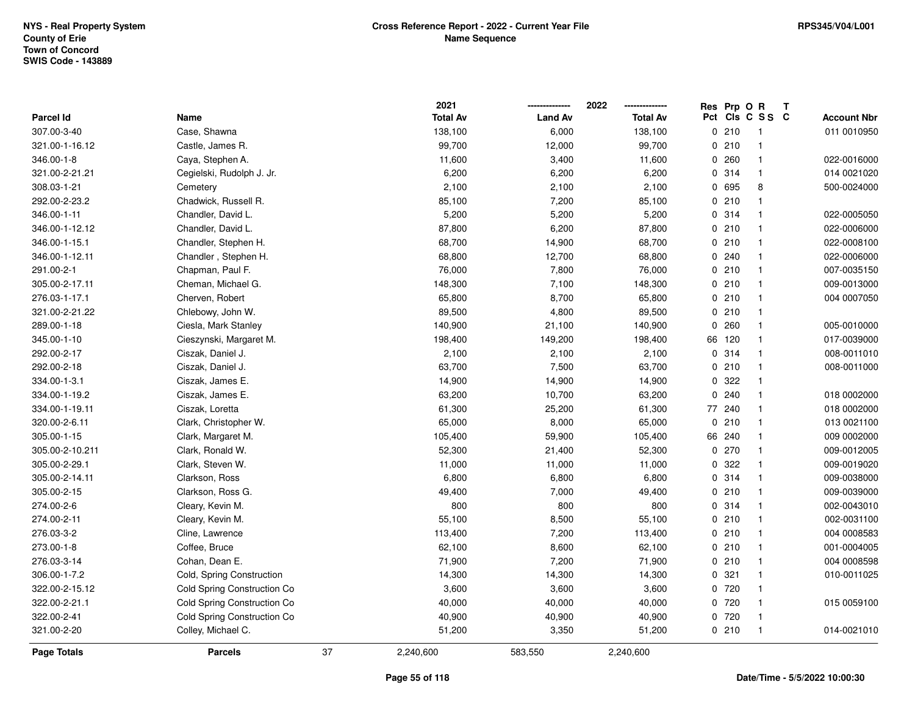NYS - Real Property System
County of Erie
Town of Concord
SWIS Code - 143889

**Cross Reference Report - 2022 - Current Year File**
**Name Sequence**

RPS345/V04/L001

| Parcel Id | Name | 2021 Total Av | 2022 Land Av | 2022 Total Av | Res Pct | Prp Cls | O C | R S S | T C | Account Nbr |
|---|---|---|---|---|---|---|---|---|---|---|
| 307.00-3-40 | Case, Shawna | 138,100 | 6,000 | 138,100 | 0 | 210 | | 1 | | 011 0010950 |
| 321.00-1-16.12 | Castle, James R. | 99,700 | 12,000 | 99,700 | 0 | 210 | | 1 | | |
| 346.00-1-8 | Caya, Stephen A. | 11,600 | 3,400 | 11,600 | 0 | 260 | | 1 | | 022-0016000 |
| 321.00-2-21.21 | Cegielski, Rudolph J. Jr. | 6,200 | 6,200 | 6,200 | 0 | 314 | | 1 | | 014 0021020 |
| 308.03-1-21 | Cemetery | 2,100 | 2,100 | 2,100 | 0 | 695 | | 8 | | 500-0024000 |
| 292.00-2-23.2 | Chadwick, Russell R. | 85,100 | 7,200 | 85,100 | 0 | 210 | | 1 | | |
| 346.00-1-11 | Chandler, David L. | 5,200 | 5,200 | 5,200 | 0 | 314 | | 1 | | 022-0005050 |
| 346.00-1-12.12 | Chandler, David L. | 87,800 | 6,200 | 87,800 | 0 | 210 | | 1 | | 022-0006000 |
| 346.00-1-15.1 | Chandler, Stephen H. | 68,700 | 14,900 | 68,700 | 0 | 210 | | 1 | | 022-0008100 |
| 346.00-1-12.11 | Chandler , Stephen H. | 68,800 | 12,700 | 68,800 | 0 | 240 | | 1 | | 022-0006000 |
| 291.00-2-1 | Chapman, Paul F. | 76,000 | 7,800 | 76,000 | 0 | 210 | | 1 | | 007-0035150 |
| 305.00-2-17.11 | Cheman, Michael G. | 148,300 | 7,100 | 148,300 | 0 | 210 | | 1 | | 009-0013000 |
| 276.03-1-17.1 | Cherven, Robert | 65,800 | 8,700 | 65,800 | 0 | 210 | | 1 | | 004 0007050 |
| 321.00-2-21.22 | Chlebowy, John W. | 89,500 | 4,800 | 89,500 | 0 | 210 | | 1 | | |
| 289.00-1-18 | Ciesla, Mark Stanley | 140,900 | 21,100 | 140,900 | 0 | 260 | | 1 | | 005-0010000 |
| 345.00-1-10 | Cieszynski, Margaret M. | 198,400 | 149,200 | 198,400 | 66 | 120 | | 1 | | 017-0039000 |
| 292.00-2-17 | Ciszak, Daniel J. | 2,100 | 2,100 | 2,100 | 0 | 314 | | 1 | | 008-0011010 |
| 292.00-2-18 | Ciszak, Daniel J. | 63,700 | 7,500 | 63,700 | 0 | 210 | | 1 | | 008-0011000 |
| 334.00-1-3.1 | Ciszak, James E. | 14,900 | 14,900 | 14,900 | 0 | 322 | | 1 | | |
| 334.00-1-19.2 | Ciszak, James E. | 63,200 | 10,700 | 63,200 | 0 | 240 | | 1 | | 018 0002000 |
| 334.00-1-19.11 | Ciszak, Loretta | 61,300 | 25,200 | 61,300 | 77 | 240 | | 1 | | 018 0002000 |
| 320.00-2-6.11 | Clark, Christopher W. | 65,000 | 8,000 | 65,000 | 0 | 210 | | 1 | | 013 0021100 |
| 305.00-1-15 | Clark, Margaret M. | 105,400 | 59,900 | 105,400 | 66 | 240 | | 1 | | 009 0002000 |
| 305.00-2-10.211 | Clark, Ronald W. | 52,300 | 21,400 | 52,300 | 0 | 270 | | 1 | | 009-0012005 |
| 305.00-2-29.1 | Clark, Steven W. | 11,000 | 11,000 | 11,000 | 0 | 322 | | 1 | | 009-0019020 |
| 305.00-2-14.11 | Clarkson, Ross | 6,800 | 6,800 | 6,800 | 0 | 314 | | 1 | | 009-0038000 |
| 305.00-2-15 | Clarkson, Ross G. | 49,400 | 7,000 | 49,400 | 0 | 210 | | 1 | | 009-0039000 |
| 274.00-2-6 | Cleary, Kevin M. | 800 | 800 | 800 | 0 | 314 | | 1 | | 002-0043010 |
| 274.00-2-11 | Cleary, Kevin M. | 55,100 | 8,500 | 55,100 | 0 | 210 | | 1 | | 002-0031100 |
| 276.03-3-2 | Cline, Lawrence | 113,400 | 7,200 | 113,400 | 0 | 210 | | 1 | | 004 0008583 |
| 273.00-1-8 | Coffee, Bruce | 62,100 | 8,600 | 62,100 | 0 | 210 | | 1 | | 001-0004005 |
| 276.03-3-14 | Cohan, Dean E. | 71,900 | 7,200 | 71,900 | 0 | 210 | | 1 | | 004 0008598 |
| 306.00-1-7.2 | Cold, Spring Construction | 14,300 | 14,300 | 14,300 | 0 | 321 | | 1 | | 010-0011025 |
| 322.00-2-15.12 | Cold Spring Construction Co | 3,600 | 3,600 | 3,600 | 0 | 720 | | 1 | | |
| 322.00-2-21.1 | Cold Spring Construction Co | 40,000 | 40,000 | 40,000 | 0 | 720 | | 1 | | 015 0059100 |
| 322.00-2-41 | Cold Spring Construction Co | 40,900 | 40,900 | 40,900 | 0 | 720 | | 1 | | |
| 321.00-2-20 | Colley, Michael C. | 51,200 | 3,350 | 51,200 | 0 | 210 | | 1 | | 014-0021010 |
| **Page Totals** | **Parcels** 37 | 2,240,600 | 583,550 | 2,240,600 | | | | | | |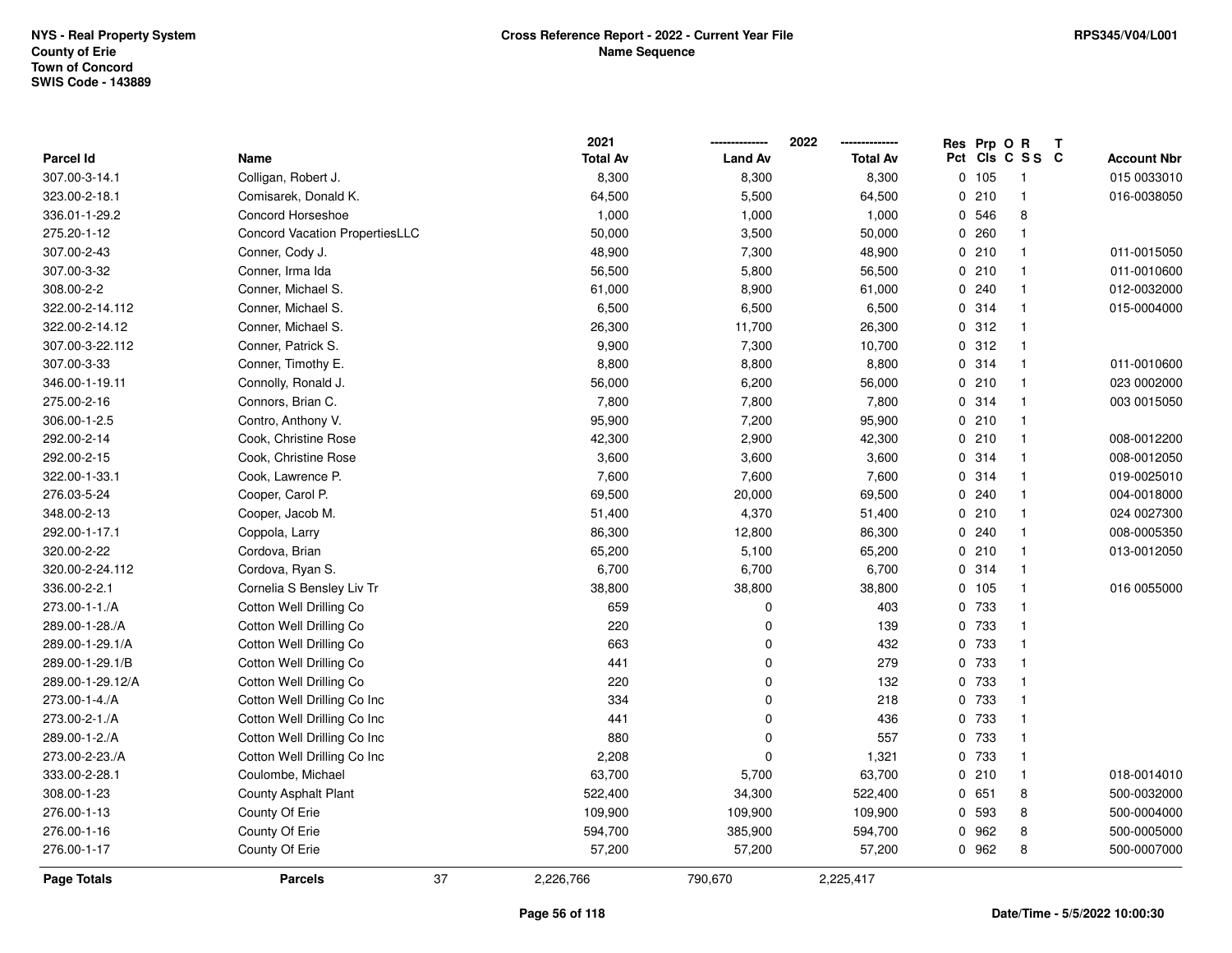| Parcel Id | Name | 2021 Total Av | 2022 Land Av | 2022 Total Av | Res Pct | Prp Cls | O C | R SS | T C | Account Nbr |
|---|---|---|---|---|---|---|---|---|---|---|
| 307.00-3-14.1 | Colligan, Robert J. | 8,300 | 8,300 | 8,300 | 0 | 105 | | 1 | | 015 0033010 |
| 323.00-2-18.1 | Comisarek, Donald K. | 64,500 | 5,500 | 64,500 | 0 | 210 | | 1 | | 016-0038050 |
| 336.01-1-29.2 | Concord Horseshoe | 1,000 | 1,000 | 1,000 | 0 | 546 | | 8 | | |
| 275.20-1-12 | Concord Vacation PropertiesLLC | 50,000 | 3,500 | 50,000 | 0 | 260 | | 1 | | |
| 307.00-2-43 | Conner, Cody J. | 48,900 | 7,300 | 48,900 | 0 | 210 | | 1 | | 011-0015050 |
| 307.00-3-32 | Conner, Irma Ida | 56,500 | 5,800 | 56,500 | 0 | 210 | | 1 | | 011-0010600 |
| 308.00-2-2 | Conner, Michael S. | 61,000 | 8,900 | 61,000 | 0 | 240 | | 1 | | 012-0032000 |
| 322.00-2-14.112 | Conner, Michael S. | 6,500 | 6,500 | 6,500 | 0 | 314 | | 1 | | 015-0004000 |
| 322.00-2-14.12 | Conner, Michael S. | 26,300 | 11,700 | 26,300 | 0 | 312 | | 1 | | |
| 307.00-3-22.112 | Conner, Patrick S. | 9,900 | 7,300 | 10,700 | 0 | 312 | | 1 | | |
| 307.00-3-33 | Conner, Timothy E. | 8,800 | 8,800 | 8,800 | 0 | 314 | | 1 | | 011-0010600 |
| 346.00-1-19.11 | Connolly, Ronald J. | 56,000 | 6,200 | 56,000 | 0 | 210 | | 1 | | 023 0002000 |
| 275.00-2-16 | Connors, Brian C. | 7,800 | 7,800 | 7,800 | 0 | 314 | | 1 | | 003 0015050 |
| 306.00-1-2.5 | Contro, Anthony V. | 95,900 | 7,200 | 95,900 | 0 | 210 | | 1 | | |
| 292.00-2-14 | Cook, Christine Rose | 42,300 | 2,900 | 42,300 | 0 | 210 | | 1 | | 008-0012200 |
| 292.00-2-15 | Cook, Christine Rose | 3,600 | 3,600 | 3,600 | 0 | 314 | | 1 | | 008-0012050 |
| 322.00-1-33.1 | Cook, Lawrence P. | 7,600 | 7,600 | 7,600 | 0 | 314 | | 1 | | 019-0025010 |
| 276.03-5-24 | Cooper, Carol P. | 69,500 | 20,000 | 69,500 | 0 | 240 | | 1 | | 004-0018000 |
| 348.00-2-13 | Cooper, Jacob M. | 51,400 | 4,370 | 51,400 | 0 | 210 | | 1 | | 024 0027300 |
| 292.00-1-17.1 | Coppola, Larry | 86,300 | 12,800 | 86,300 | 0 | 240 | | 1 | | 008-0005350 |
| 320.00-2-22 | Cordova, Brian | 65,200 | 5,100 | 65,200 | 0 | 210 | | 1 | | 013-0012050 |
| 320.00-2-24.112 | Cordova, Ryan S. | 6,700 | 6,700 | 6,700 | 0 | 314 | | 1 | | |
| 336.00-2-2.1 | Cornelia S Bensley Liv Tr | 38,800 | 38,800 | 38,800 | 0 | 105 | | 1 | | 016 0055000 |
| 273.00-1-1./A | Cotton Well Drilling Co | 659 | 0 | 403 | 0 | 733 | | 1 | | |
| 289.00-1-28./A | Cotton Well Drilling Co | 220 | 0 | 139 | 0 | 733 | | 1 | | |
| 289.00-1-29.1/A | Cotton Well Drilling Co | 663 | 0 | 432 | 0 | 733 | | 1 | | |
| 289.00-1-29.1/B | Cotton Well Drilling Co | 441 | 0 | 279 | 0 | 733 | | 1 | | |
| 289.00-1-29.12/A | Cotton Well Drilling Co | 220 | 0 | 132 | 0 | 733 | | 1 | | |
| 273.00-1-4./A | Cotton Well Drilling Co Inc | 334 | 0 | 218 | 0 | 733 | | 1 | | |
| 273.00-2-1./A | Cotton Well Drilling Co Inc | 441 | 0 | 436 | 0 | 733 | | 1 | | |
| 289.00-1-2./A | Cotton Well Drilling Co Inc | 880 | 0 | 557 | 0 | 733 | | 1 | | |
| 273.00-2-23./A | Cotton Well Drilling Co Inc | 2,208 | 0 | 1,321 | 0 | 733 | | 1 | | |
| 333.00-2-28.1 | Coulombe, Michael | 63,700 | 5,700 | 63,700 | 0 | 210 | | 1 | | 018-0014010 |
| 308.00-1-23 | County Asphalt Plant | 522,400 | 34,300 | 522,400 | 0 | 651 | | 8 | | 500-0032000 |
| 276.00-1-13 | County Of Erie | 109,900 | 109,900 | 109,900 | 0 | 593 | | 8 | | 500-0004000 |
| 276.00-1-16 | County Of Erie | 594,700 | 385,900 | 594,700 | 0 | 962 | | 8 | | 500-0005000 |
| 276.00-1-17 | County Of Erie | 57,200 | 57,200 | 57,200 | 0 | 962 | | 8 | | 500-0007000 |
| **Page Totals** | **Parcels** 37 | 2,226,766 | 790,670 | 2,225,417 | | | | | | |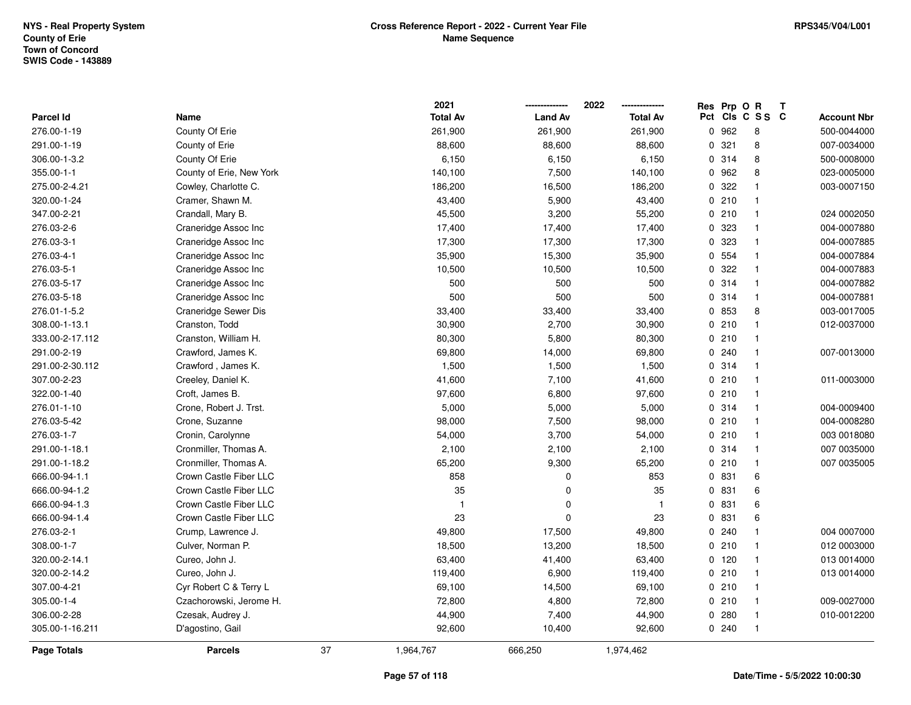NYS - Real Property System
County of Erie
Town of Concord
SWIS Code - 143889

**Cross Reference Report - 2022 - Current Year File**
**Name Sequence**

RPS345/V04/L001

| Parcel Id | Name | 2021 Total Av | 2022 Land Av | 2022 Total Av | Res Pct | Prp Cls | O C | R S S | T C | Account Nbr |
|---|---|---|---|---|---|---|---|---|---|---|
| 276.00-1-19 | County Of Erie | 261,900 | 261,900 | 261,900 | 0 | 962 | | 8 | | 500-0044000 |
| 291.00-1-19 | County of Erie | 88,600 | 88,600 | 88,600 | 0 | 321 | | 8 | | 007-0034000 |
| 306.00-1-3.2 | County Of Erie | 6,150 | 6,150 | 6,150 | 0 | 314 | | 8 | | 500-0008000 |
| 355.00-1-1 | County of Erie, New York | 140,100 | 7,500 | 140,100 | 0 | 962 | | 8 | | 023-0005000 |
| 275.00-2-4.21 | Cowley, Charlotte C. | 186,200 | 16,500 | 186,200 | 0 | 322 | | 1 | | 003-0007150 |
| 320.00-1-24 | Cramer, Shawn M. | 43,400 | 5,900 | 43,400 | 0 | 210 | | 1 | | |
| 347.00-2-21 | Crandall, Mary B. | 45,500 | 3,200 | 55,200 | 0 | 210 | | 1 | | 024 0002050 |
| 276.03-2-6 | Craneridge Assoc Inc | 17,400 | 17,400 | 17,400 | 0 | 323 | | 1 | | 004-0007880 |
| 276.03-3-1 | Craneridge Assoc Inc | 17,300 | 17,300 | 17,300 | 0 | 323 | | 1 | | 004-0007885 |
| 276.03-4-1 | Craneridge Assoc Inc | 35,900 | 15,300 | 35,900 | 0 | 554 | | 1 | | 004-0007884 |
| 276.03-5-1 | Craneridge Assoc Inc | 10,500 | 10,500 | 10,500 | 0 | 322 | | 1 | | 004-0007883 |
| 276.03-5-17 | Craneridge Assoc Inc | 500 | 500 | 500 | 0 | 314 | | 1 | | 004-0007882 |
| 276.03-5-18 | Craneridge Assoc Inc | 500 | 500 | 500 | 0 | 314 | | 1 | | 004-0007881 |
| 276.01-1-5.2 | Craneridge Sewer Dis | 33,400 | 33,400 | 33,400 | 0 | 853 | | 8 | | 003-0017005 |
| 308.00-1-13.1 | Cranston, Todd | 30,900 | 2,700 | 30,900 | 0 | 210 | | 1 | | 012-0037000 |
| 333.00-2-17.112 | Cranston, William H. | 80,300 | 5,800 | 80,300 | 0 | 210 | | 1 | | |
| 291.00-2-19 | Crawford, James K. | 69,800 | 14,000 | 69,800 | 0 | 240 | | 1 | | 007-0013000 |
| 291.00-2-30.112 | Crawford , James K. | 1,500 | 1,500 | 1,500 | 0 | 314 | | 1 | | |
| 307.00-2-23 | Creeley, Daniel K. | 41,600 | 7,100 | 41,600 | 0 | 210 | | 1 | | 011-0003000 |
| 322.00-1-40 | Croft, James B. | 97,600 | 6,800 | 97,600 | 0 | 210 | | 1 | | |
| 276.01-1-10 | Crone, Robert J. Trst. | 5,000 | 5,000 | 5,000 | 0 | 314 | | 1 | | 004-0009400 |
| 276.03-5-42 | Crone, Suzanne | 98,000 | 7,500 | 98,000 | 0 | 210 | | 1 | | 004-0008280 |
| 276.03-1-7 | Cronin, Carolynne | 54,000 | 3,700 | 54,000 | 0 | 210 | | 1 | | 003 0018080 |
| 291.00-1-18.1 | Cronmiller, Thomas A. | 2,100 | 2,100 | 2,100 | 0 | 314 | | 1 | | 007 0035000 |
| 291.00-1-18.2 | Cronmiller, Thomas A. | 65,200 | 9,300 | 65,200 | 0 | 210 | | 1 | | 007 0035005 |
| 666.00-94-1.1 | Crown Castle Fiber LLC | 858 | 0 | 853 | 0 | 831 | | 6 | | |
| 666.00-94-1.2 | Crown Castle Fiber LLC | 35 | 0 | 35 | 0 | 831 | | 6 | | |
| 666.00-94-1.3 | Crown Castle Fiber LLC | 1 | 0 | 1 | 0 | 831 | | 6 | | |
| 666.00-94-1.4 | Crown Castle Fiber LLC | 23 | 0 | 23 | 0 | 831 | | 6 | | |
| 276.03-2-1 | Crump, Lawrence J. | 49,800 | 17,500 | 49,800 | 0 | 240 | | 1 | | 004 0007000 |
| 308.00-1-7 | Culver, Norman P. | 18,500 | 13,200 | 18,500 | 0 | 210 | | 1 | | 012 0003000 |
| 320.00-2-14.1 | Cureo, John J. | 63,400 | 41,400 | 63,400 | 0 | 120 | | 1 | | 013 0014000 |
| 320.00-2-14.2 | Cureo, John J. | 119,400 | 6,900 | 119,400 | 0 | 210 | | 1 | | 013 0014000 |
| 307.00-4-21 | Cyr Robert C & Terry L | 69,100 | 14,500 | 69,100 | 0 | 210 | | 1 | | |
| 305.00-1-4 | Czachorowski, Jerome H. | 72,800 | 4,800 | 72,800 | 0 | 210 | | 1 | | 009-0027000 |
| 306.00-2-28 | Czesak, Audrey J. | 44,900 | 7,400 | 44,900 | 0 | 280 | | 1 | | 010-0012200 |
| 305.00-1-16.211 | D'agostino, Gail | 92,600 | 10,400 | 92,600 | 0 | 240 | | 1 | | |
| **Page Totals** | **Parcels** 37 | 1,964,767 | 666,250 | 1,974,462 | | | | | | |

Date/Time - 5/5/2022 10:00:30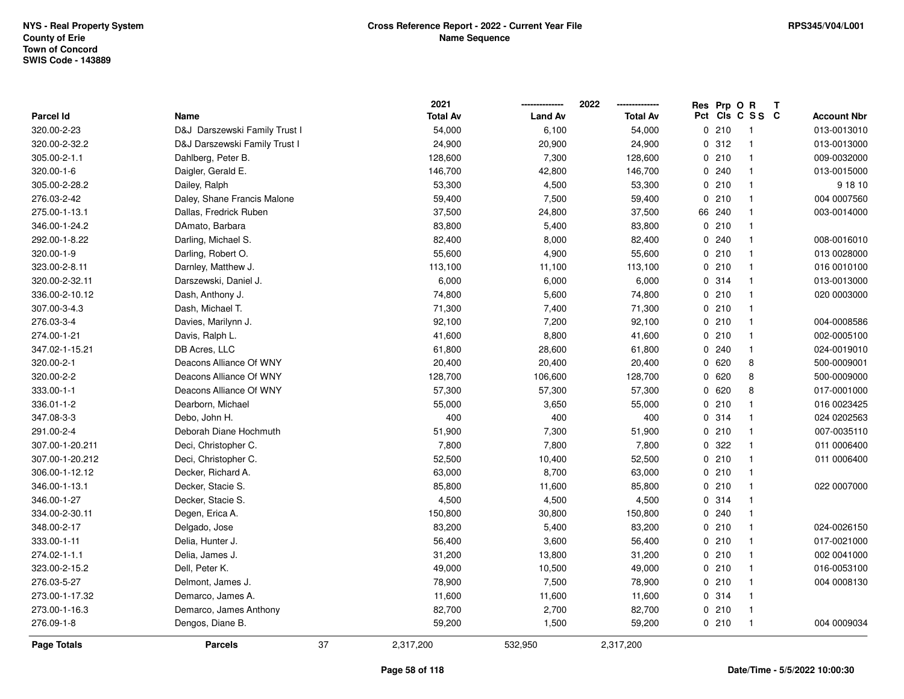NYS - Real Property System
County of Erie
Town of Concord
SWIS Code - 143889

**Cross Reference Report - 2022 - Current Year File**
**Name Sequence**

RPS345/V04/L001

| Parcel Id | Name | 2021 Total Av | 2022 Land Av | 2022 Total Av | Res Pct | Prp Cls | O C | R S S | T C | Account Nbr |
|---|---|---|---|---|---|---|---|---|---|---|
| 320.00-2-23 | D&J Darszewski Family Trust I | 54,000 | 6,100 | 54,000 | 0 | 210 | | 1 | | 013-0013010 |
| 320.00-2-32.2 | D&J Darszewski Family Trust I | 24,900 | 20,900 | 24,900 | 0 | 312 | | 1 | | 013-0013000 |
| 305.00-2-1.1 | Dahlberg, Peter B. | 128,600 | 7,300 | 128,600 | 0 | 210 | | 1 | | 009-0032000 |
| 320.00-1-6 | Daigler, Gerald E. | 146,700 | 42,800 | 146,700 | 0 | 240 | | 1 | | 013-0015000 |
| 305.00-2-28.2 | Dailey, Ralph | 53,300 | 4,500 | 53,300 | 0 | 210 | | 1 | | 9 18 10 |
| 276.03-2-42 | Daley, Shane Francis Malone | 59,400 | 7,500 | 59,400 | 0 | 210 | | 1 | | 004 0007560 |
| 275.00-1-13.1 | Dallas, Fredrick Ruben | 37,500 | 24,800 | 37,500 | 66 | 240 | | 1 | | 003-0014000 |
| 346.00-1-24.2 | DAmato, Barbara | 83,800 | 5,400 | 83,800 | 0 | 210 | | 1 | | |
| 292.00-1-8.22 | Darling, Michael S. | 82,400 | 8,000 | 82,400 | 0 | 240 | | 1 | | 008-0016010 |
| 320.00-1-9 | Darling, Robert O. | 55,600 | 4,900 | 55,600 | 0 | 210 | | 1 | | 013 0028000 |
| 323.00-2-8.11 | Darnley, Matthew J. | 113,100 | 11,100 | 113,100 | 0 | 210 | | 1 | | 016 0010100 |
| 320.00-2-32.11 | Darszewski, Daniel J. | 6,000 | 6,000 | 6,000 | 0 | 314 | | 1 | | 013-0013000 |
| 336.00-2-10.12 | Dash, Anthony J. | 74,800 | 5,600 | 74,800 | 0 | 210 | | 1 | | 020 0003000 |
| 307.00-3-4.3 | Dash, Michael T. | 71,300 | 7,400 | 71,300 | 0 | 210 | | 1 | | |
| 276.03-3-4 | Davies, Marilynn J. | 92,100 | 7,200 | 92,100 | 0 | 210 | | 1 | | 004-0008586 |
| 274.00-1-21 | Davis, Ralph L. | 41,600 | 8,800 | 41,600 | 0 | 210 | | 1 | | 002-0005100 |
| 347.02-1-15.21 | DB Acres, LLC | 61,800 | 28,600 | 61,800 | 0 | 240 | | 1 | | 024-0019010 |
| 320.00-2-1 | Deacons Alliance Of WNY | 20,400 | 20,400 | 20,400 | 0 | 620 | | 8 | | 500-0009001 |
| 320.00-2-2 | Deacons Alliance Of WNY | 128,700 | 106,600 | 128,700 | 0 | 620 | | 8 | | 500-0009000 |
| 333.00-1-1 | Deacons Alliance Of WNY | 57,300 | 57,300 | 57,300 | 0 | 620 | | 8 | | 017-0001000 |
| 336.01-1-2 | Dearborn, Michael | 55,000 | 3,650 | 55,000 | 0 | 210 | | 1 | | 016 0023425 |
| 347.08-3-3 | Debo, John H. | 400 | 400 | 400 | 0 | 314 | | 1 | | 024 0202563 |
| 291.00-2-4 | Deborah Diane Hochmuth | 51,900 | 7,300 | 51,900 | 0 | 210 | | 1 | | 007-0035110 |
| 307.00-1-20.211 | Deci, Christopher C. | 7,800 | 7,800 | 7,800 | 0 | 322 | | 1 | | 011 0006400 |
| 307.00-1-20.212 | Deci, Christopher C. | 52,500 | 10,400 | 52,500 | 0 | 210 | | 1 | | 011 0006400 |
| 306.00-1-12.12 | Decker, Richard A. | 63,000 | 8,700 | 63,000 | 0 | 210 | | 1 | | |
| 346.00-1-13.1 | Decker, Stacie S. | 85,800 | 11,600 | 85,800 | 0 | 210 | | 1 | | 022 0007000 |
| 346.00-1-27 | Decker, Stacie S. | 4,500 | 4,500 | 4,500 | 0 | 314 | | 1 | | |
| 334.00-2-30.11 | Degen, Erica A. | 150,800 | 30,800 | 150,800 | 0 | 240 | | 1 | | |
| 348.00-2-17 | Delgado, Jose | 83,200 | 5,400 | 83,200 | 0 | 210 | | 1 | | 024-0026150 |
| 333.00-1-11 | Delia, Hunter J. | 56,400 | 3,600 | 56,400 | 0 | 210 | | 1 | | 017-0021000 |
| 274.02-1-1.1 | Delia, James J. | 31,200 | 13,800 | 31,200 | 0 | 210 | | 1 | | 002 0041000 |
| 323.00-2-15.2 | Dell, Peter K. | 49,000 | 10,500 | 49,000 | 0 | 210 | | 1 | | 016-0053100 |
| 276.03-5-27 | Delmont, James J. | 78,900 | 7,500 | 78,900 | 0 | 210 | | 1 | | 004 0008130 |
| 273.00-1-17.32 | Demarco, James A. | 11,600 | 11,600 | 11,600 | 0 | 314 | | 1 | | |
| 273.00-1-16.3 | Demarco, James Anthony | 82,700 | 2,700 | 82,700 | 0 | 210 | | 1 | | |
| 276.09-1-8 | Dengos, Diane B. | 59,200 | 1,500 | 59,200 | 0 | 210 | | 1 | | 004 0009034 |
| **Page Totals** | **Parcels** 37 | 2,317,200 | 532,950 | 2,317,200 | | | | | | |

Date/Time - 5/5/2022 10:00:30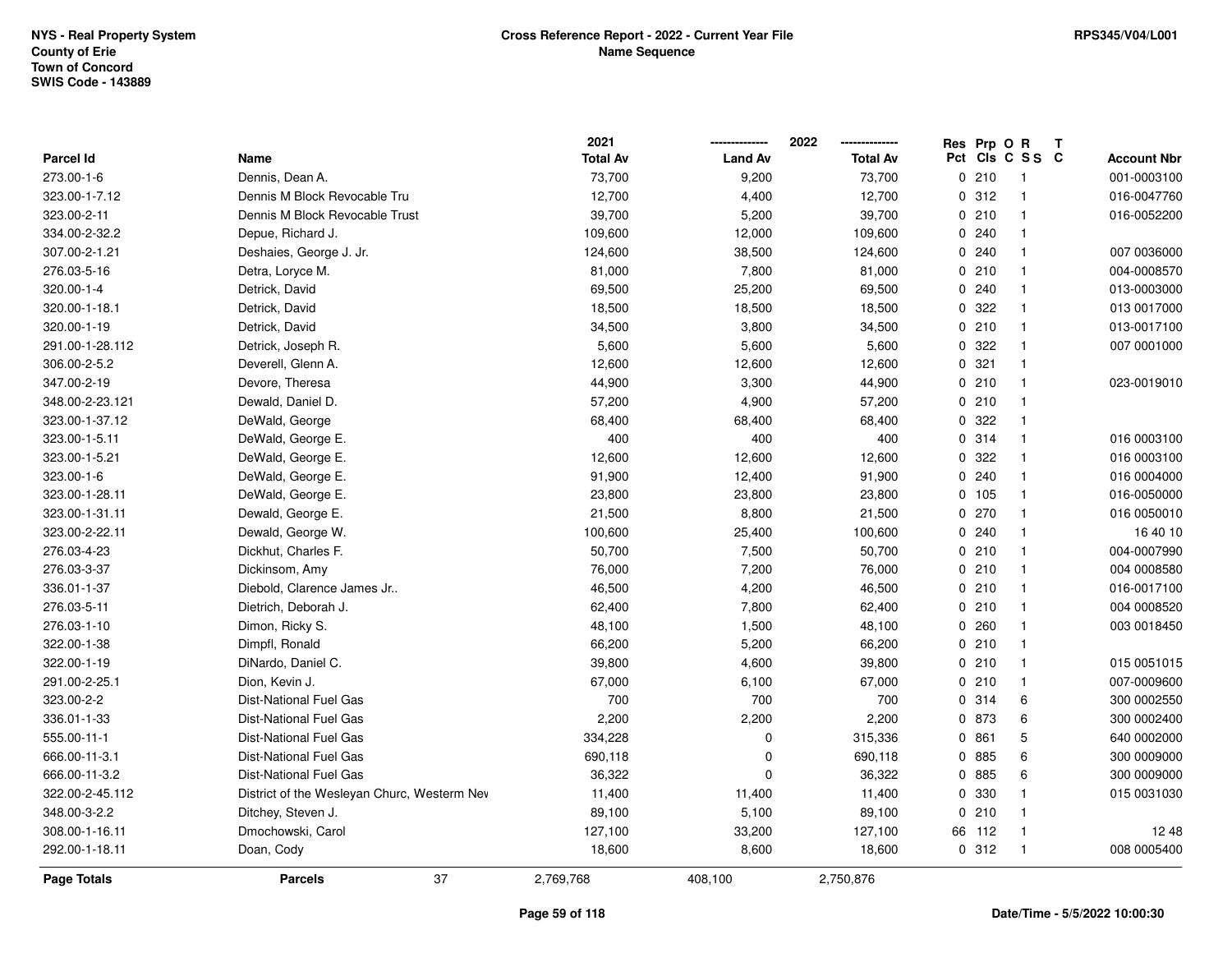NYS - Real Property System
County of Erie
Town of Concord
SWIS Code - 143889

**Cross Reference Report - 2022 - Current Year File**
**Name Sequence**

RPS345/V04/L001

| Parcel Id | Name | 2021 Total Av | 2022 Land Av | 2022 Total Av | Res Pct | Prp Cls | O C | R SS | T C | Account Nbr |
|---|---|---|---|---|---|---|---|---|---|---|
| 273.00-1-6 | Dennis, Dean A. | 73,700 | 9,200 | 73,700 | 0 | 210 | | 1 | | 001-0003100 |
| 323.00-1-7.12 | Dennis M Block Revocable Tru | 12,700 | 4,400 | 12,700 | 0 | 312 | | 1 | | 016-0047760 |
| 323.00-2-11 | Dennis M Block Revocable Trust | 39,700 | 5,200 | 39,700 | 0 | 210 | | 1 | | 016-0052200 |
| 334.00-2-32.2 | Depue, Richard J. | 109,600 | 12,000 | 109,600 | 0 | 240 | | 1 | | |
| 307.00-2-1.21 | Deshaies, George J. Jr. | 124,600 | 38,500 | 124,600 | 0 | 240 | | 1 | | 007 0036000 |
| 276.03-5-16 | Detra, Loryce M. | 81,000 | 7,800 | 81,000 | 0 | 210 | | 1 | | 004-0008570 |
| 320.00-1-4 | Detrick, David | 69,500 | 25,200 | 69,500 | 0 | 240 | | 1 | | 013-0003000 |
| 320.00-1-18.1 | Detrick, David | 18,500 | 18,500 | 18,500 | 0 | 322 | | 1 | | 013 0017000 |
| 320.00-1-19 | Detrick, David | 34,500 | 3,800 | 34,500 | 0 | 210 | | 1 | | 013-0017100 |
| 291.00-1-28.112 | Detrick, Joseph R. | 5,600 | 5,600 | 5,600 | 0 | 322 | | 1 | | 007 0001000 |
| 306.00-2-5.2 | Deverell, Glenn A. | 12,600 | 12,600 | 12,600 | 0 | 321 | | 1 | | |
| 347.00-2-19 | Devore, Theresa | 44,900 | 3,300 | 44,900 | 0 | 210 | | 1 | | 023-0019010 |
| 348.00-2-23.121 | Dewald, Daniel D. | 57,200 | 4,900 | 57,200 | 0 | 210 | | 1 | | |
| 323.00-1-37.12 | DeWald, George | 68,400 | 68,400 | 68,400 | 0 | 322 | | 1 | | |
| 323.00-1-5.11 | DeWald, George E. | 400 | 400 | 400 | 0 | 314 | | 1 | | 016 0003100 |
| 323.00-1-5.21 | DeWald, George E. | 12,600 | 12,600 | 12,600 | 0 | 322 | | 1 | | 016 0003100 |
| 323.00-1-6 | DeWald, George E. | 91,900 | 12,400 | 91,900 | 0 | 240 | | 1 | | 016 0004000 |
| 323.00-1-28.11 | DeWald, George E. | 23,800 | 23,800 | 23,800 | 0 | 105 | | 1 | | 016-0050000 |
| 323.00-1-31.11 | Dewald, George E. | 21,500 | 8,800 | 21,500 | 0 | 270 | | 1 | | 016 0050010 |
| 323.00-2-22.11 | Dewald, George W. | 100,600 | 25,400 | 100,600 | 0 | 240 | | 1 | | 16 40 10 |
| 276.03-4-23 | Dickhut, Charles F. | 50,700 | 7,500 | 50,700 | 0 | 210 | | 1 | | 004-0007990 |
| 276.03-3-37 | Dickinsom, Amy | 76,000 | 7,200 | 76,000 | 0 | 210 | | 1 | | 004 0008580 |
| 336.01-1-37 | Diebold, Clarence James Jr.. | 46,500 | 4,200 | 46,500 | 0 | 210 | | 1 | | 016-0017100 |
| 276.03-5-11 | Dietrich, Deborah J. | 62,400 | 7,800 | 62,400 | 0 | 210 | | 1 | | 004 0008520 |
| 276.03-1-10 | Dimon, Ricky S. | 48,100 | 1,500 | 48,100 | 0 | 260 | | 1 | | 003 0018450 |
| 322.00-1-38 | Dimpfl, Ronald | 66,200 | 5,200 | 66,200 | 0 | 210 | | 1 | | |
| 322.00-1-19 | DiNardo, Daniel C. | 39,800 | 4,600 | 39,800 | 0 | 210 | | 1 | | 015 0051015 |
| 291.00-2-25.1 | Dion, Kevin J. | 67,000 | 6,100 | 67,000 | 0 | 210 | | 1 | | 007-0009600 |
| 323.00-2-2 | Dist-National Fuel Gas | 700 | 700 | 700 | 0 | 314 | | 6 | | 300 0002550 |
| 336.01-1-33 | Dist-National Fuel Gas | 2,200 | 2,200 | 2,200 | 0 | 873 | | 6 | | 300 0002400 |
| 555.00-11-1 | Dist-National Fuel Gas | 334,228 | 0 | 315,336 | 0 | 861 | | 5 | | 640 0002000 |
| 666.00-11-3.1 | Dist-National Fuel Gas | 690,118 | 0 | 690,118 | 0 | 885 | | 6 | | 300 0009000 |
| 666.00-11-3.2 | Dist-National Fuel Gas | 36,322 | 0 | 36,322 | 0 | 885 | | 6 | | 300 0009000 |
| 322.00-2-45.112 | District of the Wesleyan Churc, Westerm Nev | 11,400 | 11,400 | 11,400 | 0 | 330 | | 1 | | 015 0031030 |
| 348.00-3-2.2 | Ditchey, Steven J. | 89,100 | 5,100 | 89,100 | 0 | 210 | | 1 | | |
| 308.00-1-16.11 | Dmochowski, Carol | 127,100 | 33,200 | 127,100 | 66 | 112 | | 1 | | 12 48 |
| 292.00-1-18.11 | Doan, Cody | 18,600 | 8,600 | 18,600 | 0 | 312 | | 1 | | 008 0005400 |
| **Page Totals** | **Parcels** 37 | 2,769,768 | 408,100 | 2,750,876 | | | | | | |

Date/Time - 5/5/2022 10:00:30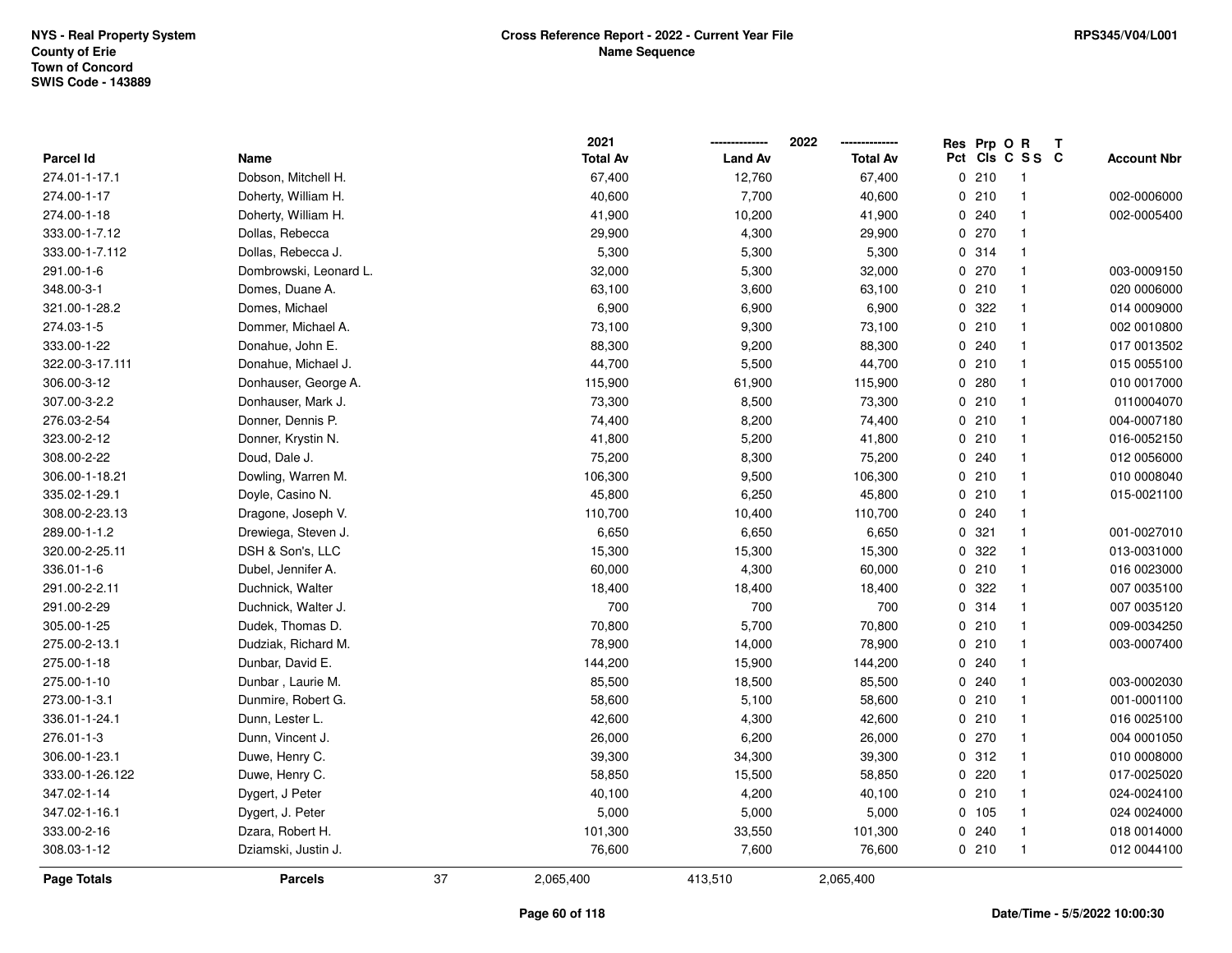NYS - Real Property System
County of Erie
Town of Concord
SWIS Code - 143889

**Cross Reference Report - 2022 - Current Year File**
**Name Sequence**

RPS345/V04/L001

| Parcel Id | Name | 2021 Total Av | 2022 Land Av | 2022 Total Av | Res Pct | Prp Cls | O C | R SS | T C | Account Nbr |
|---|---|---|---|---|---|---|---|---|---|---|
| 274.01-1-17.1 | Dobson, Mitchell H. | 67,400 | 12,760 | 67,400 | 0 | 210 | | 1 | | |
| 274.00-1-17 | Doherty, William H. | 40,600 | 7,700 | 40,600 | 0 | 210 | | 1 | | 002-0006000 |
| 274.00-1-18 | Doherty, William H. | 41,900 | 10,200 | 41,900 | 0 | 240 | | 1 | | 002-0005400 |
| 333.00-1-7.12 | Dollas, Rebecca | 29,900 | 4,300 | 29,900 | 0 | 270 | | 1 | | |
| 333.00-1-7.112 | Dollas, Rebecca J. | 5,300 | 5,300 | 5,300 | 0 | 314 | | 1 | | |
| 291.00-1-6 | Dombrowski, Leonard L. | 32,000 | 5,300 | 32,000 | 0 | 270 | | 1 | | 003-0009150 |
| 348.00-3-1 | Domes, Duane A. | 63,100 | 3,600 | 63,100 | 0 | 210 | | 1 | | 020 0006000 |
| 321.00-1-28.2 | Domes, Michael | 6,900 | 6,900 | 6,900 | 0 | 322 | | 1 | | 014 0009000 |
| 274.03-1-5 | Dommer, Michael A. | 73,100 | 9,300 | 73,100 | 0 | 210 | | 1 | | 002 0010800 |
| 333.00-1-22 | Donahue, John E. | 88,300 | 9,200 | 88,300 | 0 | 240 | | 1 | | 017 0013502 |
| 322.00-3-17.111 | Donahue, Michael J. | 44,700 | 5,500 | 44,700 | 0 | 210 | | 1 | | 015 0055100 |
| 306.00-3-12 | Donhauser, George A. | 115,900 | 61,900 | 115,900 | 0 | 280 | | 1 | | 010 0017000 |
| 307.00-3-2.2 | Donhauser, Mark J. | 73,300 | 8,500 | 73,300 | 0 | 210 | | 1 | | 0110004070 |
| 276.03-2-54 | Donner, Dennis P. | 74,400 | 8,200 | 74,400 | 0 | 210 | | 1 | | 004-0007180 |
| 323.00-2-12 | Donner, Krystin N. | 41,800 | 5,200 | 41,800 | 0 | 210 | | 1 | | 016-0052150 |
| 308.00-2-22 | Doud, Dale J. | 75,200 | 8,300 | 75,200 | 0 | 240 | | 1 | | 012 0056000 |
| 306.00-1-18.21 | Dowling, Warren M. | 106,300 | 9,500 | 106,300 | 0 | 210 | | 1 | | 010 0008040 |
| 335.02-1-29.1 | Doyle, Casino N. | 45,800 | 6,250 | 45,800 | 0 | 210 | | 1 | | 015-0021100 |
| 308.00-2-23.13 | Dragone, Joseph V. | 110,700 | 10,400 | 110,700 | 0 | 240 | | 1 | | |
| 289.00-1-1.2 | Drewiega, Steven J. | 6,650 | 6,650 | 6,650 | 0 | 321 | | 1 | | 001-0027010 |
| 320.00-2-25.11 | DSH & Son's, LLC | 15,300 | 15,300 | 15,300 | 0 | 322 | | 1 | | 013-0031000 |
| 336.01-1-6 | Dubel, Jennifer A. | 60,000 | 4,300 | 60,000 | 0 | 210 | | 1 | | 016 0023000 |
| 291.00-2-2.11 | Duchnick, Walter | 18,400 | 18,400 | 18,400 | 0 | 322 | | 1 | | 007 0035100 |
| 291.00-2-29 | Duchnick, Walter J. | 700 | 700 | 700 | 0 | 314 | | 1 | | 007 0035120 |
| 305.00-1-25 | Dudek, Thomas D. | 70,800 | 5,700 | 70,800 | 0 | 210 | | 1 | | 009-0034250 |
| 275.00-2-13.1 | Dudziak, Richard M. | 78,900 | 14,000 | 78,900 | 0 | 210 | | 1 | | 003-0007400 |
| 275.00-1-18 | Dunbar, David E. | 144,200 | 15,900 | 144,200 | 0 | 240 | | 1 | | |
| 275.00-1-10 | Dunbar , Laurie M. | 85,500 | 18,500 | 85,500 | 0 | 240 | | 1 | | 003-0002030 |
| 273.00-1-3.1 | Dunmire, Robert G. | 58,600 | 5,100 | 58,600 | 0 | 210 | | 1 | | 001-0001100 |
| 336.01-1-24.1 | Dunn, Lester L. | 42,600 | 4,300 | 42,600 | 0 | 210 | | 1 | | 016 0025100 |
| 276.01-1-3 | Dunn, Vincent J. | 26,000 | 6,200 | 26,000 | 0 | 270 | | 1 | | 004 0001050 |
| 306.00-1-23.1 | Duwe, Henry C. | 39,300 | 34,300 | 39,300 | 0 | 312 | | 1 | | 010 0008000 |
| 333.00-1-26.122 | Duwe, Henry C. | 58,850 | 15,500 | 58,850 | 0 | 220 | | 1 | | 017-0025020 |
| 347.02-1-14 | Dygert, J Peter | 40,100 | 4,200 | 40,100 | 0 | 210 | | 1 | | 024-0024100 |
| 347.02-1-16.1 | Dygert, J. Peter | 5,000 | 5,000 | 5,000 | 0 | 105 | | 1 | | 024 0024000 |
| 333.00-2-16 | Dzara, Robert H. | 101,300 | 33,550 | 101,300 | 0 | 240 | | 1 | | 018 0014000 |
| 308.03-1-12 | Dziamski, Justin J. | 76,600 | 7,600 | 76,600 | 0 | 210 | | 1 | | 012 0044100 |
| **Page Totals** | **Parcels** 37 | 2,065,400 | 413,510 | 2,065,400 | | | | | | |

Date/Time - 5/5/2022 10:00:30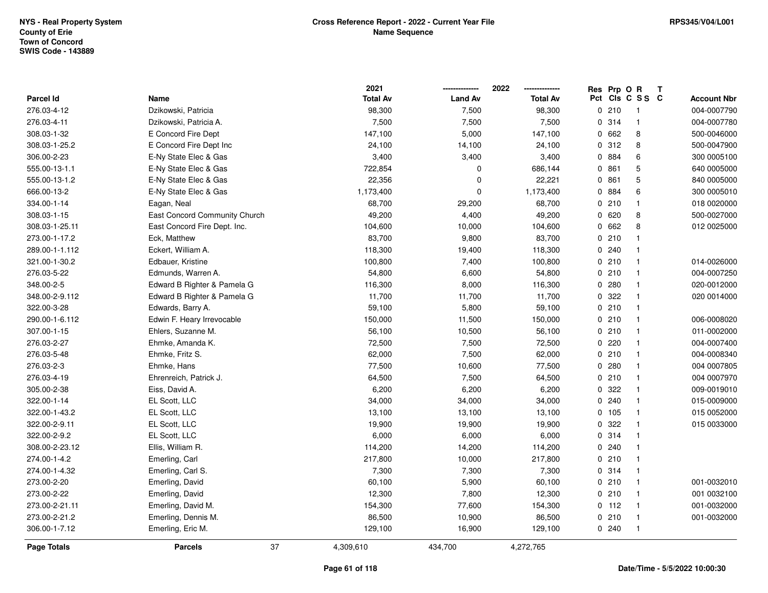NYS - Real Property System
County of Erie
Town of Concord
SWIS Code - 143889

# Cross Reference Report - 2022 - Current Year File
## Name Sequence

RPS345/V04/L001

| Parcel Id | Name | 2021 Total Av | 2022 Land Av | 2022 Total Av | Res Pct | Prp Cls | O C | R S S | T C | Account Nbr |
|---|---|---|---|---|---|---|---|---|---|---|
| 276.03-4-12 | Dzikowski, Patricia | 98,300 | 7,500 | 98,300 | 0 | 210 | | 1 | | 004-0007790 |
| 276.03-4-11 | Dzikowski, Patricia A. | 7,500 | 7,500 | 7,500 | 0 | 314 | | 1 | | 004-0007780 |
| 308.03-1-32 | E Concord Fire Dept | 147,100 | 5,000 | 147,100 | 0 | 662 | | 8 | | 500-0046000 |
| 308.03-1-25.2 | E Concord Fire Dept Inc | 24,100 | 14,100 | 24,100 | 0 | 312 | | 8 | | 500-0047900 |
| 306.00-2-23 | E-Ny State Elec & Gas | 3,400 | 3,400 | 3,400 | 0 | 884 | | 6 | | 300 0005100 |
| 555.00-13-1.1 | E-Ny State Elec & Gas | 722,854 | 0 | 686,144 | 0 | 861 | | 5 | | 640 0005000 |
| 555.00-13-1.2 | E-Ny State Elec & Gas | 22,356 | 0 | 22,221 | 0 | 861 | | 5 | | 840 0005000 |
| 666.00-13-2 | E-Ny State Elec & Gas | 1,173,400 | 0 | 1,173,400 | 0 | 884 | | 6 | | 300 0005010 |
| 334.00-1-14 | Eagan, Neal | 68,700 | 29,200 | 68,700 | 0 | 210 | | 1 | | 018 0020000 |
| 308.03-1-15 | East Concord Community Church | 49,200 | 4,400 | 49,200 | 0 | 620 | | 8 | | 500-0027000 |
| 308.03-1-25.11 | East Concord Fire Dept. Inc. | 104,600 | 10,000 | 104,600 | 0 | 662 | | 8 | | 012 0025000 |
| 273.00-1-17.2 | Eck, Matthew | 83,700 | 9,800 | 83,700 | 0 | 210 | | 1 | | |
| 289.00-1-1.112 | Eckert, William A. | 118,300 | 19,400 | 118,300 | 0 | 240 | | 1 | | |
| 321.00-1-30.2 | Edbauer, Kristine | 100,800 | 7,400 | 100,800 | 0 | 210 | | 1 | | 014-0026000 |
| 276.03-5-22 | Edmunds, Warren A. | 54,800 | 6,600 | 54,800 | 0 | 210 | | 1 | | 004-0007250 |
| 348.00-2-5 | Edward B Righter & Pamela G | 116,300 | 8,000 | 116,300 | 0 | 280 | | 1 | | 020-0012000 |
| 348.00-2-9.112 | Edward B Righter & Pamela G | 11,700 | 11,700 | 11,700 | 0 | 322 | | 1 | | 020 0014000 |
| 322.00-3-28 | Edwards, Barry A. | 59,100 | 5,800 | 59,100 | 0 | 210 | | 1 | | |
| 290.00-1-6.112 | Edwin F. Heary Irrevocable | 150,000 | 11,500 | 150,000 | 0 | 210 | | 1 | | 006-0008020 |
| 307.00-1-15 | Ehlers, Suzanne M. | 56,100 | 10,500 | 56,100 | 0 | 210 | | 1 | | 011-0002000 |
| 276.03-2-27 | Ehmke, Amanda K. | 72,500 | 7,500 | 72,500 | 0 | 220 | | 1 | | 004-0007400 |
| 276.03-5-48 | Ehmke, Fritz S. | 62,000 | 7,500 | 62,000 | 0 | 210 | | 1 | | 004-0008340 |
| 276.03-2-3 | Ehmke, Hans | 77,500 | 10,600 | 77,500 | 0 | 280 | | 1 | | 004 0007805 |
| 276.03-4-19 | Ehrenreich, Patrick J. | 64,500 | 7,500 | 64,500 | 0 | 210 | | 1 | | 004 0007970 |
| 305.00-2-38 | Eiss, David A. | 6,200 | 6,200 | 6,200 | 0 | 322 | | 1 | | 009-0019010 |
| 322.00-1-14 | EL Scott, LLC | 34,000 | 34,000 | 34,000 | 0 | 240 | | 1 | | 015-0009000 |
| 322.00-1-43.2 | EL Scott, LLC | 13,100 | 13,100 | 13,100 | 0 | 105 | | 1 | | 015 0052000 |
| 322.00-2-9.11 | EL Scott, LLC | 19,900 | 19,900 | 19,900 | 0 | 322 | | 1 | | 015 0033000 |
| 322.00-2-9.2 | EL Scott, LLC | 6,000 | 6,000 | 6,000 | 0 | 314 | | 1 | | |
| 308.00-2-23.12 | Ellis, William R. | 114,200 | 14,200 | 114,200 | 0 | 240 | | 1 | | |
| 274.00-1-4.2 | Emerling, Carl | 217,800 | 10,000 | 217,800 | 0 | 210 | | 1 | | |
| 274.00-1-4.32 | Emerling, Carl S. | 7,300 | 7,300 | 7,300 | 0 | 314 | | 1 | | |
| 273.00-2-20 | Emerling, David | 60,100 | 5,900 | 60,100 | 0 | 210 | | 1 | | 001-0032010 |
| 273.00-2-22 | Emerling, David | 12,300 | 7,800 | 12,300 | 0 | 210 | | 1 | | 001 0032100 |
| 273.00-2-21.11 | Emerling, David M. | 154,300 | 77,600 | 154,300 | 0 | 112 | | 1 | | 001-0032000 |
| 273.00-2-21.2 | Emerling, Dennis M. | 86,500 | 10,900 | 86,500 | 0 | 210 | | 1 | | 001-0032000 |
| 306.00-1-7.12 | Emerling, Eric M. | 129,100 | 16,900 | 129,100 | 0 | 240 | | 1 | | |
| **Page Totals** | **Parcels** 37 | 4,309,610 | 434,700 | 4,272,765 | | | | | | |

Date/Time - 5/5/2022 10:00:30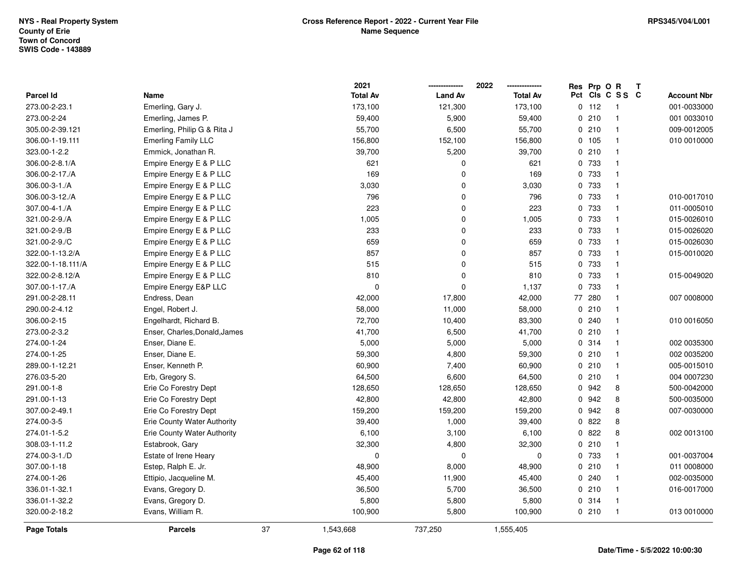**NYS - Real Property System**
**County of Erie**
**Town of Concord**
**SWIS Code - 143889**

**Cross Reference Report - 2022 - Current Year File**
**Name Sequence**

**RPS345/V04/L001**

| Parcel Id | Name | 2021 Total Av | 2022 Land Av | 2022 Total Av | Res Pct | Prp Cls | O C | R S S | T C | Account Nbr |
|---|---|---|---|---|---|---|---|---|---|---|
| 273.00-2-23.1 | Emerling, Gary J. | 173,100 | 121,300 | 173,100 | 0 | 112 | | 1 | | 001-0033000 |
| 273.00-2-24 | Emerling, James P. | 59,400 | 5,900 | 59,400 | 0 | 210 | | 1 | | 001 0033010 |
| 305.00-2-39.121 | Emerling, Philip G & Rita J | 55,700 | 6,500 | 55,700 | 0 | 210 | | 1 | | 009-0012005 |
| 306.00-1-19.111 | Emerling Family LLC | 156,800 | 152,100 | 156,800 | 0 | 105 | | 1 | | 010 0010000 |
| 323.00-1-2.2 | Emmick, Jonathan R. | 39,700 | 5,200 | 39,700 | 0 | 210 | | 1 | | |
| 306.00-2-8.1/A | Empire Energy E & P LLC | 621 | 0 | 621 | 0 | 733 | | 1 | | |
| 306.00-2-17./A | Empire Energy E & P LLC | 169 | 0 | 169 | 0 | 733 | | 1 | | |
| 306.00-3-1./A | Empire Energy E & P LLC | 3,030 | 0 | 3,030 | 0 | 733 | | 1 | | |
| 306.00-3-12./A | Empire Energy E & P LLC | 796 | 0 | 796 | 0 | 733 | | 1 | | 010-0017010 |
| 307.00-4-1./A | Empire Energy E & P LLC | 223 | 0 | 223 | 0 | 733 | | 1 | | 011-0005010 |
| 321.00-2-9./A | Empire Energy E & P LLC | 1,005 | 0 | 1,005 | 0 | 733 | | 1 | | 015-0026010 |
| 321.00-2-9./B | Empire Energy E & P LLC | 233 | 0 | 233 | 0 | 733 | | 1 | | 015-0026020 |
| 321.00-2-9./C | Empire Energy E & P LLC | 659 | 0 | 659 | 0 | 733 | | 1 | | 015-0026030 |
| 322.00-1-13.2/A | Empire Energy E & P LLC | 857 | 0 | 857 | 0 | 733 | | 1 | | 015-0010020 |
| 322.00-1-18.111/A | Empire Energy E & P LLC | 515 | 0 | 515 | 0 | 733 | | 1 | | |
| 322.00-2-8.12/A | Empire Energy E & P LLC | 810 | 0 | 810 | 0 | 733 | | 1 | | 015-0049020 |
| 307.00-1-17./A | Empire Energy E&P LLC | 0 | 0 | 1,137 | 0 | 733 | | 1 | | |
| 291.00-2-28.11 | Endress, Dean | 42,000 | 17,800 | 42,000 | 77 | 280 | | 1 | | 007 0008000 |
| 290.00-2-4.12 | Engel, Robert J. | 58,000 | 11,000 | 58,000 | 0 | 210 | | 1 | | |
| 306.00-2-15 | Engelhardt, Richard B. | 72,700 | 10,400 | 83,300 | 0 | 240 | | 1 | | 010 0016050 |
| 273.00-2-3.2 | Enser, Charles,Donald,James | 41,700 | 6,500 | 41,700 | 0 | 210 | | 1 | | |
| 274.00-1-24 | Enser, Diane E. | 5,000 | 5,000 | 5,000 | 0 | 314 | | 1 | | 002 0035300 |
| 274.00-1-25 | Enser, Diane E. | 59,300 | 4,800 | 59,300 | 0 | 210 | | 1 | | 002 0035200 |
| 289.00-1-12.21 | Enser, Kenneth P. | 60,900 | 7,400 | 60,900 | 0 | 210 | | 1 | | 005-0015010 |
| 276.03-5-20 | Erb, Gregory S. | 64,500 | 6,600 | 64,500 | 0 | 210 | | 1 | | 004 0007230 |
| 291.00-1-8 | Erie Co Forestry Dept | 128,650 | 128,650 | 128,650 | 0 | 942 | | 8 | | 500-0042000 |
| 291.00-1-13 | Erie Co Forestry Dept | 42,800 | 42,800 | 42,800 | 0 | 942 | | 8 | | 500-0035000 |
| 307.00-2-49.1 | Erie Co Forestry Dept | 159,200 | 159,200 | 159,200 | 0 | 942 | | 8 | | 007-0030000 |
| 274.00-3-5 | Erie County Water Authority | 39,400 | 1,000 | 39,400 | 0 | 822 | | 8 | | |
| 274.01-1-5.2 | Erie County Water Authority | 6,100 | 3,100 | 6,100 | 0 | 822 | | 8 | | 002 0013100 |
| 308.03-1-11.2 | Estabrook, Gary | 32,300 | 4,800 | 32,300 | 0 | 210 | | 1 | | |
| 274.00-3-1./D | Estate of Irene Heary | 0 | 0 | 0 | 0 | 733 | | 1 | | 001-0037004 |
| 307.00-1-18 | Estep, Ralph E. Jr. | 48,900 | 8,000 | 48,900 | 0 | 210 | | 1 | | 011 0008000 |
| 274.00-1-26 | Ettipio, Jacqueline M. | 45,400 | 11,900 | 45,400 | 0 | 240 | | 1 | | 002-0035000 |
| 336.01-1-32.1 | Evans, Gregory D. | 36,500 | 5,700 | 36,500 | 0 | 210 | | 1 | | 016-0017000 |
| 336.01-1-32.2 | Evans, Gregory D. | 5,800 | 5,800 | 5,800 | 0 | 314 | | 1 | | |
| 320.00-2-18.2 | Evans, William R. | 100,900 | 5,800 | 100,900 | 0 | 210 | | 1 | | 013 0010000 |
| **Page Totals** | **Parcels** 37 | 1,543,668 | 737,250 | 1,555,405 | | | | | | |

**Date/Time - 5/5/2022 10:00:30**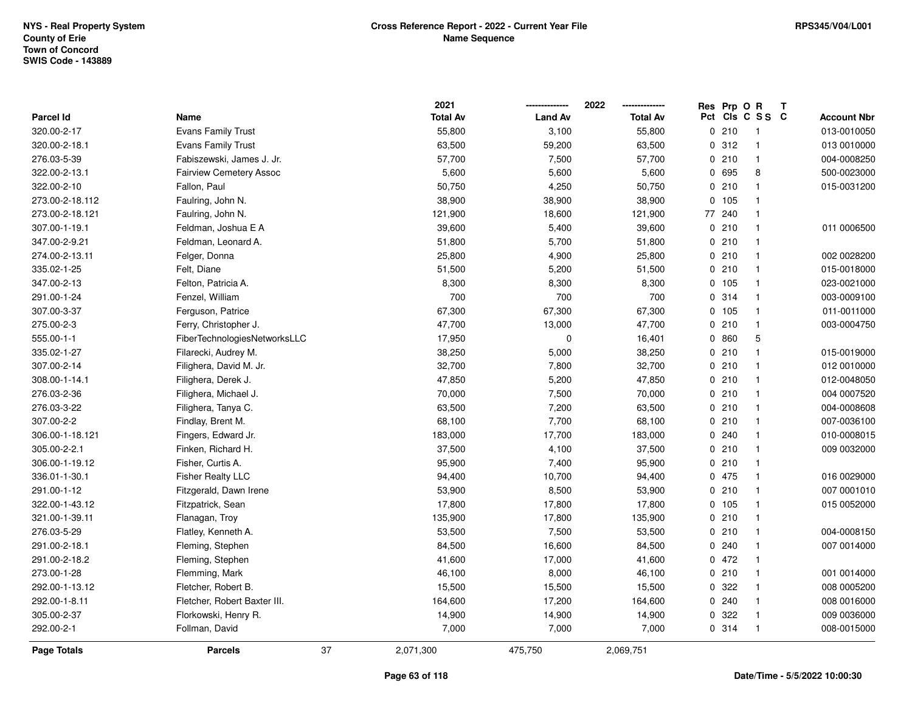NYS - Real Property System
County of Erie
Town of Concord
SWIS Code - 143889

**Cross Reference Report - 2022 - Current Year File**
**Name Sequence**

RPS345/V04/L001

| Parcel Id | Name | 2021 Total Av | 2022 Land Av | 2022 Total Av | Res Pct | Prp Cls | O C | R S S | T C | Account Nbr |
|---|---|---|---|---|---|---|---|---|---|---|
| 320.00-2-17 | Evans Family Trust | 55,800 | 3,100 | 55,800 | 0 | 210 | | 1 | | 013-0010050 |
| 320.00-2-18.1 | Evans Family Trust | 63,500 | 59,200 | 63,500 | 0 | 312 | | 1 | | 013 0010000 |
| 276.03-5-39 | Fabiszewski, James J. Jr. | 57,700 | 7,500 | 57,700 | 0 | 210 | | 1 | | 004-0008250 |
| 322.00-2-13.1 | Fairview Cemetery Assoc | 5,600 | 5,600 | 5,600 | 0 | 695 | | 8 | | 500-0023000 |
| 322.00-2-10 | Fallon, Paul | 50,750 | 4,250 | 50,750 | 0 | 210 | | 1 | | 015-0031200 |
| 273.00-2-18.112 | Faulring, John N. | 38,900 | 38,900 | 38,900 | 0 | 105 | | 1 | | |
| 273.00-2-18.121 | Faulring, John N. | 121,900 | 18,600 | 121,900 | 77 | 240 | | 1 | | |
| 307.00-1-19.1 | Feldman, Joshua E A | 39,600 | 5,400 | 39,600 | 0 | 210 | | 1 | | 011 0006500 |
| 347.00-2-9.21 | Feldman, Leonard A. | 51,800 | 5,700 | 51,800 | 0 | 210 | | 1 | | |
| 274.00-2-13.11 | Felger, Donna | 25,800 | 4,900 | 25,800 | 0 | 210 | | 1 | | 002 0028200 |
| 335.02-1-25 | Felt, Diane | 51,500 | 5,200 | 51,500 | 0 | 210 | | 1 | | 015-0018000 |
| 347.00-2-13 | Felton, Patricia A. | 8,300 | 8,300 | 8,300 | 0 | 105 | | 1 | | 023-0021000 |
| 291.00-1-24 | Fenzel, William | 700 | 700 | 700 | 0 | 314 | | 1 | | 003-0009100 |
| 307.00-3-37 | Ferguson, Patrice | 67,300 | 67,300 | 67,300 | 0 | 105 | | 1 | | 011-0011000 |
| 275.00-2-3 | Ferry, Christopher J. | 47,700 | 13,000 | 47,700 | 0 | 210 | | 1 | | 003-0004750 |
| 555.00-1-1 | FiberTechnologiesNetworksLLC | 17,950 | 0 | 16,401 | 0 | 860 | | 5 | | |
| 335.02-1-27 | Filarecki, Audrey M. | 38,250 | 5,000 | 38,250 | 0 | 210 | | 1 | | 015-0019000 |
| 307.00-2-14 | Filighera, David M. Jr. | 32,700 | 7,800 | 32,700 | 0 | 210 | | 1 | | 012 0010000 |
| 308.00-1-14.1 | Filighera, Derek J. | 47,850 | 5,200 | 47,850 | 0 | 210 | | 1 | | 012-0048050 |
| 276.03-2-36 | Filighera, Michael J. | 70,000 | 7,500 | 70,000 | 0 | 210 | | 1 | | 004 0007520 |
| 276.03-3-22 | Filighera, Tanya C. | 63,500 | 7,200 | 63,500 | 0 | 210 | | 1 | | 004-0008608 |
| 307.00-2-2 | Findlay, Brent M. | 68,100 | 7,700 | 68,100 | 0 | 210 | | 1 | | 007-0036100 |
| 306.00-1-18.121 | Fingers, Edward Jr. | 183,000 | 17,700 | 183,000 | 0 | 240 | | 1 | | 010-0008015 |
| 305.00-2-2.1 | Finken, Richard H. | 37,500 | 4,100 | 37,500 | 0 | 210 | | 1 | | 009 0032000 |
| 306.00-1-19.12 | Fisher, Curtis A. | 95,900 | 7,400 | 95,900 | 0 | 210 | | 1 | | |
| 336.01-1-30.1 | Fisher Realty LLC | 94,400 | 10,700 | 94,400 | 0 | 475 | | 1 | | 016 0029000 |
| 291.00-1-12 | Fitzgerald, Dawn Irene | 53,900 | 8,500 | 53,900 | 0 | 210 | | 1 | | 007 0001010 |
| 322.00-1-43.12 | Fitzpatrick, Sean | 17,800 | 17,800 | 17,800 | 0 | 105 | | 1 | | 015 0052000 |
| 321.00-1-39.11 | Flanagan, Troy | 135,900 | 17,800 | 135,900 | 0 | 210 | | 1 | | |
| 276.03-5-29 | Flatley, Kenneth A. | 53,500 | 7,500 | 53,500 | 0 | 210 | | 1 | | 004-0008150 |
| 291.00-2-18.1 | Fleming, Stephen | 84,500 | 16,600 | 84,500 | 0 | 240 | | 1 | | 007 0014000 |
| 291.00-2-18.2 | Fleming, Stephen | 41,600 | 17,000 | 41,600 | 0 | 472 | | 1 | | |
| 273.00-1-28 | Flemming, Mark | 46,100 | 8,000 | 46,100 | 0 | 210 | | 1 | | 001 0014000 |
| 292.00-1-13.12 | Fletcher, Robert B. | 15,500 | 15,500 | 15,500 | 0 | 322 | | 1 | | 008 0005200 |
| 292.00-1-8.11 | Fletcher, Robert Baxter III. | 164,600 | 17,200 | 164,600 | 0 | 240 | | 1 | | 008 0016000 |
| 305.00-2-37 | Florkowski, Henry R. | 14,900 | 14,900 | 14,900 | 0 | 322 | | 1 | | 009 0036000 |
| 292.00-2-1 | Follman, David | 7,000 | 7,000 | 7,000 | 0 | 314 | | 1 | | 008-0015000 |
| **Page Totals** | **Parcels** 37 | 2,071,300 | 475,750 | 2,069,751 | | | | | | |

Date/Time - 5/5/2022 10:00:30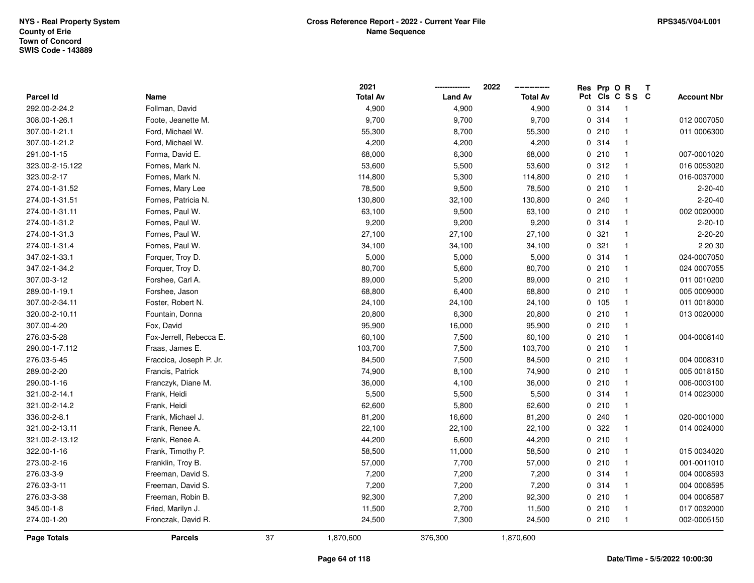NYS - Real Property System
County of Erie
Town of Concord
SWIS Code - 143889

**Cross Reference Report - 2022 - Current Year File**
**Name Sequence**

RPS345/V04/L001

| Parcel Id | Name | 2021 Total Av | 2022 Land Av | 2022 Total Av | Res Pct | Prp Cls | O C | R SS | T C | Account Nbr |
|---|---|---|---|---|---|---|---|---|---|---|
| 292.00-2-24.2 | Follman, David | 4,900 | 4,900 | 4,900 | 0 | 314 | | 1 | | |
| 308.00-1-26.1 | Foote, Jeanette M. | 9,700 | 9,700 | 9,700 | 0 | 314 | | 1 | | 012 0007050 |
| 307.00-1-21.1 | Ford, Michael W. | 55,300 | 8,700 | 55,300 | 0 | 210 | | 1 | | 011 0006300 |
| 307.00-1-21.2 | Ford, Michael W. | 4,200 | 4,200 | 4,200 | 0 | 314 | | 1 | | |
| 291.00-1-15 | Forma, David E. | 68,000 | 6,300 | 68,000 | 0 | 210 | | 1 | | 007-0001020 |
| 323.00-2-15.122 | Fornes, Mark N. | 53,600 | 5,500 | 53,600 | 0 | 312 | | 1 | | 016 0053020 |
| 323.00-2-17 | Fornes, Mark N. | 114,800 | 5,300 | 114,800 | 0 | 210 | | 1 | | 016-0037000 |
| 274.00-1-31.52 | Fornes, Mary Lee | 78,500 | 9,500 | 78,500 | 0 | 210 | | 1 | | 2-20-40 |
| 274.00-1-31.51 | Fornes, Patricia N. | 130,800 | 32,100 | 130,800 | 0 | 240 | | 1 | | 2-20-40 |
| 274.00-1-31.11 | Fornes, Paul W. | 63,100 | 9,500 | 63,100 | 0 | 210 | | 1 | | 002 0020000 |
| 274.00-1-31.2 | Fornes, Paul W. | 9,200 | 9,200 | 9,200 | 0 | 314 | | 1 | | 2-20-10 |
| 274.00-1-31.3 | Fornes, Paul W. | 27,100 | 27,100 | 27,100 | 0 | 321 | | 1 | | 2-20-20 |
| 274.00-1-31.4 | Fornes, Paul W. | 34,100 | 34,100 | 34,100 | 0 | 321 | | 1 | | 2 20 30 |
| 347.02-1-33.1 | Forquer, Troy D. | 5,000 | 5,000 | 5,000 | 0 | 314 | | 1 | | 024-0007050 |
| 347.02-1-34.2 | Forquer, Troy D. | 80,700 | 5,600 | 80,700 | 0 | 210 | | 1 | | 024 0007055 |
| 307.00-3-12 | Forshee, Carl A. | 89,000 | 5,200 | 89,000 | 0 | 210 | | 1 | | 011 0010200 |
| 289.00-1-19.1 | Forshee, Jason | 68,800 | 6,400 | 68,800 | 0 | 210 | | 1 | | 005 0009000 |
| 307.00-2-34.11 | Foster, Robert N. | 24,100 | 24,100 | 24,100 | 0 | 105 | | 1 | | 011 0018000 |
| 320.00-2-10.11 | Fountain, Donna | 20,800 | 6,300 | 20,800 | 0 | 210 | | 1 | | 013 0020000 |
| 307.00-4-20 | Fox, David | 95,900 | 16,000 | 95,900 | 0 | 210 | | 1 | | |
| 276.03-5-28 | Fox-Jerrell, Rebecca E. | 60,100 | 7,500 | 60,100 | 0 | 210 | | 1 | | 004-0008140 |
| 290.00-1-7.112 | Fraas, James E. | 103,700 | 7,500 | 103,700 | 0 | 210 | | 1 | | |
| 276.03-5-45 | Fraccica, Joseph P. Jr. | 84,500 | 7,500 | 84,500 | 0 | 210 | | 1 | | 004 0008310 |
| 289.00-2-20 | Francis, Patrick | 74,900 | 8,100 | 74,900 | 0 | 210 | | 1 | | 005 0018150 |
| 290.00-1-16 | Franczyk, Diane M. | 36,000 | 4,100 | 36,000 | 0 | 210 | | 1 | | 006-0003100 |
| 321.00-2-14.1 | Frank, Heidi | 5,500 | 5,500 | 5,500 | 0 | 314 | | 1 | | 014 0023000 |
| 321.00-2-14.2 | Frank, Heidi | 62,600 | 5,800 | 62,600 | 0 | 210 | | 1 | | |
| 336.00-2-8.1 | Frank, Michael J. | 81,200 | 16,600 | 81,200 | 0 | 240 | | 1 | | 020-0001000 |
| 321.00-2-13.11 | Frank, Renee A. | 22,100 | 22,100 | 22,100 | 0 | 322 | | 1 | | 014 0024000 |
| 321.00-2-13.12 | Frank, Renee A. | 44,200 | 6,600 | 44,200 | 0 | 210 | | 1 | | |
| 322.00-1-16 | Frank, Timothy P. | 58,500 | 11,000 | 58,500 | 0 | 210 | | 1 | | 015 0034020 |
| 273.00-2-16 | Franklin, Troy B. | 57,000 | 7,700 | 57,000 | 0 | 210 | | 1 | | 001-0011010 |
| 276.03-3-9 | Freeman, David S. | 7,200 | 7,200 | 7,200 | 0 | 314 | | 1 | | 004 0008593 |
| 276.03-3-11 | Freeman, David S. | 7,200 | 7,200 | 7,200 | 0 | 314 | | 1 | | 004 0008595 |
| 276.03-3-38 | Freeman, Robin B. | 92,300 | 7,200 | 92,300 | 0 | 210 | | 1 | | 004 0008587 |
| 345.00-1-8 | Fried, Marilyn J. | 11,500 | 2,700 | 11,500 | 0 | 210 | | 1 | | 017 0032000 |
| 274.00-1-20 | Fronczak, David R. | 24,500 | 7,300 | 24,500 | 0 | 210 | | 1 | | 002-0005150 |
| **Page Totals** | **Parcels** 37 | 1,870,600 | 376,300 | 1,870,600 | | | | | | |

Date/Time - 5/5/2022 10:00:30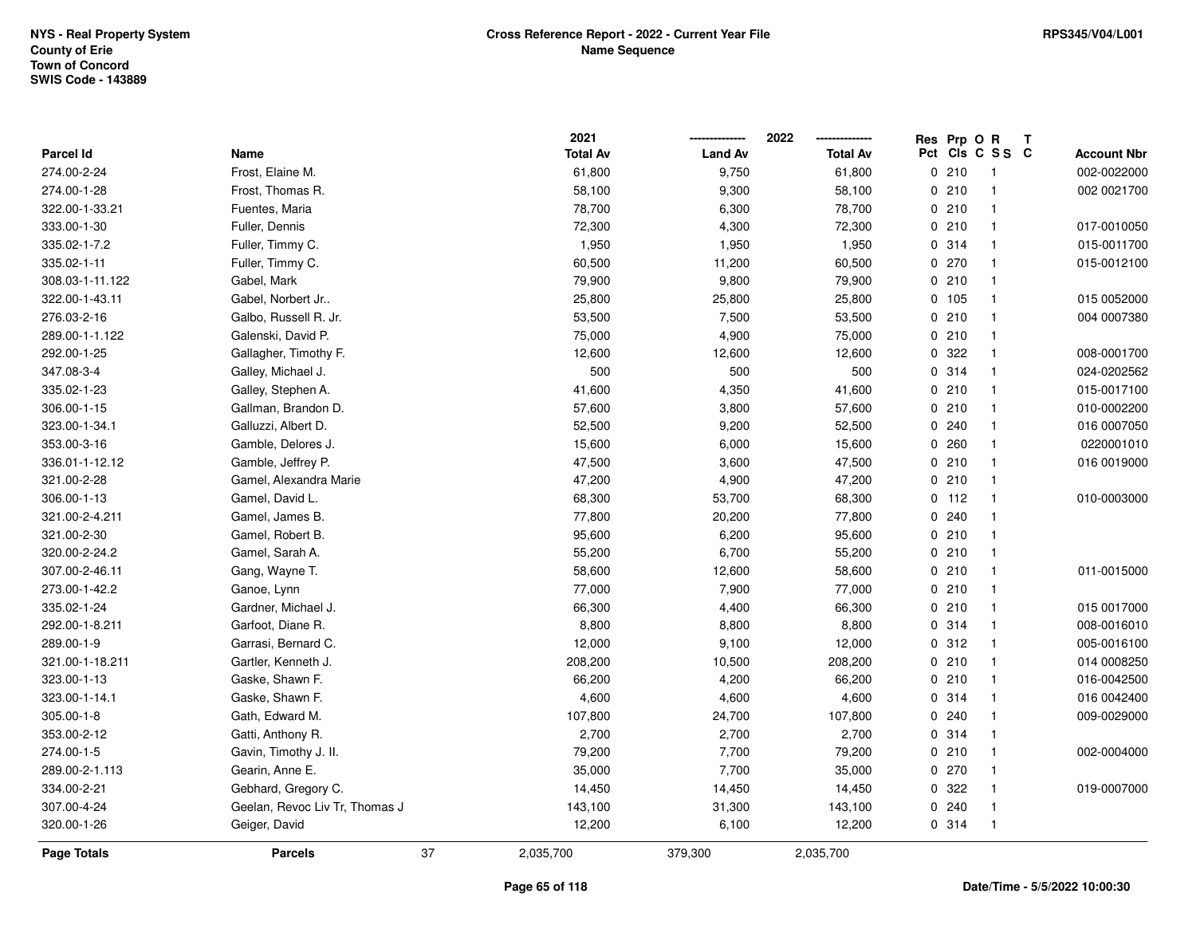NYS - Real Property System
County of Erie
Town of Concord
SWIS Code - 143889

**Cross Reference Report - 2022 - Current Year File**
**Name Sequence**

RPS345/V04/L001

| Parcel Id | Name | 2021 Total Av | 2022 Land Av | 2022 Total Av | Res Pct | Prp Cls | O C | R S S | T C | Account Nbr |
|---|---|---|---|---|---|---|---|---|---|---|
| 274.00-2-24 | Frost, Elaine M. | 61,800 | 9,750 | 61,800 | 0 | 210 | | 1 | | 002-0022000 |
| 274.00-1-28 | Frost, Thomas R. | 58,100 | 9,300 | 58,100 | 0 | 210 | | 1 | | 002 0021700 |
| 322.00-1-33.21 | Fuentes, Maria | 78,700 | 6,300 | 78,700 | 0 | 210 | | 1 | | |
| 333.00-1-30 | Fuller, Dennis | 72,300 | 4,300 | 72,300 | 0 | 210 | | 1 | | 017-0010050 |
| 335.02-1-7.2 | Fuller, Timmy C. | 1,950 | 1,950 | 1,950 | 0 | 314 | | 1 | | 015-0011700 |
| 335.02-1-11 | Fuller, Timmy C. | 60,500 | 11,200 | 60,500 | 0 | 270 | | 1 | | 015-0012100 |
| 308.03-1-11.122 | Gabel, Mark | 79,900 | 9,800 | 79,900 | 0 | 210 | | 1 | | |
| 322.00-1-43.11 | Gabel, Norbert Jr.. | 25,800 | 25,800 | 25,800 | 0 | 105 | | 1 | | 015 0052000 |
| 276.03-2-16 | Galbo, Russell R. Jr. | 53,500 | 7,500 | 53,500 | 0 | 210 | | 1 | | 004 0007380 |
| 289.00-1-1.122 | Galenski, David P. | 75,000 | 4,900 | 75,000 | 0 | 210 | | 1 | | |
| 292.00-1-25 | Gallagher, Timothy F. | 12,600 | 12,600 | 12,600 | 0 | 322 | | 1 | | 008-0001700 |
| 347.08-3-4 | Galley, Michael J. | 500 | 500 | 500 | 0 | 314 | | 1 | | 024-0202562 |
| 335.02-1-23 | Galley, Stephen A. | 41,600 | 4,350 | 41,600 | 0 | 210 | | 1 | | 015-0017100 |
| 306.00-1-15 | Gallman, Brandon D. | 57,600 | 3,800 | 57,600 | 0 | 210 | | 1 | | 010-0002200 |
| 323.00-1-34.1 | Galluzzi, Albert D. | 52,500 | 9,200 | 52,500 | 0 | 240 | | 1 | | 016 0007050 |
| 353.00-3-16 | Gamble, Delores J. | 15,600 | 6,000 | 15,600 | 0 | 260 | | 1 | | 0220001010 |
| 336.01-1-12.12 | Gamble, Jeffrey P. | 47,500 | 3,600 | 47,500 | 0 | 210 | | 1 | | 016 0019000 |
| 321.00-2-28 | Gamel, Alexandra Marie | 47,200 | 4,900 | 47,200 | 0 | 210 | | 1 | | |
| 306.00-1-13 | Gamel, David L. | 68,300 | 53,700 | 68,300 | 0 | 112 | | 1 | | 010-0003000 |
| 321.00-2-4.211 | Gamel, James B. | 77,800 | 20,200 | 77,800 | 0 | 240 | | 1 | | |
| 321.00-2-30 | Gamel, Robert B. | 95,600 | 6,200 | 95,600 | 0 | 210 | | 1 | | |
| 320.00-2-24.2 | Gamel, Sarah A. | 55,200 | 6,700 | 55,200 | 0 | 210 | | 1 | | |
| 307.00-2-46.11 | Gang, Wayne T. | 58,600 | 12,600 | 58,600 | 0 | 210 | | 1 | | 011-0015000 |
| 273.00-1-42.2 | Ganoe, Lynn | 77,000 | 7,900 | 77,000 | 0 | 210 | | 1 | | |
| 335.02-1-24 | Gardner, Michael J. | 66,300 | 4,400 | 66,300 | 0 | 210 | | 1 | | 015 0017000 |
| 292.00-1-8.211 | Garfoot, Diane R. | 8,800 | 8,800 | 8,800 | 0 | 314 | | 1 | | 008-0016010 |
| 289.00-1-9 | Garrasi, Bernard C. | 12,000 | 9,100 | 12,000 | 0 | 312 | | 1 | | 005-0016100 |
| 321.00-1-18.211 | Gartler, Kenneth J. | 208,200 | 10,500 | 208,200 | 0 | 210 | | 1 | | 014 0008250 |
| 323.00-1-13 | Gaske, Shawn F. | 66,200 | 4,200 | 66,200 | 0 | 210 | | 1 | | 016-0042500 |
| 323.00-1-14.1 | Gaske, Shawn F. | 4,600 | 4,600 | 4,600 | 0 | 314 | | 1 | | 016 0042400 |
| 305.00-1-8 | Gath, Edward M. | 107,800 | 24,700 | 107,800 | 0 | 240 | | 1 | | 009-0029000 |
| 353.00-2-12 | Gatti, Anthony R. | 2,700 | 2,700 | 2,700 | 0 | 314 | | 1 | | |
| 274.00-1-5 | Gavin, Timothy J. II. | 79,200 | 7,700 | 79,200 | 0 | 210 | | 1 | | 002-0004000 |
| 289.00-2-1.113 | Gearin, Anne E. | 35,000 | 7,700 | 35,000 | 0 | 270 | | 1 | | |
| 334.00-2-21 | Gebhard, Gregory C. | 14,450 | 14,450 | 14,450 | 0 | 322 | | 1 | | 019-0007000 |
| 307.00-4-24 | Geelan, Revoc Liv Tr, Thomas J | 143,100 | 31,300 | 143,100 | 0 | 240 | | 1 | | |
| 320.00-1-26 | Geiger, David | 12,200 | 6,100 | 12,200 | 0 | 314 | | 1 | | |
| **Page Totals** | **Parcels** 37 | 2,035,700 | 379,300 | 2,035,700 | | | | | | |

Date/Time - 5/5/2022 10:00:30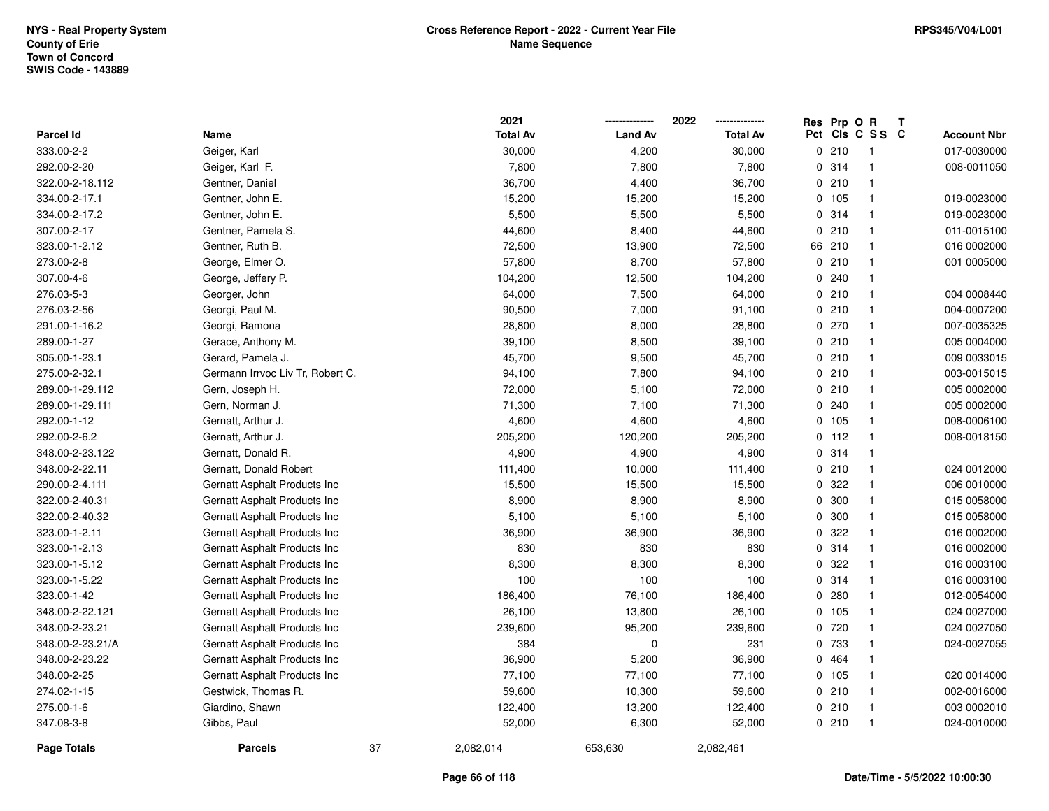NYS - Real Property System
County of Erie
Town of Concord
SWIS Code - 143889

**Cross Reference Report - 2022 - Current Year File**
**Name Sequence**

RPS345/V04/L001

| Parcel Id | Name | 2021 Total Av | 2022 Land Av | 2022 Total Av | Res Pct | Prp Cls | O C | R S S | T C | Account Nbr |
|---|---|---|---|---|---|---|---|---|---|---|
| 333.00-2-2 | Geiger, Karl | 30,000 | 4,200 | 30,000 | 0 | 210 | | 1 | | 017-0030000 |
| 292.00-2-20 | Geiger, Karl F. | 7,800 | 7,800 | 7,800 | 0 | 314 | | 1 | | 008-0011050 |
| 322.00-2-18.112 | Gentner, Daniel | 36,700 | 4,400 | 36,700 | 0 | 210 | | 1 | | |
| 334.00-2-17.1 | Gentner, John E. | 15,200 | 15,200 | 15,200 | 0 | 105 | | 1 | | 019-0023000 |
| 334.00-2-17.2 | Gentner, John E. | 5,500 | 5,500 | 5,500 | 0 | 314 | | 1 | | 019-0023000 |
| 307.00-2-17 | Gentner, Pamela S. | 44,600 | 8,400 | 44,600 | 0 | 210 | | 1 | | 011-0015100 |
| 323.00-1-2.12 | Gentner, Ruth B. | 72,500 | 13,900 | 72,500 | 66 | 210 | | 1 | | 016 0002000 |
| 273.00-2-8 | George, Elmer O. | 57,800 | 8,700 | 57,800 | 0 | 210 | | 1 | | 001 0005000 |
| 307.00-4-6 | George, Jeffery P. | 104,200 | 12,500 | 104,200 | 0 | 240 | | 1 | | |
| 276.03-5-3 | Georger, John | 64,000 | 7,500 | 64,000 | 0 | 210 | | 1 | | 004 0008440 |
| 276.03-2-56 | Georgi, Paul M. | 90,500 | 7,000 | 91,100 | 0 | 210 | | 1 | | 004-0007200 |
| 291.00-1-16.2 | Georgi, Ramona | 28,800 | 8,000 | 28,800 | 0 | 270 | | 1 | | 007-0035325 |
| 289.00-1-27 | Gerace, Anthony M. | 39,100 | 8,500 | 39,100 | 0 | 210 | | 1 | | 005 0004000 |
| 305.00-1-23.1 | Gerard, Pamela J. | 45,700 | 9,500 | 45,700 | 0 | 210 | | 1 | | 009 0033015 |
| 275.00-2-32.1 | Germann Irrvoc Liv Tr, Robert C. | 94,100 | 7,800 | 94,100 | 0 | 210 | | 1 | | 003-0015015 |
| 289.00-1-29.112 | Gern, Joseph H. | 72,000 | 5,100 | 72,000 | 0 | 210 | | 1 | | 005 0002000 |
| 289.00-1-29.111 | Gern, Norman J. | 71,300 | 7,100 | 71,300 | 0 | 240 | | 1 | | 005 0002000 |
| 292.00-1-12 | Gernatt, Arthur J. | 4,600 | 4,600 | 4,600 | 0 | 105 | | 1 | | 008-0006100 |
| 292.00-2-6.2 | Gernatt, Arthur J. | 205,200 | 120,200 | 205,200 | 0 | 112 | | 1 | | 008-0018150 |
| 348.00-2-23.122 | Gernatt, Donald R. | 4,900 | 4,900 | 4,900 | 0 | 314 | | 1 | | |
| 348.00-2-22.11 | Gernatt, Donald Robert | 111,400 | 10,000 | 111,400 | 0 | 210 | | 1 | | 024 0012000 |
| 290.00-2-4.111 | Gernatt Asphalt Products Inc | 15,500 | 15,500 | 15,500 | 0 | 322 | | 1 | | 006 0010000 |
| 322.00-2-40.31 | Gernatt Asphalt Products Inc | 8,900 | 8,900 | 8,900 | 0 | 300 | | 1 | | 015 0058000 |
| 322.00-2-40.32 | Gernatt Asphalt Products Inc | 5,100 | 5,100 | 5,100 | 0 | 300 | | 1 | | 015 0058000 |
| 323.00-1-2.11 | Gernatt Asphalt Products Inc | 36,900 | 36,900 | 36,900 | 0 | 322 | | 1 | | 016 0002000 |
| 323.00-1-2.13 | Gernatt Asphalt Products Inc | 830 | 830 | 830 | 0 | 314 | | 1 | | 016 0002000 |
| 323.00-1-5.12 | Gernatt Asphalt Products Inc | 8,300 | 8,300 | 8,300 | 0 | 322 | | 1 | | 016 0003100 |
| 323.00-1-5.22 | Gernatt Asphalt Products Inc | 100 | 100 | 100 | 0 | 314 | | 1 | | 016 0003100 |
| 323.00-1-42 | Gernatt Asphalt Products Inc | 186,400 | 76,100 | 186,400 | 0 | 280 | | 1 | | 012-0054000 |
| 348.00-2-22.121 | Gernatt Asphalt Products Inc | 26,100 | 13,800 | 26,100 | 0 | 105 | | 1 | | 024 0027000 |
| 348.00-2-23.21 | Gernatt Asphalt Products Inc | 239,600 | 95,200 | 239,600 | 0 | 720 | | 1 | | 024 0027050 |
| 348.00-2-23.21/A | Gernatt Asphalt Products Inc | 384 | 0 | 231 | 0 | 733 | | 1 | | 024-0027055 |
| 348.00-2-23.22 | Gernatt Asphalt Products Inc | 36,900 | 5,200 | 36,900 | 0 | 464 | | 1 | | |
| 348.00-2-25 | Gernatt Asphalt Products Inc | 77,100 | 77,100 | 77,100 | 0 | 105 | | 1 | | 020 0014000 |
| 274.02-1-15 | Gestwick, Thomas R. | 59,600 | 10,300 | 59,600 | 0 | 210 | | 1 | | 002-0016000 |
| 275.00-1-6 | Giardino, Shawn | 122,400 | 13,200 | 122,400 | 0 | 210 | | 1 | | 003 0002010 |
| 347.08-3-8 | Gibbs, Paul | 52,000 | 6,300 | 52,000 | 0 | 210 | | 1 | | 024-0010000 |
| **Page Totals** | **Parcels** 37 | 2,082,014 | 653,630 | 2,082,461 | | | | | | |

Date/Time - 5/5/2022 10:00:30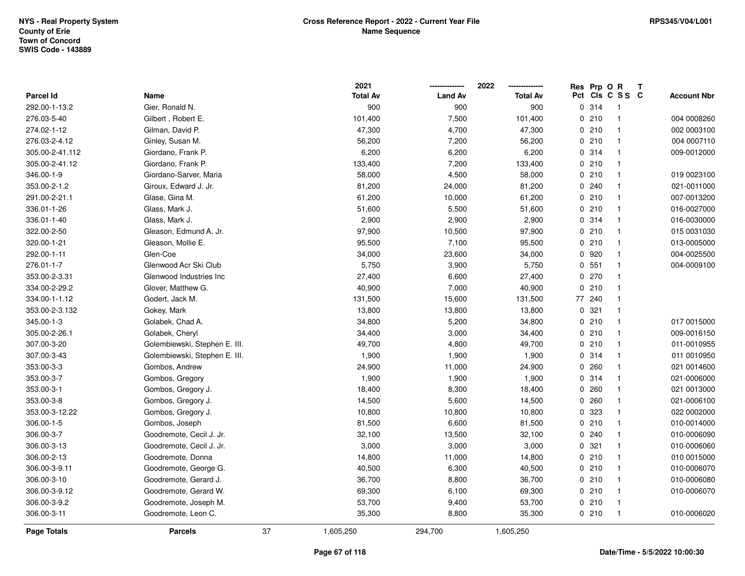NYS - Real Property System
County of Erie
Town of Concord
SWIS Code - 143889

**Cross Reference Report - 2022 - Current Year File**
**Name Sequence**

RPS345/V04/L001

| Parcel Id | Name | 2021 Total Av | 2022 Land Av | 2022 Total Av | Res Pct | Prp Cls | O C | R S S | T C | Account Nbr |
|---|---|---|---|---|---|---|---|---|---|---|
| 292.00-1-13.2 | Gier, Ronald N. | 900 | 900 | 900 | 0 | 314 | | 1 | | |
| 276.03-5-40 | Gilbert , Robert E. | 101,400 | 7,500 | 101,400 | 0 | 210 | | 1 | | 004 0008260 |
| 274.02-1-12 | Gilman, David P. | 47,300 | 4,700 | 47,300 | 0 | 210 | | 1 | | 002 0003100 |
| 276.03-2-4.12 | Ginley, Susan M. | 56,200 | 7,200 | 56,200 | 0 | 210 | | 1 | | 004 0007110 |
| 305.00-2-41.112 | Giordano, Frank P. | 6,200 | 6,200 | 6,200 | 0 | 314 | | 1 | | 009-0012000 |
| 305.00-2-41.12 | Giordano, Frank P. | 133,400 | 7,200 | 133,400 | 0 | 210 | | 1 | | |
| 346.00-1-9 | Giordano-Sarver, Maria | 58,000 | 4,500 | 58,000 | 0 | 210 | | 1 | | 019 0023100 |
| 353.00-2-1.2 | Giroux, Edward J. Jr. | 81,200 | 24,000 | 81,200 | 0 | 240 | | 1 | | 021-0011000 |
| 291.00-2-21.1 | Glase, Gina M. | 61,200 | 10,000 | 61,200 | 0 | 210 | | 1 | | 007-0013200 |
| 336.01-1-26 | Glass, Mark J. | 51,600 | 5,500 | 51,600 | 0 | 210 | | 1 | | 016-0027000 |
| 336.01-1-40 | Glass, Mark J. | 2,900 | 2,900 | 2,900 | 0 | 314 | | 1 | | 016-0030000 |
| 322.00-2-50 | Gleason, Edmund A. Jr. | 97,900 | 10,500 | 97,900 | 0 | 210 | | 1 | | 015 0031030 |
| 320.00-1-21 | Gleason, Mollie E. | 95,500 | 7,100 | 95,500 | 0 | 210 | | 1 | | 013-0005000 |
| 292.00-1-11 | Glen-Coe | 34,000 | 23,600 | 34,000 | 0 | 920 | | 1 | | 004-0025500 |
| 276.01-1-7 | Glenwood Acr Ski Club | 5,750 | 3,900 | 5,750 | 0 | 551 | | 1 | | 004-0009100 |
| 353.00-2-3.31 | Glenwood Industries Inc | 27,400 | 6,600 | 27,400 | 0 | 270 | | 1 | | |
| 334.00-2-29.2 | Glover, Matthew G. | 40,900 | 7,000 | 40,900 | 0 | 210 | | 1 | | |
| 334.00-1-1.12 | Godert, Jack M. | 131,500 | 15,600 | 131,500 | 77 | 240 | | 1 | | |
| 353.00-2-3.132 | Gokey, Mark | 13,800 | 13,800 | 13,800 | 0 | 321 | | 1 | | |
| 345.00-1-3 | Golabek, Chad A. | 34,800 | 5,200 | 34,800 | 0 | 210 | | 1 | | 017 0015000 |
| 305.00-2-26.1 | Golabek, Cheryl | 34,400 | 3,000 | 34,400 | 0 | 210 | | 1 | | 009-0016150 |
| 307.00-3-20 | Golembiewski, Stephen E. III. | 49,700 | 4,800 | 49,700 | 0 | 210 | | 1 | | 011-0010955 |
| 307.00-3-43 | Golembiewski, Stephen E. III. | 1,900 | 1,900 | 1,900 | 0 | 314 | | 1 | | 011 0010950 |
| 353.00-3-3 | Gombos, Andrew | 24,900 | 11,000 | 24,900 | 0 | 260 | | 1 | | 021 0014600 |
| 353.00-3-7 | Gombos, Gregory | 1,900 | 1,900 | 1,900 | 0 | 314 | | 1 | | 021-0006000 |
| 353.00-3-1 | Gombos, Gregory J. | 18,400 | 8,300 | 18,400 | 0 | 260 | | 1 | | 021 0013000 |
| 353.00-3-8 | Gombos, Gregory J. | 14,500 | 5,600 | 14,500 | 0 | 260 | | 1 | | 021-0006100 |
| 353.00-3-12.22 | Gombos, Gregory J. | 10,800 | 10,800 | 10,800 | 0 | 323 | | 1 | | 022 0002000 |
| 306.00-1-5 | Gombos, Joseph | 81,500 | 6,600 | 81,500 | 0 | 210 | | 1 | | 010-0014000 |
| 306.00-3-7 | Goodremote, Cecil J. Jr. | 32,100 | 13,500 | 32,100 | 0 | 240 | | 1 | | 010-0006090 |
| 306.00-3-13 | Goodremote, Cecil J. Jr. | 3,000 | 3,000 | 3,000 | 0 | 321 | | 1 | | 010-0006060 |
| 306.00-2-13 | Goodremote, Donna | 14,800 | 11,000 | 14,800 | 0 | 210 | | 1 | | 010 0015000 |
| 306.00-3-9.11 | Goodremote, George G. | 40,500 | 6,300 | 40,500 | 0 | 210 | | 1 | | 010-0006070 |
| 306.00-3-10 | Goodremote, Gerard J. | 36,700 | 8,800 | 36,700 | 0 | 210 | | 1 | | 010-0006080 |
| 306.00-3-9.12 | Goodremote, Gerard W. | 69,300 | 6,100 | 69,300 | 0 | 210 | | 1 | | 010-0006070 |
| 306.00-3-9.2 | Goodremote, Joseph M. | 53,700 | 9,400 | 53,700 | 0 | 210 | | 1 | | |
| 306.00-3-11 | Goodremote, Leon C. | 35,300 | 8,800 | 35,300 | 0 | 210 | | 1 | | 010-0006020 |
| **Page Totals** | **Parcels** 37 | 1,605,250 | 294,700 | 1,605,250 | | | | | | |

Date/Time - 5/5/2022 10:00:30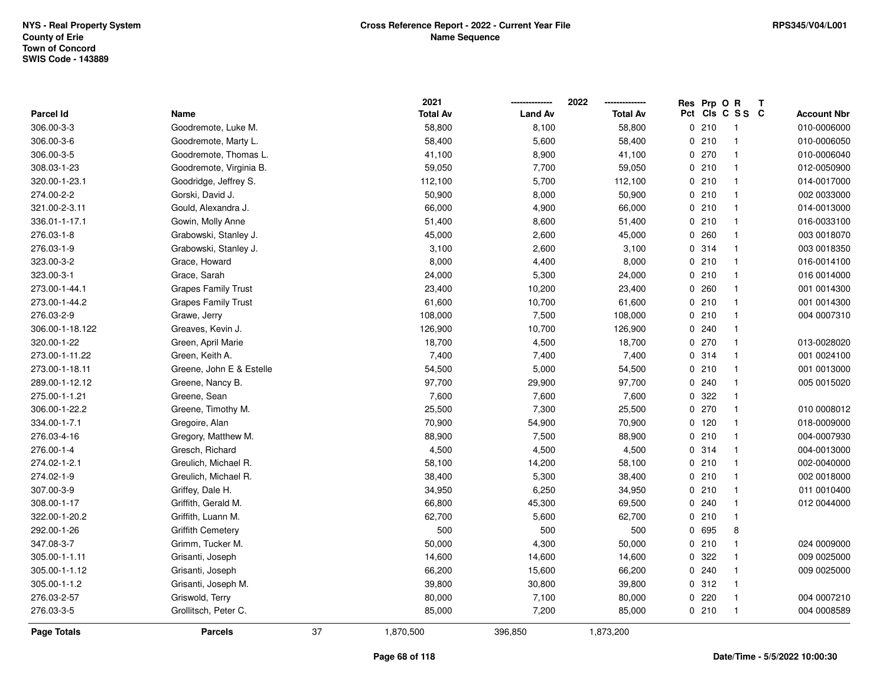NYS - Real Property System
County of Erie
Town of Concord
SWIS Code - 143889

Cross Reference Report - 2022 - Current Year File
Name Sequence

RPS345/V04/L001

| Parcel Id | Name | 2021 Total Av | 2022 Land Av | 2022 Total Av | Res Pct | Prp Cls | O C | R S S | T C | Account Nbr |
|---|---|---|---|---|---|---|---|---|---|---|
| 306.00-3-3 | Goodremote, Luke M. | 58,800 | 8,100 | 58,800 | 0 | 210 | | 1 | | 010-0006000 |
| 306.00-3-6 | Goodremote, Marty L. | 58,400 | 5,600 | 58,400 | 0 | 210 | | 1 | | 010-0006050 |
| 306.00-3-5 | Goodremote, Thomas L. | 41,100 | 8,900 | 41,100 | 0 | 270 | | 1 | | 010-0006040 |
| 308.03-1-23 | Goodremote, Virginia B. | 59,050 | 7,700 | 59,050 | 0 | 210 | | 1 | | 012-0050900 |
| 320.00-1-23.1 | Goodridge, Jeffrey S. | 112,100 | 5,700 | 112,100 | 0 | 210 | | 1 | | 014-0017000 |
| 274.00-2-2 | Gorski, David J. | 50,900 | 8,000 | 50,900 | 0 | 210 | | 1 | | 002 0033000 |
| 321.00-2-3.11 | Gould, Alexandra J. | 66,000 | 4,900 | 66,000 | 0 | 210 | | 1 | | 014-0013000 |
| 336.01-1-17.1 | Gowin, Molly Anne | 51,400 | 8,600 | 51,400 | 0 | 210 | | 1 | | 016-0033100 |
| 276.03-1-8 | Grabowski, Stanley J. | 45,000 | 2,600 | 45,000 | 0 | 260 | | 1 | | 003 0018070 |
| 276.03-1-9 | Grabowski, Stanley J. | 3,100 | 2,600 | 3,100 | 0 | 314 | | 1 | | 003 0018350 |
| 323.00-3-2 | Grace, Howard | 8,000 | 4,400 | 8,000 | 0 | 210 | | 1 | | 016-0014100 |
| 323.00-3-1 | Grace, Sarah | 24,000 | 5,300 | 24,000 | 0 | 210 | | 1 | | 016 0014000 |
| 273.00-1-44.1 | Grapes Family Trust | 23,400 | 10,200 | 23,400 | 0 | 260 | | 1 | | 001 0014300 |
| 273.00-1-44.2 | Grapes Family Trust | 61,600 | 10,700 | 61,600 | 0 | 210 | | 1 | | 001 0014300 |
| 276.03-2-9 | Grawe, Jerry | 108,000 | 7,500 | 108,000 | 0 | 210 | | 1 | | 004 0007310 |
| 306.00-1-18.122 | Greaves, Kevin J. | 126,900 | 10,700 | 126,900 | 0 | 240 | | 1 | | |
| 320.00-1-22 | Green, April Marie | 18,700 | 4,500 | 18,700 | 0 | 270 | | 1 | | 013-0028020 |
| 273.00-1-11.22 | Green, Keith A. | 7,400 | 7,400 | 7,400 | 0 | 314 | | 1 | | 001 0024100 |
| 273.00-1-18.11 | Greene, John E & Estelle | 54,500 | 5,000 | 54,500 | 0 | 210 | | 1 | | 001 0013000 |
| 289.00-1-12.12 | Greene, Nancy B. | 97,700 | 29,900 | 97,700 | 0 | 240 | | 1 | | 005 0015020 |
| 275.00-1-1.21 | Greene, Sean | 7,600 | 7,600 | 7,600 | 0 | 322 | | 1 | | |
| 306.00-1-22.2 | Greene, Timothy M. | 25,500 | 7,300 | 25,500 | 0 | 270 | | 1 | | 010 0008012 |
| 334.00-1-7.1 | Gregoire, Alan | 70,900 | 54,900 | 70,900 | 0 | 120 | | 1 | | 018-0009000 |
| 276.03-4-16 | Gregory, Matthew M. | 88,900 | 7,500 | 88,900 | 0 | 210 | | 1 | | 004-0007930 |
| 276.00-1-4 | Gresch, Richard | 4,500 | 4,500 | 4,500 | 0 | 314 | | 1 | | 004-0013000 |
| 274.02-1-2.1 | Greulich, Michael R. | 58,100 | 14,200 | 58,100 | 0 | 210 | | 1 | | 002-0040000 |
| 274.02-1-9 | Greulich, Michael R. | 38,400 | 5,300 | 38,400 | 0 | 210 | | 1 | | 002 0018000 |
| 307.00-3-9 | Griffey, Dale H. | 34,950 | 6,250 | 34,950 | 0 | 210 | | 1 | | 011 0010400 |
| 308.00-1-17 | Griffith, Gerald M. | 66,800 | 45,300 | 69,500 | 0 | 240 | | 1 | | 012 0044000 |
| 322.00-1-20.2 | Griffith, Luann M. | 62,700 | 5,600 | 62,700 | 0 | 210 | | 1 | | |
| 292.00-1-26 | Griffith Cemetery | 500 | 500 | 500 | 0 | 695 | | 8 | | |
| 347.08-3-7 | Grimm, Tucker M. | 50,000 | 4,300 | 50,000 | 0 | 210 | | 1 | | 024 0009000 |
| 305.00-1-1.11 | Grisanti, Joseph | 14,600 | 14,600 | 14,600 | 0 | 322 | | 1 | | 009 0025000 |
| 305.00-1-1.12 | Grisanti, Joseph | 66,200 | 15,600 | 66,200 | 0 | 240 | | 1 | | 009 0025000 |
| 305.00-1-1.2 | Grisanti, Joseph M. | 39,800 | 30,800 | 39,800 | 0 | 312 | | 1 | | |
| 276.03-2-57 | Griswold, Terry | 80,000 | 7,100 | 80,000 | 0 | 220 | | 1 | | 004 0007210 |
| 276.03-3-5 | Grollitsch, Peter C. | 85,000 | 7,200 | 85,000 | 0 | 210 | | 1 | | 004 0008589 |
| **Page Totals** | **Parcels** 37 | 1,870,500 | 396,850 | 1,873,200 | | | | | | |

Date/Time - 5/5/2022 10:00:30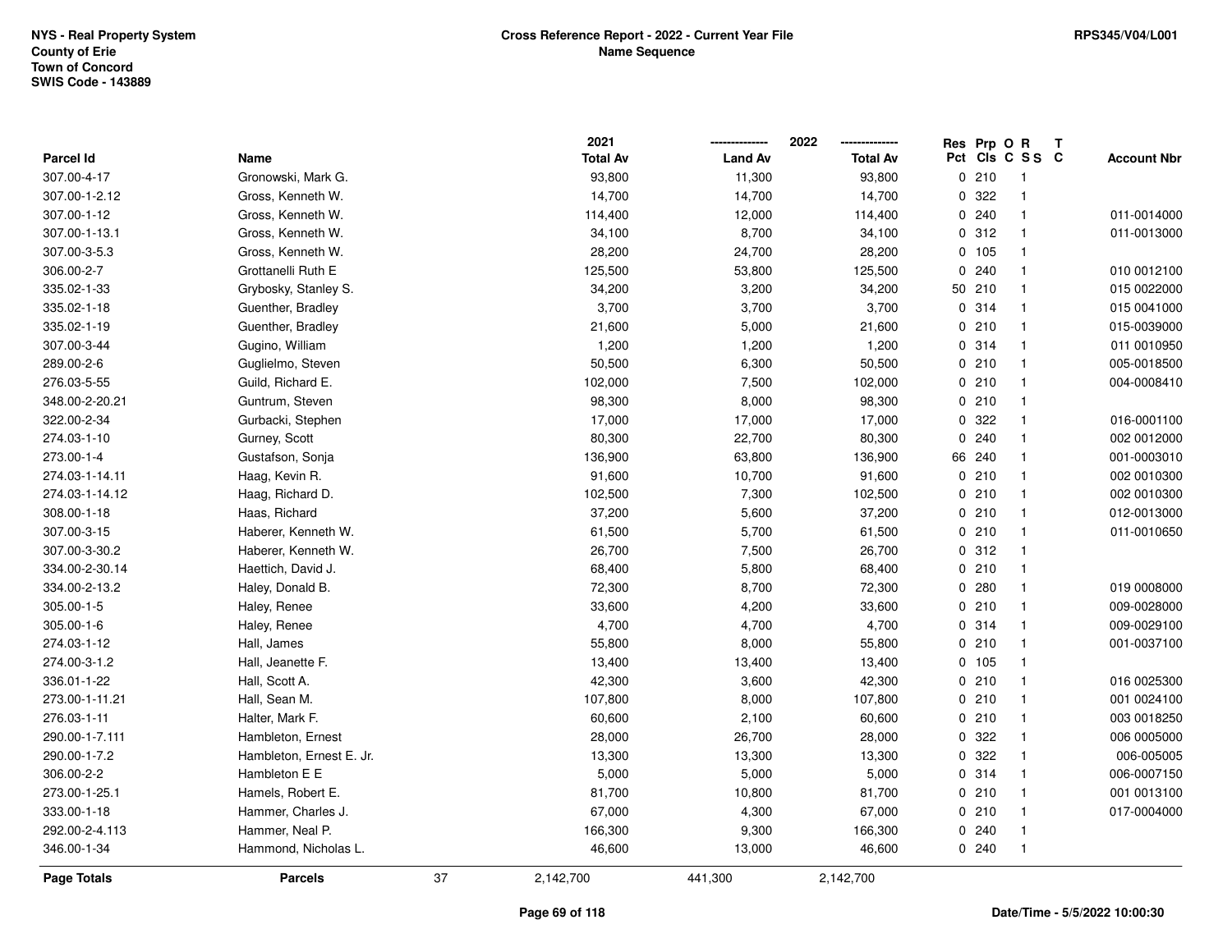NYS - Real Property System
County of Erie
Town of Concord
SWIS Code - 143889

**Cross Reference Report - 2022 - Current Year File**
**Name Sequence**

RPS345/V04/L001

| Parcel Id | Name | 2021 Total Av | 2022 Land Av | 2022 Total Av | Res Pct | Prp Cls | O C | R S S | T C | Account Nbr |
|---|---|---|---|---|---|---|---|---|---|---|
| 307.00-4-17 | Gronowski, Mark G. | 93,800 | 11,300 | 93,800 | 0 | 210 | | 1 | | |
| 307.00-1-2.12 | Gross, Kenneth W. | 14,700 | 14,700 | 14,700 | 0 | 322 | | 1 | | |
| 307.00-1-12 | Gross, Kenneth W. | 114,400 | 12,000 | 114,400 | 0 | 240 | | 1 | | 011-0014000 |
| 307.00-1-13.1 | Gross, Kenneth W. | 34,100 | 8,700 | 34,100 | 0 | 312 | | 1 | | 011-0013000 |
| 307.00-3-5.3 | Gross, Kenneth W. | 28,200 | 24,700 | 28,200 | 0 | 105 | | 1 | | |
| 306.00-2-7 | Grottanelli Ruth E | 125,500 | 53,800 | 125,500 | 0 | 240 | | 1 | | 010 0012100 |
| 335.02-1-33 | Grybosky, Stanley S. | 34,200 | 3,200 | 34,200 | 50 | 210 | | 1 | | 015 0022000 |
| 335.02-1-18 | Guenther, Bradley | 3,700 | 3,700 | 3,700 | 0 | 314 | | 1 | | 015 0041000 |
| 335.02-1-19 | Guenther, Bradley | 21,600 | 5,000 | 21,600 | 0 | 210 | | 1 | | 015-0039000 |
| 307.00-3-44 | Gugino, William | 1,200 | 1,200 | 1,200 | 0 | 314 | | 1 | | 011 0010950 |
| 289.00-2-6 | Guglielmo, Steven | 50,500 | 6,300 | 50,500 | 0 | 210 | | 1 | | 005-0018500 |
| 276.03-5-55 | Guild, Richard E. | 102,000 | 7,500 | 102,000 | 0 | 210 | | 1 | | 004-0008410 |
| 348.00-2-20.21 | Guntrum, Steven | 98,300 | 8,000 | 98,300 | 0 | 210 | | 1 | | |
| 322.00-2-34 | Gurbacki, Stephen | 17,000 | 17,000 | 17,000 | 0 | 322 | | 1 | | 016-0001100 |
| 274.03-1-10 | Gurney, Scott | 80,300 | 22,700 | 80,300 | 0 | 240 | | 1 | | 002 0012000 |
| 273.00-1-4 | Gustafson, Sonja | 136,900 | 63,800 | 136,900 | 66 | 240 | | 1 | | 001-0003010 |
| 274.03-1-14.11 | Haag, Kevin R. | 91,600 | 10,700 | 91,600 | 0 | 210 | | 1 | | 002 0010300 |
| 274.03-1-14.12 | Haag, Richard D. | 102,500 | 7,300 | 102,500 | 0 | 210 | | 1 | | 002 0010300 |
| 308.00-1-18 | Haas, Richard | 37,200 | 5,600 | 37,200 | 0 | 210 | | 1 | | 012-0013000 |
| 307.00-3-15 | Haberer, Kenneth W. | 61,500 | 5,700 | 61,500 | 0 | 210 | | 1 | | 011-0010650 |
| 307.00-3-30.2 | Haberer, Kenneth W. | 26,700 | 7,500 | 26,700 | 0 | 312 | | 1 | | |
| 334.00-2-30.14 | Haettich, David J. | 68,400 | 5,800 | 68,400 | 0 | 210 | | 1 | | |
| 334.00-2-13.2 | Haley, Donald B. | 72,300 | 8,700 | 72,300 | 0 | 280 | | 1 | | 019 0008000 |
| 305.00-1-5 | Haley, Renee | 33,600 | 4,200 | 33,600 | 0 | 210 | | 1 | | 009-0028000 |
| 305.00-1-6 | Haley, Renee | 4,700 | 4,700 | 4,700 | 0 | 314 | | 1 | | 009-0029100 |
| 274.03-1-12 | Hall, James | 55,800 | 8,000 | 55,800 | 0 | 210 | | 1 | | 001-0037100 |
| 274.00-3-1.2 | Hall, Jeanette F. | 13,400 | 13,400 | 13,400 | 0 | 105 | | 1 | | |
| 336.01-1-22 | Hall, Scott A. | 42,300 | 3,600 | 42,300 | 0 | 210 | | 1 | | 016 0025300 |
| 273.00-1-11.21 | Hall, Sean M. | 107,800 | 8,000 | 107,800 | 0 | 210 | | 1 | | 001 0024100 |
| 276.03-1-11 | Halter, Mark F. | 60,600 | 2,100 | 60,600 | 0 | 210 | | 1 | | 003 0018250 |
| 290.00-1-7.111 | Hambleton, Ernest | 28,000 | 26,700 | 28,000 | 0 | 322 | | 1 | | 006 0005000 |
| 290.00-1-7.2 | Hambleton, Ernest E. Jr. | 13,300 | 13,300 | 13,300 | 0 | 322 | | 1 | | 006-005005 |
| 306.00-2-2 | Hambleton E E | 5,000 | 5,000 | 5,000 | 0 | 314 | | 1 | | 006-0007150 |
| 273.00-1-25.1 | Hamels, Robert E. | 81,700 | 10,800 | 81,700 | 0 | 210 | | 1 | | 001 0013100 |
| 333.00-1-18 | Hammer, Charles J. | 67,000 | 4,300 | 67,000 | 0 | 210 | | 1 | | 017-0004000 |
| 292.00-2-4.113 | Hammer, Neal P. | 166,300 | 9,300 | 166,300 | 0 | 240 | | 1 | | |
| 346.00-1-34 | Hammond, Nicholas L. | 46,600 | 13,000 | 46,600 | 0 | 240 | | 1 | | |
| **Page Totals** | **Parcels** 37 | 2,142,700 | 441,300 | 2,142,700 | | | | | | |

Date/Time - 5/5/2022 10:00:30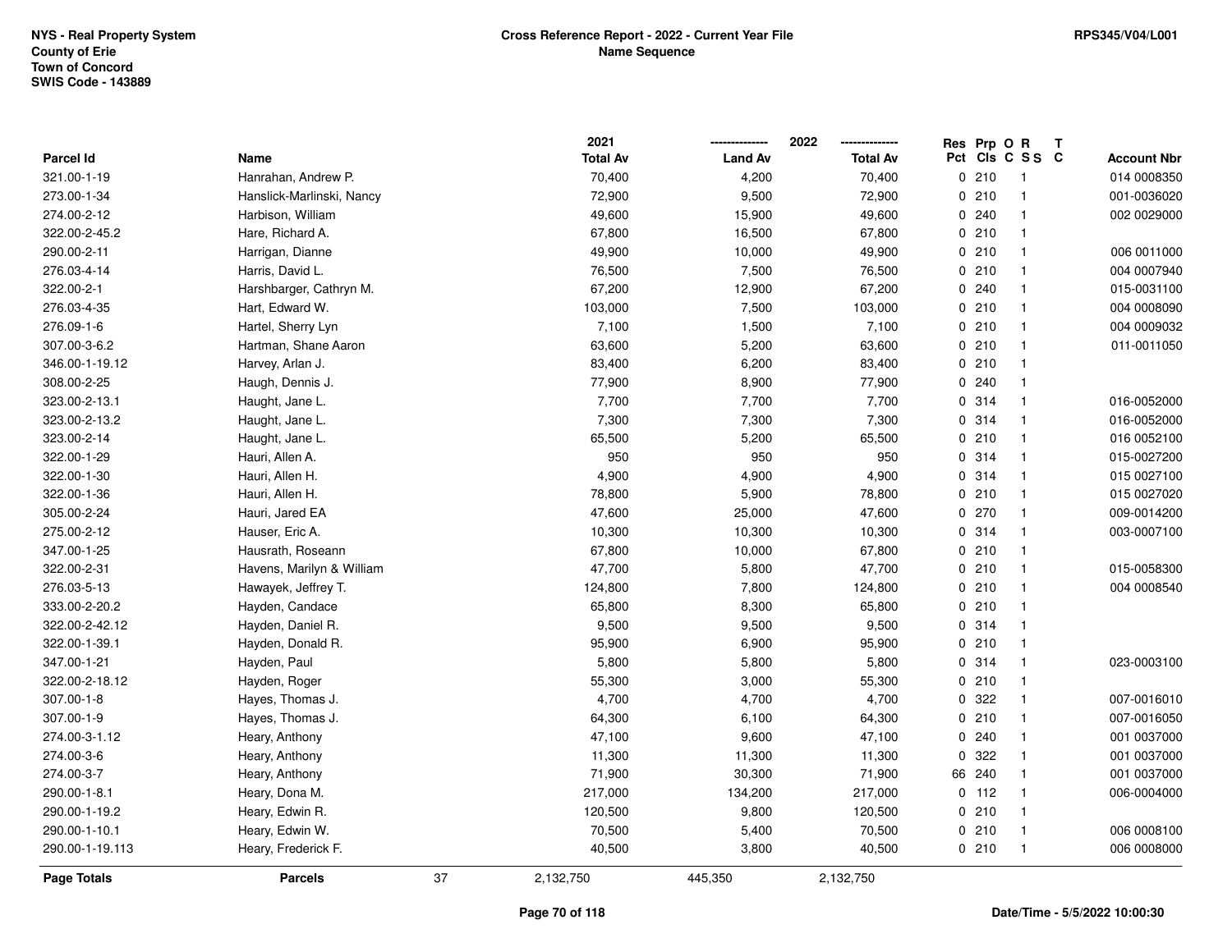NYS - Real Property System
County of Erie
Town of Concord
SWIS Code - 143889

**Cross Reference Report - 2022 - Current Year File**
**Name Sequence**

RPS345/V04/L001

| Parcel Id | Name | 2021 Total Av | 2022 Land Av | 2022 Total Av | Res Pct | Prp Cls | O C | R S S | T C | Account Nbr |
|---|---|---|---|---|---|---|---|---|---|---|
| 321.00-1-19 | Hanrahan, Andrew P. | 70,400 | 4,200 | 70,400 | 0 | 210 | | 1 | | 014 0008350 |
| 273.00-1-34 | Hanslick-Marlinski, Nancy | 72,900 | 9,500 | 72,900 | 0 | 210 | | 1 | | 001-0036020 |
| 274.00-2-12 | Harbison, William | 49,600 | 15,900 | 49,600 | 0 | 240 | | 1 | | 002 0029000 |
| 322.00-2-45.2 | Hare, Richard A. | 67,800 | 16,500 | 67,800 | 0 | 210 | | 1 | | |
| 290.00-2-11 | Harrigan, Dianne | 49,900 | 10,000 | 49,900 | 0 | 210 | | 1 | | 006 0011000 |
| 276.03-4-14 | Harris, David L. | 76,500 | 7,500 | 76,500 | 0 | 210 | | 1 | | 004 0007940 |
| 322.00-2-1 | Harshbarger, Cathryn M. | 67,200 | 12,900 | 67,200 | 0 | 240 | | 1 | | 015-0031100 |
| 276.03-4-35 | Hart, Edward W. | 103,000 | 7,500 | 103,000 | 0 | 210 | | 1 | | 004 0008090 |
| 276.09-1-6 | Hartel, Sherry Lyn | 7,100 | 1,500 | 7,100 | 0 | 210 | | 1 | | 004 0009032 |
| 307.00-3-6.2 | Hartman, Shane Aaron | 63,600 | 5,200 | 63,600 | 0 | 210 | | 1 | | 011-0011050 |
| 346.00-1-19.12 | Harvey, Arlan J. | 83,400 | 6,200 | 83,400 | 0 | 210 | | 1 | | |
| 308.00-2-25 | Haugh, Dennis J. | 77,900 | 8,900 | 77,900 | 0 | 240 | | 1 | | |
| 323.00-2-13.1 | Haught, Jane L. | 7,700 | 7,700 | 7,700 | 0 | 314 | | 1 | | 016-0052000 |
| 323.00-2-13.2 | Haught, Jane L. | 7,300 | 7,300 | 7,300 | 0 | 314 | | 1 | | 016-0052000 |
| 323.00-2-14 | Haught, Jane L. | 65,500 | 5,200 | 65,500 | 0 | 210 | | 1 | | 016 0052100 |
| 322.00-1-29 | Hauri, Allen A. | 950 | 950 | 950 | 0 | 314 | | 1 | | 015-0027200 |
| 322.00-1-30 | Hauri, Allen H. | 4,900 | 4,900 | 4,900 | 0 | 314 | | 1 | | 015 0027100 |
| 322.00-1-36 | Hauri, Allen H. | 78,800 | 5,900 | 78,800 | 0 | 210 | | 1 | | 015 0027020 |
| 305.00-2-24 | Hauri, Jared EA | 47,600 | 25,000 | 47,600 | 0 | 270 | | 1 | | 009-0014200 |
| 275.00-2-12 | Hauser, Eric A. | 10,300 | 10,300 | 10,300 | 0 | 314 | | 1 | | 003-0007100 |
| 347.00-1-25 | Hausrath, Roseann | 67,800 | 10,000 | 67,800 | 0 | 210 | | 1 | | |
| 322.00-2-31 | Havens, Marilyn & William | 47,700 | 5,800 | 47,700 | 0 | 210 | | 1 | | 015-0058300 |
| 276.03-5-13 | Hawayek, Jeffrey T. | 124,800 | 7,800 | 124,800 | 0 | 210 | | 1 | | 004 0008540 |
| 333.00-2-20.2 | Hayden, Candace | 65,800 | 8,300 | 65,800 | 0 | 210 | | 1 | | |
| 322.00-2-42.12 | Hayden, Daniel R. | 9,500 | 9,500 | 9,500 | 0 | 314 | | 1 | | |
| 322.00-1-39.1 | Hayden, Donald R. | 95,900 | 6,900 | 95,900 | 0 | 210 | | 1 | | |
| 347.00-1-21 | Hayden, Paul | 5,800 | 5,800 | 5,800 | 0 | 314 | | 1 | | 023-0003100 |
| 322.00-2-18.12 | Hayden, Roger | 55,300 | 3,000 | 55,300 | 0 | 210 | | 1 | | |
| 307.00-1-8 | Hayes, Thomas J. | 4,700 | 4,700 | 4,700 | 0 | 322 | | 1 | | 007-0016010 |
| 307.00-1-9 | Hayes, Thomas J. | 64,300 | 6,100 | 64,300 | 0 | 210 | | 1 | | 007-0016050 |
| 274.00-3-1.12 | Heary, Anthony | 47,100 | 9,600 | 47,100 | 0 | 240 | | 1 | | 001 0037000 |
| 274.00-3-6 | Heary, Anthony | 11,300 | 11,300 | 11,300 | 0 | 322 | | 1 | | 001 0037000 |
| 274.00-3-7 | Heary, Anthony | 71,900 | 30,300 | 71,900 | 66 | 240 | | 1 | | 001 0037000 |
| 290.00-1-8.1 | Heary, Dona M. | 217,000 | 134,200 | 217,000 | 0 | 112 | | 1 | | 006-0004000 |
| 290.00-1-19.2 | Heary, Edwin R. | 120,500 | 9,800 | 120,500 | 0 | 210 | | 1 | | |
| 290.00-1-10.1 | Heary, Edwin W. | 70,500 | 5,400 | 70,500 | 0 | 210 | | 1 | | 006 0008100 |
| 290.00-1-19.113 | Heary, Frederick F. | 40,500 | 3,800 | 40,500 | 0 | 210 | | 1 | | 006 0008000 |
| **Page Totals** | **Parcels** 37 | 2,132,750 | 445,350 | 2,132,750 | | | | | | |

Date/Time - 5/5/2022 10:00:30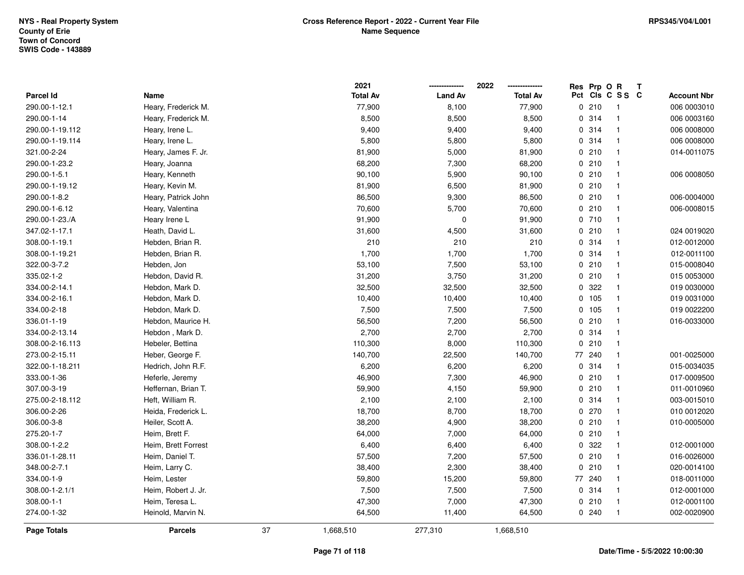NYS - Real Property System
County of Erie
Town of Concord
SWIS Code - 143889

**Cross Reference Report - 2022 - Current Year File**
**Name Sequence**

RPS345/V04/L001

| Parcel Id | Name | 2021 Total Av | 2022 Land Av | 2022 Total Av | Res Pct | Prp Cls | O C | R S S | T C | Account Nbr |
|---|---|---|---|---|---|---|---|---|---|---|
| 290.00-1-12.1 | Heary, Frederick M. | 77,900 | 8,100 | 77,900 | 0 | 210 | | 1 | | 006 0003010 |
| 290.00-1-14 | Heary, Frederick M. | 8,500 | 8,500 | 8,500 | 0 | 314 | | 1 | | 006 0003160 |
| 290.00-1-19.112 | Heary, Irene L. | 9,400 | 9,400 | 9,400 | 0 | 314 | | 1 | | 006 0008000 |
| 290.00-1-19.114 | Heary, Irene L. | 5,800 | 5,800 | 5,800 | 0 | 314 | | 1 | | 006 0008000 |
| 321.00-2-24 | Heary, James F. Jr. | 81,900 | 5,000 | 81,900 | 0 | 210 | | 1 | | 014-0011075 |
| 290.00-1-23.2 | Heary, Joanna | 68,200 | 7,300 | 68,200 | 0 | 210 | | 1 | | |
| 290.00-1-5.1 | Heary, Kenneth | 90,100 | 5,900 | 90,100 | 0 | 210 | | 1 | | 006 0008050 |
| 290.00-1-19.12 | Heary, Kevin M. | 81,900 | 6,500 | 81,900 | 0 | 210 | | 1 | | |
| 290.00-1-8.2 | Heary, Patrick John | 86,500 | 9,300 | 86,500 | 0 | 210 | | 1 | | 006-0004000 |
| 290.00-1-6.12 | Heary, Valentina | 70,600 | 5,700 | 70,600 | 0 | 210 | | 1 | | 006-0008015 |
| 290.00-1-23./A | Heary Irene L | 91,900 | 0 | 91,900 | 0 | 710 | | 1 | | |
| 347.02-1-17.1 | Heath, David L. | 31,600 | 4,500 | 31,600 | 0 | 210 | | 1 | | 024 0019020 |
| 308.00-1-19.1 | Hebden, Brian R. | 210 | 210 | 210 | 0 | 314 | | 1 | | 012-0012000 |
| 308.00-1-19.21 | Hebden, Brian R. | 1,700 | 1,700 | 1,700 | 0 | 314 | | 1 | | 012-0011100 |
| 322.00-3-7.2 | Hebden, Jon | 53,100 | 7,500 | 53,100 | 0 | 210 | | 1 | | 015-0008040 |
| 335.02-1-2 | Hebdon, David R. | 31,200 | 3,750 | 31,200 | 0 | 210 | | 1 | | 015 0053000 |
| 334.00-2-14.1 | Hebdon, Mark D. | 32,500 | 32,500 | 32,500 | 0 | 322 | | 1 | | 019 0030000 |
| 334.00-2-16.1 | Hebdon, Mark D. | 10,400 | 10,400 | 10,400 | 0 | 105 | | 1 | | 019 0031000 |
| 334.00-2-18 | Hebdon, Mark D. | 7,500 | 7,500 | 7,500 | 0 | 105 | | 1 | | 019 0022200 |
| 336.01-1-19 | Hebdon, Maurice H. | 56,500 | 7,200 | 56,500 | 0 | 210 | | 1 | | 016-0033000 |
| 334.00-2-13.14 | Hebdon , Mark D. | 2,700 | 2,700 | 2,700 | 0 | 314 | | 1 | | |
| 308.00-2-16.113 | Hebeler, Bettina | 110,300 | 8,000 | 110,300 | 0 | 210 | | 1 | | |
| 273.00-2-15.11 | Heber, George F. | 140,700 | 22,500 | 140,700 | 77 | 240 | | 1 | | 001-0025000 |
| 322.00-1-18.211 | Hedrich, John R.F. | 6,200 | 6,200 | 6,200 | 0 | 314 | | 1 | | 015-0034035 |
| 333.00-1-36 | Heferle, Jeremy | 46,900 | 7,300 | 46,900 | 0 | 210 | | 1 | | 017-0009500 |
| 307.00-3-19 | Heffernan, Brian T. | 59,900 | 4,150 | 59,900 | 0 | 210 | | 1 | | 011-0010960 |
| 275.00-2-18.112 | Heft, William R. | 2,100 | 2,100 | 2,100 | 0 | 314 | | 1 | | 003-0015010 |
| 306.00-2-26 | Heida, Frederick L. | 18,700 | 8,700 | 18,700 | 0 | 270 | | 1 | | 010 0012020 |
| 306.00-3-8 | Heiler, Scott A. | 38,200 | 4,900 | 38,200 | 0 | 210 | | 1 | | 010-0005000 |
| 275.20-1-7 | Heim, Brett F. | 64,000 | 7,000 | 64,000 | 0 | 210 | | 1 | | |
| 308.00-1-2.2 | Heim, Brett Forrest | 6,400 | 6,400 | 6,400 | 0 | 322 | | 1 | | 012-0001000 |
| 336.01-1-28.11 | Heim, Daniel T. | 57,500 | 7,200 | 57,500 | 0 | 210 | | 1 | | 016-0026000 |
| 348.00-2-7.1 | Heim, Larry C. | 38,400 | 2,300 | 38,400 | 0 | 210 | | 1 | | 020-0014100 |
| 334.00-1-9 | Heim, Lester | 59,800 | 15,200 | 59,800 | 77 | 240 | | 1 | | 018-0011000 |
| 308.00-1-2.1/1 | Heim, Robert J. Jr. | 7,500 | 7,500 | 7,500 | 0 | 314 | | 1 | | 012-0001000 |
| 308.00-1-1 | Heim, Teresa L. | 47,300 | 7,000 | 47,300 | 0 | 210 | | 1 | | 012-0001100 |
| 274.00-1-32 | Heinold, Marvin N. | 64,500 | 11,400 | 64,500 | 0 | 240 | | 1 | | 002-0020900 |
| **Page Totals** | **Parcels** 37 | 1,668,510 | 277,310 | 1,668,510 | | | | | | |

**Date/Time - 5/5/2022 10:00:30**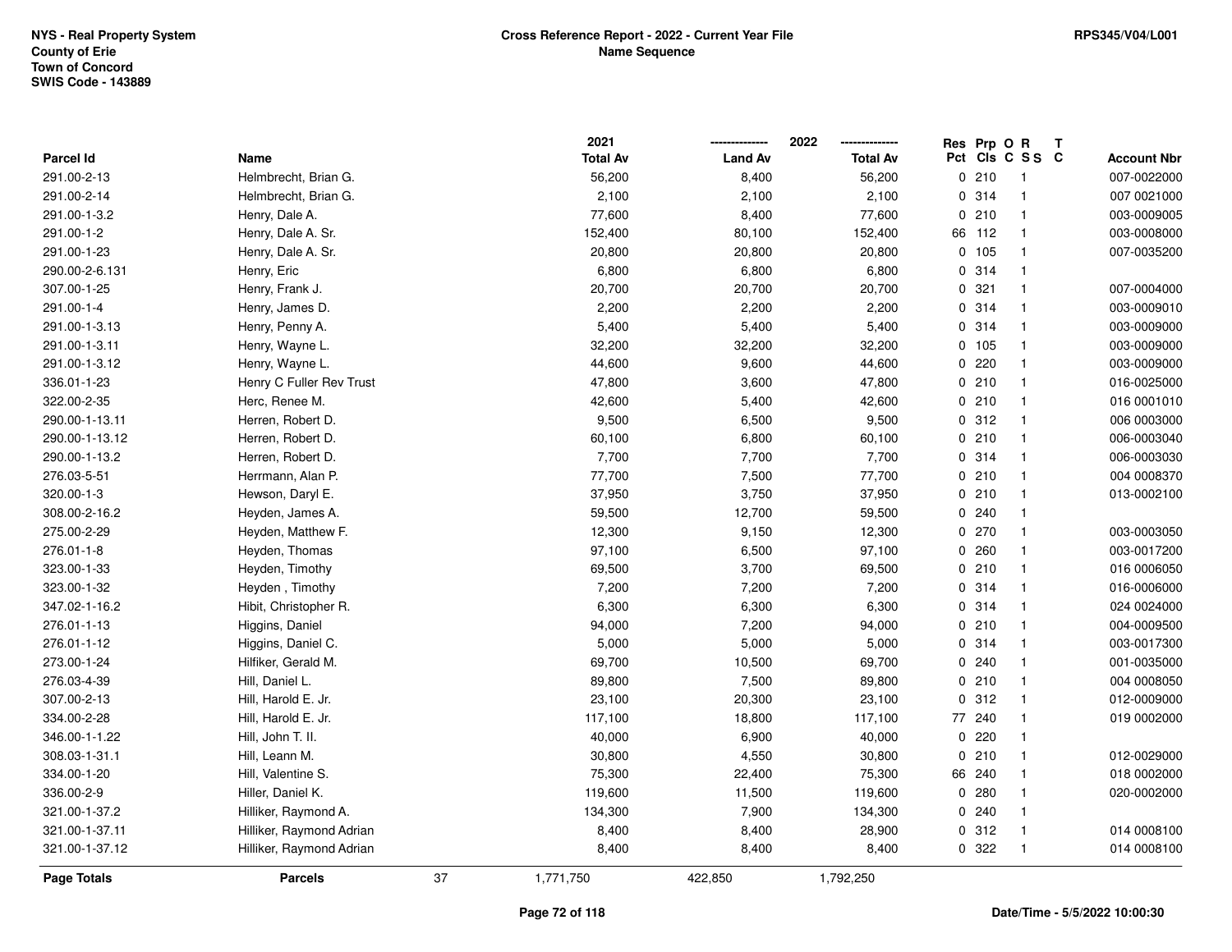NYS - Real Property System
County of Erie
Town of Concord
SWIS Code - 143889

**Cross Reference Report - 2022 - Current Year File**
**Name Sequence**

RPS345/V04/L001

| Parcel Id | Name | 2021 Total Av | 2022 Land Av | 2022 Total Av | Res Pct | Prp Cls | O C | R S S | T C | Account Nbr |
|---|---|---|---|---|---|---|---|---|---|---|
| 291.00-2-13 | Helmbrecht, Brian G. | 56,200 | 8,400 | 56,200 | 0 | 210 | | 1 | | 007-0022000 |
| 291.00-2-14 | Helmbrecht, Brian G. | 2,100 | 2,100 | 2,100 | 0 | 314 | | 1 | | 007 0021000 |
| 291.00-1-3.2 | Henry, Dale A. | 77,600 | 8,400 | 77,600 | 0 | 210 | | 1 | | 003-0009005 |
| 291.00-1-2 | Henry, Dale A. Sr. | 152,400 | 80,100 | 152,400 | 66 | 112 | | 1 | | 003-0008000 |
| 291.00-1-23 | Henry, Dale A. Sr. | 20,800 | 20,800 | 20,800 | 0 | 105 | | 1 | | 007-0035200 |
| 290.00-2-6.131 | Henry, Eric | 6,800 | 6,800 | 6,800 | 0 | 314 | | 1 | | |
| 307.00-1-25 | Henry, Frank J. | 20,700 | 20,700 | 20,700 | 0 | 321 | | 1 | | 007-0004000 |
| 291.00-1-4 | Henry, James D. | 2,200 | 2,200 | 2,200 | 0 | 314 | | 1 | | 003-0009010 |
| 291.00-1-3.13 | Henry, Penny A. | 5,400 | 5,400 | 5,400 | 0 | 314 | | 1 | | 003-0009000 |
| 291.00-1-3.11 | Henry, Wayne L. | 32,200 | 32,200 | 32,200 | 0 | 105 | | 1 | | 003-0009000 |
| 291.00-1-3.12 | Henry, Wayne L. | 44,600 | 9,600 | 44,600 | 0 | 220 | | 1 | | 003-0009000 |
| 336.01-1-23 | Henry C Fuller Rev Trust | 47,800 | 3,600 | 47,800 | 0 | 210 | | 1 | | 016-0025000 |
| 322.00-2-35 | Herc, Renee M. | 42,600 | 5,400 | 42,600 | 0 | 210 | | 1 | | 016 0001010 |
| 290.00-1-13.11 | Herren, Robert D. | 9,500 | 6,500 | 9,500 | 0 | 312 | | 1 | | 006 0003000 |
| 290.00-1-13.12 | Herren, Robert D. | 60,100 | 6,800 | 60,100 | 0 | 210 | | 1 | | 006-0003040 |
| 290.00-1-13.2 | Herren, Robert D. | 7,700 | 7,700 | 7,700 | 0 | 314 | | 1 | | 006-0003030 |
| 276.03-5-51 | Herrmann, Alan P. | 77,700 | 7,500 | 77,700 | 0 | 210 | | 1 | | 004 0008370 |
| 320.00-1-3 | Hewson, Daryl E. | 37,950 | 3,750 | 37,950 | 0 | 210 | | 1 | | 013-0002100 |
| 308.00-2-16.2 | Heyden, James A. | 59,500 | 12,700 | 59,500 | 0 | 240 | | 1 | | |
| 275.00-2-29 | Heyden, Matthew F. | 12,300 | 9,150 | 12,300 | 0 | 270 | | 1 | | 003-0003050 |
| 276.01-1-8 | Heyden, Thomas | 97,100 | 6,500 | 97,100 | 0 | 260 | | 1 | | 003-0017200 |
| 323.00-1-33 | Heyden, Timothy | 69,500 | 3,700 | 69,500 | 0 | 210 | | 1 | | 016 0006050 |
| 323.00-1-32 | Heyden , Timothy | 7,200 | 7,200 | 7,200 | 0 | 314 | | 1 | | 016-0006000 |
| 347.02-1-16.2 | Hibit, Christopher R. | 6,300 | 6,300 | 6,300 | 0 | 314 | | 1 | | 024 0024000 |
| 276.01-1-13 | Higgins, Daniel | 94,000 | 7,200 | 94,000 | 0 | 210 | | 1 | | 004-0009500 |
| 276.01-1-12 | Higgins, Daniel C. | 5,000 | 5,000 | 5,000 | 0 | 314 | | 1 | | 003-0017300 |
| 273.00-1-24 | Hilfiker, Gerald M. | 69,700 | 10,500 | 69,700 | 0 | 240 | | 1 | | 001-0035000 |
| 276.03-4-39 | Hill, Daniel L. | 89,800 | 7,500 | 89,800 | 0 | 210 | | 1 | | 004 0008050 |
| 307.00-2-13 | Hill, Harold E. Jr. | 23,100 | 20,300 | 23,100 | 0 | 312 | | 1 | | 012-0009000 |
| 334.00-2-28 | Hill, Harold E. Jr. | 117,100 | 18,800 | 117,100 | 77 | 240 | | 1 | | 019 0002000 |
| 346.00-1-1.22 | Hill, John T. II. | 40,000 | 6,900 | 40,000 | 0 | 220 | | 1 | | |
| 308.03-1-31.1 | Hill, Leann M. | 30,800 | 4,550 | 30,800 | 0 | 210 | | 1 | | 012-0029000 |
| 334.00-1-20 | Hill, Valentine S. | 75,300 | 22,400 | 75,300 | 66 | 240 | | 1 | | 018 0002000 |
| 336.00-2-9 | Hiller, Daniel K. | 119,600 | 11,500 | 119,600 | 0 | 280 | | 1 | | 020-0002000 |
| 321.00-1-37.2 | Hilliker, Raymond A. | 134,300 | 7,900 | 134,300 | 0 | 240 | | 1 | | |
| 321.00-1-37.11 | Hilliker, Raymond Adrian | 8,400 | 8,400 | 28,900 | 0 | 312 | | 1 | | 014 0008100 |
| 321.00-1-37.12 | Hilliker, Raymond Adrian | 8,400 | 8,400 | 8,400 | 0 | 322 | | 1 | | 014 0008100 |
| **Page Totals** | **Parcels** 37 | 1,771,750 | 422,850 | 1,792,250 | | | | | | |

Date/Time - 5/5/2022 10:00:30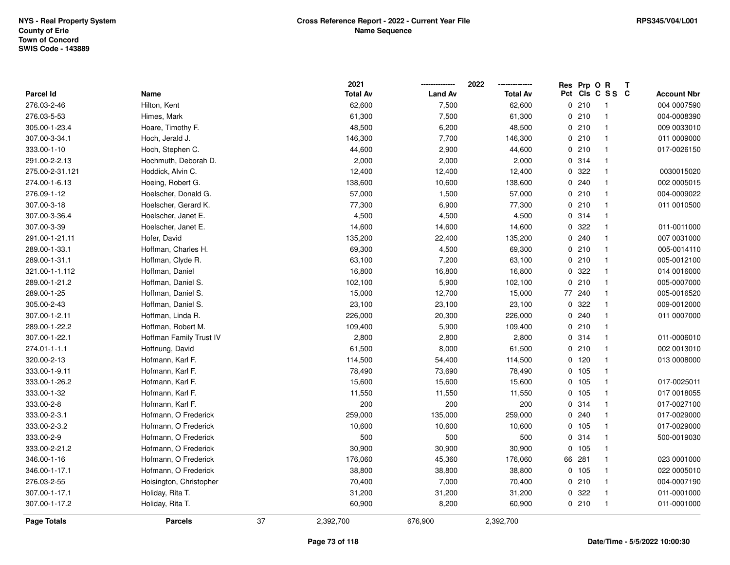NYS - Real Property System
County of Erie
Town of Concord
SWIS Code - 143889

**Cross Reference Report - 2022 - Current Year File**
**Name Sequence**

RPS345/V04/L001

| Parcel Id | Name | 2021 Total Av | 2022 Land Av | 2022 Total Av | Res Pct | Prp Cls | O C | R S S | T C | Account Nbr |
|---|---|---|---|---|---|---|---|---|---|---|
| 276.03-2-46 | Hilton, Kent | 62,600 | 7,500 | 62,600 | 0 | 210 | | 1 | | 004 0007590 |
| 276.03-5-53 | Himes, Mark | 61,300 | 7,500 | 61,300 | 0 | 210 | | 1 | | 004-0008390 |
| 305.00-1-23.4 | Hoare, Timothy F. | 48,500 | 6,200 | 48,500 | 0 | 210 | | 1 | | 009 0033010 |
| 307.00-3-34.1 | Hoch, Jerald J. | 146,300 | 7,700 | 146,300 | 0 | 210 | | 1 | | 011 0009000 |
| 333.00-1-10 | Hoch, Stephen C. | 44,600 | 2,900 | 44,600 | 0 | 210 | | 1 | | 017-0026150 |
| 291.00-2-2.13 | Hochmuth, Deborah D. | 2,000 | 2,000 | 2,000 | 0 | 314 | | 1 | | |
| 275.00-2-31.121 | Hoddick, Alvin C. | 12,400 | 12,400 | 12,400 | 0 | 322 | | 1 | | 0030015020 |
| 274.00-1-6.13 | Hoeing, Robert G. | 138,600 | 10,600 | 138,600 | 0 | 240 | | 1 | | 002 0005015 |
| 276.09-1-12 | Hoelscher, Donald G. | 57,000 | 1,500 | 57,000 | 0 | 210 | | 1 | | 004-0009022 |
| 307.00-3-18 | Hoelscher, Gerard K. | 77,300 | 6,900 | 77,300 | 0 | 210 | | 1 | | 011 0010500 |
| 307.00-3-36.4 | Hoelscher, Janet E. | 4,500 | 4,500 | 4,500 | 0 | 314 | | 1 | | |
| 307.00-3-39 | Hoelscher, Janet E. | 14,600 | 14,600 | 14,600 | 0 | 322 | | 1 | | 011-0011000 |
| 291.00-1-21.11 | Hofer, David | 135,200 | 22,400 | 135,200 | 0 | 240 | | 1 | | 007 0031000 |
| 289.00-1-33.1 | Hoffman, Charles H. | 69,300 | 4,500 | 69,300 | 0 | 210 | | 1 | | 005-0014110 |
| 289.00-1-31.1 | Hoffman, Clyde R. | 63,100 | 7,200 | 63,100 | 0 | 210 | | 1 | | 005-0012100 |
| 321.00-1-1.112 | Hoffman, Daniel | 16,800 | 16,800 | 16,800 | 0 | 322 | | 1 | | 014 0016000 |
| 289.00-1-21.2 | Hoffman, Daniel S. | 102,100 | 5,900 | 102,100 | 0 | 210 | | 1 | | 005-0007000 |
| 289.00-1-25 | Hoffman, Daniel S. | 15,000 | 12,700 | 15,000 | 77 | 240 | | 1 | | 005-0016520 |
| 305.00-2-43 | Hoffman, Daniel S. | 23,100 | 23,100 | 23,100 | 0 | 322 | | 1 | | 009-0012000 |
| 307.00-1-2.11 | Hoffman, Linda R. | 226,000 | 20,300 | 226,000 | 0 | 240 | | 1 | | 011 0007000 |
| 289.00-1-22.2 | Hoffman, Robert M. | 109,400 | 5,900 | 109,400 | 0 | 210 | | 1 | | |
| 307.00-1-22.1 | Hoffman Family Trust IV | 2,800 | 2,800 | 2,800 | 0 | 314 | | 1 | | 011-0006010 |
| 274.01-1-1.1 | Hoffnung, David | 61,500 | 8,000 | 61,500 | 0 | 210 | | 1 | | 002 0013010 |
| 320.00-2-13 | Hofmann, Karl F. | 114,500 | 54,400 | 114,500 | 0 | 120 | | 1 | | 013 0008000 |
| 333.00-1-9.11 | Hofmann, Karl F. | 78,490 | 73,690 | 78,490 | 0 | 105 | | 1 | | |
| 333.00-1-26.2 | Hofmann, Karl F. | 15,600 | 15,600 | 15,600 | 0 | 105 | | 1 | | 017-0025011 |
| 333.00-1-32 | Hofmann, Karl F. | 11,550 | 11,550 | 11,550 | 0 | 105 | | 1 | | 017 0018055 |
| 333.00-2-8 | Hofmann, Karl F. | 200 | 200 | 200 | 0 | 314 | | 1 | | 017-0027100 |
| 333.00-2-3.1 | Hofmann, O Frederick | 259,000 | 135,000 | 259,000 | 0 | 240 | | 1 | | 017-0029000 |
| 333.00-2-3.2 | Hofmann, O Frederick | 10,600 | 10,600 | 10,600 | 0 | 105 | | 1 | | 017-0029000 |
| 333.00-2-9 | Hofmann, O Frederick | 500 | 500 | 500 | 0 | 314 | | 1 | | 500-0019030 |
| 333.00-2-21.2 | Hofmann, O Frederick | 30,900 | 30,900 | 30,900 | 0 | 105 | | 1 | | |
| 346.00-1-16 | Hofmann, O Frederick | 176,060 | 45,360 | 176,060 | 66 | 281 | | 1 | | 023 0001000 |
| 346.00-1-17.1 | Hofmann, O Frederick | 38,800 | 38,800 | 38,800 | 0 | 105 | | 1 | | 022 0005010 |
| 276.03-2-55 | Hoisington, Christopher | 70,400 | 7,000 | 70,400 | 0 | 210 | | 1 | | 004-0007190 |
| 307.00-1-17.1 | Holiday, Rita T. | 31,200 | 31,200 | 31,200 | 0 | 322 | | 1 | | 011-0001000 |
| 307.00-1-17.2 | Holiday, Rita T. | 60,900 | 8,200 | 60,900 | 0 | 210 | | 1 | | 011-0001000 |
| **Page Totals** | **Parcels** 37 | 2,392,700 | 676,900 | 2,392,700 | | | | | | |

Date/Time - 5/5/2022 10:00:30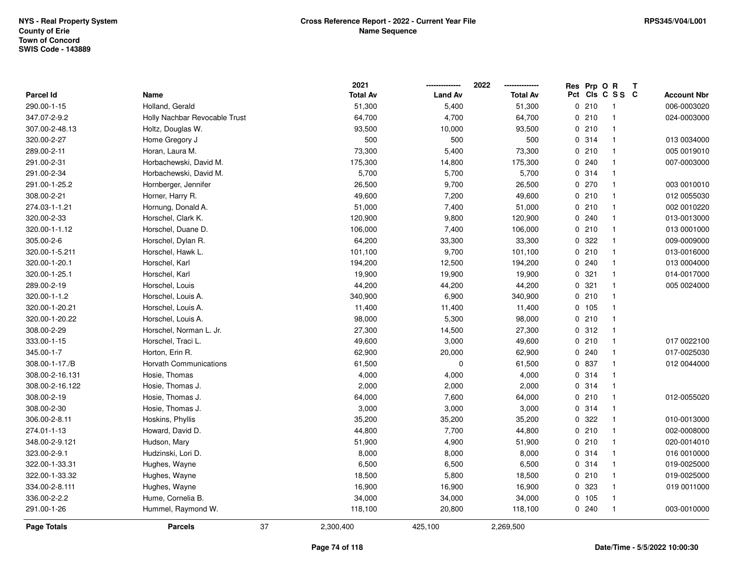NYS - Real Property System
County of Erie
Town of Concord
SWIS Code - 143889

# Cross Reference Report - 2022 - Current Year File
## Name Sequence

RPS345/V04/L001

| Parcel Id | Name | 2021 Total Av | 2022 Land Av | 2022 Total Av | Res Pct | Prp Cls | O C | R S S | T C | Account Nbr |
|---|---|---|---|---|---|---|---|---|---|---|
| 290.00-1-15 | Holland, Gerald | 51,300 | 5,400 | 51,300 | 0 | 210 | | 1 | | 006-0003020 |
| 347.07-2-9.2 | Holly Nachbar Revocable Trust | 64,700 | 4,700 | 64,700 | 0 | 210 | | 1 | | 024-0003000 |
| 307.00-2-48.13 | Holtz, Douglas W. | 93,500 | 10,000 | 93,500 | 0 | 210 | | 1 | | |
| 320.00-2-27 | Home Gregory J | 500 | 500 | 500 | 0 | 314 | | 1 | | 013 0034000 |
| 289.00-2-11 | Horan, Laura M. | 73,300 | 5,400 | 73,300 | 0 | 210 | | 1 | | 005 0019010 |
| 291.00-2-31 | Horbachewski, David M. | 175,300 | 14,800 | 175,300 | 0 | 240 | | 1 | | 007-0003000 |
| 291.00-2-34 | Horbachewski, David M. | 5,700 | 5,700 | 5,700 | 0 | 314 | | 1 | | |
| 291.00-1-25.2 | Hornberger, Jennifer | 26,500 | 9,700 | 26,500 | 0 | 270 | | 1 | | 003 0010010 |
| 308.00-2-21 | Horner, Harry R. | 49,600 | 7,200 | 49,600 | 0 | 210 | | 1 | | 012 0055030 |
| 274.03-1-1.21 | Hornung, Donald A. | 51,000 | 7,400 | 51,000 | 0 | 210 | | 1 | | 002 0010220 |
| 320.00-2-33 | Horschel, Clark K. | 120,900 | 9,800 | 120,900 | 0 | 240 | | 1 | | 013-0013000 |
| 320.00-1-1.12 | Horschel, Duane D. | 106,000 | 7,400 | 106,000 | 0 | 210 | | 1 | | 013 0001000 |
| 305.00-2-6 | Horschel, Dylan R. | 64,200 | 33,300 | 33,300 | 0 | 322 | | 1 | | 009-0009000 |
| 320.00-1-5.211 | Horschel, Hawk L. | 101,100 | 9,700 | 101,100 | 0 | 210 | | 1 | | 013-0016000 |
| 320.00-1-20.1 | Horschel, Karl | 194,200 | 12,500 | 194,200 | 0 | 240 | | 1 | | 013 0004000 |
| 320.00-1-25.1 | Horschel, Karl | 19,900 | 19,900 | 19,900 | 0 | 321 | | 1 | | 014-0017000 |
| 289.00-2-19 | Horschel, Louis | 44,200 | 44,200 | 44,200 | 0 | 321 | | 1 | | 005 0024000 |
| 320.00-1-1.2 | Horschel, Louis A. | 340,900 | 6,900 | 340,900 | 0 | 210 | | 1 | | |
| 320.00-1-20.21 | Horschel, Louis A. | 11,400 | 11,400 | 11,400 | 0 | 105 | | 1 | | |
| 320.00-1-20.22 | Horschel, Louis A. | 98,000 | 5,300 | 98,000 | 0 | 210 | | 1 | | |
| 308.00-2-29 | Horschel, Norman L. Jr. | 27,300 | 14,500 | 27,300 | 0 | 312 | | 1 | | |
| 333.00-1-15 | Horschel, Traci L. | 49,600 | 3,000 | 49,600 | 0 | 210 | | 1 | | 017 0022100 |
| 345.00-1-7 | Horton, Erin R. | 62,900 | 20,000 | 62,900 | 0 | 240 | | 1 | | 017-0025030 |
| 308.00-1-17./B | Horvath Communications | 61,500 | 0 | 61,500 | 0 | 837 | | 1 | | 012 0044000 |
| 308.00-2-16.131 | Hosie, Thomas | 4,000 | 4,000 | 4,000 | 0 | 314 | | 1 | | |
| 308.00-2-16.122 | Hosie, Thomas J. | 2,000 | 2,000 | 2,000 | 0 | 314 | | 1 | | |
| 308.00-2-19 | Hosie, Thomas J. | 64,000 | 7,600 | 64,000 | 0 | 210 | | 1 | | 012-0055020 |
| 308.00-2-30 | Hosie, Thomas J. | 3,000 | 3,000 | 3,000 | 0 | 314 | | 1 | | |
| 306.00-2-8.11 | Hoskins, Phyllis | 35,200 | 35,200 | 35,200 | 0 | 322 | | 1 | | 010-0013000 |
| 274.01-1-13 | Howard, David D. | 44,800 | 7,700 | 44,800 | 0 | 210 | | 1 | | 002-0008000 |
| 348.00-2-9.121 | Hudson, Mary | 51,900 | 4,900 | 51,900 | 0 | 210 | | 1 | | 020-0014010 |
| 323.00-2-9.1 | Hudzinski, Lori D. | 8,000 | 8,000 | 8,000 | 0 | 314 | | 1 | | 016 0010000 |
| 322.00-1-33.31 | Hughes, Wayne | 6,500 | 6,500 | 6,500 | 0 | 314 | | 1 | | 019-0025000 |
| 322.00-1-33.32 | Hughes, Wayne | 18,500 | 5,800 | 18,500 | 0 | 210 | | 1 | | 019-0025000 |
| 334.00-2-8.111 | Hughes, Wayne | 16,900 | 16,900 | 16,900 | 0 | 323 | | 1 | | 019 0011000 |
| 336.00-2-2.2 | Hume, Cornelia B. | 34,000 | 34,000 | 34,000 | 0 | 105 | | 1 | | |
| 291.00-1-26 | Hummel, Raymond W. | 118,100 | 20,800 | 118,100 | 0 | 240 | | 1 | | 003-0010000 |
| **Page Totals** | **Parcels** 37 | 2,300,400 | 425,100 | 2,269,500 | | | | | | |

Date/Time - 5/5/2022 10:00:30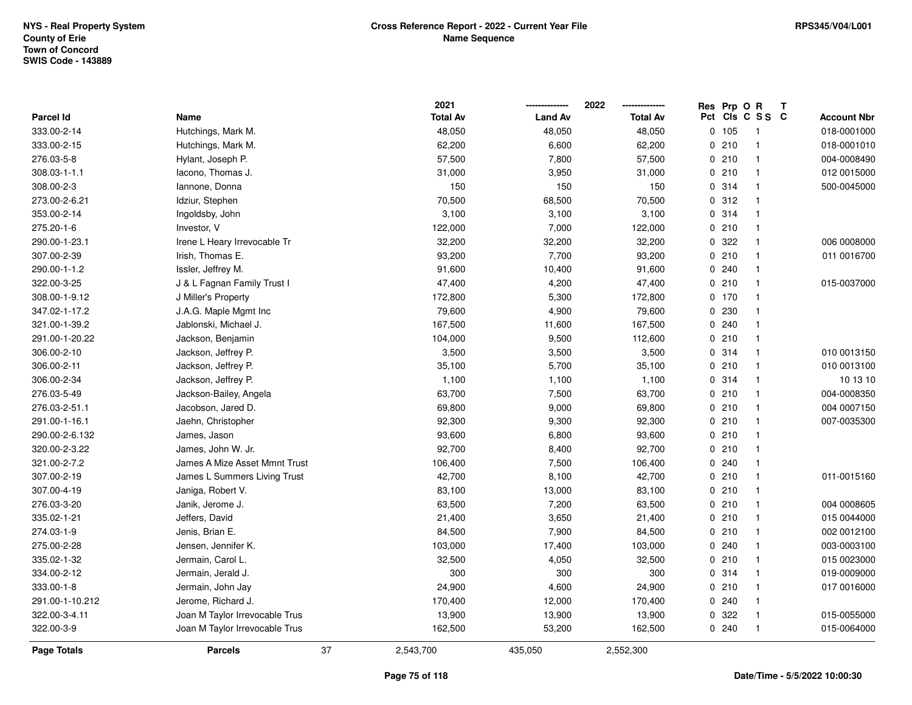| Parcel Id | Name | 2021 Total Av | 2022 Land Av | 2022 Total Av | Res Pct | Prp Cls | O C | R S S | T C | Account Nbr |
|---|---|---|---|---|---|---|---|---|---|---|
| 333.00-2-14 | Hutchings, Mark M. | 48,050 | 48,050 | 48,050 | 0 | 105 | | 1 | | 018-0001000 |
| 333.00-2-15 | Hutchings, Mark M. | 62,200 | 6,600 | 62,200 | 0 | 210 | | 1 | | 018-0001010 |
| 276.03-5-8 | Hylant, Joseph P. | 57,500 | 7,800 | 57,500 | 0 | 210 | | 1 | | 004-0008490 |
| 308.03-1-1.1 | Iacono, Thomas J. | 31,000 | 3,950 | 31,000 | 0 | 210 | | 1 | | 012 0015000 |
| 308.00-2-3 | Iannone, Donna | 150 | 150 | 150 | 0 | 314 | | 1 | | 500-0045000 |
| 273.00-2-6.21 | Idziur, Stephen | 70,500 | 68,500 | 70,500 | 0 | 312 | | 1 | | |
| 353.00-2-14 | Ingoldsby, John | 3,100 | 3,100 | 3,100 | 0 | 314 | | 1 | | |
| 275.20-1-6 | Investor, V | 122,000 | 7,000 | 122,000 | 0 | 210 | | 1 | | |
| 290.00-1-23.1 | Irene L Heary Irrevocable Tr | 32,200 | 32,200 | 32,200 | 0 | 322 | | 1 | | 006 0008000 |
| 307.00-2-39 | Irish, Thomas E. | 93,200 | 7,700 | 93,200 | 0 | 210 | | 1 | | 011 0016700 |
| 290.00-1-1.2 | Issler, Jeffrey M. | 91,600 | 10,400 | 91,600 | 0 | 240 | | 1 | | |
| 322.00-3-25 | J & L Fagnan Family Trust I | 47,400 | 4,200 | 47,400 | 0 | 210 | | 1 | | 015-0037000 |
| 308.00-1-9.12 | J Miller's Property | 172,800 | 5,300 | 172,800 | 0 | 170 | | 1 | | |
| 347.02-1-17.2 | J.A.G. Maple Mgmt Inc | 79,600 | 4,900 | 79,600 | 0 | 230 | | 1 | | |
| 321.00-1-39.2 | Jablonski, Michael J. | 167,500 | 11,600 | 167,500 | 0 | 240 | | 1 | | |
| 291.00-1-20.22 | Jackson, Benjamin | 104,000 | 9,500 | 112,600 | 0 | 210 | | 1 | | |
| 306.00-2-10 | Jackson, Jeffrey P. | 3,500 | 3,500 | 3,500 | 0 | 314 | | 1 | | 010 0013150 |
| 306.00-2-11 | Jackson, Jeffrey P. | 35,100 | 5,700 | 35,100 | 0 | 210 | | 1 | | 010 0013100 |
| 306.00-2-34 | Jackson, Jeffrey P. | 1,100 | 1,100 | 1,100 | 0 | 314 | | 1 | | 10 13 10 |
| 276.03-5-49 | Jackson-Bailey, Angela | 63,700 | 7,500 | 63,700 | 0 | 210 | | 1 | | 004-0008350 |
| 276.03-2-51.1 | Jacobson, Jared D. | 69,800 | 9,000 | 69,800 | 0 | 210 | | 1 | | 004 0007150 |
| 291.00-1-16.1 | Jaehn, Christopher | 92,300 | 9,300 | 92,300 | 0 | 210 | | 1 | | 007-0035300 |
| 290.00-2-6.132 | James, Jason | 93,600 | 6,800 | 93,600 | 0 | 210 | | 1 | | |
| 320.00-2-3.22 | James, John W. Jr. | 92,700 | 8,400 | 92,700 | 0 | 210 | | 1 | | |
| 321.00-2-7.2 | James A Mize Asset Mmnt Trust | 106,400 | 7,500 | 106,400 | 0 | 240 | | 1 | | |
| 307.00-2-19 | James L Summers Living Trust | 42,700 | 8,100 | 42,700 | 0 | 210 | | 1 | | 011-0015160 |
| 307.00-4-19 | Janiga, Robert V. | 83,100 | 13,000 | 83,100 | 0 | 210 | | 1 | | |
| 276.03-3-20 | Janik, Jerome J. | 63,500 | 7,200 | 63,500 | 0 | 210 | | 1 | | 004 0008605 |
| 335.02-1-21 | Jeffers, David | 21,400 | 3,650 | 21,400 | 0 | 210 | | 1 | | 015 0044000 |
| 274.03-1-9 | Jenis, Brian E. | 84,500 | 7,900 | 84,500 | 0 | 210 | | 1 | | 002 0012100 |
| 275.00-2-28 | Jensen, Jennifer K. | 103,000 | 17,400 | 103,000 | 0 | 240 | | 1 | | 003-0003100 |
| 335.02-1-32 | Jermain, Carol L. | 32,500 | 4,050 | 32,500 | 0 | 210 | | 1 | | 015 0023000 |
| 334.00-2-12 | Jermain, Jerald J. | 300 | 300 | 300 | 0 | 314 | | 1 | | 019-0009000 |
| 333.00-1-8 | Jermain, John Jay | 24,900 | 4,600 | 24,900 | 0 | 210 | | 1 | | 017 0016000 |
| 291.00-1-10.212 | Jerome, Richard J. | 170,400 | 12,000 | 170,400 | 0 | 240 | | 1 | | |
| 322.00-3-4.11 | Joan M Taylor Irrevocable Trus | 13,900 | 13,900 | 13,900 | 0 | 322 | | 1 | | 015-0055000 |
| 322.00-3-9 | Joan M Taylor Irrevocable Trus | 162,500 | 53,200 | 162,500 | 0 | 240 | | 1 | | 015-0064000 |
| **Page Totals** | **Parcels** 37 | 2,543,700 | 435,050 | 2,552,300 | | | | | | |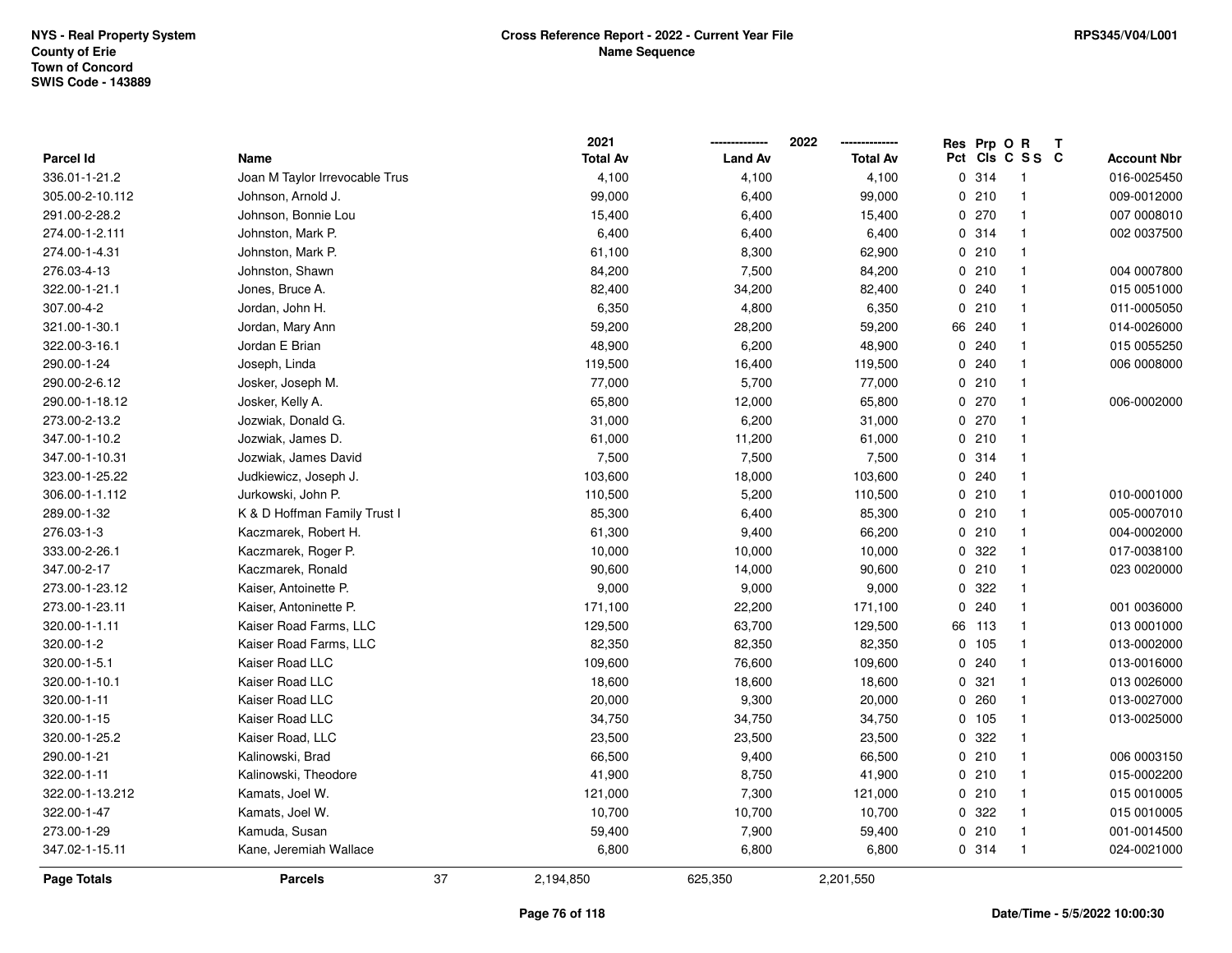**NYS - Real Property System**
**County of Erie**
**Town of Concord**
**SWIS Code - 143889**

**Cross Reference Report - 2022 - Current Year File**
**Name Sequence**

**RPS345/V04/L001**

| Parcel Id | Name | 2021 Total Av | 2022 Land Av | 2022 Total Av | Res Pct | Prp Cls | O C | R S S | T C | Account Nbr |
|---|---|---|---|---|---|---|---|---|---|---|
| 336.01-1-21.2 | Joan M Taylor Irrevocable Trus | 4,100 | 4,100 | 4,100 | 0 | 314 | | 1 | | 016-0025450 |
| 305.00-2-10.112 | Johnson, Arnold J. | 99,000 | 6,400 | 99,000 | 0 | 210 | | 1 | | 009-0012000 |
| 291.00-2-28.2 | Johnson, Bonnie Lou | 15,400 | 6,400 | 15,400 | 0 | 270 | | 1 | | 007 0008010 |
| 274.00-1-2.111 | Johnston, Mark P. | 6,400 | 6,400 | 6,400 | 0 | 314 | | 1 | | 002 0037500 |
| 274.00-1-4.31 | Johnston, Mark P. | 61,100 | 8,300 | 62,900 | 0 | 210 | | 1 | | |
| 276.03-4-13 | Johnston, Shawn | 84,200 | 7,500 | 84,200 | 0 | 210 | | 1 | | 004 0007800 |
| 322.00-1-21.1 | Jones, Bruce A. | 82,400 | 34,200 | 82,400 | 0 | 240 | | 1 | | 015 0051000 |
| 307.00-4-2 | Jordan, John H. | 6,350 | 4,800 | 6,350 | 0 | 210 | | 1 | | 011-0005050 |
| 321.00-1-30.1 | Jordan, Mary Ann | 59,200 | 28,200 | 59,200 | 66 | 240 | | 1 | | 014-0026000 |
| 322.00-3-16.1 | Jordan E Brian | 48,900 | 6,200 | 48,900 | 0 | 240 | | 1 | | 015 0055250 |
| 290.00-1-24 | Joseph, Linda | 119,500 | 16,400 | 119,500 | 0 | 240 | | 1 | | 006 0008000 |
| 290.00-2-6.12 | Josker, Joseph M. | 77,000 | 5,700 | 77,000 | 0 | 210 | | 1 | | |
| 290.00-1-18.12 | Josker, Kelly A. | 65,800 | 12,000 | 65,800 | 0 | 270 | | 1 | | 006-0002000 |
| 273.00-2-13.2 | Jozwiak, Donald G. | 31,000 | 6,200 | 31,000 | 0 | 270 | | 1 | | |
| 347.00-1-10.2 | Jozwiak, James D. | 61,000 | 11,200 | 61,000 | 0 | 210 | | 1 | | |
| 347.00-1-10.31 | Jozwiak, James David | 7,500 | 7,500 | 7,500 | 0 | 314 | | 1 | | |
| 323.00-1-25.22 | Judkiewicz, Joseph J. | 103,600 | 18,000 | 103,600 | 0 | 240 | | 1 | | |
| 306.00-1-1.112 | Jurkowski, John P. | 110,500 | 5,200 | 110,500 | 0 | 210 | | 1 | | 010-0001000 |
| 289.00-1-32 | K & D Hoffman Family Trust I | 85,300 | 6,400 | 85,300 | 0 | 210 | | 1 | | 005-0007010 |
| 276.03-1-3 | Kaczmarek, Robert H. | 61,300 | 9,400 | 66,200 | 0 | 210 | | 1 | | 004-0002000 |
| 333.00-2-26.1 | Kaczmarek, Roger P. | 10,000 | 10,000 | 10,000 | 0 | 322 | | 1 | | 017-0038100 |
| 347.00-2-17 | Kaczmarek, Ronald | 90,600 | 14,000 | 90,600 | 0 | 210 | | 1 | | 023 0020000 |
| 273.00-1-23.12 | Kaiser, Antoinette P. | 9,000 | 9,000 | 9,000 | 0 | 322 | | 1 | | |
| 273.00-1-23.11 | Kaiser, Antoninette P. | 171,100 | 22,200 | 171,100 | 0 | 240 | | 1 | | 001 0036000 |
| 320.00-1-1.11 | Kaiser Road Farms, LLC | 129,500 | 63,700 | 129,500 | 66 | 113 | | 1 | | 013 0001000 |
| 320.00-1-2 | Kaiser Road Farms, LLC | 82,350 | 82,350 | 82,350 | 0 | 105 | | 1 | | 013-0002000 |
| 320.00-1-5.1 | Kaiser Road LLC | 109,600 | 76,600 | 109,600 | 0 | 240 | | 1 | | 013-0016000 |
| 320.00-1-10.1 | Kaiser Road LLC | 18,600 | 18,600 | 18,600 | 0 | 321 | | 1 | | 013 0026000 |
| 320.00-1-11 | Kaiser Road LLC | 20,000 | 9,300 | 20,000 | 0 | 260 | | 1 | | 013-0027000 |
| 320.00-1-15 | Kaiser Road LLC | 34,750 | 34,750 | 34,750 | 0 | 105 | | 1 | | 013-0025000 |
| 320.00-1-25.2 | Kaiser Road, LLC | 23,500 | 23,500 | 23,500 | 0 | 322 | | 1 | | |
| 290.00-1-21 | Kalinowski, Brad | 66,500 | 9,400 | 66,500 | 0 | 210 | | 1 | | 006 0003150 |
| 322.00-1-11 | Kalinowski, Theodore | 41,900 | 8,750 | 41,900 | 0 | 210 | | 1 | | 015-0002200 |
| 322.00-1-13.212 | Kamats, Joel W. | 121,000 | 7,300 | 121,000 | 0 | 210 | | 1 | | 015 0010005 |
| 322.00-1-47 | Kamats, Joel W. | 10,700 | 10,700 | 10,700 | 0 | 322 | | 1 | | 015 0010005 |
| 273.00-1-29 | Kamuda, Susan | 59,400 | 7,900 | 59,400 | 0 | 210 | | 1 | | 001-0014500 |
| 347.02-1-15.11 | Kane, Jeremiah Wallace | 6,800 | 6,800 | 6,800 | 0 | 314 | | 1 | | 024-0021000 |
| **Page Totals** | **Parcels** 37 | 2,194,850 | 625,350 | 2,201,550 | | | | | | |

**Date/Time - 5/5/2022 10:00:30**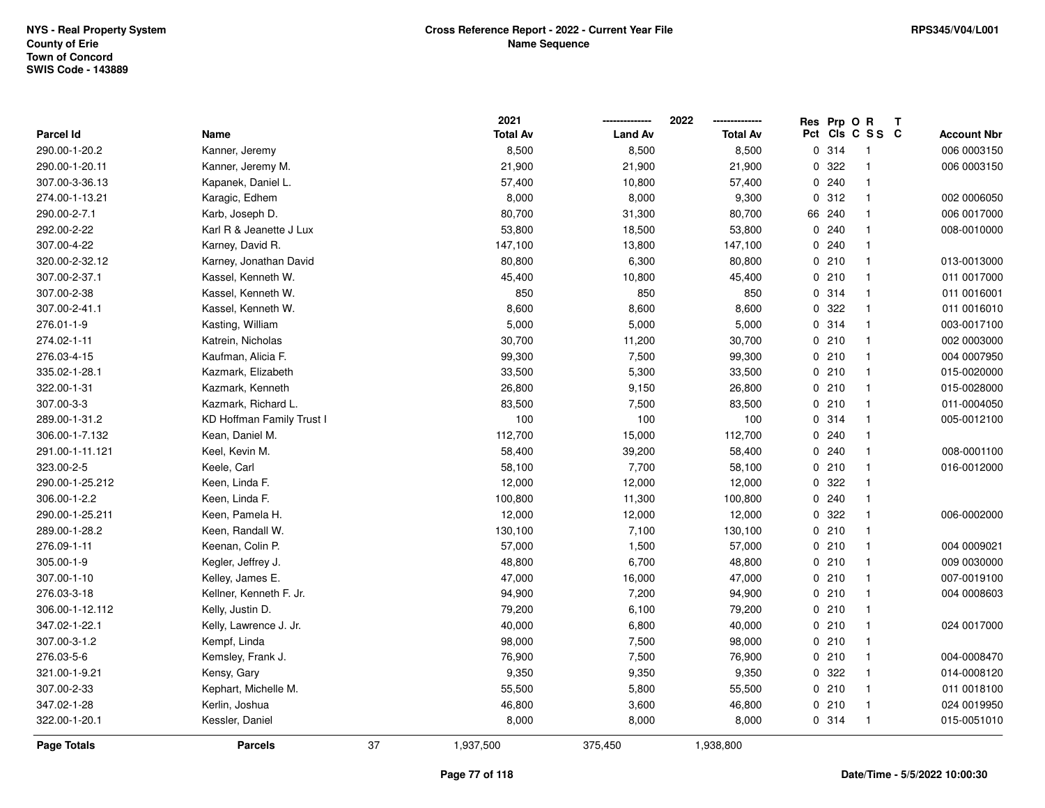NYS - Real Property System
County of Erie
Town of Concord
SWIS Code - 143889

**Cross Reference Report - 2022 - Current Year File**
**Name Sequence**

RPS345/V04/L001

| Parcel Id | Name | 2021 Total Av | 2022 Land Av | 2022 Total Av | Res Pct | Prp Cls | O C | R S S | T C | Account Nbr |
|---|---|---|---|---|---|---|---|---|---|---|
| 290.00-1-20.2 | Kanner, Jeremy | 8,500 | 8,500 | 8,500 | 0 | 314 | | 1 | | 006 0003150 |
| 290.00-1-20.11 | Kanner, Jeremy M. | 21,900 | 21,900 | 21,900 | 0 | 322 | | 1 | | 006 0003150 |
| 307.00-3-36.13 | Kapanek, Daniel L. | 57,400 | 10,800 | 57,400 | 0 | 240 | | 1 | | |
| 274.00-1-13.21 | Karagic, Edhem | 8,000 | 8,000 | 9,300 | 0 | 312 | | 1 | | 002 0006050 |
| 290.00-2-7.1 | Karb, Joseph D. | 80,700 | 31,300 | 80,700 | 66 | 240 | | 1 | | 006 0017000 |
| 292.00-2-22 | Karl R & Jeanette J Lux | 53,800 | 18,500 | 53,800 | 0 | 240 | | 1 | | 008-0010000 |
| 307.00-4-22 | Karney, David R. | 147,100 | 13,800 | 147,100 | 0 | 240 | | 1 | | |
| 320.00-2-32.12 | Karney, Jonathan David | 80,800 | 6,300 | 80,800 | 0 | 210 | | 1 | | 013-0013000 |
| 307.00-2-37.1 | Kassel, Kenneth W. | 45,400 | 10,800 | 45,400 | 0 | 210 | | 1 | | 011 0017000 |
| 307.00-2-38 | Kassel, Kenneth W. | 850 | 850 | 850 | 0 | 314 | | 1 | | 011 0016001 |
| 307.00-2-41.1 | Kassel, Kenneth W. | 8,600 | 8,600 | 8,600 | 0 | 322 | | 1 | | 011 0016010 |
| 276.01-1-9 | Kasting, William | 5,000 | 5,000 | 5,000 | 0 | 314 | | 1 | | 003-0017100 |
| 274.02-1-11 | Katrein, Nicholas | 30,700 | 11,200 | 30,700 | 0 | 210 | | 1 | | 002 0003000 |
| 276.03-4-15 | Kaufman, Alicia F. | 99,300 | 7,500 | 99,300 | 0 | 210 | | 1 | | 004 0007950 |
| 335.02-1-28.1 | Kazmark, Elizabeth | 33,500 | 5,300 | 33,500 | 0 | 210 | | 1 | | 015-0020000 |
| 322.00-1-31 | Kazmark, Kenneth | 26,800 | 9,150 | 26,800 | 0 | 210 | | 1 | | 015-0028000 |
| 307.00-3-3 | Kazmark, Richard L. | 83,500 | 7,500 | 83,500 | 0 | 210 | | 1 | | 011-0004050 |
| 289.00-1-31.2 | KD Hoffman Family Trust I | 100 | 100 | 100 | 0 | 314 | | 1 | | 005-0012100 |
| 306.00-1-7.132 | Kean, Daniel M. | 112,700 | 15,000 | 112,700 | 0 | 240 | | 1 | | |
| 291.00-1-11.121 | Keel, Kevin M. | 58,400 | 39,200 | 58,400 | 0 | 240 | | 1 | | 008-0001100 |
| 323.00-2-5 | Keele, Carl | 58,100 | 7,700 | 58,100 | 0 | 210 | | 1 | | 016-0012000 |
| 290.00-1-25.212 | Keen, Linda F. | 12,000 | 12,000 | 12,000 | 0 | 322 | | 1 | | |
| 306.00-1-2.2 | Keen, Linda F. | 100,800 | 11,300 | 100,800 | 0 | 240 | | 1 | | |
| 290.00-1-25.211 | Keen, Pamela H. | 12,000 | 12,000 | 12,000 | 0 | 322 | | 1 | | 006-0002000 |
| 289.00-1-28.2 | Keen, Randall W. | 130,100 | 7,100 | 130,100 | 0 | 210 | | 1 | | |
| 276.09-1-11 | Keenan, Colin P. | 57,000 | 1,500 | 57,000 | 0 | 210 | | 1 | | 004 0009021 |
| 305.00-1-9 | Kegler, Jeffrey J. | 48,800 | 6,700 | 48,800 | 0 | 210 | | 1 | | 009 0030000 |
| 307.00-1-10 | Kelley, James E. | 47,000 | 16,000 | 47,000 | 0 | 210 | | 1 | | 007-0019100 |
| 276.03-3-18 | Kellner, Kenneth F. Jr. | 94,900 | 7,200 | 94,900 | 0 | 210 | | 1 | | 004 0008603 |
| 306.00-1-12.112 | Kelly, Justin D. | 79,200 | 6,100 | 79,200 | 0 | 210 | | 1 | | |
| 347.02-1-22.1 | Kelly, Lawrence J. Jr. | 40,000 | 6,800 | 40,000 | 0 | 210 | | 1 | | 024 0017000 |
| 307.00-3-1.2 | Kempf, Linda | 98,000 | 7,500 | 98,000 | 0 | 210 | | 1 | | |
| 276.03-5-6 | Kemsley, Frank J. | 76,900 | 7,500 | 76,900 | 0 | 210 | | 1 | | 004-0008470 |
| 321.00-1-9.21 | Kensy, Gary | 9,350 | 9,350 | 9,350 | 0 | 322 | | 1 | | 014-0008120 |
| 307.00-2-33 | Kephart, Michelle M. | 55,500 | 5,800 | 55,500 | 0 | 210 | | 1 | | 011 0018100 |
| 347.02-1-28 | Kerlin, Joshua | 46,800 | 3,600 | 46,800 | 0 | 210 | | 1 | | 024 0019950 |
| 322.00-1-20.1 | Kessler, Daniel | 8,000 | 8,000 | 8,000 | 0 | 314 | | 1 | | 015-0051010 |
| **Page Totals** | **Parcels** 37 | 1,937,500 | 375,450 | 1,938,800 | | | | | | |

Date/Time - 5/5/2022 10:00:30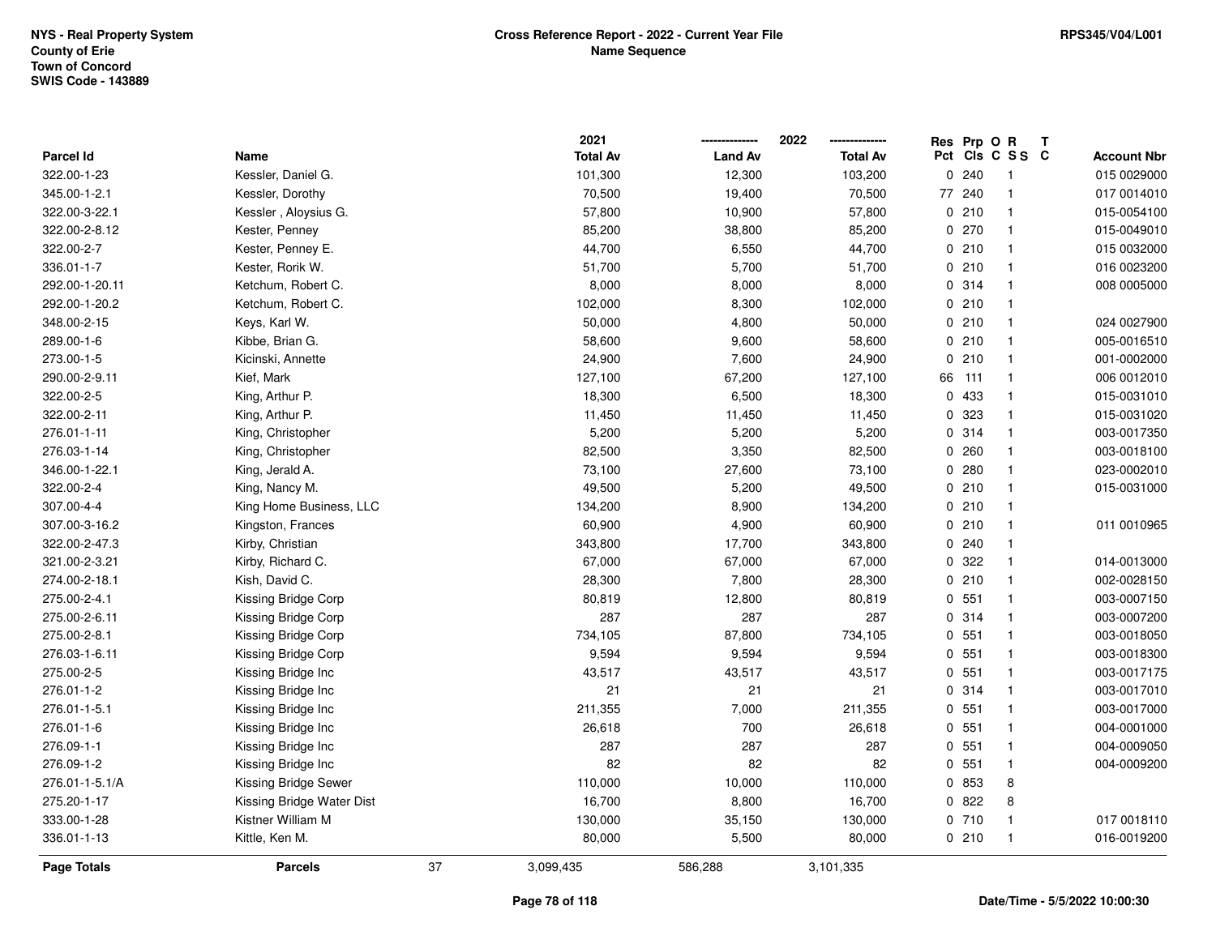NYS - Real Property System
County of Erie
Town of Concord
SWIS Code - 143889

# Cross Reference Report - 2022 - Current Year File
## Name Sequence

RPS345/V04/L001

| Parcel Id | Name | 2021 Total Av | 2022 Land Av | 2022 Total Av | Res Pct | Prp Cls | O C | R S S | T C | Account Nbr |
|---|---|---|---|---|---|---|---|---|---|---|
| 322.00-1-23 | Kessler, Daniel G. | 101,300 | 12,300 | 103,200 | 0 | 240 | | 1 | | 015 0029000 |
| 345.00-1-2.1 | Kessler, Dorothy | 70,500 | 19,400 | 70,500 | 77 | 240 | | 1 | | 017 0014010 |
| 322.00-3-22.1 | Kessler , Aloysius G. | 57,800 | 10,900 | 57,800 | 0 | 210 | | 1 | | 015-0054100 |
| 322.00-2-8.12 | Kester, Penney | 85,200 | 38,800 | 85,200 | 0 | 270 | | 1 | | 015-0049010 |
| 322.00-2-7 | Kester, Penney E. | 44,700 | 6,550 | 44,700 | 0 | 210 | | 1 | | 015 0032000 |
| 336.01-1-7 | Kester, Rorik W. | 51,700 | 5,700 | 51,700 | 0 | 210 | | 1 | | 016 0023200 |
| 292.00-1-20.11 | Ketchum, Robert C. | 8,000 | 8,000 | 8,000 | 0 | 314 | | 1 | | 008 0005000 |
| 292.00-1-20.2 | Ketchum, Robert C. | 102,000 | 8,300 | 102,000 | 0 | 210 | | 1 | | |
| 348.00-2-15 | Keys, Karl W. | 50,000 | 4,800 | 50,000 | 0 | 210 | | 1 | | 024 0027900 |
| 289.00-1-6 | Kibbe, Brian G. | 58,600 | 9,600 | 58,600 | 0 | 210 | | 1 | | 005-0016510 |
| 273.00-1-5 | Kicinski, Annette | 24,900 | 7,600 | 24,900 | 0 | 210 | | 1 | | 001-0002000 |
| 290.00-2-9.11 | Kief, Mark | 127,100 | 67,200 | 127,100 | 66 | 111 | | 1 | | 006 0012010 |
| 322.00-2-5 | King, Arthur P. | 18,300 | 6,500 | 18,300 | 0 | 433 | | 1 | | 015-0031010 |
| 322.00-2-11 | King, Arthur P. | 11,450 | 11,450 | 11,450 | 0 | 323 | | 1 | | 015-0031020 |
| 276.01-1-11 | King, Christopher | 5,200 | 5,200 | 5,200 | 0 | 314 | | 1 | | 003-0017350 |
| 276.03-1-14 | King, Christopher | 82,500 | 3,350 | 82,500 | 0 | 260 | | 1 | | 003-0018100 |
| 346.00-1-22.1 | King, Jerald A. | 73,100 | 27,600 | 73,100 | 0 | 280 | | 1 | | 023-0002010 |
| 322.00-2-4 | King, Nancy M. | 49,500 | 5,200 | 49,500 | 0 | 210 | | 1 | | 015-0031000 |
| 307.00-4-4 | King Home Business, LLC | 134,200 | 8,900 | 134,200 | 0 | 210 | | 1 | | |
| 307.00-3-16.2 | Kingston, Frances | 60,900 | 4,900 | 60,900 | 0 | 210 | | 1 | | 011 0010965 |
| 322.00-2-47.3 | Kirby, Christian | 343,800 | 17,700 | 343,800 | 0 | 240 | | 1 | | |
| 321.00-2-3.21 | Kirby, Richard C. | 67,000 | 67,000 | 67,000 | 0 | 322 | | 1 | | 014-0013000 |
| 274.00-2-18.1 | Kish, David C. | 28,300 | 7,800 | 28,300 | 0 | 210 | | 1 | | 002-0028150 |
| 275.00-2-4.1 | Kissing Bridge Corp | 80,819 | 12,800 | 80,819 | 0 | 551 | | 1 | | 003-0007150 |
| 275.00-2-6.11 | Kissing Bridge Corp | 287 | 287 | 287 | 0 | 314 | | 1 | | 003-0007200 |
| 275.00-2-8.1 | Kissing Bridge Corp | 734,105 | 87,800 | 734,105 | 0 | 551 | | 1 | | 003-0018050 |
| 276.03-1-6.11 | Kissing Bridge Corp | 9,594 | 9,594 | 9,594 | 0 | 551 | | 1 | | 003-0018300 |
| 275.00-2-5 | Kissing Bridge Inc | 43,517 | 43,517 | 43,517 | 0 | 551 | | 1 | | 003-0017175 |
| 276.01-1-2 | Kissing Bridge Inc | 21 | 21 | 21 | 0 | 314 | | 1 | | 003-0017010 |
| 276.01-1-5.1 | Kissing Bridge Inc | 211,355 | 7,000 | 211,355 | 0 | 551 | | 1 | | 003-0017000 |
| 276.01-1-6 | Kissing Bridge Inc | 26,618 | 700 | 26,618 | 0 | 551 | | 1 | | 004-0001000 |
| 276.09-1-1 | Kissing Bridge Inc | 287 | 287 | 287 | 0 | 551 | | 1 | | 004-0009050 |
| 276.09-1-2 | Kissing Bridge Inc | 82 | 82 | 82 | 0 | 551 | | 1 | | 004-0009200 |
| 276.01-1-5.1/A | Kissing Bridge Sewer | 110,000 | 10,000 | 110,000 | 0 | 853 | | 8 | | |
| 275.20-1-17 | Kissing Bridge Water Dist | 16,700 | 8,800 | 16,700 | 0 | 822 | | 8 | | |
| 333.00-1-28 | Kistner William M | 130,000 | 35,150 | 130,000 | 0 | 710 | | 1 | | 017 0018110 |
| 336.01-1-13 | Kittle, Ken M. | 80,000 | 5,500 | 80,000 | 0 | 210 | | 1 | | 016-0019200 |
| **Page Totals** | **Parcels** 37 | 3,099,435 | 586,288 | 3,101,335 | | | | | | |

Date/Time - 5/5/2022 10:00:30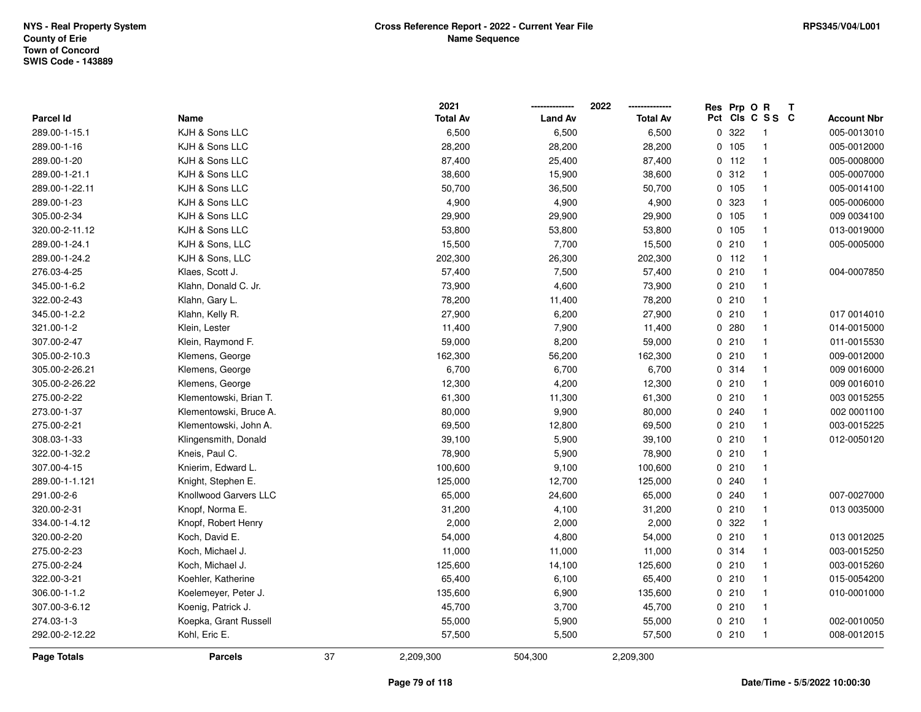NYS - Real Property System
County of Erie
Town of Concord
SWIS Code - 143889

**Cross Reference Report - 2022 - Current Year File**
**Name Sequence**

RPS345/V04/L001

| Parcel Id | Name | 2021 Total Av | 2022 Land Av | 2022 Total Av | Res Pct | Prp Cls | O C | R S S | T C | Account Nbr |
|---|---|---|---|---|---|---|---|---|---|---|
| 289.00-1-15.1 | KJH & Sons LLC | 6,500 | 6,500 | 6,500 | 0 | 322 | | 1 | | 005-0013010 |
| 289.00-1-16 | KJH & Sons LLC | 28,200 | 28,200 | 28,200 | 0 | 105 | | 1 | | 005-0012000 |
| 289.00-1-20 | KJH & Sons LLC | 87,400 | 25,400 | 87,400 | 0 | 112 | | 1 | | 005-0008000 |
| 289.00-1-21.1 | KJH & Sons LLC | 38,600 | 15,900 | 38,600 | 0 | 312 | | 1 | | 005-0007000 |
| 289.00-1-22.11 | KJH & Sons LLC | 50,700 | 36,500 | 50,700 | 0 | 105 | | 1 | | 005-0014100 |
| 289.00-1-23 | KJH & Sons LLC | 4,900 | 4,900 | 4,900 | 0 | 323 | | 1 | | 005-0006000 |
| 305.00-2-34 | KJH & Sons LLC | 29,900 | 29,900 | 29,900 | 0 | 105 | | 1 | | 009 0034100 |
| 320.00-2-11.12 | KJH & Sons LLC | 53,800 | 53,800 | 53,800 | 0 | 105 | | 1 | | 013-0019000 |
| 289.00-1-24.1 | KJH & Sons, LLC | 15,500 | 7,700 | 15,500 | 0 | 210 | | 1 | | 005-0005000 |
| 289.00-1-24.2 | KJH & Sons, LLC | 202,300 | 26,300 | 202,300 | 0 | 112 | | 1 | | |
| 276.03-4-25 | Klaes, Scott J. | 57,400 | 7,500 | 57,400 | 0 | 210 | | 1 | | 004-0007850 |
| 345.00-1-6.2 | Klahn, Donald C. Jr. | 73,900 | 4,600 | 73,900 | 0 | 210 | | 1 | | |
| 322.00-2-43 | Klahn, Gary L. | 78,200 | 11,400 | 78,200 | 0 | 210 | | 1 | | |
| 345.00-1-2.2 | Klahn, Kelly R. | 27,900 | 6,200 | 27,900 | 0 | 210 | | 1 | | 017 0014010 |
| 321.00-1-2 | Klein, Lester | 11,400 | 7,900 | 11,400 | 0 | 280 | | 1 | | 014-0015000 |
| 307.00-2-47 | Klein, Raymond F. | 59,000 | 8,200 | 59,000 | 0 | 210 | | 1 | | 011-0015530 |
| 305.00-2-10.3 | Klemens, George | 162,300 | 56,200 | 162,300 | 0 | 210 | | 1 | | 009-0012000 |
| 305.00-2-26.21 | Klemens, George | 6,700 | 6,700 | 6,700 | 0 | 314 | | 1 | | 009 0016000 |
| 305.00-2-26.22 | Klemens, George | 12,300 | 4,200 | 12,300 | 0 | 210 | | 1 | | 009 0016010 |
| 275.00-2-22 | Klementowski, Brian T. | 61,300 | 11,300 | 61,300 | 0 | 210 | | 1 | | 003 0015255 |
| 273.00-1-37 | Klementowski, Bruce A. | 80,000 | 9,900 | 80,000 | 0 | 240 | | 1 | | 002 0001100 |
| 275.00-2-21 | Klementowski, John A. | 69,500 | 12,800 | 69,500 | 0 | 210 | | 1 | | 003-0015225 |
| 308.03-1-33 | Klingensmith, Donald | 39,100 | 5,900 | 39,100 | 0 | 210 | | 1 | | 012-0050120 |
| 322.00-1-32.2 | Kneis, Paul C. | 78,900 | 5,900 | 78,900 | 0 | 210 | | 1 | | |
| 307.00-4-15 | Knierim, Edward L. | 100,600 | 9,100 | 100,600 | 0 | 210 | | 1 | | |
| 289.00-1-1.121 | Knight, Stephen E. | 125,000 | 12,700 | 125,000 | 0 | 240 | | 1 | | |
| 291.00-2-6 | Knollwood Garvers LLC | 65,000 | 24,600 | 65,000 | 0 | 240 | | 1 | | 007-0027000 |
| 320.00-2-31 | Knopf, Norma E. | 31,200 | 4,100 | 31,200 | 0 | 210 | | 1 | | 013 0035000 |
| 334.00-1-4.12 | Knopf, Robert Henry | 2,000 | 2,000 | 2,000 | 0 | 322 | | 1 | | |
| 320.00-2-20 | Koch, David E. | 54,000 | 4,800 | 54,000 | 0 | 210 | | 1 | | 013 0012025 |
| 275.00-2-23 | Koch, Michael J. | 11,000 | 11,000 | 11,000 | 0 | 314 | | 1 | | 003-0015250 |
| 275.00-2-24 | Koch, Michael J. | 125,600 | 14,100 | 125,600 | 0 | 210 | | 1 | | 003-0015260 |
| 322.00-3-21 | Koehler, Katherine | 65,400 | 6,100 | 65,400 | 0 | 210 | | 1 | | 015-0054200 |
| 306.00-1-1.2 | Koelemeyer, Peter J. | 135,600 | 6,900 | 135,600 | 0 | 210 | | 1 | | 010-0001000 |
| 307.00-3-6.12 | Koenig, Patrick J. | 45,700 | 3,700 | 45,700 | 0 | 210 | | 1 | | |
| 274.03-1-3 | Koepka, Grant Russell | 55,000 | 5,900 | 55,000 | 0 | 210 | | 1 | | 002-0010050 |
| 292.00-2-12.22 | Kohl, Eric E. | 57,500 | 5,500 | 57,500 | 0 | 210 | | 1 | | 008-0012015 |
| **Page Totals** | **Parcels** 37 | 2,209,300 | 504,300 | 2,209,300 | | | | | | |

Date/Time - 5/5/2022 10:00:30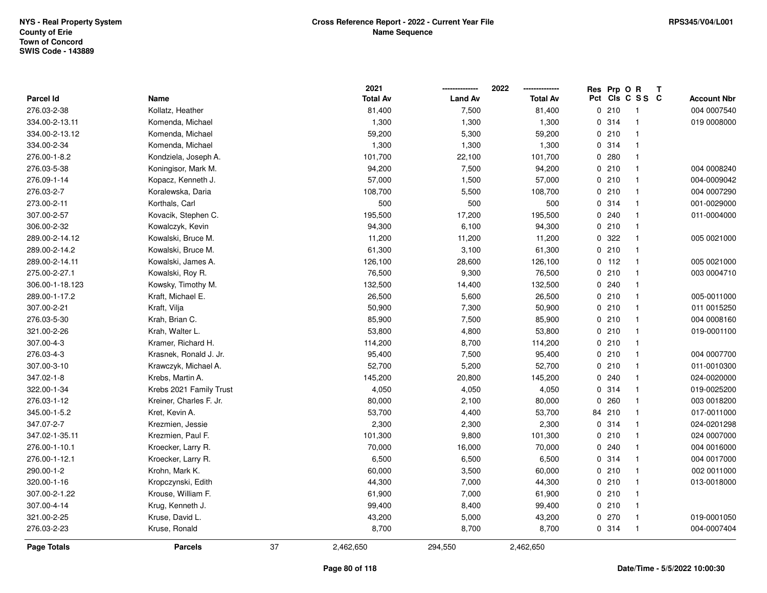NYS - Real Property System
County of Erie
Town of Concord
SWIS Code - 143889

**Cross Reference Report - 2022 - Current Year File**
**Name Sequence**

RPS345/V04/L001

| Parcel Id | Name | 2021 Total Av | 2022 Land Av | 2022 Total Av | Res Pct | Prp Cls | O C | R S S | T C | Account Nbr |
|---|---|---|---|---|---|---|---|---|---|---|
| 276.03-2-38 | Kollatz, Heather | 81,400 | 7,500 | 81,400 | 0 | 210 | | 1 | | 004 0007540 |
| 334.00-2-13.11 | Komenda, Michael | 1,300 | 1,300 | 1,300 | 0 | 314 | | 1 | | 019 0008000 |
| 334.00-2-13.12 | Komenda, Michael | 59,200 | 5,300 | 59,200 | 0 | 210 | | 1 | | |
| 334.00-2-34 | Komenda, Michael | 1,300 | 1,300 | 1,300 | 0 | 314 | | 1 | | |
| 276.00-1-8.2 | Kondziela, Joseph A. | 101,700 | 22,100 | 101,700 | 0 | 280 | | 1 | | |
| 276.03-5-38 | Koningisor, Mark M. | 94,200 | 7,500 | 94,200 | 0 | 210 | | 1 | | 004 0008240 |
| 276.09-1-14 | Kopacz, Kenneth J. | 57,000 | 1,500 | 57,000 | 0 | 210 | | 1 | | 004-0009042 |
| 276.03-2-7 | Koralewska, Daria | 108,700 | 5,500 | 108,700 | 0 | 210 | | 1 | | 004 0007290 |
| 273.00-2-11 | Korthals, Carl | 500 | 500 | 500 | 0 | 314 | | 1 | | 001-0029000 |
| 307.00-2-57 | Kovacik, Stephen C. | 195,500 | 17,200 | 195,500 | 0 | 240 | | 1 | | 011-0004000 |
| 306.00-2-32 | Kowalczyk, Kevin | 94,300 | 6,100 | 94,300 | 0 | 210 | | 1 | | |
| 289.00-2-14.12 | Kowalski, Bruce M. | 11,200 | 11,200 | 11,200 | 0 | 322 | | 1 | | 005 0021000 |
| 289.00-2-14.2 | Kowalski, Bruce M. | 61,300 | 3,100 | 61,300 | 0 | 210 | | 1 | | |
| 289.00-2-14.11 | Kowalski, James A. | 126,100 | 28,600 | 126,100 | 0 | 112 | | 1 | | 005 0021000 |
| 275.00-2-27.1 | Kowalski, Roy R. | 76,500 | 9,300 | 76,500 | 0 | 210 | | 1 | | 003 0004710 |
| 306.00-1-18.123 | Kowsky, Timothy M. | 132,500 | 14,400 | 132,500 | 0 | 240 | | 1 | | |
| 289.00-1-17.2 | Kraft, Michael E. | 26,500 | 5,600 | 26,500 | 0 | 210 | | 1 | | 005-0011000 |
| 307.00-2-21 | Kraft, Vilja | 50,900 | 7,300 | 50,900 | 0 | 210 | | 1 | | 011 0015250 |
| 276.03-5-30 | Krah, Brian C. | 85,900 | 7,500 | 85,900 | 0 | 210 | | 1 | | 004 0008160 |
| 321.00-2-26 | Krah, Walter L. | 53,800 | 4,800 | 53,800 | 0 | 210 | | 1 | | 019-0001100 |
| 307.00-4-3 | Kramer, Richard H. | 114,200 | 8,700 | 114,200 | 0 | 210 | | 1 | | |
| 276.03-4-3 | Krasnek, Ronald J. Jr. | 95,400 | 7,500 | 95,400 | 0 | 210 | | 1 | | 004 0007700 |
| 307.00-3-10 | Krawczyk, Michael A. | 52,700 | 5,200 | 52,700 | 0 | 210 | | 1 | | 011-0010300 |
| 347.02-1-8 | Krebs, Martin A. | 145,200 | 20,800 | 145,200 | 0 | 240 | | 1 | | 024-0020000 |
| 322.00-1-34 | Krebs 2021 Family Trust | 4,050 | 4,050 | 4,050 | 0 | 314 | | 1 | | 019-0025200 |
| 276.03-1-12 | Kreiner, Charles F. Jr. | 80,000 | 2,100 | 80,000 | 0 | 260 | | 1 | | 003 0018200 |
| 345.00-1-5.2 | Kret, Kevin A. | 53,700 | 4,400 | 53,700 | 84 | 210 | | 1 | | 017-0011000 |
| 347.07-2-7 | Krezmien, Jessie | 2,300 | 2,300 | 2,300 | 0 | 314 | | 1 | | 024-0201298 |
| 347.02-1-35.11 | Krezmien, Paul F. | 101,300 | 9,800 | 101,300 | 0 | 210 | | 1 | | 024 0007000 |
| 276.00-1-10.1 | Kroecker, Larry R. | 70,000 | 16,000 | 70,000 | 0 | 240 | | 1 | | 004 0016000 |
| 276.00-1-12.1 | Kroecker, Larry R. | 6,500 | 6,500 | 6,500 | 0 | 314 | | 1 | | 004 0017000 |
| 290.00-1-2 | Krohn, Mark K. | 60,000 | 3,500 | 60,000 | 0 | 210 | | 1 | | 002 0011000 |
| 320.00-1-16 | Kropczynski, Edith | 44,300 | 7,000 | 44,300 | 0 | 210 | | 1 | | 013-0018000 |
| 307.00-2-1.22 | Krouse, William F. | 61,900 | 7,000 | 61,900 | 0 | 210 | | 1 | | |
| 307.00-4-14 | Krug, Kenneth J. | 99,400 | 8,400 | 99,400 | 0 | 210 | | 1 | | |
| 321.00-2-25 | Kruse, David L. | 43,200 | 5,000 | 43,200 | 0 | 270 | | 1 | | 019-0001050 |
| 276.03-2-23 | Kruse, Ronald | 8,700 | 8,700 | 8,700 | 0 | 314 | | 1 | | 004-0007404 |
| **Page Totals** | **Parcels** 37 | 2,462,650 | 294,550 | 2,462,650 | | | | | | |

Date/Time - 5/5/2022 10:00:30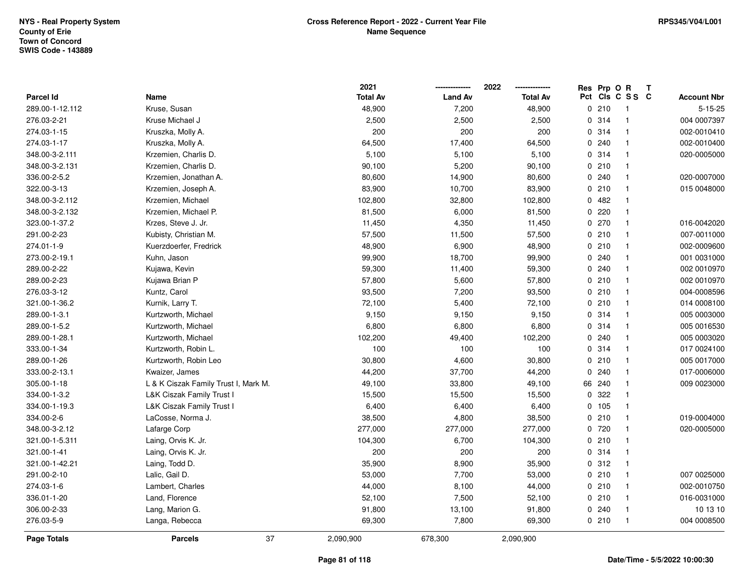NYS - Real Property System
County of Erie
Town of Concord
SWIS Code - 143889

**Cross Reference Report - 2022 - Current Year File**
**Name Sequence**

RPS345/V04/L001

| Parcel Id | Name | 2021 Total Av | 2022 Land Av | 2022 Total Av | Res Pct | Prp Cls | O C | R S S | T C | Account Nbr |
|---|---|---|---|---|---|---|---|---|---|---|
| 289.00-1-12.112 | Kruse, Susan | 48,900 | 7,200 | 48,900 | 0 | 210 | | 1 | | 5-15-25 |
| 276.03-2-21 | Kruse Michael J | 2,500 | 2,500 | 2,500 | 0 | 314 | | 1 | | 004 0007397 |
| 274.03-1-15 | Kruszka, Molly A. | 200 | 200 | 200 | 0 | 314 | | 1 | | 002-0010410 |
| 274.03-1-17 | Kruszka, Molly A. | 64,500 | 17,400 | 64,500 | 0 | 240 | | 1 | | 002-0010400 |
| 348.00-3-2.111 | Krzemien, Charlis D. | 5,100 | 5,100 | 5,100 | 0 | 314 | | 1 | | 020-0005000 |
| 348.00-3-2.131 | Krzemien, Charlis D. | 90,100 | 5,200 | 90,100 | 0 | 210 | | 1 | | |
| 336.00-2-5.2 | Krzemien, Jonathan A. | 80,600 | 14,900 | 80,600 | 0 | 240 | | 1 | | 020-0007000 |
| 322.00-3-13 | Krzemien, Joseph A. | 83,900 | 10,700 | 83,900 | 0 | 210 | | 1 | | 015 0048000 |
| 348.00-3-2.112 | Krzemien, Michael | 102,800 | 32,800 | 102,800 | 0 | 482 | | 1 | | |
| 348.00-3-2.132 | Krzemien, Michael P. | 81,500 | 6,000 | 81,500 | 0 | 220 | | 1 | | |
| 323.00-1-37.2 | Krzes, Steve J. Jr. | 11,450 | 4,350 | 11,450 | 0 | 270 | | 1 | | 016-0042020 |
| 291.00-2-23 | Kubisty, Christian M. | 57,500 | 11,500 | 57,500 | 0 | 210 | | 1 | | 007-0011000 |
| 274.01-1-9 | Kuerzdoerfer, Fredrick | 48,900 | 6,900 | 48,900 | 0 | 210 | | 1 | | 002-0009600 |
| 273.00-2-19.1 | Kuhn, Jason | 99,900 | 18,700 | 99,900 | 0 | 240 | | 1 | | 001 0031000 |
| 289.00-2-22 | Kujawa, Kevin | 59,300 | 11,400 | 59,300 | 0 | 240 | | 1 | | 002 0010970 |
| 289.00-2-23 | Kujawa Brian P | 57,800 | 5,600 | 57,800 | 0 | 210 | | 1 | | 002 0010970 |
| 276.03-3-12 | Kuntz, Carol | 93,500 | 7,200 | 93,500 | 0 | 210 | | 1 | | 004-0008596 |
| 321.00-1-36.2 | Kurnik, Larry T. | 72,100 | 5,400 | 72,100 | 0 | 210 | | 1 | | 014 0008100 |
| 289.00-1-3.1 | Kurtzworth, Michael | 9,150 | 9,150 | 9,150 | 0 | 314 | | 1 | | 005 0003000 |
| 289.00-1-5.2 | Kurtzworth, Michael | 6,800 | 6,800 | 6,800 | 0 | 314 | | 1 | | 005 0016530 |
| 289.00-1-28.1 | Kurtzworth, Michael | 102,200 | 49,400 | 102,200 | 0 | 240 | | 1 | | 005 0003020 |
| 333.00-1-34 | Kurtzworth, Robin L. | 100 | 100 | 100 | 0 | 314 | | 1 | | 017 0024100 |
| 289.00-1-26 | Kurtzworth, Robin Leo | 30,800 | 4,600 | 30,800 | 0 | 210 | | 1 | | 005 0017000 |
| 333.00-2-13.1 | Kwaizer, James | 44,200 | 37,700 | 44,200 | 0 | 240 | | 1 | | 017-0006000 |
| 305.00-1-18 | L & K Ciszak Family Trust I, Mark M. | 49,100 | 33,800 | 49,100 | 66 | 240 | | 1 | | 009 0023000 |
| 334.00-1-3.2 | L&K Ciszak Family Trust I | 15,500 | 15,500 | 15,500 | 0 | 322 | | 1 | | |
| 334.00-1-19.3 | L&K Ciszak Family Trust I | 6,400 | 6,400 | 6,400 | 0 | 105 | | 1 | | |
| 334.00-2-6 | LaCosse, Norma J. | 38,500 | 4,800 | 38,500 | 0 | 210 | | 1 | | 019-0004000 |
| 348.00-3-2.12 | Lafarge Corp | 277,000 | 277,000 | 277,000 | 0 | 720 | | 1 | | 020-0005000 |
| 321.00-1-5.311 | Laing, Orvis K. Jr. | 104,300 | 6,700 | 104,300 | 0 | 210 | | 1 | | |
| 321.00-1-41 | Laing, Orvis K. Jr. | 200 | 200 | 200 | 0 | 314 | | 1 | | |
| 321.00-1-42.21 | Laing, Todd D. | 35,900 | 8,900 | 35,900 | 0 | 312 | | 1 | | |
| 291.00-2-10 | Lalic, Gail D. | 53,000 | 7,700 | 53,000 | 0 | 210 | | 1 | | 007 0025000 |
| 274.03-1-6 | Lambert, Charles | 44,000 | 8,100 | 44,000 | 0 | 210 | | 1 | | 002-0010750 |
| 336.01-1-20 | Land, Florence | 52,100 | 7,500 | 52,100 | 0 | 210 | | 1 | | 016-0031000 |
| 306.00-2-33 | Lang, Marion G. | 91,800 | 13,100 | 91,800 | 0 | 240 | | 1 | | 10 13 10 |
| 276.03-5-9 | Langa, Rebecca | 69,300 | 7,800 | 69,300 | 0 | 210 | | 1 | | 004 0008500 |
| **Page Totals** | **Parcels** 37 | 2,090,900 | 678,300 | 2,090,900 | | | | | | |

Date/Time - 5/5/2022 10:00:30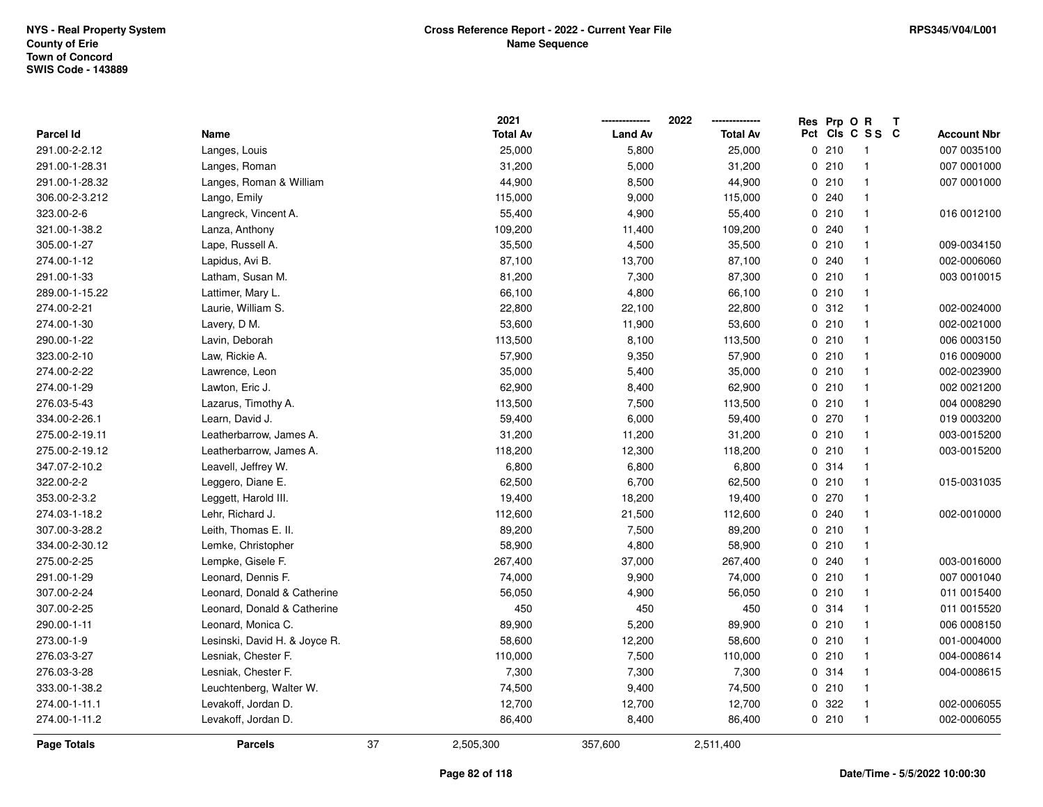NYS - Real Property System
County of Erie
Town of Concord
SWIS Code - 143889

**Cross Reference Report - 2022 - Current Year File**
**Name Sequence**

RPS345/V04/L001

| Parcel Id | Name | 2021 Total Av | 2022 Land Av | 2022 Total Av | Res Pct | Prp Cls | O C | R S S | T C | Account Nbr |
|---|---|---|---|---|---|---|---|---|---|---|
| 291.00-2-2.12 | Langes, Louis | 25,000 | 5,800 | 25,000 | 0 | 210 | | 1 | | 007 0035100 |
| 291.00-1-28.31 | Langes, Roman | 31,200 | 5,000 | 31,200 | 0 | 210 | | 1 | | 007 0001000 |
| 291.00-1-28.32 | Langes, Roman & William | 44,900 | 8,500 | 44,900 | 0 | 210 | | 1 | | 007 0001000 |
| 306.00-2-3.212 | Lango, Emily | 115,000 | 9,000 | 115,000 | 0 | 240 | | 1 | | |
| 323.00-2-6 | Langreck, Vincent A. | 55,400 | 4,900 | 55,400 | 0 | 210 | | 1 | | 016 0012100 |
| 321.00-1-38.2 | Lanza, Anthony | 109,200 | 11,400 | 109,200 | 0 | 240 | | 1 | | |
| 305.00-1-27 | Lape, Russell A. | 35,500 | 4,500 | 35,500 | 0 | 210 | | 1 | | 009-0034150 |
| 274.00-1-12 | Lapidus, Avi B. | 87,100 | 13,700 | 87,100 | 0 | 240 | | 1 | | 002-0006060 |
| 291.00-1-33 | Latham, Susan M. | 81,200 | 7,300 | 87,300 | 0 | 210 | | 1 | | 003 0010015 |
| 289.00-1-15.22 | Lattimer, Mary L. | 66,100 | 4,800 | 66,100 | 0 | 210 | | 1 | | |
| 274.00-2-21 | Laurie, William S. | 22,800 | 22,100 | 22,800 | 0 | 312 | | 1 | | 002-0024000 |
| 274.00-1-30 | Lavery, D M. | 53,600 | 11,900 | 53,600 | 0 | 210 | | 1 | | 002-0021000 |
| 290.00-1-22 | Lavin, Deborah | 113,500 | 8,100 | 113,500 | 0 | 210 | | 1 | | 006 0003150 |
| 323.00-2-10 | Law, Rickie A. | 57,900 | 9,350 | 57,900 | 0 | 210 | | 1 | | 016 0009000 |
| 274.00-2-22 | Lawrence, Leon | 35,000 | 5,400 | 35,000 | 0 | 210 | | 1 | | 002-0023900 |
| 274.00-1-29 | Lawton, Eric J. | 62,900 | 8,400 | 62,900 | 0 | 210 | | 1 | | 002 0021200 |
| 276.03-5-43 | Lazarus, Timothy A. | 113,500 | 7,500 | 113,500 | 0 | 210 | | 1 | | 004 0008290 |
| 334.00-2-26.1 | Learn, David J. | 59,400 | 6,000 | 59,400 | 0 | 270 | | 1 | | 019 0003200 |
| 275.00-2-19.11 | Leatherbarrow, James A. | 31,200 | 11,200 | 31,200 | 0 | 210 | | 1 | | 003-0015200 |
| 275.00-2-19.12 | Leatherbarrow, James A. | 118,200 | 12,300 | 118,200 | 0 | 210 | | 1 | | 003-0015200 |
| 347.07-2-10.2 | Leavell, Jeffrey W. | 6,800 | 6,800 | 6,800 | 0 | 314 | | 1 | | |
| 322.00-2-2 | Leggero, Diane E. | 62,500 | 6,700 | 62,500 | 0 | 210 | | 1 | | 015-0031035 |
| 353.00-2-3.2 | Leggett, Harold III. | 19,400 | 18,200 | 19,400 | 0 | 270 | | 1 | | |
| 274.03-1-18.2 | Lehr, Richard J. | 112,600 | 21,500 | 112,600 | 0 | 240 | | 1 | | 002-0010000 |
| 307.00-3-28.2 | Leith, Thomas E. II. | 89,200 | 7,500 | 89,200 | 0 | 210 | | 1 | | |
| 334.00-2-30.12 | Lemke, Christopher | 58,900 | 4,800 | 58,900 | 0 | 210 | | 1 | | |
| 275.00-2-25 | Lempke, Gisele F. | 267,400 | 37,000 | 267,400 | 0 | 240 | | 1 | | 003-0016000 |
| 291.00-1-29 | Leonard, Dennis F. | 74,000 | 9,900 | 74,000 | 0 | 210 | | 1 | | 007 0001040 |
| 307.00-2-24 | Leonard, Donald & Catherine | 56,050 | 4,900 | 56,050 | 0 | 210 | | 1 | | 011 0015400 |
| 307.00-2-25 | Leonard, Donald & Catherine | 450 | 450 | 450 | 0 | 314 | | 1 | | 011 0015520 |
| 290.00-1-11 | Leonard, Monica C. | 89,900 | 5,200 | 89,900 | 0 | 210 | | 1 | | 006 0008150 |
| 273.00-1-9 | Lesinski, David H. & Joyce R. | 58,600 | 12,200 | 58,600 | 0 | 210 | | 1 | | 001-0004000 |
| 276.03-3-27 | Lesniak, Chester F. | 110,000 | 7,500 | 110,000 | 0 | 210 | | 1 | | 004-0008614 |
| 276.03-3-28 | Lesniak, Chester F. | 7,300 | 7,300 | 7,300 | 0 | 314 | | 1 | | 004-0008615 |
| 333.00-1-38.2 | Leuchtenberg, Walter W. | 74,500 | 9,400 | 74,500 | 0 | 210 | | 1 | | |
| 274.00-1-11.1 | Levakoff, Jordan D. | 12,700 | 12,700 | 12,700 | 0 | 322 | | 1 | | 002-0006055 |
| 274.00-1-11.2 | Levakoff, Jordan D. | 86,400 | 8,400 | 86,400 | 0 | 210 | | 1 | | 002-0006055 |
| **Page Totals** | **Parcels** 37 | 2,505,300 | 357,600 | 2,511,400 | | | | | | |

Date/Time - 5/5/2022 10:00:30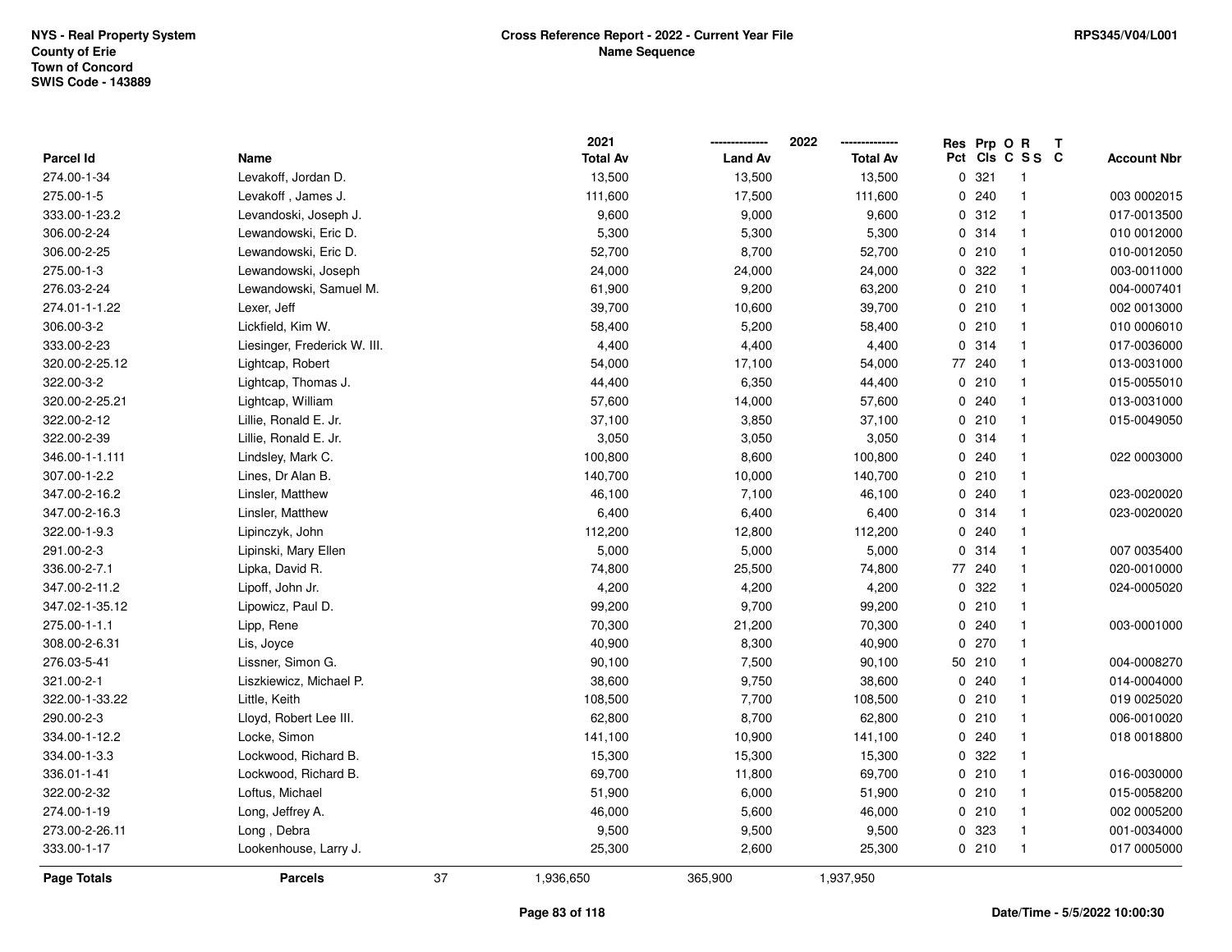NYS - Real Property System
County of Erie
Town of Concord
SWIS Code - 143889

**Cross Reference Report - 2022 - Current Year File**
**Name Sequence**

RPS345/V04/L001

| Parcel Id | Name | 2021 Total Av | 2022 Land Av | 2022 Total Av | Res Pct | Prp Cls | O C | R S S | T C | Account Nbr |
|---|---|---|---|---|---|---|---|---|---|---|
| 274.00-1-34 | Levakoff, Jordan D. | 13,500 | 13,500 | 13,500 | 0 | 321 | | 1 | | |
| 275.00-1-5 | Levakoff , James J. | 111,600 | 17,500 | 111,600 | 0 | 240 | | 1 | | 003 0002015 |
| 333.00-1-23.2 | Levandoski, Joseph J. | 9,600 | 9,000 | 9,600 | 0 | 312 | | 1 | | 017-0013500 |
| 306.00-2-24 | Lewandowski, Eric D. | 5,300 | 5,300 | 5,300 | 0 | 314 | | 1 | | 010 0012000 |
| 306.00-2-25 | Lewandowski, Eric D. | 52,700 | 8,700 | 52,700 | 0 | 210 | | 1 | | 010-0012050 |
| 275.00-1-3 | Lewandowski, Joseph | 24,000 | 24,000 | 24,000 | 0 | 322 | | 1 | | 003-0011000 |
| 276.03-2-24 | Lewandowski, Samuel M. | 61,900 | 9,200 | 63,200 | 0 | 210 | | 1 | | 004-0007401 |
| 274.01-1-1.22 | Lexer, Jeff | 39,700 | 10,600 | 39,700 | 0 | 210 | | 1 | | 002 0013000 |
| 306.00-3-2 | Lickfield, Kim W. | 58,400 | 5,200 | 58,400 | 0 | 210 | | 1 | | 010 0006010 |
| 333.00-2-23 | Liesinger, Frederick W. III. | 4,400 | 4,400 | 4,400 | 0 | 314 | | 1 | | 017-0036000 |
| 320.00-2-25.12 | Lightcap, Robert | 54,000 | 17,100 | 54,000 | 77 | 240 | | 1 | | 013-0031000 |
| 322.00-3-2 | Lightcap, Thomas J. | 44,400 | 6,350 | 44,400 | 0 | 210 | | 1 | | 015-0055010 |
| 320.00-2-25.21 | Lightcap, William | 57,600 | 14,000 | 57,600 | 0 | 240 | | 1 | | 013-0031000 |
| 322.00-2-12 | Lillie, Ronald E. Jr. | 37,100 | 3,850 | 37,100 | 0 | 210 | | 1 | | 015-0049050 |
| 322.00-2-39 | Lillie, Ronald E. Jr. | 3,050 | 3,050 | 3,050 | 0 | 314 | | 1 | | |
| 346.00-1-1.111 | Lindsley, Mark C. | 100,800 | 8,600 | 100,800 | 0 | 240 | | 1 | | 022 0003000 |
| 307.00-1-2.2 | Lines, Dr Alan B. | 140,700 | 10,000 | 140,700 | 0 | 210 | | 1 | | |
| 347.00-2-16.2 | Linsler, Matthew | 46,100 | 7,100 | 46,100 | 0 | 240 | | 1 | | 023-0020020 |
| 347.00-2-16.3 | Linsler, Matthew | 6,400 | 6,400 | 6,400 | 0 | 314 | | 1 | | 023-0020020 |
| 322.00-1-9.3 | Lipinczyk, John | 112,200 | 12,800 | 112,200 | 0 | 240 | | 1 | | |
| 291.00-2-3 | Lipinski, Mary Ellen | 5,000 | 5,000 | 5,000 | 0 | 314 | | 1 | | 007 0035400 |
| 336.00-2-7.1 | Lipka, David R. | 74,800 | 25,500 | 74,800 | 77 | 240 | | 1 | | 020-0010000 |
| 347.00-2-11.2 | Lipoff, John Jr. | 4,200 | 4,200 | 4,200 | 0 | 322 | | 1 | | 024-0005020 |
| 347.02-1-35.12 | Lipowicz, Paul D. | 99,200 | 9,700 | 99,200 | 0 | 210 | | 1 | | |
| 275.00-1-1.1 | Lipp, Rene | 70,300 | 21,200 | 70,300 | 0 | 240 | | 1 | | 003-0001000 |
| 308.00-2-6.31 | Lis, Joyce | 40,900 | 8,300 | 40,900 | 0 | 270 | | 1 | | |
| 276.03-5-41 | Lissner, Simon G. | 90,100 | 7,500 | 90,100 | 50 | 210 | | 1 | | 004-0008270 |
| 321.00-2-1 | Liszkiewicz, Michael P. | 38,600 | 9,750 | 38,600 | 0 | 240 | | 1 | | 014-0004000 |
| 322.00-1-33.22 | Little, Keith | 108,500 | 7,700 | 108,500 | 0 | 210 | | 1 | | 019 0025020 |
| 290.00-2-3 | Lloyd, Robert Lee III. | 62,800 | 8,700 | 62,800 | 0 | 210 | | 1 | | 006-0010020 |
| 334.00-1-12.2 | Locke, Simon | 141,100 | 10,900 | 141,100 | 0 | 240 | | 1 | | 018 0018800 |
| 334.00-1-3.3 | Lockwood, Richard B. | 15,300 | 15,300 | 15,300 | 0 | 322 | | 1 | | |
| 336.01-1-41 | Lockwood, Richard B. | 69,700 | 11,800 | 69,700 | 0 | 210 | | 1 | | 016-0030000 |
| 322.00-2-32 | Loftus, Michael | 51,900 | 6,000 | 51,900 | 0 | 210 | | 1 | | 015-0058200 |
| 274.00-1-19 | Long, Jeffrey A. | 46,000 | 5,600 | 46,000 | 0 | 210 | | 1 | | 002 0005200 |
| 273.00-2-26.11 | Long , Debra | 9,500 | 9,500 | 9,500 | 0 | 323 | | 1 | | 001-0034000 |
| 333.00-1-17 | Lookenhouse, Larry J. | 25,300 | 2,600 | 25,300 | 0 | 210 | | 1 | | 017 0005000 |
| **Page Totals** | **Parcels** 37 | 1,936,650 | 365,900 | 1,937,950 | | | | | | |

Date/Time - 5/5/2022 10:00:30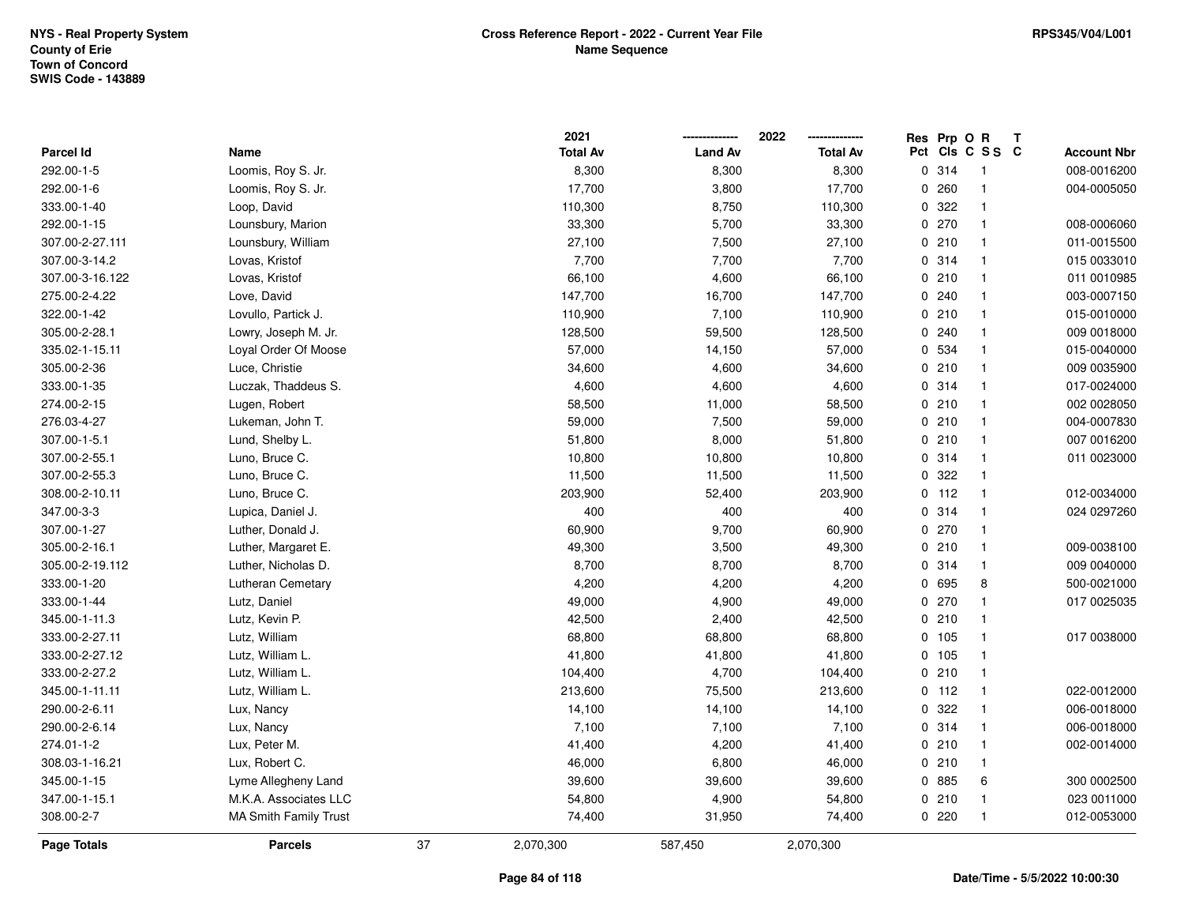NYS - Real Property System
County of Erie
Town of Concord
SWIS Code - 143889

**Cross Reference Report - 2022 - Current Year File**
**Name Sequence**

RPS345/V04/L001

| Parcel Id | Name | 2021 Total Av | 2022 Land Av | 2022 Total Av | Res Pct | Prp Cls | O C | R S S | T C | Account Nbr |
|---|---|---|---|---|---|---|---|---|---|---|
| 292.00-1-5 | Loomis, Roy S. Jr. | 8,300 | 8,300 | 8,300 | 0 | 314 | | 1 | | 008-0016200 |
| 292.00-1-6 | Loomis, Roy S. Jr. | 17,700 | 3,800 | 17,700 | 0 | 260 | | 1 | | 004-0005050 |
| 333.00-1-40 | Loop, David | 110,300 | 8,750 | 110,300 | 0 | 322 | | 1 | | |
| 292.00-1-15 | Lounsbury, Marion | 33,300 | 5,700 | 33,300 | 0 | 270 | | 1 | | 008-0006060 |
| 307.00-2-27.111 | Lounsbury, William | 27,100 | 7,500 | 27,100 | 0 | 210 | | 1 | | 011-0015500 |
| 307.00-3-14.2 | Lovas, Kristof | 7,700 | 7,700 | 7,700 | 0 | 314 | | 1 | | 015 0033010 |
| 307.00-3-16.122 | Lovas, Kristof | 66,100 | 4,600 | 66,100 | 0 | 210 | | 1 | | 011 0010985 |
| 275.00-2-4.22 | Love, David | 147,700 | 16,700 | 147,700 | 0 | 240 | | 1 | | 003-0007150 |
| 322.00-1-42 | Lovullo, Partick J. | 110,900 | 7,100 | 110,900 | 0 | 210 | | 1 | | 015-0010000 |
| 305.00-2-28.1 | Lowry, Joseph M. Jr. | 128,500 | 59,500 | 128,500 | 0 | 240 | | 1 | | 009 0018000 |
| 335.02-1-15.11 | Loyal Order Of Moose | 57,000 | 14,150 | 57,000 | 0 | 534 | | 1 | | 015-0040000 |
| 305.00-2-36 | Luce, Christie | 34,600 | 4,600 | 34,600 | 0 | 210 | | 1 | | 009 0035900 |
| 333.00-1-35 | Luczak, Thaddeus S. | 4,600 | 4,600 | 4,600 | 0 | 314 | | 1 | | 017-0024000 |
| 274.00-2-15 | Lugen, Robert | 58,500 | 11,000 | 58,500 | 0 | 210 | | 1 | | 002 0028050 |
| 276.03-4-27 | Lukeman, John T. | 59,000 | 7,500 | 59,000 | 0 | 210 | | 1 | | 004-0007830 |
| 307.00-1-5.1 | Lund, Shelby L. | 51,800 | 8,000 | 51,800 | 0 | 210 | | 1 | | 007 0016200 |
| 307.00-2-55.1 | Luno, Bruce C. | 10,800 | 10,800 | 10,800 | 0 | 314 | | 1 | | 011 0023000 |
| 307.00-2-55.3 | Luno, Bruce C. | 11,500 | 11,500 | 11,500 | 0 | 322 | | 1 | | |
| 308.00-2-10.11 | Luno, Bruce C. | 203,900 | 52,400 | 203,900 | 0 | 112 | | 1 | | 012-0034000 |
| 347.00-3-3 | Lupica, Daniel J. | 400 | 400 | 400 | 0 | 314 | | 1 | | 024 0297260 |
| 307.00-1-27 | Luther, Donald J. | 60,900 | 9,700 | 60,900 | 0 | 270 | | 1 | | |
| 305.00-2-16.1 | Luther, Margaret E. | 49,300 | 3,500 | 49,300 | 0 | 210 | | 1 | | 009-0038100 |
| 305.00-2-19.112 | Luther, Nicholas D. | 8,700 | 8,700 | 8,700 | 0 | 314 | | 1 | | 009 0040000 |
| 333.00-1-20 | Lutheran Cemetary | 4,200 | 4,200 | 4,200 | 0 | 695 | | 8 | | 500-0021000 |
| 333.00-1-44 | Lutz, Daniel | 49,000 | 4,900 | 49,000 | 0 | 270 | | 1 | | 017 0025035 |
| 345.00-1-11.3 | Lutz, Kevin P. | 42,500 | 2,400 | 42,500 | 0 | 210 | | 1 | | |
| 333.00-2-27.11 | Lutz, William | 68,800 | 68,800 | 68,800 | 0 | 105 | | 1 | | 017 0038000 |
| 333.00-2-27.12 | Lutz, William L. | 41,800 | 41,800 | 41,800 | 0 | 105 | | 1 | | |
| 333.00-2-27.2 | Lutz, William L. | 104,400 | 4,700 | 104,400 | 0 | 210 | | 1 | | |
| 345.00-1-11.11 | Lutz, William L. | 213,600 | 75,500 | 213,600 | 0 | 112 | | 1 | | 022-0012000 |
| 290.00-2-6.11 | Lux, Nancy | 14,100 | 14,100 | 14,100 | 0 | 322 | | 1 | | 006-0018000 |
| 290.00-2-6.14 | Lux, Nancy | 7,100 | 7,100 | 7,100 | 0 | 314 | | 1 | | 006-0018000 |
| 274.01-1-2 | Lux, Peter M. | 41,400 | 4,200 | 41,400 | 0 | 210 | | 1 | | 002-0014000 |
| 308.03-1-16.21 | Lux, Robert C. | 46,000 | 6,800 | 46,000 | 0 | 210 | | 1 | | |
| 345.00-1-15 | Lyme Allegheny Land | 39,600 | 39,600 | 39,600 | 0 | 885 | | 6 | | 300 0002500 |
| 347.00-1-15.1 | M.K.A. Associates LLC | 54,800 | 4,900 | 54,800 | 0 | 210 | | 1 | | 023 0011000 |
| 308.00-2-7 | MA Smith Family Trust | 74,400 | 31,950 | 74,400 | 0 | 220 | | 1 | | 012-0053000 |
| **Page Totals** | **Parcels** 37 | 2,070,300 | 587,450 | 2,070,300 | | | | | | |

Date/Time - 5/5/2022 10:00:30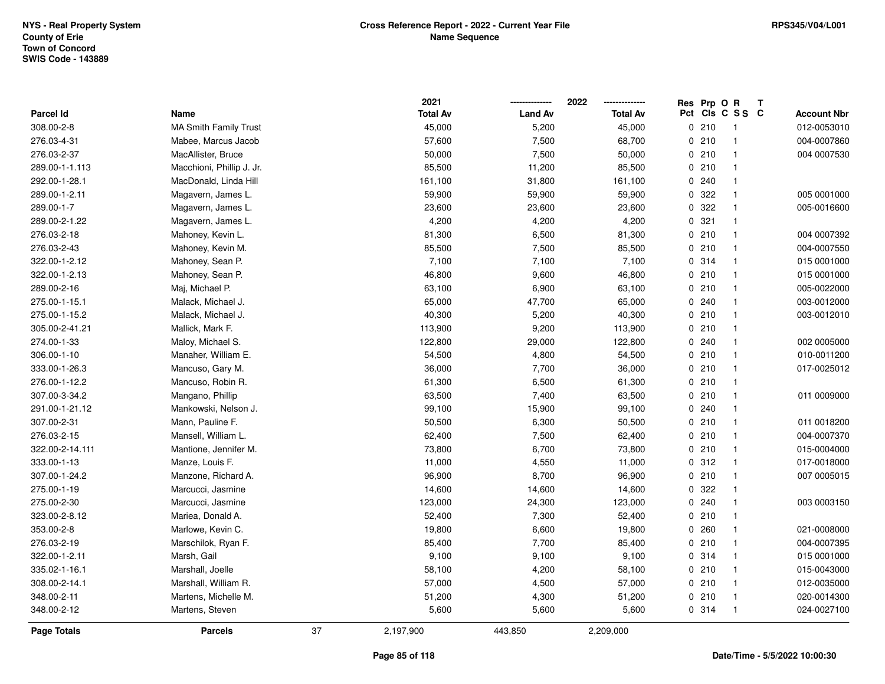NYS - Real Property System
County of Erie
Town of Concord
SWIS Code - 143889

**Cross Reference Report - 2022 - Current Year File**
**Name Sequence**

RPS345/V04/L001

| Parcel Id | Name | 2021 Total Av | 2022 Land Av | 2022 Total Av | Res Pct | Prp Cls | O C | R S S | T C | Account Nbr |
|---|---|---|---|---|---|---|---|---|---|---|
| 308.00-2-8 | MA Smith Family Trust | 45,000 | 5,200 | 45,000 | 0 | 210 | | 1 | | 012-0053010 |
| 276.03-4-31 | Mabee, Marcus Jacob | 57,600 | 7,500 | 68,700 | 0 | 210 | | 1 | | 004-0007860 |
| 276.03-2-37 | MacAllister, Bruce | 50,000 | 7,500 | 50,000 | 0 | 210 | | 1 | | 004 0007530 |
| 289.00-1-1.113 | Macchioni, Phillip J. Jr. | 85,500 | 11,200 | 85,500 | 0 | 210 | | 1 | | |
| 292.00-1-28.1 | MacDonald, Linda Hill | 161,100 | 31,800 | 161,100 | 0 | 240 | | 1 | | |
| 289.00-1-2.11 | Magavern, James L. | 59,900 | 59,900 | 59,900 | 0 | 322 | | 1 | | 005 0001000 |
| 289.00-1-7 | Magavern, James L. | 23,600 | 23,600 | 23,600 | 0 | 322 | | 1 | | 005-0016600 |
| 289.00-2-1.22 | Magavern, James L. | 4,200 | 4,200 | 4,200 | 0 | 321 | | 1 | | |
| 276.03-2-18 | Mahoney, Kevin L. | 81,300 | 6,500 | 81,300 | 0 | 210 | | 1 | | 004 0007392 |
| 276.03-2-43 | Mahoney, Kevin M. | 85,500 | 7,500 | 85,500 | 0 | 210 | | 1 | | 004-0007550 |
| 322.00-1-2.12 | Mahoney, Sean P. | 7,100 | 7,100 | 7,100 | 0 | 314 | | 1 | | 015 0001000 |
| 322.00-1-2.13 | Mahoney, Sean P. | 46,800 | 9,600 | 46,800 | 0 | 210 | | 1 | | 015 0001000 |
| 289.00-2-16 | Maj, Michael P. | 63,100 | 6,900 | 63,100 | 0 | 210 | | 1 | | 005-0022000 |
| 275.00-1-15.1 | Malack, Michael J. | 65,000 | 47,700 | 65,000 | 0 | 240 | | 1 | | 003-0012000 |
| 275.00-1-15.2 | Malack, Michael J. | 40,300 | 5,200 | 40,300 | 0 | 210 | | 1 | | 003-0012010 |
| 305.00-2-41.21 | Mallick, Mark F. | 113,900 | 9,200 | 113,900 | 0 | 210 | | 1 | | |
| 274.00-1-33 | Maloy, Michael S. | 122,800 | 29,000 | 122,800 | 0 | 240 | | 1 | | 002 0005000 |
| 306.00-1-10 | Manaher, William E. | 54,500 | 4,800 | 54,500 | 0 | 210 | | 1 | | 010-0011200 |
| 333.00-1-26.3 | Mancuso, Gary M. | 36,000 | 7,700 | 36,000 | 0 | 210 | | 1 | | 017-0025012 |
| 276.00-1-12.2 | Mancuso, Robin R. | 61,300 | 6,500 | 61,300 | 0 | 210 | | 1 | | |
| 307.00-3-34.2 | Mangano, Phillip | 63,500 | 7,400 | 63,500 | 0 | 210 | | 1 | | 011 0009000 |
| 291.00-1-21.12 | Mankowski, Nelson J. | 99,100 | 15,900 | 99,100 | 0 | 240 | | 1 | | |
| 307.00-2-31 | Mann, Pauline F. | 50,500 | 6,300 | 50,500 | 0 | 210 | | 1 | | 011 0018200 |
| 276.03-2-15 | Mansell, William L. | 62,400 | 7,500 | 62,400 | 0 | 210 | | 1 | | 004-0007370 |
| 322.00-2-14.111 | Mantione, Jennifer M. | 73,800 | 6,700 | 73,800 | 0 | 210 | | 1 | | 015-0004000 |
| 333.00-1-13 | Manze, Louis F. | 11,000 | 4,550 | 11,000 | 0 | 312 | | 1 | | 017-0018000 |
| 307.00-1-24.2 | Manzone, Richard A. | 96,900 | 8,700 | 96,900 | 0 | 210 | | 1 | | 007 0005015 |
| 275.00-1-19 | Marcucci, Jasmine | 14,600 | 14,600 | 14,600 | 0 | 322 | | 1 | | |
| 275.00-2-30 | Marcucci, Jasmine | 123,000 | 24,300 | 123,000 | 0 | 240 | | 1 | | 003 0003150 |
| 323.00-2-8.12 | Mariea, Donald A. | 52,400 | 7,300 | 52,400 | 0 | 210 | | 1 | | |
| 353.00-2-8 | Marlowe, Kevin C. | 19,800 | 6,600 | 19,800 | 0 | 260 | | 1 | | 021-0008000 |
| 276.03-2-19 | Marschilok, Ryan F. | 85,400 | 7,700 | 85,400 | 0 | 210 | | 1 | | 004-0007395 |
| 322.00-1-2.11 | Marsh, Gail | 9,100 | 9,100 | 9,100 | 0 | 314 | | 1 | | 015 0001000 |
| 335.02-1-16.1 | Marshall, Joelle | 58,100 | 4,200 | 58,100 | 0 | 210 | | 1 | | 015-0043000 |
| 308.00-2-14.1 | Marshall, William R. | 57,000 | 4,500 | 57,000 | 0 | 210 | | 1 | | 012-0035000 |
| 348.00-2-11 | Martens, Michelle M. | 51,200 | 4,300 | 51,200 | 0 | 210 | | 1 | | 020-0014300 |
| 348.00-2-12 | Martens, Steven | 5,600 | 5,600 | 5,600 | 0 | 314 | | 1 | | 024-0027100 |
| **Page Totals** | **Parcels** 37 | 2,197,900 | 443,850 | 2,209,000 | | | | | | |

Date/Time - 5/5/2022 10:00:30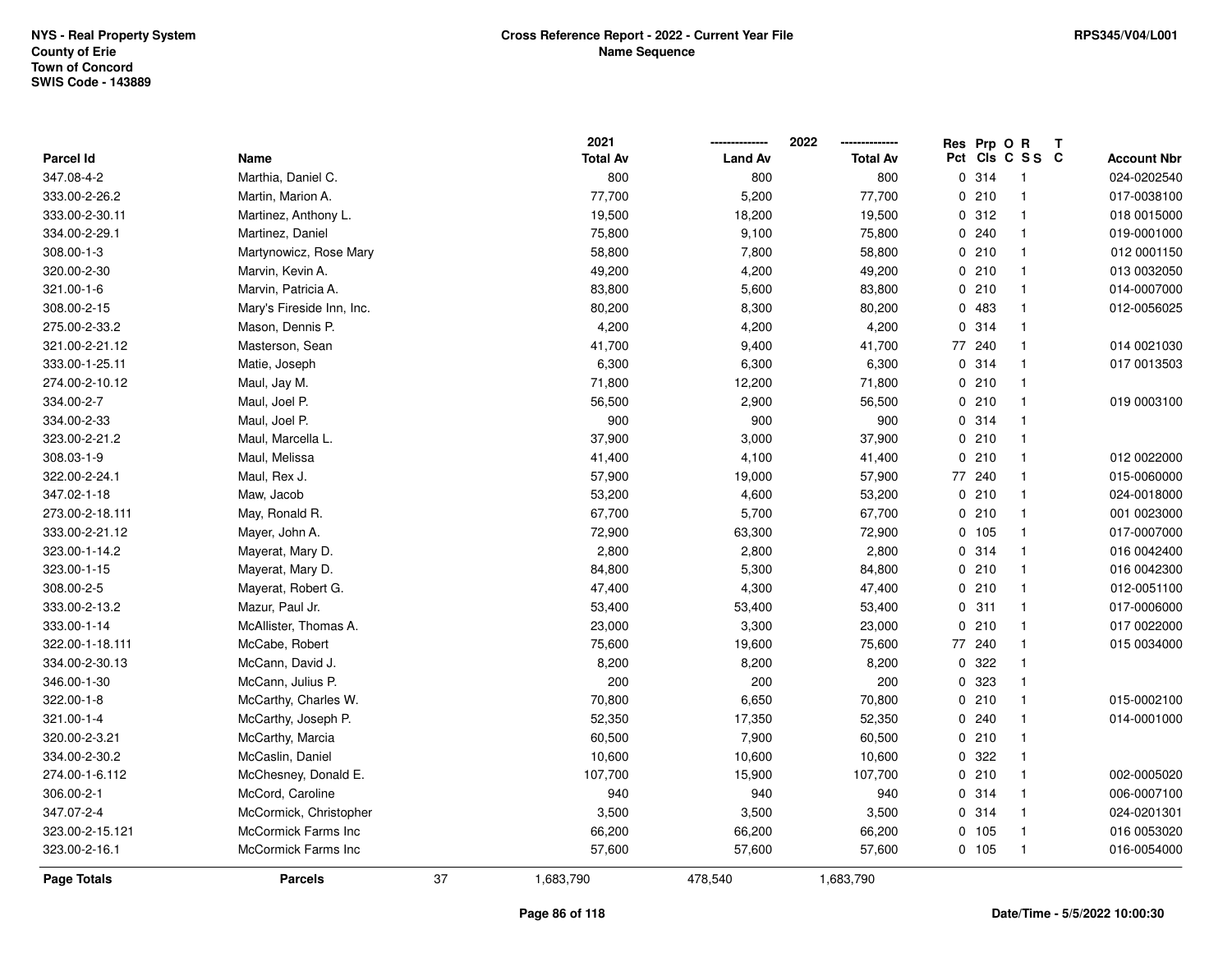NYS - Real Property System
County of Erie
Town of Concord
SWIS Code - 143889

**Cross Reference Report - 2022 - Current Year File**
**Name Sequence**

RPS345/V04/L001

| Parcel Id | Name | 2021 Total Av | 2022 Land Av | 2022 Total Av | Res Pct | Prp Cls | O C | R S S | T C | Account Nbr |
|---|---|---|---|---|---|---|---|---|---|---|
| 347.08-4-2 | Marthia, Daniel C. | 800 | 800 | 800 | 0 | 314 | | 1 | | 024-0202540 |
| 333.00-2-26.2 | Martin, Marion A. | 77,700 | 5,200 | 77,700 | 0 | 210 | | 1 | | 017-0038100 |
| 333.00-2-30.11 | Martinez, Anthony L. | 19,500 | 18,200 | 19,500 | 0 | 312 | | 1 | | 018 0015000 |
| 334.00-2-29.1 | Martinez, Daniel | 75,800 | 9,100 | 75,800 | 0 | 240 | | 1 | | 019-0001000 |
| 308.00-1-3 | Martynowicz, Rose Mary | 58,800 | 7,800 | 58,800 | 0 | 210 | | 1 | | 012 0001150 |
| 320.00-2-30 | Marvin, Kevin A. | 49,200 | 4,200 | 49,200 | 0 | 210 | | 1 | | 013 0032050 |
| 321.00-1-6 | Marvin, Patricia A. | 83,800 | 5,600 | 83,800 | 0 | 210 | | 1 | | 014-0007000 |
| 308.00-2-15 | Mary's Fireside Inn, Inc. | 80,200 | 8,300 | 80,200 | 0 | 483 | | 1 | | 012-0056025 |
| 275.00-2-33.2 | Mason, Dennis P. | 4,200 | 4,200 | 4,200 | 0 | 314 | | 1 | | |
| 321.00-2-21.12 | Masterson, Sean | 41,700 | 9,400 | 41,700 | 77 | 240 | | 1 | | 014 0021030 |
| 333.00-1-25.11 | Matie, Joseph | 6,300 | 6,300 | 6,300 | 0 | 314 | | 1 | | 017 0013503 |
| 274.00-2-10.12 | Maul, Jay M. | 71,800 | 12,200 | 71,800 | 0 | 210 | | 1 | | |
| 334.00-2-7 | Maul, Joel P. | 56,500 | 2,900 | 56,500 | 0 | 210 | | 1 | | 019 0003100 |
| 334.00-2-33 | Maul, Joel P. | 900 | 900 | 900 | 0 | 314 | | 1 | | |
| 323.00-2-21.2 | Maul, Marcella L. | 37,900 | 3,000 | 37,900 | 0 | 210 | | 1 | | |
| 308.03-1-9 | Maul, Melissa | 41,400 | 4,100 | 41,400 | 0 | 210 | | 1 | | 012 0022000 |
| 322.00-2-24.1 | Maul, Rex J. | 57,900 | 19,000 | 57,900 | 77 | 240 | | 1 | | 015-0060000 |
| 347.02-1-18 | Maw, Jacob | 53,200 | 4,600 | 53,200 | 0 | 210 | | 1 | | 024-0018000 |
| 273.00-2-18.111 | May, Ronald R. | 67,700 | 5,700 | 67,700 | 0 | 210 | | 1 | | 001 0023000 |
| 333.00-2-21.12 | Mayer, John A. | 72,900 | 63,300 | 72,900 | 0 | 105 | | 1 | | 017-0007000 |
| 323.00-1-14.2 | Mayerat, Mary D. | 2,800 | 2,800 | 2,800 | 0 | 314 | | 1 | | 016 0042400 |
| 323.00-1-15 | Mayerat, Mary D. | 84,800 | 5,300 | 84,800 | 0 | 210 | | 1 | | 016 0042300 |
| 308.00-2-5 | Mayerat, Robert G. | 47,400 | 4,300 | 47,400 | 0 | 210 | | 1 | | 012-0051100 |
| 333.00-2-13.2 | Mazur, Paul Jr. | 53,400 | 53,400 | 53,400 | 0 | 311 | | 1 | | 017-0006000 |
| 333.00-1-14 | McAllister, Thomas A. | 23,000 | 3,300 | 23,000 | 0 | 210 | | 1 | | 017 0022000 |
| 322.00-1-18.111 | McCabe, Robert | 75,600 | 19,600 | 75,600 | 77 | 240 | | 1 | | 015 0034000 |
| 334.00-2-30.13 | McCann, David J. | 8,200 | 8,200 | 8,200 | 0 | 322 | | 1 | | |
| 346.00-1-30 | McCann, Julius P. | 200 | 200 | 200 | 0 | 323 | | 1 | | |
| 322.00-1-8 | McCarthy, Charles W. | 70,800 | 6,650 | 70,800 | 0 | 210 | | 1 | | 015-0002100 |
| 321.00-1-4 | McCarthy, Joseph P. | 52,350 | 17,350 | 52,350 | 0 | 240 | | 1 | | 014-0001000 |
| 320.00-2-3.21 | McCarthy, Marcia | 60,500 | 7,900 | 60,500 | 0 | 210 | | 1 | | |
| 334.00-2-30.2 | McCaslin, Daniel | 10,600 | 10,600 | 10,600 | 0 | 322 | | 1 | | |
| 274.00-1-6.112 | McChesney, Donald E. | 107,700 | 15,900 | 107,700 | 0 | 210 | | 1 | | 002-0005020 |
| 306.00-2-1 | McCord, Caroline | 940 | 940 | 940 | 0 | 314 | | 1 | | 006-0007100 |
| 347.07-2-4 | McCormick, Christopher | 3,500 | 3,500 | 3,500 | 0 | 314 | | 1 | | 024-0201301 |
| 323.00-2-15.121 | McCormick Farms Inc | 66,200 | 66,200 | 66,200 | 0 | 105 | | 1 | | 016 0053020 |
| 323.00-2-16.1 | McCormick Farms Inc | 57,600 | 57,600 | 57,600 | 0 | 105 | | 1 | | 016-0054000 |
| **Page Totals** | **Parcels** 37 | 1,683,790 | 478,540 | 1,683,790 | | | | | | |

Date/Time - 5/5/2022 10:00:30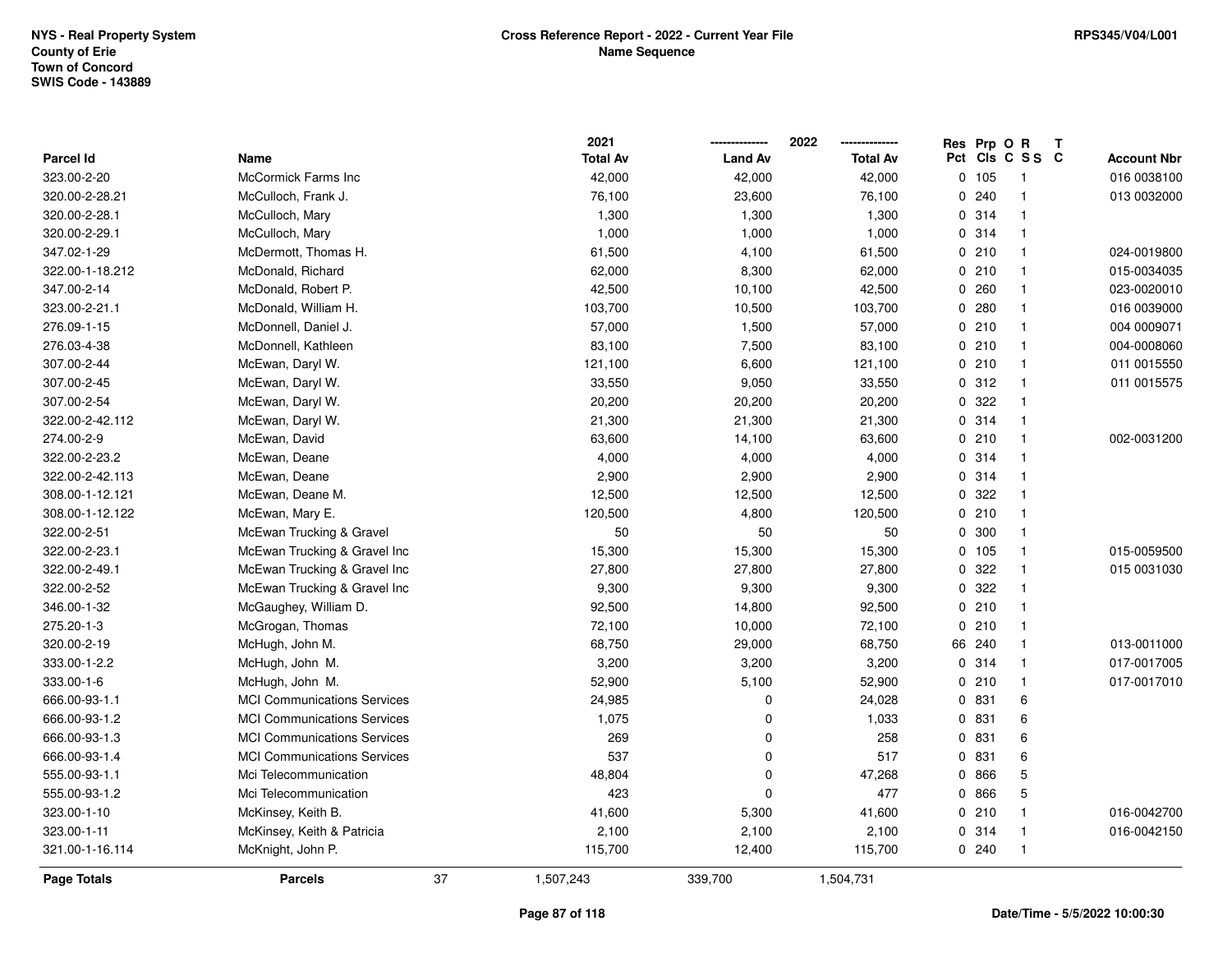NYS - Real Property System
County of Erie
Town of Concord
SWIS Code - 143889

**Cross Reference Report - 2022 - Current Year File**
**Name Sequence**

RPS345/V04/L001

| Parcel Id | Name | 2021 Total Av | 2022 Land Av | 2022 Total Av | Res Pct | Prp Cls | O C | R S S | T C | Account Nbr |
|---|---|---|---|---|---|---|---|---|---|---|
| 323.00-2-20 | McCormick Farms Inc | 42,000 | 42,000 | 42,000 | 0 | 105 | | 1 | | 016 0038100 |
| 320.00-2-28.21 | McCulloch, Frank J. | 76,100 | 23,600 | 76,100 | 0 | 240 | | 1 | | 013 0032000 |
| 320.00-2-28.1 | McCulloch, Mary | 1,300 | 1,300 | 1,300 | 0 | 314 | | 1 | | |
| 320.00-2-29.1 | McCulloch, Mary | 1,000 | 1,000 | 1,000 | 0 | 314 | | 1 | | |
| 347.02-1-29 | McDermott, Thomas H. | 61,500 | 4,100 | 61,500 | 0 | 210 | | 1 | | 024-0019800 |
| 322.00-1-18.212 | McDonald, Richard | 62,000 | 8,300 | 62,000 | 0 | 210 | | 1 | | 015-0034035 |
| 347.00-2-14 | McDonald, Robert P. | 42,500 | 10,100 | 42,500 | 0 | 260 | | 1 | | 023-0020010 |
| 323.00-2-21.1 | McDonald, William H. | 103,700 | 10,500 | 103,700 | 0 | 280 | | 1 | | 016 0039000 |
| 276.09-1-15 | McDonnell, Daniel J. | 57,000 | 1,500 | 57,000 | 0 | 210 | | 1 | | 004 0009071 |
| 276.03-4-38 | McDonnell, Kathleen | 83,100 | 7,500 | 83,100 | 0 | 210 | | 1 | | 004-0008060 |
| 307.00-2-44 | McEwan, Daryl W. | 121,100 | 6,600 | 121,100 | 0 | 210 | | 1 | | 011 0015550 |
| 307.00-2-45 | McEwan, Daryl W. | 33,550 | 9,050 | 33,550 | 0 | 312 | | 1 | | 011 0015575 |
| 307.00-2-54 | McEwan, Daryl W. | 20,200 | 20,200 | 20,200 | 0 | 322 | | 1 | | |
| 322.00-2-42.112 | McEwan, Daryl W. | 21,300 | 21,300 | 21,300 | 0 | 314 | | 1 | | |
| 274.00-2-9 | McEwan, David | 63,600 | 14,100 | 63,600 | 0 | 210 | | 1 | | 002-0031200 |
| 322.00-2-23.2 | McEwan, Deane | 4,000 | 4,000 | 4,000 | 0 | 314 | | 1 | | |
| 322.00-2-42.113 | McEwan, Deane | 2,900 | 2,900 | 2,900 | 0 | 314 | | 1 | | |
| 308.00-1-12.121 | McEwan, Deane M. | 12,500 | 12,500 | 12,500 | 0 | 322 | | 1 | | |
| 308.00-1-12.122 | McEwan, Mary E. | 120,500 | 4,800 | 120,500 | 0 | 210 | | 1 | | |
| 322.00-2-51 | McEwan Trucking & Gravel | 50 | 50 | 50 | 0 | 300 | | 1 | | |
| 322.00-2-23.1 | McEwan Trucking & Gravel Inc | 15,300 | 15,300 | 15,300 | 0 | 105 | | 1 | | 015-0059500 |
| 322.00-2-49.1 | McEwan Trucking & Gravel Inc | 27,800 | 27,800 | 27,800 | 0 | 322 | | 1 | | 015 0031030 |
| 322.00-2-52 | McEwan Trucking & Gravel Inc | 9,300 | 9,300 | 9,300 | 0 | 322 | | 1 | | |
| 346.00-1-32 | McGaughey, William D. | 92,500 | 14,800 | 92,500 | 0 | 210 | | 1 | | |
| 275.20-1-3 | McGrogan, Thomas | 72,100 | 10,000 | 72,100 | 0 | 210 | | 1 | | |
| 320.00-2-19 | McHugh, John M. | 68,750 | 29,000 | 68,750 | 66 | 240 | | 1 | | 013-0011000 |
| 333.00-1-2.2 | McHugh, John M. | 3,200 | 3,200 | 3,200 | 0 | 314 | | 1 | | 017-0017005 |
| 333.00-1-6 | McHugh, John M. | 52,900 | 5,100 | 52,900 | 0 | 210 | | 1 | | 017-0017010 |
| 666.00-93-1.1 | MCI Communications Services | 24,985 | 0 | 24,028 | 0 | 831 | | 6 | | |
| 666.00-93-1.2 | MCI Communications Services | 1,075 | 0 | 1,033 | 0 | 831 | | 6 | | |
| 666.00-93-1.3 | MCI Communications Services | 269 | 0 | 258 | 0 | 831 | | 6 | | |
| 666.00-93-1.4 | MCI Communications Services | 537 | 0 | 517 | 0 | 831 | | 6 | | |
| 555.00-93-1.1 | Mci Telecommunication | 48,804 | 0 | 47,268 | 0 | 866 | | 5 | | |
| 555.00-93-1.2 | Mci Telecommunication | 423 | 0 | 477 | 0 | 866 | | 5 | | |
| 323.00-1-10 | McKinsey, Keith B. | 41,600 | 5,300 | 41,600 | 0 | 210 | | 1 | | 016-0042700 |
| 323.00-1-11 | McKinsey, Keith & Patricia | 2,100 | 2,100 | 2,100 | 0 | 314 | | 1 | | 016-0042150 |
| 321.00-1-16.114 | McKnight, John P. | 115,700 | 12,400 | 115,700 | 0 | 240 | | 1 | | |
| **Page Totals** | **Parcels** 37 | 1,507,243 | 339,700 | 1,504,731 | | | | | | |

Date/Time - 5/5/2022 10:00:30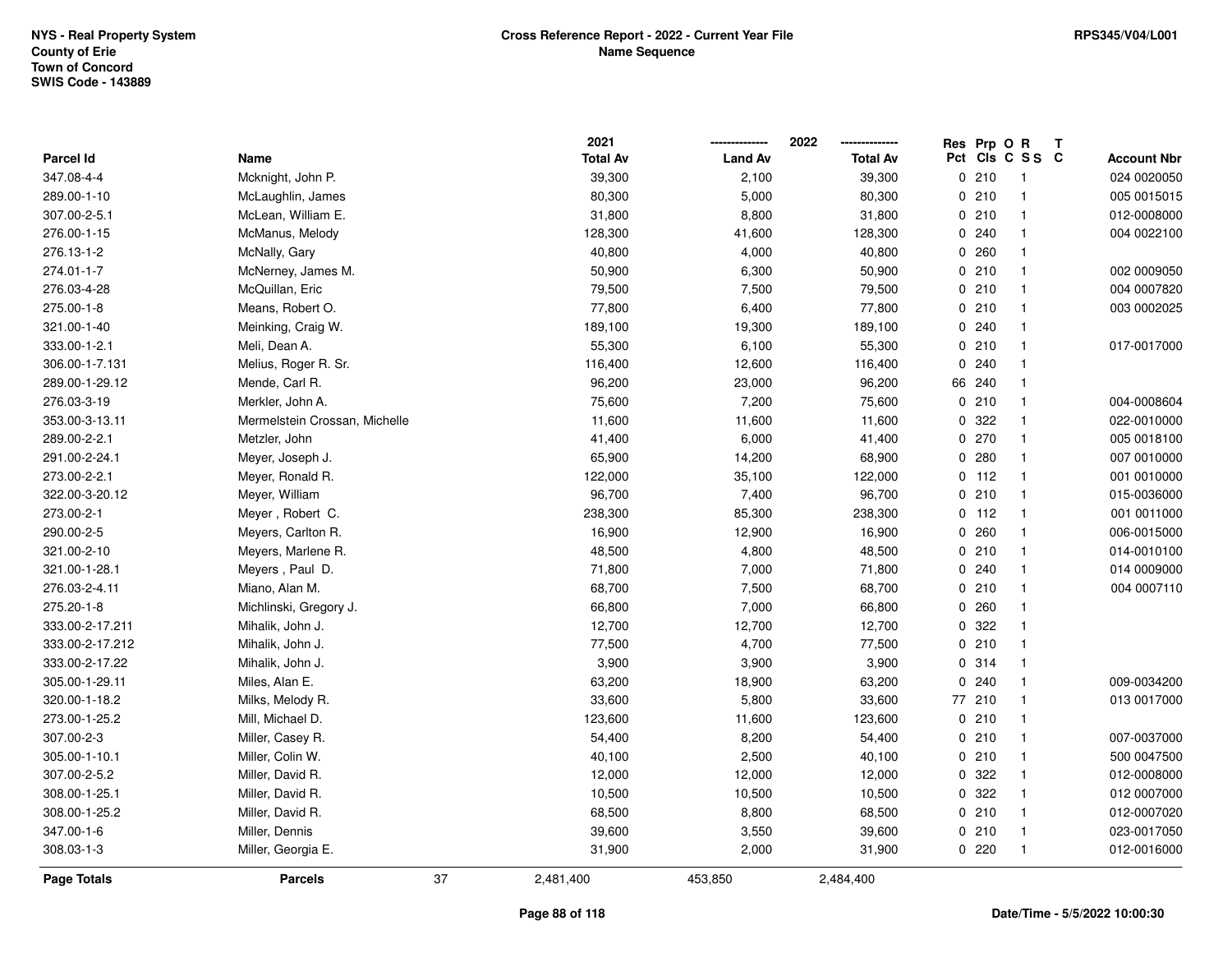NYS - Real Property System
County of Erie
Town of Concord
SWIS Code - 143889

**Cross Reference Report - 2022 - Current Year File**
**Name Sequence**

RPS345/V04/L001

| Parcel Id | Name | 2021 Total Av | 2022 Land Av | 2022 Total Av | Res Pct | Prp Cls | O C | R S S | T C | Account Nbr |
|---|---|---|---|---|---|---|---|---|---|---|
| 347.08-4-4 | Mcknight, John P. | 39,300 | 2,100 | 39,300 | 0 | 210 | | 1 | | 024 0020050 |
| 289.00-1-10 | McLaughlin, James | 80,300 | 5,000 | 80,300 | 0 | 210 | | 1 | | 005 0015015 |
| 307.00-2-5.1 | McLean, William E. | 31,800 | 8,800 | 31,800 | 0 | 210 | | 1 | | 012-0008000 |
| 276.00-1-15 | McManus, Melody | 128,300 | 41,600 | 128,300 | 0 | 240 | | 1 | | 004 0022100 |
| 276.13-1-2 | McNally, Gary | 40,800 | 4,000 | 40,800 | 0 | 260 | | 1 | | |
| 274.01-1-7 | McNerney, James M. | 50,900 | 6,300 | 50,900 | 0 | 210 | | 1 | | 002 0009050 |
| 276.03-4-28 | McQuillan, Eric | 79,500 | 7,500 | 79,500 | 0 | 210 | | 1 | | 004 0007820 |
| 275.00-1-8 | Means, Robert O. | 77,800 | 6,400 | 77,800 | 0 | 210 | | 1 | | 003 0002025 |
| 321.00-1-40 | Meinking, Craig W. | 189,100 | 19,300 | 189,100 | 0 | 240 | | 1 | | |
| 333.00-1-2.1 | Meli, Dean A. | 55,300 | 6,100 | 55,300 | 0 | 210 | | 1 | | 017-0017000 |
| 306.00-1-7.131 | Melius, Roger R. Sr. | 116,400 | 12,600 | 116,400 | 0 | 240 | | 1 | | |
| 289.00-1-29.12 | Mende, Carl R. | 96,200 | 23,000 | 96,200 | 66 | 240 | | 1 | | |
| 276.03-3-19 | Merkler, John A. | 75,600 | 7,200 | 75,600 | 0 | 210 | | 1 | | 004-0008604 |
| 353.00-3-13.11 | Mermelstein Crossan, Michelle | 11,600 | 11,600 | 11,600 | 0 | 322 | | 1 | | 022-0010000 |
| 289.00-2-2.1 | Metzler, John | 41,400 | 6,000 | 41,400 | 0 | 270 | | 1 | | 005 0018100 |
| 291.00-2-24.1 | Meyer, Joseph J. | 65,900 | 14,200 | 68,900 | 0 | 280 | | 1 | | 007 0010000 |
| 273.00-2-2.1 | Meyer, Ronald R. | 122,000 | 35,100 | 122,000 | 0 | 112 | | 1 | | 001 0010000 |
| 322.00-3-20.12 | Meyer, William | 96,700 | 7,400 | 96,700 | 0 | 210 | | 1 | | 015-0036000 |
| 273.00-2-1 | Meyer , Robert C. | 238,300 | 85,300 | 238,300 | 0 | 112 | | 1 | | 001 0011000 |
| 290.00-2-5 | Meyers, Carlton R. | 16,900 | 12,900 | 16,900 | 0 | 260 | | 1 | | 006-0015000 |
| 321.00-2-10 | Meyers, Marlene R. | 48,500 | 4,800 | 48,500 | 0 | 210 | | 1 | | 014-0010100 |
| 321.00-1-28.1 | Meyers , Paul D. | 71,800 | 7,000 | 71,800 | 0 | 240 | | 1 | | 014 0009000 |
| 276.03-2-4.11 | Miano, Alan M. | 68,700 | 7,500 | 68,700 | 0 | 210 | | 1 | | 004 0007110 |
| 275.20-1-8 | Michlinski, Gregory J. | 66,800 | 7,000 | 66,800 | 0 | 260 | | 1 | | |
| 333.00-2-17.211 | Mihalik, John J. | 12,700 | 12,700 | 12,700 | 0 | 322 | | 1 | | |
| 333.00-2-17.212 | Mihalik, John J. | 77,500 | 4,700 | 77,500 | 0 | 210 | | 1 | | |
| 333.00-2-17.22 | Mihalik, John J. | 3,900 | 3,900 | 3,900 | 0 | 314 | | 1 | | |
| 305.00-1-29.11 | Miles, Alan E. | 63,200 | 18,900 | 63,200 | 0 | 240 | | 1 | | 009-0034200 |
| 320.00-1-18.2 | Milks, Melody R. | 33,600 | 5,800 | 33,600 | 77 | 210 | | 1 | | 013 0017000 |
| 273.00-1-25.2 | Mill, Michael D. | 123,600 | 11,600 | 123,600 | 0 | 210 | | 1 | | |
| 307.00-2-3 | Miller, Casey R. | 54,400 | 8,200 | 54,400 | 0 | 210 | | 1 | | 007-0037000 |
| 305.00-1-10.1 | Miller, Colin W. | 40,100 | 2,500 | 40,100 | 0 | 210 | | 1 | | 500 0047500 |
| 307.00-2-5.2 | Miller, David R. | 12,000 | 12,000 | 12,000 | 0 | 322 | | 1 | | 012-0008000 |
| 308.00-1-25.1 | Miller, David R. | 10,500 | 10,500 | 10,500 | 0 | 322 | | 1 | | 012 0007000 |
| 308.00-1-25.2 | Miller, David R. | 68,500 | 8,800 | 68,500 | 0 | 210 | | 1 | | 012-0007020 |
| 347.00-1-6 | Miller, Dennis | 39,600 | 3,550 | 39,600 | 0 | 210 | | 1 | | 023-0017050 |
| 308.03-1-3 | Miller, Georgia E. | 31,900 | 2,000 | 31,900 | 0 | 220 | | 1 | | 012-0016000 |
| **Page Totals** | **Parcels** 37 | 2,481,400 | 453,850 | 2,484,400 | | | | | | |

Date/Time - 5/5/2022 10:00:30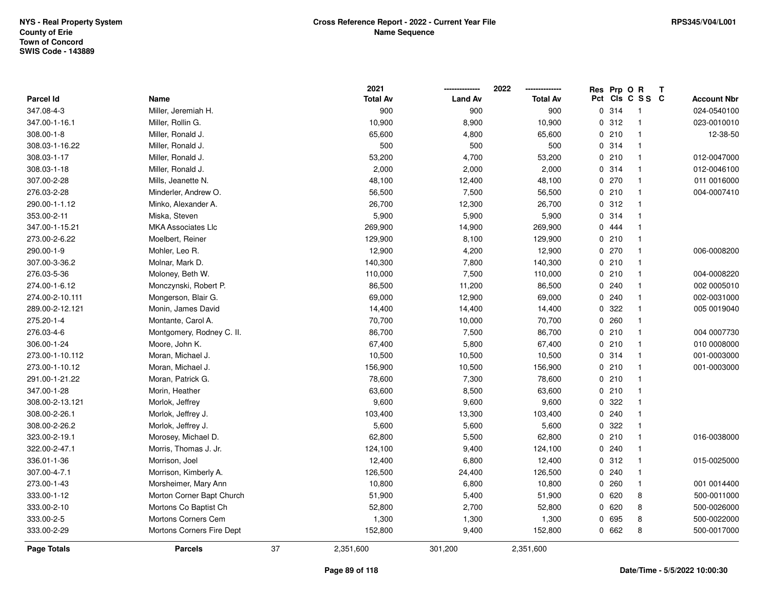NYS - Real Property System
County of Erie
Town of Concord
SWIS Code - 143889

**Cross Reference Report - 2022 - Current Year File**
**Name Sequence**

RPS345/V04/L001

| Parcel Id | Name | 2021 Total Av | 2022 Land Av | 2022 Total Av | Res Pct | Prp Cls | O C | R S S | T C | Account Nbr |
|---|---|---|---|---|---|---|---|---|---|---|
| 347.08-4-3 | Miller, Jeremiah H. | 900 | 900 | 900 | 0 | 314 | | 1 | | 024-0540100 |
| 347.00-1-16.1 | Miller, Rollin G. | 10,900 | 8,900 | 10,900 | 0 | 312 | | 1 | | 023-0010010 |
| 308.00-1-8 | Miller, Ronald J. | 65,600 | 4,800 | 65,600 | 0 | 210 | | 1 | | 12-38-50 |
| 308.03-1-16.22 | Miller, Ronald J. | 500 | 500 | 500 | 0 | 314 | | 1 | | |
| 308.03-1-17 | Miller, Ronald J. | 53,200 | 4,700 | 53,200 | 0 | 210 | | 1 | | 012-0047000 |
| 308.03-1-18 | Miller, Ronald J. | 2,000 | 2,000 | 2,000 | 0 | 314 | | 1 | | 012-0046100 |
| 307.00-2-28 | Mills, Jeanette N. | 48,100 | 12,400 | 48,100 | 0 | 270 | | 1 | | 011 0016000 |
| 276.03-2-28 | Minderler, Andrew O. | 56,500 | 7,500 | 56,500 | 0 | 210 | | 1 | | 004-0007410 |
| 290.00-1-1.12 | Minko, Alexander A. | 26,700 | 12,300 | 26,700 | 0 | 312 | | 1 | | |
| 353.00-2-11 | Miska, Steven | 5,900 | 5,900 | 5,900 | 0 | 314 | | 1 | | |
| 347.00-1-15.21 | MKA Associates Llc | 269,900 | 14,900 | 269,900 | 0 | 444 | | 1 | | |
| 273.00-2-6.22 | Moelbert, Reiner | 129,900 | 8,100 | 129,900 | 0 | 210 | | 1 | | |
| 290.00-1-9 | Mohler, Leo R. | 12,900 | 4,200 | 12,900 | 0 | 270 | | 1 | | 006-0008200 |
| 307.00-3-36.2 | Molnar, Mark D. | 140,300 | 7,800 | 140,300 | 0 | 210 | | 1 | | |
| 276.03-5-36 | Moloney, Beth W. | 110,000 | 7,500 | 110,000 | 0 | 210 | | 1 | | 004-0008220 |
| 274.00-1-6.12 | Monczynski, Robert P. | 86,500 | 11,200 | 86,500 | 0 | 240 | | 1 | | 002 0005010 |
| 274.00-2-10.111 | Mongerson, Blair G. | 69,000 | 12,900 | 69,000 | 0 | 240 | | 1 | | 002-0031000 |
| 289.00-2-12.121 | Monin, James David | 14,400 | 14,400 | 14,400 | 0 | 322 | | 1 | | 005 0019040 |
| 275.20-1-4 | Montante, Carol A. | 70,700 | 10,000 | 70,700 | 0 | 260 | | 1 | | |
| 276.03-4-6 | Montgomery, Rodney C. II. | 86,700 | 7,500 | 86,700 | 0 | 210 | | 1 | | 004 0007730 |
| 306.00-1-24 | Moore, John K. | 67,400 | 5,800 | 67,400 | 0 | 210 | | 1 | | 010 0008000 |
| 273.00-1-10.112 | Moran, Michael J. | 10,500 | 10,500 | 10,500 | 0 | 314 | | 1 | | 001-0003000 |
| 273.00-1-10.12 | Moran, Michael J. | 156,900 | 10,500 | 156,900 | 0 | 210 | | 1 | | 001-0003000 |
| 291.00-1-21.22 | Moran, Patrick G. | 78,600 | 7,300 | 78,600 | 0 | 210 | | 1 | | |
| 347.00-1-28 | Morin, Heather | 63,600 | 8,500 | 63,600 | 0 | 210 | | 1 | | |
| 308.00-2-13.121 | Morlok, Jeffrey | 9,600 | 9,600 | 9,600 | 0 | 322 | | 1 | | |
| 308.00-2-26.1 | Morlok, Jeffrey J. | 103,400 | 13,300 | 103,400 | 0 | 240 | | 1 | | |
| 308.00-2-26.2 | Morlok, Jeffrey J. | 5,600 | 5,600 | 5,600 | 0 | 322 | | 1 | | |
| 323.00-2-19.1 | Morosey, Michael D. | 62,800 | 5,500 | 62,800 | 0 | 210 | | 1 | | 016-0038000 |
| 322.00-2-47.1 | Morris, Thomas J. Jr. | 124,100 | 9,400 | 124,100 | 0 | 240 | | 1 | | |
| 336.01-1-36 | Morrison, Joel | 12,400 | 6,800 | 12,400 | 0 | 312 | | 1 | | 015-0025000 |
| 307.00-4-7.1 | Morrison, Kimberly A. | 126,500 | 24,400 | 126,500 | 0 | 240 | | 1 | | |
| 273.00-1-43 | Morsheimer, Mary Ann | 10,800 | 6,800 | 10,800 | 0 | 260 | | 1 | | 001 0014400 |
| 333.00-1-12 | Morton Corner Bapt Church | 51,900 | 5,400 | 51,900 | 0 | 620 | | 8 | | 500-0011000 |
| 333.00-2-10 | Mortons Co Baptist Ch | 52,800 | 2,700 | 52,800 | 0 | 620 | | 8 | | 500-0026000 |
| 333.00-2-5 | Mortons Corners Cem | 1,300 | 1,300 | 1,300 | 0 | 695 | | 8 | | 500-0022000 |
| 333.00-2-29 | Mortons Corners Fire Dept | 152,800 | 9,400 | 152,800 | 0 | 662 | | 8 | | 500-0017000 |
| **Page Totals** | **Parcels** 37 | 2,351,600 | 301,200 | 2,351,600 | | | | | | |

**Date/Time - 5/5/2022 10:00:30**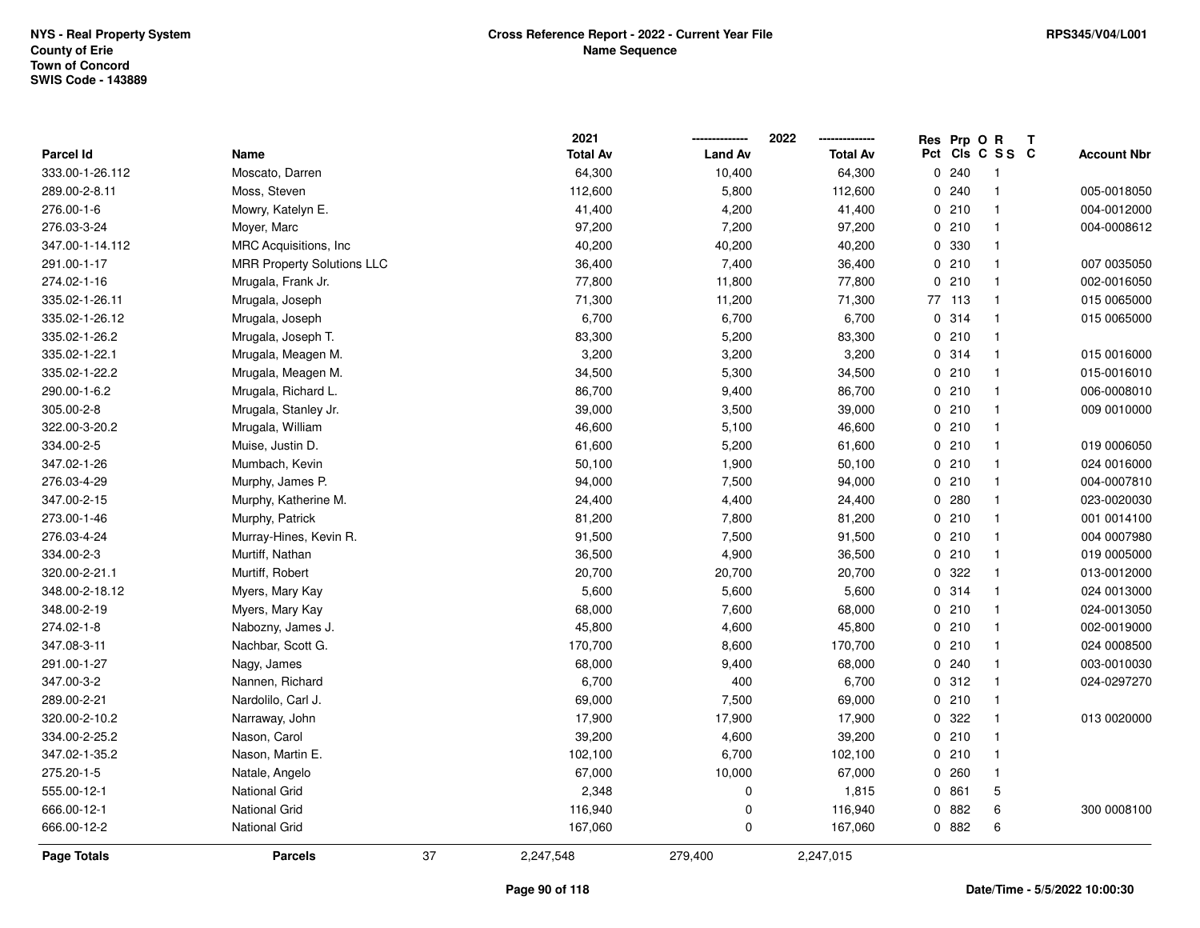NYS - Real Property System
County of Erie
Town of Concord
SWIS Code - 143889

**Cross Reference Report - 2022 - Current Year File**
**Name Sequence**

RPS345/V04/L001

| Parcel Id | Name | 2021 Total Av | 2022 Land Av | 2022 Total Av | Res Pct | Prp Cls | O C | R SS | T C | Account Nbr |
|---|---|---|---|---|---|---|---|---|---|---|
| 333.00-1-26.112 | Moscato, Darren | 64,300 | 10,400 | 64,300 | 0 | 240 | | 1 | | |
| 289.00-2-8.11 | Moss, Steven | 112,600 | 5,800 | 112,600 | 0 | 240 | | 1 | | 005-0018050 |
| 276.00-1-6 | Mowry, Katelyn E. | 41,400 | 4,200 | 41,400 | 0 | 210 | | 1 | | 004-0012000 |
| 276.03-3-24 | Moyer, Marc | 97,200 | 7,200 | 97,200 | 0 | 210 | | 1 | | 004-0008612 |
| 347.00-1-14.112 | MRC Acquisitions, Inc | 40,200 | 40,200 | 40,200 | 0 | 330 | | 1 | | |
| 291.00-1-17 | MRR Property Solutions LLC | 36,400 | 7,400 | 36,400 | 0 | 210 | | 1 | | 007 0035050 |
| 274.02-1-16 | Mrugala, Frank Jr. | 77,800 | 11,800 | 77,800 | 0 | 210 | | 1 | | 002-0016050 |
| 335.02-1-26.11 | Mrugala, Joseph | 71,300 | 11,200 | 71,300 | 77 | 113 | | 1 | | 015 0065000 |
| 335.02-1-26.12 | Mrugala, Joseph | 6,700 | 6,700 | 6,700 | 0 | 314 | | 1 | | 015 0065000 |
| 335.02-1-26.2 | Mrugala, Joseph T. | 83,300 | 5,200 | 83,300 | 0 | 210 | | 1 | | |
| 335.02-1-22.1 | Mrugala, Meagen M. | 3,200 | 3,200 | 3,200 | 0 | 314 | | 1 | | 015 0016000 |
| 335.02-1-22.2 | Mrugala, Meagen M. | 34,500 | 5,300 | 34,500 | 0 | 210 | | 1 | | 015-0016010 |
| 290.00-1-6.2 | Mrugala, Richard L. | 86,700 | 9,400 | 86,700 | 0 | 210 | | 1 | | 006-0008010 |
| 305.00-2-8 | Mrugala, Stanley Jr. | 39,000 | 3,500 | 39,000 | 0 | 210 | | 1 | | 009 0010000 |
| 322.00-3-20.2 | Mrugala, William | 46,600 | 5,100 | 46,600 | 0 | 210 | | 1 | | |
| 334.00-2-5 | Muise, Justin D. | 61,600 | 5,200 | 61,600 | 0 | 210 | | 1 | | 019 0006050 |
| 347.02-1-26 | Mumbach, Kevin | 50,100 | 1,900 | 50,100 | 0 | 210 | | 1 | | 024 0016000 |
| 276.03-4-29 | Murphy, James P. | 94,000 | 7,500 | 94,000 | 0 | 210 | | 1 | | 004-0007810 |
| 347.00-2-15 | Murphy, Katherine M. | 24,400 | 4,400 | 24,400 | 0 | 280 | | 1 | | 023-0020030 |
| 273.00-1-46 | Murphy, Patrick | 81,200 | 7,800 | 81,200 | 0 | 210 | | 1 | | 001 0014100 |
| 276.03-4-24 | Murray-Hines, Kevin R. | 91,500 | 7,500 | 91,500 | 0 | 210 | | 1 | | 004 0007980 |
| 334.00-2-3 | Murtiff, Nathan | 36,500 | 4,900 | 36,500 | 0 | 210 | | 1 | | 019 0005000 |
| 320.00-2-21.1 | Murtiff, Robert | 20,700 | 20,700 | 20,700 | 0 | 322 | | 1 | | 013-0012000 |
| 348.00-2-18.12 | Myers, Mary Kay | 5,600 | 5,600 | 5,600 | 0 | 314 | | 1 | | 024 0013000 |
| 348.00-2-19 | Myers, Mary Kay | 68,000 | 7,600 | 68,000 | 0 | 210 | | 1 | | 024-0013050 |
| 274.02-1-8 | Nabozny, James J. | 45,800 | 4,600 | 45,800 | 0 | 210 | | 1 | | 002-0019000 |
| 347.08-3-11 | Nachbar, Scott G. | 170,700 | 8,600 | 170,700 | 0 | 210 | | 1 | | 024 0008500 |
| 291.00-1-27 | Nagy, James | 68,000 | 9,400 | 68,000 | 0 | 240 | | 1 | | 003-0010030 |
| 347.00-3-2 | Nannen, Richard | 6,700 | 400 | 6,700 | 0 | 312 | | 1 | | 024-0297270 |
| 289.00-2-21 | Nardolilo, Carl J. | 69,000 | 7,500 | 69,000 | 0 | 210 | | 1 | | |
| 320.00-2-10.2 | Narraway, John | 17,900 | 17,900 | 17,900 | 0 | 322 | | 1 | | 013 0020000 |
| 334.00-2-25.2 | Nason, Carol | 39,200 | 4,600 | 39,200 | 0 | 210 | | 1 | | |
| 347.02-1-35.2 | Nason, Martin E. | 102,100 | 6,700 | 102,100 | 0 | 210 | | 1 | | |
| 275.20-1-5 | Natale, Angelo | 67,000 | 10,000 | 67,000 | 0 | 260 | | 1 | | |
| 555.00-12-1 | National Grid | 2,348 | 0 | 1,815 | 0 | 861 | | 5 | | |
| 666.00-12-1 | National Grid | 116,940 | 0 | 116,940 | 0 | 882 | | 6 | | 300 0008100 |
| 666.00-12-2 | National Grid | 167,060 | 0 | 167,060 | 0 | 882 | | 6 | | |
| **Page Totals** | **Parcels** 37 | 2,247,548 | 279,400 | 2,247,015 | | | | | | |

Date/Time - 5/5/2022 10:00:30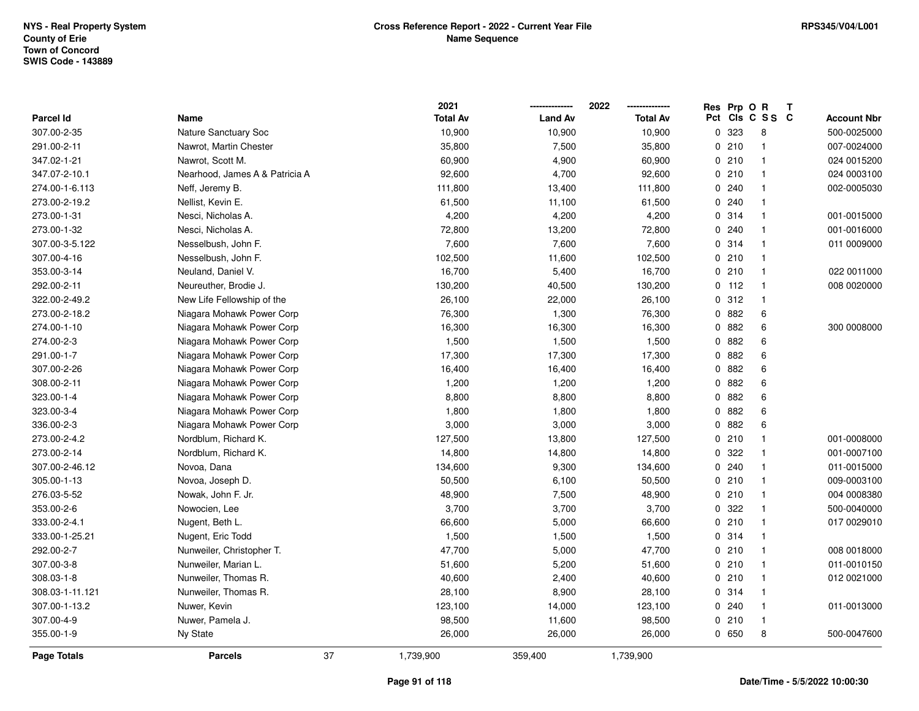NYS - Real Property System
County of Erie
Town of Concord
SWIS Code - 143889

**Cross Reference Report - 2022 - Current Year File**
**Name Sequence**

RPS345/V04/L001

| Parcel Id | Name | 2021 Total Av | 2022 Land Av | 2022 Total Av | Res Pct | Prp Cls | O C | R S S | T C | Account Nbr |
|---|---|---|---|---|---|---|---|---|---|---|
| 307.00-2-35 | Nature Sanctuary Soc | 10,900 | 10,900 | 10,900 | 0 | 323 | | 8 | | 500-0025000 |
| 291.00-2-11 | Nawrot, Martin Chester | 35,800 | 7,500 | 35,800 | 0 | 210 | | 1 | | 007-0024000 |
| 347.02-1-21 | Nawrot, Scott M. | 60,900 | 4,900 | 60,900 | 0 | 210 | | 1 | | 024 0015200 |
| 347.07-2-10.1 | Nearhood, James A & Patricia A | 92,600 | 4,700 | 92,600 | 0 | 210 | | 1 | | 024 0003100 |
| 274.00-1-6.113 | Neff, Jeremy B. | 111,800 | 13,400 | 111,800 | 0 | 240 | | 1 | | 002-0005030 |
| 273.00-2-19.2 | Nellist, Kevin E. | 61,500 | 11,100 | 61,500 | 0 | 240 | | 1 | | |
| 273.00-1-31 | Nesci, Nicholas A. | 4,200 | 4,200 | 4,200 | 0 | 314 | | 1 | | 001-0015000 |
| 273.00-1-32 | Nesci, Nicholas A. | 72,800 | 13,200 | 72,800 | 0 | 240 | | 1 | | 001-0016000 |
| 307.00-3-5.122 | Nesselbush, John F. | 7,600 | 7,600 | 7,600 | 0 | 314 | | 1 | | 011 0009000 |
| 307.00-4-16 | Nesselbush, John F. | 102,500 | 11,600 | 102,500 | 0 | 210 | | 1 | | |
| 353.00-3-14 | Neuland, Daniel V. | 16,700 | 5,400 | 16,700 | 0 | 210 | | 1 | | 022 0011000 |
| 292.00-2-11 | Neureuther, Brodie J. | 130,200 | 40,500 | 130,200 | 0 | 112 | | 1 | | 008 0020000 |
| 322.00-2-49.2 | New Life Fellowship of the | 26,100 | 22,000 | 26,100 | 0 | 312 | | 1 | | |
| 273.00-2-18.2 | Niagara Mohawk Power Corp | 76,300 | 1,300 | 76,300 | 0 | 882 | | 6 | | |
| 274.00-1-10 | Niagara Mohawk Power Corp | 16,300 | 16,300 | 16,300 | 0 | 882 | | 6 | | 300 0008000 |
| 274.00-2-3 | Niagara Mohawk Power Corp | 1,500 | 1,500 | 1,500 | 0 | 882 | | 6 | | |
| 291.00-1-7 | Niagara Mohawk Power Corp | 17,300 | 17,300 | 17,300 | 0 | 882 | | 6 | | |
| 307.00-2-26 | Niagara Mohawk Power Corp | 16,400 | 16,400 | 16,400 | 0 | 882 | | 6 | | |
| 308.00-2-11 | Niagara Mohawk Power Corp | 1,200 | 1,200 | 1,200 | 0 | 882 | | 6 | | |
| 323.00-1-4 | Niagara Mohawk Power Corp | 8,800 | 8,800 | 8,800 | 0 | 882 | | 6 | | |
| 323.00-3-4 | Niagara Mohawk Power Corp | 1,800 | 1,800 | 1,800 | 0 | 882 | | 6 | | |
| 336.00-2-3 | Niagara Mohawk Power Corp | 3,000 | 3,000 | 3,000 | 0 | 882 | | 6 | | |
| 273.00-2-4.2 | Nordblum, Richard K. | 127,500 | 13,800 | 127,500 | 0 | 210 | | 1 | | 001-0008000 |
| 273.00-2-14 | Nordblum, Richard K. | 14,800 | 14,800 | 14,800 | 0 | 322 | | 1 | | 001-0007100 |
| 307.00-2-46.12 | Novoa, Dana | 134,600 | 9,300 | 134,600 | 0 | 240 | | 1 | | 011-0015000 |
| 305.00-1-13 | Novoa, Joseph D. | 50,500 | 6,100 | 50,500 | 0 | 210 | | 1 | | 009-0003100 |
| 276.03-5-52 | Nowak, John F. Jr. | 48,900 | 7,500 | 48,900 | 0 | 210 | | 1 | | 004 0008380 |
| 353.00-2-6 | Nowocien, Lee | 3,700 | 3,700 | 3,700 | 0 | 322 | | 1 | | 500-0040000 |
| 333.00-2-4.1 | Nugent, Beth L. | 66,600 | 5,000 | 66,600 | 0 | 210 | | 1 | | 017 0029010 |
| 333.00-1-25.21 | Nugent, Eric Todd | 1,500 | 1,500 | 1,500 | 0 | 314 | | 1 | | |
| 292.00-2-7 | Nunweiler, Christopher T. | 47,700 | 5,000 | 47,700 | 0 | 210 | | 1 | | 008 0018000 |
| 307.00-3-8 | Nunweiler, Marian L. | 51,600 | 5,200 | 51,600 | 0 | 210 | | 1 | | 011-0010150 |
| 308.03-1-8 | Nunweiler, Thomas R. | 40,600 | 2,400 | 40,600 | 0 | 210 | | 1 | | 012 0021000 |
| 308.03-1-11.121 | Nunweiler, Thomas R. | 28,100 | 8,900 | 28,100 | 0 | 314 | | 1 | | |
| 307.00-1-13.2 | Nuwer, Kevin | 123,100 | 14,000 | 123,100 | 0 | 240 | | 1 | | 011-0013000 |
| 307.00-4-9 | Nuwer, Pamela J. | 98,500 | 11,600 | 98,500 | 0 | 210 | | 1 | | |
| 355.00-1-9 | Ny State | 26,000 | 26,000 | 26,000 | 0 | 650 | | 8 | | 500-0047600 |
| **Page Totals** | **Parcels** 37 | 1,739,900 | 359,400 | 1,739,900 | | | | | | |

Date/Time - 5/5/2022 10:00:30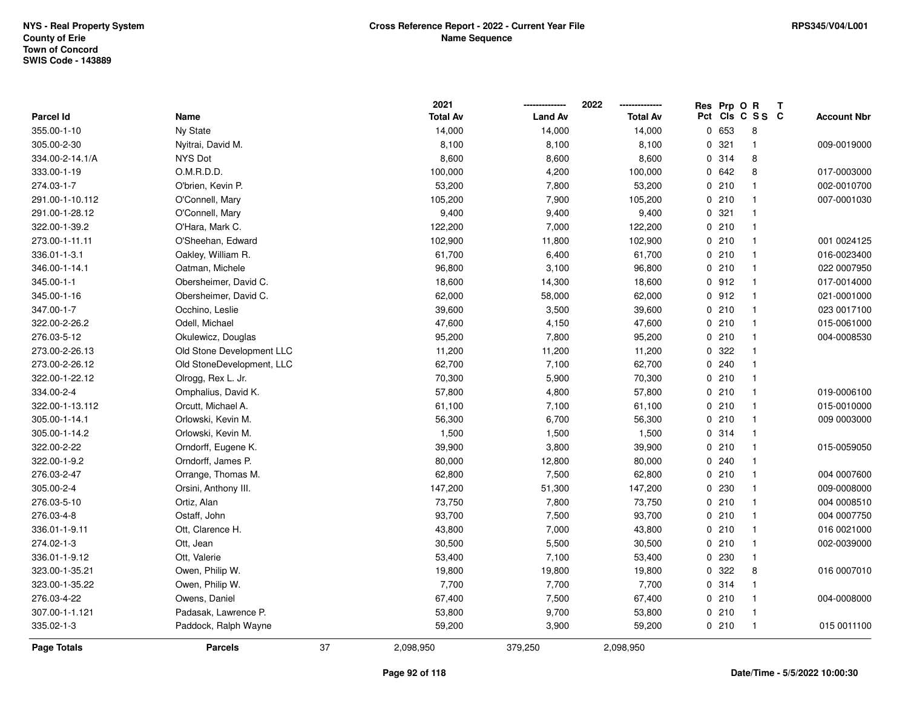NYS - Real Property System
County of Erie
Town of Concord
SWIS Code - 143889

**Cross Reference Report - 2022 - Current Year File**
**Name Sequence**

RPS345/V04/L001

| Parcel Id | Name | 2021 Total Av | 2022 Land Av | 2022 Total Av | Res Pct | Prp Cls | O C | R SS | T C | Account Nbr |
|---|---|---|---|---|---|---|---|---|---|---|
| 355.00-1-10 | Ny State | 14,000 | 14,000 | 14,000 | 0 | 653 | | 8 | | |
| 305.00-2-30 | Nyitrai, David M. | 8,100 | 8,100 | 8,100 | 0 | 321 | | 1 | | 009-0019000 |
| 334.00-2-14.1/A | NYS Dot | 8,600 | 8,600 | 8,600 | 0 | 314 | | 8 | | |
| 333.00-1-19 | O.M.R.D.D. | 100,000 | 4,200 | 100,000 | 0 | 642 | | 8 | | 017-0003000 |
| 274.03-1-7 | O'brien, Kevin P. | 53,200 | 7,800 | 53,200 | 0 | 210 | | 1 | | 002-0010700 |
| 291.00-1-10.112 | O'Connell, Mary | 105,200 | 7,900 | 105,200 | 0 | 210 | | 1 | | 007-0001030 |
| 291.00-1-28.12 | O'Connell, Mary | 9,400 | 9,400 | 9,400 | 0 | 321 | | 1 | | |
| 322.00-1-39.2 | O'Hara, Mark C. | 122,200 | 7,000 | 122,200 | 0 | 210 | | 1 | | |
| 273.00-1-11.11 | O'Sheehan, Edward | 102,900 | 11,800 | 102,900 | 0 | 210 | | 1 | | 001 0024125 |
| 336.01-1-3.1 | Oakley, William R. | 61,700 | 6,400 | 61,700 | 0 | 210 | | 1 | | 016-0023400 |
| 346.00-1-14.1 | Oatman, Michele | 96,800 | 3,100 | 96,800 | 0 | 210 | | 1 | | 022 0007950 |
| 345.00-1-1 | Obersheimer, David C. | 18,600 | 14,300 | 18,600 | 0 | 912 | | 1 | | 017-0014000 |
| 345.00-1-16 | Obersheimer, David C. | 62,000 | 58,000 | 62,000 | 0 | 912 | | 1 | | 021-0001000 |
| 347.00-1-7 | Occhino, Leslie | 39,600 | 3,500 | 39,600 | 0 | 210 | | 1 | | 023 0017100 |
| 322.00-2-26.2 | Odell, Michael | 47,600 | 4,150 | 47,600 | 0 | 210 | | 1 | | 015-0061000 |
| 276.03-5-12 | Okulewicz, Douglas | 95,200 | 7,800 | 95,200 | 0 | 210 | | 1 | | 004-0008530 |
| 273.00-2-26.13 | Old Stone Development LLC | 11,200 | 11,200 | 11,200 | 0 | 322 | | 1 | | |
| 273.00-2-26.12 | Old StoneDevelopment, LLC | 62,700 | 7,100 | 62,700 | 0 | 240 | | 1 | | |
| 322.00-1-22.12 | Olrogg, Rex L. Jr. | 70,300 | 5,900 | 70,300 | 0 | 210 | | 1 | | |
| 334.00-2-4 | Omphalius, David K. | 57,800 | 4,800 | 57,800 | 0 | 210 | | 1 | | 019-0006100 |
| 322.00-1-13.112 | Orcutt, Michael A. | 61,100 | 7,100 | 61,100 | 0 | 210 | | 1 | | 015-0010000 |
| 305.00-1-14.1 | Orlowski, Kevin M. | 56,300 | 6,700 | 56,300 | 0 | 210 | | 1 | | 009 0003000 |
| 305.00-1-14.2 | Orlowski, Kevin M. | 1,500 | 1,500 | 1,500 | 0 | 314 | | 1 | | |
| 322.00-2-22 | Orndorff, Eugene K. | 39,900 | 3,800 | 39,900 | 0 | 210 | | 1 | | 015-0059050 |
| 322.00-1-9.2 | Orndorff, James P. | 80,000 | 12,800 | 80,000 | 0 | 240 | | 1 | | |
| 276.03-2-47 | Orrange, Thomas M. | 62,800 | 7,500 | 62,800 | 0 | 210 | | 1 | | 004 0007600 |
| 305.00-2-4 | Orsini, Anthony III. | 147,200 | 51,300 | 147,200 | 0 | 230 | | 1 | | 009-0008000 |
| 276.03-5-10 | Ortiz, Alan | 73,750 | 7,800 | 73,750 | 0 | 210 | | 1 | | 004 0008510 |
| 276.03-4-8 | Ostaff, John | 93,700 | 7,500 | 93,700 | 0 | 210 | | 1 | | 004 0007750 |
| 336.01-1-9.11 | Ott, Clarence H. | 43,800 | 7,000 | 43,800 | 0 | 210 | | 1 | | 016 0021000 |
| 274.02-1-3 | Ott, Jean | 30,500 | 5,500 | 30,500 | 0 | 210 | | 1 | | 002-0039000 |
| 336.01-1-9.12 | Ott, Valerie | 53,400 | 7,100 | 53,400 | 0 | 230 | | 1 | | |
| 323.00-1-35.21 | Owen, Philip W. | 19,800 | 19,800 | 19,800 | 0 | 322 | | 8 | | 016 0007010 |
| 323.00-1-35.22 | Owen, Philip W. | 7,700 | 7,700 | 7,700 | 0 | 314 | | 1 | | |
| 276.03-4-22 | Owens, Daniel | 67,400 | 7,500 | 67,400 | 0 | 210 | | 1 | | 004-0008000 |
| 307.00-1-1.121 | Padasak, Lawrence P. | 53,800 | 9,700 | 53,800 | 0 | 210 | | 1 | | |
| 335.02-1-3 | Paddock, Ralph Wayne | 59,200 | 3,900 | 59,200 | 0 | 210 | | 1 | | 015 0011100 |
| **Page Totals** | **Parcels** 37 | 2,098,950 | 379,250 | 2,098,950 | | | | | | |

Date/Time - 5/5/2022 10:00:30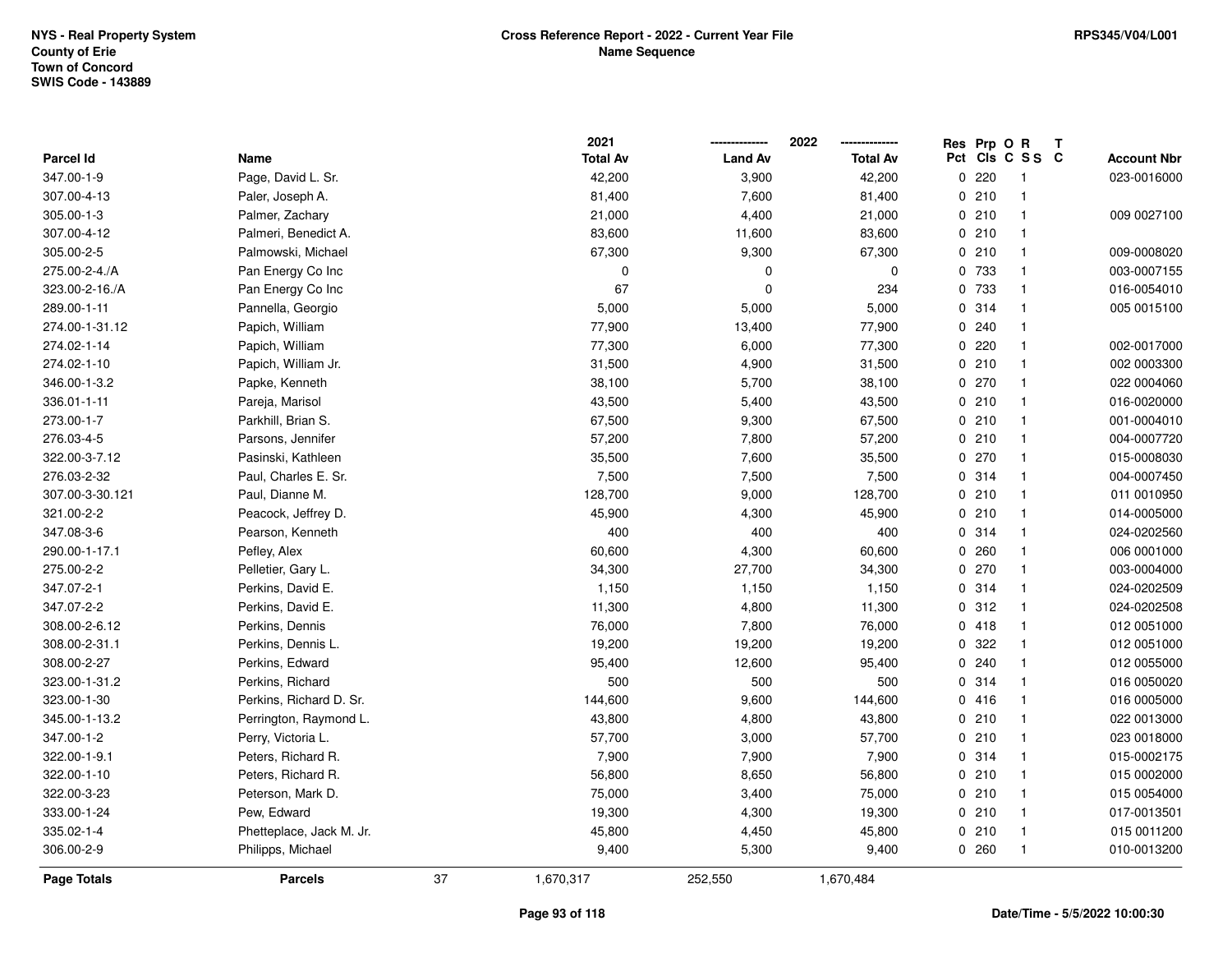NYS - Real Property System
County of Erie
Town of Concord
SWIS Code - 143889

**Cross Reference Report - 2022 - Current Year File**
**Name Sequence**

RPS345/V04/L001

| Parcel Id | Name | 2021 Total Av | 2022 Land Av | 2022 Total Av | Res Pct | Prp Cls | O C | R S S | T C | Account Nbr |
|---|---|---|---|---|---|---|---|---|---|---|
| 347.00-1-9 | Page, David L. Sr. | 42,200 | 3,900 | 42,200 | 0 | 220 | | 1 | | 023-0016000 |
| 307.00-4-13 | Paler, Joseph A. | 81,400 | 7,600 | 81,400 | 0 | 210 | | 1 | | |
| 305.00-1-3 | Palmer, Zachary | 21,000 | 4,400 | 21,000 | 0 | 210 | | 1 | | 009 0027100 |
| 307.00-4-12 | Palmeri, Benedict A. | 83,600 | 11,600 | 83,600 | 0 | 210 | | 1 | | |
| 305.00-2-5 | Palmowski, Michael | 67,300 | 9,300 | 67,300 | 0 | 210 | | 1 | | 009-0008020 |
| 275.00-2-4./A | Pan Energy Co Inc | 0 | 0 | 0 | 0 | 733 | | 1 | | 003-0007155 |
| 323.00-2-16./A | Pan Energy Co Inc | 67 | 0 | 234 | 0 | 733 | | 1 | | 016-0054010 |
| 289.00-1-11 | Pannella, Georgio | 5,000 | 5,000 | 5,000 | 0 | 314 | | 1 | | 005 0015100 |
| 274.00-1-31.12 | Papich, William | 77,900 | 13,400 | 77,900 | 0 | 240 | | 1 | | |
| 274.02-1-14 | Papich, William | 77,300 | 6,000 | 77,300 | 0 | 220 | | 1 | | 002-0017000 |
| 274.02-1-10 | Papich, William Jr. | 31,500 | 4,900 | 31,500 | 0 | 210 | | 1 | | 002 0003300 |
| 346.00-1-3.2 | Papke, Kenneth | 38,100 | 5,700 | 38,100 | 0 | 270 | | 1 | | 022 0004060 |
| 336.01-1-11 | Pareja, Marisol | 43,500 | 5,400 | 43,500 | 0 | 210 | | 1 | | 016-0020000 |
| 273.00-1-7 | Parkhill, Brian S. | 67,500 | 9,300 | 67,500 | 0 | 210 | | 1 | | 001-0004010 |
| 276.03-4-5 | Parsons, Jennifer | 57,200 | 7,800 | 57,200 | 0 | 210 | | 1 | | 004-0007720 |
| 322.00-3-7.12 | Pasinski, Kathleen | 35,500 | 7,600 | 35,500 | 0 | 270 | | 1 | | 015-0008030 |
| 276.03-2-32 | Paul, Charles E. Sr. | 7,500 | 7,500 | 7,500 | 0 | 314 | | 1 | | 004-0007450 |
| 307.00-3-30.121 | Paul, Dianne M. | 128,700 | 9,000 | 128,700 | 0 | 210 | | 1 | | 011 0010950 |
| 321.00-2-2 | Peacock, Jeffrey D. | 45,900 | 4,300 | 45,900 | 0 | 210 | | 1 | | 014-0005000 |
| 347.08-3-6 | Pearson, Kenneth | 400 | 400 | 400 | 0 | 314 | | 1 | | 024-0202560 |
| 290.00-1-17.1 | Pefley, Alex | 60,600 | 4,300 | 60,600 | 0 | 260 | | 1 | | 006 0001000 |
| 275.00-2-2 | Pelletier, Gary L. | 34,300 | 27,700 | 34,300 | 0 | 270 | | 1 | | 003-0004000 |
| 347.07-2-1 | Perkins, David E. | 1,150 | 1,150 | 1,150 | 0 | 314 | | 1 | | 024-0202509 |
| 347.07-2-2 | Perkins, David E. | 11,300 | 4,800 | 11,300 | 0 | 312 | | 1 | | 024-0202508 |
| 308.00-2-6.12 | Perkins, Dennis | 76,000 | 7,800 | 76,000 | 0 | 418 | | 1 | | 012 0051000 |
| 308.00-2-31.1 | Perkins, Dennis L. | 19,200 | 19,200 | 19,200 | 0 | 322 | | 1 | | 012 0051000 |
| 308.00-2-27 | Perkins, Edward | 95,400 | 12,600 | 95,400 | 0 | 240 | | 1 | | 012 0055000 |
| 323.00-1-31.2 | Perkins, Richard | 500 | 500 | 500 | 0 | 314 | | 1 | | 016 0050020 |
| 323.00-1-30 | Perkins, Richard D. Sr. | 144,600 | 9,600 | 144,600 | 0 | 416 | | 1 | | 016 0005000 |
| 345.00-1-13.2 | Perrington, Raymond L. | 43,800 | 4,800 | 43,800 | 0 | 210 | | 1 | | 022 0013000 |
| 347.00-1-2 | Perry, Victoria L. | 57,700 | 3,000 | 57,700 | 0 | 210 | | 1 | | 023 0018000 |
| 322.00-1-9.1 | Peters, Richard R. | 7,900 | 7,900 | 7,900 | 0 | 314 | | 1 | | 015-0002175 |
| 322.00-1-10 | Peters, Richard R. | 56,800 | 8,650 | 56,800 | 0 | 210 | | 1 | | 015 0002000 |
| 322.00-3-23 | Peterson, Mark D. | 75,000 | 3,400 | 75,000 | 0 | 210 | | 1 | | 015 0054000 |
| 333.00-1-24 | Pew, Edward | 19,300 | 4,300 | 19,300 | 0 | 210 | | 1 | | 017-0013501 |
| 335.02-1-4 | Phetteplace, Jack M. Jr. | 45,800 | 4,450 | 45,800 | 0 | 210 | | 1 | | 015 0011200 |
| 306.00-2-9 | Philipps, Michael | 9,400 | 5,300 | 9,400 | 0 | 260 | | 1 | | 010-0013200 |
| **Page Totals** | **Parcels** 37 | 1,670,317 | 252,550 | 1,670,484 | | | | | | |

Date/Time - 5/5/2022 10:00:30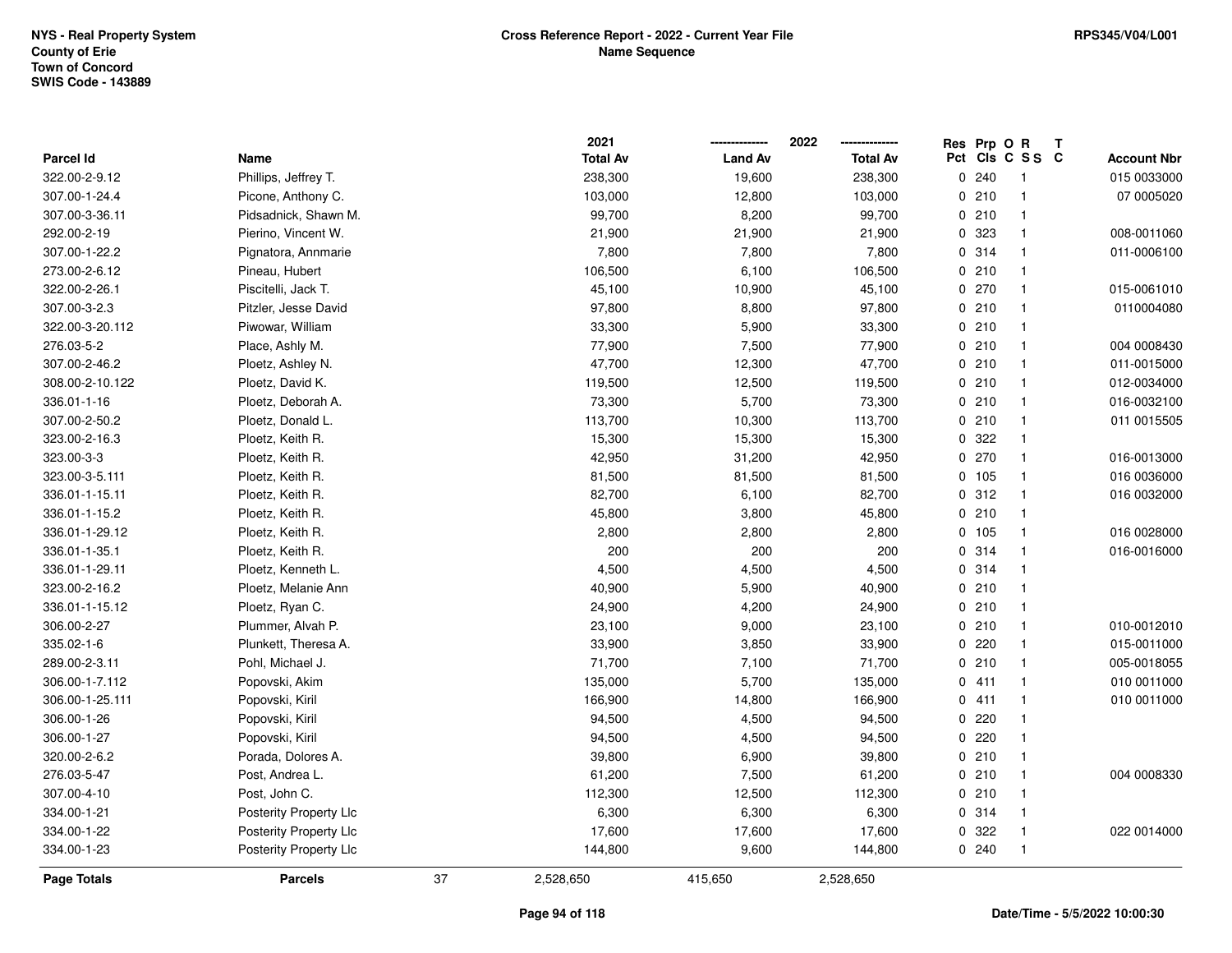NYS - Real Property System
County of Erie
Town of Concord
SWIS Code - 143889

**Cross Reference Report - 2022 - Current Year File**
**Name Sequence**

RPS345/V04/L001

| Parcel Id | Name | 2021 Total Av | 2022 Land Av | 2022 Total Av | Res Pct | Prp Cls | O C | R S S | T C | Account Nbr |
|---|---|---|---|---|---|---|---|---|---|---|
| 322.00-2-9.12 | Phillips, Jeffrey T. | 238,300 | 19,600 | 238,300 | 0 | 240 | | 1 | | 015 0033000 |
| 307.00-1-24.4 | Picone, Anthony C. | 103,000 | 12,800 | 103,000 | 0 | 210 | | 1 | | 07 0005020 |
| 307.00-3-36.11 | Pidsadnick, Shawn M. | 99,700 | 8,200 | 99,700 | 0 | 210 | | 1 | | |
| 292.00-2-19 | Pierino, Vincent W. | 21,900 | 21,900 | 21,900 | 0 | 323 | | 1 | | 008-0011060 |
| 307.00-1-22.2 | Pignatora, Annmarie | 7,800 | 7,800 | 7,800 | 0 | 314 | | 1 | | 011-0006100 |
| 273.00-2-6.12 | Pineau, Hubert | 106,500 | 6,100 | 106,500 | 0 | 210 | | 1 | | |
| 322.00-2-26.1 | Piscitelli, Jack T. | 45,100 | 10,900 | 45,100 | 0 | 270 | | 1 | | 015-0061010 |
| 307.00-3-2.3 | Pitzler, Jesse David | 97,800 | 8,800 | 97,800 | 0 | 210 | | 1 | | 0110004080 |
| 322.00-3-20.112 | Piwowar, William | 33,300 | 5,900 | 33,300 | 0 | 210 | | 1 | | |
| 276.03-5-2 | Place, Ashly M. | 77,900 | 7,500 | 77,900 | 0 | 210 | | 1 | | 004 0008430 |
| 307.00-2-46.2 | Ploetz, Ashley N. | 47,700 | 12,300 | 47,700 | 0 | 210 | | 1 | | 011-0015000 |
| 308.00-2-10.122 | Ploetz, David K. | 119,500 | 12,500 | 119,500 | 0 | 210 | | 1 | | 012-0034000 |
| 336.01-1-16 | Ploetz, Deborah A. | 73,300 | 5,700 | 73,300 | 0 | 210 | | 1 | | 016-0032100 |
| 307.00-2-50.2 | Ploetz, Donald L. | 113,700 | 10,300 | 113,700 | 0 | 210 | | 1 | | 011 0015505 |
| 323.00-2-16.3 | Ploetz, Keith R. | 15,300 | 15,300 | 15,300 | 0 | 322 | | 1 | | |
| 323.00-3-3 | Ploetz, Keith R. | 42,950 | 31,200 | 42,950 | 0 | 270 | | 1 | | 016-0013000 |
| 323.00-3-5.111 | Ploetz, Keith R. | 81,500 | 81,500 | 81,500 | 0 | 105 | | 1 | | 016 0036000 |
| 336.01-1-15.11 | Ploetz, Keith R. | 82,700 | 6,100 | 82,700 | 0 | 312 | | 1 | | 016 0032000 |
| 336.01-1-15.2 | Ploetz, Keith R. | 45,800 | 3,800 | 45,800 | 0 | 210 | | 1 | | |
| 336.01-1-29.12 | Ploetz, Keith R. | 2,800 | 2,800 | 2,800 | 0 | 105 | | 1 | | 016 0028000 |
| 336.01-1-35.1 | Ploetz, Keith R. | 200 | 200 | 200 | 0 | 314 | | 1 | | 016-0016000 |
| 336.01-1-29.11 | Ploetz, Kenneth L. | 4,500 | 4,500 | 4,500 | 0 | 314 | | 1 | | |
| 323.00-2-16.2 | Ploetz, Melanie Ann | 40,900 | 5,900 | 40,900 | 0 | 210 | | 1 | | |
| 336.01-1-15.12 | Ploetz, Ryan C. | 24,900 | 4,200 | 24,900 | 0 | 210 | | 1 | | |
| 306.00-2-27 | Plummer, Alvah P. | 23,100 | 9,000 | 23,100 | 0 | 210 | | 1 | | 010-0012010 |
| 335.02-1-6 | Plunkett, Theresa A. | 33,900 | 3,850 | 33,900 | 0 | 220 | | 1 | | 015-0011000 |
| 289.00-2-3.11 | Pohl, Michael J. | 71,700 | 7,100 | 71,700 | 0 | 210 | | 1 | | 005-0018055 |
| 306.00-1-7.112 | Popovski, Akim | 135,000 | 5,700 | 135,000 | 0 | 411 | | 1 | | 010 0011000 |
| 306.00-1-25.111 | Popovski, Kiril | 166,900 | 14,800 | 166,900 | 0 | 411 | | 1 | | 010 0011000 |
| 306.00-1-26 | Popovski, Kiril | 94,500 | 4,500 | 94,500 | 0 | 220 | | 1 | | |
| 306.00-1-27 | Popovski, Kiril | 94,500 | 4,500 | 94,500 | 0 | 220 | | 1 | | |
| 320.00-2-6.2 | Porada, Dolores A. | 39,800 | 6,900 | 39,800 | 0 | 210 | | 1 | | |
| 276.03-5-47 | Post, Andrea L. | 61,200 | 7,500 | 61,200 | 0 | 210 | | 1 | | 004 0008330 |
| 307.00-4-10 | Post, John C. | 112,300 | 12,500 | 112,300 | 0 | 210 | | 1 | | |
| 334.00-1-21 | Posterity Property Llc | 6,300 | 6,300 | 6,300 | 0 | 314 | | 1 | | |
| 334.00-1-22 | Posterity Property Llc | 17,600 | 17,600 | 17,600 | 0 | 322 | | 1 | | 022 0014000 |
| 334.00-1-23 | Posterity Property Llc | 144,800 | 9,600 | 144,800 | 0 | 240 | | 1 | | |
| **Page Totals** | **Parcels** 37 | 2,528,650 | 415,650 | 2,528,650 | | | | | | |

Date/Time - 5/5/2022 10:00:30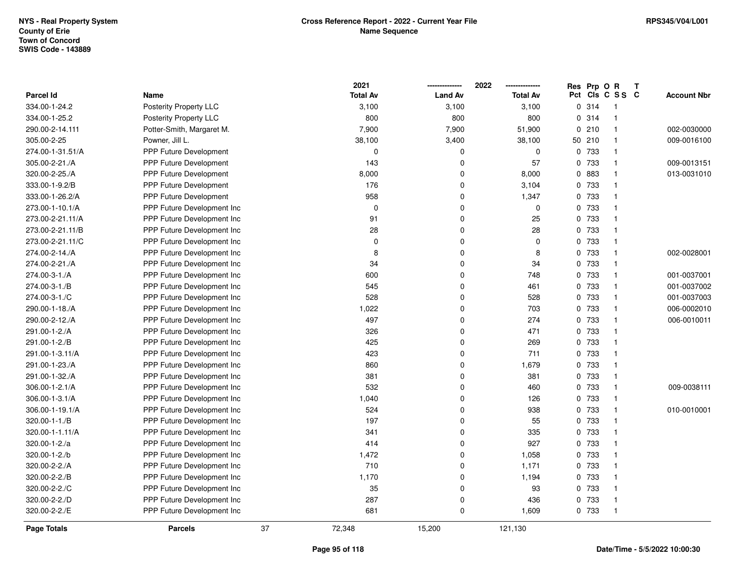NYS - Real Property System
County of Erie
Town of Concord
SWIS Code - 143889

## Cross Reference Report - 2022 - Current Year File
## Name Sequence

RPS345/V04/L001

| Parcel Id | Name | | 2021 Total Av | 2022 Land Av | 2022 Total Av | Res Pct | Prp Cls | O C | R S S | T C | Account Nbr |
|---|---|---|---|---|---|---|---|---|---|---|---|
| 334.00-1-24.2 | Posterity Property LLC | | 3,100 | 3,100 | 3,100 | 0 | 314 | | 1 | | |
| 334.00-1-25.2 | Posterity Property LLC | | 800 | 800 | 800 | 0 | 314 | | 1 | | |
| 290.00-2-14.111 | Potter-Smith, Margaret M. | | 7,900 | 7,900 | 51,900 | 0 | 210 | | 1 | | 002-0030000 |
| 305.00-2-25 | Powner, Jill L. | | 38,100 | 3,400 | 38,100 | 50 | 210 | | 1 | | 009-0016100 |
| 274.00-1-31.51/A | PPP Future Development | | 0 | 0 | 0 | 0 | 733 | | 1 | | |
| 305.00-2-21./A | PPP Future Development | | 143 | 0 | 57 | 0 | 733 | | 1 | | 009-0013151 |
| 320.00-2-25./A | PPP Future Development | | 8,000 | 0 | 8,000 | 0 | 883 | | 1 | | 013-0031010 |
| 333.00-1-9.2/B | PPP Future Development | | 176 | 0 | 3,104 | 0 | 733 | | 1 | | |
| 333.00-1-26.2/A | PPP Future Development | | 958 | 0 | 1,347 | 0 | 733 | | 1 | | |
| 273.00-1-10.1/A | PPP Future Development Inc | | 0 | 0 | 0 | 0 | 733 | | 1 | | |
| 273.00-2-21.11/A | PPP Future Development Inc | | 91 | 0 | 25 | 0 | 733 | | 1 | | |
| 273.00-2-21.11/B | PPP Future Development Inc | | 28 | 0 | 28 | 0 | 733 | | 1 | | |
| 273.00-2-21.11/C | PPP Future Development Inc | | 0 | 0 | 0 | 0 | 733 | | 1 | | |
| 274.00-2-14./A | PPP Future Development Inc | | 8 | 0 | 8 | 0 | 733 | | 1 | | 002-0028001 |
| 274.00-2-21./A | PPP Future Development Inc | | 34 | 0 | 34 | 0 | 733 | | 1 | | |
| 274.00-3-1./A | PPP Future Development Inc | | 600 | 0 | 748 | 0 | 733 | | 1 | | 001-0037001 |
| 274.00-3-1./B | PPP Future Development Inc | | 545 | 0 | 461 | 0 | 733 | | 1 | | 001-0037002 |
| 274.00-3-1./C | PPP Future Development Inc | | 528 | 0 | 528 | 0 | 733 | | 1 | | 001-0037003 |
| 290.00-1-18./A | PPP Future Development Inc | | 1,022 | 0 | 703 | 0 | 733 | | 1 | | 006-0002010 |
| 290.00-2-12./A | PPP Future Development Inc | | 497 | 0 | 274 | 0 | 733 | | 1 | | 006-0010011 |
| 291.00-1-2./A | PPP Future Development Inc | | 326 | 0 | 471 | 0 | 733 | | 1 | | |
| 291.00-1-2./B | PPP Future Development Inc | | 425 | 0 | 269 | 0 | 733 | | 1 | | |
| 291.00-1-3.11/A | PPP Future Development Inc | | 423 | 0 | 711 | 0 | 733 | | 1 | | |
| 291.00-1-23./A | PPP Future Development Inc | | 860 | 0 | 1,679 | 0 | 733 | | 1 | | |
| 291.00-1-32./A | PPP Future Development Inc | | 381 | 0 | 381 | 0 | 733 | | 1 | | |
| 306.00-1-2.1/A | PPP Future Development Inc | | 532 | 0 | 460 | 0 | 733 | | 1 | | 009-0038111 |
| 306.00-1-3.1/A | PPP Future Development Inc | | 1,040 | 0 | 126 | 0 | 733 | | 1 | | |
| 306.00-1-19.1/A | PPP Future Development Inc | | 524 | 0 | 938 | 0 | 733 | | 1 | | 010-0010001 |
| 320.00-1-1./B | PPP Future Development Inc | | 197 | 0 | 55 | 0 | 733 | | 1 | | |
| 320.00-1-1.11/A | PPP Future Development Inc | | 341 | 0 | 335 | 0 | 733 | | 1 | | |
| 320.00-1-2./a | PPP Future Development Inc | | 414 | 0 | 927 | 0 | 733 | | 1 | | |
| 320.00-1-2./b | PPP Future Development Inc | | 1,472 | 0 | 1,058 | 0 | 733 | | 1 | | |
| 320.00-2-2./A | PPP Future Development Inc | | 710 | 0 | 1,171 | 0 | 733 | | 1 | | |
| 320.00-2-2./B | PPP Future Development Inc | | 1,170 | 0 | 1,194 | 0 | 733 | | 1 | | |
| 320.00-2-2./C | PPP Future Development Inc | | 35 | 0 | 93 | 0 | 733 | | 1 | | |
| 320.00-2-2./D | PPP Future Development Inc | | 287 | 0 | 436 | 0 | 733 | | 1 | | |
| 320.00-2-2./E | PPP Future Development Inc | | 681 | 0 | 1,609 | 0 | 733 | | 1 | | |
| **Page Totals** | **Parcels** | 37 | 72,348 | 15,200 | 121,130 | | | | | | |

Date/Time - 5/5/2022 10:00:30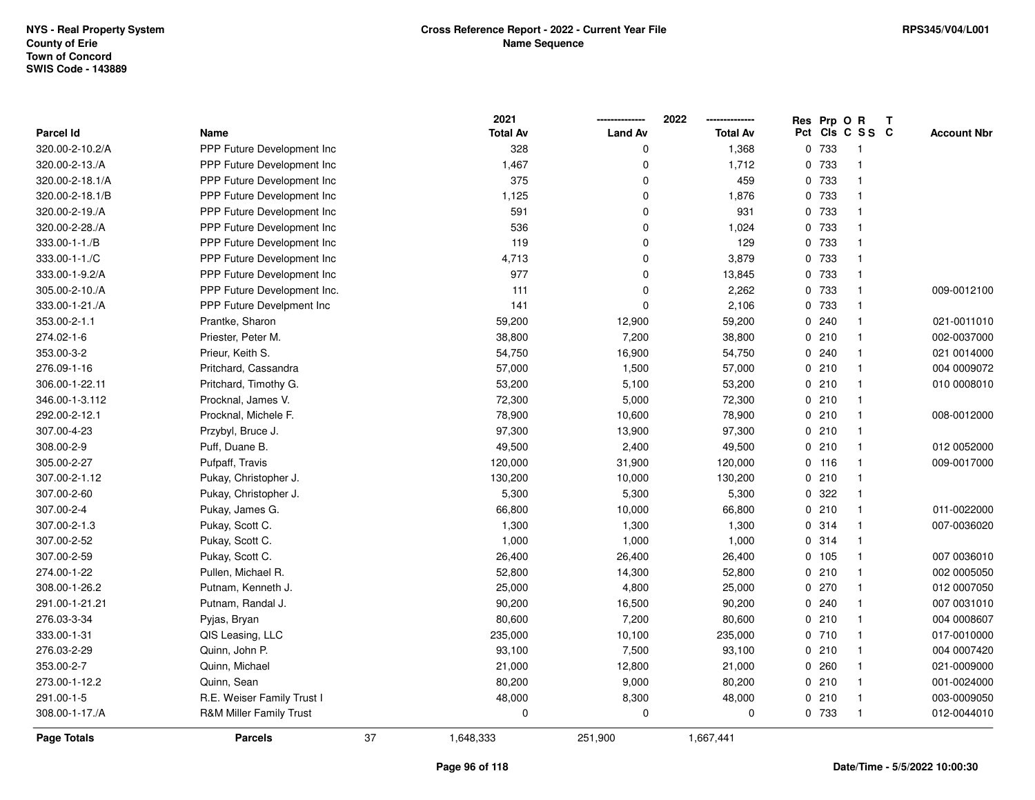NYS - Real Property System
County of Erie
Town of Concord
SWIS Code - 143889

**Cross Reference Report - 2022 - Current Year File**
**Name Sequence**

RPS345/V04/L001

| Parcel Id | Name | 2021 Total Av | 2022 Land Av | 2022 Total Av | Res Pct | Prp Cls | O C | R S S | T C | Account Nbr |
|---|---|---|---|---|---|---|---|---|---|---|
| 320.00-2-10.2/A | PPP Future Development Inc | 328 | 0 | 1,368 | 0 | 733 | | 1 | | |
| 320.00-2-13./A | PPP Future Development Inc | 1,467 | 0 | 1,712 | 0 | 733 | | 1 | | |
| 320.00-2-18.1/A | PPP Future Development Inc | 375 | 0 | 459 | 0 | 733 | | 1 | | |
| 320.00-2-18.1/B | PPP Future Development Inc | 1,125 | 0 | 1,876 | 0 | 733 | | 1 | | |
| 320.00-2-19./A | PPP Future Development Inc | 591 | 0 | 931 | 0 | 733 | | 1 | | |
| 320.00-2-28./A | PPP Future Development Inc | 536 | 0 | 1,024 | 0 | 733 | | 1 | | |
| 333.00-1-1./B | PPP Future Development Inc | 119 | 0 | 129 | 0 | 733 | | 1 | | |
| 333.00-1-1./C | PPP Future Development Inc | 4,713 | 0 | 3,879 | 0 | 733 | | 1 | | |
| 333.00-1-9.2/A | PPP Future Development Inc | 977 | 0 | 13,845 | 0 | 733 | | 1 | | |
| 305.00-2-10./A | PPP Future Development Inc. | 111 | 0 | 2,262 | 0 | 733 | | 1 | | 009-0012100 |
| 333.00-1-21./A | PPP Future Develpment Inc | 141 | 0 | 2,106 | 0 | 733 | | 1 | | |
| 353.00-2-1.1 | Prantke, Sharon | 59,200 | 12,900 | 59,200 | 0 | 240 | | 1 | | 021-0011010 |
| 274.02-1-6 | Priester, Peter M. | 38,800 | 7,200 | 38,800 | 0 | 210 | | 1 | | 002-0037000 |
| 353.00-3-2 | Prieur, Keith S. | 54,750 | 16,900 | 54,750 | 0 | 240 | | 1 | | 021 0014000 |
| 276.09-1-16 | Pritchard, Cassandra | 57,000 | 1,500 | 57,000 | 0 | 210 | | 1 | | 004 0009072 |
| 306.00-1-22.11 | Pritchard, Timothy G. | 53,200 | 5,100 | 53,200 | 0 | 210 | | 1 | | 010 0008010 |
| 346.00-1-3.112 | Procknal, James V. | 72,300 | 5,000 | 72,300 | 0 | 210 | | 1 | | |
| 292.00-2-12.1 | Procknal, Michele F. | 78,900 | 10,600 | 78,900 | 0 | 210 | | 1 | | 008-0012000 |
| 307.00-4-23 | Przybyl, Bruce J. | 97,300 | 13,900 | 97,300 | 0 | 210 | | 1 | | |
| 308.00-2-9 | Puff, Duane B. | 49,500 | 2,400 | 49,500 | 0 | 210 | | 1 | | 012 0052000 |
| 305.00-2-27 | Pufpaff, Travis | 120,000 | 31,900 | 120,000 | 0 | 116 | | 1 | | 009-0017000 |
| 307.00-2-1.12 | Pukay, Christopher J. | 130,200 | 10,000 | 130,200 | 0 | 210 | | 1 | | |
| 307.00-2-60 | Pukay, Christopher J. | 5,300 | 5,300 | 5,300 | 0 | 322 | | 1 | | |
| 307.00-2-4 | Pukay, James G. | 66,800 | 10,000 | 66,800 | 0 | 210 | | 1 | | 011-0022000 |
| 307.00-2-1.3 | Pukay, Scott C. | 1,300 | 1,300 | 1,300 | 0 | 314 | | 1 | | 007-0036020 |
| 307.00-2-52 | Pukay, Scott C. | 1,000 | 1,000 | 1,000 | 0 | 314 | | 1 | | |
| 307.00-2-59 | Pukay, Scott C. | 26,400 | 26,400 | 26,400 | 0 | 105 | | 1 | | 007 0036010 |
| 274.00-1-22 | Pullen, Michael R. | 52,800 | 14,300 | 52,800 | 0 | 210 | | 1 | | 002 0005050 |
| 308.00-1-26.2 | Putnam, Kenneth J. | 25,000 | 4,800 | 25,000 | 0 | 270 | | 1 | | 012 0007050 |
| 291.00-1-21.21 | Putnam, Randal J. | 90,200 | 16,500 | 90,200 | 0 | 240 | | 1 | | 007 0031010 |
| 276.03-3-34 | Pyjas, Bryan | 80,600 | 7,200 | 80,600 | 0 | 210 | | 1 | | 004 0008607 |
| 333.00-1-31 | QIS Leasing, LLC | 235,000 | 10,100 | 235,000 | 0 | 710 | | 1 | | 017-0010000 |
| 276.03-2-29 | Quinn, John P. | 93,100 | 7,500 | 93,100 | 0 | 210 | | 1 | | 004 0007420 |
| 353.00-2-7 | Quinn, Michael | 21,000 | 12,800 | 21,000 | 0 | 260 | | 1 | | 021-0009000 |
| 273.00-1-12.2 | Quinn, Sean | 80,200 | 9,000 | 80,200 | 0 | 210 | | 1 | | 001-0024000 |
| 291.00-1-5 | R.E. Weiser Family Trust I | 48,000 | 8,300 | 48,000 | 0 | 210 | | 1 | | 003-0009050 |
| 308.00-1-17./A | R&M Miller Family Trust | 0 | 0 | 0 | 0 | 733 | | 1 | | 012-0044010 |
| **Page Totals** | **Parcels** 37 | 1,648,333 | 251,900 | 1,667,441 | | | | | | |

Date/Time - 5/5/2022 10:00:30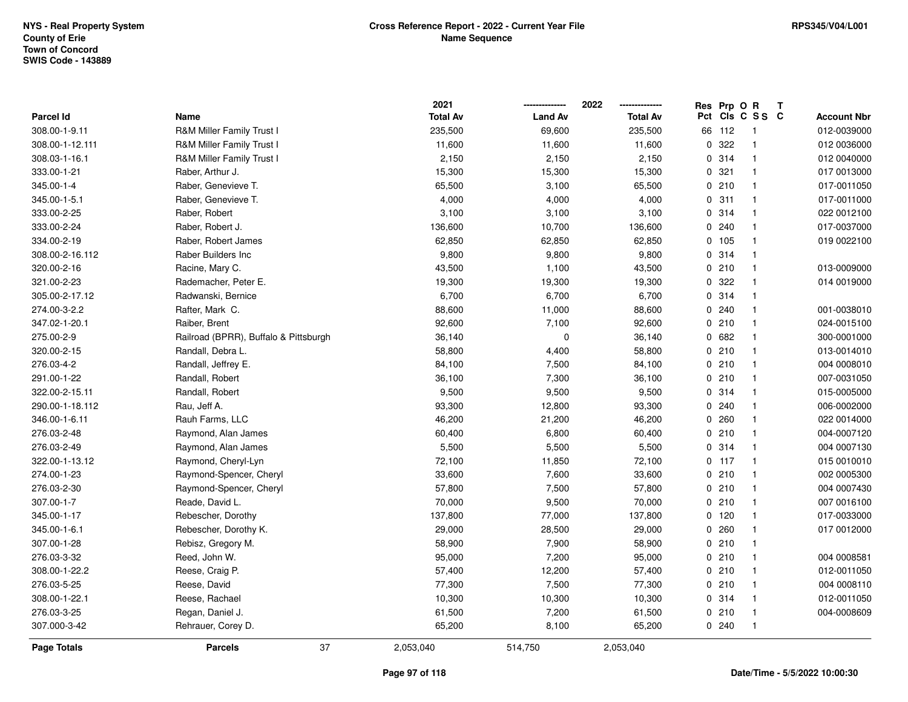NYS - Real Property System
County of Erie
Town of Concord
SWIS Code - 143889

**Cross Reference Report - 2022 - Current Year File**
**Name Sequence**

RPS345/V04/L001

| Parcel Id | Name | 2021 Total Av | 2022 Land Av | 2022 Total Av | Res Pct | Prp Cls | O C | R S S | T C | Account Nbr |
|---|---|---|---|---|---|---|---|---|---|---|
| 308.00-1-9.11 | R&M Miller Family Trust I | 235,500 | 69,600 | 235,500 | 66 | 112 | | 1 | | 012-0039000 |
| 308.00-1-12.111 | R&M Miller Family Trust I | 11,600 | 11,600 | 11,600 | 0 | 322 | | 1 | | 012 0036000 |
| 308.03-1-16.1 | R&M Miller Family Trust I | 2,150 | 2,150 | 2,150 | 0 | 314 | | 1 | | 012 0040000 |
| 333.00-1-21 | Raber, Arthur J. | 15,300 | 15,300 | 15,300 | 0 | 321 | | 1 | | 017 0013000 |
| 345.00-1-4 | Raber, Genevieve T. | 65,500 | 3,100 | 65,500 | 0 | 210 | | 1 | | 017-0011050 |
| 345.00-1-5.1 | Raber, Genevieve T. | 4,000 | 4,000 | 4,000 | 0 | 311 | | 1 | | 017-0011000 |
| 333.00-2-25 | Raber, Robert | 3,100 | 3,100 | 3,100 | 0 | 314 | | 1 | | 022 0012100 |
| 333.00-2-24 | Raber, Robert J. | 136,600 | 10,700 | 136,600 | 0 | 240 | | 1 | | 017-0037000 |
| 334.00-2-19 | Raber, Robert James | 62,850 | 62,850 | 62,850 | 0 | 105 | | 1 | | 019 0022100 |
| 308.00-2-16.112 | Raber Builders Inc | 9,800 | 9,800 | 9,800 | 0 | 314 | | 1 | | |
| 320.00-2-16 | Racine, Mary C. | 43,500 | 1,100 | 43,500 | 0 | 210 | | 1 | | 013-0009000 |
| 321.00-2-23 | Rademacher, Peter E. | 19,300 | 19,300 | 19,300 | 0 | 322 | | 1 | | 014 0019000 |
| 305.00-2-17.12 | Radwanski, Bernice | 6,700 | 6,700 | 6,700 | 0 | 314 | | 1 | | |
| 274.00-3-2.2 | Rafter, Mark C. | 88,600 | 11,000 | 88,600 | 0 | 240 | | 1 | | 001-0038010 |
| 347.02-1-20.1 | Raiber, Brent | 92,600 | 7,100 | 92,600 | 0 | 210 | | 1 | | 024-0015100 |
| 275.00-2-9 | Railroad (BPRR), Buffalo & Pittsburgh | 36,140 | 0 | 36,140 | 0 | 682 | | 1 | | 300-0001000 |
| 320.00-2-15 | Randall, Debra L. | 58,800 | 4,400 | 58,800 | 0 | 210 | | 1 | | 013-0014010 |
| 276.03-4-2 | Randall, Jeffrey E. | 84,100 | 7,500 | 84,100 | 0 | 210 | | 1 | | 004 0008010 |
| 291.00-1-22 | Randall, Robert | 36,100 | 7,300 | 36,100 | 0 | 210 | | 1 | | 007-0031050 |
| 322.00-2-15.11 | Randall, Robert | 9,500 | 9,500 | 9,500 | 0 | 314 | | 1 | | 015-0005000 |
| 290.00-1-18.112 | Rau, Jeff A. | 93,300 | 12,800 | 93,300 | 0 | 240 | | 1 | | 006-0002000 |
| 346.00-1-6.11 | Rauh Farms, LLC | 46,200 | 21,200 | 46,200 | 0 | 260 | | 1 | | 022 0014000 |
| 276.03-2-48 | Raymond, Alan James | 60,400 | 6,800 | 60,400 | 0 | 210 | | 1 | | 004-0007120 |
| 276.03-2-49 | Raymond, Alan James | 5,500 | 5,500 | 5,500 | 0 | 314 | | 1 | | 004 0007130 |
| 322.00-1-13.12 | Raymond, Cheryl-Lyn | 72,100 | 11,850 | 72,100 | 0 | 117 | | 1 | | 015 0010010 |
| 274.00-1-23 | Raymond-Spencer, Cheryl | 33,600 | 7,600 | 33,600 | 0 | 210 | | 1 | | 002 0005300 |
| 276.03-2-30 | Raymond-Spencer, Cheryl | 57,800 | 7,500 | 57,800 | 0 | 210 | | 1 | | 004 0007430 |
| 307.00-1-7 | Reade, David L. | 70,000 | 9,500 | 70,000 | 0 | 210 | | 1 | | 007 0016100 |
| 345.00-1-17 | Rebescher, Dorothy | 137,800 | 77,000 | 137,800 | 0 | 120 | | 1 | | 017-0033000 |
| 345.00-1-6.1 | Rebescher, Dorothy K. | 29,000 | 28,500 | 29,000 | 0 | 260 | | 1 | | 017 0012000 |
| 307.00-1-28 | Rebisz, Gregory M. | 58,900 | 7,900 | 58,900 | 0 | 210 | | 1 | | |
| 276.03-3-32 | Reed, John W. | 95,000 | 7,200 | 95,000 | 0 | 210 | | 1 | | 004 0008581 |
| 308.00-1-22.2 | Reese, Craig P. | 57,400 | 12,200 | 57,400 | 0 | 210 | | 1 | | 012-0011050 |
| 276.03-5-25 | Reese, David | 77,300 | 7,500 | 77,300 | 0 | 210 | | 1 | | 004 0008110 |
| 308.00-1-22.1 | Reese, Rachael | 10,300 | 10,300 | 10,300 | 0 | 314 | | 1 | | 012-0011050 |
| 276.03-3-25 | Regan, Daniel J. | 61,500 | 7,200 | 61,500 | 0 | 210 | | 1 | | 004-0008609 |
| 307.000-3-42 | Rehrauer, Corey D. | 65,200 | 8,100 | 65,200 | 0 | 240 | | 1 | | |
| **Page Totals** | **Parcels** 37 | 2,053,040 | 514,750 | 2,053,040 | | | | | | |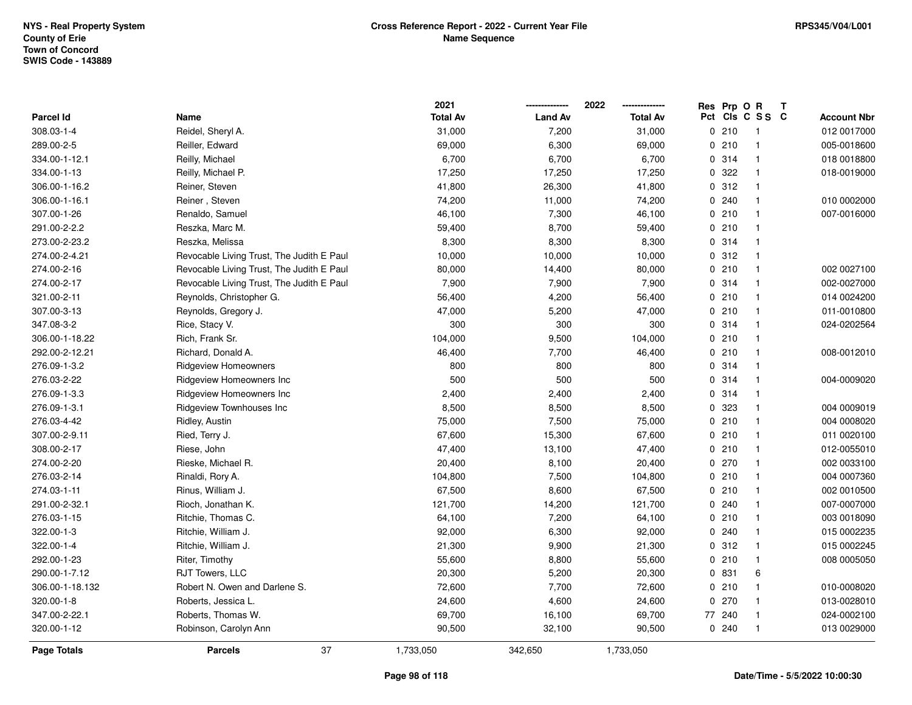NYS - Real Property System
County of Erie
Town of Concord
SWIS Code - 143889

**Cross Reference Report - 2022 - Current Year File**
**Name Sequence**

RPS345/V04/L001

| Parcel Id | Name | 2021 Total Av | 2022 Land Av | 2022 Total Av | Res Pct | Prp Cls | O C | R S S | T C | Account Nbr |
|---|---|---|---|---|---|---|---|---|---|---|
| 308.03-1-4 | Reidel, Sheryl A. | 31,000 | 7,200 | 31,000 | 0 | 210 | | 1 | | 012 0017000 |
| 289.00-2-5 | Reiller, Edward | 69,000 | 6,300 | 69,000 | 0 | 210 | | 1 | | 005-0018600 |
| 334.00-1-12.1 | Reilly, Michael | 6,700 | 6,700 | 6,700 | 0 | 314 | | 1 | | 018 0018800 |
| 334.00-1-13 | Reilly, Michael P. | 17,250 | 17,250 | 17,250 | 0 | 322 | | 1 | | 018-0019000 |
| 306.00-1-16.2 | Reiner, Steven | 41,800 | 26,300 | 41,800 | 0 | 312 | | 1 | | |
| 306.00-1-16.1 | Reiner , Steven | 74,200 | 11,000 | 74,200 | 0 | 240 | | 1 | | 010 0002000 |
| 307.00-1-26 | Renaldo, Samuel | 46,100 | 7,300 | 46,100 | 0 | 210 | | 1 | | 007-0016000 |
| 291.00-2-2.2 | Reszka, Marc M. | 59,400 | 8,700 | 59,400 | 0 | 210 | | 1 | | |
| 273.00-2-23.2 | Reszka, Melissa | 8,300 | 8,300 | 8,300 | 0 | 314 | | 1 | | |
| 274.00-2-4.21 | Revocable Living Trust, The Judith E Paul | 10,000 | 10,000 | 10,000 | 0 | 312 | | 1 | | |
| 274.00-2-16 | Revocable Living Trust, The Judith E Paul | 80,000 | 14,400 | 80,000 | 0 | 210 | | 1 | | 002 0027100 |
| 274.00-2-17 | Revocable Living Trust, The Judith E Paul | 7,900 | 7,900 | 7,900 | 0 | 314 | | 1 | | 002-0027000 |
| 321.00-2-11 | Reynolds, Christopher G. | 56,400 | 4,200 | 56,400 | 0 | 210 | | 1 | | 014 0024200 |
| 307.00-3-13 | Reynolds, Gregory J. | 47,000 | 5,200 | 47,000 | 0 | 210 | | 1 | | 011-0010800 |
| 347.08-3-2 | Rice, Stacy V. | 300 | 300 | 300 | 0 | 314 | | 1 | | 024-0202564 |
| 306.00-1-18.22 | Rich, Frank Sr. | 104,000 | 9,500 | 104,000 | 0 | 210 | | 1 | | |
| 292.00-2-12.21 | Richard, Donald A. | 46,400 | 7,700 | 46,400 | 0 | 210 | | 1 | | 008-0012010 |
| 276.09-1-3.2 | Ridgeview Homeowners | 800 | 800 | 800 | 0 | 314 | | 1 | | |
| 276.03-2-22 | Ridgeview Homeowners Inc | 500 | 500 | 500 | 0 | 314 | | 1 | | 004-0009020 |
| 276.09-1-3.3 | Ridgeview Homeowners Inc | 2,400 | 2,400 | 2,400 | 0 | 314 | | 1 | | |
| 276.09-1-3.1 | Ridgeview Townhouses Inc | 8,500 | 8,500 | 8,500 | 0 | 323 | | 1 | | 004 0009019 |
| 276.03-4-42 | Ridley, Austin | 75,000 | 7,500 | 75,000 | 0 | 210 | | 1 | | 004 0008020 |
| 307.00-2-9.11 | Ried, Terry J. | 67,600 | 15,300 | 67,600 | 0 | 210 | | 1 | | 011 0020100 |
| 308.00-2-17 | Riese, John | 47,400 | 13,100 | 47,400 | 0 | 210 | | 1 | | 012-0055010 |
| 274.00-2-20 | Rieske, Michael R. | 20,400 | 8,100 | 20,400 | 0 | 270 | | 1 | | 002 0033100 |
| 276.03-2-14 | Rinaldi, Rory A. | 104,800 | 7,500 | 104,800 | 0 | 210 | | 1 | | 004 0007360 |
| 274.03-1-11 | Rinus, William J. | 67,500 | 8,600 | 67,500 | 0 | 210 | | 1 | | 002 0010500 |
| 291.00-2-32.1 | Rioch, Jonathan K. | 121,700 | 14,200 | 121,700 | 0 | 240 | | 1 | | 007-0007000 |
| 276.03-1-15 | Ritchie, Thomas C. | 64,100 | 7,200 | 64,100 | 0 | 210 | | 1 | | 003 0018090 |
| 322.00-1-3 | Ritchie, William J. | 92,000 | 6,300 | 92,000 | 0 | 240 | | 1 | | 015 0002235 |
| 322.00-1-4 | Ritchie, William J. | 21,300 | 9,900 | 21,300 | 0 | 312 | | 1 | | 015 0002245 |
| 292.00-1-23 | Riter, Timothy | 55,600 | 8,800 | 55,600 | 0 | 210 | | 1 | | 008 0005050 |
| 290.00-1-7.12 | RJT Towers, LLC | 20,300 | 5,200 | 20,300 | 0 | 831 | | 6 | | |
| 306.00-1-18.132 | Robert N. Owen and Darlene S. | 72,600 | 7,700 | 72,600 | 0 | 210 | | 1 | | 010-0008020 |
| 320.00-1-8 | Roberts, Jessica L. | 24,600 | 4,600 | 24,600 | 0 | 270 | | 1 | | 013-0028010 |
| 347.00-2-22.1 | Roberts, Thomas W. | 69,700 | 16,100 | 69,700 | 77 | 240 | | 1 | | 024-0002100 |
| 320.00-1-12 | Robinson, Carolyn Ann | 90,500 | 32,100 | 90,500 | 0 | 240 | | 1 | | 013 0029000 |
| **Page Totals** | **Parcels** 37 | 1,733,050 | 342,650 | 1,733,050 | | | | | | |

Date/Time - 5/5/2022 10:00:30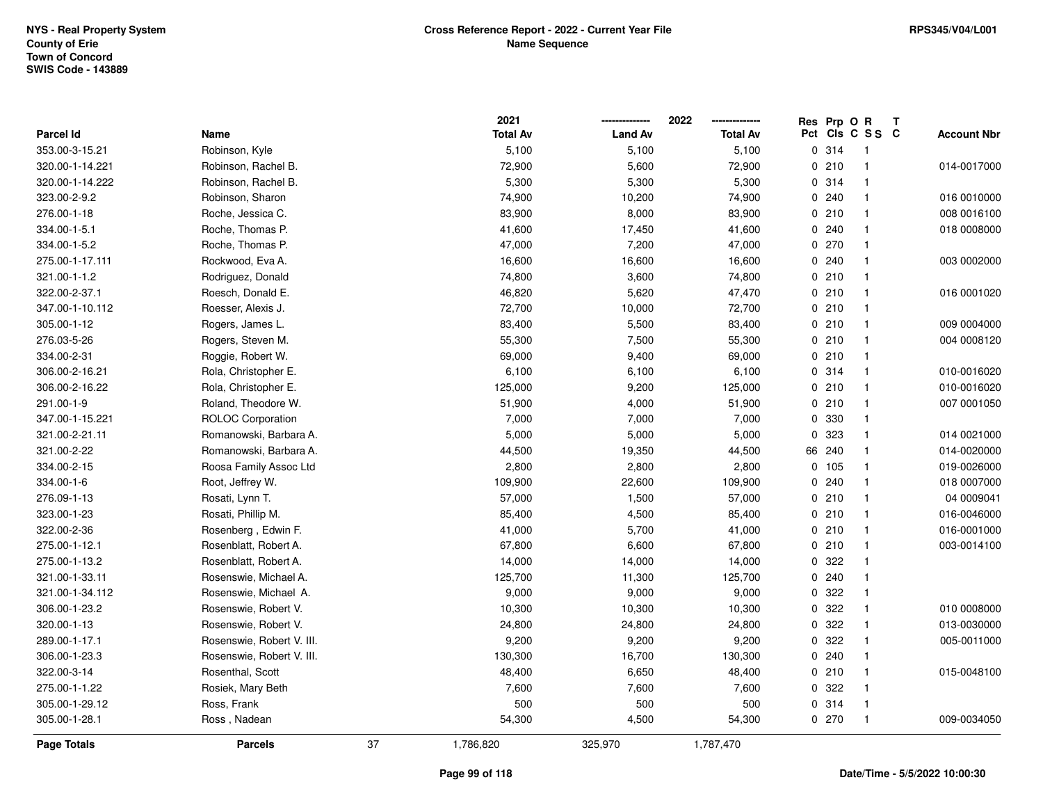NYS - Real Property System
County of Erie
Town of Concord
SWIS Code - 143889

**Cross Reference Report - 2022 - Current Year File**
**Name Sequence**

RPS345/V04/L001

| Parcel Id | Name | 2021 Total Av | 2022 Land Av | 2022 Total Av | Res Pct | Prp Cls | O C | R S S | T C | Account Nbr |
|---|---|---|---|---|---|---|---|---|---|---|
| 353.00-3-15.21 | Robinson, Kyle | 5,100 | 5,100 | 5,100 | 0 | 314 | | 1 | | |
| 320.00-1-14.221 | Robinson, Rachel B. | 72,900 | 5,600 | 72,900 | 0 | 210 | | 1 | | 014-0017000 |
| 320.00-1-14.222 | Robinson, Rachel B. | 5,300 | 5,300 | 5,300 | 0 | 314 | | 1 | | |
| 323.00-2-9.2 | Robinson, Sharon | 74,900 | 10,200 | 74,900 | 0 | 240 | | 1 | | 016 0010000 |
| 276.00-1-18 | Roche, Jessica C. | 83,900 | 8,000 | 83,900 | 0 | 210 | | 1 | | 008 0016100 |
| 334.00-1-5.1 | Roche, Thomas P. | 41,600 | 17,450 | 41,600 | 0 | 240 | | 1 | | 018 0008000 |
| 334.00-1-5.2 | Roche, Thomas P. | 47,000 | 7,200 | 47,000 | 0 | 270 | | 1 | | |
| 275.00-1-17.111 | Rockwood, Eva A. | 16,600 | 16,600 | 16,600 | 0 | 240 | | 1 | | 003 0002000 |
| 321.00-1-1.2 | Rodriguez, Donald | 74,800 | 3,600 | 74,800 | 0 | 210 | | 1 | | |
| 322.00-2-37.1 | Roesch, Donald E. | 46,820 | 5,620 | 47,470 | 0 | 210 | | 1 | | 016 0001020 |
| 347.00-1-10.112 | Roesser, Alexis J. | 72,700 | 10,000 | 72,700 | 0 | 210 | | 1 | | |
| 305.00-1-12 | Rogers, James L. | 83,400 | 5,500 | 83,400 | 0 | 210 | | 1 | | 009 0004000 |
| 276.03-5-26 | Rogers, Steven M. | 55,300 | 7,500 | 55,300 | 0 | 210 | | 1 | | 004 0008120 |
| 334.00-2-31 | Roggie, Robert W. | 69,000 | 9,400 | 69,000 | 0 | 210 | | 1 | | |
| 306.00-2-16.21 | Rola, Christopher E. | 6,100 | 6,100 | 6,100 | 0 | 314 | | 1 | | 010-0016020 |
| 306.00-2-16.22 | Rola, Christopher E. | 125,000 | 9,200 | 125,000 | 0 | 210 | | 1 | | 010-0016020 |
| 291.00-1-9 | Roland, Theodore W. | 51,900 | 4,000 | 51,900 | 0 | 210 | | 1 | | 007 0001050 |
| 347.00-1-15.221 | ROLOC Corporation | 7,000 | 7,000 | 7,000 | 0 | 330 | | 1 | | |
| 321.00-2-21.11 | Romanowski, Barbara A. | 5,000 | 5,000 | 5,000 | 0 | 323 | | 1 | | 014 0021000 |
| 321.00-2-22 | Romanowski, Barbara A. | 44,500 | 19,350 | 44,500 | 66 | 240 | | 1 | | 014-0020000 |
| 334.00-2-15 | Roosa Family Assoc Ltd | 2,800 | 2,800 | 2,800 | 0 | 105 | | 1 | | 019-0026000 |
| 334.00-1-6 | Root, Jeffrey W. | 109,900 | 22,600 | 109,900 | 0 | 240 | | 1 | | 018 0007000 |
| 276.09-1-13 | Rosati, Lynn T. | 57,000 | 1,500 | 57,000 | 0 | 210 | | 1 | | 04 0009041 |
| 323.00-1-23 | Rosati, Phillip M. | 85,400 | 4,500 | 85,400 | 0 | 210 | | 1 | | 016-0046000 |
| 322.00-2-36 | Rosenberg , Edwin F. | 41,000 | 5,700 | 41,000 | 0 | 210 | | 1 | | 016-0001000 |
| 275.00-1-12.1 | Rosenblatt, Robert A. | 67,800 | 6,600 | 67,800 | 0 | 210 | | 1 | | 003-0014100 |
| 275.00-1-13.2 | Rosenblatt, Robert A. | 14,000 | 14,000 | 14,000 | 0 | 322 | | 1 | | |
| 321.00-1-33.11 | Rosenswie, Michael A. | 125,700 | 11,300 | 125,700 | 0 | 240 | | 1 | | |
| 321.00-1-34.112 | Rosenswie, Michael A. | 9,000 | 9,000 | 9,000 | 0 | 322 | | 1 | | |
| 306.00-1-23.2 | Rosenswie, Robert V. | 10,300 | 10,300 | 10,300 | 0 | 322 | | 1 | | 010 0008000 |
| 320.00-1-13 | Rosenswie, Robert V. | 24,800 | 24,800 | 24,800 | 0 | 322 | | 1 | | 013-0030000 |
| 289.00-1-17.1 | Rosenswie, Robert V. III. | 9,200 | 9,200 | 9,200 | 0 | 322 | | 1 | | 005-0011000 |
| 306.00-1-23.3 | Rosenswie, Robert V. III. | 130,300 | 16,700 | 130,300 | 0 | 240 | | 1 | | |
| 322.00-3-14 | Rosenthal, Scott | 48,400 | 6,650 | 48,400 | 0 | 210 | | 1 | | 015-0048100 |
| 275.00-1-1.22 | Rosiek, Mary Beth | 7,600 | 7,600 | 7,600 | 0 | 322 | | 1 | | |
| 305.00-1-29.12 | Ross, Frank | 500 | 500 | 500 | 0 | 314 | | 1 | | |
| 305.00-1-28.1 | Ross , Nadean | 54,300 | 4,500 | 54,300 | 0 | 270 | | 1 | | 009-0034050 |
| **Page Totals** | **Parcels** 37 | 1,786,820 | 325,970 | 1,787,470 | | | | | | |

**Date/Time - 5/5/2022 10:00:30**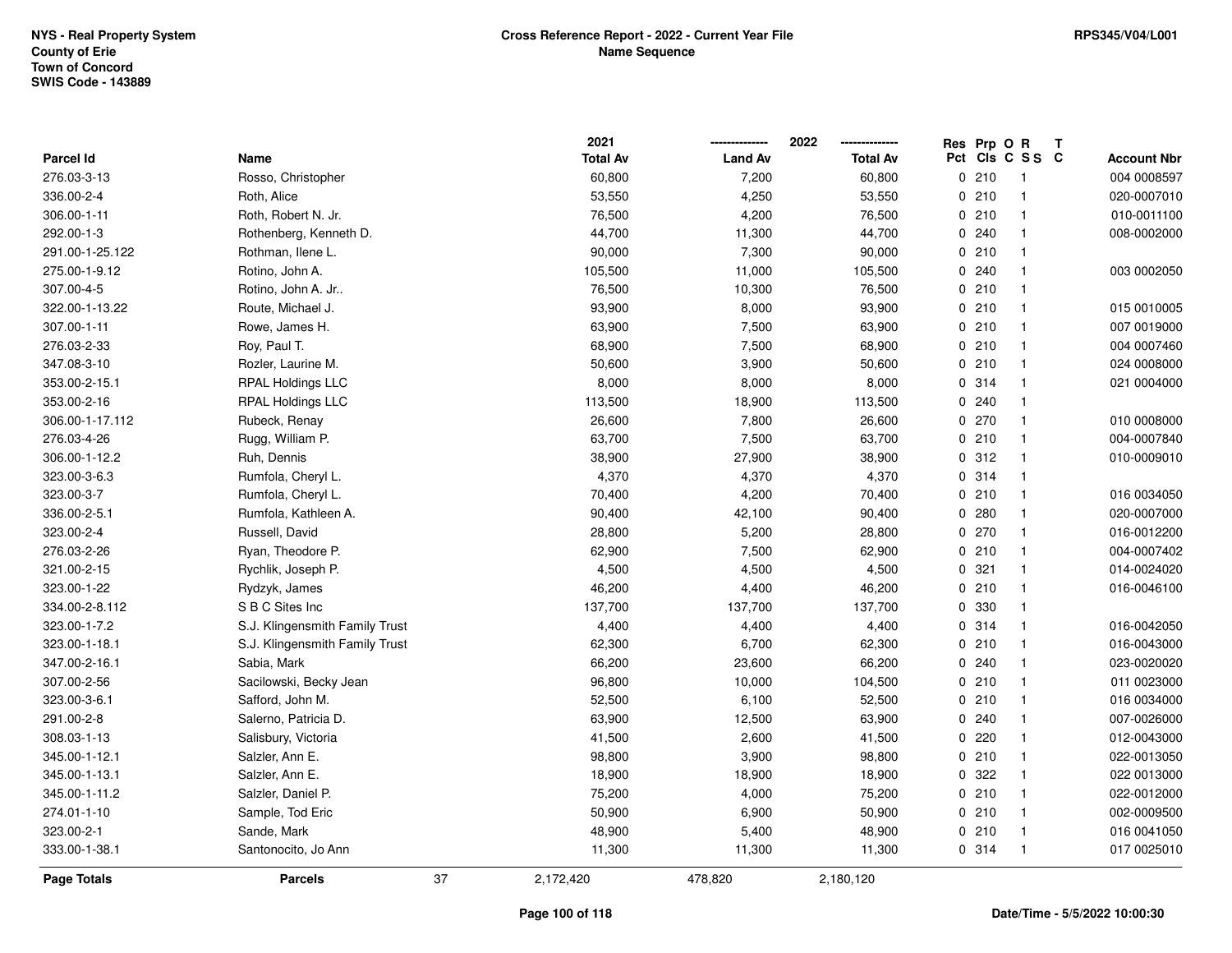NYS - Real Property System
County of Erie
Town of Concord
SWIS Code - 143889

**Cross Reference Report - 2022 - Current Year File**
**Name Sequence**

RPS345/V04/L001

| Parcel Id | Name | 2021 Total Av | 2022 Land Av | 2022 Total Av | Res Pct | Prp Cls | O C | R S S | T C | Account Nbr |
|---|---|---|---|---|---|---|---|---|---|---|
| 276.03-3-13 | Rosso, Christopher | 60,800 | 7,200 | 60,800 | 0 | 210 | | 1 | | 004 0008597 |
| 336.00-2-4 | Roth, Alice | 53,550 | 4,250 | 53,550 | 0 | 210 | | 1 | | 020-0007010 |
| 306.00-1-11 | Roth, Robert N. Jr. | 76,500 | 4,200 | 76,500 | 0 | 210 | | 1 | | 010-0011100 |
| 292.00-1-3 | Rothenberg, Kenneth D. | 44,700 | 11,300 | 44,700 | 0 | 240 | | 1 | | 008-0002000 |
| 291.00-1-25.122 | Rothman, Ilene L. | 90,000 | 7,300 | 90,000 | 0 | 210 | | 1 | | |
| 275.00-1-9.12 | Rotino, John A. | 105,500 | 11,000 | 105,500 | 0 | 240 | | 1 | | 003 0002050 |
| 307.00-4-5 | Rotino, John A. Jr.. | 76,500 | 10,300 | 76,500 | 0 | 210 | | 1 | | |
| 322.00-1-13.22 | Route, Michael J. | 93,900 | 8,000 | 93,900 | 0 | 210 | | 1 | | 015 0010005 |
| 307.00-1-11 | Rowe, James H. | 63,900 | 7,500 | 63,900 | 0 | 210 | | 1 | | 007 0019000 |
| 276.03-2-33 | Roy, Paul T. | 68,900 | 7,500 | 68,900 | 0 | 210 | | 1 | | 004 0007460 |
| 347.08-3-10 | Rozler, Laurine M. | 50,600 | 3,900 | 50,600 | 0 | 210 | | 1 | | 024 0008000 |
| 353.00-2-15.1 | RPAL Holdings LLC | 8,000 | 8,000 | 8,000 | 0 | 314 | | 1 | | 021 0004000 |
| 353.00-2-16 | RPAL Holdings LLC | 113,500 | 18,900 | 113,500 | 0 | 240 | | 1 | | |
| 306.00-1-17.112 | Rubeck, Renay | 26,600 | 7,800 | 26,600 | 0 | 270 | | 1 | | 010 0008000 |
| 276.03-4-26 | Rugg, William P. | 63,700 | 7,500 | 63,700 | 0 | 210 | | 1 | | 004-0007840 |
| 306.00-1-12.2 | Ruh, Dennis | 38,900 | 27,900 | 38,900 | 0 | 312 | | 1 | | 010-0009010 |
| 323.00-3-6.3 | Rumfola, Cheryl L. | 4,370 | 4,370 | 4,370 | 0 | 314 | | 1 | | |
| 323.00-3-7 | Rumfola, Cheryl L. | 70,400 | 4,200 | 70,400 | 0 | 210 | | 1 | | 016 0034050 |
| 336.00-2-5.1 | Rumfola, Kathleen A. | 90,400 | 42,100 | 90,400 | 0 | 280 | | 1 | | 020-0007000 |
| 323.00-2-4 | Russell, David | 28,800 | 5,200 | 28,800 | 0 | 270 | | 1 | | 016-0012200 |
| 276.03-2-26 | Ryan, Theodore P. | 62,900 | 7,500 | 62,900 | 0 | 210 | | 1 | | 004-0007402 |
| 321.00-2-15 | Rychlik, Joseph P. | 4,500 | 4,500 | 4,500 | 0 | 321 | | 1 | | 014-0024020 |
| 323.00-1-22 | Rydzyk, James | 46,200 | 4,400 | 46,200 | 0 | 210 | | 1 | | 016-0046100 |
| 334.00-2-8.112 | S B C Sites Inc | 137,700 | 137,700 | 137,700 | 0 | 330 | | 1 | | |
| 323.00-1-7.2 | S.J. Klingensmith Family Trust | 4,400 | 4,400 | 4,400 | 0 | 314 | | 1 | | 016-0042050 |
| 323.00-1-18.1 | S.J. Klingensmith Family Trust | 62,300 | 6,700 | 62,300 | 0 | 210 | | 1 | | 016-0043000 |
| 347.00-2-16.1 | Sabia, Mark | 66,200 | 23,600 | 66,200 | 0 | 240 | | 1 | | 023-0020020 |
| 307.00-2-56 | Sacilowski, Becky Jean | 96,800 | 10,000 | 104,500 | 0 | 210 | | 1 | | 011 0023000 |
| 323.00-3-6.1 | Safford, John M. | 52,500 | 6,100 | 52,500 | 0 | 210 | | 1 | | 016 0034000 |
| 291.00-2-8 | Salerno, Patricia D. | 63,900 | 12,500 | 63,900 | 0 | 240 | | 1 | | 007-0026000 |
| 308.03-1-13 | Salisbury, Victoria | 41,500 | 2,600 | 41,500 | 0 | 220 | | 1 | | 012-0043000 |
| 345.00-1-12.1 | Salzler, Ann E. | 98,800 | 3,900 | 98,800 | 0 | 210 | | 1 | | 022-0013050 |
| 345.00-1-13.1 | Salzler, Ann E. | 18,900 | 18,900 | 18,900 | 0 | 322 | | 1 | | 022 0013000 |
| 345.00-1-11.2 | Salzler, Daniel P. | 75,200 | 4,000 | 75,200 | 0 | 210 | | 1 | | 022-0012000 |
| 274.01-1-10 | Sample, Tod Eric | 50,900 | 6,900 | 50,900 | 0 | 210 | | 1 | | 002-0009500 |
| 323.00-2-1 | Sande, Mark | 48,900 | 5,400 | 48,900 | 0 | 210 | | 1 | | 016 0041050 |
| 333.00-1-38.1 | Santonocito, Jo Ann | 11,300 | 11,300 | 11,300 | 0 | 314 | | 1 | | 017 0025010 |
| **Page Totals** | **Parcels** 37 | 2,172,420 | 478,820 | 2,180,120 | | | | | | |

Date/Time - 5/5/2022 10:00:30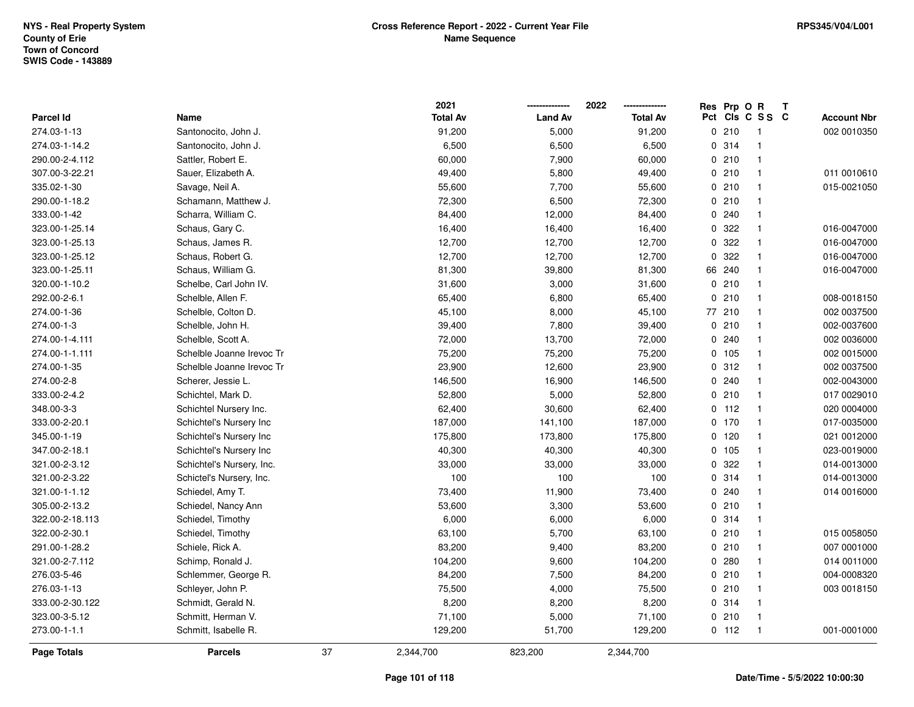NYS - Real Property System
County of Erie
Town of Concord
SWIS Code - 143889

**Cross Reference Report - 2022 - Current Year File**
**Name Sequence**

RPS345/V04/L001

| Parcel Id | Name | 2021 Total Av | 2022 Land Av | 2022 Total Av | Res Pct | Prp Cls | O C | R S S | T C | Account Nbr |
|---|---|---|---|---|---|---|---|---|---|---|
| 274.03-1-13 | Santonocito, John J. | 91,200 | 5,000 | 91,200 | 0 | 210 | | 1 | | 002 0010350 |
| 274.03-1-14.2 | Santonocito, John J. | 6,500 | 6,500 | 6,500 | 0 | 314 | | 1 | | |
| 290.00-2-4.112 | Sattler, Robert E. | 60,000 | 7,900 | 60,000 | 0 | 210 | | 1 | | |
| 307.00-3-22.21 | Sauer, Elizabeth A. | 49,400 | 5,800 | 49,400 | 0 | 210 | | 1 | | 011 0010610 |
| 335.02-1-30 | Savage, Neil A. | 55,600 | 7,700 | 55,600 | 0 | 210 | | 1 | | 015-0021050 |
| 290.00-1-18.2 | Schamann, Matthew J. | 72,300 | 6,500 | 72,300 | 0 | 210 | | 1 | | |
| 333.00-1-42 | Scharra, William C. | 84,400 | 12,000 | 84,400 | 0 | 240 | | 1 | | |
| 323.00-1-25.14 | Schaus, Gary C. | 16,400 | 16,400 | 16,400 | 0 | 322 | | 1 | | 016-0047000 |
| 323.00-1-25.13 | Schaus, James R. | 12,700 | 12,700 | 12,700 | 0 | 322 | | 1 | | 016-0047000 |
| 323.00-1-25.12 | Schaus, Robert G. | 12,700 | 12,700 | 12,700 | 0 | 322 | | 1 | | 016-0047000 |
| 323.00-1-25.11 | Schaus, William G. | 81,300 | 39,800 | 81,300 | 66 | 240 | | 1 | | 016-0047000 |
| 320.00-1-10.2 | Schelbe, Carl John IV. | 31,600 | 3,000 | 31,600 | 0 | 210 | | 1 | | |
| 292.00-2-6.1 | Schelble, Allen F. | 65,400 | 6,800 | 65,400 | 0 | 210 | | 1 | | 008-0018150 |
| 274.00-1-36 | Schelble, Colton D. | 45,100 | 8,000 | 45,100 | 77 | 210 | | 1 | | 002 0037500 |
| 274.00-1-3 | Schelble, John H. | 39,400 | 7,800 | 39,400 | 0 | 210 | | 1 | | 002-0037600 |
| 274.00-1-4.111 | Schelble, Scott A. | 72,000 | 13,700 | 72,000 | 0 | 240 | | 1 | | 002 0036000 |
| 274.00-1-1.111 | Schelble Joanne Irevoc Tr | 75,200 | 75,200 | 75,200 | 0 | 105 | | 1 | | 002 0015000 |
| 274.00-1-35 | Schelble Joanne Irevoc Tr | 23,900 | 12,600 | 23,900 | 0 | 312 | | 1 | | 002 0037500 |
| 274.00-2-8 | Scherer, Jessie L. | 146,500 | 16,900 | 146,500 | 0 | 240 | | 1 | | 002-0043000 |
| 333.00-2-4.2 | Schichtel, Mark D. | 52,800 | 5,000 | 52,800 | 0 | 210 | | 1 | | 017 0029010 |
| 348.00-3-3 | Schichtel Nursery Inc. | 62,400 | 30,600 | 62,400 | 0 | 112 | | 1 | | 020 0004000 |
| 333.00-2-20.1 | Schichtel's Nursery Inc | 187,000 | 141,100 | 187,000 | 0 | 170 | | 1 | | 017-0035000 |
| 345.00-1-19 | Schichtel's Nursery Inc | 175,800 | 173,800 | 175,800 | 0 | 120 | | 1 | | 021 0012000 |
| 347.00-2-18.1 | Schichtel's Nursery Inc | 40,300 | 40,300 | 40,300 | 0 | 105 | | 1 | | 023-0019000 |
| 321.00-2-3.12 | Schichtel's Nursery, Inc. | 33,000 | 33,000 | 33,000 | 0 | 322 | | 1 | | 014-0013000 |
| 321.00-2-3.22 | Schictel's Nursery, Inc. | 100 | 100 | 100 | 0 | 314 | | 1 | | 014-0013000 |
| 321.00-1-1.12 | Schiedel, Amy T. | 73,400 | 11,900 | 73,400 | 0 | 240 | | 1 | | 014 0016000 |
| 305.00-2-13.2 | Schiedel, Nancy Ann | 53,600 | 3,300 | 53,600 | 0 | 210 | | 1 | | |
| 322.00-2-18.113 | Schiedel, Timothy | 6,000 | 6,000 | 6,000 | 0 | 314 | | 1 | | |
| 322.00-2-30.1 | Schiedel, Timothy | 63,100 | 5,700 | 63,100 | 0 | 210 | | 1 | | 015 0058050 |
| 291.00-1-28.2 | Schiele, Rick A. | 83,200 | 9,400 | 83,200 | 0 | 210 | | 1 | | 007 0001000 |
| 321.00-2-7.112 | Schimp, Ronald J. | 104,200 | 9,600 | 104,200 | 0 | 280 | | 1 | | 014 0011000 |
| 276.03-5-46 | Schlemmer, George R. | 84,200 | 7,500 | 84,200 | 0 | 210 | | 1 | | 004-0008320 |
| 276.03-1-13 | Schleyer, John P. | 75,500 | 4,000 | 75,500 | 0 | 210 | | 1 | | 003 0018150 |
| 333.00-2-30.122 | Schmidt, Gerald N. | 8,200 | 8,200 | 8,200 | 0 | 314 | | 1 | | |
| 323.00-3-5.12 | Schmitt, Herman V. | 71,100 | 5,000 | 71,100 | 0 | 210 | | 1 | | |
| 273.00-1-1.1 | Schmitt, Isabelle R. | 129,200 | 51,700 | 129,200 | 0 | 112 | | 1 | | 001-0001000 |
| **Page Totals** | **Parcels** 37 | 2,344,700 | 823,200 | 2,344,700 | | | | | | |

Date/Time - 5/5/2022 10:00:30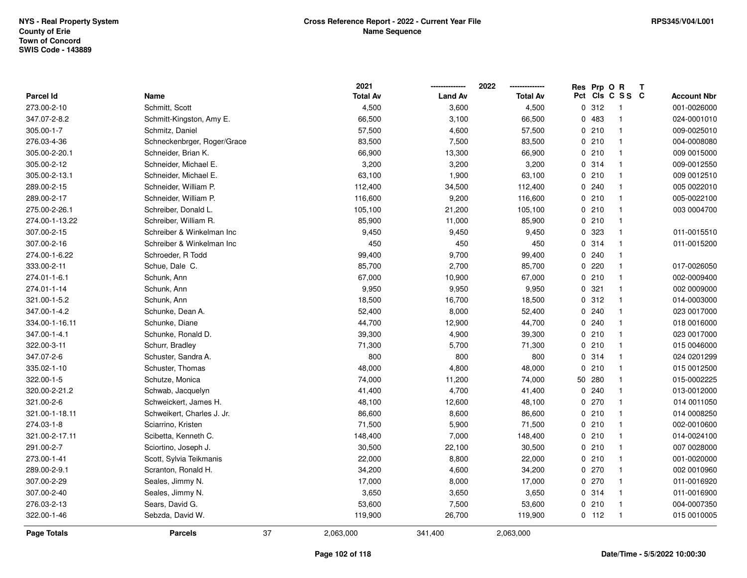NYS - Real Property System
County of Erie
Town of Concord
SWIS Code - 143889

# Cross Reference Report - 2022 - Current Year File
## Name Sequence

RPS345/V04/L001

| Parcel Id | Name | 2021 Total Av | 2022 Land Av | 2022 Total Av | Res Pct | Prp Cls | O C | R SS | T C | Account Nbr |
|---|---|---|---|---|---|---|---|---|---|---|
| 273.00-2-10 | Schmitt, Scott | 4,500 | 3,600 | 4,500 | 0 | 312 | | 1 | | 001-0026000 |
| 347.07-2-8.2 | Schmitt-Kingston, Amy E. | 66,500 | 3,100 | 66,500 | 0 | 483 | | 1 | | 024-0001010 |
| 305.00-1-7 | Schmitz, Daniel | 57,500 | 4,600 | 57,500 | 0 | 210 | | 1 | | 009-0025010 |
| 276.03-4-36 | Schneckenbrger, Roger/Grace | 83,500 | 7,500 | 83,500 | 0 | 210 | | 1 | | 004-0008080 |
| 305.00-2-20.1 | Schneider, Brian K. | 66,900 | 13,300 | 66,900 | 0 | 210 | | 1 | | 009 0015000 |
| 305.00-2-12 | Schneider, Michael E. | 3,200 | 3,200 | 3,200 | 0 | 314 | | 1 | | 009-0012550 |
| 305.00-2-13.1 | Schneider, Michael E. | 63,100 | 1,900 | 63,100 | 0 | 210 | | 1 | | 009 0012510 |
| 289.00-2-15 | Schneider, William P. | 112,400 | 34,500 | 112,400 | 0 | 240 | | 1 | | 005 0022010 |
| 289.00-2-17 | Schneider, William P. | 116,600 | 9,200 | 116,600 | 0 | 210 | | 1 | | 005-0022100 |
| 275.00-2-26.1 | Schreiber, Donald L. | 105,100 | 21,200 | 105,100 | 0 | 210 | | 1 | | 003 0004700 |
| 274.00-1-13.22 | Schreiber, William R. | 85,900 | 11,000 | 85,900 | 0 | 210 | | 1 | | |
| 307.00-2-15 | Schreiber & Winkelman Inc | 9,450 | 9,450 | 9,450 | 0 | 323 | | 1 | | 011-0015510 |
| 307.00-2-16 | Schreiber & Winkelman Inc | 450 | 450 | 450 | 0 | 314 | | 1 | | 011-0015200 |
| 274.00-1-6.22 | Schroeder, R Todd | 99,400 | 9,700 | 99,400 | 0 | 240 | | 1 | | |
| 333.00-2-11 | Schue, Dale C. | 85,700 | 2,700 | 85,700 | 0 | 220 | | 1 | | 017-0026050 |
| 274.01-1-6.1 | Schunk, Ann | 67,000 | 10,900 | 67,000 | 0 | 210 | | 1 | | 002-0009400 |
| 274.01-1-14 | Schunk, Ann | 9,950 | 9,950 | 9,950 | 0 | 321 | | 1 | | 002 0009000 |
| 321.00-1-5.2 | Schunk, Ann | 18,500 | 16,700 | 18,500 | 0 | 312 | | 1 | | 014-0003000 |
| 347.00-1-4.2 | Schunke, Dean A. | 52,400 | 8,000 | 52,400 | 0 | 240 | | 1 | | 023 0017000 |
| 334.00-1-16.11 | Schunke, Diane | 44,700 | 12,900 | 44,700 | 0 | 240 | | 1 | | 018 0016000 |
| 347.00-1-4.1 | Schunke, Ronald D. | 39,300 | 4,900 | 39,300 | 0 | 210 | | 1 | | 023 0017000 |
| 322.00-3-11 | Schurr, Bradley | 71,300 | 5,700 | 71,300 | 0 | 210 | | 1 | | 015 0046000 |
| 347.07-2-6 | Schuster, Sandra A. | 800 | 800 | 800 | 0 | 314 | | 1 | | 024 0201299 |
| 335.02-1-10 | Schuster, Thomas | 48,000 | 4,800 | 48,000 | 0 | 210 | | 1 | | 015 0012500 |
| 322.00-1-5 | Schutze, Monica | 74,000 | 11,200 | 74,000 | 50 | 280 | | 1 | | 015-0002225 |
| 320.00-2-21.2 | Schwab, Jacquelyn | 41,400 | 4,700 | 41,400 | 0 | 240 | | 1 | | 013-0012000 |
| 321.00-2-6 | Schweickert, James H. | 48,100 | 12,600 | 48,100 | 0 | 270 | | 1 | | 014 0011050 |
| 321.00-1-18.11 | Schweikert, Charles J. Jr. | 86,600 | 8,600 | 86,600 | 0 | 210 | | 1 | | 014 0008250 |
| 274.03-1-8 | Sciarrino, Kristen | 71,500 | 5,900 | 71,500 | 0 | 210 | | 1 | | 002-0010600 |
| 321.00-2-17.11 | Scibetta, Kenneth C. | 148,400 | 7,000 | 148,400 | 0 | 210 | | 1 | | 014-0024100 |
| 291.00-2-7 | Sciortino, Joseph J. | 30,500 | 22,100 | 30,500 | 0 | 210 | | 1 | | 007 0028000 |
| 273.00-1-41 | Scott, Sylvia Teikmanis | 22,000 | 8,800 | 22,000 | 0 | 210 | | 1 | | 001-0020000 |
| 289.00-2-9.1 | Scranton, Ronald H. | 34,200 | 4,600 | 34,200 | 0 | 270 | | 1 | | 002 0010960 |
| 307.00-2-29 | Seales, Jimmy N. | 17,000 | 8,000 | 17,000 | 0 | 270 | | 1 | | 011-0016920 |
| 307.00-2-40 | Seales, Jimmy N. | 3,650 | 3,650 | 3,650 | 0 | 314 | | 1 | | 011-0016900 |
| 276.03-2-13 | Sears, David G. | 53,600 | 7,500 | 53,600 | 0 | 210 | | 1 | | 004-0007350 |
| 322.00-1-46 | Sebzda, David W. | 119,900 | 26,700 | 119,900 | 0 | 112 | | 1 | | 015 0010005 |
| **Page Totals** | **Parcels** 37 | 2,063,000 | 341,400 | 2,063,000 | | | | | | |

Date/Time - 5/5/2022 10:00:30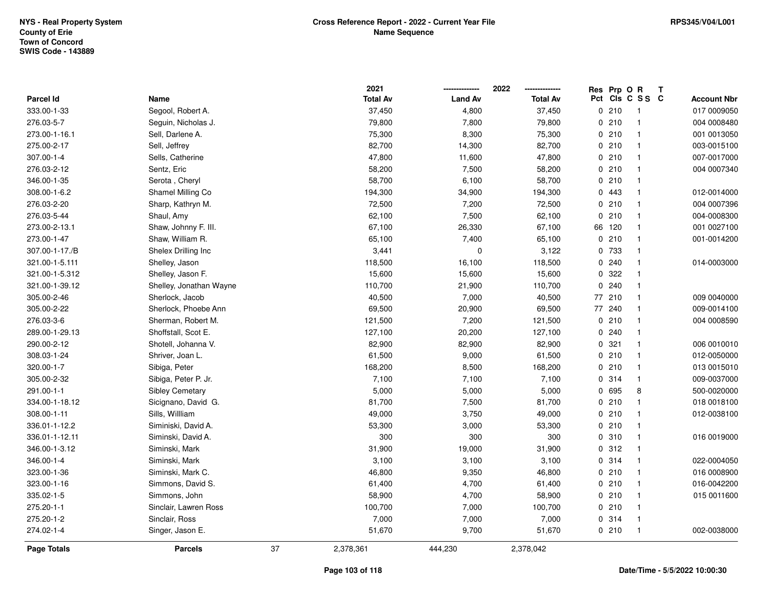NYS - Real Property System
County of Erie
Town of Concord
SWIS Code - 143889

**Cross Reference Report - 2022 - Current Year File**
**Name Sequence**

RPS345/V04/L001

| Parcel Id | Name | 2021 Total Av | 2022 Land Av | 2022 Total Av | Res Pct | Prp Cls | O C | R S S | T C | Account Nbr |
|---|---|---|---|---|---|---|---|---|---|---|
| 333.00-1-33 | Segool, Robert A. | 37,450 | 4,800 | 37,450 | 0 | 210 | | 1 | | 017 0009050 |
| 276.03-5-7 | Seguin, Nicholas J. | 79,800 | 7,800 | 79,800 | 0 | 210 | | 1 | | 004 0008480 |
| 273.00-1-16.1 | Sell, Darlene A. | 75,300 | 8,300 | 75,300 | 0 | 210 | | 1 | | 001 0013050 |
| 275.00-2-17 | Sell, Jeffrey | 82,700 | 14,300 | 82,700 | 0 | 210 | | 1 | | 003-0015100 |
| 307.00-1-4 | Sells, Catherine | 47,800 | 11,600 | 47,800 | 0 | 210 | | 1 | | 007-0017000 |
| 276.03-2-12 | Sentz, Eric | 58,200 | 7,500 | 58,200 | 0 | 210 | | 1 | | 004 0007340 |
| 346.00-1-35 | Serota , Cheryl | 58,700 | 6,100 | 58,700 | 0 | 210 | | 1 | | |
| 308.00-1-6.2 | Shamel Milling Co | 194,300 | 34,900 | 194,300 | 0 | 443 | | 1 | | 012-0014000 |
| 276.03-2-20 | Sharp, Kathryn M. | 72,500 | 7,200 | 72,500 | 0 | 210 | | 1 | | 004 0007396 |
| 276.03-5-44 | Shaul, Amy | 62,100 | 7,500 | 62,100 | 0 | 210 | | 1 | | 004-0008300 |
| 273.00-2-13.1 | Shaw, Johnny F. III. | 67,100 | 26,330 | 67,100 | 66 | 120 | | 1 | | 001 0027100 |
| 273.00-1-47 | Shaw, William R. | 65,100 | 7,400 | 65,100 | 0 | 210 | | 1 | | 001-0014200 |
| 307.00-1-17./B | Shelex Drilling Inc | 3,441 | 0 | 3,122 | 0 | 733 | | 1 | | |
| 321.00-1-5.111 | Shelley, Jason | 118,500 | 16,100 | 118,500 | 0 | 240 | | 1 | | 014-0003000 |
| 321.00-1-5.312 | Shelley, Jason F. | 15,600 | 15,600 | 15,600 | 0 | 322 | | 1 | | |
| 321.00-1-39.12 | Shelley, Jonathan Wayne | 110,700 | 21,900 | 110,700 | 0 | 240 | | 1 | | |
| 305.00-2-46 | Sherlock, Jacob | 40,500 | 7,000 | 40,500 | 77 | 210 | | 1 | | 009 0040000 |
| 305.00-2-22 | Sherlock, Phoebe Ann | 69,500 | 20,900 | 69,500 | 77 | 240 | | 1 | | 009-0014100 |
| 276.03-3-6 | Sherman, Robert M. | 121,500 | 7,200 | 121,500 | 0 | 210 | | 1 | | 004 0008590 |
| 289.00-1-29.13 | Shoffstall, Scot E. | 127,100 | 20,200 | 127,100 | 0 | 240 | | 1 | | |
| 290.00-2-12 | Shotell, Johanna V. | 82,900 | 82,900 | 82,900 | 0 | 321 | | 1 | | 006 0010010 |
| 308.03-1-24 | Shriver, Joan L. | 61,500 | 9,000 | 61,500 | 0 | 210 | | 1 | | 012-0050000 |
| 320.00-1-7 | Sibiga, Peter | 168,200 | 8,500 | 168,200 | 0 | 210 | | 1 | | 013 0015010 |
| 305.00-2-32 | Sibiga, Peter P. Jr. | 7,100 | 7,100 | 7,100 | 0 | 314 | | 1 | | 009-0037000 |
| 291.00-1-1 | Sibley Cemetary | 5,000 | 5,000 | 5,000 | 0 | 695 | | 8 | | 500-0020000 |
| 334.00-1-18.12 | Sicignano, David G. | 81,700 | 7,500 | 81,700 | 0 | 210 | | 1 | | 018 0018100 |
| 308.00-1-11 | Sills, Willliam | 49,000 | 3,750 | 49,000 | 0 | 210 | | 1 | | 012-0038100 |
| 336.01-1-12.2 | Siminiski, David A. | 53,300 | 3,000 | 53,300 | 0 | 210 | | 1 | | |
| 336.01-1-12.11 | Siminski, David A. | 300 | 300 | 300 | 0 | 310 | | 1 | | 016 0019000 |
| 346.00-1-3.12 | Siminski, Mark | 31,900 | 19,000 | 31,900 | 0 | 312 | | 1 | | |
| 346.00-1-4 | Siminski, Mark | 3,100 | 3,100 | 3,100 | 0 | 314 | | 1 | | 022-0004050 |
| 323.00-1-36 | Siminski, Mark C. | 46,800 | 9,350 | 46,800 | 0 | 210 | | 1 | | 016 0008900 |
| 323.00-1-16 | Simmons, David S. | 61,400 | 4,700 | 61,400 | 0 | 210 | | 1 | | 016-0042200 |
| 335.02-1-5 | Simmons, John | 58,900 | 4,700 | 58,900 | 0 | 210 | | 1 | | 015 0011600 |
| 275.20-1-1 | Sinclair, Lawren Ross | 100,700 | 7,000 | 100,700 | 0 | 210 | | 1 | | |
| 275.20-1-2 | Sinclair, Ross | 7,000 | 7,000 | 7,000 | 0 | 314 | | 1 | | |
| 274.02-1-4 | Singer, Jason E. | 51,670 | 9,700 | 51,670 | 0 | 210 | | 1 | | 002-0038000 |
| **Page Totals** | **Parcels** 37 | 2,378,361 | 444,230 | 2,378,042 | | | | | | |

Date/Time - 5/5/2022 10:00:30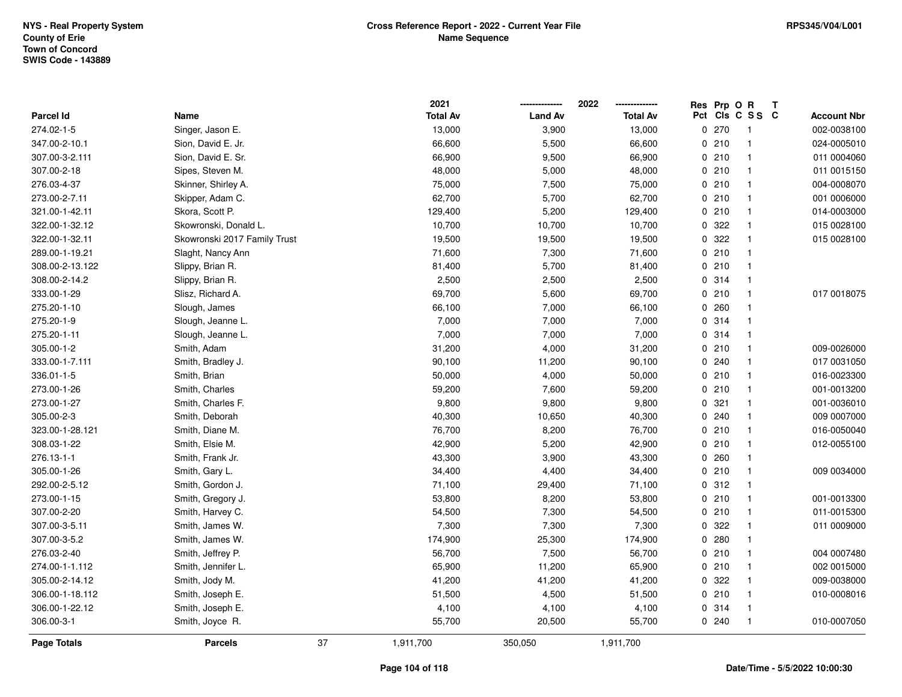NYS - Real Property System
County of Erie
Town of Concord
SWIS Code - 143889

**Cross Reference Report - 2022 - Current Year File**
**Name Sequence**

RPS345/V04/L001

| Parcel Id | Name | 2021 Total Av | 2022 Land Av | 2022 Total Av | Res Pct | Prp Cls | O C | R S S | T C | Account Nbr |
|---|---|---|---|---|---|---|---|---|---|---|
| 274.02-1-5 | Singer, Jason E. | 13,000 | 3,900 | 13,000 | 0 | 270 | | 1 | | 002-0038100 |
| 347.00-2-10.1 | Sion, David E. Jr. | 66,600 | 5,500 | 66,600 | 0 | 210 | | 1 | | 024-0005010 |
| 307.00-3-2.111 | Sion, David E. Sr. | 66,900 | 9,500 | 66,900 | 0 | 210 | | 1 | | 011 0004060 |
| 307.00-2-18 | Sipes, Steven M. | 48,000 | 5,000 | 48,000 | 0 | 210 | | 1 | | 011 0015150 |
| 276.03-4-37 | Skinner, Shirley A. | 75,000 | 7,500 | 75,000 | 0 | 210 | | 1 | | 004-0008070 |
| 273.00-2-7.11 | Skipper, Adam C. | 62,700 | 5,700 | 62,700 | 0 | 210 | | 1 | | 001 0006000 |
| 321.00-1-42.11 | Skora, Scott P. | 129,400 | 5,200 | 129,400 | 0 | 210 | | 1 | | 014-0003000 |
| 322.00-1-32.12 | Skowronski, Donald L. | 10,700 | 10,700 | 10,700 | 0 | 322 | | 1 | | 015 0028100 |
| 322.00-1-32.11 | Skowronski 2017 Family Trust | 19,500 | 19,500 | 19,500 | 0 | 322 | | 1 | | 015 0028100 |
| 289.00-1-19.21 | Slaght, Nancy Ann | 71,600 | 7,300 | 71,600 | 0 | 210 | | 1 | | |
| 308.00-2-13.122 | Slippy, Brian R. | 81,400 | 5,700 | 81,400 | 0 | 210 | | 1 | | |
| 308.00-2-14.2 | Slippy, Brian R. | 2,500 | 2,500 | 2,500 | 0 | 314 | | 1 | | |
| 333.00-1-29 | Slisz, Richard A. | 69,700 | 5,600 | 69,700 | 0 | 210 | | 1 | | 017 0018075 |
| 275.20-1-10 | Slough, James | 66,100 | 7,000 | 66,100 | 0 | 260 | | 1 | | |
| 275.20-1-9 | Slough, Jeanne L. | 7,000 | 7,000 | 7,000 | 0 | 314 | | 1 | | |
| 275.20-1-11 | Slough, Jeanne L. | 7,000 | 7,000 | 7,000 | 0 | 314 | | 1 | | |
| 305.00-1-2 | Smith, Adam | 31,200 | 4,000 | 31,200 | 0 | 210 | | 1 | | 009-0026000 |
| 333.00-1-7.111 | Smith, Bradley J. | 90,100 | 11,200 | 90,100 | 0 | 240 | | 1 | | 017 0031050 |
| 336.01-1-5 | Smith, Brian | 50,000 | 4,000 | 50,000 | 0 | 210 | | 1 | | 016-0023300 |
| 273.00-1-26 | Smith, Charles | 59,200 | 7,600 | 59,200 | 0 | 210 | | 1 | | 001-0013200 |
| 273.00-1-27 | Smith, Charles F. | 9,800 | 9,800 | 9,800 | 0 | 321 | | 1 | | 001-0036010 |
| 305.00-2-3 | Smith, Deborah | 40,300 | 10,650 | 40,300 | 0 | 240 | | 1 | | 009 0007000 |
| 323.00-1-28.121 | Smith, Diane M. | 76,700 | 8,200 | 76,700 | 0 | 210 | | 1 | | 016-0050040 |
| 308.03-1-22 | Smith, Elsie M. | 42,900 | 5,200 | 42,900 | 0 | 210 | | 1 | | 012-0055100 |
| 276.13-1-1 | Smith, Frank Jr. | 43,300 | 3,900 | 43,300 | 0 | 260 | | 1 | | |
| 305.00-1-26 | Smith, Gary L. | 34,400 | 4,400 | 34,400 | 0 | 210 | | 1 | | 009 0034000 |
| 292.00-2-5.12 | Smith, Gordon J. | 71,100 | 29,400 | 71,100 | 0 | 312 | | 1 | | |
| 273.00-1-15 | Smith, Gregory J. | 53,800 | 8,200 | 53,800 | 0 | 210 | | 1 | | 001-0013300 |
| 307.00-2-20 | Smith, Harvey C. | 54,500 | 7,300 | 54,500 | 0 | 210 | | 1 | | 011-0015300 |
| 307.00-3-5.11 | Smith, James W. | 7,300 | 7,300 | 7,300 | 0 | 322 | | 1 | | 011 0009000 |
| 307.00-3-5.2 | Smith, James W. | 174,900 | 25,300 | 174,900 | 0 | 280 | | 1 | | |
| 276.03-2-40 | Smith, Jeffrey P. | 56,700 | 7,500 | 56,700 | 0 | 210 | | 1 | | 004 0007480 |
| 274.00-1-1.112 | Smith, Jennifer L. | 65,900 | 11,200 | 65,900 | 0 | 210 | | 1 | | 002 0015000 |
| 305.00-2-14.12 | Smith, Jody M. | 41,200 | 41,200 | 41,200 | 0 | 322 | | 1 | | 009-0038000 |
| 306.00-1-18.112 | Smith, Joseph E. | 51,500 | 4,500 | 51,500 | 0 | 210 | | 1 | | 010-0008016 |
| 306.00-1-22.12 | Smith, Joseph E. | 4,100 | 4,100 | 4,100 | 0 | 314 | | 1 | | |
| 306.00-3-1 | Smith, Joyce R. | 55,700 | 20,500 | 55,700 | 0 | 240 | | 1 | | 010-0007050 |
| **Page Totals** | **Parcels** 37 | 1,911,700 | 350,050 | 1,911,700 | | | | | | |

Date/Time - 5/5/2022 10:00:30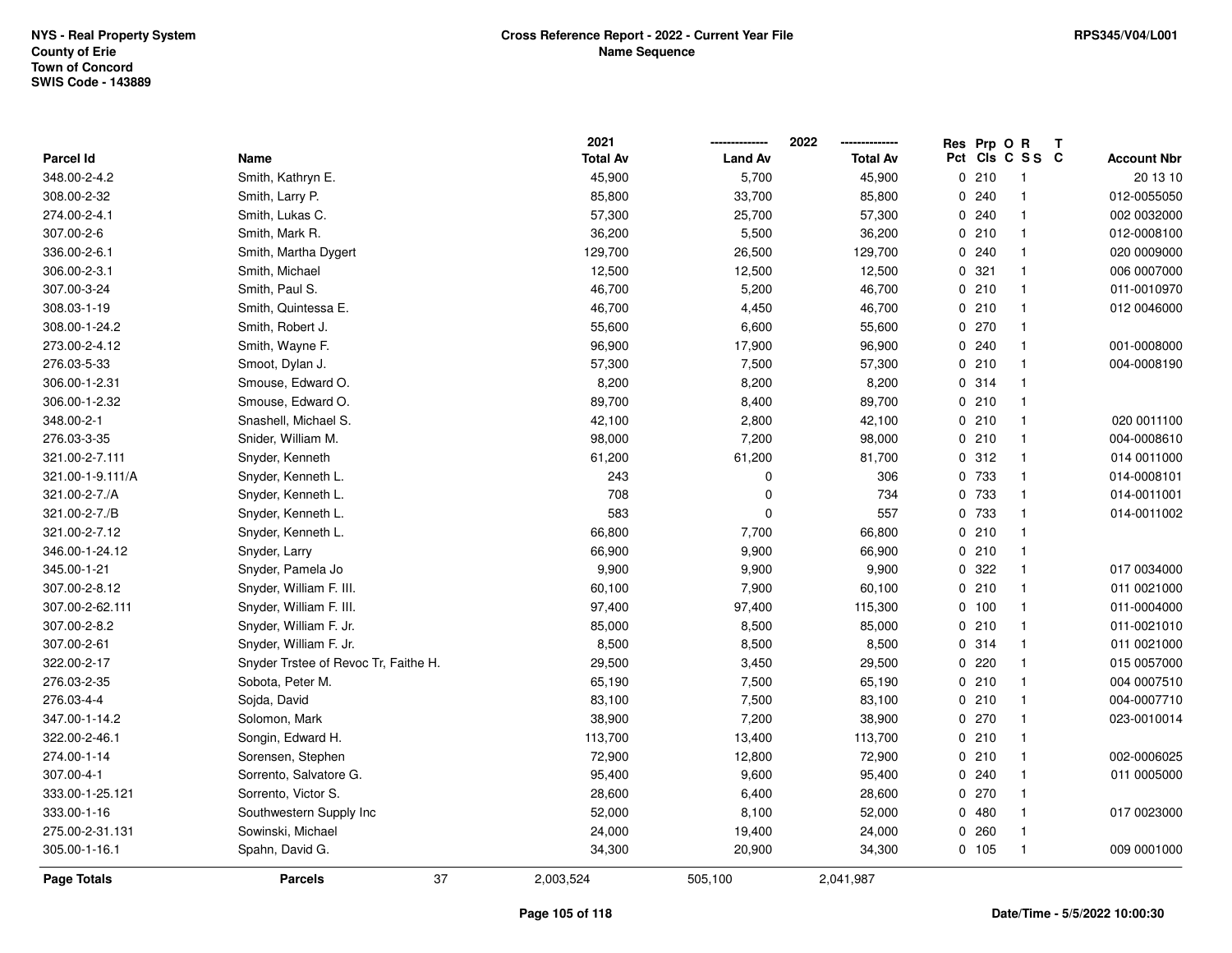NYS - Real Property System
County of Erie
Town of Concord
SWIS Code - 143889

**Cross Reference Report - 2022 - Current Year File**
**Name Sequence**

RPS345/V04/L001

| Parcel Id | Name | 2021 Total Av | 2022 Land Av | 2022 Total Av | Res Pct | Prp Cls | O C | R S S | T C | Account Nbr |
|---|---|---|---|---|---|---|---|---|---|---|
| 348.00-2-4.2 | Smith, Kathryn E. | 45,900 | 5,700 | 45,900 | 0 | 210 | | 1 | | 20 13 10 |
| 308.00-2-32 | Smith, Larry P. | 85,800 | 33,700 | 85,800 | 0 | 240 | | 1 | | 012-0055050 |
| 274.00-2-4.1 | Smith, Lukas C. | 57,300 | 25,700 | 57,300 | 0 | 240 | | 1 | | 002 0032000 |
| 307.00-2-6 | Smith, Mark R. | 36,200 | 5,500 | 36,200 | 0 | 210 | | 1 | | 012-0008100 |
| 336.00-2-6.1 | Smith, Martha Dygert | 129,700 | 26,500 | 129,700 | 0 | 240 | | 1 | | 020 0009000 |
| 306.00-2-3.1 | Smith, Michael | 12,500 | 12,500 | 12,500 | 0 | 321 | | 1 | | 006 0007000 |
| 307.00-3-24 | Smith, Paul S. | 46,700 | 5,200 | 46,700 | 0 | 210 | | 1 | | 011-0010970 |
| 308.03-1-19 | Smith, Quintessa E. | 46,700 | 4,450 | 46,700 | 0 | 210 | | 1 | | 012 0046000 |
| 308.00-1-24.2 | Smith, Robert J. | 55,600 | 6,600 | 55,600 | 0 | 270 | | 1 | | |
| 273.00-2-4.12 | Smith, Wayne F. | 96,900 | 17,900 | 96,900 | 0 | 240 | | 1 | | 001-0008000 |
| 276.03-5-33 | Smoot, Dylan J. | 57,300 | 7,500 | 57,300 | 0 | 210 | | 1 | | 004-0008190 |
| 306.00-1-2.31 | Smouse, Edward O. | 8,200 | 8,200 | 8,200 | 0 | 314 | | 1 | | |
| 306.00-1-2.32 | Smouse, Edward O. | 89,700 | 8,400 | 89,700 | 0 | 210 | | 1 | | |
| 348.00-2-1 | Snashell, Michael S. | 42,100 | 2,800 | 42,100 | 0 | 210 | | 1 | | 020 0011100 |
| 276.03-3-35 | Snider, William M. | 98,000 | 7,200 | 98,000 | 0 | 210 | | 1 | | 004-0008610 |
| 321.00-2-7.111 | Snyder, Kenneth | 61,200 | 61,200 | 81,700 | 0 | 312 | | 1 | | 014 0011000 |
| 321.00-1-9.111/A | Snyder, Kenneth L. | 243 | 0 | 306 | 0 | 733 | | 1 | | 014-0008101 |
| 321.00-2-7./A | Snyder, Kenneth L. | 708 | 0 | 734 | 0 | 733 | | 1 | | 014-0011001 |
| 321.00-2-7./B | Snyder, Kenneth L. | 583 | 0 | 557 | 0 | 733 | | 1 | | 014-0011002 |
| 321.00-2-7.12 | Snyder, Kenneth L. | 66,800 | 7,700 | 66,800 | 0 | 210 | | 1 | | |
| 346.00-1-24.12 | Snyder, Larry | 66,900 | 9,900 | 66,900 | 0 | 210 | | 1 | | |
| 345.00-1-21 | Snyder, Pamela Jo | 9,900 | 9,900 | 9,900 | 0 | 322 | | 1 | | 017 0034000 |
| 307.00-2-8.12 | Snyder, William F. III. | 60,100 | 7,900 | 60,100 | 0 | 210 | | 1 | | 011 0021000 |
| 307.00-2-62.111 | Snyder, William F. III. | 97,400 | 97,400 | 115,300 | 0 | 100 | | 1 | | 011-0004000 |
| 307.00-2-8.2 | Snyder, William F. Jr. | 85,000 | 8,500 | 85,000 | 0 | 210 | | 1 | | 011-0021010 |
| 307.00-2-61 | Snyder, William F. Jr. | 8,500 | 8,500 | 8,500 | 0 | 314 | | 1 | | 011 0021000 |
| 322.00-2-17 | Snyder Trstee of Revoc Tr, Faithe H. | 29,500 | 3,450 | 29,500 | 0 | 220 | | 1 | | 015 0057000 |
| 276.03-2-35 | Sobota, Peter M. | 65,190 | 7,500 | 65,190 | 0 | 210 | | 1 | | 004 0007510 |
| 276.03-4-4 | Sojda, David | 83,100 | 7,500 | 83,100 | 0 | 210 | | 1 | | 004-0007710 |
| 347.00-1-14.2 | Solomon, Mark | 38,900 | 7,200 | 38,900 | 0 | 270 | | 1 | | 023-0010014 |
| 322.00-2-46.1 | Songin, Edward H. | 113,700 | 13,400 | 113,700 | 0 | 210 | | 1 | | |
| 274.00-1-14 | Sorensen, Stephen | 72,900 | 12,800 | 72,900 | 0 | 210 | | 1 | | 002-0006025 |
| 307.00-4-1 | Sorrento, Salvatore G. | 95,400 | 9,600 | 95,400 | 0 | 240 | | 1 | | 011 0005000 |
| 333.00-1-25.121 | Sorrento, Victor S. | 28,600 | 6,400 | 28,600 | 0 | 270 | | 1 | | |
| 333.00-1-16 | Southwestern Supply Inc | 52,000 | 8,100 | 52,000 | 0 | 480 | | 1 | | 017 0023000 |
| 275.00-2-31.131 | Sowinski, Michael | 24,000 | 19,400 | 24,000 | 0 | 260 | | 1 | | |
| 305.00-1-16.1 | Spahn, David G. | 34,300 | 20,900 | 34,300 | 0 | 105 | | 1 | | 009 0001000 |
| **Page Totals** | **Parcels** 37 | 2,003,524 | 505,100 | 2,041,987 | | | | | | |

Date/Time - 5/5/2022 10:00:30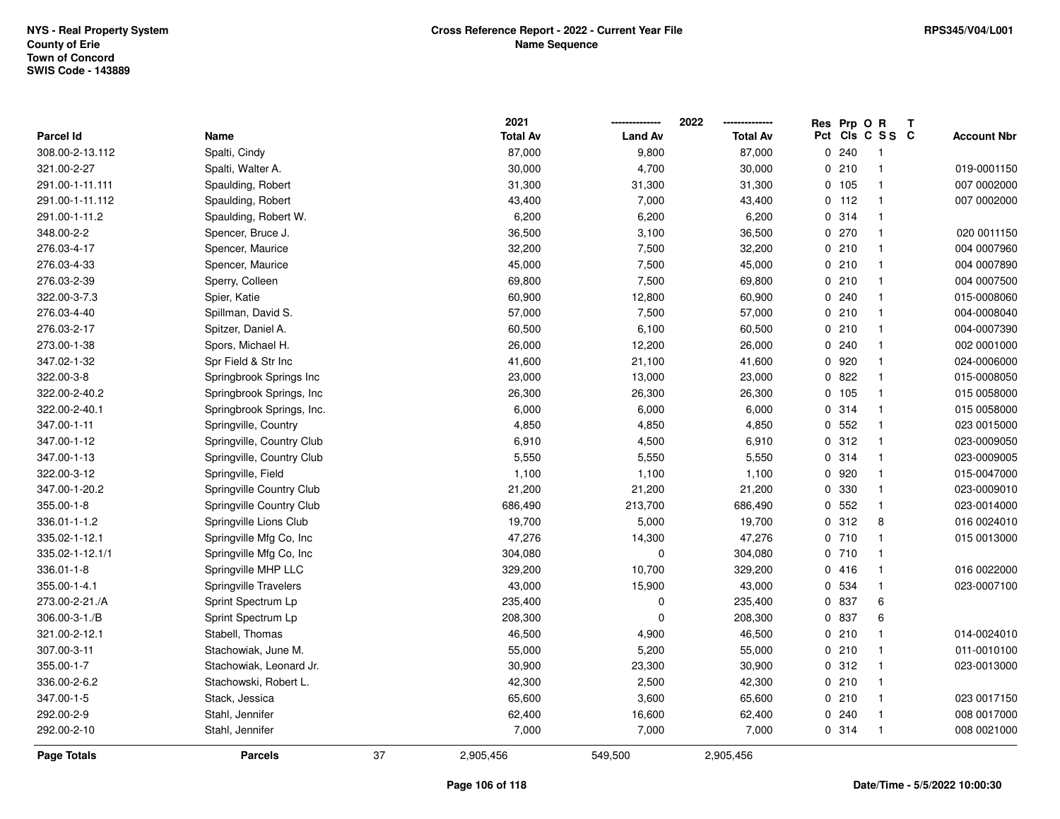NYS - Real Property System
County of Erie
Town of Concord
SWIS Code - 143889

Cross Reference Report - 2022 - Current Year File
Name Sequence

RPS345/V04/L001

| Parcel Id | Name | 2021 Total Av | 2022 Land Av | 2022 Total Av | Res Pct | Prp Cls | O C | R S S | T C | Account Nbr |
|---|---|---|---|---|---|---|---|---|---|---|
| 308.00-2-13.112 | Spalti, Cindy | 87,000 | 9,800 | 87,000 | 0 | 240 | | 1 | | |
| 321.00-2-27 | Spalti, Walter A. | 30,000 | 4,700 | 30,000 | 0 | 210 | | 1 | | 019-0001150 |
| 291.00-1-11.111 | Spaulding, Robert | 31,300 | 31,300 | 31,300 | 0 | 105 | | 1 | | 007 0002000 |
| 291.00-1-11.112 | Spaulding, Robert | 43,400 | 7,000 | 43,400 | 0 | 112 | | 1 | | 007 0002000 |
| 291.00-1-11.2 | Spaulding, Robert W. | 6,200 | 6,200 | 6,200 | 0 | 314 | | 1 | | |
| 348.00-2-2 | Spencer, Bruce J. | 36,500 | 3,100 | 36,500 | 0 | 270 | | 1 | | 020 0011150 |
| 276.03-4-17 | Spencer, Maurice | 32,200 | 7,500 | 32,200 | 0 | 210 | | 1 | | 004 0007960 |
| 276.03-4-33 | Spencer, Maurice | 45,000 | 7,500 | 45,000 | 0 | 210 | | 1 | | 004 0007890 |
| 276.03-2-39 | Sperry, Colleen | 69,800 | 7,500 | 69,800 | 0 | 210 | | 1 | | 004 0007500 |
| 322.00-3-7.3 | Spier, Katie | 60,900 | 12,800 | 60,900 | 0 | 240 | | 1 | | 015-0008060 |
| 276.03-4-40 | Spillman, David S. | 57,000 | 7,500 | 57,000 | 0 | 210 | | 1 | | 004-0008040 |
| 276.03-2-17 | Spitzer, Daniel A. | 60,500 | 6,100 | 60,500 | 0 | 210 | | 1 | | 004-0007390 |
| 273.00-1-38 | Spors, Michael H. | 26,000 | 12,200 | 26,000 | 0 | 240 | | 1 | | 002 0001000 |
| 347.02-1-32 | Spr Field & Str Inc | 41,600 | 21,100 | 41,600 | 0 | 920 | | 1 | | 024-0006000 |
| 322.00-3-8 | Springbrook Springs Inc | 23,000 | 13,000 | 23,000 | 0 | 822 | | 1 | | 015-0008050 |
| 322.00-2-40.2 | Springbrook Springs, Inc | 26,300 | 26,300 | 26,300 | 0 | 105 | | 1 | | 015 0058000 |
| 322.00-2-40.1 | Springbrook Springs, Inc. | 6,000 | 6,000 | 6,000 | 0 | 314 | | 1 | | 015 0058000 |
| 347.00-1-11 | Springville, Country | 4,850 | 4,850 | 4,850 | 0 | 552 | | 1 | | 023 0015000 |
| 347.00-1-12 | Springville, Country Club | 6,910 | 4,500 | 6,910 | 0 | 312 | | 1 | | 023-0009050 |
| 347.00-1-13 | Springville, Country Club | 5,550 | 5,550 | 5,550 | 0 | 314 | | 1 | | 023-0009005 |
| 322.00-3-12 | Springville, Field | 1,100 | 1,100 | 1,100 | 0 | 920 | | 1 | | 015-0047000 |
| 347.00-1-20.2 | Springville Country Club | 21,200 | 21,200 | 21,200 | 0 | 330 | | 1 | | 023-0009010 |
| 355.00-1-8 | Springville Country Club | 686,490 | 213,700 | 686,490 | 0 | 552 | | 1 | | 023-0014000 |
| 336.01-1-1.2 | Springville Lions Club | 19,700 | 5,000 | 19,700 | 0 | 312 | | 8 | | 016 0024010 |
| 335.02-1-12.1 | Springville Mfg Co, Inc | 47,276 | 14,300 | 47,276 | 0 | 710 | | 1 | | 015 0013000 |
| 335.02-1-12.1/1 | Springville Mfg Co, Inc | 304,080 | 0 | 304,080 | 0 | 710 | | 1 | | |
| 336.01-1-8 | Springville MHP LLC | 329,200 | 10,700 | 329,200 | 0 | 416 | | 1 | | 016 0022000 |
| 355.00-1-4.1 | Springville Travelers | 43,000 | 15,900 | 43,000 | 0 | 534 | | 1 | | 023-0007100 |
| 273.00-2-21./A | Sprint Spectrum Lp | 235,400 | 0 | 235,400 | 0 | 837 | | 6 | | |
| 306.00-3-1./B | Sprint Spectrum Lp | 208,300 | 0 | 208,300 | 0 | 837 | | 6 | | |
| 321.00-2-12.1 | Stabell, Thomas | 46,500 | 4,900 | 46,500 | 0 | 210 | | 1 | | 014-0024010 |
| 307.00-3-11 | Stachowiak, June M. | 55,000 | 5,200 | 55,000 | 0 | 210 | | 1 | | 011-0010100 |
| 355.00-1-7 | Stachowiak, Leonard Jr. | 30,900 | 23,300 | 30,900 | 0 | 312 | | 1 | | 023-0013000 |
| 336.00-2-6.2 | Stachowski, Robert L. | 42,300 | 2,500 | 42,300 | 0 | 210 | | 1 | | |
| 347.00-1-5 | Stack, Jessica | 65,600 | 3,600 | 65,600 | 0 | 210 | | 1 | | 023 0017150 |
| 292.00-2-9 | Stahl, Jennifer | 62,400 | 16,600 | 62,400 | 0 | 240 | | 1 | | 008 0017000 |
| 292.00-2-10 | Stahl, Jennifer | 7,000 | 7,000 | 7,000 | 0 | 314 | | 1 | | 008 0021000 |
| **Page Totals** | **Parcels** 37 | 2,905,456 | 549,500 | 2,905,456 | | | | | | |

Date/Time - 5/5/2022 10:00:30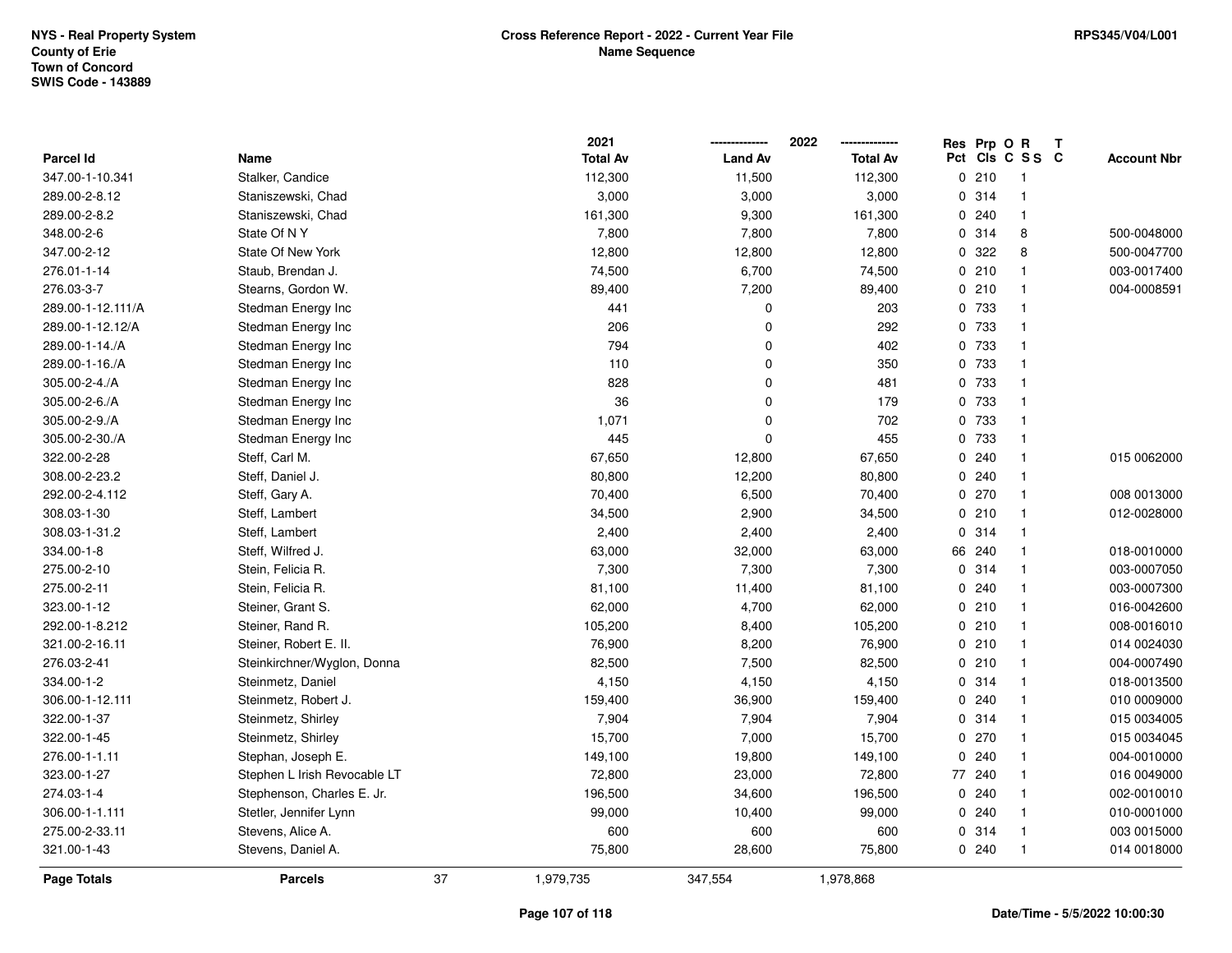NYS - Real Property System
County of Erie
Town of Concord
SWIS Code - 143889

**Cross Reference Report - 2022 - Current Year File**
**Name Sequence**

RPS345/V04/L001

| Parcel Id | Name | 2021 Total Av | 2022 Land Av | 2022 Total Av | Res Pct | Prp Cls | O C | R S S | T C | Account Nbr |
|---|---|---|---|---|---|---|---|---|---|---|
| 347.00-1-10.341 | Stalker, Candice | 112,300 | 11,500 | 112,300 | 0 | 210 | | 1 | | |
| 289.00-2-8.12 | Staniszewski, Chad | 3,000 | 3,000 | 3,000 | 0 | 314 | | 1 | | |
| 289.00-2-8.2 | Staniszewski, Chad | 161,300 | 9,300 | 161,300 | 0 | 240 | | 1 | | |
| 348.00-2-6 | State Of N Y | 7,800 | 7,800 | 7,800 | 0 | 314 | | 8 | | 500-0048000 |
| 347.00-2-12 | State Of New York | 12,800 | 12,800 | 12,800 | 0 | 322 | | 8 | | 500-0047700 |
| 276.01-1-14 | Staub, Brendan J. | 74,500 | 6,700 | 74,500 | 0 | 210 | | 1 | | 003-0017400 |
| 276.03-3-7 | Stearns, Gordon W. | 89,400 | 7,200 | 89,400 | 0 | 210 | | 1 | | 004-0008591 |
| 289.00-1-12.111/A | Stedman Energy Inc | 441 | 0 | 203 | 0 | 733 | | 1 | | |
| 289.00-1-12.12/A | Stedman Energy Inc | 206 | 0 | 292 | 0 | 733 | | 1 | | |
| 289.00-1-14./A | Stedman Energy Inc | 794 | 0 | 402 | 0 | 733 | | 1 | | |
| 289.00-1-16./A | Stedman Energy Inc | 110 | 0 | 350 | 0 | 733 | | 1 | | |
| 305.00-2-4./A | Stedman Energy Inc | 828 | 0 | 481 | 0 | 733 | | 1 | | |
| 305.00-2-6./A | Stedman Energy Inc | 36 | 0 | 179 | 0 | 733 | | 1 | | |
| 305.00-2-9./A | Stedman Energy Inc | 1,071 | 0 | 702 | 0 | 733 | | 1 | | |
| 305.00-2-30./A | Stedman Energy Inc | 445 | 0 | 455 | 0 | 733 | | 1 | | |
| 322.00-2-28 | Steff, Carl M. | 67,650 | 12,800 | 67,650 | 0 | 240 | | 1 | | 015 0062000 |
| 308.00-2-23.2 | Steff, Daniel J. | 80,800 | 12,200 | 80,800 | 0 | 240 | | 1 | | |
| 292.00-2-4.112 | Steff, Gary A. | 70,400 | 6,500 | 70,400 | 0 | 270 | | 1 | | 008 0013000 |
| 308.03-1-30 | Steff, Lambert | 34,500 | 2,900 | 34,500 | 0 | 210 | | 1 | | 012-0028000 |
| 308.03-1-31.2 | Steff, Lambert | 2,400 | 2,400 | 2,400 | 0 | 314 | | 1 | | |
| 334.00-1-8 | Steff, Wilfred J. | 63,000 | 32,000 | 63,000 | 66 | 240 | | 1 | | 018-0010000 |
| 275.00-2-10 | Stein, Felicia R. | 7,300 | 7,300 | 7,300 | 0 | 314 | | 1 | | 003-0007050 |
| 275.00-2-11 | Stein, Felicia R. | 81,100 | 11,400 | 81,100 | 0 | 240 | | 1 | | 003-0007300 |
| 323.00-1-12 | Steiner, Grant S. | 62,000 | 4,700 | 62,000 | 0 | 210 | | 1 | | 016-0042600 |
| 292.00-1-8.212 | Steiner, Rand R. | 105,200 | 8,400 | 105,200 | 0 | 210 | | 1 | | 008-0016010 |
| 321.00-2-16.11 | Steiner, Robert E. II. | 76,900 | 8,200 | 76,900 | 0 | 210 | | 1 | | 014 0024030 |
| 276.03-2-41 | Steinkirchner/Wyglon, Donna | 82,500 | 7,500 | 82,500 | 0 | 210 | | 1 | | 004-0007490 |
| 334.00-1-2 | Steinmetz, Daniel | 4,150 | 4,150 | 4,150 | 0 | 314 | | 1 | | 018-0013500 |
| 306.00-1-12.111 | Steinmetz, Robert J. | 159,400 | 36,900 | 159,400 | 0 | 240 | | 1 | | 010 0009000 |
| 322.00-1-37 | Steinmetz, Shirley | 7,904 | 7,904 | 7,904 | 0 | 314 | | 1 | | 015 0034005 |
| 322.00-1-45 | Steinmetz, Shirley | 15,700 | 7,000 | 15,700 | 0 | 270 | | 1 | | 015 0034045 |
| 276.00-1-1.11 | Stephan, Joseph E. | 149,100 | 19,800 | 149,100 | 0 | 240 | | 1 | | 004-0010000 |
| 323.00-1-27 | Stephen L Irish Revocable LT | 72,800 | 23,000 | 72,800 | 77 | 240 | | 1 | | 016 0049000 |
| 274.03-1-4 | Stephenson, Charles E. Jr. | 196,500 | 34,600 | 196,500 | 0 | 240 | | 1 | | 002-0010010 |
| 306.00-1-1.111 | Stetler, Jennifer Lynn | 99,000 | 10,400 | 99,000 | 0 | 240 | | 1 | | 010-0001000 |
| 275.00-2-33.11 | Stevens, Alice A. | 600 | 600 | 600 | 0 | 314 | | 1 | | 003 0015000 |
| 321.00-1-43 | Stevens, Daniel A. | 75,800 | 28,600 | 75,800 | 0 | 240 | | 1 | | 014 0018000 |
| **Page Totals** | **Parcels** 37 | 1,979,735 | 347,554 | 1,978,868 | | | | | | |

Date/Time - 5/5/2022 10:00:30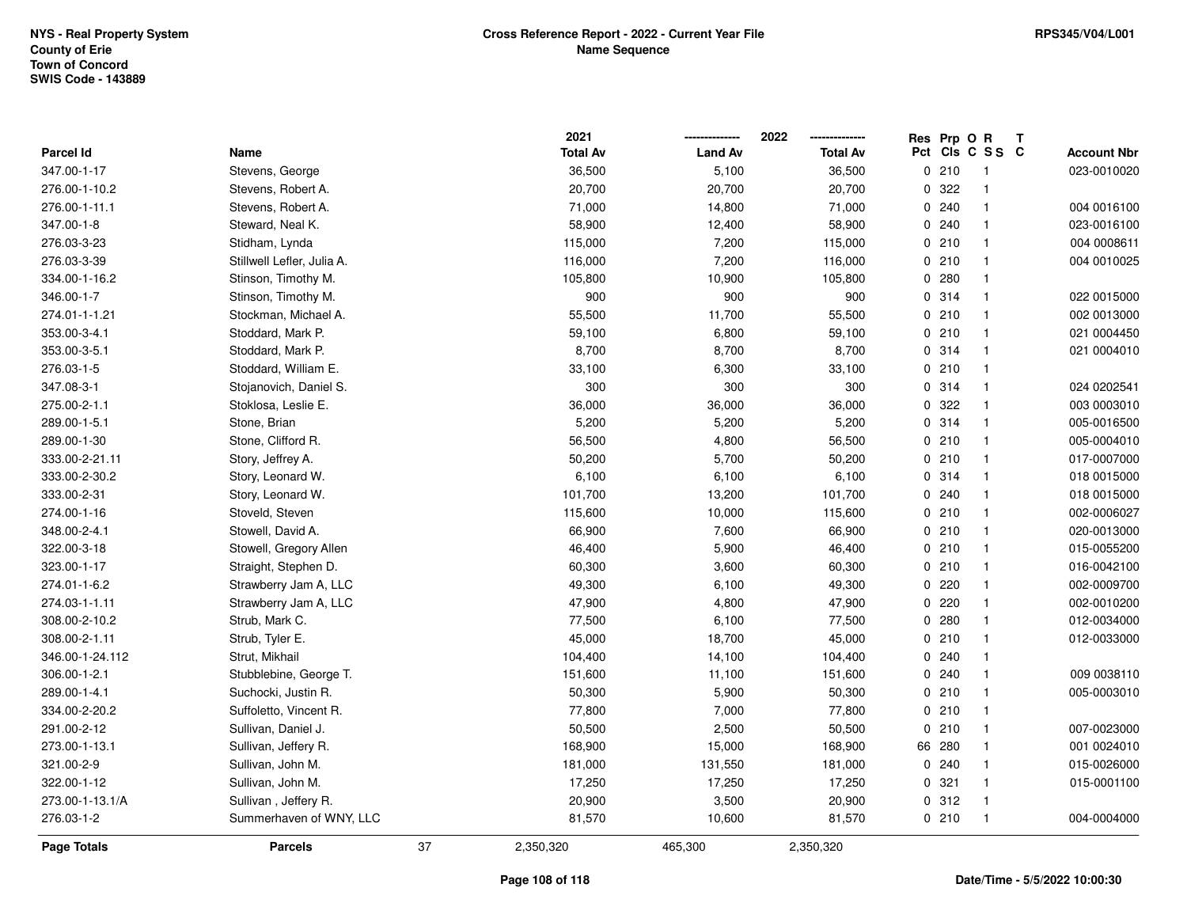NYS - Real Property System
County of Erie
Town of Concord
SWIS Code - 143889

**Cross Reference Report - 2022 - Current Year File**
**Name Sequence**

RPS345/V04/L001

| Parcel Id | Name | 2021 Total Av | 2022 Land Av | 2022 Total Av | Res Pct | Prp Cls | O C | R S S | T C | Account Nbr |
|---|---|---|---|---|---|---|---|---|---|---|
| 347.00-1-17 | Stevens, George | 36,500 | 5,100 | 36,500 | 0 | 210 | | 1 | | 023-0010020 |
| 276.00-1-10.2 | Stevens, Robert A. | 20,700 | 20,700 | 20,700 | 0 | 322 | | 1 | | |
| 276.00-1-11.1 | Stevens, Robert A. | 71,000 | 14,800 | 71,000 | 0 | 240 | | 1 | | 004 0016100 |
| 347.00-1-8 | Steward, Neal K. | 58,900 | 12,400 | 58,900 | 0 | 240 | | 1 | | 023-0016100 |
| 276.03-3-23 | Stidham, Lynda | 115,000 | 7,200 | 115,000 | 0 | 210 | | 1 | | 004 0008611 |
| 276.03-3-39 | Stillwell Lefler, Julia A. | 116,000 | 7,200 | 116,000 | 0 | 210 | | 1 | | 004 0010025 |
| 334.00-1-16.2 | Stinson, Timothy M. | 105,800 | 10,900 | 105,800 | 0 | 280 | | 1 | | |
| 346.00-1-7 | Stinson, Timothy M. | 900 | 900 | 900 | 0 | 314 | | 1 | | 022 0015000 |
| 274.01-1-1.21 | Stockman, Michael A. | 55,500 | 11,700 | 55,500 | 0 | 210 | | 1 | | 002 0013000 |
| 353.00-3-4.1 | Stoddard, Mark P. | 59,100 | 6,800 | 59,100 | 0 | 210 | | 1 | | 021 0004450 |
| 353.00-3-5.1 | Stoddard, Mark P. | 8,700 | 8,700 | 8,700 | 0 | 314 | | 1 | | 021 0004010 |
| 276.03-1-5 | Stoddard, William E. | 33,100 | 6,300 | 33,100 | 0 | 210 | | 1 | | |
| 347.08-3-1 | Stojanovich, Daniel S. | 300 | 300 | 300 | 0 | 314 | | 1 | | 024 0202541 |
| 275.00-2-1.1 | Stoklosa, Leslie E. | 36,000 | 36,000 | 36,000 | 0 | 322 | | 1 | | 003 0003010 |
| 289.00-1-5.1 | Stone, Brian | 5,200 | 5,200 | 5,200 | 0 | 314 | | 1 | | 005-0016500 |
| 289.00-1-30 | Stone, Clifford R. | 56,500 | 4,800 | 56,500 | 0 | 210 | | 1 | | 005-0004010 |
| 333.00-2-21.11 | Story, Jeffrey A. | 50,200 | 5,700 | 50,200 | 0 | 210 | | 1 | | 017-0007000 |
| 333.00-2-30.2 | Story, Leonard W. | 6,100 | 6,100 | 6,100 | 0 | 314 | | 1 | | 018 0015000 |
| 333.00-2-31 | Story, Leonard W. | 101,700 | 13,200 | 101,700 | 0 | 240 | | 1 | | 018 0015000 |
| 274.00-1-16 | Stoveld, Steven | 115,600 | 10,000 | 115,600 | 0 | 210 | | 1 | | 002-0006027 |
| 348.00-2-4.1 | Stowell, David A. | 66,900 | 7,600 | 66,900 | 0 | 210 | | 1 | | 020-0013000 |
| 322.00-3-18 | Stowell, Gregory Allen | 46,400 | 5,900 | 46,400 | 0 | 210 | | 1 | | 015-0055200 |
| 323.00-1-17 | Straight, Stephen D. | 60,300 | 3,600 | 60,300 | 0 | 210 | | 1 | | 016-0042100 |
| 274.01-1-6.2 | Strawberry Jam A, LLC | 49,300 | 6,100 | 49,300 | 0 | 220 | | 1 | | 002-0009700 |
| 274.03-1-1.11 | Strawberry Jam A, LLC | 47,900 | 4,800 | 47,900 | 0 | 220 | | 1 | | 002-0010200 |
| 308.00-2-10.2 | Strub, Mark C. | 77,500 | 6,100 | 77,500 | 0 | 280 | | 1 | | 012-0034000 |
| 308.00-2-1.11 | Strub, Tyler E. | 45,000 | 18,700 | 45,000 | 0 | 210 | | 1 | | 012-0033000 |
| 346.00-1-24.112 | Strut, Mikhail | 104,400 | 14,100 | 104,400 | 0 | 240 | | 1 | | |
| 306.00-1-2.1 | Stubblebine, George T. | 151,600 | 11,100 | 151,600 | 0 | 240 | | 1 | | 009 0038110 |
| 289.00-1-4.1 | Suchocki, Justin R. | 50,300 | 5,900 | 50,300 | 0 | 210 | | 1 | | 005-0003010 |
| 334.00-2-20.2 | Suffoletto, Vincent R. | 77,800 | 7,000 | 77,800 | 0 | 210 | | 1 | | |
| 291.00-2-12 | Sullivan, Daniel J. | 50,500 | 2,500 | 50,500 | 0 | 210 | | 1 | | 007-0023000 |
| 273.00-1-13.1 | Sullivan, Jeffery R. | 168,900 | 15,000 | 168,900 | 66 | 280 | | 1 | | 001 0024010 |
| 321.00-2-9 | Sullivan, John M. | 181,000 | 131,550 | 181,000 | 0 | 240 | | 1 | | 015-0026000 |
| 322.00-1-12 | Sullivan, John M. | 17,250 | 17,250 | 17,250 | 0 | 321 | | 1 | | 015-0001100 |
| 273.00-1-13.1/A | Sullivan , Jeffery R. | 20,900 | 3,500 | 20,900 | 0 | 312 | | 1 | | |
| 276.03-1-2 | Summerhaven of WNY, LLC | 81,570 | 10,600 | 81,570 | 0 | 210 | | 1 | | 004-0004000 |
| **Page Totals** | **Parcels** 37 | 2,350,320 | 465,300 | 2,350,320 | | | | | | |

Date/Time - 5/5/2022 10:00:30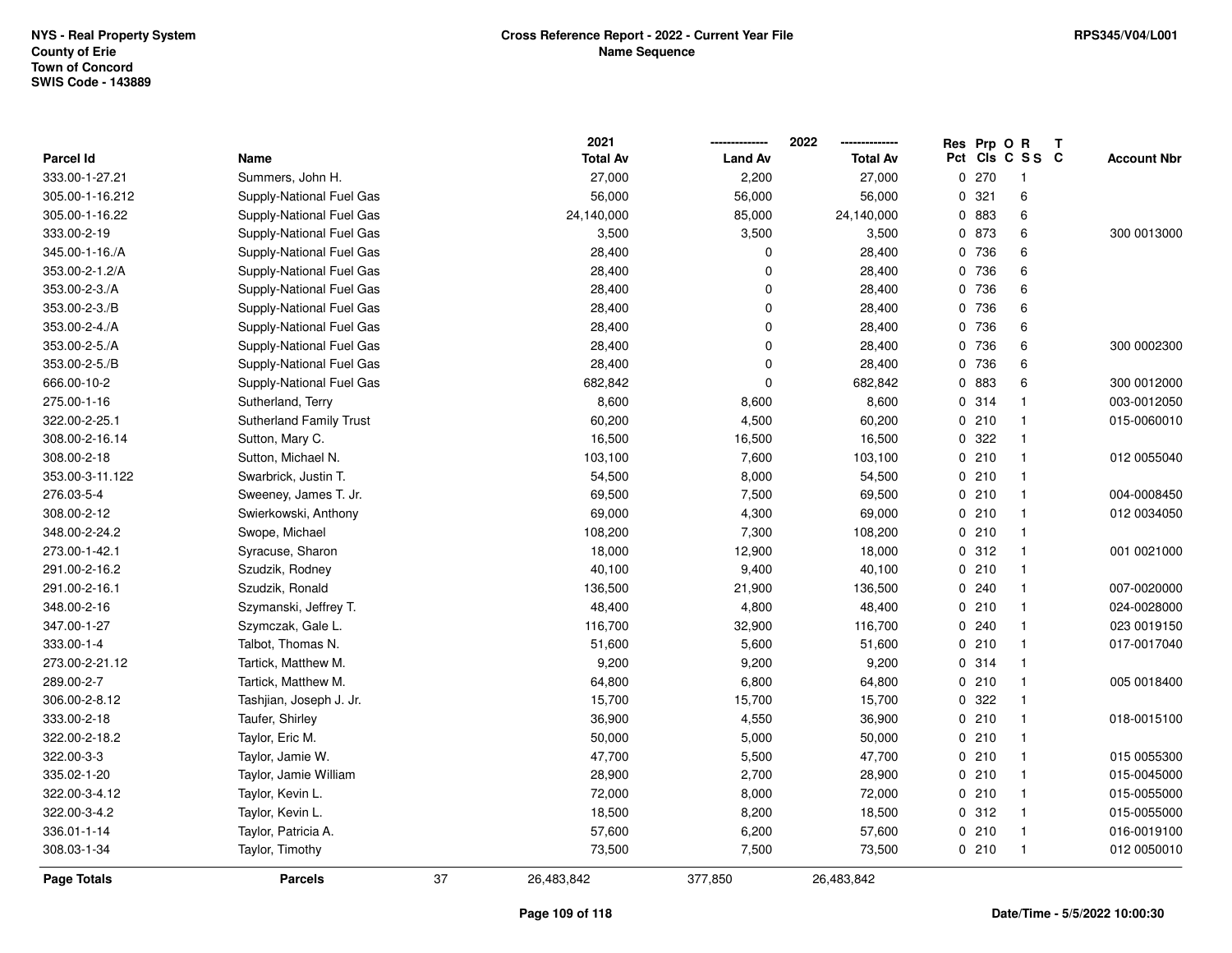NYS - Real Property System
County of Erie
Town of Concord
SWIS Code - 143889

**Cross Reference Report - 2022 - Current Year File**
**Name Sequence**

RPS345/V04/L001

| Parcel Id | Name | 2021 Total Av | 2022 Land Av | 2022 Total Av | Res Pct | Prp Cls | O C | R S S | T C | Account Nbr |
|---|---|---|---|---|---|---|---|---|---|---|
| 333.00-1-27.21 | Summers, John H. | 27,000 | 2,200 | 27,000 | 0 | 270 | | 1 | | |
| 305.00-1-16.212 | Supply-National Fuel Gas | 56,000 | 56,000 | 56,000 | 0 | 321 | | 6 | | |
| 305.00-1-16.22 | Supply-National Fuel Gas | 24,140,000 | 85,000 | 24,140,000 | 0 | 883 | | 6 | | |
| 333.00-2-19 | Supply-National Fuel Gas | 3,500 | 3,500 | 3,500 | 0 | 873 | | 6 | | 300 0013000 |
| 345.00-1-16./A | Supply-National Fuel Gas | 28,400 | 0 | 28,400 | 0 | 736 | | 6 | | |
| 353.00-2-1.2/A | Supply-National Fuel Gas | 28,400 | 0 | 28,400 | 0 | 736 | | 6 | | |
| 353.00-2-3./A | Supply-National Fuel Gas | 28,400 | 0 | 28,400 | 0 | 736 | | 6 | | |
| 353.00-2-3./B | Supply-National Fuel Gas | 28,400 | 0 | 28,400 | 0 | 736 | | 6 | | |
| 353.00-2-4./A | Supply-National Fuel Gas | 28,400 | 0 | 28,400 | 0 | 736 | | 6 | | |
| 353.00-2-5./A | Supply-National Fuel Gas | 28,400 | 0 | 28,400 | 0 | 736 | | 6 | | 300 0002300 |
| 353.00-2-5./B | Supply-National Fuel Gas | 28,400 | 0 | 28,400 | 0 | 736 | | 6 | | |
| 666.00-10-2 | Supply-National Fuel Gas | 682,842 | 0 | 682,842 | 0 | 883 | | 6 | | 300 0012000 |
| 275.00-1-16 | Sutherland, Terry | 8,600 | 8,600 | 8,600 | 0 | 314 | | 1 | | 003-0012050 |
| 322.00-2-25.1 | Sutherland Family Trust | 60,200 | 4,500 | 60,200 | 0 | 210 | | 1 | | 015-0060010 |
| 308.00-2-16.14 | Sutton, Mary C. | 16,500 | 16,500 | 16,500 | 0 | 322 | | 1 | | |
| 308.00-2-18 | Sutton, Michael N. | 103,100 | 7,600 | 103,100 | 0 | 210 | | 1 | | 012 0055040 |
| 353.00-3-11.122 | Swarbrick, Justin T. | 54,500 | 8,000 | 54,500 | 0 | 210 | | 1 | | |
| 276.03-5-4 | Sweeney, James T. Jr. | 69,500 | 7,500 | 69,500 | 0 | 210 | | 1 | | 004-0008450 |
| 308.00-2-12 | Swierkowski, Anthony | 69,000 | 4,300 | 69,000 | 0 | 210 | | 1 | | 012 0034050 |
| 348.00-2-24.2 | Swope, Michael | 108,200 | 7,300 | 108,200 | 0 | 210 | | 1 | | |
| 273.00-1-42.1 | Syracuse, Sharon | 18,000 | 12,900 | 18,000 | 0 | 312 | | 1 | | 001 0021000 |
| 291.00-2-16.2 | Szudzik, Rodney | 40,100 | 9,400 | 40,100 | 0 | 210 | | 1 | | |
| 291.00-2-16.1 | Szudzik, Ronald | 136,500 | 21,900 | 136,500 | 0 | 240 | | 1 | | 007-0020000 |
| 348.00-2-16 | Szymanski, Jeffrey T. | 48,400 | 4,800 | 48,400 | 0 | 210 | | 1 | | 024-0028000 |
| 347.00-1-27 | Szymczak, Gale L. | 116,700 | 32,900 | 116,700 | 0 | 240 | | 1 | | 023 0019150 |
| 333.00-1-4 | Talbot, Thomas N. | 51,600 | 5,600 | 51,600 | 0 | 210 | | 1 | | 017-0017040 |
| 273.00-2-21.12 | Tartick, Matthew M. | 9,200 | 9,200 | 9,200 | 0 | 314 | | 1 | | |
| 289.00-2-7 | Tartick, Matthew M. | 64,800 | 6,800 | 64,800 | 0 | 210 | | 1 | | 005 0018400 |
| 306.00-2-8.12 | Tashjian, Joseph J. Jr. | 15,700 | 15,700 | 15,700 | 0 | 322 | | 1 | | |
| 333.00-2-18 | Taufer, Shirley | 36,900 | 4,550 | 36,900 | 0 | 210 | | 1 | | 018-0015100 |
| 322.00-2-18.2 | Taylor, Eric M. | 50,000 | 5,000 | 50,000 | 0 | 210 | | 1 | | |
| 322.00-3-3 | Taylor, Jamie W. | 47,700 | 5,500 | 47,700 | 0 | 210 | | 1 | | 015 0055300 |
| 335.02-1-20 | Taylor, Jamie William | 28,900 | 2,700 | 28,900 | 0 | 210 | | 1 | | 015-0045000 |
| 322.00-3-4.12 | Taylor, Kevin L. | 72,000 | 8,000 | 72,000 | 0 | 210 | | 1 | | 015-0055000 |
| 322.00-3-4.2 | Taylor, Kevin L. | 18,500 | 8,200 | 18,500 | 0 | 312 | | 1 | | 015-0055000 |
| 336.01-1-14 | Taylor, Patricia A. | 57,600 | 6,200 | 57,600 | 0 | 210 | | 1 | | 016-0019100 |
| 308.03-1-34 | Taylor, Timothy | 73,500 | 7,500 | 73,500 | 0 | 210 | | 1 | | 012 0050010 |
| **Page Totals** | **Parcels** 37 | 26,483,842 | 377,850 | 26,483,842 | | | | | | |

Date/Time - 5/5/2022 10:00:30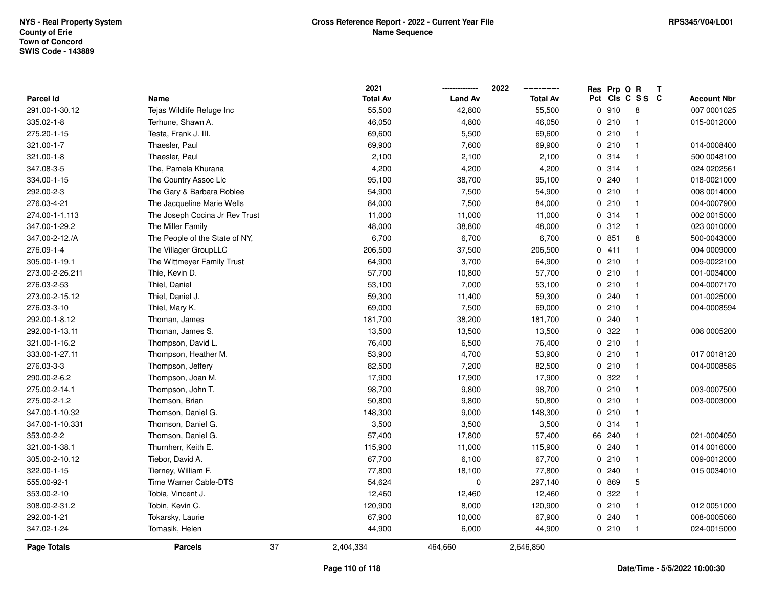NYS - Real Property System
County of Erie
Town of Concord
SWIS Code - 143889

**Cross Reference Report - 2022 - Current Year File**
**Name Sequence**

RPS345/V04/L001

| Parcel Id | Name | 2021 Total Av | 2022 Land Av | 2022 Total Av | Res Pct | Prp Cls | O C | R S S | T C | Account Nbr |
|---|---|---|---|---|---|---|---|---|---|---|
| 291.00-1-30.12 | Tejas Wildlife Refuge Inc | 55,500 | 42,800 | 55,500 | 0 | 910 | | 8 | | 007 0001025 |
| 335.02-1-8 | Terhune, Shawn A. | 46,050 | 4,800 | 46,050 | 0 | 210 | | 1 | | 015-0012000 |
| 275.20-1-15 | Testa, Frank J. III. | 69,600 | 5,500 | 69,600 | 0 | 210 | | 1 | | |
| 321.00-1-7 | Thaesler, Paul | 69,900 | 7,600 | 69,900 | 0 | 210 | | 1 | | 014-0008400 |
| 321.00-1-8 | Thaesler, Paul | 2,100 | 2,100 | 2,100 | 0 | 314 | | 1 | | 500 0048100 |
| 347.08-3-5 | The, Pamela Khurana | 4,200 | 4,200 | 4,200 | 0 | 314 | | 1 | | 024 0202561 |
| 334.00-1-15 | The Country Assoc Llc | 95,100 | 38,700 | 95,100 | 0 | 240 | | 1 | | 018-0021000 |
| 292.00-2-3 | The Gary & Barbara Roblee | 54,900 | 7,500 | 54,900 | 0 | 210 | | 1 | | 008 0014000 |
| 276.03-4-21 | The Jacqueline Marie Wells | 84,000 | 7,500 | 84,000 | 0 | 210 | | 1 | | 004-0007900 |
| 274.00-1-1.113 | The Joseph Cocina Jr Rev Trust | 11,000 | 11,000 | 11,000 | 0 | 314 | | 1 | | 002 0015000 |
| 347.00-1-29.2 | The Miller Family | 48,000 | 38,800 | 48,000 | 0 | 312 | | 1 | | 023 0010000 |
| 347.00-2-12./A | The People of the State of NY, | 6,700 | 6,700 | 6,700 | 0 | 851 | | 8 | | 500-0043000 |
| 276.09-1-4 | The Villager GroupLLC | 206,500 | 37,500 | 206,500 | 0 | 411 | | 1 | | 004 0009000 |
| 305.00-1-19.1 | The Wittmeyer Family Trust | 64,900 | 3,700 | 64,900 | 0 | 210 | | 1 | | 009-0022100 |
| 273.00-2-26.211 | Thie, Kevin D. | 57,700 | 10,800 | 57,700 | 0 | 210 | | 1 | | 001-0034000 |
| 276.03-2-53 | Thiel, Daniel | 53,100 | 7,000 | 53,100 | 0 | 210 | | 1 | | 004-0007170 |
| 273.00-2-15.12 | Thiel, Daniel J. | 59,300 | 11,400 | 59,300 | 0 | 240 | | 1 | | 001-0025000 |
| 276.03-3-10 | Thiel, Mary K. | 69,000 | 7,500 | 69,000 | 0 | 210 | | 1 | | 004-0008594 |
| 292.00-1-8.12 | Thoman, James | 181,700 | 38,200 | 181,700 | 0 | 240 | | 1 | | |
| 292.00-1-13.11 | Thoman, James S. | 13,500 | 13,500 | 13,500 | 0 | 322 | | 1 | | 008 0005200 |
| 321.00-1-16.2 | Thompson, David L. | 76,400 | 6,500 | 76,400 | 0 | 210 | | 1 | | |
| 333.00-1-27.11 | Thompson, Heather M. | 53,900 | 4,700 | 53,900 | 0 | 210 | | 1 | | 017 0018120 |
| 276.03-3-3 | Thompson, Jeffery | 82,500 | 7,200 | 82,500 | 0 | 210 | | 1 | | 004-0008585 |
| 290.00-2-6.2 | Thompson, Joan M. | 17,900 | 17,900 | 17,900 | 0 | 322 | | 1 | | |
| 275.00-2-14.1 | Thompson, John T. | 98,700 | 9,800 | 98,700 | 0 | 210 | | 1 | | 003-0007500 |
| 275.00-2-1.2 | Thomson, Brian | 50,800 | 9,800 | 50,800 | 0 | 210 | | 1 | | 003-0003000 |
| 347.00-1-10.32 | Thomson, Daniel G. | 148,300 | 9,000 | 148,300 | 0 | 210 | | 1 | | |
| 347.00-1-10.331 | Thomson, Daniel G. | 3,500 | 3,500 | 3,500 | 0 | 314 | | 1 | | |
| 353.00-2-2 | Thomson, Daniel G. | 57,400 | 17,800 | 57,400 | 66 | 240 | | 1 | | 021-0004050 |
| 321.00-1-38.1 | Thurnherr, Keith E. | 115,900 | 11,000 | 115,900 | 0 | 240 | | 1 | | 014 0016000 |
| 305.00-2-10.12 | Tiebor, David A. | 67,700 | 6,100 | 67,700 | 0 | 210 | | 1 | | 009-0012000 |
| 322.00-1-15 | Tierney, William F. | 77,800 | 18,100 | 77,800 | 0 | 240 | | 1 | | 015 0034010 |
| 555.00-92-1 | Time Warner Cable-DTS | 54,624 | 0 | 297,140 | 0 | 869 | | 5 | | |
| 353.00-2-10 | Tobia, Vincent J. | 12,460 | 12,460 | 12,460 | 0 | 322 | | 1 | | |
| 308.00-2-31.2 | Tobin, Kevin C. | 120,900 | 8,000 | 120,900 | 0 | 210 | | 1 | | 012 0051000 |
| 292.00-1-21 | Tokarsky, Laurie | 67,900 | 10,000 | 67,900 | 0 | 240 | | 1 | | 008-0005060 |
| 347.02-1-24 | Tomasik, Helen | 44,900 | 6,000 | 44,900 | 0 | 210 | | 1 | | 024-0015000 |
| **Page Totals** | **Parcels** 37 | 2,404,334 | 464,660 | 2,646,850 | | | | | | |

Date/Time - 5/5/2022 10:00:30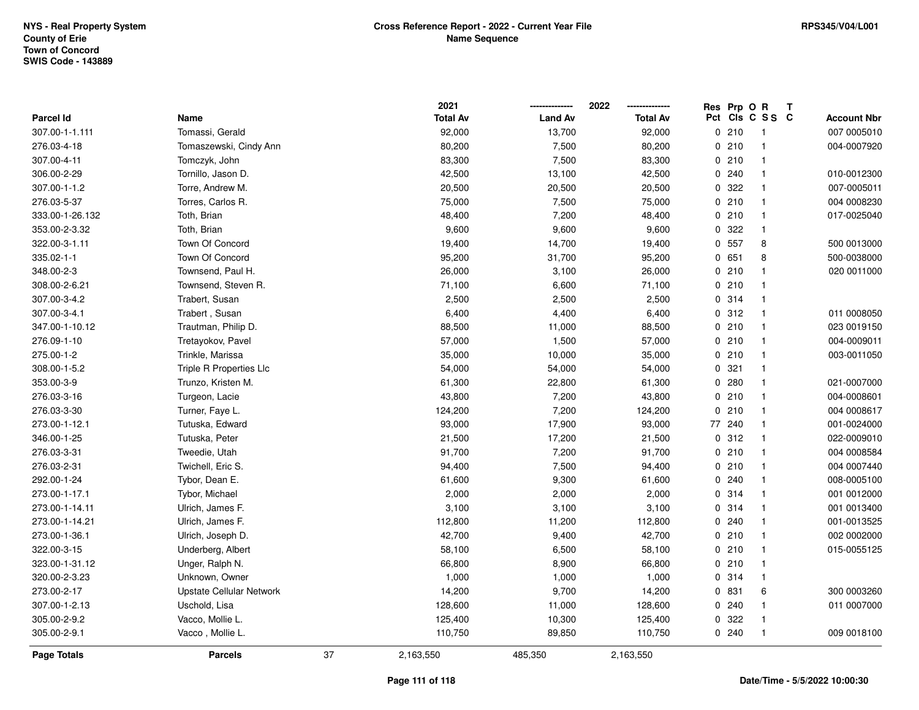NYS - Real Property System
County of Erie
Town of Concord
SWIS Code - 143889

**Cross Reference Report - 2022 - Current Year File**
**Name Sequence**

RPS345/V04/L001

| Parcel Id | Name | 2021 Total Av | 2022 Land Av | 2022 Total Av | Res Pct | Prp Cls | O C | R S S | T C | Account Nbr |
|---|---|---|---|---|---|---|---|---|---|---|
| 307.00-1-1.111 | Tomassi, Gerald | 92,000 | 13,700 | 92,000 | 0 | 210 | | 1 | | 007 0005010 |
| 276.03-4-18 | Tomaszewski, Cindy Ann | 80,200 | 7,500 | 80,200 | 0 | 210 | | 1 | | 004-0007920 |
| 307.00-4-11 | Tomczyk, John | 83,300 | 7,500 | 83,300 | 0 | 210 | | 1 | | |
| 306.00-2-29 | Tornillo, Jason D. | 42,500 | 13,100 | 42,500 | 0 | 240 | | 1 | | 010-0012300 |
| 307.00-1-1.2 | Torre, Andrew M. | 20,500 | 20,500 | 20,500 | 0 | 322 | | 1 | | 007-0005011 |
| 276.03-5-37 | Torres, Carlos R. | 75,000 | 7,500 | 75,000 | 0 | 210 | | 1 | | 004 0008230 |
| 333.00-1-26.132 | Toth, Brian | 48,400 | 7,200 | 48,400 | 0 | 210 | | 1 | | 017-0025040 |
| 353.00-2-3.32 | Toth, Brian | 9,600 | 9,600 | 9,600 | 0 | 322 | | 1 | | |
| 322.00-3-1.11 | Town Of Concord | 19,400 | 14,700 | 19,400 | 0 | 557 | | 8 | | 500 0013000 |
| 335.02-1-1 | Town Of Concord | 95,200 | 31,700 | 95,200 | 0 | 651 | | 8 | | 500-0038000 |
| 348.00-2-3 | Townsend, Paul H. | 26,000 | 3,100 | 26,000 | 0 | 210 | | 1 | | 020 0011000 |
| 308.00-2-6.21 | Townsend, Steven R. | 71,100 | 6,600 | 71,100 | 0 | 210 | | 1 | | |
| 307.00-3-4.2 | Trabert, Susan | 2,500 | 2,500 | 2,500 | 0 | 314 | | 1 | | |
| 307.00-3-4.1 | Trabert , Susan | 6,400 | 4,400 | 6,400 | 0 | 312 | | 1 | | 011 0008050 |
| 347.00-1-10.12 | Trautman, Philip D. | 88,500 | 11,000 | 88,500 | 0 | 210 | | 1 | | 023 0019150 |
| 276.09-1-10 | Tretayokov, Pavel | 57,000 | 1,500 | 57,000 | 0 | 210 | | 1 | | 004-0009011 |
| 275.00-1-2 | Trinkle, Marissa | 35,000 | 10,000 | 35,000 | 0 | 210 | | 1 | | 003-0011050 |
| 308.00-1-5.2 | Triple R Properties Llc | 54,000 | 54,000 | 54,000 | 0 | 321 | | 1 | | |
| 353.00-3-9 | Trunzo, Kristen M. | 61,300 | 22,800 | 61,300 | 0 | 280 | | 1 | | 021-0007000 |
| 276.03-3-16 | Turgeon, Lacie | 43,800 | 7,200 | 43,800 | 0 | 210 | | 1 | | 004-0008601 |
| 276.03-3-30 | Turner, Faye L. | 124,200 | 7,200 | 124,200 | 0 | 210 | | 1 | | 004 0008617 |
| 273.00-1-12.1 | Tutuska, Edward | 93,000 | 17,900 | 93,000 | 77 | 240 | | 1 | | 001-0024000 |
| 346.00-1-25 | Tutuska, Peter | 21,500 | 17,200 | 21,500 | 0 | 312 | | 1 | | 022-0009010 |
| 276.03-3-31 | Tweedie, Utah | 91,700 | 7,200 | 91,700 | 0 | 210 | | 1 | | 004 0008584 |
| 276.03-2-31 | Twichell, Eric S. | 94,400 | 7,500 | 94,400 | 0 | 210 | | 1 | | 004 0007440 |
| 292.00-1-24 | Tybor, Dean E. | 61,600 | 9,300 | 61,600 | 0 | 240 | | 1 | | 008-0005100 |
| 273.00-1-17.1 | Tybor, Michael | 2,000 | 2,000 | 2,000 | 0 | 314 | | 1 | | 001 0012000 |
| 273.00-1-14.11 | Ulrich, James F. | 3,100 | 3,100 | 3,100 | 0 | 314 | | 1 | | 001 0013400 |
| 273.00-1-14.21 | Ulrich, James F. | 112,800 | 11,200 | 112,800 | 0 | 240 | | 1 | | 001-0013525 |
| 273.00-1-36.1 | Ulrich, Joseph D. | 42,700 | 9,400 | 42,700 | 0 | 210 | | 1 | | 002 0002000 |
| 322.00-3-15 | Underberg, Albert | 58,100 | 6,500 | 58,100 | 0 | 210 | | 1 | | 015-0055125 |
| 323.00-1-31.12 | Unger, Ralph N. | 66,800 | 8,900 | 66,800 | 0 | 210 | | 1 | | |
| 320.00-2-3.23 | Unknown, Owner | 1,000 | 1,000 | 1,000 | 0 | 314 | | 1 | | |
| 273.00-2-17 | Upstate Cellular Network | 14,200 | 9,700 | 14,200 | 0 | 831 | | 6 | | 300 0003260 |
| 307.00-1-2.13 | Uschold, Lisa | 128,600 | 11,000 | 128,600 | 0 | 240 | | 1 | | 011 0007000 |
| 305.00-2-9.2 | Vacco, Mollie L. | 125,400 | 10,300 | 125,400 | 0 | 322 | | 1 | | |
| 305.00-2-9.1 | Vacco , Mollie L. | 110,750 | 89,850 | 110,750 | 0 | 240 | | 1 | | 009 0018100 |
| **Page Totals** | **Parcels** 37 | 2,163,550 | 485,350 | 2,163,550 | | | | | | |

Date/Time - 5/5/2022 10:00:30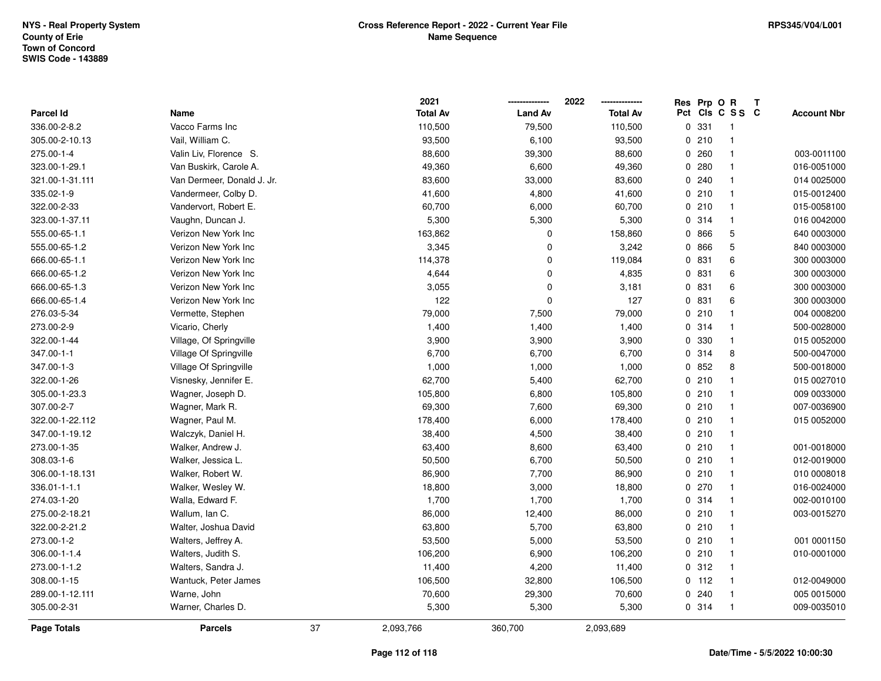NYS - Real Property System
County of Erie
Town of Concord
SWIS Code - 143889

**Cross Reference Report - 2022 - Current Year File**
**Name Sequence**

RPS345/V04/L001

| Parcel Id | Name | 2021 Total Av | 2022 Land Av | 2022 Total Av | Res Pct | Prp Cls | O C | R S S | T C | Account Nbr |
|---|---|---|---|---|---|---|---|---|---|---|
| 336.00-2-8.2 | Vacco Farms Inc | 110,500 | 79,500 | 110,500 | 0 | 331 | | 1 | | |
| 305.00-2-10.13 | Vail, William C. | 93,500 | 6,100 | 93,500 | 0 | 210 | | 1 | | |
| 275.00-1-4 | Valin Liv, Florence S. | 88,600 | 39,300 | 88,600 | 0 | 260 | | 1 | | 003-0011100 |
| 323.00-1-29.1 | Van Buskirk, Carole A. | 49,360 | 6,600 | 49,360 | 0 | 280 | | 1 | | 016-0051000 |
| 321.00-1-31.111 | Van Dermeer, Donald J. Jr. | 83,600 | 33,000 | 83,600 | 0 | 240 | | 1 | | 014 0025000 |
| 335.02-1-9 | Vandermeer, Colby D. | 41,600 | 4,800 | 41,600 | 0 | 210 | | 1 | | 015-0012400 |
| 322.00-2-33 | Vandervort, Robert E. | 60,700 | 6,000 | 60,700 | 0 | 210 | | 1 | | 015-0058100 |
| 323.00-1-37.11 | Vaughn, Duncan J. | 5,300 | 5,300 | 5,300 | 0 | 314 | | 1 | | 016 0042000 |
| 555.00-65-1.1 | Verizon New York Inc | 163,862 | 0 | 158,860 | 0 | 866 | | 5 | | 640 0003000 |
| 555.00-65-1.2 | Verizon New York Inc | 3,345 | 0 | 3,242 | 0 | 866 | | 5 | | 840 0003000 |
| 666.00-65-1.1 | Verizon New York Inc | 114,378 | 0 | 119,084 | 0 | 831 | | 6 | | 300 0003000 |
| 666.00-65-1.2 | Verizon New York Inc | 4,644 | 0 | 4,835 | 0 | 831 | | 6 | | 300 0003000 |
| 666.00-65-1.3 | Verizon New York Inc | 3,055 | 0 | 3,181 | 0 | 831 | | 6 | | 300 0003000 |
| 666.00-65-1.4 | Verizon New York Inc | 122 | 0 | 127 | 0 | 831 | | 6 | | 300 0003000 |
| 276.03-5-34 | Vermette, Stephen | 79,000 | 7,500 | 79,000 | 0 | 210 | | 1 | | 004 0008200 |
| 273.00-2-9 | Vicario, Cherly | 1,400 | 1,400 | 1,400 | 0 | 314 | | 1 | | 500-0028000 |
| 322.00-1-44 | Village, Of Springville | 3,900 | 3,900 | 3,900 | 0 | 330 | | 1 | | 015 0052000 |
| 347.00-1-1 | Village Of Springville | 6,700 | 6,700 | 6,700 | 0 | 314 | | 8 | | 500-0047000 |
| 347.00-1-3 | Village Of Springville | 1,000 | 1,000 | 1,000 | 0 | 852 | | 8 | | 500-0018000 |
| 322.00-1-26 | Visnesky, Jennifer E. | 62,700 | 5,400 | 62,700 | 0 | 210 | | 1 | | 015 0027010 |
| 305.00-1-23.3 | Wagner, Joseph D. | 105,800 | 6,800 | 105,800 | 0 | 210 | | 1 | | 009 0033000 |
| 307.00-2-7 | Wagner, Mark R. | 69,300 | 7,600 | 69,300 | 0 | 210 | | 1 | | 007-0036900 |
| 322.00-1-22.112 | Wagner, Paul M. | 178,400 | 6,000 | 178,400 | 0 | 210 | | 1 | | 015 0052000 |
| 347.00-1-19.12 | Walczyk, Daniel H. | 38,400 | 4,500 | 38,400 | 0 | 210 | | 1 | | |
| 273.00-1-35 | Walker, Andrew J. | 63,400 | 8,600 | 63,400 | 0 | 210 | | 1 | | 001-0018000 |
| 308.03-1-6 | Walker, Jessica L. | 50,500 | 6,700 | 50,500 | 0 | 210 | | 1 | | 012-0019000 |
| 306.00-1-18.131 | Walker, Robert W. | 86,900 | 7,700 | 86,900 | 0 | 210 | | 1 | | 010 0008018 |
| 336.01-1-1.1 | Walker, Wesley W. | 18,800 | 3,000 | 18,800 | 0 | 270 | | 1 | | 016-0024000 |
| 274.03-1-20 | Walla, Edward F. | 1,700 | 1,700 | 1,700 | 0 | 314 | | 1 | | 002-0010100 |
| 275.00-2-18.21 | Wallum, Ian C. | 86,000 | 12,400 | 86,000 | 0 | 210 | | 1 | | 003-0015270 |
| 322.00-2-21.2 | Walter, Joshua David | 63,800 | 5,700 | 63,800 | 0 | 210 | | 1 | | |
| 273.00-1-2 | Walters, Jeffrey A. | 53,500 | 5,000 | 53,500 | 0 | 210 | | 1 | | 001 0001150 |
| 306.00-1-1.4 | Walters, Judith S. | 106,200 | 6,900 | 106,200 | 0 | 210 | | 1 | | 010-0001000 |
| 273.00-1-1.2 | Walters, Sandra J. | 11,400 | 4,200 | 11,400 | 0 | 312 | | 1 | | |
| 308.00-1-15 | Wantuck, Peter James | 106,500 | 32,800 | 106,500 | 0 | 112 | | 1 | | 012-0049000 |
| 289.00-1-12.111 | Warne, John | 70,600 | 29,300 | 70,600 | 0 | 240 | | 1 | | 005 0015000 |
| 305.00-2-31 | Warner, Charles D. | 5,300 | 5,300 | 5,300 | 0 | 314 | | 1 | | 009-0035010 |
| **Page Totals** | **Parcels** 37 | 2,093,766 | 360,700 | 2,093,689 | | | | | | |

Date/Time - 5/5/2022 10:00:30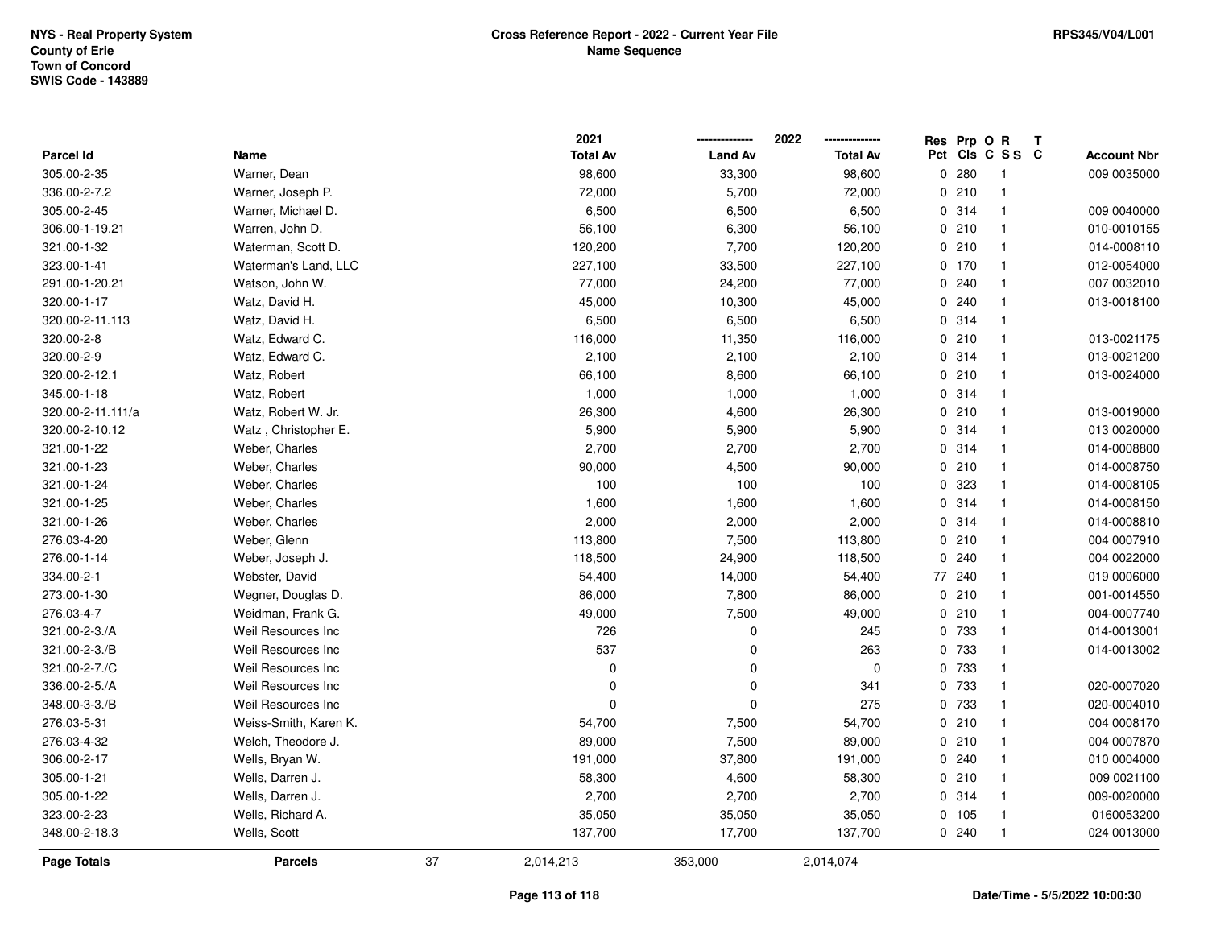NYS - Real Property System
County of Erie
Town of Concord
SWIS Code - 143889

**Cross Reference Report - 2022 - Current Year File**
**Name Sequence**

RPS345/V04/L001

| Parcel Id | Name | 2021 Total Av | 2022 Land Av | 2022 Total Av | Res Pct | Prp Cls | O C | R S S | T C | Account Nbr |
|---|---|---|---|---|---|---|---|---|---|---|
| 305.00-2-35 | Warner, Dean | 98,600 | 33,300 | 98,600 | 0 | 280 | | 1 | | 009 0035000 |
| 336.00-2-7.2 | Warner, Joseph P. | 72,000 | 5,700 | 72,000 | 0 | 210 | | 1 | | |
| 305.00-2-45 | Warner, Michael D. | 6,500 | 6,500 | 6,500 | 0 | 314 | | 1 | | 009 0040000 |
| 306.00-1-19.21 | Warren, John D. | 56,100 | 6,300 | 56,100 | 0 | 210 | | 1 | | 010-0010155 |
| 321.00-1-32 | Waterman, Scott D. | 120,200 | 7,700 | 120,200 | 0 | 210 | | 1 | | 014-0008110 |
| 323.00-1-41 | Waterman's Land, LLC | 227,100 | 33,500 | 227,100 | 0 | 170 | | 1 | | 012-0054000 |
| 291.00-1-20.21 | Watson, John W. | 77,000 | 24,200 | 77,000 | 0 | 240 | | 1 | | 007 0032010 |
| 320.00-1-17 | Watz, David H. | 45,000 | 10,300 | 45,000 | 0 | 240 | | 1 | | 013-0018100 |
| 320.00-2-11.113 | Watz, David H. | 6,500 | 6,500 | 6,500 | 0 | 314 | | 1 | | |
| 320.00-2-8 | Watz, Edward C. | 116,000 | 11,350 | 116,000 | 0 | 210 | | 1 | | 013-0021175 |
| 320.00-2-9 | Watz, Edward C. | 2,100 | 2,100 | 2,100 | 0 | 314 | | 1 | | 013-0021200 |
| 320.00-2-12.1 | Watz, Robert | 66,100 | 8,600 | 66,100 | 0 | 210 | | 1 | | 013-0024000 |
| 345.00-1-18 | Watz, Robert | 1,000 | 1,000 | 1,000 | 0 | 314 | | 1 | | |
| 320.00-2-11.111/a | Watz, Robert W. Jr. | 26,300 | 4,600 | 26,300 | 0 | 210 | | 1 | | 013-0019000 |
| 320.00-2-10.12 | Watz , Christopher E. | 5,900 | 5,900 | 5,900 | 0 | 314 | | 1 | | 013 0020000 |
| 321.00-1-22 | Weber, Charles | 2,700 | 2,700 | 2,700 | 0 | 314 | | 1 | | 014-0008800 |
| 321.00-1-23 | Weber, Charles | 90,000 | 4,500 | 90,000 | 0 | 210 | | 1 | | 014-0008750 |
| 321.00-1-24 | Weber, Charles | 100 | 100 | 100 | 0 | 323 | | 1 | | 014-0008105 |
| 321.00-1-25 | Weber, Charles | 1,600 | 1,600 | 1,600 | 0 | 314 | | 1 | | 014-0008150 |
| 321.00-1-26 | Weber, Charles | 2,000 | 2,000 | 2,000 | 0 | 314 | | 1 | | 014-0008810 |
| 276.03-4-20 | Weber, Glenn | 113,800 | 7,500 | 113,800 | 0 | 210 | | 1 | | 004 0007910 |
| 276.00-1-14 | Weber, Joseph J. | 118,500 | 24,900 | 118,500 | 0 | 240 | | 1 | | 004 0022000 |
| 334.00-2-1 | Webster, David | 54,400 | 14,000 | 54,400 | 77 | 240 | | 1 | | 019 0006000 |
| 273.00-1-30 | Wegner, Douglas D. | 86,000 | 7,800 | 86,000 | 0 | 210 | | 1 | | 001-0014550 |
| 276.03-4-7 | Weidman, Frank G. | 49,000 | 7,500 | 49,000 | 0 | 210 | | 1 | | 004-0007740 |
| 321.00-2-3./A | Weil Resources Inc | 726 | 0 | 245 | 0 | 733 | | 1 | | 014-0013001 |
| 321.00-2-3./B | Weil Resources Inc | 537 | 0 | 263 | 0 | 733 | | 1 | | 014-0013002 |
| 321.00-2-7./C | Weil Resources Inc | 0 | 0 | 0 | 0 | 733 | | 1 | | |
| 336.00-2-5./A | Weil Resources Inc | 0 | 0 | 341 | 0 | 733 | | 1 | | 020-0007020 |
| 348.00-3-3./B | Weil Resources Inc | 0 | 0 | 275 | 0 | 733 | | 1 | | 020-0004010 |
| 276.03-5-31 | Weiss-Smith, Karen K. | 54,700 | 7,500 | 54,700 | 0 | 210 | | 1 | | 004 0008170 |
| 276.03-4-32 | Welch, Theodore J. | 89,000 | 7,500 | 89,000 | 0 | 210 | | 1 | | 004 0007870 |
| 306.00-2-17 | Wells, Bryan W. | 191,000 | 37,800 | 191,000 | 0 | 240 | | 1 | | 010 0004000 |
| 305.00-1-21 | Wells, Darren J. | 58,300 | 4,600 | 58,300 | 0 | 210 | | 1 | | 009 0021100 |
| 305.00-1-22 | Wells, Darren J. | 2,700 | 2,700 | 2,700 | 0 | 314 | | 1 | | 009-0020000 |
| 323.00-2-23 | Wells, Richard A. | 35,050 | 35,050 | 35,050 | 0 | 105 | | 1 | | 0160053200 |
| 348.00-2-18.3 | Wells, Scott | 137,700 | 17,700 | 137,700 | 0 | 240 | | 1 | | 024 0013000 |
| **Page Totals** | **Parcels** 37 | 2,014,213 | 353,000 | 2,014,074 | | | | | | |

Date/Time - 5/5/2022 10:00:30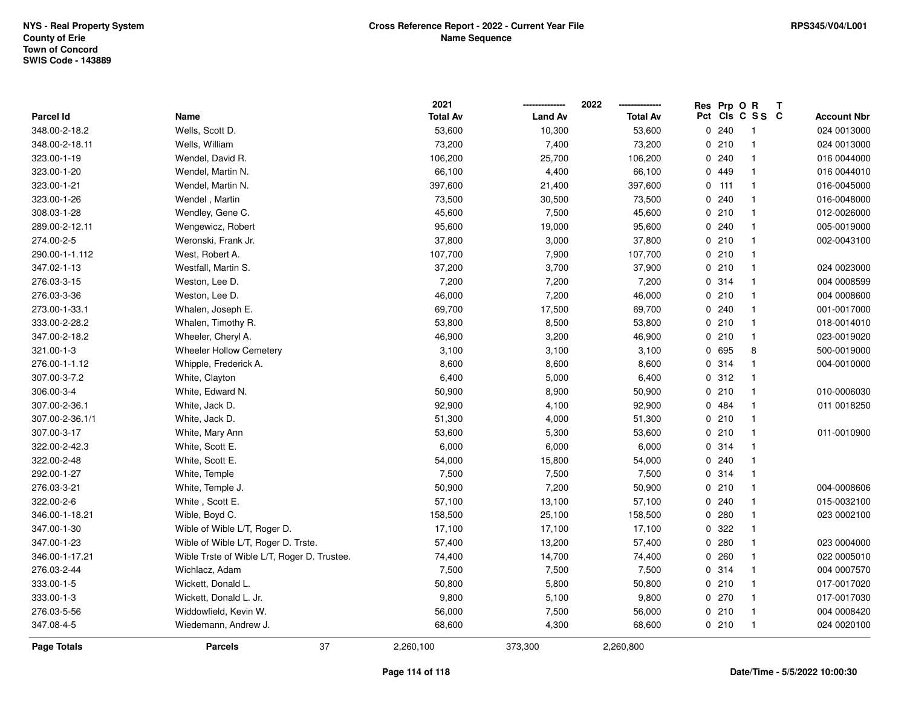NYS - Real Property System
County of Erie
Town of Concord
SWIS Code - 143889

**Cross Reference Report - 2022 - Current Year File**
**Name Sequence**

RPS345/V04/L001

| Parcel Id | Name | 2021 Total Av | 2022 Land Av | 2022 Total Av | Res Pct | Prp Cls | O C | R SS | T C | Account Nbr |
|---|---|---|---|---|---|---|---|---|---|---|
| 348.00-2-18.2 | Wells, Scott D. | 53,600 | 10,300 | 53,600 | 0 | 240 | | 1 | | 024 0013000 |
| 348.00-2-18.11 | Wells, William | 73,200 | 7,400 | 73,200 | 0 | 210 | | 1 | | 024 0013000 |
| 323.00-1-19 | Wendel, David R. | 106,200 | 25,700 | 106,200 | 0 | 240 | | 1 | | 016 0044000 |
| 323.00-1-20 | Wendel, Martin N. | 66,100 | 4,400 | 66,100 | 0 | 449 | | 1 | | 016 0044010 |
| 323.00-1-21 | Wendel, Martin N. | 397,600 | 21,400 | 397,600 | 0 | 111 | | 1 | | 016-0045000 |
| 323.00-1-26 | Wendel , Martin | 73,500 | 30,500 | 73,500 | 0 | 240 | | 1 | | 016-0048000 |
| 308.03-1-28 | Wendley, Gene C. | 45,600 | 7,500 | 45,600 | 0 | 210 | | 1 | | 012-0026000 |
| 289.00-2-12.11 | Wengewicz, Robert | 95,600 | 19,000 | 95,600 | 0 | 240 | | 1 | | 005-0019000 |
| 274.00-2-5 | Weronski, Frank Jr. | 37,800 | 3,000 | 37,800 | 0 | 210 | | 1 | | 002-0043100 |
| 290.00-1-1.112 | West, Robert A. | 107,700 | 7,900 | 107,700 | 0 | 210 | | 1 | | |
| 347.02-1-13 | Westfall, Martin S. | 37,200 | 3,700 | 37,900 | 0 | 210 | | 1 | | 024 0023000 |
| 276.03-3-15 | Weston, Lee D. | 7,200 | 7,200 | 7,200 | 0 | 314 | | 1 | | 004 0008599 |
| 276.03-3-36 | Weston, Lee D. | 46,000 | 7,200 | 46,000 | 0 | 210 | | 1 | | 004 0008600 |
| 273.00-1-33.1 | Whalen, Joseph E. | 69,700 | 17,500 | 69,700 | 0 | 240 | | 1 | | 001-0017000 |
| 333.00-2-28.2 | Whalen, Timothy R. | 53,800 | 8,500 | 53,800 | 0 | 210 | | 1 | | 018-0014010 |
| 347.00-2-18.2 | Wheeler, Cheryl A. | 46,900 | 3,200 | 46,900 | 0 | 210 | | 1 | | 023-0019020 |
| 321.00-1-3 | Wheeler Hollow Cemetery | 3,100 | 3,100 | 3,100 | 0 | 695 | | 8 | | 500-0019000 |
| 276.00-1-1.12 | Whipple, Frederick A. | 8,600 | 8,600 | 8,600 | 0 | 314 | | 1 | | 004-0010000 |
| 307.00-3-7.2 | White, Clayton | 6,400 | 5,000 | 6,400 | 0 | 312 | | 1 | | |
| 306.00-3-4 | White, Edward N. | 50,900 | 8,900 | 50,900 | 0 | 210 | | 1 | | 010-0006030 |
| 307.00-2-36.1 | White, Jack D. | 92,900 | 4,100 | 92,900 | 0 | 484 | | 1 | | 011 0018250 |
| 307.00-2-36.1/1 | White, Jack D. | 51,300 | 4,000 | 51,300 | 0 | 210 | | 1 | | |
| 307.00-3-17 | White, Mary Ann | 53,600 | 5,300 | 53,600 | 0 | 210 | | 1 | | 011-0010900 |
| 322.00-2-42.3 | White, Scott E. | 6,000 | 6,000 | 6,000 | 0 | 314 | | 1 | | |
| 322.00-2-48 | White, Scott E. | 54,000 | 15,800 | 54,000 | 0 | 240 | | 1 | | |
| 292.00-1-27 | White, Temple | 7,500 | 7,500 | 7,500 | 0 | 314 | | 1 | | |
| 276.03-3-21 | White, Temple J. | 50,900 | 7,200 | 50,900 | 0 | 210 | | 1 | | 004-0008606 |
| 322.00-2-6 | White , Scott E. | 57,100 | 13,100 | 57,100 | 0 | 240 | | 1 | | 015-0032100 |
| 346.00-1-18.21 | Wible, Boyd C. | 158,500 | 25,100 | 158,500 | 0 | 280 | | 1 | | 023 0002100 |
| 347.00-1-30 | Wible of Wible L/T, Roger D. | 17,100 | 17,100 | 17,100 | 0 | 322 | | 1 | | |
| 347.00-1-23 | Wible of Wible L/T, Roger D. Trste. | 57,400 | 13,200 | 57,400 | 0 | 280 | | 1 | | 023 0004000 |
| 346.00-1-17.21 | Wible Trste of Wible L/T, Roger D. Trustee. | 74,400 | 14,700 | 74,400 | 0 | 260 | | 1 | | 022 0005010 |
| 276.03-2-44 | Wichlacz, Adam | 7,500 | 7,500 | 7,500 | 0 | 314 | | 1 | | 004 0007570 |
| 333.00-1-5 | Wickett, Donald L. | 50,800 | 5,800 | 50,800 | 0 | 210 | | 1 | | 017-0017020 |
| 333.00-1-3 | Wickett, Donald L. Jr. | 9,800 | 5,100 | 9,800 | 0 | 270 | | 1 | | 017-0017030 |
| 276.03-5-56 | Widdowfield, Kevin W. | 56,000 | 7,500 | 56,000 | 0 | 210 | | 1 | | 004 0008420 |
| 347.08-4-5 | Wiedemann, Andrew J. | 68,600 | 4,300 | 68,600 | 0 | 210 | | 1 | | 024 0020100 |
| **Page Totals** | **Parcels** 37 | 2,260,100 | 373,300 | 2,260,800 | | | | | | |

Date/Time - 5/5/2022 10:00:30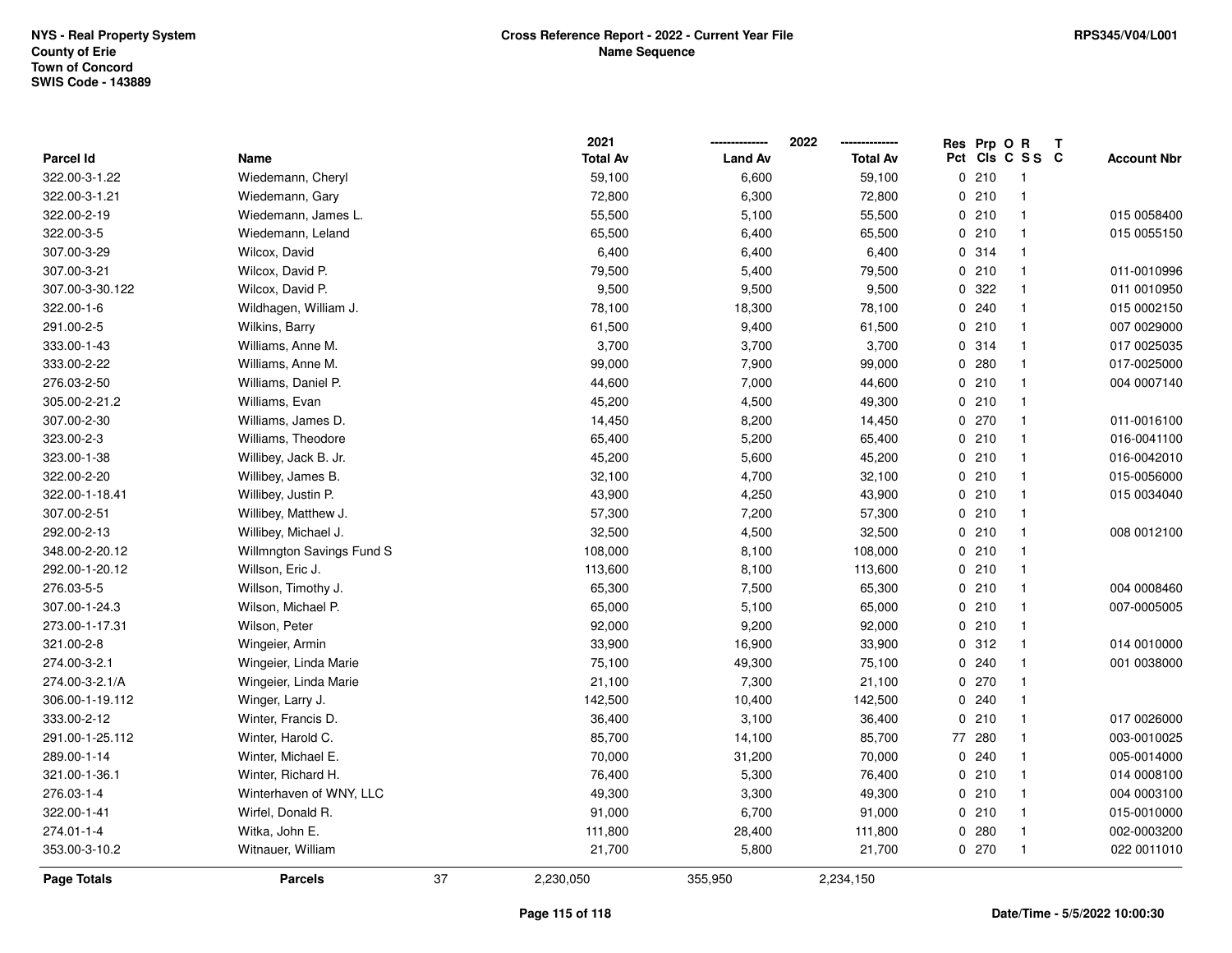NYS - Real Property System
County of Erie
Town of Concord
SWIS Code - 143889

**Cross Reference Report - 2022 - Current Year File**
**Name Sequence**

RPS345/V04/L001

| Parcel Id | Name | 2021 Total Av | 2022 Land Av | 2022 Total Av | Res Pct | Prp Cls | O C | R S S | T C | Account Nbr |
|---|---|---|---|---|---|---|---|---|---|---|
| 322.00-3-1.22 | Wiedemann, Cheryl | 59,100 | 6,600 | 59,100 | 0 | 210 | | 1 | | |
| 322.00-3-1.21 | Wiedemann, Gary | 72,800 | 6,300 | 72,800 | 0 | 210 | | 1 | | |
| 322.00-2-19 | Wiedemann, James L. | 55,500 | 5,100 | 55,500 | 0 | 210 | | 1 | | 015 0058400 |
| 322.00-3-5 | Wiedemann, Leland | 65,500 | 6,400 | 65,500 | 0 | 210 | | 1 | | 015 0055150 |
| 307.00-3-29 | Wilcox, David | 6,400 | 6,400 | 6,400 | 0 | 314 | | 1 | | |
| 307.00-3-21 | Wilcox, David P. | 79,500 | 5,400 | 79,500 | 0 | 210 | | 1 | | 011-0010996 |
| 307.00-3-30.122 | Wilcox, David P. | 9,500 | 9,500 | 9,500 | 0 | 322 | | 1 | | 011 0010950 |
| 322.00-1-6 | Wildhagen, William J. | 78,100 | 18,300 | 78,100 | 0 | 240 | | 1 | | 015 0002150 |
| 291.00-2-5 | Wilkins, Barry | 61,500 | 9,400 | 61,500 | 0 | 210 | | 1 | | 007 0029000 |
| 333.00-1-43 | Williams, Anne M. | 3,700 | 3,700 | 3,700 | 0 | 314 | | 1 | | 017 0025035 |
| 333.00-2-22 | Williams, Anne M. | 99,000 | 7,900 | 99,000 | 0 | 280 | | 1 | | 017-0025000 |
| 276.03-2-50 | Williams, Daniel P. | 44,600 | 7,000 | 44,600 | 0 | 210 | | 1 | | 004 0007140 |
| 305.00-2-21.2 | Williams, Evan | 45,200 | 4,500 | 49,300 | 0 | 210 | | 1 | | |
| 307.00-2-30 | Williams, James D. | 14,450 | 8,200 | 14,450 | 0 | 270 | | 1 | | 011-0016100 |
| 323.00-2-3 | Williams, Theodore | 65,400 | 5,200 | 65,400 | 0 | 210 | | 1 | | 016-0041100 |
| 323.00-1-38 | Willibey, Jack B. Jr. | 45,200 | 5,600 | 45,200 | 0 | 210 | | 1 | | 016-0042010 |
| 322.00-2-20 | Willibey, James B. | 32,100 | 4,700 | 32,100 | 0 | 210 | | 1 | | 015-0056000 |
| 322.00-1-18.41 | Willibey, Justin P. | 43,900 | 4,250 | 43,900 | 0 | 210 | | 1 | | 015 0034040 |
| 307.00-2-51 | Willibey, Matthew J. | 57,300 | 7,200 | 57,300 | 0 | 210 | | 1 | | |
| 292.00-2-13 | Willibey, Michael J. | 32,500 | 4,500 | 32,500 | 0 | 210 | | 1 | | 008 0012100 |
| 348.00-2-20.12 | Willmngton Savings Fund S | 108,000 | 8,100 | 108,000 | 0 | 210 | | 1 | | |
| 292.00-1-20.12 | Willson, Eric J. | 113,600 | 8,100 | 113,600 | 0 | 210 | | 1 | | |
| 276.03-5-5 | Willson, Timothy J. | 65,300 | 7,500 | 65,300 | 0 | 210 | | 1 | | 004 0008460 |
| 307.00-1-24.3 | Wilson, Michael P. | 65,000 | 5,100 | 65,000 | 0 | 210 | | 1 | | 007-0005005 |
| 273.00-1-17.31 | Wilson, Peter | 92,000 | 9,200 | 92,000 | 0 | 210 | | 1 | | |
| 321.00-2-8 | Wingeier, Armin | 33,900 | 16,900 | 33,900 | 0 | 312 | | 1 | | 014 0010000 |
| 274.00-3-2.1 | Wingeier, Linda Marie | 75,100 | 49,300 | 75,100 | 0 | 240 | | 1 | | 001 0038000 |
| 274.00-3-2.1/A | Wingeier, Linda Marie | 21,100 | 7,300 | 21,100 | 0 | 270 | | 1 | | |
| 306.00-1-19.112 | Winger, Larry J. | 142,500 | 10,400 | 142,500 | 0 | 240 | | 1 | | |
| 333.00-2-12 | Winter, Francis D. | 36,400 | 3,100 | 36,400 | 0 | 210 | | 1 | | 017 0026000 |
| 291.00-1-25.112 | Winter, Harold C. | 85,700 | 14,100 | 85,700 | 77 | 280 | | 1 | | 003-0010025 |
| 289.00-1-14 | Winter, Michael E. | 70,000 | 31,200 | 70,000 | 0 | 240 | | 1 | | 005-0014000 |
| 321.00-1-36.1 | Winter, Richard H. | 76,400 | 5,300 | 76,400 | 0 | 210 | | 1 | | 014 0008100 |
| 276.03-1-4 | Winterhaven of WNY, LLC | 49,300 | 3,300 | 49,300 | 0 | 210 | | 1 | | 004 0003100 |
| 322.00-1-41 | Wirfel, Donald R. | 91,000 | 6,700 | 91,000 | 0 | 210 | | 1 | | 015-0010000 |
| 274.01-1-4 | Witka, John E. | 111,800 | 28,400 | 111,800 | 0 | 280 | | 1 | | 002-0003200 |
| 353.00-3-10.2 | Witnauer, William | 21,700 | 5,800 | 21,700 | 0 | 270 | | 1 | | 022 0011010 |
| **Page Totals** | **Parcels** 37 | 2,230,050 | 355,950 | 2,234,150 | | | | | | |

Date/Time - 5/5/2022 10:00:30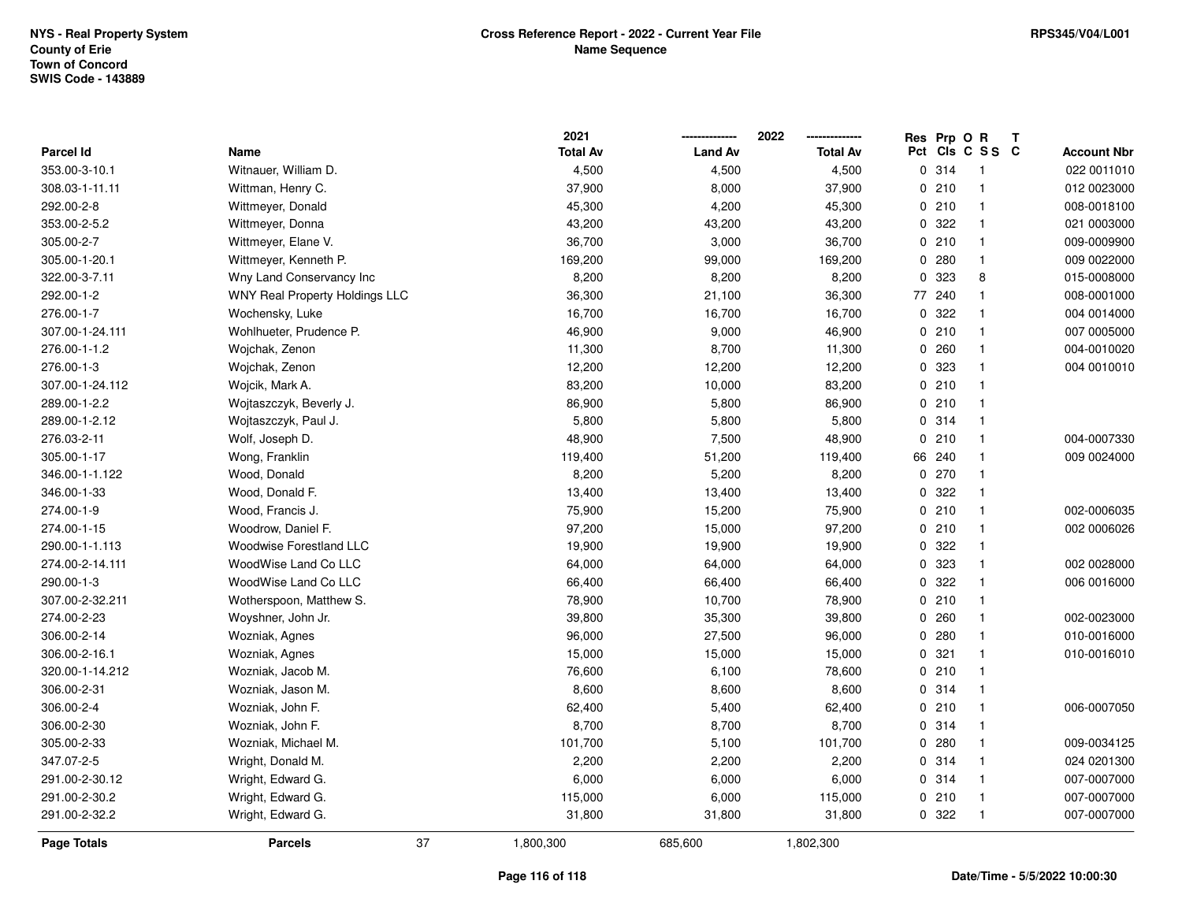NYS - Real Property System
County of Erie
Town of Concord
SWIS Code - 143889

**Cross Reference Report - 2022 - Current Year File**
**Name Sequence**

RPS345/V04/L001

| Parcel Id | Name | 2021 Total Av | 2022 Land Av | 2022 Total Av | Res Pct | Prp Cls | O C | R S S | T C | Account Nbr |
|---|---|---|---|---|---|---|---|---|---|---|
| 353.00-3-10.1 | Witnauer, William D. | 4,500 | 4,500 | 4,500 | 0 | 314 | | 1 | | 022 0011010 |
| 308.03-1-11.11 | Wittman, Henry C. | 37,900 | 8,000 | 37,900 | 0 | 210 | | 1 | | 012 0023000 |
| 292.00-2-8 | Wittmeyer, Donald | 45,300 | 4,200 | 45,300 | 0 | 210 | | 1 | | 008-0018100 |
| 353.00-2-5.2 | Wittmeyer, Donna | 43,200 | 43,200 | 43,200 | 0 | 322 | | 1 | | 021 0003000 |
| 305.00-2-7 | Wittmeyer, Elane V. | 36,700 | 3,000 | 36,700 | 0 | 210 | | 1 | | 009-0009900 |
| 305.00-1-20.1 | Wittmeyer, Kenneth P. | 169,200 | 99,000 | 169,200 | 0 | 280 | | 1 | | 009 0022000 |
| 322.00-3-7.11 | Wny Land Conservancy Inc | 8,200 | 8,200 | 8,200 | 0 | 323 | | 8 | | 015-0008000 |
| 292.00-1-2 | WNY Real Property Holdings LLC | 36,300 | 21,100 | 36,300 | 77 | 240 | | 1 | | 008-0001000 |
| 276.00-1-7 | Wochensky, Luke | 16,700 | 16,700 | 16,700 | 0 | 322 | | 1 | | 004 0014000 |
| 307.00-1-24.111 | Wohlhueter, Prudence P. | 46,900 | 9,000 | 46,900 | 0 | 210 | | 1 | | 007 0005000 |
| 276.00-1-1.2 | Wojchak, Zenon | 11,300 | 8,700 | 11,300 | 0 | 260 | | 1 | | 004-0010020 |
| 276.00-1-3 | Wojchak, Zenon | 12,200 | 12,200 | 12,200 | 0 | 323 | | 1 | | 004 0010010 |
| 307.00-1-24.112 | Wojcik, Mark A. | 83,200 | 10,000 | 83,200 | 0 | 210 | | 1 | | |
| 289.00-1-2.2 | Wojtaszczyk, Beverly J. | 86,900 | 5,800 | 86,900 | 0 | 210 | | 1 | | |
| 289.00-1-2.12 | Wojtaszczyk, Paul J. | 5,800 | 5,800 | 5,800 | 0 | 314 | | 1 | | |
| 276.03-2-11 | Wolf, Joseph D. | 48,900 | 7,500 | 48,900 | 0 | 210 | | 1 | | 004-0007330 |
| 305.00-1-17 | Wong, Franklin | 119,400 | 51,200 | 119,400 | 66 | 240 | | 1 | | 009 0024000 |
| 346.00-1-1.122 | Wood, Donald | 8,200 | 5,200 | 8,200 | 0 | 270 | | 1 | | |
| 346.00-1-33 | Wood, Donald F. | 13,400 | 13,400 | 13,400 | 0 | 322 | | 1 | | |
| 274.00-1-9 | Wood, Francis J. | 75,900 | 15,200 | 75,900 | 0 | 210 | | 1 | | 002-0006035 |
| 274.00-1-15 | Woodrow, Daniel F. | 97,200 | 15,000 | 97,200 | 0 | 210 | | 1 | | 002 0006026 |
| 290.00-1-1.113 | Woodwise Forestland LLC | 19,900 | 19,900 | 19,900 | 0 | 322 | | 1 | | |
| 274.00-2-14.111 | WoodWise Land Co LLC | 64,000 | 64,000 | 64,000 | 0 | 323 | | 1 | | 002 0028000 |
| 290.00-1-3 | WoodWise Land Co LLC | 66,400 | 66,400 | 66,400 | 0 | 322 | | 1 | | 006 0016000 |
| 307.00-2-32.211 | Wotherspoon, Matthew S. | 78,900 | 10,700 | 78,900 | 0 | 210 | | 1 | | |
| 274.00-2-23 | Woyshner, John Jr. | 39,800 | 35,300 | 39,800 | 0 | 260 | | 1 | | 002-0023000 |
| 306.00-2-14 | Wozniak, Agnes | 96,000 | 27,500 | 96,000 | 0 | 280 | | 1 | | 010-0016000 |
| 306.00-2-16.1 | Wozniak, Agnes | 15,000 | 15,000 | 15,000 | 0 | 321 | | 1 | | 010-0016010 |
| 320.00-1-14.212 | Wozniak, Jacob M. | 76,600 | 6,100 | 78,600 | 0 | 210 | | 1 | | |
| 306.00-2-31 | Wozniak, Jason M. | 8,600 | 8,600 | 8,600 | 0 | 314 | | 1 | | |
| 306.00-2-4 | Wozniak, John F. | 62,400 | 5,400 | 62,400 | 0 | 210 | | 1 | | 006-0007050 |
| 306.00-2-30 | Wozniak, John F. | 8,700 | 8,700 | 8,700 | 0 | 314 | | 1 | | |
| 305.00-2-33 | Wozniak, Michael M. | 101,700 | 5,100 | 101,700 | 0 | 280 | | 1 | | 009-0034125 |
| 347.07-2-5 | Wright, Donald M. | 2,200 | 2,200 | 2,200 | 0 | 314 | | 1 | | 024 0201300 |
| 291.00-2-30.12 | Wright, Edward G. | 6,000 | 6,000 | 6,000 | 0 | 314 | | 1 | | 007-0007000 |
| 291.00-2-30.2 | Wright, Edward G. | 115,000 | 6,000 | 115,000 | 0 | 210 | | 1 | | 007-0007000 |
| 291.00-2-32.2 | Wright, Edward G. | 31,800 | 31,800 | 31,800 | 0 | 322 | | 1 | | 007-0007000 |
| **Page Totals** | **Parcels** 37 | 1,800,300 | 685,600 | 1,802,300 | | | | | | |

Date/Time - 5/5/2022 10:00:30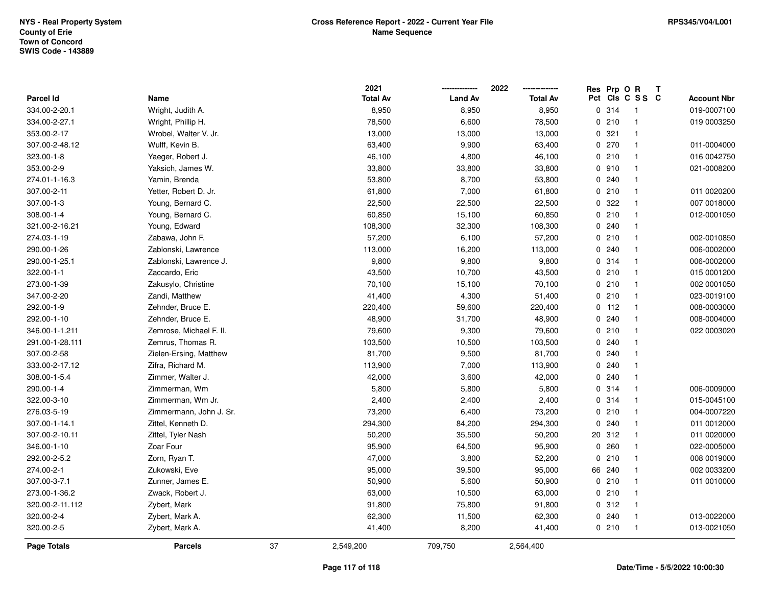NYS - Real Property System
County of Erie
Town of Concord
SWIS Code - 143889

**Cross Reference Report - 2022 - Current Year File**
**Name Sequence**

RPS345/V04/L001

| Parcel Id | Name | 2021 Total Av | 2022 Land Av | 2022 Total Av | Res Pct | Prp Cls | O C | R S S | T C | Account Nbr |
|---|---|---|---|---|---|---|---|---|---|---|
| 334.00-2-20.1 | Wright, Judith A. | 8,950 | 8,950 | 8,950 | 0 | 314 | | 1 | | 019-0007100 |
| 334.00-2-27.1 | Wright, Phillip H. | 78,500 | 6,600 | 78,500 | 0 | 210 | | 1 | | 019 0003250 |
| 353.00-2-17 | Wrobel, Walter V. Jr. | 13,000 | 13,000 | 13,000 | 0 | 321 | | 1 | | |
| 307.00-2-48.12 | Wulff, Kevin B. | 63,400 | 9,900 | 63,400 | 0 | 270 | | 1 | | 011-0004000 |
| 323.00-1-8 | Yaeger, Robert J. | 46,100 | 4,800 | 46,100 | 0 | 210 | | 1 | | 016 0042750 |
| 353.00-2-9 | Yaksich, James W. | 33,800 | 33,800 | 33,800 | 0 | 910 | | 1 | | 021-0008200 |
| 274.01-1-16.3 | Yamin, Brenda | 53,800 | 8,700 | 53,800 | 0 | 240 | | 1 | | |
| 307.00-2-11 | Yetter, Robert D. Jr. | 61,800 | 7,000 | 61,800 | 0 | 210 | | 1 | | 011 0020200 |
| 307.00-1-3 | Young, Bernard C. | 22,500 | 22,500 | 22,500 | 0 | 322 | | 1 | | 007 0018000 |
| 308.00-1-4 | Young, Bernard C. | 60,850 | 15,100 | 60,850 | 0 | 210 | | 1 | | 012-0001050 |
| 321.00-2-16.21 | Young, Edward | 108,300 | 32,300 | 108,300 | 0 | 240 | | 1 | | |
| 274.03-1-19 | Zabawa, John F. | 57,200 | 6,100 | 57,200 | 0 | 210 | | 1 | | 002-0010850 |
| 290.00-1-26 | Zablonski, Lawrence | 113,000 | 16,200 | 113,000 | 0 | 240 | | 1 | | 006-0002000 |
| 290.00-1-25.1 | Zablonski, Lawrence J. | 9,800 | 9,800 | 9,800 | 0 | 314 | | 1 | | 006-0002000 |
| 322.00-1-1 | Zaccardo, Eric | 43,500 | 10,700 | 43,500 | 0 | 210 | | 1 | | 015 0001200 |
| 273.00-1-39 | Zakusylo, Christine | 70,100 | 15,100 | 70,100 | 0 | 210 | | 1 | | 002 0001050 |
| 347.00-2-20 | Zandi, Matthew | 41,400 | 4,300 | 51,400 | 0 | 210 | | 1 | | 023-0019100 |
| 292.00-1-9 | Zehnder, Bruce E. | 220,400 | 59,600 | 220,400 | 0 | 112 | | 1 | | 008-0003000 |
| 292.00-1-10 | Zehnder, Bruce E. | 48,900 | 31,700 | 48,900 | 0 | 240 | | 1 | | 008-0004000 |
| 346.00-1-1.211 | Zemrose, Michael F. II. | 79,600 | 9,300 | 79,600 | 0 | 210 | | 1 | | 022 0003020 |
| 291.00-1-28.111 | Zemrus, Thomas R. | 103,500 | 10,500 | 103,500 | 0 | 240 | | 1 | | |
| 307.00-2-58 | Zielen-Ersing, Matthew | 81,700 | 9,500 | 81,700 | 0 | 240 | | 1 | | |
| 333.00-2-17.12 | Zifra, Richard M. | 113,900 | 7,000 | 113,900 | 0 | 240 | | 1 | | |
| 308.00-1-5.4 | Zimmer, Walter J. | 42,000 | 3,600 | 42,000 | 0 | 240 | | 1 | | |
| 290.00-1-4 | Zimmerman, Wm | 5,800 | 5,800 | 5,800 | 0 | 314 | | 1 | | 006-0009000 |
| 322.00-3-10 | Zimmerman, Wm Jr. | 2,400 | 2,400 | 2,400 | 0 | 314 | | 1 | | 015-0045100 |
| 276.03-5-19 | Zimmermann, John J. Sr. | 73,200 | 6,400 | 73,200 | 0 | 210 | | 1 | | 004-0007220 |
| 307.00-1-14.1 | Zittel, Kenneth D. | 294,300 | 84,200 | 294,300 | 0 | 240 | | 1 | | 011 0012000 |
| 307.00-2-10.11 | Zittel, Tyler Nash | 50,200 | 35,500 | 50,200 | 20 | 312 | | 1 | | 011 0020000 |
| 346.00-1-10 | Zoar Four | 95,900 | 64,500 | 95,900 | 0 | 260 | | 1 | | 022-0005000 |
| 292.00-2-5.2 | Zorn, Ryan T. | 47,000 | 3,800 | 52,200 | 0 | 210 | | 1 | | 008 0019000 |
| 274.00-2-1 | Zukowski, Eve | 95,000 | 39,500 | 95,000 | 66 | 240 | | 1 | | 002 0033200 |
| 307.00-3-7.1 | Zunner, James E. | 50,900 | 5,600 | 50,900 | 0 | 210 | | 1 | | 011 0010000 |
| 273.00-1-36.2 | Zwack, Robert J. | 63,000 | 10,500 | 63,000 | 0 | 210 | | 1 | | |
| 320.00-2-11.112 | Zybert, Mark | 91,800 | 75,800 | 91,800 | 0 | 312 | | 1 | | |
| 320.00-2-4 | Zybert, Mark A. | 62,300 | 11,500 | 62,300 | 0 | 240 | | 1 | | 013-0022000 |
| 320.00-2-5 | Zybert, Mark A. | 41,400 | 8,200 | 41,400 | 0 | 210 | | 1 | | 013-0021050 |
| **Page Totals** | **Parcels** 37 | 2,549,200 | 709,750 | 2,564,400 | | | | | | |

Date/Time - 5/5/2022 10:00:30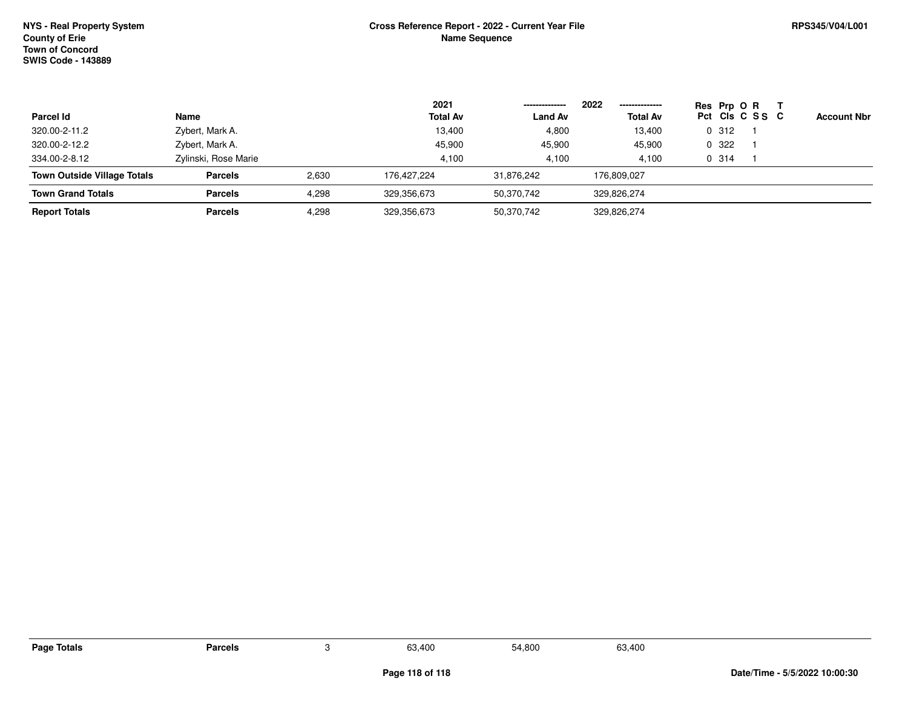NYS - Real Property System
County of Erie
Town of Concord
SWIS Code - 143889

**Cross Reference Report - 2022 - Current Year File**
**Name Sequence**

RPS345/V04/L001

| Parcel Id | Name | | 2021 Total Av | 2022 Land Av | 2022 Total Av | Res Pct | Prp Cls | O C | R S S | T C | Account Nbr |
|---|---|---|---|---|---|---|---|---|---|---|---|
| 320.00-2-11.2 | Zybert, Mark A. | | 13,400 | 4,800 | 13,400 | 0 | 312 | 1 | | | |
| 320.00-2-12.2 | Zybert, Mark A. | | 45,900 | 45,900 | 45,900 | 0 | 322 | 1 | | | |
| 334.00-2-8.12 | Zylinski, Rose Marie | | 4,100 | 4,100 | 4,100 | 0 | 314 | 1 | | | |
| **Town Outside Village Totals** | **Parcels** | 2,630 | 176,427,224 | 31,876,242 | 176,809,027 | | | | | | |
| **Town Grand Totals** | **Parcels** | 4,298 | 329,356,673 | 50,370,742 | 329,826,274 | | | | | | |
| **Report Totals** | **Parcels** | 4,298 | 329,356,673 | 50,370,742 | 329,826,274 | | | | | | |

| | | | | | |
|---|---|---|---|---|---|
| **Page Totals** | **Parcels** | 3 | 63,400 | 54,800 | 63,400 |

**Date/Time - 5/5/2022 10:00:30**